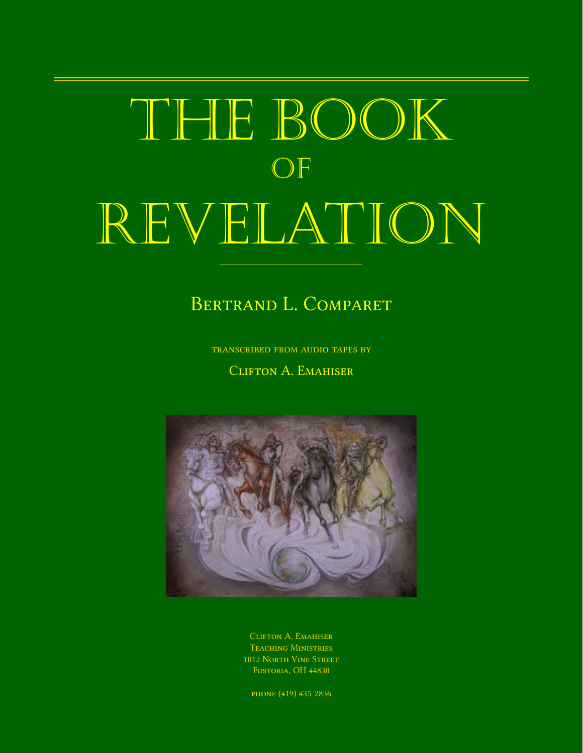# THE BOOK OF REVELATION

Bertrand L. Comparet

transcribed from audio tapes by

Clifton A. Emahiser

Clifton A. Emahiser
Teaching Ministries
1012 North Vine Street
Fostoria, OH 44830

phone (419) 435-2836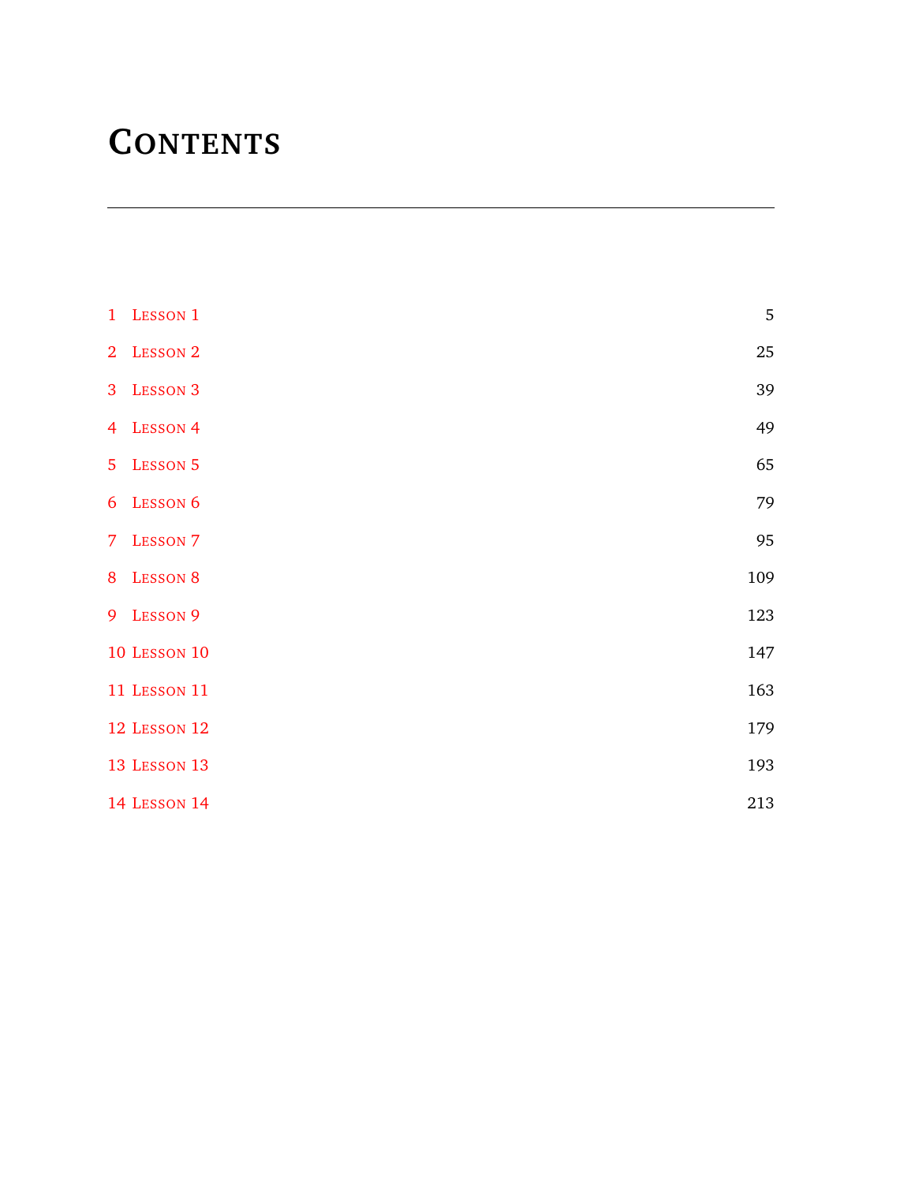# Contents

1 Lesson 1 5

2 Lesson 2 25

3 Lesson 3 39

4 Lesson 4 49

5 Lesson 5 65

6 Lesson 6 79

7 Lesson 7 95

8 Lesson 8 109

9 Lesson 9 123

10 Lesson 10 147

11 Lesson 11 163

12 Lesson 12 179

13 Lesson 13 193

14 Lesson 14 213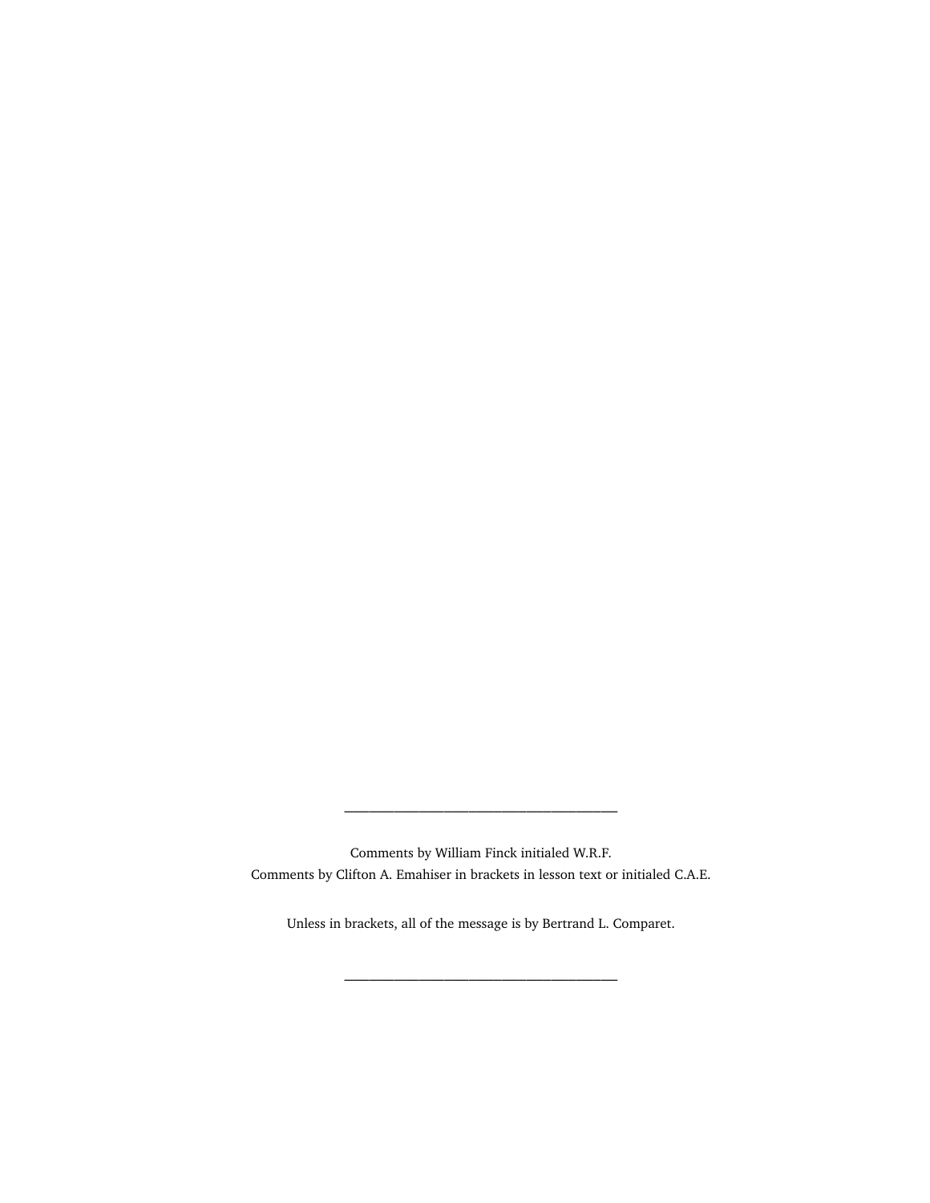---

Comments by William Finck initialed W.R.F.
Comments by Clifton A. Emahiser in brackets in lesson text or initialed C.A.E.

Unless in brackets, all of the message is by Bertrand L. Comparet.

---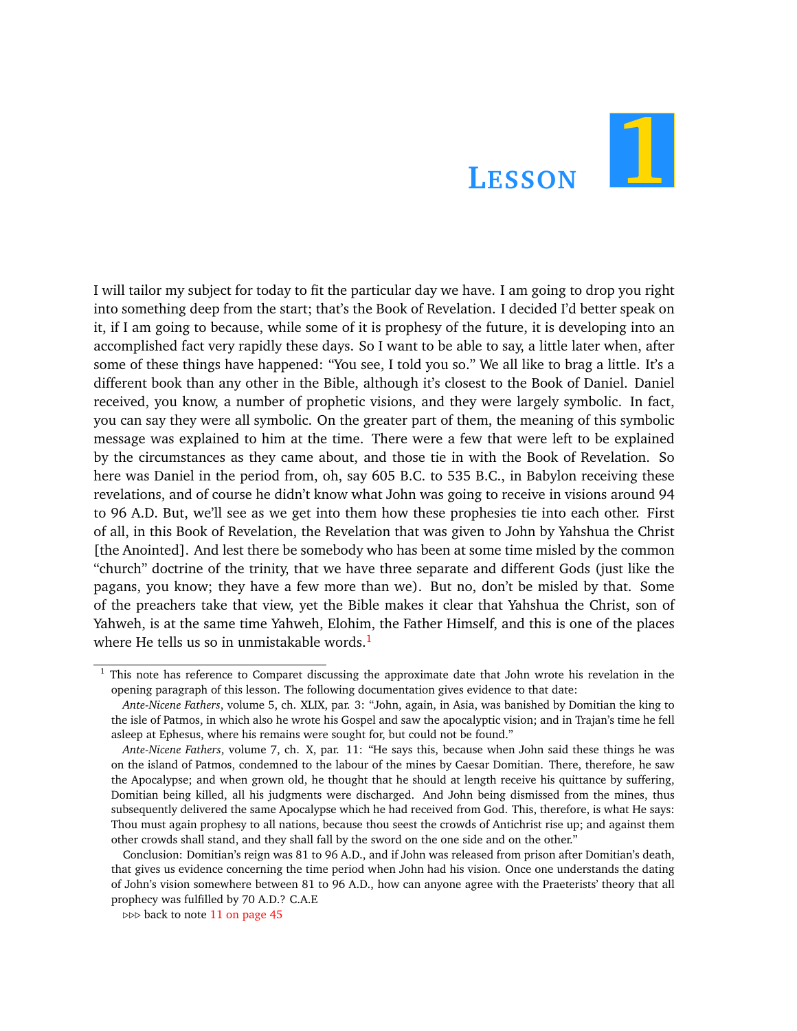# Lesson 1

I will tailor my subject for today to fit the particular day we have. I am going to drop you right into something deep from the start; that's the Book of Revelation. I decided I'd better speak on it, if I am going to because, while some of it is prophesy of the future, it is developing into an accomplished fact very rapidly these days. So I want to be able to say, a little later when, after some of these things have happened: "You see, I told you so." We all like to brag a little. It's a different book than any other in the Bible, although it's closest to the Book of Daniel. Daniel received, you know, a number of prophetic visions, and they were largely symbolic. In fact, you can say they were all symbolic. On the greater part of them, the meaning of this symbolic message was explained to him at the time. There were a few that were left to be explained by the circumstances as they came about, and those tie in with the Book of Revelation. So here was Daniel in the period from, oh, say 605 B.C. to 535 B.C., in Babylon receiving these revelations, and of course he didn't know what John was going to receive in visions around 94 to 96 A.D. But, we'll see as we get into them how these prophesies tie into each other. First of all, in this Book of Revelation, the Revelation that was given to John by Yahshua the Christ [the Anointed]. And lest there be somebody who has been at some time misled by the common "church" doctrine of the trinity, that we have three separate and different Gods (just like the pagans, you know; they have a few more than we). But no, don't be misled by that. Some of the preachers take that view, yet the Bible makes it clear that Yahshua the Christ, son of Yahweh, is at the same time Yahweh, Elohim, the Father Himself, and this is one of the places where He tells us so in unmistakable words.[1]

---

[1] This note has reference to Comparet discussing the approximate date that John wrote his revelation in the opening paragraph of this lesson. The following documentation gives evidence to that date:

*Ante-Nicene Fathers*, volume 5, ch. XLIX, par. 3: "John, again, in Asia, was banished by Domitian the king to the isle of Patmos, in which also he wrote his Gospel and saw the apocalyptic vision; and in Trajan's time he fell asleep at Ephesus, where his remains were sought for, but could not be found."

*Ante-Nicene Fathers*, volume 7, ch. X, par. 11: "He says this, because when John said these things he was on the island of Patmos, condemned to the labour of the mines by Caesar Domitian. There, therefore, he saw the Apocalypse; and when grown old, he thought that he should at length receive his quittance by suffering, Domitian being killed, all his judgments were discharged. And John being dismissed from the mines, thus subsequently delivered the same Apocalypse which he had received from God. This, therefore, is what He says: Thou must again prophesy to all nations, because thou seest the crowds of Antichrist rise up; and against them other crowds shall stand, and they shall fall by the sword on the one side and on the other."

Conclusion: Domitian's reign was 81 to 96 A.D., and if John was released from prison after Domitian's death, that gives us evidence concerning the time period when John had his vision. Once one understands the dating of John's vision somewhere between 81 to 96 A.D., how can anyone agree with the Praeterists' theory that all prophecy was fulfilled by 70 A.D.? C.A.E

▷▷▷ back to note 11 on page 45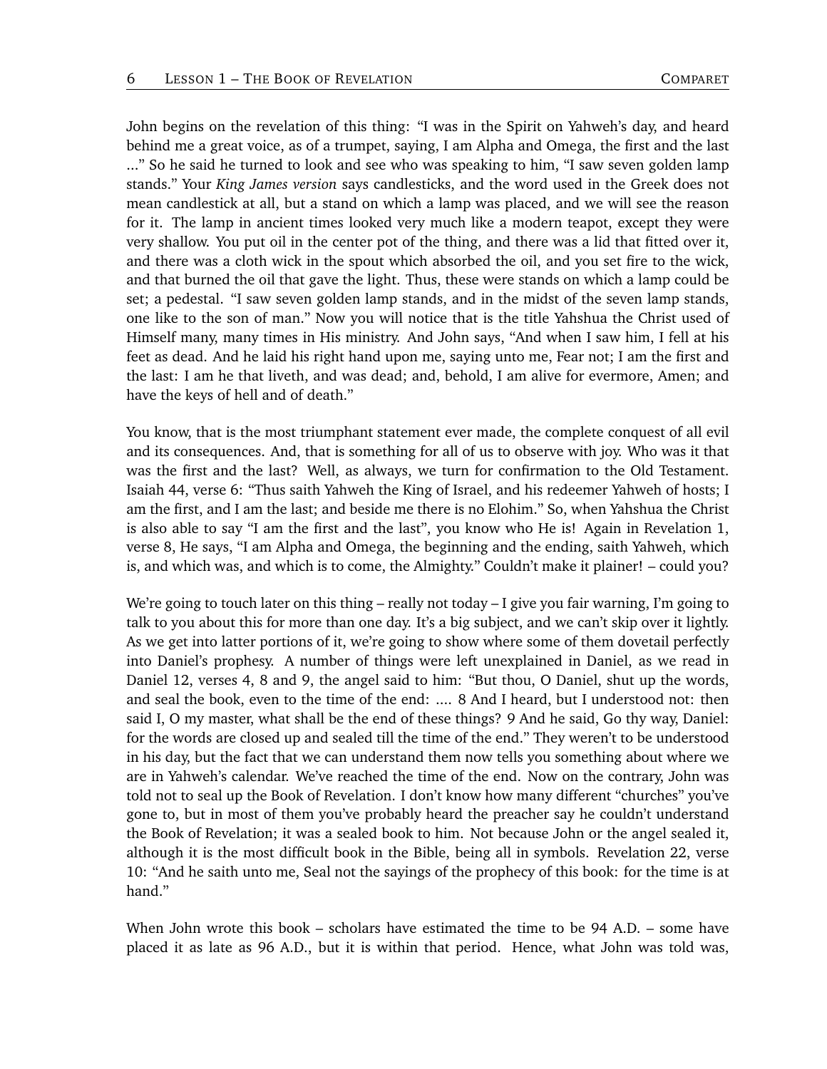John begins on the revelation of this thing: "I was in the Spirit on Yahweh's day, and heard behind me a great voice, as of a trumpet, saying, I am Alpha and Omega, the first and the last ..." So he said he turned to look and see who was speaking to him, "I saw seven golden lamp stands." Your *King James version* says candlesticks, and the word used in the Greek does not mean candlestick at all, but a stand on which a lamp was placed, and we will see the reason for it. The lamp in ancient times looked very much like a modern teapot, except they were very shallow. You put oil in the center pot of the thing, and there was a lid that fitted over it, and there was a cloth wick in the spout which absorbed the oil, and you set fire to the wick, and that burned the oil that gave the light. Thus, these were stands on which a lamp could be set; a pedestal. "I saw seven golden lamp stands, and in the midst of the seven lamp stands, one like to the son of man." Now you will notice that is the title Yahshua the Christ used of Himself many, many times in His ministry. And John says, "And when I saw him, I fell at his feet as dead. And he laid his right hand upon me, saying unto me, Fear not; I am the first and the last: I am he that liveth, and was dead; and, behold, I am alive for evermore, Amen; and have the keys of hell and of death."

You know, that is the most triumphant statement ever made, the complete conquest of all evil and its consequences. And, that is something for all of us to observe with joy. Who was it that was the first and the last? Well, as always, we turn for confirmation to the Old Testament. Isaiah 44, verse 6: "Thus saith Yahweh the King of Israel, and his redeemer Yahweh of hosts; I am the first, and I am the last; and beside me there is no Elohim." So, when Yahshua the Christ is also able to say "I am the first and the last", you know who He is! Again in Revelation 1, verse 8, He says, "I am Alpha and Omega, the beginning and the ending, saith Yahweh, which is, and which was, and which is to come, the Almighty." Couldn't make it plainer! – could you?

We're going to touch later on this thing – really not today – I give you fair warning, I'm going to talk to you about this for more than one day. It's a big subject, and we can't skip over it lightly. As we get into latter portions of it, we're going to show where some of them dovetail perfectly into Daniel's prophesy. A number of things were left unexplained in Daniel, as we read in Daniel 12, verses 4, 8 and 9, the angel said to him: "But thou, O Daniel, shut up the words, and seal the book, even to the time of the end: .... 8 And I heard, but I understood not: then said I, O my master, what shall be the end of these things? 9 And he said, Go thy way, Daniel: for the words are closed up and sealed till the time of the end." They weren't to be understood in his day, but the fact that we can understand them now tells you something about where we are in Yahweh's calendar. We've reached the time of the end. Now on the contrary, John was told not to seal up the Book of Revelation. I don't know how many different "churches" you've gone to, but in most of them you've probably heard the preacher say he couldn't understand the Book of Revelation; it was a sealed book to him. Not because John or the angel sealed it, although it is the most difficult book in the Bible, being all in symbols. Revelation 22, verse 10: "And he saith unto me, Seal not the sayings of the prophecy of this book: for the time is at hand."

When John wrote this book – scholars have estimated the time to be 94 A.D. – some have placed it as late as 96 A.D., but it is within that period. Hence, what John was told was,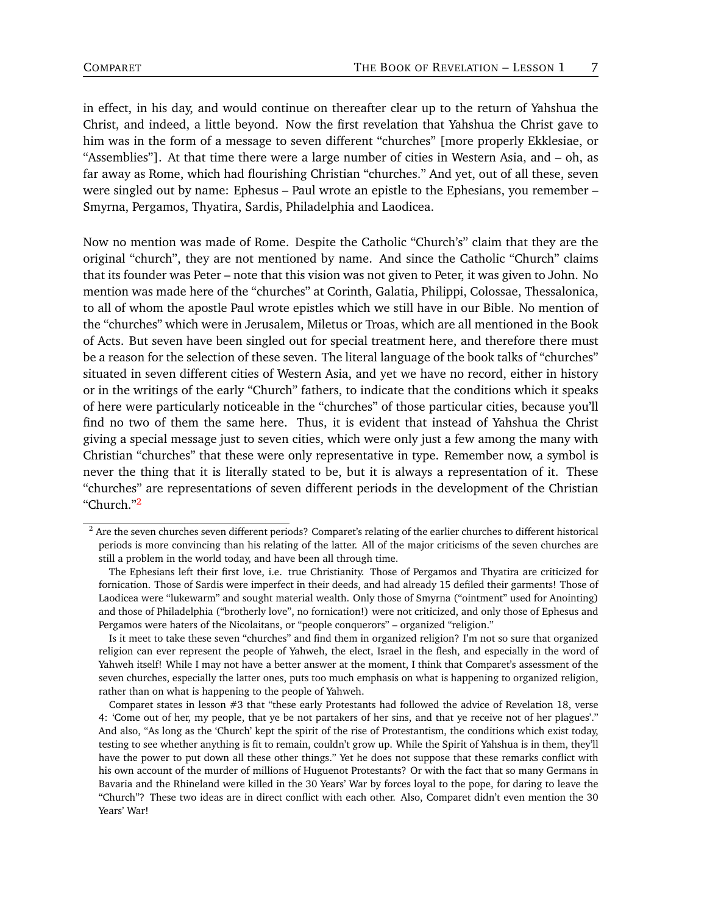in effect, in his day, and would continue on thereafter clear up to the return of Yahshua the Christ, and indeed, a little beyond. Now the first revelation that Yahshua the Christ gave to him was in the form of a message to seven different "churches" [more properly Ekklesiae, or "Assemblies"]. At that time there were a large number of cities in Western Asia, and – oh, as far away as Rome, which had flourishing Christian "churches." And yet, out of all these, seven were singled out by name: Ephesus – Paul wrote an epistle to the Ephesians, you remember – Smyrna, Pergamos, Thyatira, Sardis, Philadelphia and Laodicea.

Now no mention was made of Rome. Despite the Catholic "Church's" claim that they are the original "church", they are not mentioned by name. And since the Catholic "Church" claims that its founder was Peter – note that this vision was not given to Peter, it was given to John. No mention was made here of the "churches" at Corinth, Galatia, Philippi, Colossae, Thessalonica, to all of whom the apostle Paul wrote epistles which we still have in our Bible. No mention of the "churches" which were in Jerusalem, Miletus or Troas, which are all mentioned in the Book of Acts. But seven have been singled out for special treatment here, and therefore there must be a reason for the selection of these seven. The literal language of the book talks of "churches" situated in seven different cities of Western Asia, and yet we have no record, either in history or in the writings of the early "Church" fathers, to indicate that the conditions which it speaks of here were particularly noticeable in the "churches" of those particular cities, because you'll find no two of them the same here. Thus, it is evident that instead of Yahshua the Christ giving a special message just to seven cities, which were only just a few among the many with Christian "churches" that these were only representative in type. Remember now, a symbol is never the thing that it is literally stated to be, but it is always a representation of it. These "churches" are representations of seven different periods in the development of the Christian "Church."[2]

---

[2] Are the seven churches seven different periods? Comparet's relating of the earlier churches to different historical periods is more convincing than his relating of the latter. All of the major criticisms of the seven churches are still a problem in the world today, and have been all through time.

The Ephesians left their first love, i.e. true Christianity. Those of Pergamos and Thyatira are criticized for fornication. Those of Sardis were imperfect in their deeds, and had already 15 defiled their garments! Those of Laodicea were "lukewarm" and sought material wealth. Only those of Smyrna ("ointment" used for Anointing) and those of Philadelphia ("brotherly love", no fornication!) were not criticized, and only those of Ephesus and Pergamos were haters of the Nicolaitans, or "people conquerors" – organized "religion."

Is it meet to take these seven "churches" and find them in organized religion? I'm not so sure that organized religion can ever represent the people of Yahweh, the elect, Israel in the flesh, and especially in the word of Yahweh itself! While I may not have a better answer at the moment, I think that Comparet's assessment of the seven churches, especially the latter ones, puts too much emphasis on what is happening to organized religion, rather than on what is happening to the people of Yahweh.

Comparet states in lesson #3 that "these early Protestants had followed the advice of Revelation 18, verse 4: 'Come out of her, my people, that ye be not partakers of her sins, and that ye receive not of her plagues'." And also, "As long as the 'Church' kept the spirit of the rise of Protestantism, the conditions which exist today, testing to see whether anything is fit to remain, couldn't grow up. While the Spirit of Yahshua is in them, they'll have the power to put down all these other things." Yet he does not suppose that these remarks conflict with his own account of the murder of millions of Huguenot Protestants? Or with the fact that so many Germans in Bavaria and the Rhineland were killed in the 30 Years' War by forces loyal to the pope, for daring to leave the "Church"? These two ideas are in direct conflict with each other. Also, Comparet didn't even mention the 30 Years' War!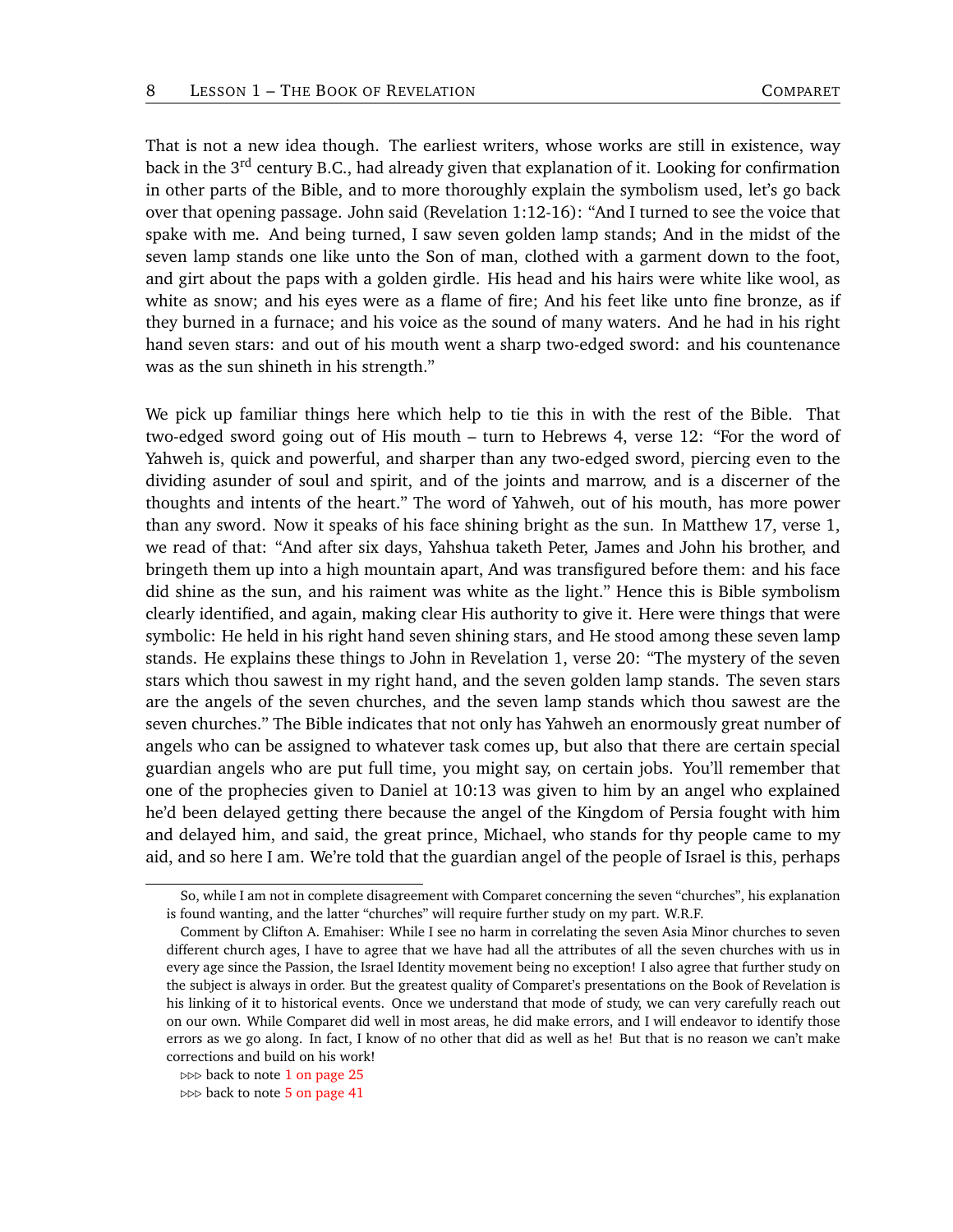That is not a new idea though. The earliest writers, whose works are still in existence, way back in the 3rd century B.C., had already given that explanation of it. Looking for confirmation in other parts of the Bible, and to more thoroughly explain the symbolism used, let's go back over that opening passage. John said (Revelation 1:12-16): "And I turned to see the voice that spake with me. And being turned, I saw seven golden lamp stands; And in the midst of the seven lamp stands one like unto the Son of man, clothed with a garment down to the foot, and girt about the paps with a golden girdle. His head and his hairs were white like wool, as white as snow; and his eyes were as a flame of fire; And his feet like unto fine bronze, as if they burned in a furnace; and his voice as the sound of many waters. And he had in his right hand seven stars: and out of his mouth went a sharp two-edged sword: and his countenance was as the sun shineth in his strength."

We pick up familiar things here which help to tie this in with the rest of the Bible. That two-edged sword going out of His mouth – turn to Hebrews 4, verse 12: "For the word of Yahweh is, quick and powerful, and sharper than any two-edged sword, piercing even to the dividing asunder of soul and spirit, and of the joints and marrow, and is a discerner of the thoughts and intents of the heart." The word of Yahweh, out of his mouth, has more power than any sword. Now it speaks of his face shining bright as the sun. In Matthew 17, verse 1, we read of that: "And after six days, Yahshua taketh Peter, James and John his brother, and bringeth them up into a high mountain apart, And was transfigured before them: and his face did shine as the sun, and his raiment was white as the light." Hence this is Bible symbolism clearly identified, and again, making clear His authority to give it. Here were things that were symbolic: He held in his right hand seven shining stars, and He stood among these seven lamp stands. He explains these things to John in Revelation 1, verse 20: "The mystery of the seven stars which thou sawest in my right hand, and the seven golden lamp stands. The seven stars are the angels of the seven churches, and the seven lamp stands which thou sawest are the seven churches." The Bible indicates that not only has Yahweh an enormously great number of angels who can be assigned to whatever task comes up, but also that there are certain special guardian angels who are put full time, you might say, on certain jobs. You'll remember that one of the prophecies given to Daniel at 10:13 was given to him by an angel who explained he'd been delayed getting there because the angel of the Kingdom of Persia fought with him and delayed him, and said, the great prince, Michael, who stands for thy people came to my aid, and so here I am. We're told that the guardian angel of the people of Israel is this, perhaps

---

So, while I am not in complete disagreement with Comparet concerning the seven "churches", his explanation is found wanting, and the latter "churches" will require further study on my part. W.R.F.

Comment by Clifton A. Emahiser: While I see no harm in correlating the seven Asia Minor churches to seven different church ages, I have to agree that we have had all the attributes of all the seven churches with us in every age since the Passion, the Israel Identity movement being no exception! I also agree that further study on the subject is always in order. But the greatest quality of Comparet's presentations on the Book of Revelation is his linking of it to historical events. Once we understand that mode of study, we can very carefully reach out on our own. While Comparet did well in most areas, he did make errors, and I will endeavor to identify those errors as we go along. In fact, I know of no other that did as well as he! But that is no reason we can't make corrections and build on his work!

⊳⊳⊳ back to note 1 on page 25

⊳⊳⊳ back to note 5 on page 41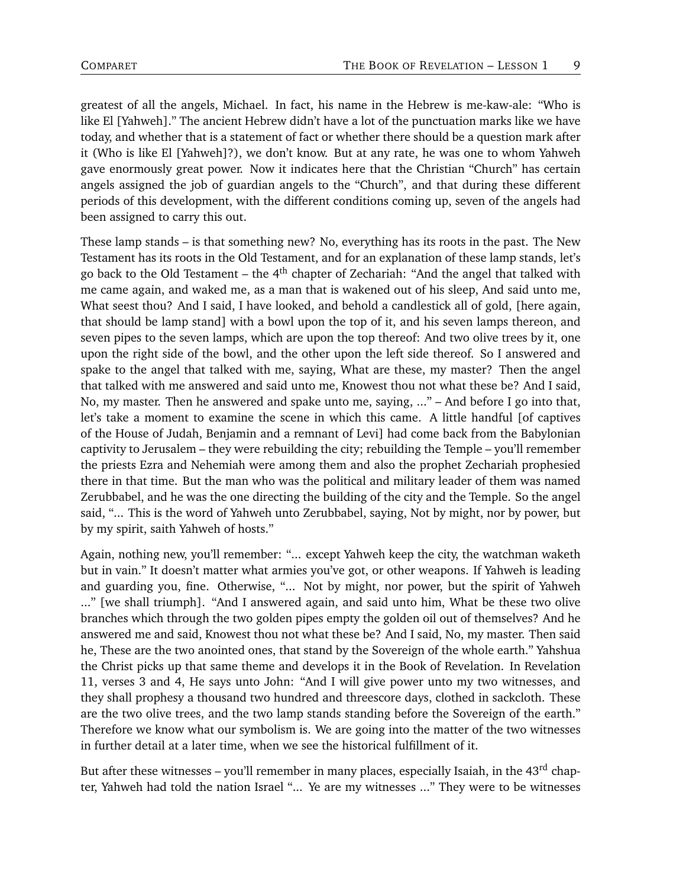greatest of all the angels, Michael. In fact, his name in the Hebrew is me-kaw-ale: "Who is like El [Yahweh]." The ancient Hebrew didn't have a lot of the punctuation marks like we have today, and whether that is a statement of fact or whether there should be a question mark after it (Who is like El [Yahweh]?), we don't know. But at any rate, he was one to whom Yahweh gave enormously great power. Now it indicates here that the Christian "Church" has certain angels assigned the job of guardian angels to the "Church", and that during these different periods of this development, with the different conditions coming up, seven of the angels had been assigned to carry this out.

These lamp stands – is that something new? No, everything has its roots in the past. The New Testament has its roots in the Old Testament, and for an explanation of these lamp stands, let's go back to the Old Testament – the 4th chapter of Zechariah: "And the angel that talked with me came again, and waked me, as a man that is wakened out of his sleep, And said unto me, What seest thou? And I said, I have looked, and behold a candlestick all of gold, [here again, that should be lamp stand] with a bowl upon the top of it, and his seven lamps thereon, and seven pipes to the seven lamps, which are upon the top thereof: And two olive trees by it, one upon the right side of the bowl, and the other upon the left side thereof. So I answered and spake to the angel that talked with me, saying, What are these, my master? Then the angel that talked with me answered and said unto me, Knowest thou not what these be? And I said, No, my master. Then he answered and spake unto me, saying, ..." – And before I go into that, let's take a moment to examine the scene in which this came. A little handful [of captives of the House of Judah, Benjamin and a remnant of Levi] had come back from the Babylonian captivity to Jerusalem – they were rebuilding the city; rebuilding the Temple – you'll remember the priests Ezra and Nehemiah were among them and also the prophet Zechariah prophesied there in that time. But the man who was the political and military leader of them was named Zerubbabel, and he was the one directing the building of the city and the Temple. So the angel said, "... This is the word of Yahweh unto Zerubbabel, saying, Not by might, nor by power, but by my spirit, saith Yahweh of hosts."

Again, nothing new, you'll remember: "... except Yahweh keep the city, the watchman waketh but in vain." It doesn't matter what armies you've got, or other weapons. If Yahweh is leading and guarding you, fine. Otherwise, "... Not by might, nor power, but the spirit of Yahweh ..." [we shall triumph]. "And I answered again, and said unto him, What be these two olive branches which through the two golden pipes empty the golden oil out of themselves? And he answered me and said, Knowest thou not what these be? And I said, No, my master. Then said he, These are the two anointed ones, that stand by the Sovereign of the whole earth." Yahshua the Christ picks up that same theme and develops it in the Book of Revelation. In Revelation 11, verses 3 and 4, He says unto John: "And I will give power unto my two witnesses, and they shall prophesy a thousand two hundred and threescore days, clothed in sackcloth. These are the two olive trees, and the two lamp stands standing before the Sovereign of the earth." Therefore we know what our symbolism is. We are going into the matter of the two witnesses in further detail at a later time, when we see the historical fulfillment of it.

But after these witnesses – you'll remember in many places, especially Isaiah, in the 43rd chapter, Yahweh had told the nation Israel "... Ye are my witnesses ..." They were to be witnesses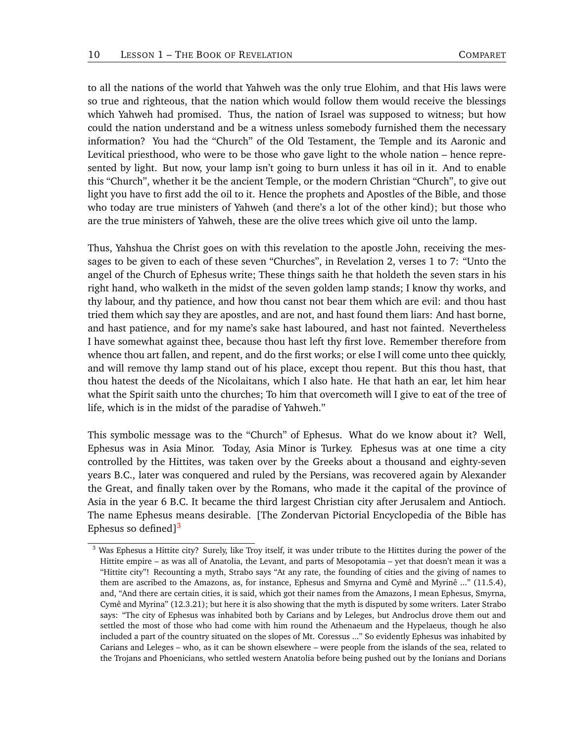to all the nations of the world that Yahweh was the only true Elohim, and that His laws were so true and righteous, that the nation which would follow them would receive the blessings which Yahweh had promised. Thus, the nation of Israel was supposed to witness; but how could the nation understand and be a witness unless somebody furnished them the necessary information? You had the "Church" of the Old Testament, the Temple and its Aaronic and Levitical priesthood, who were to be those who gave light to the whole nation – hence represented by light. But now, your lamp isn't going to burn unless it has oil in it. And to enable this "Church", whether it be the ancient Temple, or the modern Christian "Church", to give out light you have to first add the oil to it. Hence the prophets and Apostles of the Bible, and those who today are true ministers of Yahweh (and there's a lot of the other kind); but those who are the true ministers of Yahweh, these are the olive trees which give oil unto the lamp.

Thus, Yahshua the Christ goes on with this revelation to the apostle John, receiving the messages to be given to each of these seven "Churches", in Revelation 2, verses 1 to 7: "Unto the angel of the Church of Ephesus write; These things saith he that holdeth the seven stars in his right hand, who walketh in the midst of the seven golden lamp stands; I know thy works, and thy labour, and thy patience, and how thou canst not bear them which are evil: and thou hast tried them which say they are apostles, and are not, and hast found them liars: And hast borne, and hast patience, and for my name's sake hast laboured, and hast not fainted. Nevertheless I have somewhat against thee, because thou hast left thy first love. Remember therefore from whence thou art fallen, and repent, and do the first works; or else I will come unto thee quickly, and will remove thy lamp stand out of his place, except thou repent. But this thou hast, that thou hatest the deeds of the Nicolaitans, which I also hate. He that hath an ear, let him hear what the Spirit saith unto the churches; To him that overcometh will I give to eat of the tree of life, which is in the midst of the paradise of Yahweh."

This symbolic message was to the "Church" of Ephesus. What do we know about it? Well, Ephesus was in Asia Minor. Today, Asia Minor is Turkey. Ephesus was at one time a city controlled by the Hittites, was taken over by the Greeks about a thousand and eighty-seven years B.C., later was conquered and ruled by the Persians, was recovered again by Alexander the Great, and finally taken over by the Romans, who made it the capital of the province of Asia in the year 6 B.C. It became the third largest Christian city after Jerusalem and Antioch. The name Ephesus means desirable. [The Zondervan Pictorial Encyclopedia of the Bible has Ephesus so defined][3]

[3] Was Ephesus a Hittite city? Surely, like Troy itself, it was under tribute to the Hittites during the power of the Hittite empire – as was all of Anatolia, the Levant, and parts of Mesopotamia – yet that doesn't mean it was a "Hittite city"! Recounting a myth, Strabo says "At any rate, the founding of cities and the giving of names to them are ascribed to the Amazons, as, for instance, Ephesus and Smyrna and Cymê and Myrinê ..." (11.5.4), and, "And there are certain cities, it is said, which got their names from the Amazons, I mean Ephesus, Smyrna, Cymê and Myrina" (12.3.21); but here it is also showing that the myth is disputed by some writers. Later Strabo says: "The city of Ephesus was inhabited both by Carians and by Leleges, but Androclus drove them out and settled the most of those who had come with him round the Athenaeum and the Hypelaeus, though he also included a part of the country situated on the slopes of Mt. Coressus ..." So evidently Ephesus was inhabited by Carians and Leleges – who, as it can be shown elsewhere – were people from the islands of the sea, related to the Trojans and Phoenicians, who settled western Anatolia before being pushed out by the Ionians and Dorians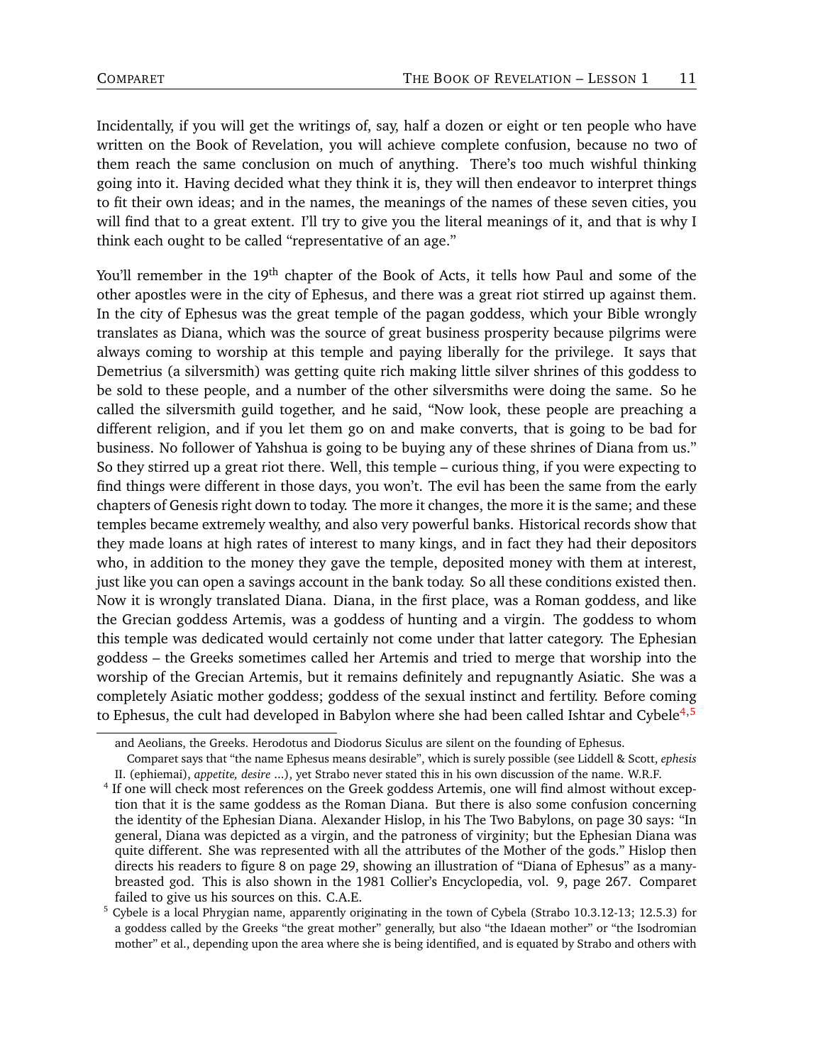Incidentally, if you will get the writings of, say, half a dozen or eight or ten people who have written on the Book of Revelation, you will achieve complete confusion, because no two of them reach the same conclusion on much of anything. There's too much wishful thinking going into it. Having decided what they think it is, they will then endeavor to interpret things to fit their own ideas; and in the names, the meanings of the names of these seven cities, you will find that to a great extent. I'll try to give you the literal meanings of it, and that is why I think each ought to be called "representative of an age."

You'll remember in the 19th chapter of the Book of Acts, it tells how Paul and some of the other apostles were in the city of Ephesus, and there was a great riot stirred up against them. In the city of Ephesus was the great temple of the pagan goddess, which your Bible wrongly translates as Diana, which was the source of great business prosperity because pilgrims were always coming to worship at this temple and paying liberally for the privilege. It says that Demetrius (a silversmith) was getting quite rich making little silver shrines of this goddess to be sold to these people, and a number of the other silversmiths were doing the same. So he called the silversmith guild together, and he said, "Now look, these people are preaching a different religion, and if you let them go on and make converts, that is going to be bad for business. No follower of Yahshua is going to be buying any of these shrines of Diana from us." So they stirred up a great riot there. Well, this temple – curious thing, if you were expecting to find things were different in those days, you won't. The evil has been the same from the early chapters of Genesis right down to today. The more it changes, the more it is the same; and these temples became extremely wealthy, and also very powerful banks. Historical records show that they made loans at high rates of interest to many kings, and in fact they had their depositors who, in addition to the money they gave the temple, deposited money with them at interest, just like you can open a savings account in the bank today. So all these conditions existed then. Now it is wrongly translated Diana. Diana, in the first place, was a Roman goddess, and like the Grecian goddess Artemis, was a goddess of hunting and a virgin. The goddess to whom this temple was dedicated would certainly not come under that latter category. The Ephesian goddess – the Greeks sometimes called her Artemis and tried to merge that worship into the worship of the Grecian Artemis, but it remains definitely and repugnantly Asiatic. She was a completely Asiatic mother goddess; goddess of the sexual instinct and fertility. Before coming to Ephesus, the cult had developed in Babylon where she had been called Ishtar and Cybele[4,5]

---

and Aeolians, the Greeks. Herodotus and Diodorus Siculus are silent on the founding of Ephesus.

Comparet says that "the name Ephesus means desirable", which is surely possible (see Liddell & Scott, *ephesis* II. (ephiemai), *appetite, desire* ...), yet Strabo never stated this in his own discussion of the name. W.R.F.

[4] If one will check most references on the Greek goddess Artemis, one will find almost without exception that it is the same goddess as the Roman Diana. But there is also some confusion concerning the identity of the Ephesian Diana. Alexander Hislop, in his The Two Babylons, on page 30 says: "In general, Diana was depicted as a virgin, and the patroness of virginity; but the Ephesian Diana was quite different. She was represented with all the attributes of the Mother of the gods." Hislop then directs his readers to figure 8 on page 29, showing an illustration of "Diana of Ephesus" as a many-breasted god. This is also shown in the 1981 Collier's Encyclopedia, vol. 9, page 267. Comparet failed to give us his sources on this. C.A.E.

[5] Cybele is a local Phrygian name, apparently originating in the town of Cybela (Strabo 10.3.12-13; 12.5.3) for a goddess called by the Greeks "the great mother" generally, but also "the Idaean mother" or "the Isodromian mother" et al., depending upon the area where she is being identified, and is equated by Strabo and others with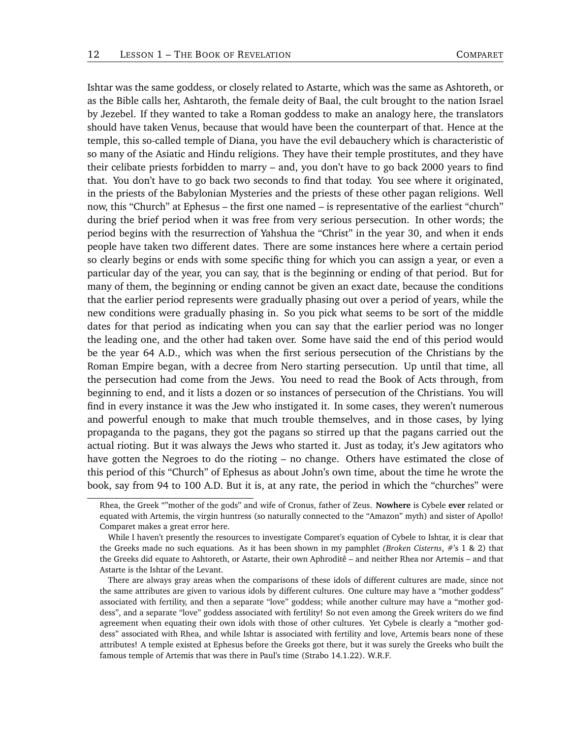Ishtar was the same goddess, or closely related to Astarte, which was the same as Ashtoreth, or as the Bible calls her, Ashtaroth, the female deity of Baal, the cult brought to the nation Israel by Jezebel. If they wanted to take a Roman goddess to make an analogy here, the translators should have taken Venus, because that would have been the counterpart of that. Hence at the temple, this so-called temple of Diana, you have the evil debauchery which is characteristic of so many of the Asiatic and Hindu religions. They have their temple prostitutes, and they have their celibate priests forbidden to marry – and, you don't have to go back 2000 years to find that. You don't have to go back two seconds to find that today. You see where it originated, in the priests of the Babylonian Mysteries and the priests of these other pagan religions. Well now, this "Church" at Ephesus – the first one named – is representative of the earliest "church" during the brief period when it was free from very serious persecution. In other words; the period begins with the resurrection of Yahshua the "Christ" in the year 30, and when it ends people have taken two different dates. There are some instances here where a certain period so clearly begins or ends with some specific thing for which you can assign a year, or even a particular day of the year, you can say, that is the beginning or ending of that period. But for many of them, the beginning or ending cannot be given an exact date, because the conditions that the earlier period represents were gradually phasing out over a period of years, while the new conditions were gradually phasing in. So you pick what seems to be sort of the middle dates for that period as indicating when you can say that the earlier period was no longer the leading one, and the other had taken over. Some have said the end of this period would be the year 64 A.D., which was when the first serious persecution of the Christians by the Roman Empire began, with a decree from Nero starting persecution. Up until that time, all the persecution had come from the Jews. You need to read the Book of Acts through, from beginning to end, and it lists a dozen or so instances of persecution of the Christians. You will find in every instance it was the Jew who instigated it. In some cases, they weren't numerous and powerful enough to make that much trouble themselves, and in those cases, by lying propaganda to the pagans, they got the pagans so stirred up that the pagans carried out the actual rioting. But it was always the Jews who started it. Just as today, it's Jew agitators who have gotten the Negroes to do the rioting – no change. Others have estimated the close of this period of this "Church" of Ephesus as about John's own time, about the time he wrote the book, say from 94 to 100 A.D. But it is, at any rate, the period in which the "churches" were

---

Rhea, the Greek ""mother of the gods" and wife of Cronus, father of Zeus. **Nowhere** is Cybele **ever** related or equated with Artemis, the virgin huntress (so naturally connected to the "Amazon" myth) and sister of Apollo! Comparet makes a great error here.

While I haven't presently the resources to investigate Comparet's equation of Cybele to Ishtar, it is clear that the Greeks made no such equations. As it has been shown in my pamphlet *(Broken Cisterns*, #'s 1 & 2) that the Greeks did equate to Ashtoreth, or Astarte, their own Aphroditê – and neither Rhea nor Artemis – and that Astarte is the Ishtar of the Levant.

There are always gray areas when the comparisons of these idols of different cultures are made, since not the same attributes are given to various idols by different cultures. One culture may have a "mother goddess" associated with fertility, and then a separate "love" goddess; while another culture may have a "mother goddess", and a separate "love" goddess associated with fertility! So not even among the Greek writers do we find agreement when equating their own idols with those of other cultures. Yet Cybele is clearly a "mother goddess" associated with Rhea, and while Ishtar is associated with fertility and love, Artemis bears none of these attributes! A temple existed at Ephesus before the Greeks got there, but it was surely the Greeks who built the famous temple of Artemis that was there in Paul's time (Strabo 14.1.22). W.R.F.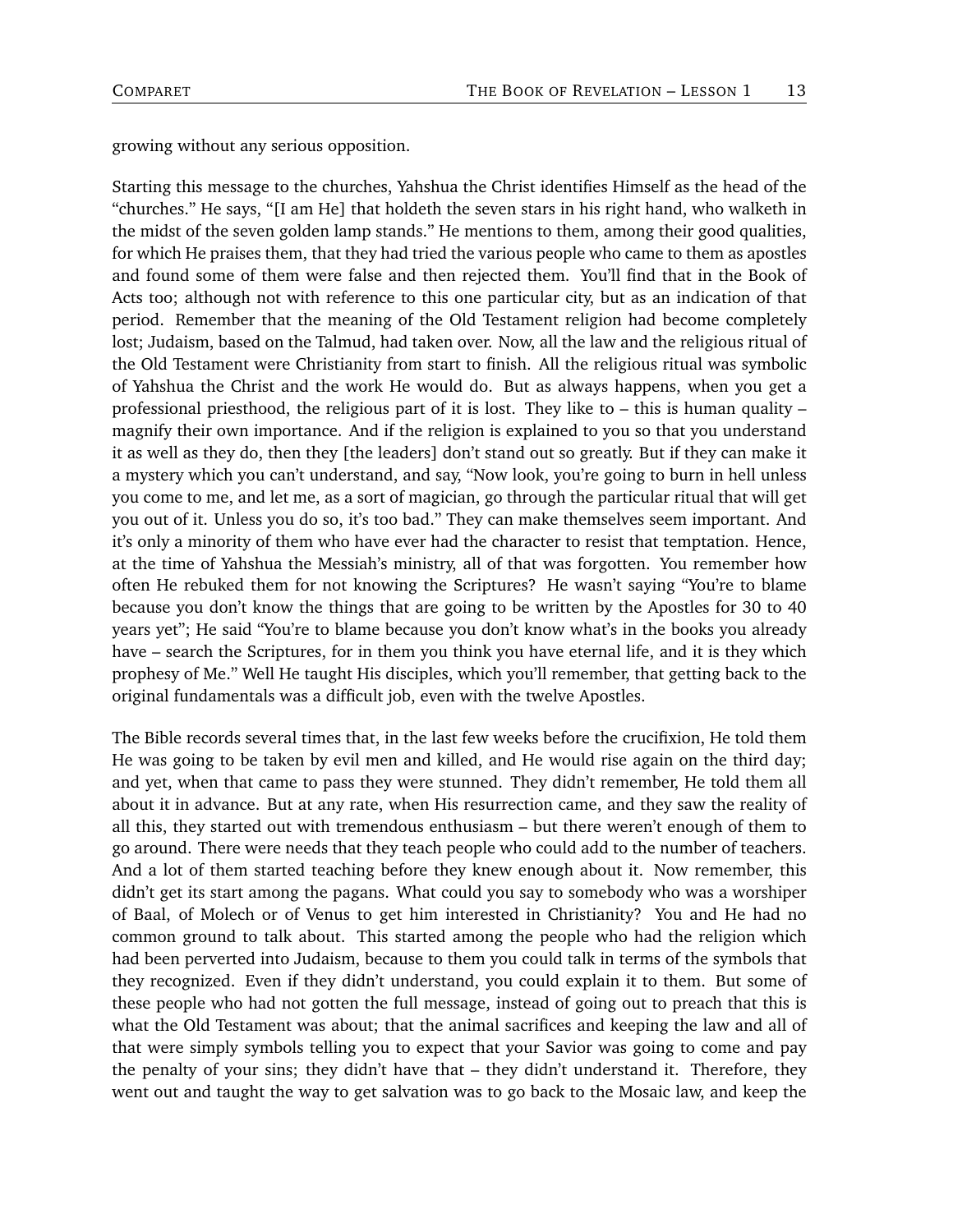growing without any serious opposition.

Starting this message to the churches, Yahshua the Christ identifies Himself as the head of the "churches." He says, "[I am He] that holdeth the seven stars in his right hand, who walketh in the midst of the seven golden lamp stands." He mentions to them, among their good qualities, for which He praises them, that they had tried the various people who came to them as apostles and found some of them were false and then rejected them. You'll find that in the Book of Acts too; although not with reference to this one particular city, but as an indication of that period. Remember that the meaning of the Old Testament religion had become completely lost; Judaism, based on the Talmud, had taken over. Now, all the law and the religious ritual of the Old Testament were Christianity from start to finish. All the religious ritual was symbolic of Yahshua the Christ and the work He would do. But as always happens, when you get a professional priesthood, the religious part of it is lost. They like to – this is human quality – magnify their own importance. And if the religion is explained to you so that you understand it as well as they do, then they [the leaders] don't stand out so greatly. But if they can make it a mystery which you can't understand, and say, "Now look, you're going to burn in hell unless you come to me, and let me, as a sort of magician, go through the particular ritual that will get you out of it. Unless you do so, it's too bad." They can make themselves seem important. And it's only a minority of them who have ever had the character to resist that temptation. Hence, at the time of Yahshua the Messiah's ministry, all of that was forgotten. You remember how often He rebuked them for not knowing the Scriptures? He wasn't saying "You're to blame because you don't know the things that are going to be written by the Apostles for 30 to 40 years yet"; He said "You're to blame because you don't know what's in the books you already have – search the Scriptures, for in them you think you have eternal life, and it is they which prophesy of Me." Well He taught His disciples, which you'll remember, that getting back to the original fundamentals was a difficult job, even with the twelve Apostles.

The Bible records several times that, in the last few weeks before the crucifixion, He told them He was going to be taken by evil men and killed, and He would rise again on the third day; and yet, when that came to pass they were stunned. They didn't remember, He told them all about it in advance. But at any rate, when His resurrection came, and they saw the reality of all this, they started out with tremendous enthusiasm – but there weren't enough of them to go around. There were needs that they teach people who could add to the number of teachers. And a lot of them started teaching before they knew enough about it. Now remember, this didn't get its start among the pagans. What could you say to somebody who was a worshiper of Baal, of Molech or of Venus to get him interested in Christianity? You and He had no common ground to talk about. This started among the people who had the religion which had been perverted into Judaism, because to them you could talk in terms of the symbols that they recognized. Even if they didn't understand, you could explain it to them. But some of these people who had not gotten the full message, instead of going out to preach that this is what the Old Testament was about; that the animal sacrifices and keeping the law and all of that were simply symbols telling you to expect that your Savior was going to come and pay the penalty of your sins; they didn't have that – they didn't understand it. Therefore, they went out and taught the way to get salvation was to go back to the Mosaic law, and keep the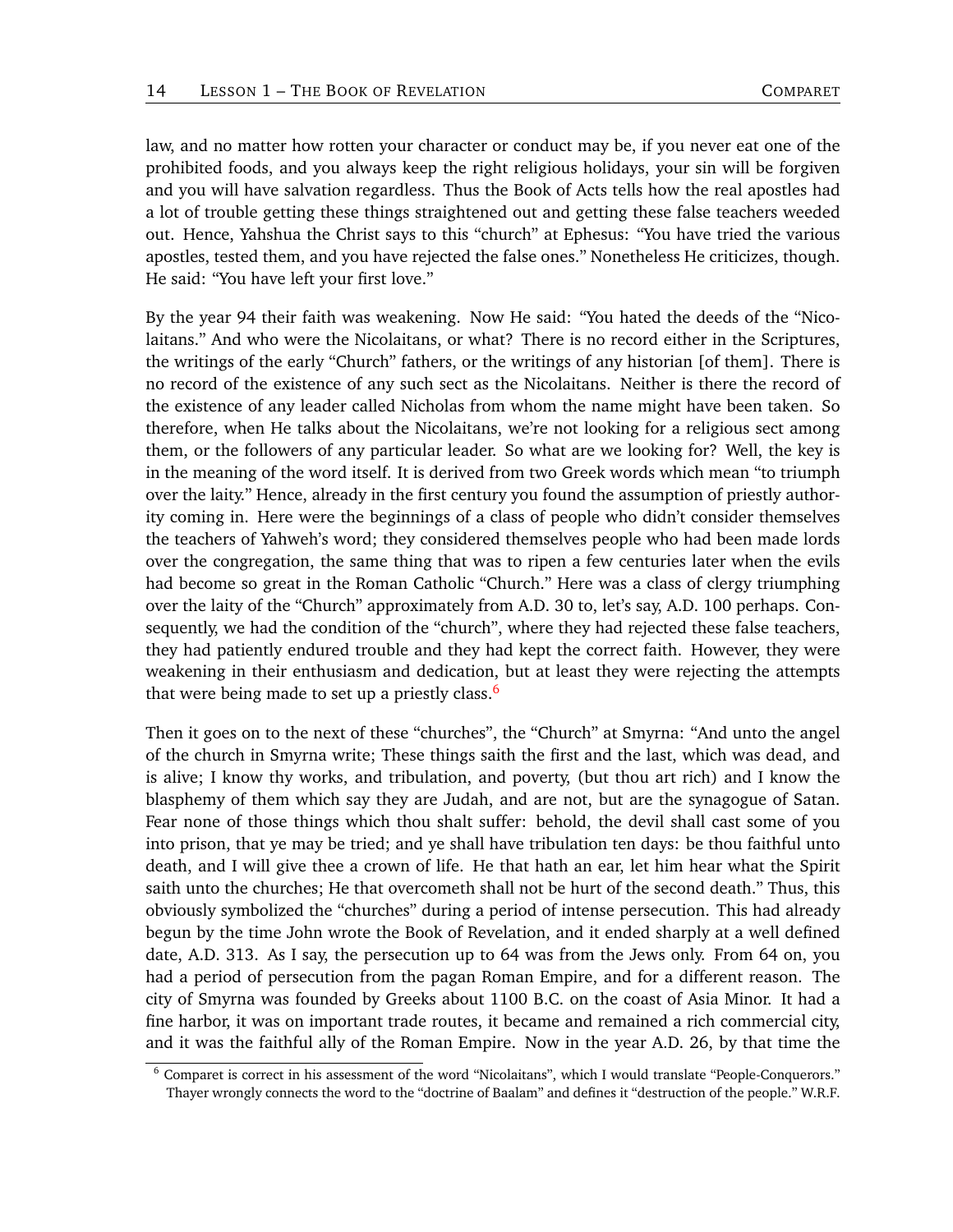law, and no matter how rotten your character or conduct may be, if you never eat one of the prohibited foods, and you always keep the right religious holidays, your sin will be forgiven and you will have salvation regardless. Thus the Book of Acts tells how the real apostles had a lot of trouble getting these things straightened out and getting these false teachers weeded out. Hence, Yahshua the Christ says to this "church" at Ephesus: "You have tried the various apostles, tested them, and you have rejected the false ones." Nonetheless He criticizes, though. He said: "You have left your first love."

By the year 94 their faith was weakening. Now He said: "You hated the deeds of the "Nicolaitans." And who were the Nicolaitans, or what? There is no record either in the Scriptures, the writings of the early "Church" fathers, or the writings of any historian [of them]. There is no record of the existence of any such sect as the Nicolaitans. Neither is there the record of the existence of any leader called Nicholas from whom the name might have been taken. So therefore, when He talks about the Nicolaitans, we're not looking for a religious sect among them, or the followers of any particular leader. So what are we looking for? Well, the key is in the meaning of the word itself. It is derived from two Greek words which mean "to triumph over the laity." Hence, already in the first century you found the assumption of priestly authority coming in. Here were the beginnings of a class of people who didn't consider themselves the teachers of Yahweh's word; they considered themselves people who had been made lords over the congregation, the same thing that was to ripen a few centuries later when the evils had become so great in the Roman Catholic "Church." Here was a class of clergy triumphing over the laity of the "Church" approximately from A.D. 30 to, let's say, A.D. 100 perhaps. Consequently, we had the condition of the "church", where they had rejected these false teachers, they had patiently endured trouble and they had kept the correct faith. However, they were weakening in their enthusiasm and dedication, but at least they were rejecting the attempts that were being made to set up a priestly class.[6]

Then it goes on to the next of these "churches", the "Church" at Smyrna: "And unto the angel of the church in Smyrna write; These things saith the first and the last, which was dead, and is alive; I know thy works, and tribulation, and poverty, (but thou art rich) and I know the blasphemy of them which say they are Judah, and are not, but are the synagogue of Satan. Fear none of those things which thou shalt suffer: behold, the devil shall cast some of you into prison, that ye may be tried; and ye shall have tribulation ten days: be thou faithful unto death, and I will give thee a crown of life. He that hath an ear, let him hear what the Spirit saith unto the churches; He that overcometh shall not be hurt of the second death." Thus, this obviously symbolized the "churches" during a period of intense persecution. This had already begun by the time John wrote the Book of Revelation, and it ended sharply at a well defined date, A.D. 313. As I say, the persecution up to 64 was from the Jews only. From 64 on, you had a period of persecution from the pagan Roman Empire, and for a different reason. The city of Smyrna was founded by Greeks about 1100 B.C. on the coast of Asia Minor. It had a fine harbor, it was on important trade routes, it became and remained a rich commercial city, and it was the faithful ally of the Roman Empire. Now in the year A.D. 26, by that time the

[6] Comparet is correct in his assessment of the word "Nicolaitans", which I would translate "People-Conquerors." Thayer wrongly connects the word to the "doctrine of Baalam" and defines it "destruction of the people." W.R.F.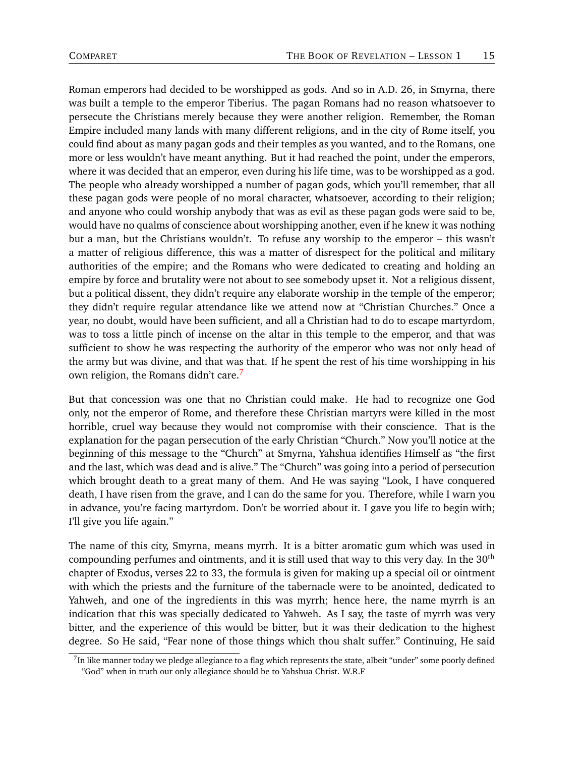Roman emperors had decided to be worshipped as gods. And so in A.D. 26, in Smyrna, there was built a temple to the emperor Tiberius. The pagan Romans had no reason whatsoever to persecute the Christians merely because they were another religion. Remember, the Roman Empire included many lands with many different religions, and in the city of Rome itself, you could find about as many pagan gods and their temples as you wanted, and to the Romans, one more or less wouldn't have meant anything. But it had reached the point, under the emperors, where it was decided that an emperor, even during his life time, was to be worshipped as a god. The people who already worshipped a number of pagan gods, which you'll remember, that all these pagan gods were people of no moral character, whatsoever, according to their religion; and anyone who could worship anybody that was as evil as these pagan gods were said to be, would have no qualms of conscience about worshipping another, even if he knew it was nothing but a man, but the Christians wouldn't. To refuse any worship to the emperor – this wasn't a matter of religious difference, this was a matter of disrespect for the political and military authorities of the empire; and the Romans who were dedicated to creating and holding an empire by force and brutality were not about to see somebody upset it. Not a religious dissent, but a political dissent, they didn't require any elaborate worship in the temple of the emperor; they didn't require regular attendance like we attend now at "Christian Churches." Once a year, no doubt, would have been sufficient, and all a Christian had to do to escape martyrdom, was to toss a little pinch of incense on the altar in this temple to the emperor, and that was sufficient to show he was respecting the authority of the emperor who was not only head of the army but was divine, and that was that. If he spent the rest of his time worshipping in his own religion, the Romans didn't care.[7]

But that concession was one that no Christian could make. He had to recognize one God only, not the emperor of Rome, and therefore these Christian martyrs were killed in the most horrible, cruel way because they would not compromise with their conscience. That is the explanation for the pagan persecution of the early Christian "Church." Now you'll notice at the beginning of this message to the "Church" at Smyrna, Yahshua identifies Himself as "the first and the last, which was dead and is alive." The "Church" was going into a period of persecution which brought death to a great many of them. And He was saying "Look, I have conquered death, I have risen from the grave, and I can do the same for you. Therefore, while I warn you in advance, you're facing martyrdom. Don't be worried about it. I gave you life to begin with; I'll give you life again."

The name of this city, Smyrna, means myrrh. It is a bitter aromatic gum which was used in compounding perfumes and ointments, and it is still used that way to this very day. In the 30th chapter of Exodus, verses 22 to 33, the formula is given for making up a special oil or ointment with which the priests and the furniture of the tabernacle were to be anointed, dedicated to Yahweh, and one of the ingredients in this was myrrh; hence here, the name myrrh is an indication that this was specially dedicated to Yahweh. As I say, the taste of myrrh was very bitter, and the experience of this would be bitter, but it was their dedication to the highest degree. So He said, "Fear none of those things which thou shalt suffer." Continuing, He said

[7] In like manner today we pledge allegiance to a flag which represents the state, albeit "under" some poorly defined "God" when in truth our only allegiance should be to Yahshua Christ. W.R.F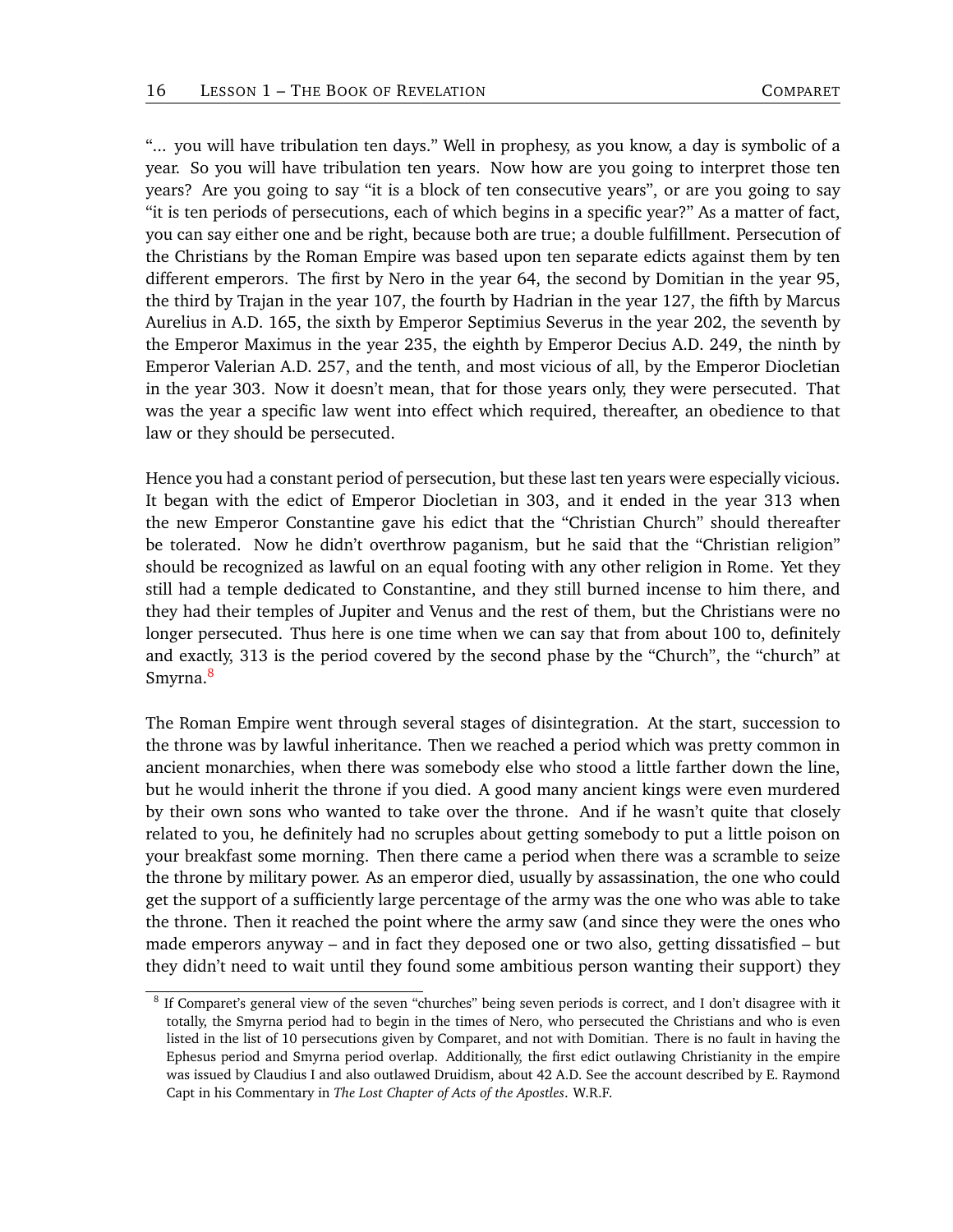"... you will have tribulation ten days." Well in prophesy, as you know, a day is symbolic of a year. So you will have tribulation ten years. Now how are you going to interpret those ten years? Are you going to say "it is a block of ten consecutive years", or are you going to say "it is ten periods of persecutions, each of which begins in a specific year?" As a matter of fact, you can say either one and be right, because both are true; a double fulfillment. Persecution of the Christians by the Roman Empire was based upon ten separate edicts against them by ten different emperors. The first by Nero in the year 64, the second by Domitian in the year 95, the third by Trajan in the year 107, the fourth by Hadrian in the year 127, the fifth by Marcus Aurelius in A.D. 165, the sixth by Emperor Septimius Severus in the year 202, the seventh by the Emperor Maximus in the year 235, the eighth by Emperor Decius A.D. 249, the ninth by Emperor Valerian A.D. 257, and the tenth, and most vicious of all, by the Emperor Diocletian in the year 303. Now it doesn't mean, that for those years only, they were persecuted. That was the year a specific law went into effect which required, thereafter, an obedience to that law or they should be persecuted.

Hence you had a constant period of persecution, but these last ten years were especially vicious. It began with the edict of Emperor Diocletian in 303, and it ended in the year 313 when the new Emperor Constantine gave his edict that the "Christian Church" should thereafter be tolerated. Now he didn't overthrow paganism, but he said that the "Christian religion" should be recognized as lawful on an equal footing with any other religion in Rome. Yet they still had a temple dedicated to Constantine, and they still burned incense to him there, and they had their temples of Jupiter and Venus and the rest of them, but the Christians were no longer persecuted. Thus here is one time when we can say that from about 100 to, definitely and exactly, 313 is the period covered by the second phase by the "Church", the "church" at Smyrna.[8]

The Roman Empire went through several stages of disintegration. At the start, succession to the throne was by lawful inheritance. Then we reached a period which was pretty common in ancient monarchies, when there was somebody else who stood a little farther down the line, but he would inherit the throne if you died. A good many ancient kings were even murdered by their own sons who wanted to take over the throne. And if he wasn't quite that closely related to you, he definitely had no scruples about getting somebody to put a little poison on your breakfast some morning. Then there came a period when there was a scramble to seize the throne by military power. As an emperor died, usually by assassination, the one who could get the support of a sufficiently large percentage of the army was the one who was able to take the throne. Then it reached the point where the army saw (and since they were the ones who made emperors anyway – and in fact they deposed one or two also, getting dissatisfied – but they didn't need to wait until they found some ambitious person wanting their support) they

---

[8] If Comparet's general view of the seven "churches" being seven periods is correct, and I don't disagree with it totally, the Smyrna period had to begin in the times of Nero, who persecuted the Christians and who is even listed in the list of 10 persecutions given by Comparet, and not with Domitian. There is no fault in having the Ephesus period and Smyrna period overlap. Additionally, the first edict outlawing Christianity in the empire was issued by Claudius I and also outlawed Druidism, about 42 A.D. See the account described by E. Raymond Capt in his Commentary in *The Lost Chapter of Acts of the Apostles*. W.R.F.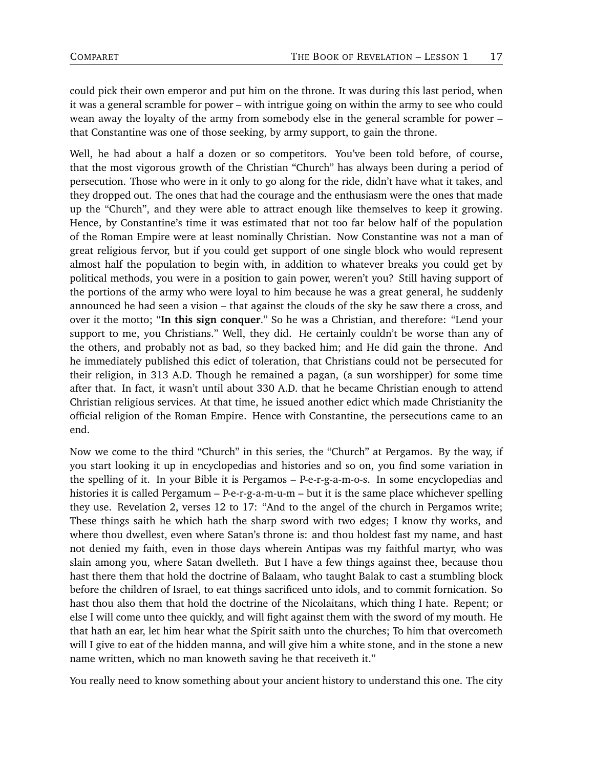could pick their own emperor and put him on the throne. It was during this last period, when it was a general scramble for power – with intrigue going on within the army to see who could wean away the loyalty of the army from somebody else in the general scramble for power – that Constantine was one of those seeking, by army support, to gain the throne.

Well, he had about a half a dozen or so competitors. You've been told before, of course, that the most vigorous growth of the Christian "Church" has always been during a period of persecution. Those who were in it only to go along for the ride, didn't have what it takes, and they dropped out. The ones that had the courage and the enthusiasm were the ones that made up the "Church", and they were able to attract enough like themselves to keep it growing. Hence, by Constantine's time it was estimated that not too far below half of the population of the Roman Empire were at least nominally Christian. Now Constantine was not a man of great religious fervor, but if you could get support of one single block who would represent almost half the population to begin with, in addition to whatever breaks you could get by political methods, you were in a position to gain power, weren't you? Still having support of the portions of the army who were loyal to him because he was a great general, he suddenly announced he had seen a vision – that against the clouds of the sky he saw there a cross, and over it the motto; "**In this sign conquer**." So he was a Christian, and therefore: "Lend your support to me, you Christians." Well, they did. He certainly couldn't be worse than any of the others, and probably not as bad, so they backed him; and He did gain the throne. And he immediately published this edict of toleration, that Christians could not be persecuted for their religion, in 313 A.D. Though he remained a pagan, (a sun worshipper) for some time after that. In fact, it wasn't until about 330 A.D. that he became Christian enough to attend Christian religious services. At that time, he issued another edict which made Christianity the official religion of the Roman Empire. Hence with Constantine, the persecutions came to an end.

Now we come to the third "Church" in this series, the "Church" at Pergamos. By the way, if you start looking it up in encyclopedias and histories and so on, you find some variation in the spelling of it. In your Bible it is Pergamos – P-e-r-g-a-m-o-s. In some encyclopedias and histories it is called Pergamum – P-e-r-g-a-m-u-m – but it is the same place whichever spelling they use. Revelation 2, verses 12 to 17: "And to the angel of the church in Pergamos write; These things saith he which hath the sharp sword with two edges; I know thy works, and where thou dwellest, even where Satan's throne is: and thou holdest fast my name, and hast not denied my faith, even in those days wherein Antipas was my faithful martyr, who was slain among you, where Satan dwelleth. But I have a few things against thee, because thou hast there them that hold the doctrine of Balaam, who taught Balak to cast a stumbling block before the children of Israel, to eat things sacrificed unto idols, and to commit fornication. So hast thou also them that hold the doctrine of the Nicolaitans, which thing I hate. Repent; or else I will come unto thee quickly, and will fight against them with the sword of my mouth. He that hath an ear, let him hear what the Spirit saith unto the churches; To him that overcometh will I give to eat of the hidden manna, and will give him a white stone, and in the stone a new name written, which no man knoweth saving he that receiveth it."

You really need to know something about your ancient history to understand this one. The city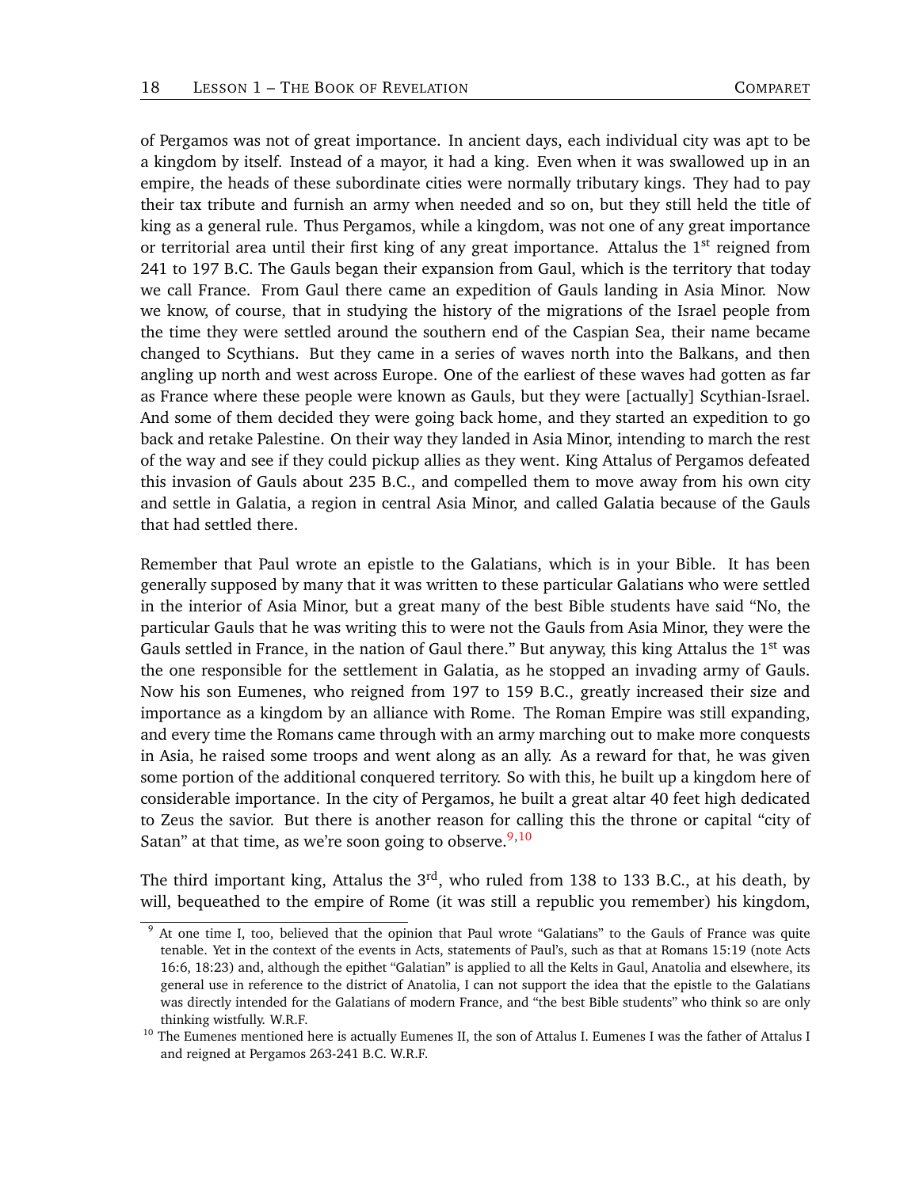of Pergamos was not of great importance. In ancient days, each individual city was apt to be a kingdom by itself. Instead of a mayor, it had a king. Even when it was swallowed up in an empire, the heads of these subordinate cities were normally tributary kings. They had to pay their tax tribute and furnish an army when needed and so on, but they still held the title of king as a general rule. Thus Pergamos, while a kingdom, was not one of any great importance or territorial area until their first king of any great importance. Attalus the 1st reigned from 241 to 197 B.C. The Gauls began their expansion from Gaul, which is the territory that today we call France. From Gaul there came an expedition of Gauls landing in Asia Minor. Now we know, of course, that in studying the history of the migrations of the Israel people from the time they were settled around the southern end of the Caspian Sea, their name became changed to Scythians. But they came in a series of waves north into the Balkans, and then angling up north and west across Europe. One of the earliest of these waves had gotten as far as France where these people were known as Gauls, but they were [actually] Scythian-Israel. And some of them decided they were going back home, and they started an expedition to go back and retake Palestine. On their way they landed in Asia Minor, intending to march the rest of the way and see if they could pickup allies as they went. King Attalus of Pergamos defeated this invasion of Gauls about 235 B.C., and compelled them to move away from his own city and settle in Galatia, a region in central Asia Minor, and called Galatia because of the Gauls that had settled there.

Remember that Paul wrote an epistle to the Galatians, which is in your Bible. It has been generally supposed by many that it was written to these particular Galatians who were settled in the interior of Asia Minor, but a great many of the best Bible students have said "No, the particular Gauls that he was writing this to were not the Gauls from Asia Minor, they were the Gauls settled in France, in the nation of Gaul there." But anyway, this king Attalus the 1st was the one responsible for the settlement in Galatia, as he stopped an invading army of Gauls. Now his son Eumenes, who reigned from 197 to 159 B.C., greatly increased their size and importance as a kingdom by an alliance with Rome. The Roman Empire was still expanding, and every time the Romans came through with an army marching out to make more conquests in Asia, he raised some troops and went along as an ally. As a reward for that, he was given some portion of the additional conquered territory. So with this, he built up a kingdom here of considerable importance. In the city of Pergamos, he built a great altar 40 feet high dedicated to Zeus the savior. But there is another reason for calling this the throne or capital "city of Satan" at that time, as we're soon going to observe.[9,10]

The third important king, Attalus the 3rd, who ruled from 138 to 133 B.C., at his death, by will, bequeathed to the empire of Rome (it was still a republic you remember) his kingdom,

---

[9] At one time I, too, believed that the opinion that Paul wrote "Galatians" to the Gauls of France was quite tenable. Yet in the context of the events in Acts, statements of Paul's, such as that at Romans 15:19 (note Acts 16:6, 18:23) and, although the epithet "Galatian" is applied to all the Kelts in Gaul, Anatolia and elsewhere, its general use in reference to the district of Anatolia, I can not support the idea that the epistle to the Galatians was directly intended for the Galatians of modern France, and "the best Bible students" who think so are only thinking wistfully. W.R.F.

[10] The Eumenes mentioned here is actually Eumenes II, the son of Attalus I. Eumenes I was the father of Attalus I and reigned at Pergamos 263-241 B.C. W.R.F.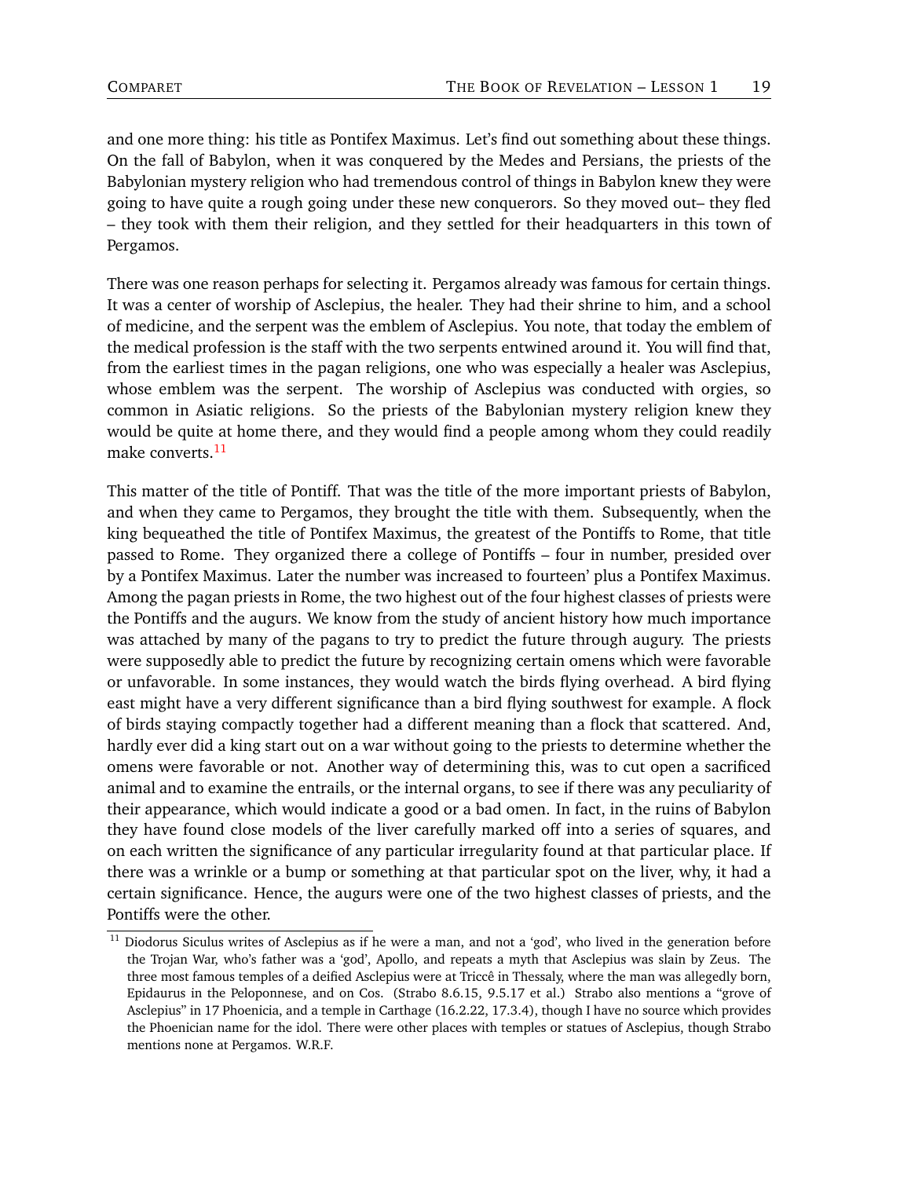and one more thing: his title as Pontifex Maximus. Let's find out something about these things. On the fall of Babylon, when it was conquered by the Medes and Persians, the priests of the Babylonian mystery religion who had tremendous control of things in Babylon knew they were going to have quite a rough going under these new conquerors. So they moved out– they fled – they took with them their religion, and they settled for their headquarters in this town of Pergamos.

There was one reason perhaps for selecting it. Pergamos already was famous for certain things. It was a center of worship of Asclepius, the healer. They had their shrine to him, and a school of medicine, and the serpent was the emblem of Asclepius. You note, that today the emblem of the medical profession is the staff with the two serpents entwined around it. You will find that, from the earliest times in the pagan religions, one who was especially a healer was Asclepius, whose emblem was the serpent. The worship of Asclepius was conducted with orgies, so common in Asiatic religions. So the priests of the Babylonian mystery religion knew they would be quite at home there, and they would find a people among whom they could readily make converts.[11]

This matter of the title of Pontiff. That was the title of the more important priests of Babylon, and when they came to Pergamos, they brought the title with them. Subsequently, when the king bequeathed the title of Pontifex Maximus, the greatest of the Pontiffs to Rome, that title passed to Rome. They organized there a college of Pontiffs – four in number, presided over by a Pontifex Maximus. Later the number was increased to fourteen' plus a Pontifex Maximus. Among the pagan priests in Rome, the two highest out of the four highest classes of priests were the Pontiffs and the augurs. We know from the study of ancient history how much importance was attached by many of the pagans to try to predict the future through augury. The priests were supposedly able to predict the future by recognizing certain omens which were favorable or unfavorable. In some instances, they would watch the birds flying overhead. A bird flying east might have a very different significance than a bird flying southwest for example. A flock of birds staying compactly together had a different meaning than a flock that scattered. And, hardly ever did a king start out on a war without going to the priests to determine whether the omens were favorable or not. Another way of determining this, was to cut open a sacrificed animal and to examine the entrails, or the internal organs, to see if there was any peculiarity of their appearance, which would indicate a good or a bad omen. In fact, in the ruins of Babylon they have found close models of the liver carefully marked off into a series of squares, and on each written the significance of any particular irregularity found at that particular place. If there was a wrinkle or a bump or something at that particular spot on the liver, why, it had a certain significance. Hence, the augurs were one of the two highest classes of priests, and the Pontiffs were the other.

[11] Diodorus Siculus writes of Asclepius as if he were a man, and not a 'god', who lived in the generation before the Trojan War, who's father was a 'god', Apollo, and repeats a myth that Asclepius was slain by Zeus. The three most famous temples of a deified Asclepius were at Triccê in Thessaly, where the man was allegedly born, Epidaurus in the Peloponnese, and on Cos. (Strabo 8.6.15, 9.5.17 et al.) Strabo also mentions a "grove of Asclepius" in 17 Phoenicia, and a temple in Carthage (16.2.22, 17.3.4), though I have no source which provides the Phoenician name for the idol. There were other places with temples or statues of Asclepius, though Strabo mentions none at Pergamos. W.R.F.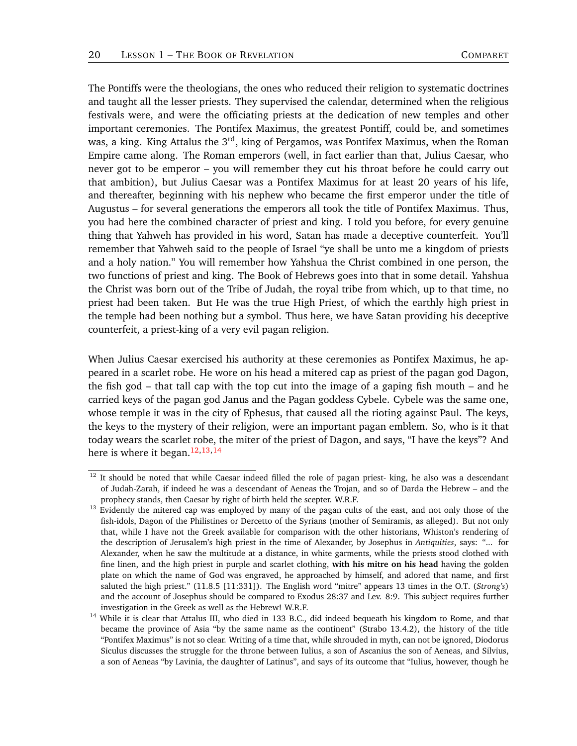The Pontiffs were the theologians, the ones who reduced their religion to systematic doctrines and taught all the lesser priests. They supervised the calendar, determined when the religious festivals were, and were the officiating priests at the dedication of new temples and other important ceremonies. The Pontifex Maximus, the greatest Pontiff, could be, and sometimes was, a king. King Attalus the 3rd, king of Pergamos, was Pontifex Maximus, when the Roman Empire came along. The Roman emperors (well, in fact earlier than that, Julius Caesar, who never got to be emperor – you will remember they cut his throat before he could carry out that ambition), but Julius Caesar was a Pontifex Maximus for at least 20 years of his life, and thereafter, beginning with his nephew who became the first emperor under the title of Augustus – for several generations the emperors all took the title of Pontifex Maximus. Thus, you had here the combined character of priest and king. I told you before, for every genuine thing that Yahweh has provided in his word, Satan has made a deceptive counterfeit. You'll remember that Yahweh said to the people of Israel "ye shall be unto me a kingdom of priests and a holy nation." You will remember how Yahshua the Christ combined in one person, the two functions of priest and king. The Book of Hebrews goes into that in some detail. Yahshua the Christ was born out of the Tribe of Judah, the royal tribe from which, up to that time, no priest had been taken. But He was the true High Priest, of which the earthly high priest in the temple had been nothing but a symbol. Thus here, we have Satan providing his deceptive counterfeit, a priest-king of a very evil pagan religion.

When Julius Caesar exercised his authority at these ceremonies as Pontifex Maximus, he appeared in a scarlet robe. He wore on his head a mitered cap as priest of the pagan god Dagon, the fish god – that tall cap with the top cut into the image of a gaping fish mouth – and he carried keys of the pagan god Janus and the Pagan goddess Cybele. Cybele was the same one, whose temple it was in the city of Ephesus, that caused all the rioting against Paul. The keys, the keys to the mystery of their religion, were an important pagan emblem. So, who is it that today wears the scarlet robe, the miter of the priest of Dagon, and says, "I have the keys"? And here is where it began.[12,13,14]

---

[12] It should be noted that while Caesar indeed filled the role of pagan priest- king, he also was a descendant of Judah-Zarah, if indeed he was a descendant of Aeneas the Trojan, and so of Darda the Hebrew – and the prophecy stands, then Caesar by right of birth held the scepter. W.R.F.

[13] Evidently the mitered cap was employed by many of the pagan cults of the east, and not only those of the fish-idols, Dagon of the Philistines or Dercetto of the Syrians (mother of Semiramis, as alleged). But not only that, while I have not the Greek available for comparison with the other historians, Whiston's rendering of the description of Jerusalem's high priest in the time of Alexander, by Josephus in *Antiquities*, says: "... for Alexander, when he saw the multitude at a distance, in white garments, while the priests stood clothed with fine linen, and the high priest in purple and scarlet clothing, **with his mitre on his head** having the golden plate on which the name of God was engraved, he approached by himself, and adored that name, and first saluted the high priest." (11.8.5 [11:331]). The English word "mitre" appears 13 times in the O.T. (*Strong's*) and the account of Josephus should be compared to Exodus 28:37 and Lev. 8:9. This subject requires further investigation in the Greek as well as the Hebrew! W.R.F.

[14] While it is clear that Attalus III, who died in 133 B.C., did indeed bequeath his kingdom to Rome, and that became the province of Asia "by the same name as the continent" (Strabo 13.4.2), the history of the title "Pontifex Maximus" is not so clear. Writing of a time that, while shrouded in myth, can not be ignored, Diodorus Siculus discusses the struggle for the throne between Iulius, a son of Ascanius the son of Aeneas, and Silvius, a son of Aeneas "by Lavinia, the daughter of Latinus", and says of its outcome that "Iulius, however, though he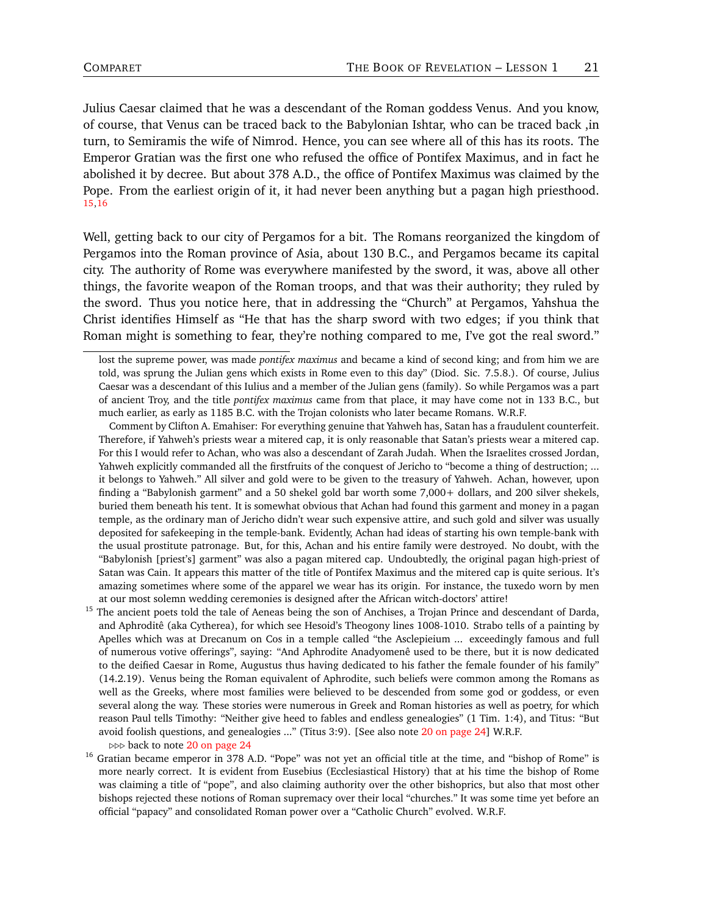Julius Caesar claimed that he was a descendant of the Roman goddess Venus. And you know, of course, that Venus can be traced back to the Babylonian Ishtar, who can be traced back ,in turn, to Semiramis the wife of Nimrod. Hence, you can see where all of this has its roots. The Emperor Gratian was the first one who refused the office of Pontifex Maximus, and in fact he abolished it by decree. But about 378 A.D., the office of Pontifex Maximus was claimed by the Pope. From the earliest origin of it, it had never been anything but a pagan high priesthood. [15,16]

Well, getting back to our city of Pergamos for a bit. The Romans reorganized the kingdom of Pergamos into the Roman province of Asia, about 130 B.C., and Pergamos became its capital city. The authority of Rome was everywhere manifested by the sword, it was, above all other things, the favorite weapon of the Roman troops, and that was their authority; they ruled by the sword. Thus you notice here, that in addressing the "Church" at Pergamos, Yahshua the Christ identifies Himself as "He that has the sharp sword with two edges; if you think that Roman might is something to fear, they're nothing compared to me, I've got the real sword."

---

lost the supreme power, was made *pontifex maximus* and became a kind of second king; and from him we are told, was sprung the Julian gens which exists in Rome even to this day" (Diod. Sic. 7.5.8.). Of course, Julius Caesar was a descendant of this Iulius and a member of the Julian gens (family). So while Pergamos was a part of ancient Troy, and the title *pontifex maximus* came from that place, it may have come not in 133 B.C., but much earlier, as early as 1185 B.C. with the Trojan colonists who later became Romans. W.R.F.

Comment by Clifton A. Emahiser: For everything genuine that Yahweh has, Satan has a fraudulent counterfeit. Therefore, if Yahweh's priests wear a mitered cap, it is only reasonable that Satan's priests wear a mitered cap. For this I would refer to Achan, who was also a descendant of Zarah Judah. When the Israelites crossed Jordan, Yahweh explicitly commanded all the firstfruits of the conquest of Jericho to "become a thing of destruction; ... it belongs to Yahweh." All silver and gold were to be given to the treasury of Yahweh. Achan, however, upon finding a "Babylonish garment" and a 50 shekel gold bar worth some 7,000+ dollars, and 200 silver shekels, buried them beneath his tent. It is somewhat obvious that Achan had found this garment and money in a pagan temple, as the ordinary man of Jericho didn't wear such expensive attire, and such gold and silver was usually deposited for safekeeping in the temple-bank. Evidently, Achan had ideas of starting his own temple-bank with the usual prostitute patronage. But, for this, Achan and his entire family were destroyed. No doubt, with the "Babylonish [priest's] garment" was also a pagan mitered cap. Undoubtedly, the original pagan high-priest of Satan was Cain. It appears this matter of the title of Pontifex Maximus and the mitered cap is quite serious. It's amazing sometimes where some of the apparel we wear has its origin. For instance, the tuxedo worn by men at our most solemn wedding ceremonies is designed after the African witch-doctors' attire!

[15] The ancient poets told the tale of Aeneas being the son of Anchises, a Trojan Prince and descendant of Darda, and Aphroditê (aka Cytherea), for which see Hesoid's Theogony lines 1008-1010. Strabo tells of a painting by Apelles which was at Drecanum on Cos in a temple called "the Asclepieium ... exceedingly famous and full of numerous votive offerings", saying: "And Aphrodite Anadyomenê used to be there, but it is now dedicated to the deified Caesar in Rome, Augustus thus having dedicated to his father the female founder of his family" (14.2.19). Venus being the Roman equivalent of Aphrodite, such beliefs were common among the Romans as well as the Greeks, where most families were believed to be descended from some god or goddess, or even several along the way. These stories were numerous in Greek and Roman histories as well as poetry, for which reason Paul tells Timothy: "Neither give heed to fables and endless genealogies" (1 Tim. 1:4), and Titus: "But avoid foolish questions, and genealogies ..." (Titus 3:9). [See also note 20 on page 24] W.R.F.

▷▷▷ back to note 20 on page 24

[16] Gratian became emperor in 378 A.D. "Pope" was not yet an official title at the time, and "bishop of Rome" is more nearly correct. It is evident from Eusebius (Ecclesiastical History) that at his time the bishop of Rome was claiming a title of "pope", and also claiming authority over the other bishoprics, but also that most other bishops rejected these notions of Roman supremacy over their local "churches." It was some time yet before an official "papacy" and consolidated Roman power over a "Catholic Church" evolved. W.R.F.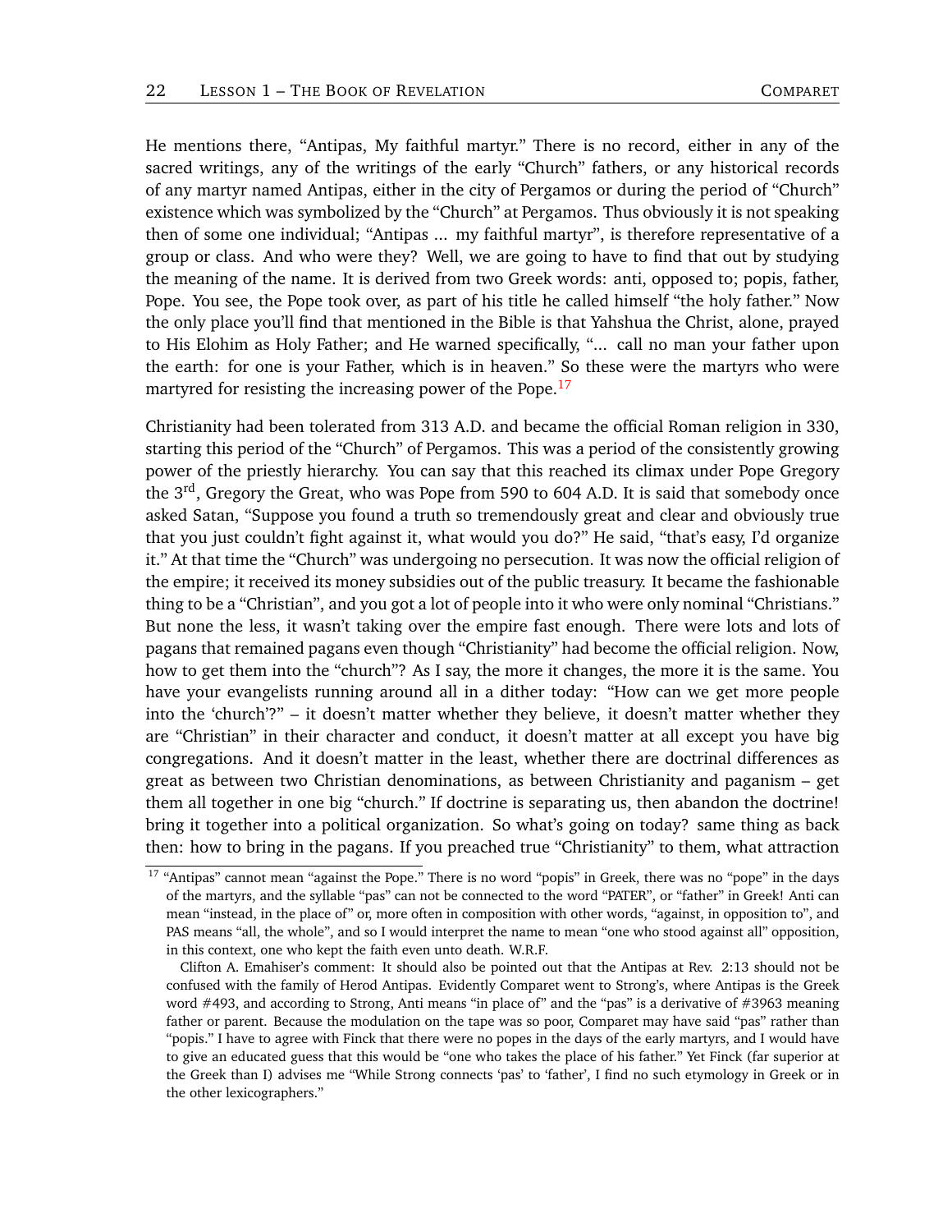He mentions there, "Antipas, My faithful martyr." There is no record, either in any of the sacred writings, any of the writings of the early "Church" fathers, or any historical records of any martyr named Antipas, either in the city of Pergamos or during the period of "Church" existence which was symbolized by the "Church" at Pergamos. Thus obviously it is not speaking then of some one individual; "Antipas ... my faithful martyr", is therefore representative of a group or class. And who were they? Well, we are going to have to find that out by studying the meaning of the name. It is derived from two Greek words: anti, opposed to; popis, father, Pope. You see, the Pope took over, as part of his title he called himself "the holy father." Now the only place you'll find that mentioned in the Bible is that Yahshua the Christ, alone, prayed to His Elohim as Holy Father; and He warned specifically, "... call no man your father upon the earth: for one is your Father, which is in heaven." So these were the martyrs who were martyred for resisting the increasing power of the Pope.[17]

Christianity had been tolerated from 313 A.D. and became the official Roman religion in 330, starting this period of the "Church" of Pergamos. This was a period of the consistently growing power of the priestly hierarchy. You can say that this reached its climax under Pope Gregory the 3rd, Gregory the Great, who was Pope from 590 to 604 A.D. It is said that somebody once asked Satan, "Suppose you found a truth so tremendously great and clear and obviously true that you just couldn't fight against it, what would you do?" He said, "that's easy, I'd organize it." At that time the "Church" was undergoing no persecution. It was now the official religion of the empire; it received its money subsidies out of the public treasury. It became the fashionable thing to be a "Christian", and you got a lot of people into it who were only nominal "Christians." But none the less, it wasn't taking over the empire fast enough. There were lots and lots of pagans that remained pagans even though "Christianity" had become the official religion. Now, how to get them into the "church"? As I say, the more it changes, the more it is the same. You have your evangelists running around all in a dither today: "How can we get more people into the 'church'?" – it doesn't matter whether they believe, it doesn't matter whether they are "Christian" in their character and conduct, it doesn't matter at all except you have big congregations. And it doesn't matter in the least, whether there are doctrinal differences as great as between two Christian denominations, as between Christianity and paganism – get them all together in one big "church." If doctrine is separating us, then abandon the doctrine! bring it together into a political organization. So what's going on today? same thing as back then: how to bring in the pagans. If you preached true "Christianity" to them, what attraction

---

[17] "Antipas" cannot mean "against the Pope." There is no word "popis" in Greek, there was no "pope" in the days of the martyrs, and the syllable "pas" can not be connected to the word "PATER", or "father" in Greek! Anti can mean "instead, in the place of" or, more often in composition with other words, "against, in opposition to", and PAS means "all, the whole", and so I would interpret the name to mean "one who stood against all" opposition, in this context, one who kept the faith even unto death. W.R.F.

Clifton A. Emahiser's comment: It should also be pointed out that the Antipas at Rev. 2:13 should not be confused with the family of Herod Antipas. Evidently Comparet went to Strong's, where Antipas is the Greek word #493, and according to Strong, Anti means "in place of" and the "pas" is a derivative of #3963 meaning father or parent. Because the modulation on the tape was so poor, Comparet may have said "pas" rather than "popis." I have to agree with Finck that there were no popes in the days of the early martyrs, and I would have to give an educated guess that this would be "one who takes the place of his father." Yet Finck (far superior at the Greek than I) advises me "While Strong connects 'pas' to 'father', I find no such etymology in Greek or in the other lexicographers."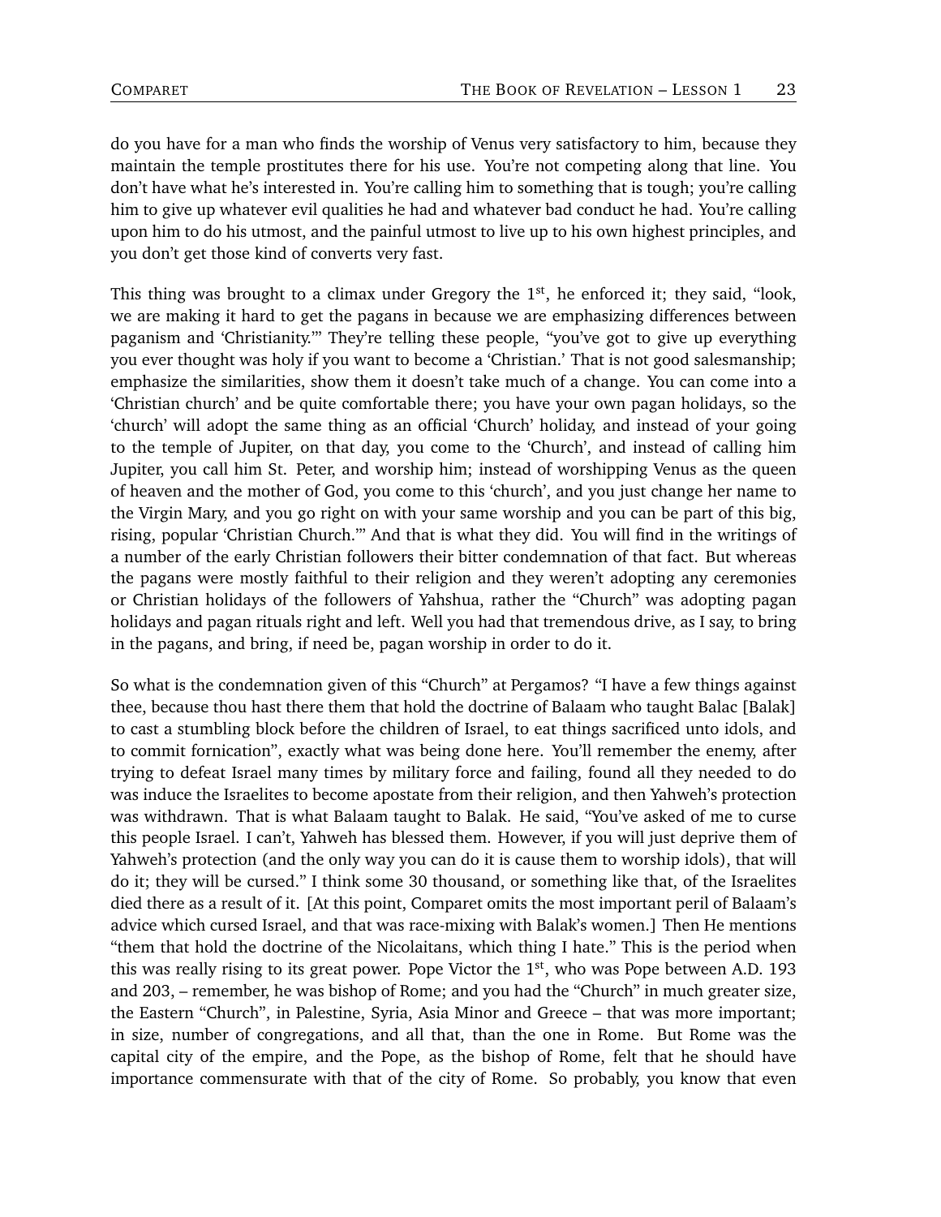do you have for a man who finds the worship of Venus very satisfactory to him, because they maintain the temple prostitutes there for his use. You're not competing along that line. You don't have what he's interested in. You're calling him to something that is tough; you're calling him to give up whatever evil qualities he had and whatever bad conduct he had. You're calling upon him to do his utmost, and the painful utmost to live up to his own highest principles, and you don't get those kind of converts very fast.

This thing was brought to a climax under Gregory the 1st, he enforced it; they said, "look, we are making it hard to get the pagans in because we are emphasizing differences between paganism and 'Christianity.'" They're telling these people, "you've got to give up everything you ever thought was holy if you want to become a 'Christian.' That is not good salesmanship; emphasize the similarities, show them it doesn't take much of a change. You can come into a 'Christian church' and be quite comfortable there; you have your own pagan holidays, so the 'church' will adopt the same thing as an official 'Church' holiday, and instead of your going to the temple of Jupiter, on that day, you come to the 'Church', and instead of calling him Jupiter, you call him St. Peter, and worship him; instead of worshipping Venus as the queen of heaven and the mother of God, you come to this 'church', and you just change her name to the Virgin Mary, and you go right on with your same worship and you can be part of this big, rising, popular 'Christian Church.'" And that is what they did. You will find in the writings of a number of the early Christian followers their bitter condemnation of that fact. But whereas the pagans were mostly faithful to their religion and they weren't adopting any ceremonies or Christian holidays of the followers of Yahshua, rather the "Church" was adopting pagan holidays and pagan rituals right and left. Well you had that tremendous drive, as I say, to bring in the pagans, and bring, if need be, pagan worship in order to do it.

So what is the condemnation given of this "Church" at Pergamos? "I have a few things against thee, because thou hast there them that hold the doctrine of Balaam who taught Balac [Balak] to cast a stumbling block before the children of Israel, to eat things sacrificed unto idols, and to commit fornication", exactly what was being done here. You'll remember the enemy, after trying to defeat Israel many times by military force and failing, found all they needed to do was induce the Israelites to become apostate from their religion, and then Yahweh's protection was withdrawn. That is what Balaam taught to Balak. He said, "You've asked of me to curse this people Israel. I can't, Yahweh has blessed them. However, if you will just deprive them of Yahweh's protection (and the only way you can do it is cause them to worship idols), that will do it; they will be cursed." I think some 30 thousand, or something like that, of the Israelites died there as a result of it. [At this point, Comparet omits the most important peril of Balaam's advice which cursed Israel, and that was race-mixing with Balak's women.] Then He mentions "them that hold the doctrine of the Nicolaitans, which thing I hate." This is the period when this was really rising to its great power. Pope Victor the 1st, who was Pope between A.D. 193 and 203, – remember, he was bishop of Rome; and you had the "Church" in much greater size, the Eastern "Church", in Palestine, Syria, Asia Minor and Greece – that was more important; in size, number of congregations, and all that, than the one in Rome. But Rome was the capital city of the empire, and the Pope, as the bishop of Rome, felt that he should have importance commensurate with that of the city of Rome. So probably, you know that even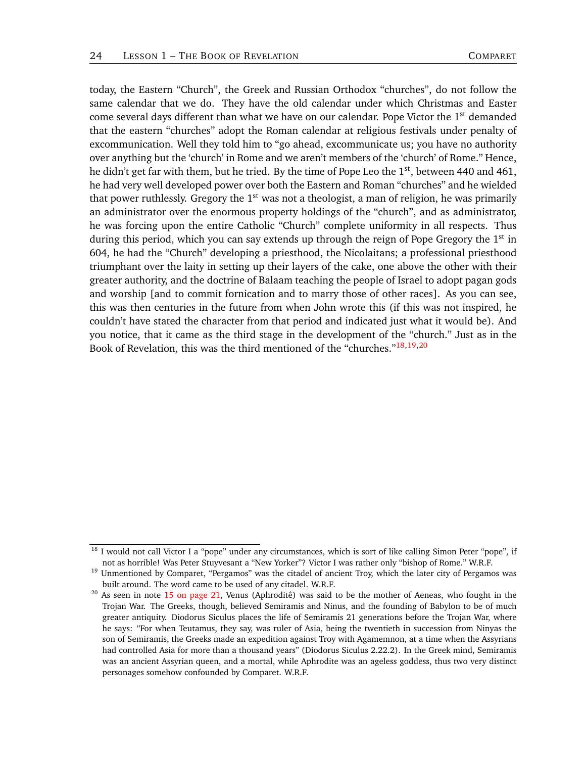today, the Eastern “Church”, the Greek and Russian Orthodox “churches”, do not follow the same calendar that we do. They have the old calendar under which Christmas and Easter come several days different than what we have on our calendar. Pope Victor the 1st demanded that the eastern “churches” adopt the Roman calendar at religious festivals under penalty of excommunication. Well they told him to “go ahead, excommunicate us; you have no authority over anything but the ‘church’ in Rome and we aren’t members of the ‘church’ of Rome.” Hence, he didn’t get far with them, but he tried. By the time of Pope Leo the 1st, between 440 and 461, he had very well developed power over both the Eastern and Roman “churches” and he wielded that power ruthlessly. Gregory the 1st was not a theologist, a man of religion, he was primarily an administrator over the enormous property holdings of the “church”, and as administrator, he was forcing upon the entire Catholic “Church” complete uniformity in all respects. Thus during this period, which you can say extends up through the reign of Pope Gregory the 1st in 604, he had the “Church” developing a priesthood, the Nicolaitans; a professional priesthood triumphant over the laity in setting up their layers of the cake, one above the other with their greater authority, and the doctrine of Balaam teaching the people of Israel to adopt pagan gods and worship [and to commit fornication and to marry those of other races]. As you can see, this was then centuries in the future from when John wrote this (if this was not inspired, he couldn’t have stated the character from that period and indicated just what it would be). And you notice, that it came as the third stage in the development of the “church.” Just as in the Book of Revelation, this was the third mentioned of the “churches.”[18,19,20]

---

[18] I would not call Victor I a “pope” under any circumstances, which is sort of like calling Simon Peter “pope”, if not as horrible! Was Peter Stuyvesant a “New Yorker”? Victor I was rather only “bishop of Rome.” W.R.F.

[19] Unmentioned by Comparet, “Pergamos” was the citadel of ancient Troy, which the later city of Pergamos was built around. The word came to be used of any citadel. W.R.F.

[20] As seen in note 15 on page 21, Venus (Aphroditê) was said to be the mother of Aeneas, who fought in the Trojan War. The Greeks, though, believed Semiramis and Ninus, and the founding of Babylon to be of much greater antiquity. Diodorus Siculus places the life of Semiramis 21 generations before the Trojan War, where he says: “For when Teutamus, they say, was ruler of Asia, being the twentieth in succession from Ninyas the son of Semiramis, the Greeks made an expedition against Troy with Agamemnon, at a time when the Assyrians had controlled Asia for more than a thousand years” (Diodorus Siculus 2.22.2). In the Greek mind, Semiramis was an ancient Assyrian queen, and a mortal, while Aphrodite was an ageless goddess, thus two very distinct personages somehow confounded by Comparet. W.R.F.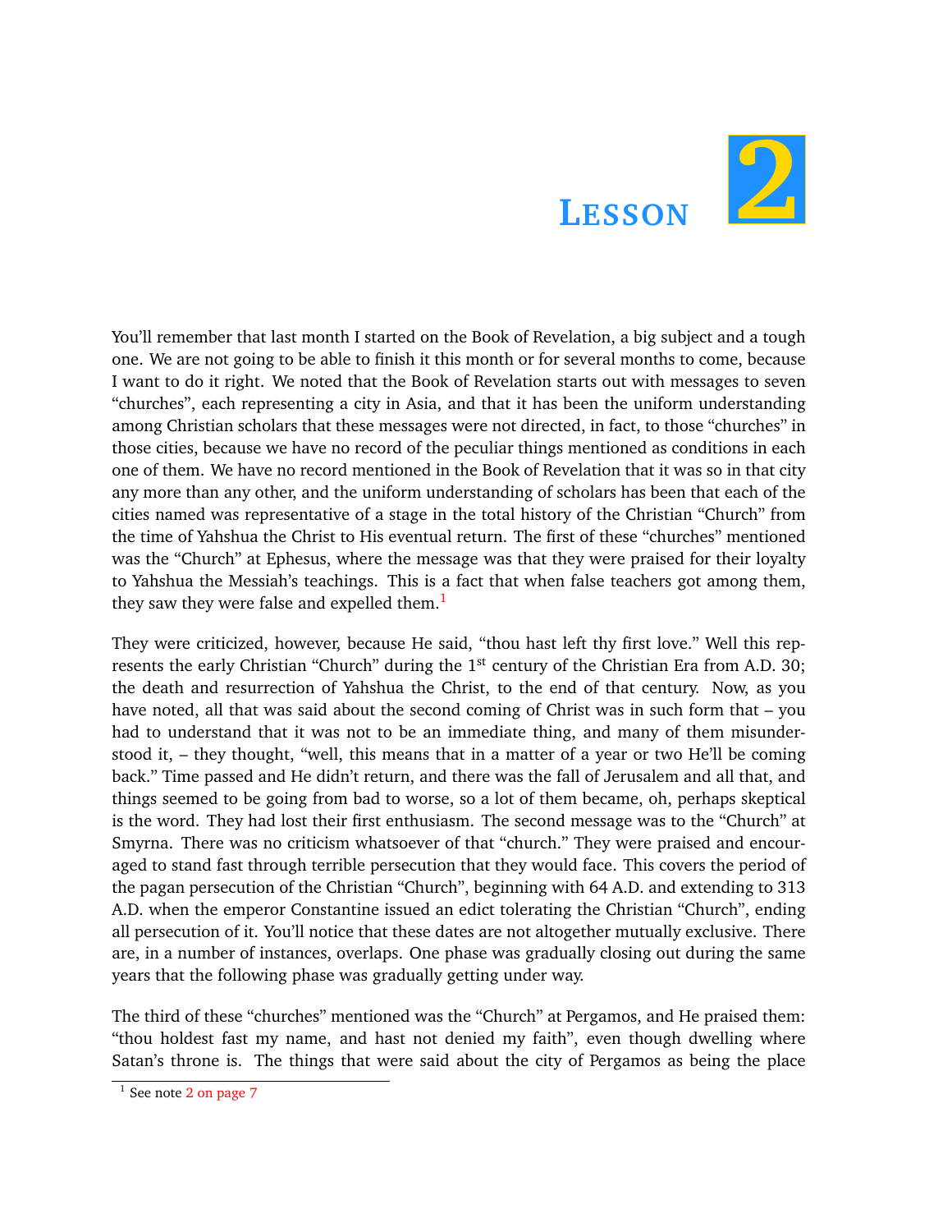# Lesson 2

You'll remember that last month I started on the Book of Revelation, a big subject and a tough one. We are not going to be able to finish it this month or for several months to come, because I want to do it right. We noted that the Book of Revelation starts out with messages to seven "churches", each representing a city in Asia, and that it has been the uniform understanding among Christian scholars that these messages were not directed, in fact, to those "churches" in those cities, because we have no record of the peculiar things mentioned as conditions in each one of them. We have no record mentioned in the Book of Revelation that it was so in that city any more than any other, and the uniform understanding of scholars has been that each of the cities named was representative of a stage in the total history of the Christian "Church" from the time of Yahshua the Christ to His eventual return. The first of these "churches" mentioned was the "Church" at Ephesus, where the message was that they were praised for their loyalty to Yahshua the Messiah's teachings. This is a fact that when false teachers got among them, they saw they were false and expelled them.[1]

They were criticized, however, because He said, "thou hast left thy first love." Well this represents the early Christian "Church" during the 1st century of the Christian Era from A.D. 30; the death and resurrection of Yahshua the Christ, to the end of that century. Now, as you have noted, all that was said about the second coming of Christ was in such form that – you had to understand that it was not to be an immediate thing, and many of them misunderstood it, – they thought, "well, this means that in a matter of a year or two He'll be coming back." Time passed and He didn't return, and there was the fall of Jerusalem and all that, and things seemed to be going from bad to worse, so a lot of them became, oh, perhaps skeptical is the word. They had lost their first enthusiasm. The second message was to the "Church" at Smyrna. There was no criticism whatsoever of that "church." They were praised and encouraged to stand fast through terrible persecution that they would face. This covers the period of the pagan persecution of the Christian "Church", beginning with 64 A.D. and extending to 313 A.D. when the emperor Constantine issued an edict tolerating the Christian "Church", ending all persecution of it. You'll notice that these dates are not altogether mutually exclusive. There are, in a number of instances, overlaps. One phase was gradually closing out during the same years that the following phase was gradually getting under way.

The third of these "churches" mentioned was the "Church" at Pergamos, and He praised them: "thou holdest fast my name, and hast not denied my faith", even though dwelling where Satan's throne is. The things that were said about the city of Pergamos as being the place

---

[1] See note 2 on page 7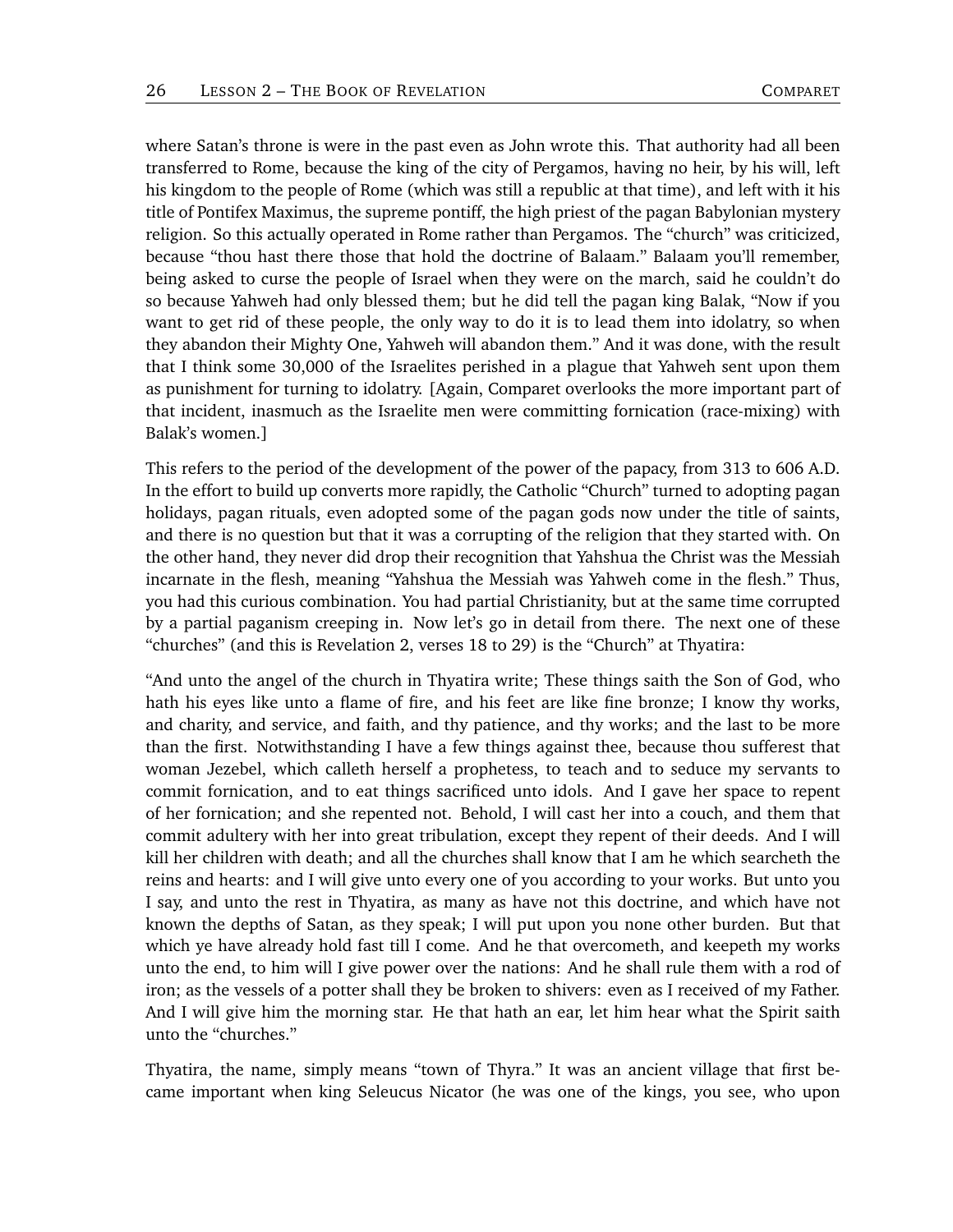where Satan's throne is were in the past even as John wrote this. That authority had all been transferred to Rome, because the king of the city of Pergamos, having no heir, by his will, left his kingdom to the people of Rome (which was still a republic at that time), and left with it his title of Pontifex Maximus, the supreme pontiff, the high priest of the pagan Babylonian mystery religion. So this actually operated in Rome rather than Pergamos. The "church" was criticized, because "thou hast there those that hold the doctrine of Balaam." Balaam you'll remember, being asked to curse the people of Israel when they were on the march, said he couldn't do so because Yahweh had only blessed them; but he did tell the pagan king Balak, "Now if you want to get rid of these people, the only way to do it is to lead them into idolatry, so when they abandon their Mighty One, Yahweh will abandon them." And it was done, with the result that I think some 30,000 of the Israelites perished in a plague that Yahweh sent upon them as punishment for turning to idolatry. [Again, Comparet overlooks the more important part of that incident, inasmuch as the Israelite men were committing fornication (race-mixing) with Balak's women.]

This refers to the period of the development of the power of the papacy, from 313 to 606 A.D. In the effort to build up converts more rapidly, the Catholic "Church" turned to adopting pagan holidays, pagan rituals, even adopted some of the pagan gods now under the title of saints, and there is no question but that it was a corrupting of the religion that they started with. On the other hand, they never did drop their recognition that Yahshua the Christ was the Messiah incarnate in the flesh, meaning "Yahshua the Messiah was Yahweh come in the flesh." Thus, you had this curious combination. You had partial Christianity, but at the same time corrupted by a partial paganism creeping in. Now let's go in detail from there. The next one of these "churches" (and this is Revelation 2, verses 18 to 29) is the "Church" at Thyatira:

"And unto the angel of the church in Thyatira write; These things saith the Son of God, who hath his eyes like unto a flame of fire, and his feet are like fine bronze; I know thy works, and charity, and service, and faith, and thy patience, and thy works; and the last to be more than the first. Notwithstanding I have a few things against thee, because thou sufferest that woman Jezebel, which calleth herself a prophetess, to teach and to seduce my servants to commit fornication, and to eat things sacrificed unto idols. And I gave her space to repent of her fornication; and she repented not. Behold, I will cast her into a couch, and them that commit adultery with her into great tribulation, except they repent of their deeds. And I will kill her children with death; and all the churches shall know that I am he which searcheth the reins and hearts: and I will give unto every one of you according to your works. But unto you I say, and unto the rest in Thyatira, as many as have not this doctrine, and which have not known the depths of Satan, as they speak; I will put upon you none other burden. But that which ye have already hold fast till I come. And he that overcometh, and keepeth my works unto the end, to him will I give power over the nations: And he shall rule them with a rod of iron; as the vessels of a potter shall they be broken to shivers: even as I received of my Father. And I will give him the morning star. He that hath an ear, let him hear what the Spirit saith unto the "churches."

Thyatira, the name, simply means "town of Thyra." It was an ancient village that first became important when king Seleucus Nicator (he was one of the kings, you see, who upon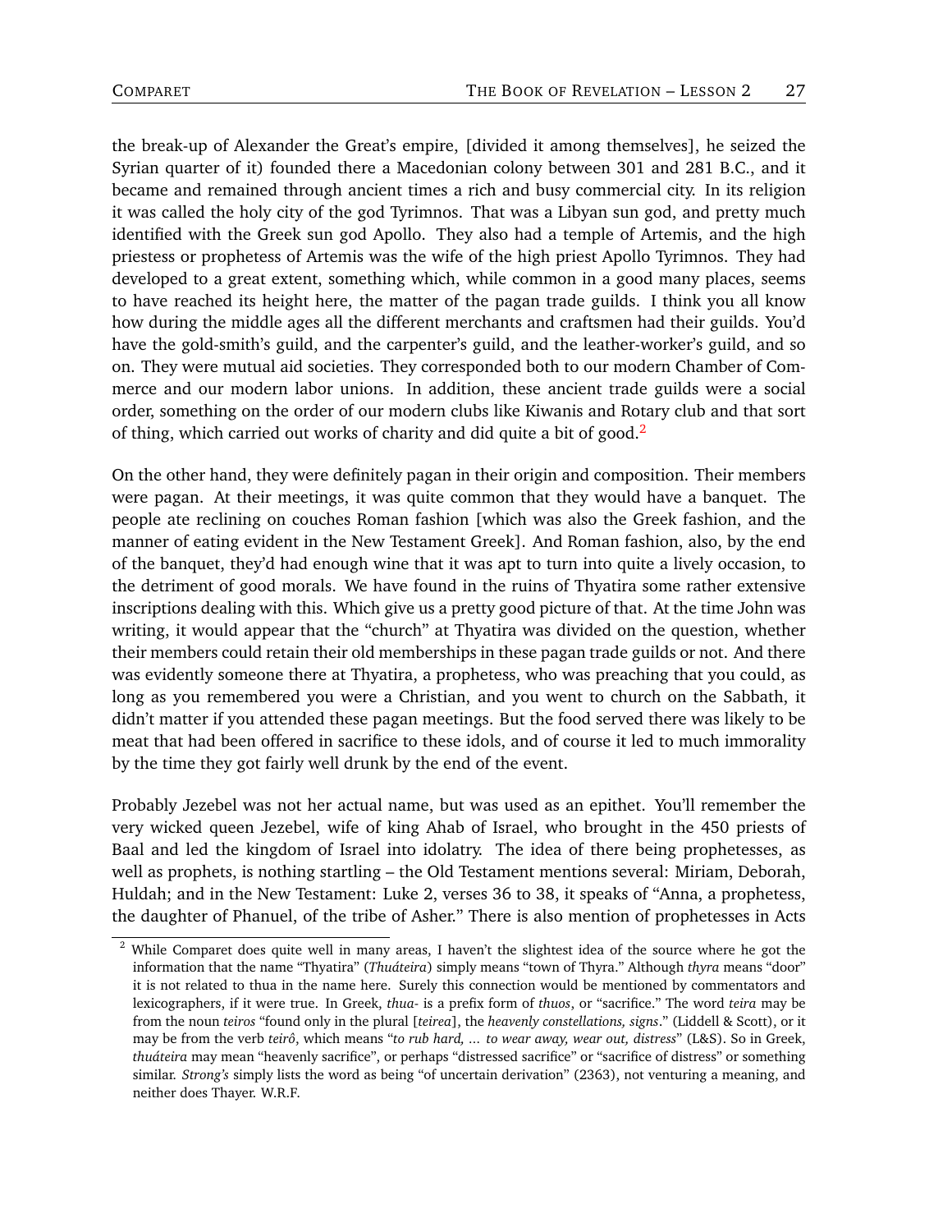the break-up of Alexander the Great's empire, [divided it among themselves], he seized the Syrian quarter of it) founded there a Macedonian colony between 301 and 281 B.C., and it became and remained through ancient times a rich and busy commercial city. In its religion it was called the holy city of the god Tyrimnos. That was a Libyan sun god, and pretty much identified with the Greek sun god Apollo. They also had a temple of Artemis, and the high priestess or prophetess of Artemis was the wife of the high priest Apollo Tyrimnos. They had developed to a great extent, something which, while common in a good many places, seems to have reached its height here, the matter of the pagan trade guilds. I think you all know how during the middle ages all the different merchants and craftsmen had their guilds. You'd have the gold-smith's guild, and the carpenter's guild, and the leather-worker's guild, and so on. They were mutual aid societies. They corresponded both to our modern Chamber of Commerce and our modern labor unions. In addition, these ancient trade guilds were a social order, something on the order of our modern clubs like Kiwanis and Rotary club and that sort of thing, which carried out works of charity and did quite a bit of good.[2]

On the other hand, they were definitely pagan in their origin and composition. Their members were pagan. At their meetings, it was quite common that they would have a banquet. The people ate reclining on couches Roman fashion [which was also the Greek fashion, and the manner of eating evident in the New Testament Greek]. And Roman fashion, also, by the end of the banquet, they'd had enough wine that it was apt to turn into quite a lively occasion, to the detriment of good morals. We have found in the ruins of Thyatira some rather extensive inscriptions dealing with this. Which give us a pretty good picture of that. At the time John was writing, it would appear that the "church" at Thyatira was divided on the question, whether their members could retain their old memberships in these pagan trade guilds or not. And there was evidently someone there at Thyatira, a prophetess, who was preaching that you could, as long as you remembered you were a Christian, and you went to church on the Sabbath, it didn't matter if you attended these pagan meetings. But the food served there was likely to be meat that had been offered in sacrifice to these idols, and of course it led to much immorality by the time they got fairly well drunk by the end of the event.

Probably Jezebel was not her actual name, but was used as an epithet. You'll remember the very wicked queen Jezebel, wife of king Ahab of Israel, who brought in the 450 priests of Baal and led the kingdom of Israel into idolatry. The idea of there being prophetesses, as well as prophets, is nothing startling – the Old Testament mentions several: Miriam, Deborah, Huldah; and in the New Testament: Luke 2, verses 36 to 38, it speaks of "Anna, a prophetess, the daughter of Phanuel, of the tribe of Asher." There is also mention of prophetesses in Acts

[2] While Comparet does quite well in many areas, I haven't the slightest idea of the source where he got the information that the name "Thyatira" (*Thuáteira*) simply means "town of Thyra." Although *thyra* means "door" it is not related to thua in the name here. Surely this connection would be mentioned by commentators and lexicographers, if it were true. In Greek, *thua-* is a prefix form of *thuos*, or "sacrifice." The word *teira* may be from the noun *teiros* "found only in the plural [*teirea*], the *heavenly constellations, signs*." (Liddell & Scott), or it may be from the verb *teirô*, which means "*to rub hard, ... to wear away, wear out, distress*" (L&S). So in Greek, *thuáteira* may mean "heavenly sacrifice", or perhaps "distressed sacrifice" or "sacrifice of distress" or something similar. *Strong's* simply lists the word as being "of uncertain derivation" (2363), not venturing a meaning, and neither does Thayer. W.R.F.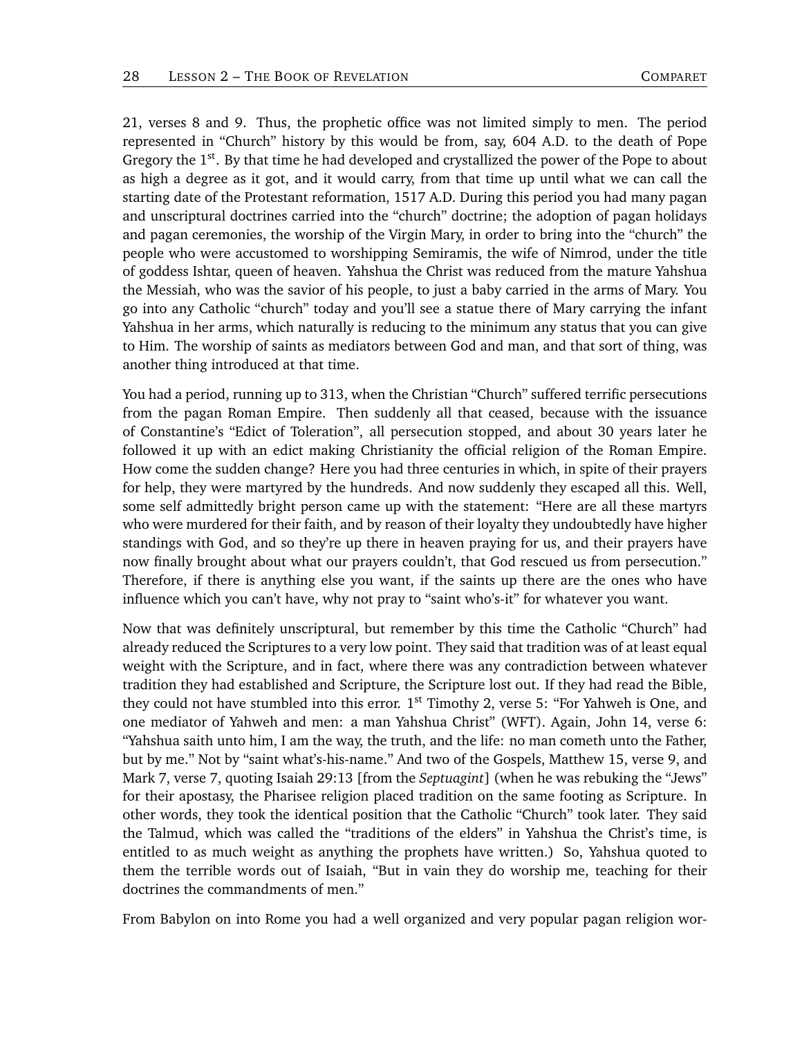21, verses 8 and 9. Thus, the prophetic office was not limited simply to men. The period represented in "Church" history by this would be from, say, 604 A.D. to the death of Pope Gregory the 1st. By that time he had developed and crystallized the power of the Pope to about as high a degree as it got, and it would carry, from that time up until what we can call the starting date of the Protestant reformation, 1517 A.D. During this period you had many pagan and unscriptural doctrines carried into the "church" doctrine; the adoption of pagan holidays and pagan ceremonies, the worship of the Virgin Mary, in order to bring into the "church" the people who were accustomed to worshipping Semiramis, the wife of Nimrod, under the title of goddess Ishtar, queen of heaven. Yahshua the Christ was reduced from the mature Yahshua the Messiah, who was the savior of his people, to just a baby carried in the arms of Mary. You go into any Catholic "church" today and you'll see a statue there of Mary carrying the infant Yahshua in her arms, which naturally is reducing to the minimum any status that you can give to Him. The worship of saints as mediators between God and man, and that sort of thing, was another thing introduced at that time.

You had a period, running up to 313, when the Christian "Church" suffered terrific persecutions from the pagan Roman Empire. Then suddenly all that ceased, because with the issuance of Constantine's "Edict of Toleration", all persecution stopped, and about 30 years later he followed it up with an edict making Christianity the official religion of the Roman Empire. How come the sudden change? Here you had three centuries in which, in spite of their prayers for help, they were martyred by the hundreds. And now suddenly they escaped all this. Well, some self admittedly bright person came up with the statement: "Here are all these martyrs who were murdered for their faith, and by reason of their loyalty they undoubtedly have higher standings with God, and so they're up there in heaven praying for us, and their prayers have now finally brought about what our prayers couldn't, that God rescued us from persecution." Therefore, if there is anything else you want, if the saints up there are the ones who have influence which you can't have, why not pray to "saint who's-it" for whatever you want.

Now that was definitely unscriptural, but remember by this time the Catholic "Church" had already reduced the Scriptures to a very low point. They said that tradition was of at least equal weight with the Scripture, and in fact, where there was any contradiction between whatever tradition they had established and Scripture, the Scripture lost out. If they had read the Bible, they could not have stumbled into this error. 1st Timothy 2, verse 5: "For Yahweh is One, and one mediator of Yahweh and men: a man Yahshua Christ" (WFT). Again, John 14, verse 6: "Yahshua saith unto him, I am the way, the truth, and the life: no man cometh unto the Father, but by me." Not by "saint what's-his-name." And two of the Gospels, Matthew 15, verse 9, and Mark 7, verse 7, quoting Isaiah 29:13 [from the *Septuagint*] (when he was rebuking the "Jews" for their apostasy, the Pharisee religion placed tradition on the same footing as Scripture. In other words, they took the identical position that the Catholic "Church" took later. They said the Talmud, which was called the "traditions of the elders" in Yahshua the Christ's time, is entitled to as much weight as anything the prophets have written.) So, Yahshua quoted to them the terrible words out of Isaiah, "But in vain they do worship me, teaching for their doctrines the commandments of men."

From Babylon on into Rome you had a well organized and very popular pagan religion wor-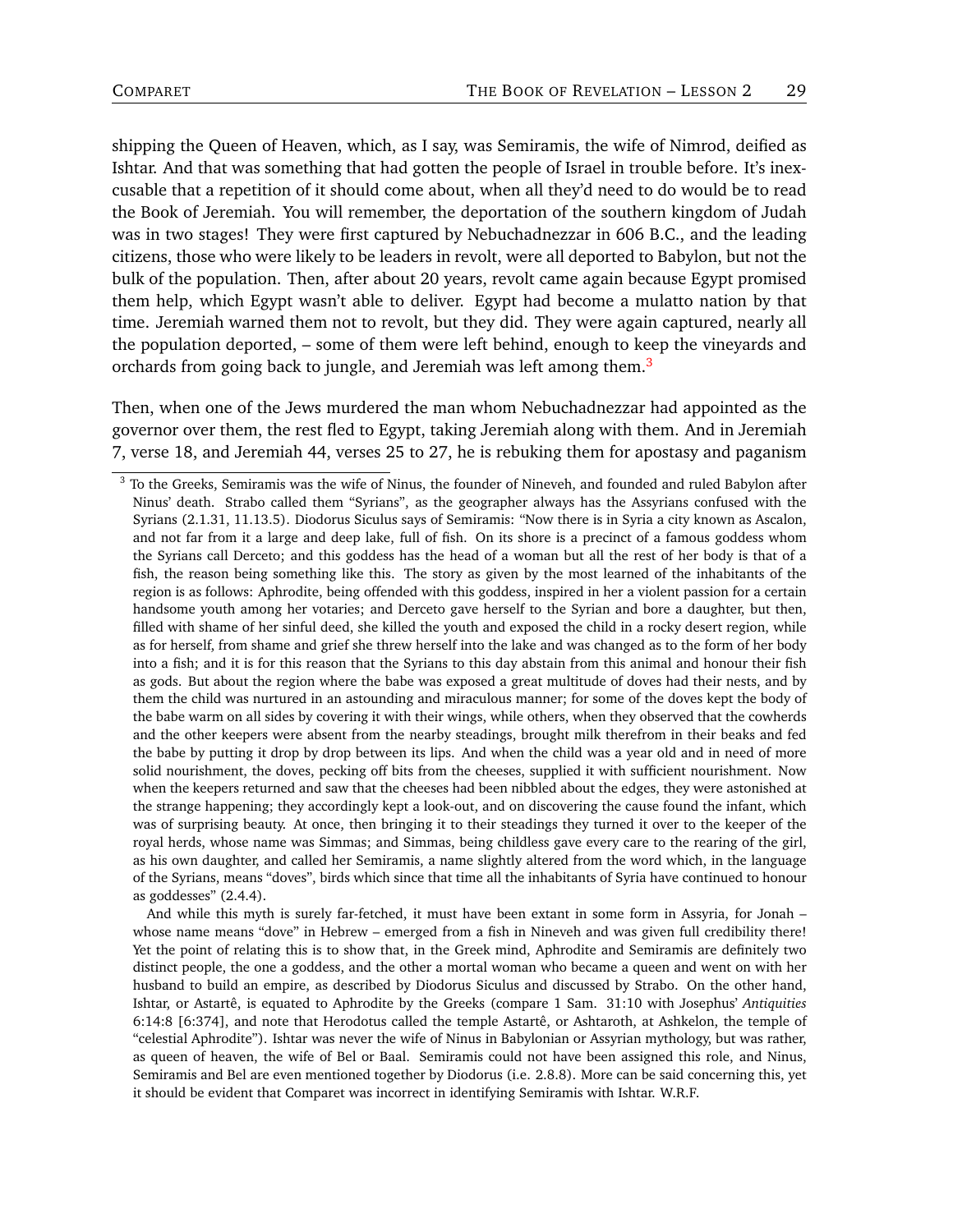shipping the Queen of Heaven, which, as I say, was Semiramis, the wife of Nimrod, deified as Ishtar. And that was something that had gotten the people of Israel in trouble before. It's inexcusable that a repetition of it should come about, when all they'd need to do would be to read the Book of Jeremiah. You will remember, the deportation of the southern kingdom of Judah was in two stages! They were first captured by Nebuchadnezzar in 606 B.C., and the leading citizens, those who were likely to be leaders in revolt, were all deported to Babylon, but not the bulk of the population. Then, after about 20 years, revolt came again because Egypt promised them help, which Egypt wasn't able to deliver. Egypt had become a mulatto nation by that time. Jeremiah warned them not to revolt, but they did. They were again captured, nearly all the population deported, – some of them were left behind, enough to keep the vineyards and orchards from going back to jungle, and Jeremiah was left among them.[3]

Then, when one of the Jews murdered the man whom Nebuchadnezzar had appointed as the governor over them, the rest fled to Egypt, taking Jeremiah along with them. And in Jeremiah 7, verse 18, and Jeremiah 44, verses 25 to 27, he is rebuking them for apostasy and paganism

---

[3] To the Greeks, Semiramis was the wife of Ninus, the founder of Nineveh, and founded and ruled Babylon after Ninus' death. Strabo called them "Syrians", as the geographer always has the Assyrians confused with the Syrians (2.1.31, 11.13.5). Diodorus Siculus says of Semiramis: "Now there is in Syria a city known as Ascalon, and not far from it a large and deep lake, full of fish. On its shore is a precinct of a famous goddess whom the Syrians call Derceto; and this goddess has the head of a woman but all the rest of her body is that of a fish, the reason being something like this. The story as given by the most learned of the inhabitants of the region is as follows: Aphrodite, being offended with this goddess, inspired in her a violent passion for a certain handsome youth among her votaries; and Derceto gave herself to the Syrian and bore a daughter, but then, filled with shame of her sinful deed, she killed the youth and exposed the child in a rocky desert region, while as for herself, from shame and grief she threw herself into the lake and was changed as to the form of her body into a fish; and it is for this reason that the Syrians to this day abstain from this animal and honour their fish as gods. But about the region where the babe was exposed a great multitude of doves had their nests, and by them the child was nurtured in an astounding and miraculous manner; for some of the doves kept the body of the babe warm on all sides by covering it with their wings, while others, when they observed that the cowherds and the other keepers were absent from the nearby steadings, brought milk therefrom in their beaks and fed the babe by putting it drop by drop between its lips. And when the child was a year old and in need of more solid nourishment, the doves, pecking off bits from the cheeses, supplied it with sufficient nourishment. Now when the keepers returned and saw that the cheeses had been nibbled about the edges, they were astonished at the strange happening; they accordingly kept a look-out, and on discovering the cause found the infant, which was of surprising beauty. At once, then bringing it to their steadings they turned it over to the keeper of the royal herds, whose name was Simmas; and Simmas, being childless gave every care to the rearing of the girl, as his own daughter, and called her Semiramis, a name slightly altered from the word which, in the language of the Syrians, means "doves", birds which since that time all the inhabitants of Syria have continued to honour as goddesses" (2.4.4).

And while this myth is surely far-fetched, it must have been extant in some form in Assyria, for Jonah – whose name means "dove" in Hebrew – emerged from a fish in Nineveh and was given full credibility there! Yet the point of relating this is to show that, in the Greek mind, Aphrodite and Semiramis are definitely two distinct people, the one a goddess, and the other a mortal woman who became a queen and went on with her husband to build an empire, as described by Diodorus Siculus and discussed by Strabo. On the other hand, Ishtar, or Astartê, is equated to Aphrodite by the Greeks (compare 1 Sam. 31:10 with Josephus' *Antiquities* 6:14:8 [6:374], and note that Herodotus called the temple Astartê, or Ashtaroth, at Ashkelon, the temple of "celestial Aphrodite"). Ishtar was never the wife of Ninus in Babylonian or Assyrian mythology, but was rather, as queen of heaven, the wife of Bel or Baal. Semiramis could not have been assigned this role, and Ninus, Semiramis and Bel are even mentioned together by Diodorus (i.e. 2.8.8). More can be said concerning this, yet it should be evident that Comparet was incorrect in identifying Semiramis with Ishtar. W.R.F.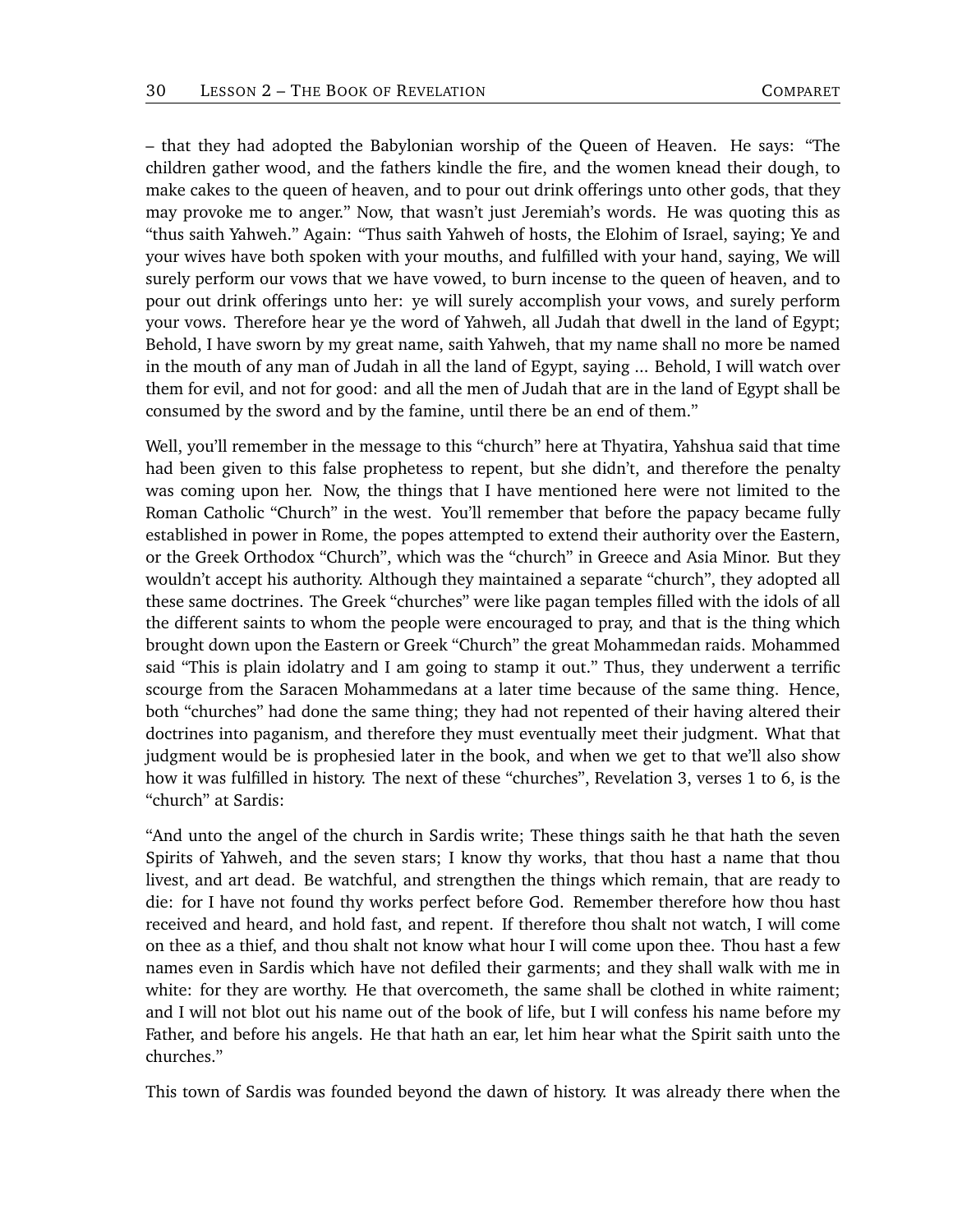– that they had adopted the Babylonian worship of the Queen of Heaven. He says: "The children gather wood, and the fathers kindle the fire, and the women knead their dough, to make cakes to the queen of heaven, and to pour out drink offerings unto other gods, that they may provoke me to anger." Now, that wasn't just Jeremiah's words. He was quoting this as "thus saith Yahweh." Again: "Thus saith Yahweh of hosts, the Elohim of Israel, saying; Ye and your wives have both spoken with your mouths, and fulfilled with your hand, saying, We will surely perform our vows that we have vowed, to burn incense to the queen of heaven, and to pour out drink offerings unto her: ye will surely accomplish your vows, and surely perform your vows. Therefore hear ye the word of Yahweh, all Judah that dwell in the land of Egypt; Behold, I have sworn by my great name, saith Yahweh, that my name shall no more be named in the mouth of any man of Judah in all the land of Egypt, saying ... Behold, I will watch over them for evil, and not for good: and all the men of Judah that are in the land of Egypt shall be consumed by the sword and by the famine, until there be an end of them."

Well, you'll remember in the message to this "church" here at Thyatira, Yahshua said that time had been given to this false prophetess to repent, but she didn't, and therefore the penalty was coming upon her. Now, the things that I have mentioned here were not limited to the Roman Catholic "Church" in the west. You'll remember that before the papacy became fully established in power in Rome, the popes attempted to extend their authority over the Eastern, or the Greek Orthodox "Church", which was the "church" in Greece and Asia Minor. But they wouldn't accept his authority. Although they maintained a separate "church", they adopted all these same doctrines. The Greek "churches" were like pagan temples filled with the idols of all the different saints to whom the people were encouraged to pray, and that is the thing which brought down upon the Eastern or Greek "Church" the great Mohammedan raids. Mohammed said "This is plain idolatry and I am going to stamp it out." Thus, they underwent a terrific scourge from the Saracen Mohammedans at a later time because of the same thing. Hence, both "churches" had done the same thing; they had not repented of their having altered their doctrines into paganism, and therefore they must eventually meet their judgment. What that judgment would be is prophesied later in the book, and when we get to that we'll also show how it was fulfilled in history. The next of these "churches", Revelation 3, verses 1 to 6, is the "church" at Sardis:

"And unto the angel of the church in Sardis write; These things saith he that hath the seven Spirits of Yahweh, and the seven stars; I know thy works, that thou hast a name that thou livest, and art dead. Be watchful, and strengthen the things which remain, that are ready to die: for I have not found thy works perfect before God. Remember therefore how thou hast received and heard, and hold fast, and repent. If therefore thou shalt not watch, I will come on thee as a thief, and thou shalt not know what hour I will come upon thee. Thou hast a few names even in Sardis which have not defiled their garments; and they shall walk with me in white: for they are worthy. He that overcometh, the same shall be clothed in white raiment; and I will not blot out his name out of the book of life, but I will confess his name before my Father, and before his angels. He that hath an ear, let him hear what the Spirit saith unto the churches."

This town of Sardis was founded beyond the dawn of history. It was already there when the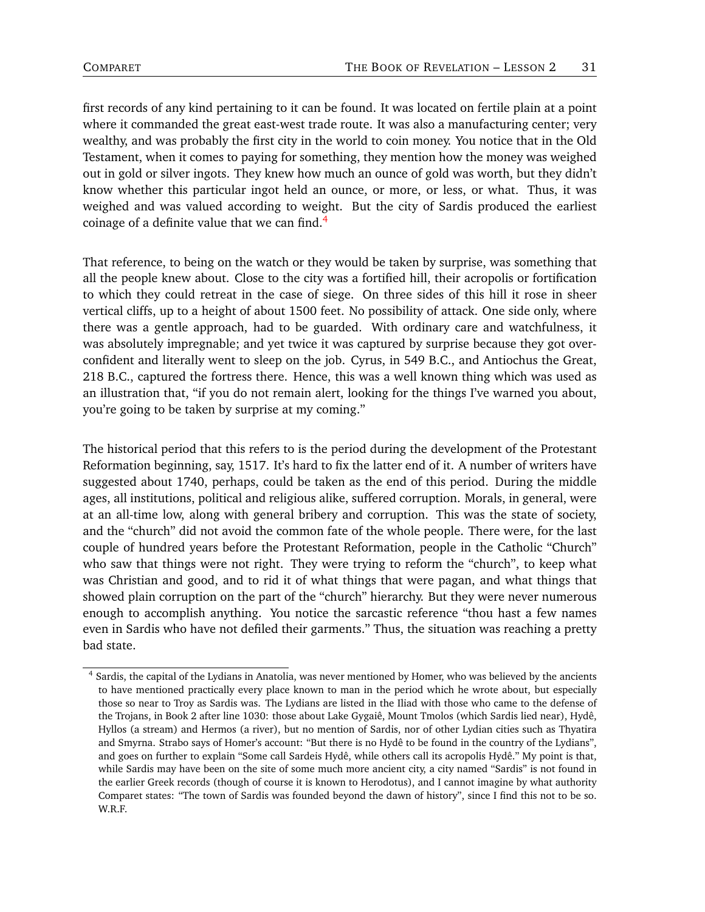first records of any kind pertaining to it can be found. It was located on fertile plain at a point where it commanded the great east-west trade route. It was also a manufacturing center; very wealthy, and was probably the first city in the world to coin money. You notice that in the Old Testament, when it comes to paying for something, they mention how the money was weighed out in gold or silver ingots. They knew how much an ounce of gold was worth, but they didn't know whether this particular ingot held an ounce, or more, or less, or what. Thus, it was weighed and was valued according to weight. But the city of Sardis produced the earliest coinage of a definite value that we can find.[4]

That reference, to being on the watch or they would be taken by surprise, was something that all the people knew about. Close to the city was a fortified hill, their acropolis or fortification to which they could retreat in the case of siege. On three sides of this hill it rose in sheer vertical cliffs, up to a height of about 1500 feet. No possibility of attack. One side only, where there was a gentle approach, had to be guarded. With ordinary care and watchfulness, it was absolutely impregnable; and yet twice it was captured by surprise because they got over-confident and literally went to sleep on the job. Cyrus, in 549 B.C., and Antiochus the Great, 218 B.C., captured the fortress there. Hence, this was a well known thing which was used as an illustration that, "if you do not remain alert, looking for the things I've warned you about, you're going to be taken by surprise at my coming."

The historical period that this refers to is the period during the development of the Protestant Reformation beginning, say, 1517. It's hard to fix the latter end of it. A number of writers have suggested about 1740, perhaps, could be taken as the end of this period. During the middle ages, all institutions, political and religious alike, suffered corruption. Morals, in general, were at an all-time low, along with general bribery and corruption. This was the state of society, and the "church" did not avoid the common fate of the whole people. There were, for the last couple of hundred years before the Protestant Reformation, people in the Catholic "Church" who saw that things were not right. They were trying to reform the "church", to keep what was Christian and good, and to rid it of what things that were pagan, and what things that showed plain corruption on the part of the "church" hierarchy. But they were never numerous enough to accomplish anything. You notice the sarcastic reference "thou hast a few names even in Sardis who have not defiled their garments." Thus, the situation was reaching a pretty bad state.

---

[4] Sardis, the capital of the Lydians in Anatolia, was never mentioned by Homer, who was believed by the ancients to have mentioned practically every place known to man in the period which he wrote about, but especially those so near to Troy as Sardis was. The Lydians are listed in the Iliad with those who came to the defense of the Trojans, in Book 2 after line 1030: those about Lake Gygaiê, Mount Tmolos (which Sardis lied near), Hydê, Hyllos (a stream) and Hermos (a river), but no mention of Sardis, nor of other Lydian cities such as Thyatira and Smyrna. Strabo says of Homer's account: "But there is no Hydê to be found in the country of the Lydians", and goes on further to explain "Some call Sardeis Hydê, while others call its acropolis Hydê." My point is that, while Sardis may have been on the site of some much more ancient city, a city named "Sardis" is not found in the earlier Greek records (though of course it is known to Herodotus), and I cannot imagine by what authority Comparet states: "The town of Sardis was founded beyond the dawn of history", since I find this not to be so. W.R.F.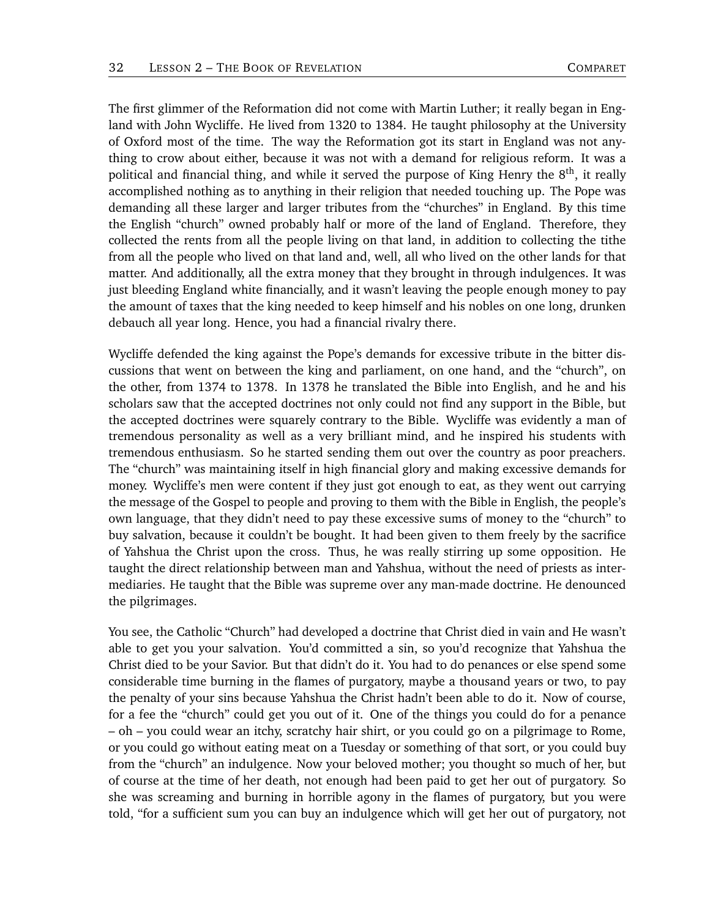The first glimmer of the Reformation did not come with Martin Luther; it really began in England with John Wycliffe. He lived from 1320 to 1384. He taught philosophy at the University of Oxford most of the time. The way the Reformation got its start in England was not anything to crow about either, because it was not with a demand for religious reform. It was a political and financial thing, and while it served the purpose of King Henry the 8th, it really accomplished nothing as to anything in their religion that needed touching up. The Pope was demanding all these larger and larger tributes from the "churches" in England. By this time the English "church" owned probably half or more of the land of England. Therefore, they collected the rents from all the people living on that land, in addition to collecting the tithe from all the people who lived on that land and, well, all who lived on the other lands for that matter. And additionally, all the extra money that they brought in through indulgences. It was just bleeding England white financially, and it wasn't leaving the people enough money to pay the amount of taxes that the king needed to keep himself and his nobles on one long, drunken debauch all year long. Hence, you had a financial rivalry there.

Wycliffe defended the king against the Pope's demands for excessive tribute in the bitter discussions that went on between the king and parliament, on one hand, and the "church", on the other, from 1374 to 1378. In 1378 he translated the Bible into English, and he and his scholars saw that the accepted doctrines not only could not find any support in the Bible, but the accepted doctrines were squarely contrary to the Bible. Wycliffe was evidently a man of tremendous personality as well as a very brilliant mind, and he inspired his students with tremendous enthusiasm. So he started sending them out over the country as poor preachers. The "church" was maintaining itself in high financial glory and making excessive demands for money. Wycliffe's men were content if they just got enough to eat, as they went out carrying the message of the Gospel to people and proving to them with the Bible in English, the people's own language, that they didn't need to pay these excessive sums of money to the "church" to buy salvation, because it couldn't be bought. It had been given to them freely by the sacrifice of Yahshua the Christ upon the cross. Thus, he was really stirring up some opposition. He taught the direct relationship between man and Yahshua, without the need of priests as intermediaries. He taught that the Bible was supreme over any man-made doctrine. He denounced the pilgrimages.

You see, the Catholic "Church" had developed a doctrine that Christ died in vain and He wasn't able to get you your salvation. You'd committed a sin, so you'd recognize that Yahshua the Christ died to be your Savior. But that didn't do it. You had to do penances or else spend some considerable time burning in the flames of purgatory, maybe a thousand years or two, to pay the penalty of your sins because Yahshua the Christ hadn't been able to do it. Now of course, for a fee the "church" could get you out of it. One of the things you could do for a penance – oh – you could wear an itchy, scratchy hair shirt, or you could go on a pilgrimage to Rome, or you could go without eating meat on a Tuesday or something of that sort, or you could buy from the "church" an indulgence. Now your beloved mother; you thought so much of her, but of course at the time of her death, not enough had been paid to get her out of purgatory. So she was screaming and burning in horrible agony in the flames of purgatory, but you were told, "for a sufficient sum you can buy an indulgence which will get her out of purgatory, not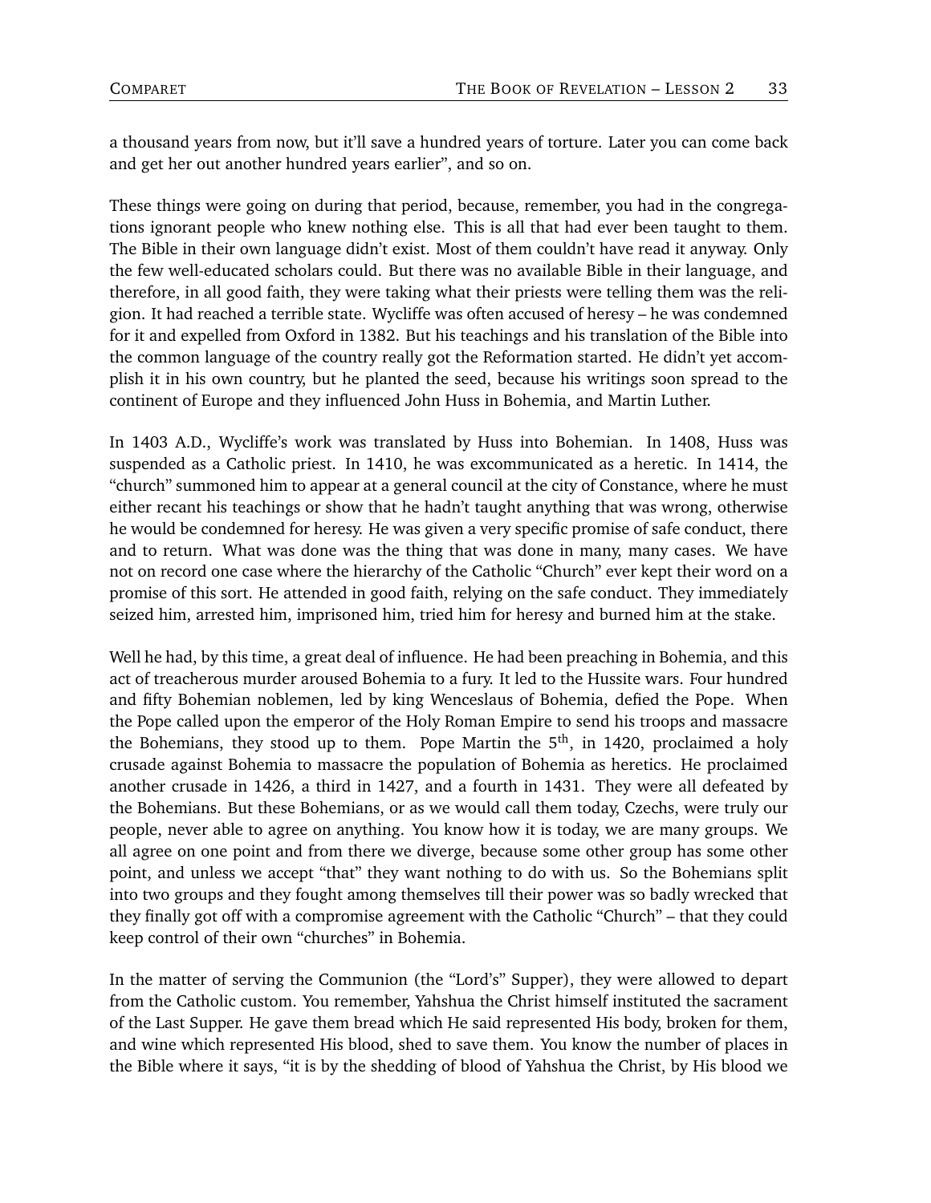a thousand years from now, but it'll save a hundred years of torture. Later you can come back and get her out another hundred years earlier", and so on.

These things were going on during that period, because, remember, you had in the congregations ignorant people who knew nothing else. This is all that had ever been taught to them. The Bible in their own language didn't exist. Most of them couldn't have read it anyway. Only the few well-educated scholars could. But there was no available Bible in their language, and therefore, in all good faith, they were taking what their priests were telling them was the religion. It had reached a terrible state. Wycliffe was often accused of heresy – he was condemned for it and expelled from Oxford in 1382. But his teachings and his translation of the Bible into the common language of the country really got the Reformation started. He didn't yet accomplish it in his own country, but he planted the seed, because his writings soon spread to the continent of Europe and they influenced John Huss in Bohemia, and Martin Luther.

In 1403 A.D., Wycliffe's work was translated by Huss into Bohemian. In 1408, Huss was suspended as a Catholic priest. In 1410, he was excommunicated as a heretic. In 1414, the "church" summoned him to appear at a general council at the city of Constance, where he must either recant his teachings or show that he hadn't taught anything that was wrong, otherwise he would be condemned for heresy. He was given a very specific promise of safe conduct, there and to return. What was done was the thing that was done in many, many cases. We have not on record one case where the hierarchy of the Catholic "Church" ever kept their word on a promise of this sort. He attended in good faith, relying on the safe conduct. They immediately seized him, arrested him, imprisoned him, tried him for heresy and burned him at the stake.

Well he had, by this time, a great deal of influence. He had been preaching in Bohemia, and this act of treacherous murder aroused Bohemia to a fury. It led to the Hussite wars. Four hundred and fifty Bohemian noblemen, led by king Wenceslaus of Bohemia, defied the Pope. When the Pope called upon the emperor of the Holy Roman Empire to send his troops and massacre the Bohemians, they stood up to them. Pope Martin the 5th, in 1420, proclaimed a holy crusade against Bohemia to massacre the population of Bohemia as heretics. He proclaimed another crusade in 1426, a third in 1427, and a fourth in 1431. They were all defeated by the Bohemians. But these Bohemians, or as we would call them today, Czechs, were truly our people, never able to agree on anything. You know how it is today, we are many groups. We all agree on one point and from there we diverge, because some other group has some other point, and unless we accept "that" they want nothing to do with us. So the Bohemians split into two groups and they fought among themselves till their power was so badly wrecked that they finally got off with a compromise agreement with the Catholic "Church" – that they could keep control of their own "churches" in Bohemia.

In the matter of serving the Communion (the "Lord's" Supper), they were allowed to depart from the Catholic custom. You remember, Yahshua the Christ himself instituted the sacrament of the Last Supper. He gave them bread which He said represented His body, broken for them, and wine which represented His blood, shed to save them. You know the number of places in the Bible where it says, "it is by the shedding of blood of Yahshua the Christ, by His blood we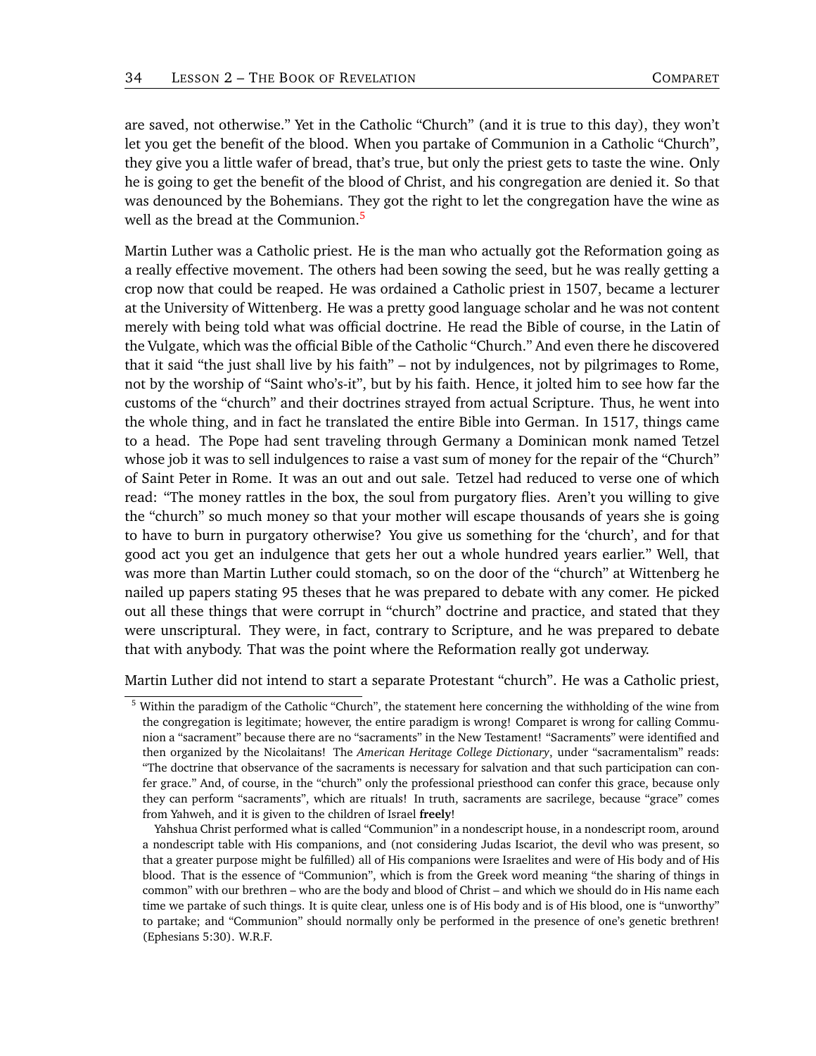are saved, not otherwise." Yet in the Catholic "Church" (and it is true to this day), they won't let you get the benefit of the blood. When you partake of Communion in a Catholic "Church", they give you a little wafer of bread, that's true, but only the priest gets to taste the wine. Only he is going to get the benefit of the blood of Christ, and his congregation are denied it. So that was denounced by the Bohemians. They got the right to let the congregation have the wine as well as the bread at the Communion.[5]

Martin Luther was a Catholic priest. He is the man who actually got the Reformation going as a really effective movement. The others had been sowing the seed, but he was really getting a crop now that could be reaped. He was ordained a Catholic priest in 1507, became a lecturer at the University of Wittenberg. He was a pretty good language scholar and he was not content merely with being told what was official doctrine. He read the Bible of course, in the Latin of the Vulgate, which was the official Bible of the Catholic "Church." And even there he discovered that it said "the just shall live by his faith" – not by indulgences, not by pilgrimages to Rome, not by the worship of "Saint who's-it", but by his faith. Hence, it jolted him to see how far the customs of the "church" and their doctrines strayed from actual Scripture. Thus, he went into the whole thing, and in fact he translated the entire Bible into German. In 1517, things came to a head. The Pope had sent traveling through Germany a Dominican monk named Tetzel whose job it was to sell indulgences to raise a vast sum of money for the repair of the "Church" of Saint Peter in Rome. It was an out and out sale. Tetzel had reduced to verse one of which read: "The money rattles in the box, the soul from purgatory flies. Aren't you willing to give the "church" so much money so that your mother will escape thousands of years she is going to have to burn in purgatory otherwise? You give us something for the 'church', and for that good act you get an indulgence that gets her out a whole hundred years earlier." Well, that was more than Martin Luther could stomach, so on the door of the "church" at Wittenberg he nailed up papers stating 95 theses that he was prepared to debate with any comer. He picked out all these things that were corrupt in "church" doctrine and practice, and stated that they were unscriptural. They were, in fact, contrary to Scripture, and he was prepared to debate that with anybody. That was the point where the Reformation really got underway.

Martin Luther did not intend to start a separate Protestant "church". He was a Catholic priest,

---

[5] Within the paradigm of the Catholic "Church", the statement here concerning the withholding of the wine from the congregation is legitimate; however, the entire paradigm is wrong! Comparet is wrong for calling Communion a "sacrament" because there are no "sacraments" in the New Testament! "Sacraments" were identified and then organized by the Nicolaitans! The *American Heritage College Dictionary*, under "sacramentalism" reads: "The doctrine that observance of the sacraments is necessary for salvation and that such participation can confer grace." And, of course, in the "church" only the professional priesthood can confer this grace, because only they can perform "sacraments", which are rituals! In truth, sacraments are sacrilege, because "grace" comes from Yahweh, and it is given to the children of Israel **freely**!

Yahshua Christ performed what is called "Communion" in a nondescript house, in a nondescript room, around a nondescript table with His companions, and (not considering Judas Iscariot, the devil who was present, so that a greater purpose might be fulfilled) all of His companions were Israelites and were of His body and of His blood. That is the essence of "Communion", which is from the Greek word meaning "the sharing of things in common" with our brethren – who are the body and blood of Christ – and which we should do in His name each time we partake of such things. It is quite clear, unless one is of His body and is of His blood, one is "unworthy" to partake; and "Communion" should normally only be performed in the presence of one's genetic brethren! (Ephesians 5:30). W.R.F.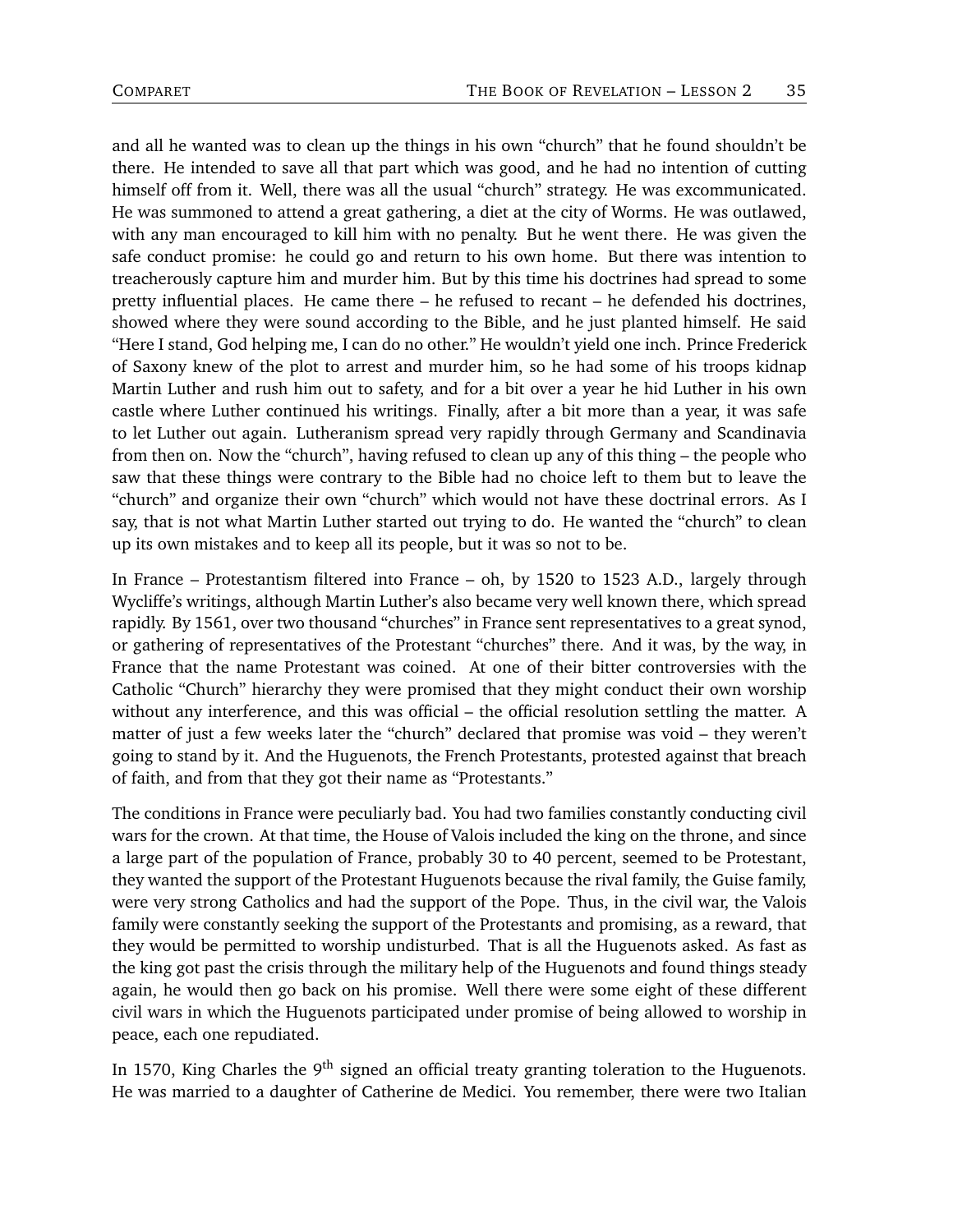and all he wanted was to clean up the things in his own "church" that he found shouldn't be there. He intended to save all that part which was good, and he had no intention of cutting himself off from it. Well, there was all the usual "church" strategy. He was excommunicated. He was summoned to attend a great gathering, a diet at the city of Worms. He was outlawed, with any man encouraged to kill him with no penalty. But he went there. He was given the safe conduct promise: he could go and return to his own home. But there was intention to treacherously capture him and murder him. But by this time his doctrines had spread to some pretty influential places. He came there – he refused to recant – he defended his doctrines, showed where they were sound according to the Bible, and he just planted himself. He said "Here I stand, God helping me, I can do no other." He wouldn't yield one inch. Prince Frederick of Saxony knew of the plot to arrest and murder him, so he had some of his troops kidnap Martin Luther and rush him out to safety, and for a bit over a year he hid Luther in his own castle where Luther continued his writings. Finally, after a bit more than a year, it was safe to let Luther out again. Lutheranism spread very rapidly through Germany and Scandinavia from then on. Now the "church", having refused to clean up any of this thing – the people who saw that these things were contrary to the Bible had no choice left to them but to leave the "church" and organize their own "church" which would not have these doctrinal errors. As I say, that is not what Martin Luther started out trying to do. He wanted the "church" to clean up its own mistakes and to keep all its people, but it was so not to be.

In France – Protestantism filtered into France – oh, by 1520 to 1523 A.D., largely through Wycliffe's writings, although Martin Luther's also became very well known there, which spread rapidly. By 1561, over two thousand "churches" in France sent representatives to a great synod, or gathering of representatives of the Protestant "churches" there. And it was, by the way, in France that the name Protestant was coined. At one of their bitter controversies with the Catholic "Church" hierarchy they were promised that they might conduct their own worship without any interference, and this was official – the official resolution settling the matter. A matter of just a few weeks later the "church" declared that promise was void – they weren't going to stand by it. And the Huguenots, the French Protestants, protested against that breach of faith, and from that they got their name as "Protestants."

The conditions in France were peculiarly bad. You had two families constantly conducting civil wars for the crown. At that time, the House of Valois included the king on the throne, and since a large part of the population of France, probably 30 to 40 percent, seemed to be Protestant, they wanted the support of the Protestant Huguenots because the rival family, the Guise family, were very strong Catholics and had the support of the Pope. Thus, in the civil war, the Valois family were constantly seeking the support of the Protestants and promising, as a reward, that they would be permitted to worship undisturbed. That is all the Huguenots asked. As fast as the king got past the crisis through the military help of the Huguenots and found things steady again, he would then go back on his promise. Well there were some eight of these different civil wars in which the Huguenots participated under promise of being allowed to worship in peace, each one repudiated.

In 1570, King Charles the 9th signed an official treaty granting toleration to the Huguenots. He was married to a daughter of Catherine de Medici. You remember, there were two Italian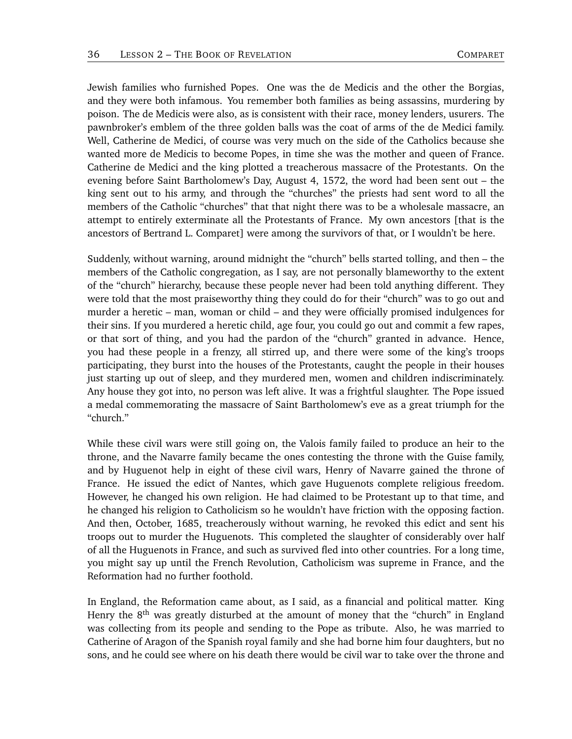Jewish families who furnished Popes. One was the de Medicis and the other the Borgias, and they were both infamous. You remember both families as being assassins, murdering by poison. The de Medicis were also, as is consistent with their race, money lenders, usurers. The pawnbroker's emblem of the three golden balls was the coat of arms of the de Medici family. Well, Catherine de Medici, of course was very much on the side of the Catholics because she wanted more de Medicis to become Popes, in time she was the mother and queen of France. Catherine de Medici and the king plotted a treacherous massacre of the Protestants. On the evening before Saint Bartholomew's Day, August 4, 1572, the word had been sent out – the king sent out to his army, and through the "churches" the priests had sent word to all the members of the Catholic "churches" that that night there was to be a wholesale massacre, an attempt to entirely exterminate all the Protestants of France. My own ancestors [that is the ancestors of Bertrand L. Comparet] were among the survivors of that, or I wouldn't be here.

Suddenly, without warning, around midnight the "church" bells started tolling, and then – the members of the Catholic congregation, as I say, are not personally blameworthy to the extent of the "church" hierarchy, because these people never had been told anything different. They were told that the most praiseworthy thing they could do for their "church" was to go out and murder a heretic – man, woman or child – and they were officially promised indulgences for their sins. If you murdered a heretic child, age four, you could go out and commit a few rapes, or that sort of thing, and you had the pardon of the "church" granted in advance. Hence, you had these people in a frenzy, all stirred up, and there were some of the king's troops participating, they burst into the houses of the Protestants, caught the people in their houses just starting up out of sleep, and they murdered men, women and children indiscriminately. Any house they got into, no person was left alive. It was a frightful slaughter. The Pope issued a medal commemorating the massacre of Saint Bartholomew's eve as a great triumph for the "church."

While these civil wars were still going on, the Valois family failed to produce an heir to the throne, and the Navarre family became the ones contesting the throne with the Guise family, and by Huguenot help in eight of these civil wars, Henry of Navarre gained the throne of France. He issued the edict of Nantes, which gave Huguenots complete religious freedom. However, he changed his own religion. He had claimed to be Protestant up to that time, and he changed his religion to Catholicism so he wouldn't have friction with the opposing faction. And then, October, 1685, treacherously without warning, he revoked this edict and sent his troops out to murder the Huguenots. This completed the slaughter of considerably over half of all the Huguenots in France, and such as survived fled into other countries. For a long time, you might say up until the French Revolution, Catholicism was supreme in France, and the Reformation had no further foothold.

In England, the Reformation came about, as I said, as a financial and political matter. King Henry the 8th was greatly disturbed at the amount of money that the "church" in England was collecting from its people and sending to the Pope as tribute. Also, he was married to Catherine of Aragon of the Spanish royal family and she had borne him four daughters, but no sons, and he could see where on his death there would be civil war to take over the throne and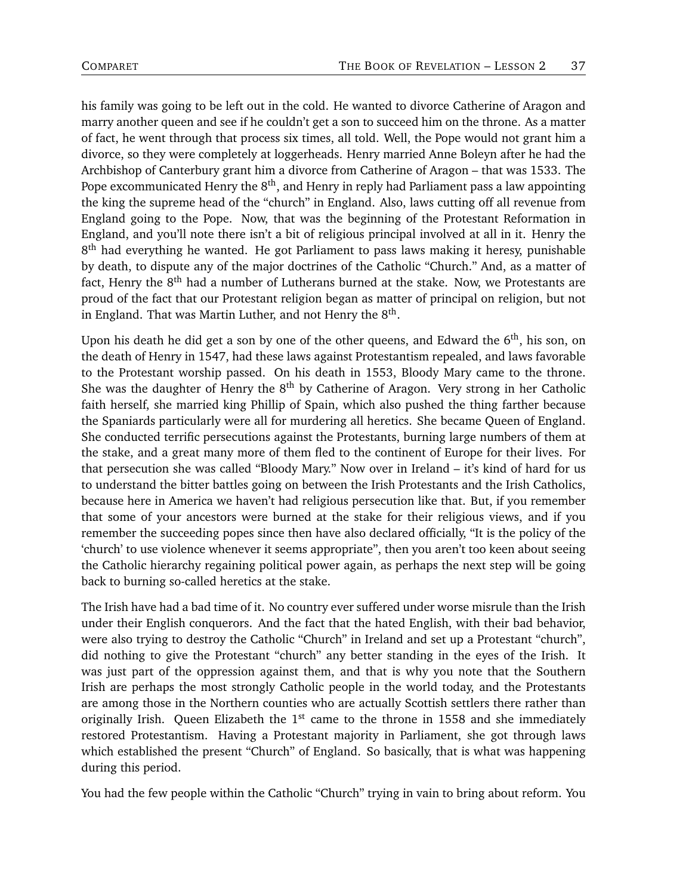his family was going to be left out in the cold. He wanted to divorce Catherine of Aragon and marry another queen and see if he couldn't get a son to succeed him on the throne. As a matter of fact, he went through that process six times, all told. Well, the Pope would not grant him a divorce, so they were completely at loggerheads. Henry married Anne Boleyn after he had the Archbishop of Canterbury grant him a divorce from Catherine of Aragon – that was 1533. The Pope excommunicated Henry the 8th, and Henry in reply had Parliament pass a law appointing the king the supreme head of the "church" in England. Also, laws cutting off all revenue from England going to the Pope. Now, that was the beginning of the Protestant Reformation in England, and you'll note there isn't a bit of religious principal involved at all in it. Henry the 8th had everything he wanted. He got Parliament to pass laws making it heresy, punishable by death, to dispute any of the major doctrines of the Catholic "Church." And, as a matter of fact, Henry the 8th had a number of Lutherans burned at the stake. Now, we Protestants are proud of the fact that our Protestant religion began as matter of principal on religion, but not in England. That was Martin Luther, and not Henry the 8th.

Upon his death he did get a son by one of the other queens, and Edward the 6th, his son, on the death of Henry in 1547, had these laws against Protestantism repealed, and laws favorable to the Protestant worship passed. On his death in 1553, Bloody Mary came to the throne. She was the daughter of Henry the 8th by Catherine of Aragon. Very strong in her Catholic faith herself, she married king Phillip of Spain, which also pushed the thing farther because the Spaniards particularly were all for murdering all heretics. She became Queen of England. She conducted terrific persecutions against the Protestants, burning large numbers of them at the stake, and a great many more of them fled to the continent of Europe for their lives. For that persecution she was called "Bloody Mary." Now over in Ireland – it's kind of hard for us to understand the bitter battles going on between the Irish Protestants and the Irish Catholics, because here in America we haven't had religious persecution like that. But, if you remember that some of your ancestors were burned at the stake for their religious views, and if you remember the succeeding popes since then have also declared officially, "It is the policy of the 'church' to use violence whenever it seems appropriate", then you aren't too keen about seeing the Catholic hierarchy regaining political power again, as perhaps the next step will be going back to burning so-called heretics at the stake.

The Irish have had a bad time of it. No country ever suffered under worse misrule than the Irish under their English conquerors. And the fact that the hated English, with their bad behavior, were also trying to destroy the Catholic "Church" in Ireland and set up a Protestant "church", did nothing to give the Protestant "church" any better standing in the eyes of the Irish. It was just part of the oppression against them, and that is why you note that the Southern Irish are perhaps the most strongly Catholic people in the world today, and the Protestants are among those in the Northern counties who are actually Scottish settlers there rather than originally Irish. Queen Elizabeth the 1st came to the throne in 1558 and she immediately restored Protestantism. Having a Protestant majority in Parliament, she got through laws which established the present "Church" of England. So basically, that is what was happening during this period.

You had the few people within the Catholic "Church" trying in vain to bring about reform. You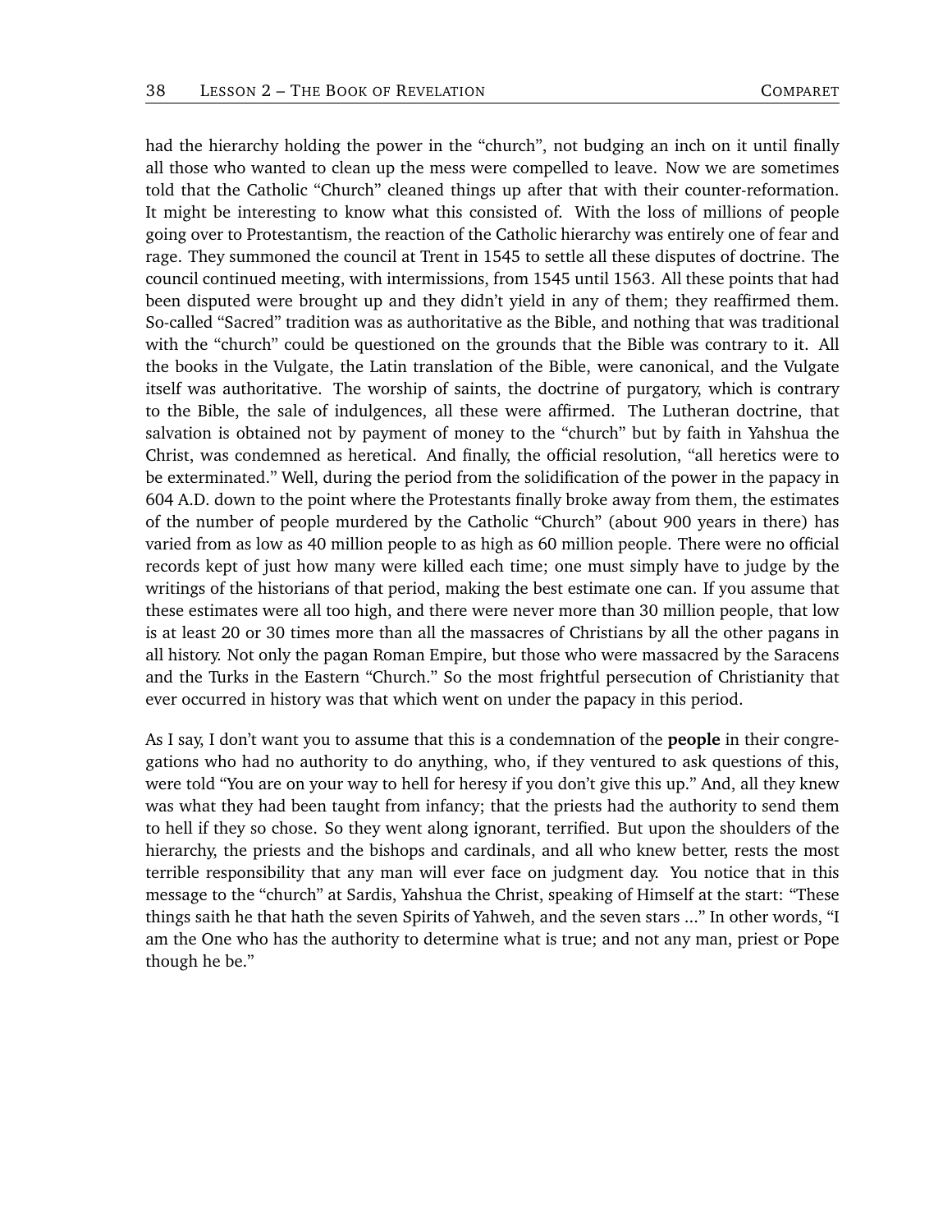had the hierarchy holding the power in the "church", not budging an inch on it until finally all those who wanted to clean up the mess were compelled to leave. Now we are sometimes told that the Catholic "Church" cleaned things up after that with their counter-reformation. It might be interesting to know what this consisted of. With the loss of millions of people going over to Protestantism, the reaction of the Catholic hierarchy was entirely one of fear and rage. They summoned the council at Trent in 1545 to settle all these disputes of doctrine. The council continued meeting, with intermissions, from 1545 until 1563. All these points that had been disputed were brought up and they didn't yield in any of them; they reaffirmed them. So-called "Sacred" tradition was as authoritative as the Bible, and nothing that was traditional with the "church" could be questioned on the grounds that the Bible was contrary to it. All the books in the Vulgate, the Latin translation of the Bible, were canonical, and the Vulgate itself was authoritative. The worship of saints, the doctrine of purgatory, which is contrary to the Bible, the sale of indulgences, all these were affirmed. The Lutheran doctrine, that salvation is obtained not by payment of money to the "church" but by faith in Yahshua the Christ, was condemned as heretical. And finally, the official resolution, "all heretics were to be exterminated." Well, during the period from the solidification of the power in the papacy in 604 A.D. down to the point where the Protestants finally broke away from them, the estimates of the number of people murdered by the Catholic "Church" (about 900 years in there) has varied from as low as 40 million people to as high as 60 million people. There were no official records kept of just how many were killed each time; one must simply have to judge by the writings of the historians of that period, making the best estimate one can. If you assume that these estimates were all too high, and there were never more than 30 million people, that low is at least 20 or 30 times more than all the massacres of Christians by all the other pagans in all history. Not only the pagan Roman Empire, but those who were massacred by the Saracens and the Turks in the Eastern "Church." So the most frightful persecution of Christianity that ever occurred in history was that which went on under the papacy in this period.

As I say, I don't want you to assume that this is a condemnation of the **people** in their congregations who had no authority to do anything, who, if they ventured to ask questions of this, were told "You are on your way to hell for heresy if you don't give this up." And, all they knew was what they had been taught from infancy; that the priests had the authority to send them to hell if they so chose. So they went along ignorant, terrified. But upon the shoulders of the hierarchy, the priests and the bishops and cardinals, and all who knew better, rests the most terrible responsibility that any man will ever face on judgment day. You notice that in this message to the "church" at Sardis, Yahshua the Christ, speaking of Himself at the start: "These things saith he that hath the seven Spirits of Yahweh, and the seven stars ..." In other words, "I am the One who has the authority to determine what is true; and not any man, priest or Pope though he be."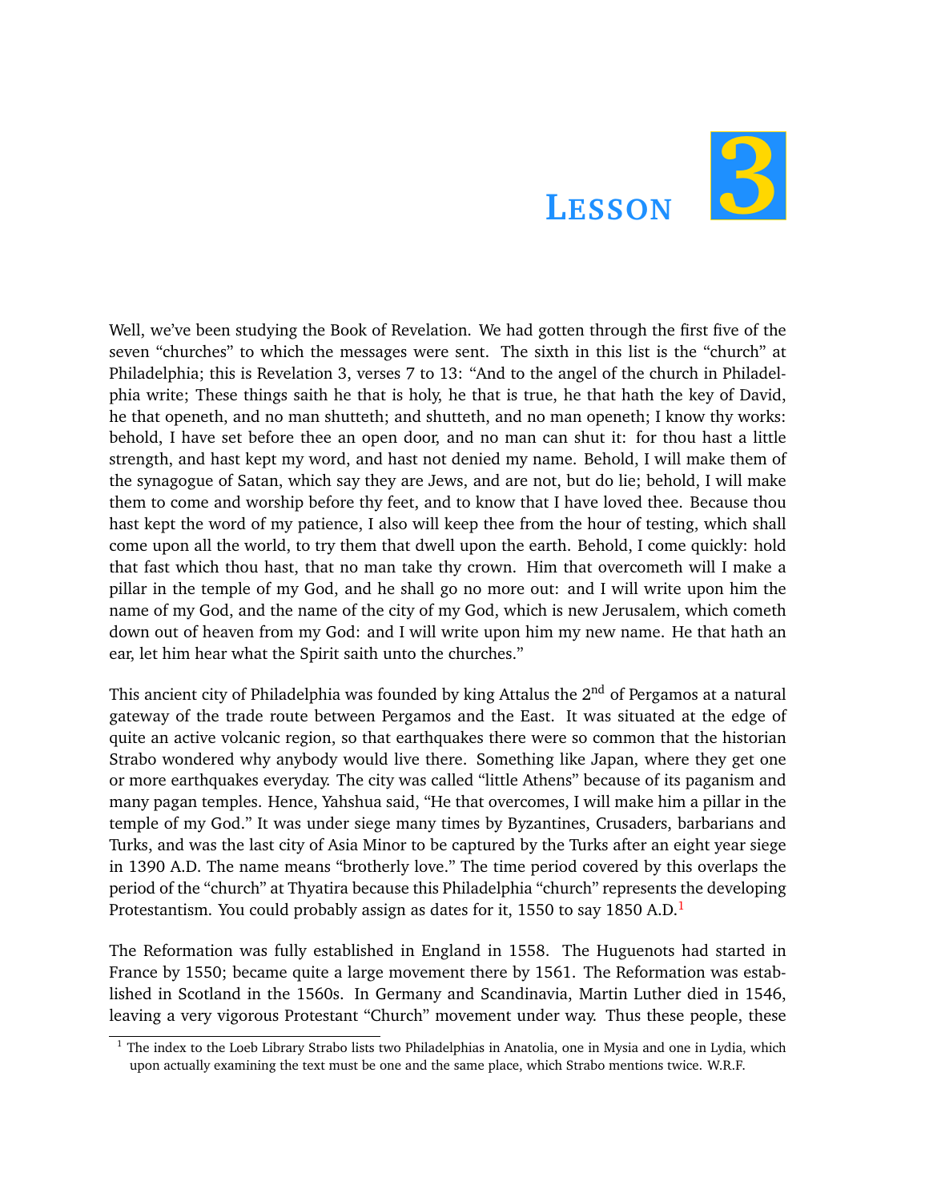# Lesson 3

Well, we've been studying the Book of Revelation. We had gotten through the first five of the seven "churches" to which the messages were sent. The sixth in this list is the "church" at Philadelphia; this is Revelation 3, verses 7 to 13: "And to the angel of the church in Philadelphia write; These things saith he that is holy, he that is true, he that hath the key of David, he that openeth, and no man shutteth; and shutteth, and no man openeth; I know thy works: behold, I have set before thee an open door, and no man can shut it: for thou hast a little strength, and hast kept my word, and hast not denied my name. Behold, I will make them of the synagogue of Satan, which say they are Jews, and are not, but do lie; behold, I will make them to come and worship before thy feet, and to know that I have loved thee. Because thou hast kept the word of my patience, I also will keep thee from the hour of testing, which shall come upon all the world, to try them that dwell upon the earth. Behold, I come quickly: hold that fast which thou hast, that no man take thy crown. Him that overcometh will I make a pillar in the temple of my God, and he shall go no more out: and I will write upon him the name of my God, and the name of the city of my God, which is new Jerusalem, which cometh down out of heaven from my God: and I will write upon him my new name. He that hath an ear, let him hear what the Spirit saith unto the churches."

This ancient city of Philadelphia was founded by king Attalus the 2nd of Pergamos at a natural gateway of the trade route between Pergamos and the East. It was situated at the edge of quite an active volcanic region, so that earthquakes there were so common that the historian Strabo wondered why anybody would live there. Something like Japan, where they get one or more earthquakes everyday. The city was called "little Athens" because of its paganism and many pagan temples. Hence, Yahshua said, "He that overcomes, I will make him a pillar in the temple of my God." It was under siege many times by Byzantines, Crusaders, barbarians and Turks, and was the last city of Asia Minor to be captured by the Turks after an eight year siege in 1390 A.D. The name means "brotherly love." The time period covered by this overlaps the period of the "church" at Thyatira because this Philadelphia "church" represents the developing Protestantism. You could probably assign as dates for it, 1550 to say 1850 A.D.[1]

The Reformation was fully established in England in 1558. The Huguenots had started in France by 1550; became quite a large movement there by 1561. The Reformation was established in Scotland in the 1560s. In Germany and Scandinavia, Martin Luther died in 1546, leaving a very vigorous Protestant "Church" movement under way. Thus these people, these

[1] The index to the Loeb Library Strabo lists two Philadelphias in Anatolia, one in Mysia and one in Lydia, which upon actually examining the text must be one and the same place, which Strabo mentions twice. W.R.F.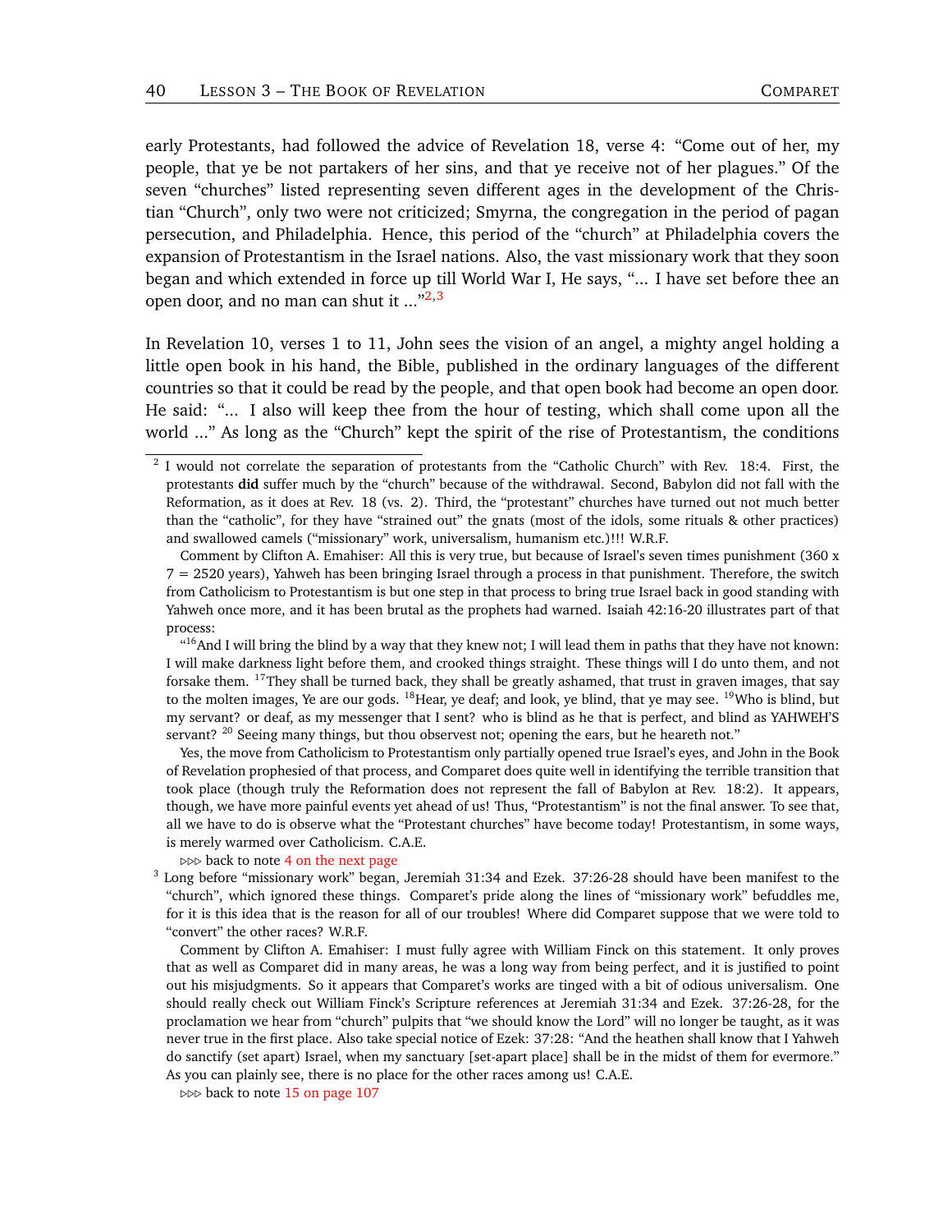early Protestants, had followed the advice of Revelation 18, verse 4: "Come out of her, my people, that ye be not partakers of her sins, and that ye receive not of her plagues." Of the seven "churches" listed representing seven different ages in the development of the Christian "Church", only two were not criticized; Smyrna, the congregation in the period of pagan persecution, and Philadelphia. Hence, this period of the "church" at Philadelphia covers the expansion of Protestantism in the Israel nations. Also, the vast missionary work that they soon began and which extended in force up till World War I, He says, "... I have set before thee an open door, and no man can shut it ..."[2,3]

In Revelation 10, verses 1 to 11, John sees the vision of an angel, a mighty angel holding a little open book in his hand, the Bible, published in the ordinary languages of the different countries so that it could be read by the people, and that open book had become an open door. He said: "... I also will keep thee from the hour of testing, which shall come upon all the world ..." As long as the "Church" kept the spirit of the rise of Protestantism, the conditions

---

[2] I would not correlate the separation of protestants from the "Catholic Church" with Rev. 18:4. First, the protestants **did** suffer much by the "church" because of the withdrawal. Second, Babylon did not fall with the Reformation, as it does at Rev. 18 (vs. 2). Third, the "protestant" churches have turned out not much better than the "catholic", for they have "strained out" the gnats (most of the idols, some rituals & other practices) and swallowed camels ("missionary" work, universalism, humanism etc.)!!! W.R.F.

Comment by Clifton A. Emahiser: All this is very true, but because of Israel's seven times punishment (360 x 7 = 2520 years), Yahweh has been bringing Israel through a process in that punishment. Therefore, the switch from Catholicism to Protestantism is but one step in that process to bring true Israel back in good standing with Yahweh once more, and it has been brutal as the prophets had warned. Isaiah 42:16-20 illustrates part of that process:

"[16]And I will bring the blind by a way that they knew not; I will lead them in paths that they have not known: I will make darkness light before them, and crooked things straight. These things will I do unto them, and not forsake them. [17]They shall be turned back, they shall be greatly ashamed, that trust in graven images, that say to the molten images, Ye are our gods. [18]Hear, ye deaf; and look, ye blind, that ye may see. [19]Who is blind, but my servant? or deaf, as my messenger that I sent? who is blind as he that is perfect, and blind as YAHWEH'S servant? [20] Seeing many things, but thou observest not; opening the ears, but he heareth not."

Yes, the move from Catholicism to Protestantism only partially opened true Israel's eyes, and John in the Book of Revelation prophesied of that process, and Comparet does quite well in identifying the terrible transition that took place (though truly the Reformation does not represent the fall of Babylon at Rev. 18:2). It appears, though, we have more painful events yet ahead of us! Thus, "Protestantism" is not the final answer. To see that, all we have to do is observe what the "Protestant churches" have become today! Protestantism, in some ways, is merely warmed over Catholicism. C.A.E.

▹▹▹ back to note 4 on the next page

[3] Long before "missionary work" began, Jeremiah 31:34 and Ezek. 37:26-28 should have been manifest to the "church", which ignored these things. Comparet's pride along the lines of "missionary work" befuddles me, for it is this idea that is the reason for all of our troubles! Where did Comparet suppose that we were told to "convert" the other races? W.R.F.

Comment by Clifton A. Emahiser: I must fully agree with William Finck on this statement. It only proves that as well as Comparet did in many areas, he was a long way from being perfect, and it is justified to point out his misjudgments. So it appears that Comparet's works are tinged with a bit of odious universalism. One should really check out William Finck's Scripture references at Jeremiah 31:34 and Ezek. 37:26-28, for the proclamation we hear from "church" pulpits that "we should know the Lord" will no longer be taught, as it was never true in the first place. Also take special notice of Ezek: 37:28: "And the heathen shall know that I Yahweh do sanctify (set apart) Israel, when my sanctuary [set-apart place] shall be in the midst of them for evermore." As you can plainly see, there is no place for the other races among us! C.A.E.

▹▹▹ back to note 15 on page 107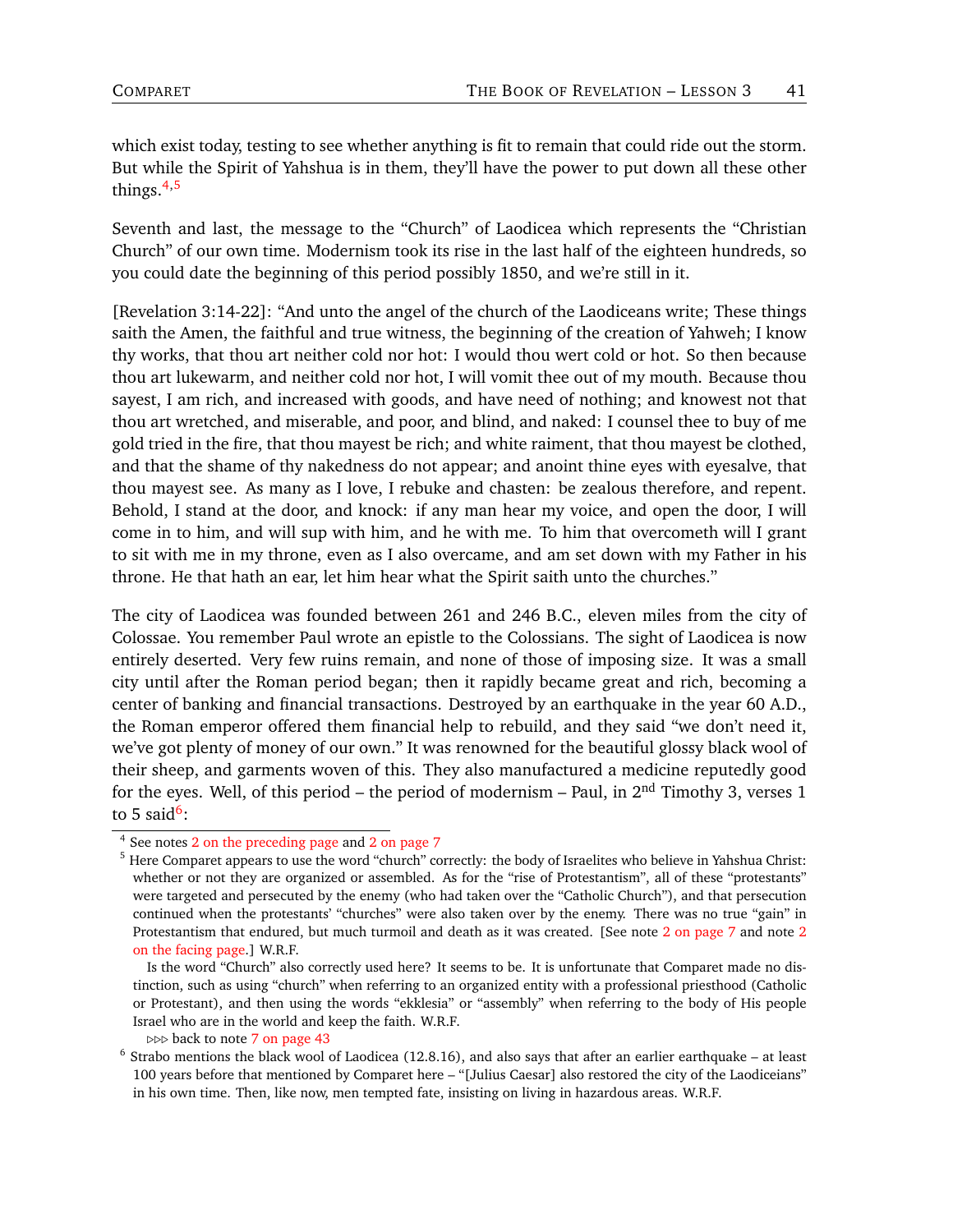which exist today, testing to see whether anything is fit to remain that could ride out the storm. But while the Spirit of Yahshua is in them, they'll have the power to put down all these other things.[4,5]

Seventh and last, the message to the "Church" of Laodicea which represents the "Christian Church" of our own time. Modernism took its rise in the last half of the eighteen hundreds, so you could date the beginning of this period possibly 1850, and we're still in it.

[Revelation 3:14-22]: "And unto the angel of the church of the Laodiceans write; These things saith the Amen, the faithful and true witness, the beginning of the creation of Yahweh; I know thy works, that thou art neither cold nor hot: I would thou wert cold or hot. So then because thou art lukewarm, and neither cold nor hot, I will vomit thee out of my mouth. Because thou sayest, I am rich, and increased with goods, and have need of nothing; and knowest not that thou art wretched, and miserable, and poor, and blind, and naked: I counsel thee to buy of me gold tried in the fire, that thou mayest be rich; and white raiment, that thou mayest be clothed, and that the shame of thy nakedness do not appear; and anoint thine eyes with eyesalve, that thou mayest see. As many as I love, I rebuke and chasten: be zealous therefore, and repent. Behold, I stand at the door, and knock: if any man hear my voice, and open the door, I will come in to him, and will sup with him, and he with me. To him that overcometh will I grant to sit with me in my throne, even as I also overcame, and am set down with my Father in his throne. He that hath an ear, let him hear what the Spirit saith unto the churches."

The city of Laodicea was founded between 261 and 246 B.C., eleven miles from the city of Colossae. You remember Paul wrote an epistle to the Colossians. The sight of Laodicea is now entirely deserted. Very few ruins remain, and none of those of imposing size. It was a small city until after the Roman period began; then it rapidly became great and rich, becoming a center of banking and financial transactions. Destroyed by an earthquake in the year 60 A.D., the Roman emperor offered them financial help to rebuild, and they said "we don't need it, we've got plenty of money of our own." It was renowned for the beautiful glossy black wool of their sheep, and garments woven of this. They also manufactured a medicine reputedly good for the eyes. Well, of this period – the period of modernism – Paul, in 2nd Timothy 3, verses 1 to 5 said[6]:

---

[4] See notes 2 on the preceding page and 2 on page 7

[5] Here Comparet appears to use the word "church" correctly: the body of Israelites who believe in Yahshua Christ: whether or not they are organized or assembled. As for the "rise of Protestantism", all of these "protestants" were targeted and persecuted by the enemy (who had taken over the "Catholic Church"), and that persecution continued when the protestants' "churches" were also taken over by the enemy. There was no true "gain" in Protestantism that endured, but much turmoil and death as it was created. [See note 2 on page 7 and note 2 on the facing page.] W.R.F.

Is the word "Church" also correctly used here? It seems to be. It is unfortunate that Comparet made no distinction, such as using "church" when referring to an organized entity with a professional priesthood (Catholic or Protestant), and then using the words "ekklesia" or "assembly" when referring to the body of His people Israel who are in the world and keep the faith. W.R.F.

▷▷▷ back to note 7 on page 43

[6] Strabo mentions the black wool of Laodicea (12.8.16), and also says that after an earlier earthquake – at least 100 years before that mentioned by Comparet here – "[Julius Caesar] also restored the city of the Laodiceians" in his own time. Then, like now, men tempted fate, insisting on living in hazardous areas. W.R.F.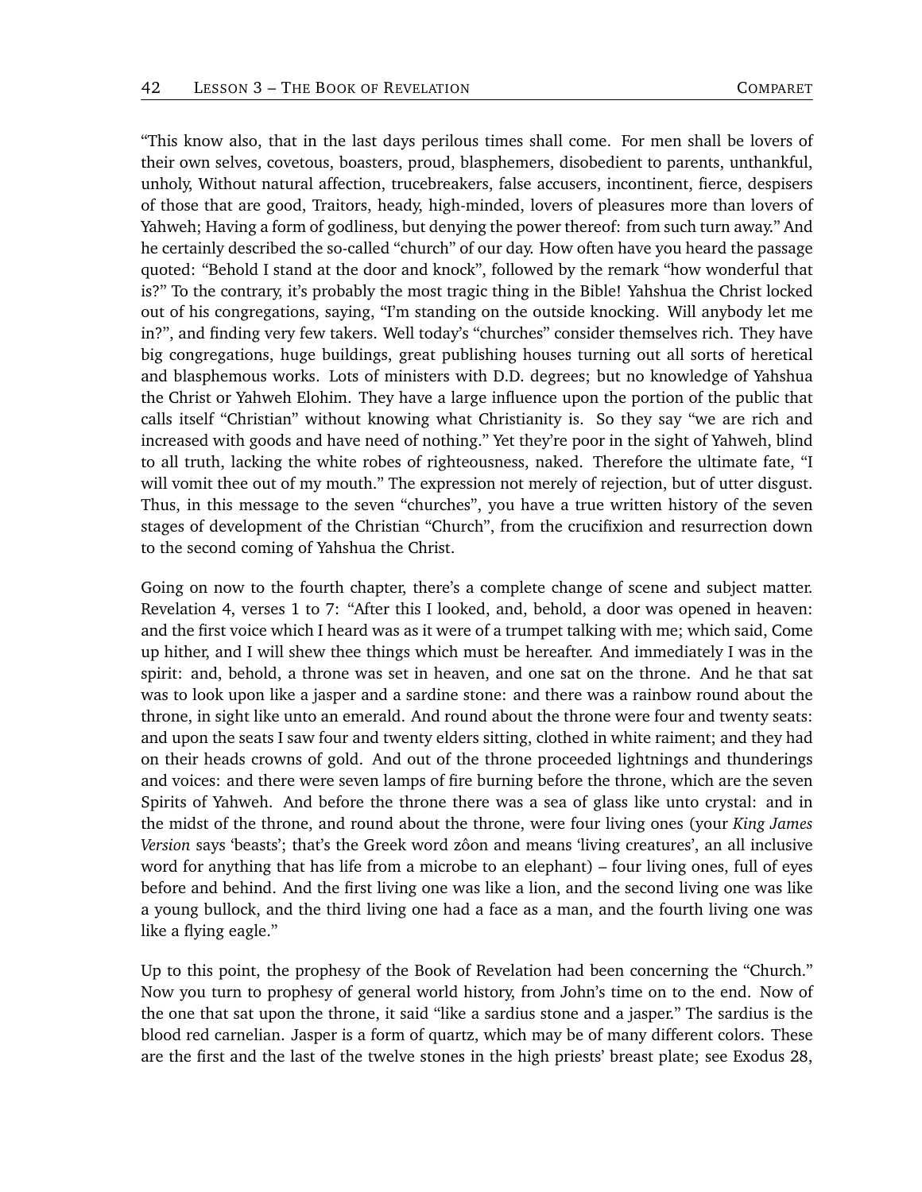"This know also, that in the last days perilous times shall come. For men shall be lovers of their own selves, covetous, boasters, proud, blasphemers, disobedient to parents, unthankful, unholy, Without natural affection, trucebreakers, false accusers, incontinent, fierce, despisers of those that are good, Traitors, heady, high-minded, lovers of pleasures more than lovers of Yahweh; Having a form of godliness, but denying the power thereof: from such turn away." And he certainly described the so-called "church" of our day. How often have you heard the passage quoted: "Behold I stand at the door and knock", followed by the remark "how wonderful that is?" To the contrary, it's probably the most tragic thing in the Bible! Yahshua the Christ locked out of his congregations, saying, "I'm standing on the outside knocking. Will anybody let me in?", and finding very few takers. Well today's "churches" consider themselves rich. They have big congregations, huge buildings, great publishing houses turning out all sorts of heretical and blasphemous works. Lots of ministers with D.D. degrees; but no knowledge of Yahshua the Christ or Yahweh Elohim. They have a large influence upon the portion of the public that calls itself "Christian" without knowing what Christianity is. So they say "we are rich and increased with goods and have need of nothing." Yet they're poor in the sight of Yahweh, blind to all truth, lacking the white robes of righteousness, naked. Therefore the ultimate fate, "I will vomit thee out of my mouth." The expression not merely of rejection, but of utter disgust. Thus, in this message to the seven "churches", you have a true written history of the seven stages of development of the Christian "Church", from the crucifixion and resurrection down to the second coming of Yahshua the Christ.

Going on now to the fourth chapter, there's a complete change of scene and subject matter. Revelation 4, verses 1 to 7: "After this I looked, and, behold, a door was opened in heaven: and the first voice which I heard was as it were of a trumpet talking with me; which said, Come up hither, and I will shew thee things which must be hereafter. And immediately I was in the spirit: and, behold, a throne was set in heaven, and one sat on the throne. And he that sat was to look upon like a jasper and a sardine stone: and there was a rainbow round about the throne, in sight like unto an emerald. And round about the throne were four and twenty seats: and upon the seats I saw four and twenty elders sitting, clothed in white raiment; and they had on their heads crowns of gold. And out of the throne proceeded lightnings and thunderings and voices: and there were seven lamps of fire burning before the throne, which are the seven Spirits of Yahweh. And before the throne there was a sea of glass like unto crystal: and in the midst of the throne, and round about the throne, were four living ones (your *King James Version* says 'beasts'; that's the Greek word zôon and means 'living creatures', an all inclusive word for anything that has life from a microbe to an elephant) – four living ones, full of eyes before and behind. And the first living one was like a lion, and the second living one was like a young bullock, and the third living one had a face as a man, and the fourth living one was like a flying eagle."

Up to this point, the prophesy of the Book of Revelation had been concerning the "Church." Now you turn to prophesy of general world history, from John's time on to the end. Now of the one that sat upon the throne, it said "like a sardius stone and a jasper." The sardius is the blood red carnelian. Jasper is a form of quartz, which may be of many different colors. These are the first and the last of the twelve stones in the high priests' breast plate; see Exodus 28,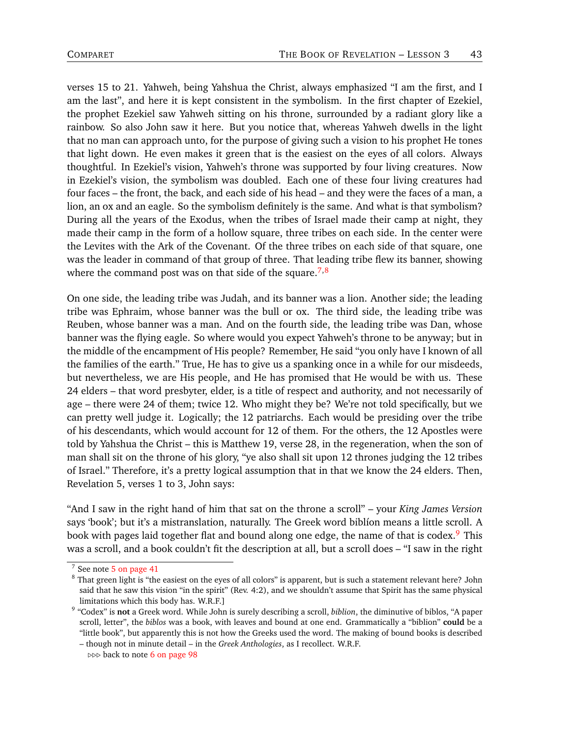verses 15 to 21. Yahweh, being Yahshua the Christ, always emphasized "I am the first, and I am the last", and here it is kept consistent in the symbolism. In the first chapter of Ezekiel, the prophet Ezekiel saw Yahweh sitting on his throne, surrounded by a radiant glory like a rainbow. So also John saw it here. But you notice that, whereas Yahweh dwells in the light that no man can approach unto, for the purpose of giving such a vision to his prophet He tones that light down. He even makes it green that is the easiest on the eyes of all colors. Always thoughtful. In Ezekiel's vision, Yahweh's throne was supported by four living creatures. Now in Ezekiel's vision, the symbolism was doubled. Each one of these four living creatures had four faces – the front, the back, and each side of his head – and they were the faces of a man, a lion, an ox and an eagle. So the symbolism definitely is the same. And what is that symbolism? During all the years of the Exodus, when the tribes of Israel made their camp at night, they made their camp in the form of a hollow square, three tribes on each side. In the center were the Levites with the Ark of the Covenant. Of the three tribes on each side of that square, one was the leader in command of that group of three. That leading tribe flew its banner, showing where the command post was on that side of the square.[7,8]

On one side, the leading tribe was Judah, and its banner was a lion. Another side; the leading tribe was Ephraim, whose banner was the bull or ox. The third side, the leading tribe was Reuben, whose banner was a man. And on the fourth side, the leading tribe was Dan, whose banner was the flying eagle. So where would you expect Yahweh's throne to be anyway; but in the middle of the encampment of His people? Remember, He said "you only have I known of all the families of the earth." True, He has to give us a spanking once in a while for our misdeeds, but nevertheless, we are His people, and He has promised that He would be with us. These 24 elders – that word presbyter, elder, is a title of respect and authority, and not necessarily of age – there were 24 of them; twice 12. Who might they be? We're not told specifically, but we can pretty well judge it. Logically; the 12 patriarchs. Each would be presiding over the tribe of his descendants, which would account for 12 of them. For the others, the 12 Apostles were told by Yahshua the Christ – this is Matthew 19, verse 28, in the regeneration, when the son of man shall sit on the throne of his glory, "ye also shall sit upon 12 thrones judging the 12 tribes of Israel." Therefore, it's a pretty logical assumption that in that we know the 24 elders. Then, Revelation 5, verses 1 to 3, John says:

"And I saw in the right hand of him that sat on the throne a scroll" – your *King James Version* says 'book'; but it's a mistranslation, naturally. The Greek word biblíon means a little scroll. A book with pages laid together flat and bound along one edge, the name of that is codex.[9] This was a scroll, and a book couldn't fit the description at all, but a scroll does – "I saw in the right

---

[7] See note 5 on page 41

[8] That green light is "the easiest on the eyes of all colors" is apparent, but is such a statement relevant here? John said that he saw this vision "in the spirit" (Rev. 4:2), and we shouldn't assume that Spirit has the same physical limitations which this body has. W.R.F.]

[9] "Codex" is **not** a Greek word. While John is surely describing a scroll, *biblion*, the diminutive of biblos, "A paper scroll, letter", the *biblos* was a book, with leaves and bound at one end. Grammatically a "biblion" **could** be a "little book", but apparently this is not how the Greeks used the word. The making of bound books is described – though not in minute detail – in the *Greek Anthologies*, as I recollect. W.R.F.

▷▷▷ back to note 6 on page 98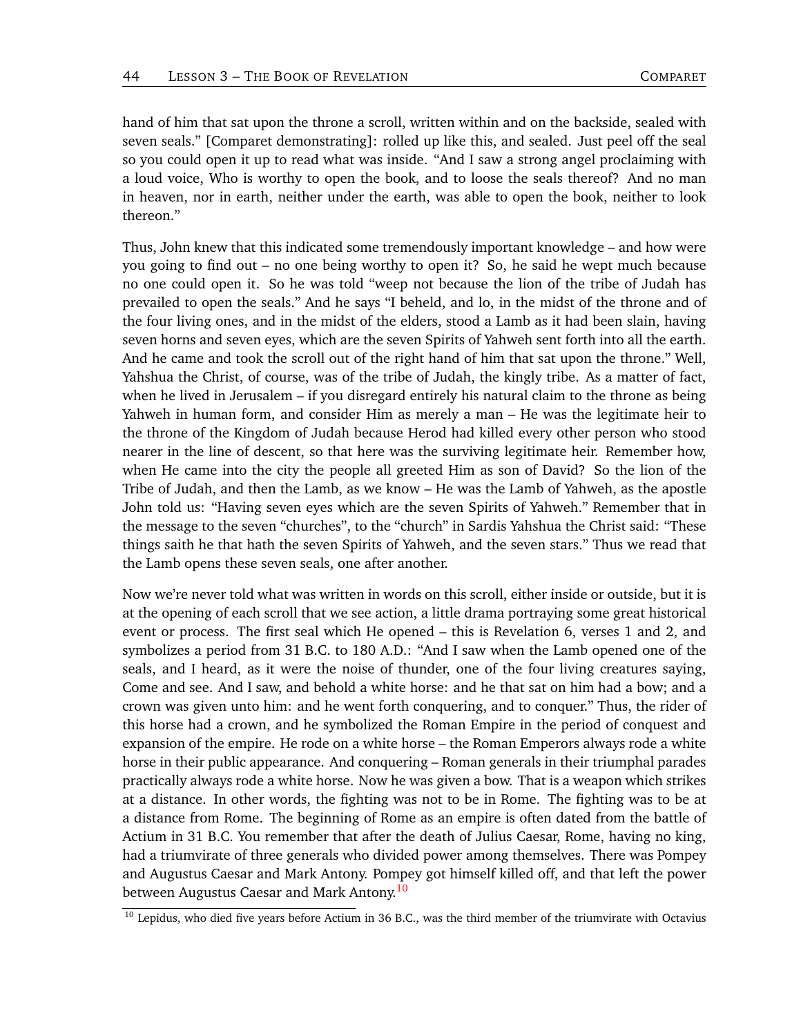hand of him that sat upon the throne a scroll, written within and on the backside, sealed with seven seals." [Comparet demonstrating]: rolled up like this, and sealed. Just peel off the seal so you could open it up to read what was inside. "And I saw a strong angel proclaiming with a loud voice, Who is worthy to open the book, and to loose the seals thereof? And no man in heaven, nor in earth, neither under the earth, was able to open the book, neither to look thereon."

Thus, John knew that this indicated some tremendously important knowledge – and how were you going to find out – no one being worthy to open it? So, he said he wept much because no one could open it. So he was told "weep not because the lion of the tribe of Judah has prevailed to open the seals." And he says "I beheld, and lo, in the midst of the throne and of the four living ones, and in the midst of the elders, stood a Lamb as it had been slain, having seven horns and seven eyes, which are the seven Spirits of Yahweh sent forth into all the earth. And he came and took the scroll out of the right hand of him that sat upon the throne." Well, Yahshua the Christ, of course, was of the tribe of Judah, the kingly tribe. As a matter of fact, when he lived in Jerusalem – if you disregard entirely his natural claim to the throne as being Yahweh in human form, and consider Him as merely a man – He was the legitimate heir to the throne of the Kingdom of Judah because Herod had killed every other person who stood nearer in the line of descent, so that here was the surviving legitimate heir. Remember how, when He came into the city the people all greeted Him as son of David? So the lion of the Tribe of Judah, and then the Lamb, as we know – He was the Lamb of Yahweh, as the apostle John told us: "Having seven eyes which are the seven Spirits of Yahweh." Remember that in the message to the seven "churches", to the "church" in Sardis Yahshua the Christ said: "These things saith he that hath the seven Spirits of Yahweh, and the seven stars." Thus we read that the Lamb opens these seven seals, one after another.

Now we're never told what was written in words on this scroll, either inside or outside, but it is at the opening of each scroll that we see action, a little drama portraying some great historical event or process. The first seal which He opened – this is Revelation 6, verses 1 and 2, and symbolizes a period from 31 B.C. to 180 A.D.: "And I saw when the Lamb opened one of the seals, and I heard, as it were the noise of thunder, one of the four living creatures saying, Come and see. And I saw, and behold a white horse: and he that sat on him had a bow; and a crown was given unto him: and he went forth conquering, and to conquer." Thus, the rider of this horse had a crown, and he symbolized the Roman Empire in the period of conquest and expansion of the empire. He rode on a white horse – the Roman Emperors always rode a white horse in their public appearance. And conquering – Roman generals in their triumphal parades practically always rode a white horse. Now he was given a bow. That is a weapon which strikes at a distance. In other words, the fighting was not to be in Rome. The fighting was to be at a distance from Rome. The beginning of Rome as an empire is often dated from the battle of Actium in 31 B.C. You remember that after the death of Julius Caesar, Rome, having no king, had a triumvirate of three generals who divided power among themselves. There was Pompey and Augustus Caesar and Mark Antony. Pompey got himself killed off, and that left the power between Augustus Caesar and Mark Antony.[10]

[10] Lepidus, who died five years before Actium in 36 B.C., was the third member of the triumvirate with Octavius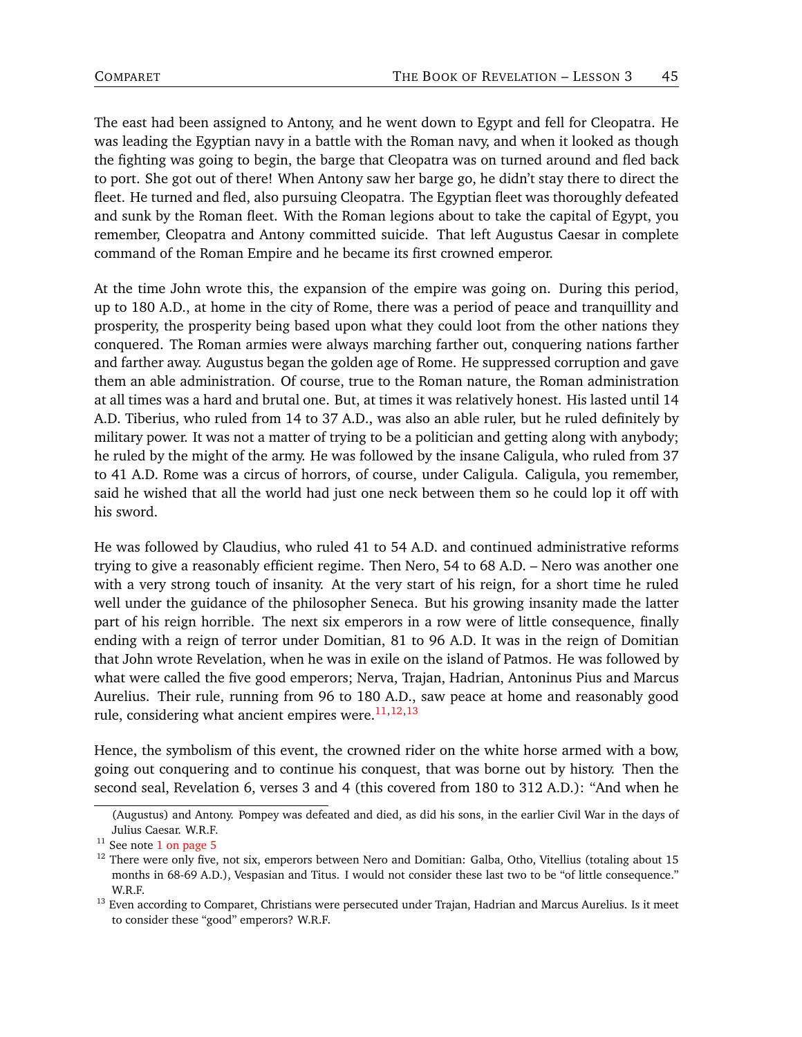The east had been assigned to Antony, and he went down to Egypt and fell for Cleopatra. He was leading the Egyptian navy in a battle with the Roman navy, and when it looked as though the fighting was going to begin, the barge that Cleopatra was on turned around and fled back to port. She got out of there! When Antony saw her barge go, he didn't stay there to direct the fleet. He turned and fled, also pursuing Cleopatra. The Egyptian fleet was thoroughly defeated and sunk by the Roman fleet. With the Roman legions about to take the capital of Egypt, you remember, Cleopatra and Antony committed suicide. That left Augustus Caesar in complete command of the Roman Empire and he became its first crowned emperor.

At the time John wrote this, the expansion of the empire was going on. During this period, up to 180 A.D., at home in the city of Rome, there was a period of peace and tranquillity and prosperity, the prosperity being based upon what they could loot from the other nations they conquered. The Roman armies were always marching farther out, conquering nations farther and farther away. Augustus began the golden age of Rome. He suppressed corruption and gave them an able administration. Of course, true to the Roman nature, the Roman administration at all times was a hard and brutal one. But, at times it was relatively honest. His lasted until 14 A.D. Tiberius, who ruled from 14 to 37 A.D., was also an able ruler, but he ruled definitely by military power. It was not a matter of trying to be a politician and getting along with anybody; he ruled by the might of the army. He was followed by the insane Caligula, who ruled from 37 to 41 A.D. Rome was a circus of horrors, of course, under Caligula. Caligula, you remember, said he wished that all the world had just one neck between them so he could lop it off with his sword.

He was followed by Claudius, who ruled 41 to 54 A.D. and continued administrative reforms trying to give a reasonably efficient regime. Then Nero, 54 to 68 A.D. – Nero was another one with a very strong touch of insanity. At the very start of his reign, for a short time he ruled well under the guidance of the philosopher Seneca. But his growing insanity made the latter part of his reign horrible. The next six emperors in a row were of little consequence, finally ending with a reign of terror under Domitian, 81 to 96 A.D. It was in the reign of Domitian that John wrote Revelation, when he was in exile on the island of Patmos. He was followed by what were called the five good emperors; Nerva, Trajan, Hadrian, Antoninus Pius and Marcus Aurelius. Their rule, running from 96 to 180 A.D., saw peace at home and reasonably good rule, considering what ancient empires were.[11,12,13]

Hence, the symbolism of this event, the crowned rider on the white horse armed with a bow, going out conquering and to continue his conquest, that was borne out by history. Then the second seal, Revelation 6, verses 3 and 4 (this covered from 180 to 312 A.D.): "And when he

---

(Augustus) and Antony. Pompey was defeated and died, as did his sons, in the earlier Civil War in the days of Julius Caesar. W.R.F.

[11] See note 1 on page 5

[12] There were only five, not six, emperors between Nero and Domitian: Galba, Otho, Vitellius (totaling about 15 months in 68-69 A.D.), Vespasian and Titus. I would not consider these last two to be "of little consequence." W.R.F.

[13] Even according to Comparet, Christians were persecuted under Trajan, Hadrian and Marcus Aurelius. Is it meet to consider these "good" emperors? W.R.F.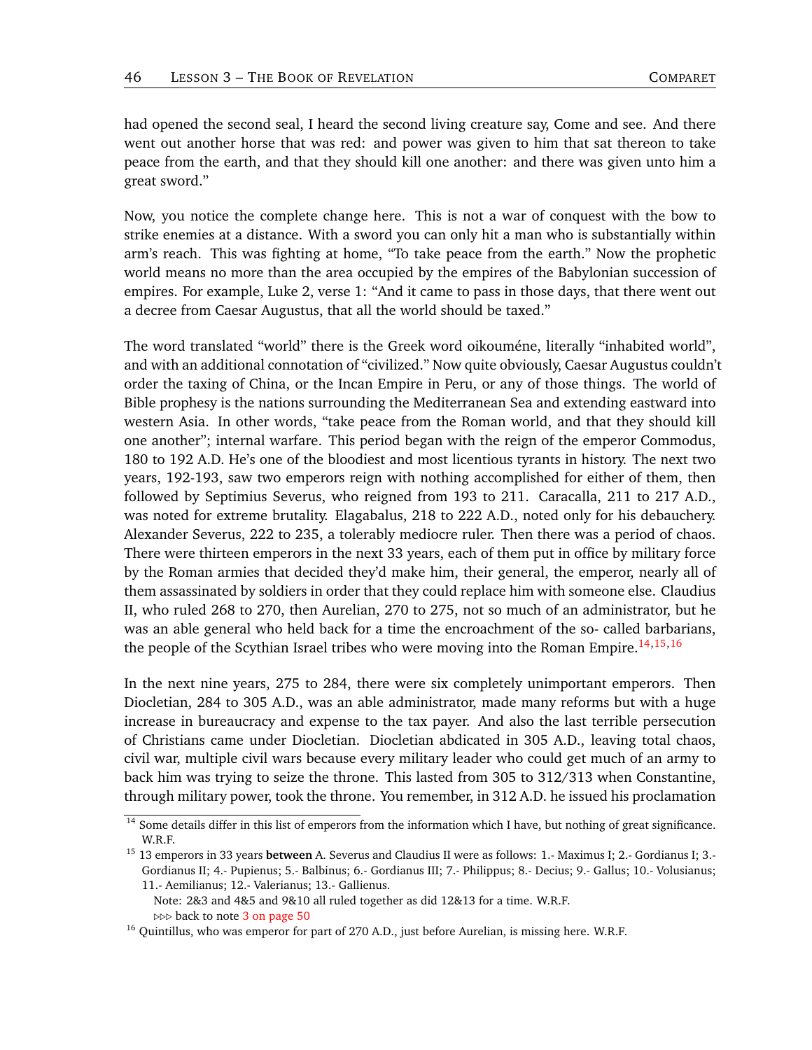had opened the second seal, I heard the second living creature say, Come and see. And there went out another horse that was red: and power was given to him that sat thereon to take peace from the earth, and that they should kill one another: and there was given unto him a great sword."

Now, you notice the complete change here. This is not a war of conquest with the bow to strike enemies at a distance. With a sword you can only hit a man who is substantially within arm's reach. This was fighting at home, "To take peace from the earth." Now the prophetic world means no more than the area occupied by the empires of the Babylonian succession of empires. For example, Luke 2, verse 1: "And it came to pass in those days, that there went out a decree from Caesar Augustus, that all the world should be taxed."

The word translated "world" there is the Greek word oikouméne, literally "inhabited world", and with an additional connotation of "civilized." Now quite obviously, Caesar Augustus couldn't order the taxing of China, or the Incan Empire in Peru, or any of those things. The world of Bible prophesy is the nations surrounding the Mediterranean Sea and extending eastward into western Asia. In other words, "take peace from the Roman world, and that they should kill one another"; internal warfare. This period began with the reign of the emperor Commodus, 180 to 192 A.D. He's one of the bloodiest and most licentious tyrants in history. The next two years, 192-193, saw two emperors reign with nothing accomplished for either of them, then followed by Septimius Severus, who reigned from 193 to 211. Caracalla, 211 to 217 A.D., was noted for extreme brutality. Elagabalus, 218 to 222 A.D., noted only for his debauchery. Alexander Severus, 222 to 235, a tolerably mediocre ruler. Then there was a period of chaos. There were thirteen emperors in the next 33 years, each of them put in office by military force by the Roman armies that decided they'd make him, their general, the emperor, nearly all of them assassinated by soldiers in order that they could replace him with someone else. Claudius II, who ruled 268 to 270, then Aurelian, 270 to 275, not so much of an administrator, but he was an able general who held back for a time the encroachment of the so- called barbarians, the people of the Scythian Israel tribes who were moving into the Roman Empire.[14,15,16]

In the next nine years, 275 to 284, there were six completely unimportant emperors. Then Diocletian, 284 to 305 A.D., was an able administrator, made many reforms but with a huge increase in bureaucracy and expense to the tax payer. And also the last terrible persecution of Christians came under Diocletian. Diocletian abdicated in 305 A.D., leaving total chaos, civil war, multiple civil wars because every military leader who could get much of an army to back him was trying to seize the throne. This lasted from 305 to 312/313 when Constantine, through military power, took the throne. You remember, in 312 A.D. he issued his proclamation

---

[14] Some details differ in this list of emperors from the information which I have, but nothing of great significance. W.R.F.

[15] 13 emperors in 33 years **between** A. Severus and Claudius II were as follows: 1.- Maximus I; 2.- Gordianus I; 3.- Gordianus II; 4.- Pupienus; 5.- Balbinus; 6.- Gordianus III; 7.- Philippus; 8.- Decius; 9.- Gallus; 10.- Volusianus; 11.- Aemilianus; 12.- Valerianus; 13.- Gallienus.
Note: 2&3 and 4&5 and 9&10 all ruled together as did 12&13 for a time. W.R.F.
⊳⊳⊳ back to note 3 on page 50

[16] Quintillus, who was emperor for part of 270 A.D., just before Aurelian, is missing here. W.R.F.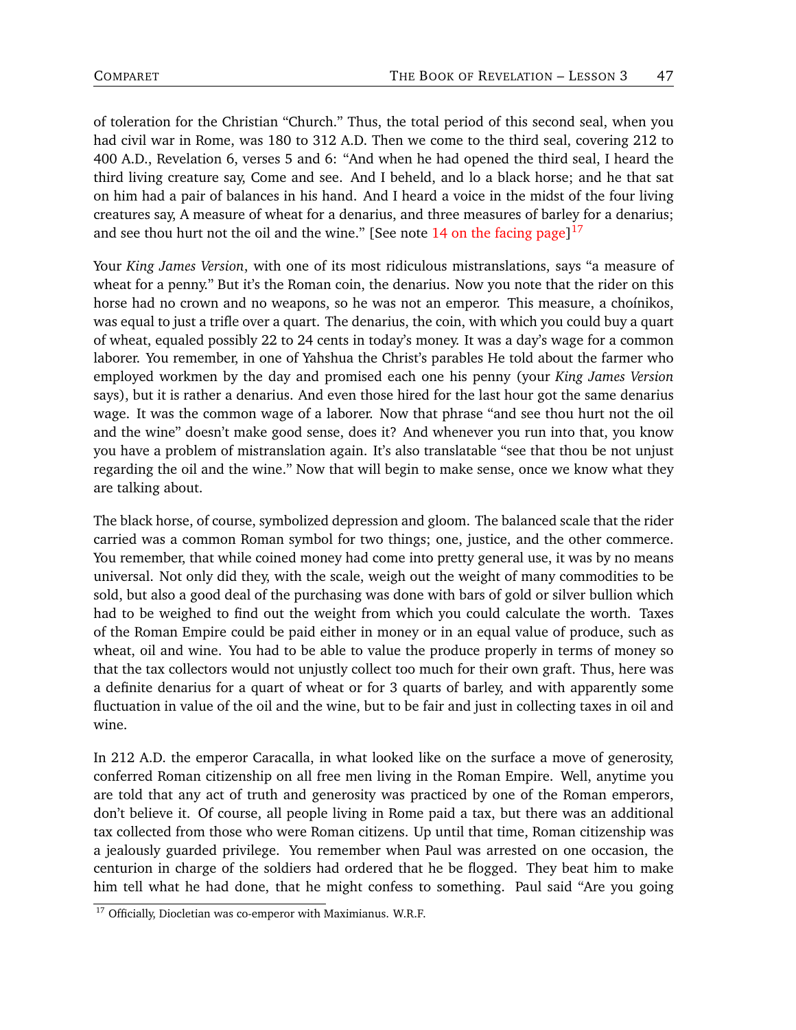of toleration for the Christian "Church." Thus, the total period of this second seal, when you had civil war in Rome, was 180 to 312 A.D. Then we come to the third seal, covering 212 to 400 A.D., Revelation 6, verses 5 and 6: "And when he had opened the third seal, I heard the third living creature say, Come and see. And I beheld, and lo a black horse; and he that sat on him had a pair of balances in his hand. And I heard a voice in the midst of the four living creatures say, A measure of wheat for a denarius, and three measures of barley for a denarius; and see thou hurt not the oil and the wine." [See note 14 on the facing page][17]

Your *King James Version*, with one of its most ridiculous mistranslations, says "a measure of wheat for a penny." But it's the Roman coin, the denarius. Now you note that the rider on this horse had no crown and no weapons, so he was not an emperor. This measure, a choínikos, was equal to just a trifle over a quart. The denarius, the coin, with which you could buy a quart of wheat, equaled possibly 22 to 24 cents in today's money. It was a day's wage for a common laborer. You remember, in one of Yahshua the Christ's parables He told about the farmer who employed workmen by the day and promised each one his penny (your *King James Version* says), but it is rather a denarius. And even those hired for the last hour got the same denarius wage. It was the common wage of a laborer. Now that phrase "and see thou hurt not the oil and the wine" doesn't make good sense, does it? And whenever you run into that, you know you have a problem of mistranslation again. It's also translatable "see that thou be not unjust regarding the oil and the wine." Now that will begin to make sense, once we know what they are talking about.

The black horse, of course, symbolized depression and gloom. The balanced scale that the rider carried was a common Roman symbol for two things; one, justice, and the other commerce. You remember, that while coined money had come into pretty general use, it was by no means universal. Not only did they, with the scale, weigh out the weight of many commodities to be sold, but also a good deal of the purchasing was done with bars of gold or silver bullion which had to be weighed to find out the weight from which you could calculate the worth. Taxes of the Roman Empire could be paid either in money or in an equal value of produce, such as wheat, oil and wine. You had to be able to value the produce properly in terms of money so that the tax collectors would not unjustly collect too much for their own graft. Thus, here was a definite denarius for a quart of wheat or for 3 quarts of barley, and with apparently some fluctuation in value of the oil and the wine, but to be fair and just in collecting taxes in oil and wine.

In 212 A.D. the emperor Caracalla, in what looked like on the surface a move of generosity, conferred Roman citizenship on all free men living in the Roman Empire. Well, anytime you are told that any act of truth and generosity was practiced by one of the Roman emperors, don't believe it. Of course, all people living in Rome paid a tax, but there was an additional tax collected from those who were Roman citizens. Up until that time, Roman citizenship was a jealously guarded privilege. You remember when Paul was arrested on one occasion, the centurion in charge of the soldiers had ordered that he be flogged. They beat him to make him tell what he had done, that he might confess to something. Paul said "Are you going

---

[17] Officially, Diocletian was co-emperor with Maximianus. W.R.F.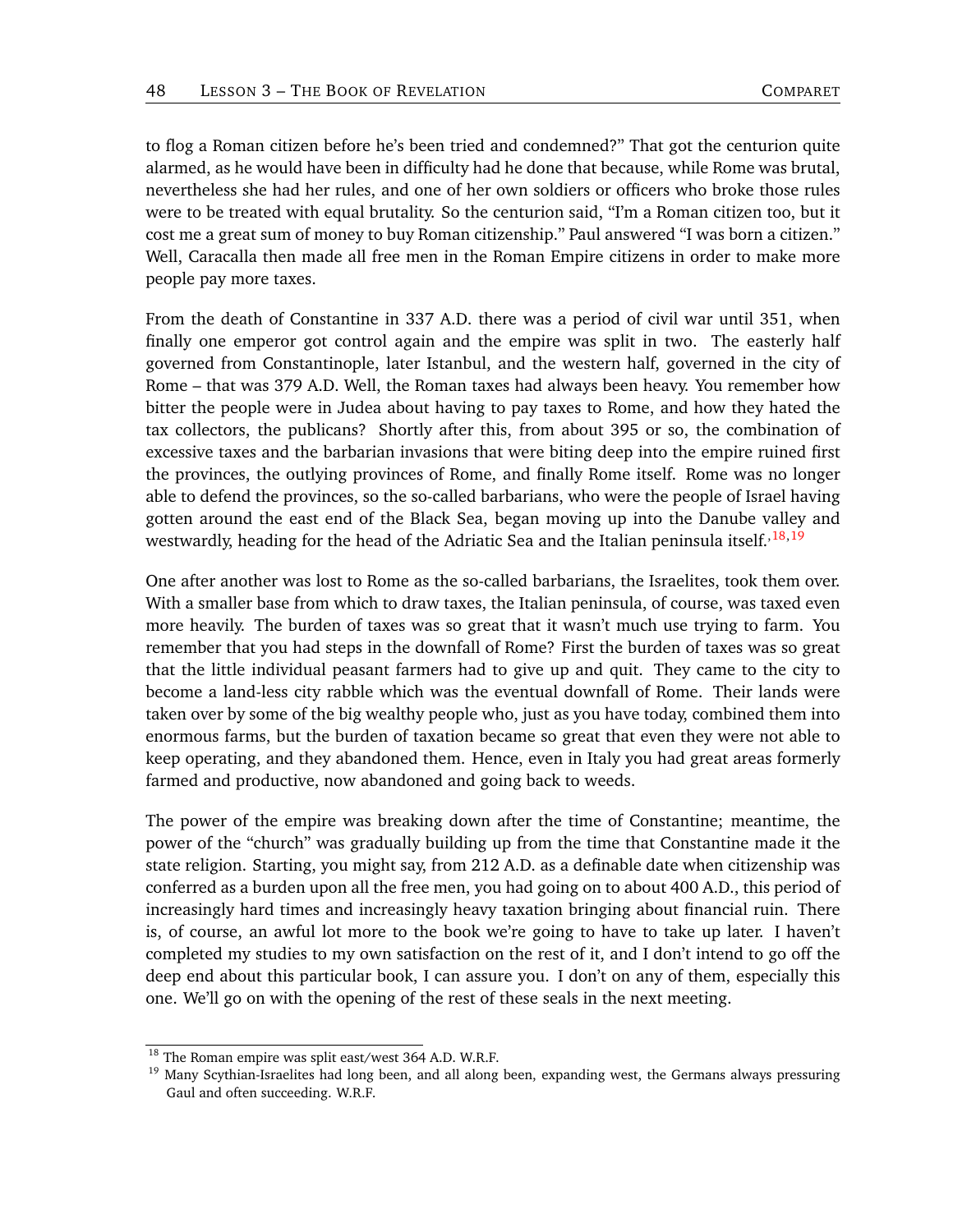to flog a Roman citizen before he's been tried and condemned?" That got the centurion quite alarmed, as he would have been in difficulty had he done that because, while Rome was brutal, nevertheless she had her rules, and one of her own soldiers or officers who broke those rules were to be treated with equal brutality. So the centurion said, "I'm a Roman citizen too, but it cost me a great sum of money to buy Roman citizenship." Paul answered "I was born a citizen." Well, Caracalla then made all free men in the Roman Empire citizens in order to make more people pay more taxes.

From the death of Constantine in 337 A.D. there was a period of civil war until 351, when finally one emperor got control again and the empire was split in two. The easterly half governed from Constantinople, later Istanbul, and the western half, governed in the city of Rome – that was 379 A.D. Well, the Roman taxes had always been heavy. You remember how bitter the people were in Judea about having to pay taxes to Rome, and how they hated the tax collectors, the publicans? Shortly after this, from about 395 or so, the combination of excessive taxes and the barbarian invasions that were biting deep into the empire ruined first the provinces, the outlying provinces of Rome, and finally Rome itself. Rome was no longer able to defend the provinces, so the so-called barbarians, who were the people of Israel having gotten around the east end of the Black Sea, began moving up into the Danube valley and westwardly, heading for the head of the Adriatic Sea and the Italian peninsula itself.[18,19]

One after another was lost to Rome as the so-called barbarians, the Israelites, took them over. With a smaller base from which to draw taxes, the Italian peninsula, of course, was taxed even more heavily. The burden of taxes was so great that it wasn't much use trying to farm. You remember that you had steps in the downfall of Rome? First the burden of taxes was so great that the little individual peasant farmers had to give up and quit. They came to the city to become a land-less city rabble which was the eventual downfall of Rome. Their lands were taken over by some of the big wealthy people who, just as you have today, combined them into enormous farms, but the burden of taxation became so great that even they were not able to keep operating, and they abandoned them. Hence, even in Italy you had great areas formerly farmed and productive, now abandoned and going back to weeds.

The power of the empire was breaking down after the time of Constantine; meantime, the power of the "church" was gradually building up from the time that Constantine made it the state religion. Starting, you might say, from 212 A.D. as a definable date when citizenship was conferred as a burden upon all the free men, you had going on to about 400 A.D., this period of increasingly hard times and increasingly heavy taxation bringing about financial ruin. There is, of course, an awful lot more to the book we're going to have to take up later. I haven't completed my studies to my own satisfaction on the rest of it, and I don't intend to go off the deep end about this particular book, I can assure you. I don't on any of them, especially this one. We'll go on with the opening of the rest of these seals in the next meeting.

---

[18] The Roman empire was split east/west 364 A.D. W.R.F.

[19] Many Scythian-Israelites had long been, and all along been, expanding west, the Germans always pressuring Gaul and often succeeding. W.R.F.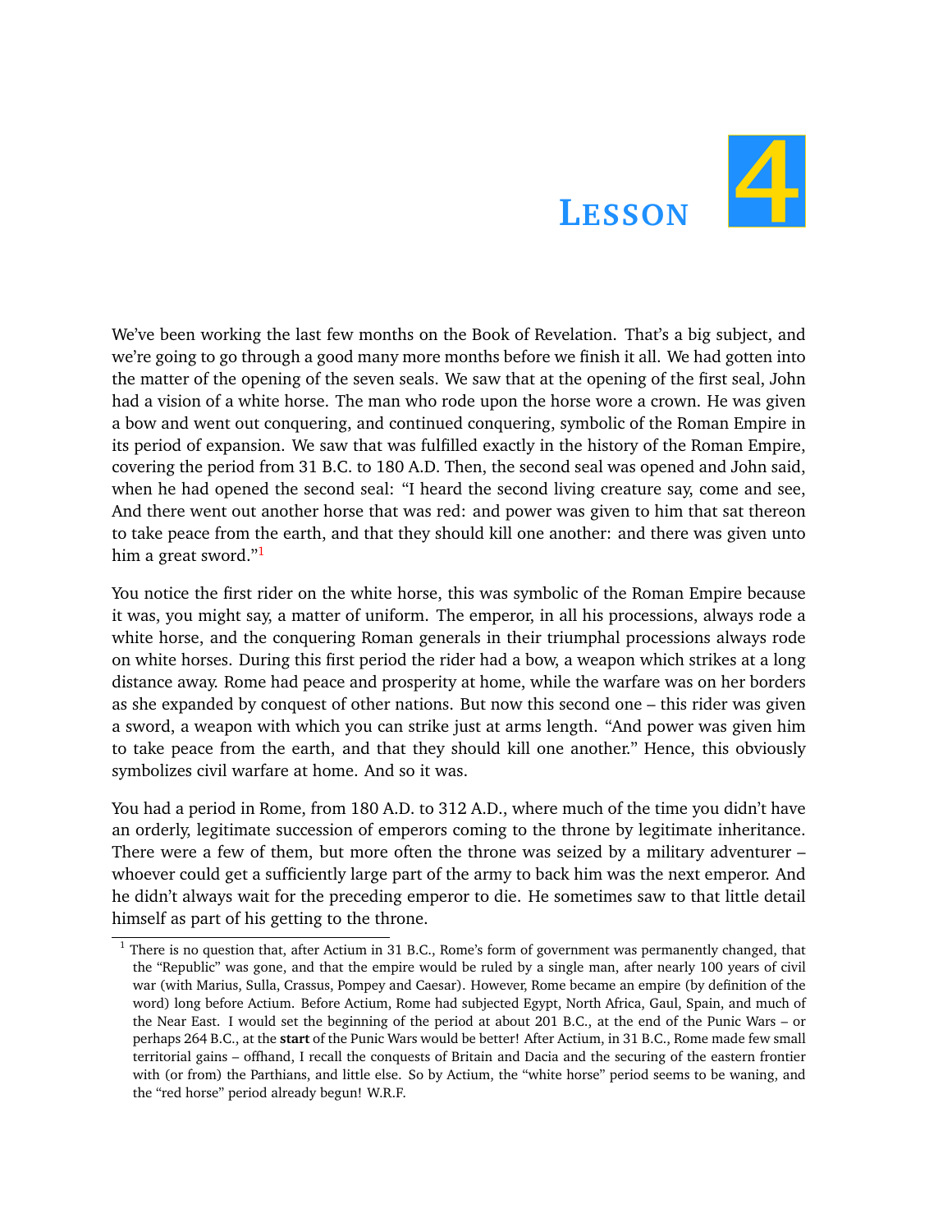# Lesson 4

We've been working the last few months on the Book of Revelation. That's a big subject, and we're going to go through a good many more months before we finish it all. We had gotten into the matter of the opening of the seven seals. We saw that at the opening of the first seal, John had a vision of a white horse. The man who rode upon the horse wore a crown. He was given a bow and went out conquering, and continued conquering, symbolic of the Roman Empire in its period of expansion. We saw that was fulfilled exactly in the history of the Roman Empire, covering the period from 31 B.C. to 180 A.D. Then, the second seal was opened and John said, when he had opened the second seal: "I heard the second living creature say, come and see, And there went out another horse that was red: and power was given to him that sat thereon to take peace from the earth, and that they should kill one another: and there was given unto him a great sword."[1]

You notice the first rider on the white horse, this was symbolic of the Roman Empire because it was, you might say, a matter of uniform. The emperor, in all his processions, always rode a white horse, and the conquering Roman generals in their triumphal processions always rode on white horses. During this first period the rider had a bow, a weapon which strikes at a long distance away. Rome had peace and prosperity at home, while the warfare was on her borders as she expanded by conquest of other nations. But now this second one – this rider was given a sword, a weapon with which you can strike just at arms length. "And power was given him to take peace from the earth, and that they should kill one another." Hence, this obviously symbolizes civil warfare at home. And so it was.

You had a period in Rome, from 180 A.D. to 312 A.D., where much of the time you didn't have an orderly, legitimate succession of emperors coming to the throne by legitimate inheritance. There were a few of them, but more often the throne was seized by a military adventurer – whoever could get a sufficiently large part of the army to back him was the next emperor. And he didn't always wait for the preceding emperor to die. He sometimes saw to that little detail himself as part of his getting to the throne.

---

[1] There is no question that, after Actium in 31 B.C., Rome's form of government was permanently changed, that the "Republic" was gone, and that the empire would be ruled by a single man, after nearly 100 years of civil war (with Marius, Sulla, Crassus, Pompey and Caesar). However, Rome became an empire (by definition of the word) long before Actium. Before Actium, Rome had subjected Egypt, North Africa, Gaul, Spain, and much of the Near East. I would set the beginning of the period at about 201 B.C., at the end of the Punic Wars – or perhaps 264 B.C., at the **start** of the Punic Wars would be better! After Actium, in 31 B.C., Rome made few small territorial gains – offhand, I recall the conquests of Britain and Dacia and the securing of the eastern frontier with (or from) the Parthians, and little else. So by Actium, the "white horse" period seems to be waning, and the "red horse" period already begun! W.R.F.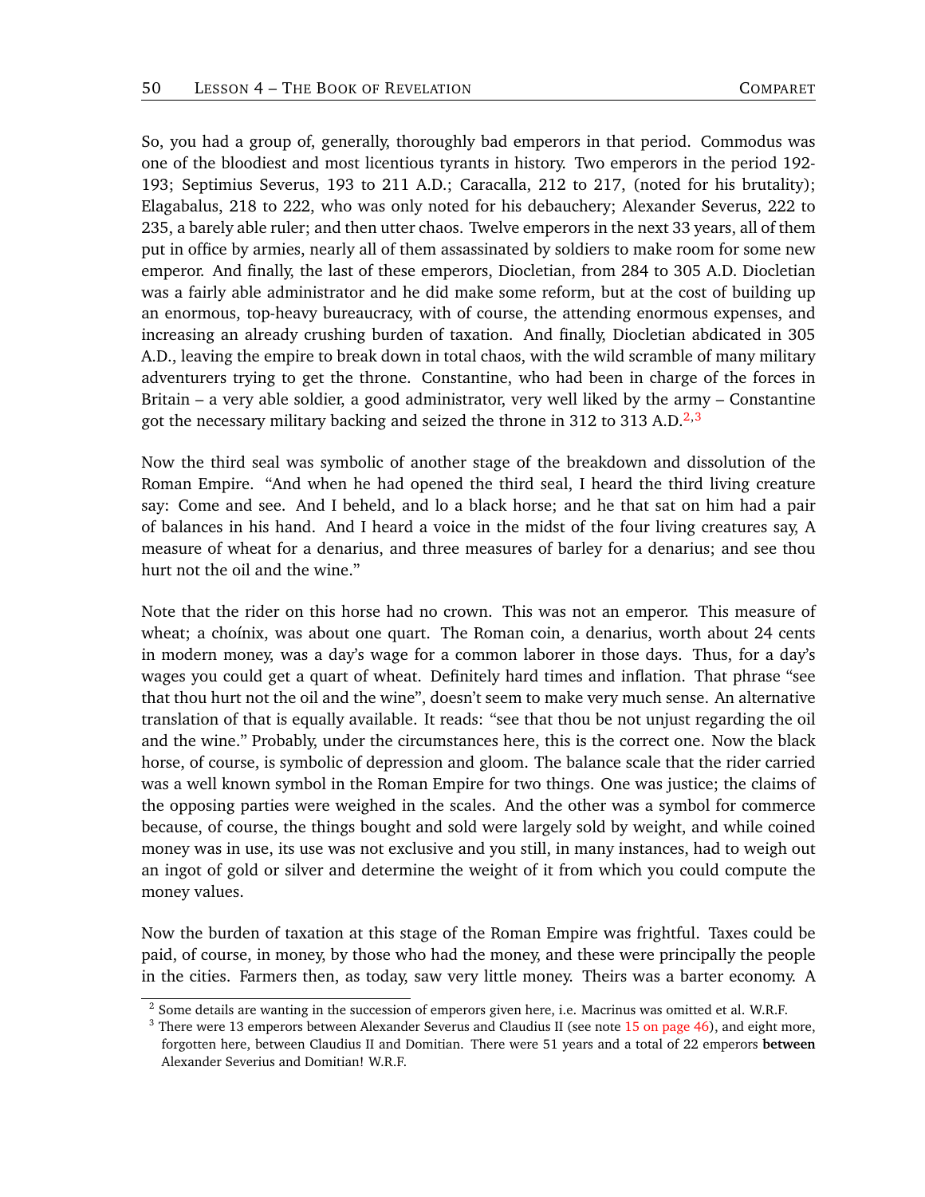So, you had a group of, generally, thoroughly bad emperors in that period. Commodus was one of the bloodiest and most licentious tyrants in history. Two emperors in the period 192-193; Septimius Severus, 193 to 211 A.D.; Caracalla, 212 to 217, (noted for his brutality); Elagabalus, 218 to 222, who was only noted for his debauchery; Alexander Severus, 222 to 235, a barely able ruler; and then utter chaos. Twelve emperors in the next 33 years, all of them put in office by armies, nearly all of them assassinated by soldiers to make room for some new emperor. And finally, the last of these emperors, Diocletian, from 284 to 305 A.D. Diocletian was a fairly able administrator and he did make some reform, but at the cost of building up an enormous, top-heavy bureaucracy, with of course, the attending enormous expenses, and increasing an already crushing burden of taxation. And finally, Diocletian abdicated in 305 A.D., leaving the empire to break down in total chaos, with the wild scramble of many military adventurers trying to get the throne. Constantine, who had been in charge of the forces in Britain – a very able soldier, a good administrator, very well liked by the army – Constantine got the necessary military backing and seized the throne in 312 to 313 A.D.[2,3]

Now the third seal was symbolic of another stage of the breakdown and dissolution of the Roman Empire. “And when he had opened the third seal, I heard the third living creature say: Come and see. And I beheld, and lo a black horse; and he that sat on him had a pair of balances in his hand. And I heard a voice in the midst of the four living creatures say, A measure of wheat for a denarius, and three measures of barley for a denarius; and see thou hurt not the oil and the wine.”

Note that the rider on this horse had no crown. This was not an emperor. This measure of wheat; a choínix, was about one quart. The Roman coin, a denarius, worth about 24 cents in modern money, was a day’s wage for a common laborer in those days. Thus, for a day’s wages you could get a quart of wheat. Definitely hard times and inflation. That phrase “see that thou hurt not the oil and the wine”, doesn’t seem to make very much sense. An alternative translation of that is equally available. It reads: “see that thou be not unjust regarding the oil and the wine.” Probably, under the circumstances here, this is the correct one. Now the black horse, of course, is symbolic of depression and gloom. The balance scale that the rider carried was a well known symbol in the Roman Empire for two things. One was justice; the claims of the opposing parties were weighed in the scales. And the other was a symbol for commerce because, of course, the things bought and sold were largely sold by weight, and while coined money was in use, its use was not exclusive and you still, in many instances, had to weigh out an ingot of gold or silver and determine the weight of it from which you could compute the money values.

Now the burden of taxation at this stage of the Roman Empire was frightful. Taxes could be paid, of course, in money, by those who had the money, and these were principally the people in the cities. Farmers then, as today, saw very little money. Theirs was a barter economy. A

---

[2] Some details are wanting in the succession of emperors given here, i.e. Macrinus was omitted et al. W.R.F.

[3] There were 13 emperors between Alexander Severus and Claudius II (see note 15 on page 46), and eight more, forgotten here, between Claudius II and Domitian. There were 51 years and a total of 22 emperors **between** Alexander Severius and Domitian! W.R.F.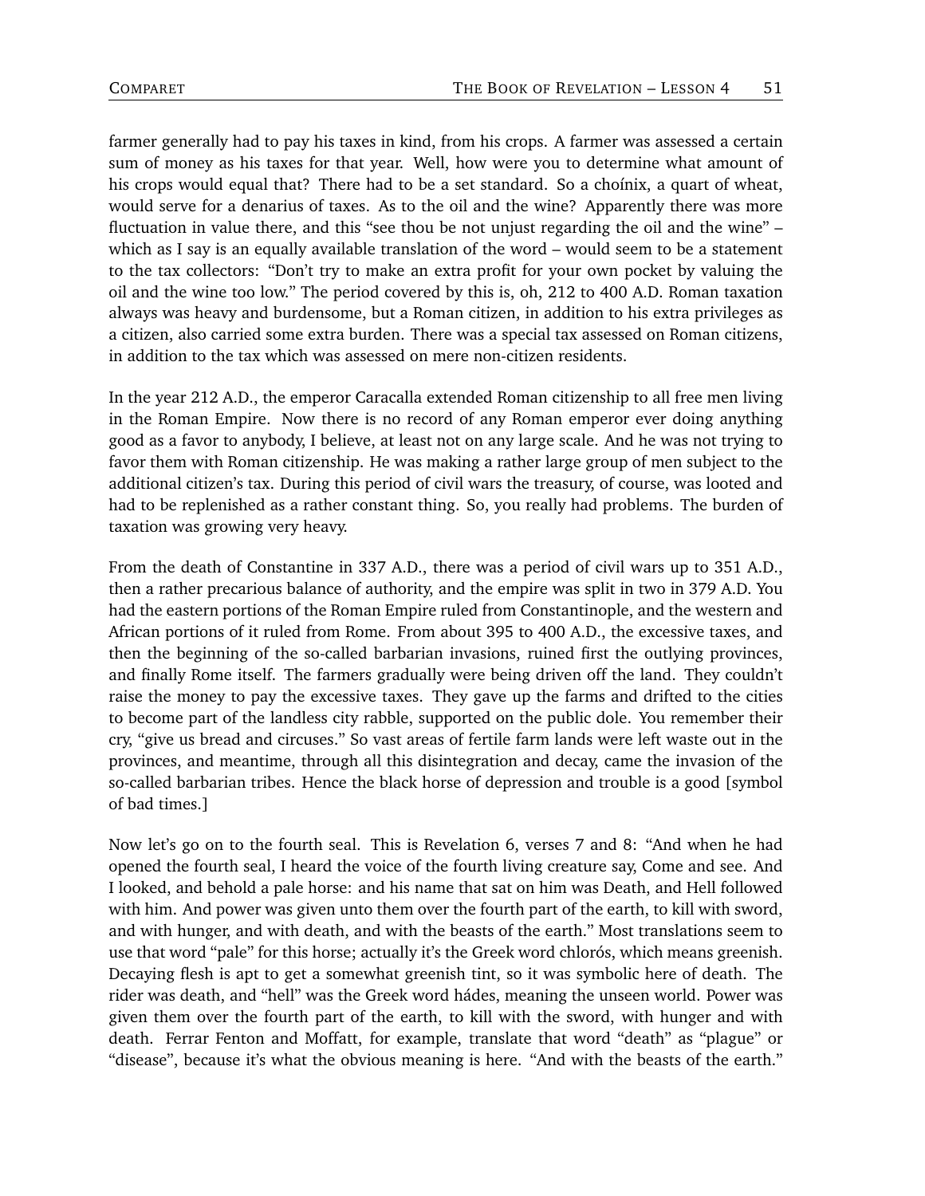farmer generally had to pay his taxes in kind, from his crops. A farmer was assessed a certain sum of money as his taxes for that year. Well, how were you to determine what amount of his crops would equal that? There had to be a set standard. So a choínix, a quart of wheat, would serve for a denarius of taxes. As to the oil and the wine? Apparently there was more fluctuation in value there, and this "see thou be not unjust regarding the oil and the wine" – which as I say is an equally available translation of the word – would seem to be a statement to the tax collectors: "Don't try to make an extra profit for your own pocket by valuing the oil and the wine too low." The period covered by this is, oh, 212 to 400 A.D. Roman taxation always was heavy and burdensome, but a Roman citizen, in addition to his extra privileges as a citizen, also carried some extra burden. There was a special tax assessed on Roman citizens, in addition to the tax which was assessed on mere non-citizen residents.

In the year 212 A.D., the emperor Caracalla extended Roman citizenship to all free men living in the Roman Empire. Now there is no record of any Roman emperor ever doing anything good as a favor to anybody, I believe, at least not on any large scale. And he was not trying to favor them with Roman citizenship. He was making a rather large group of men subject to the additional citizen's tax. During this period of civil wars the treasury, of course, was looted and had to be replenished as a rather constant thing. So, you really had problems. The burden of taxation was growing very heavy.

From the death of Constantine in 337 A.D., there was a period of civil wars up to 351 A.D., then a rather precarious balance of authority, and the empire was split in two in 379 A.D. You had the eastern portions of the Roman Empire ruled from Constantinople, and the western and African portions of it ruled from Rome. From about 395 to 400 A.D., the excessive taxes, and then the beginning of the so-called barbarian invasions, ruined first the outlying provinces, and finally Rome itself. The farmers gradually were being driven off the land. They couldn't raise the money to pay the excessive taxes. They gave up the farms and drifted to the cities to become part of the landless city rabble, supported on the public dole. You remember their cry, "give us bread and circuses." So vast areas of fertile farm lands were left waste out in the provinces, and meantime, through all this disintegration and decay, came the invasion of the so-called barbarian tribes. Hence the black horse of depression and trouble is a good [symbol of bad times.]

Now let's go on to the fourth seal. This is Revelation 6, verses 7 and 8: "And when he had opened the fourth seal, I heard the voice of the fourth living creature say, Come and see. And I looked, and behold a pale horse: and his name that sat on him was Death, and Hell followed with him. And power was given unto them over the fourth part of the earth, to kill with sword, and with hunger, and with death, and with the beasts of the earth." Most translations seem to use that word "pale" for this horse; actually it's the Greek word chlorós, which means greenish. Decaying flesh is apt to get a somewhat greenish tint, so it was symbolic here of death. The rider was death, and "hell" was the Greek word hádes, meaning the unseen world. Power was given them over the fourth part of the earth, to kill with the sword, with hunger and with death. Ferrar Fenton and Moffatt, for example, translate that word "death" as "plague" or "disease", because it's what the obvious meaning is here. "And with the beasts of the earth."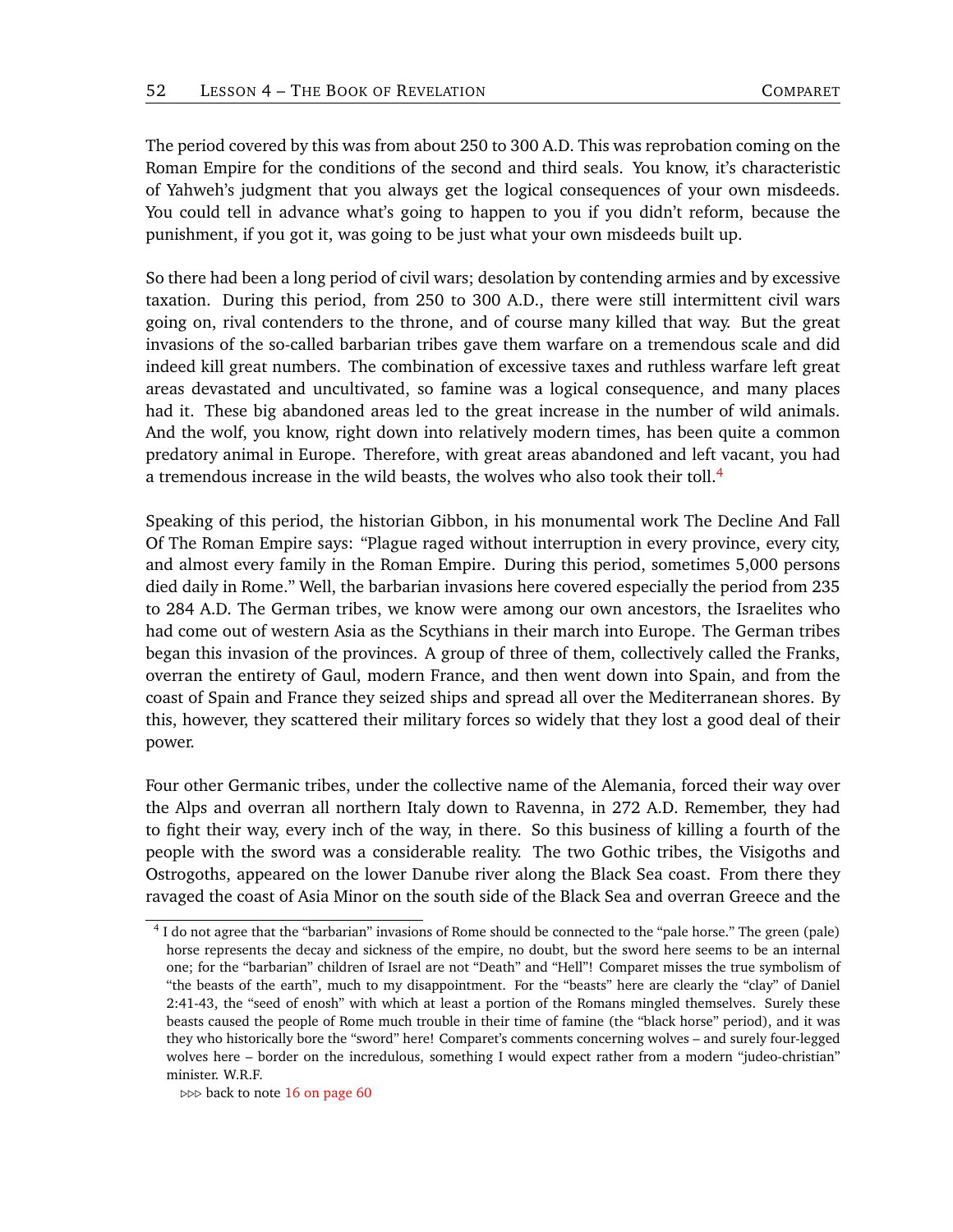The period covered by this was from about 250 to 300 A.D. This was reprobation coming on the Roman Empire for the conditions of the second and third seals. You know, it's characteristic of Yahweh's judgment that you always get the logical consequences of your own misdeeds. You could tell in advance what's going to happen to you if you didn't reform, because the punishment, if you got it, was going to be just what your own misdeeds built up.

So there had been a long period of civil wars; desolation by contending armies and by excessive taxation. During this period, from 250 to 300 A.D., there were still intermittent civil wars going on, rival contenders to the throne, and of course many killed that way. But the great invasions of the so-called barbarian tribes gave them warfare on a tremendous scale and did indeed kill great numbers. The combination of excessive taxes and ruthless warfare left great areas devastated and uncultivated, so famine was a logical consequence, and many places had it. These big abandoned areas led to the great increase in the number of wild animals. And the wolf, you know, right down into relatively modern times, has been quite a common predatory animal in Europe. Therefore, with great areas abandoned and left vacant, you had a tremendous increase in the wild beasts, the wolves who also took their toll.[4]

Speaking of this period, the historian Gibbon, in his monumental work The Decline And Fall Of The Roman Empire says: "Plague raged without interruption in every province, every city, and almost every family in the Roman Empire. During this period, sometimes 5,000 persons died daily in Rome." Well, the barbarian invasions here covered especially the period from 235 to 284 A.D. The German tribes, we know were among our own ancestors, the Israelites who had come out of western Asia as the Scythians in their march into Europe. The German tribes began this invasion of the provinces. A group of three of them, collectively called the Franks, overran the entirety of Gaul, modern France, and then went down into Spain, and from the coast of Spain and France they seized ships and spread all over the Mediterranean shores. By this, however, they scattered their military forces so widely that they lost a good deal of their power.

Four other Germanic tribes, under the collective name of the Alemania, forced their way over the Alps and overran all northern Italy down to Ravenna, in 272 A.D. Remember, they had to fight their way, every inch of the way, in there. So this business of killing a fourth of the people with the sword was a considerable reality. The two Gothic tribes, the Visigoths and Ostrogoths, appeared on the lower Danube river along the Black Sea coast. From there they ravaged the coast of Asia Minor on the south side of the Black Sea and overran Greece and the

---

[4] I do not agree that the "barbarian" invasions of Rome should be connected to the "pale horse." The green (pale) horse represents the decay and sickness of the empire, no doubt, but the sword here seems to be an internal one; for the "barbarian" children of Israel are not "Death" and "Hell"! Comparet misses the true symbolism of "the beasts of the earth", much to my disappointment. For the "beasts" here are clearly the "clay" of Daniel 2:41-43, the "seed of enosh" with which at least a portion of the Romans mingled themselves. Surely these beasts caused the people of Rome much trouble in their time of famine (the "black horse" period), and it was they who historically bore the "sword" here! Comparet's comments concerning wolves – and surely four-legged wolves here – border on the incredulous, something I would expect rather from a modern "judeo-christian" minister. W.R.F.

⊳⊳⊳ back to note 16 on page 60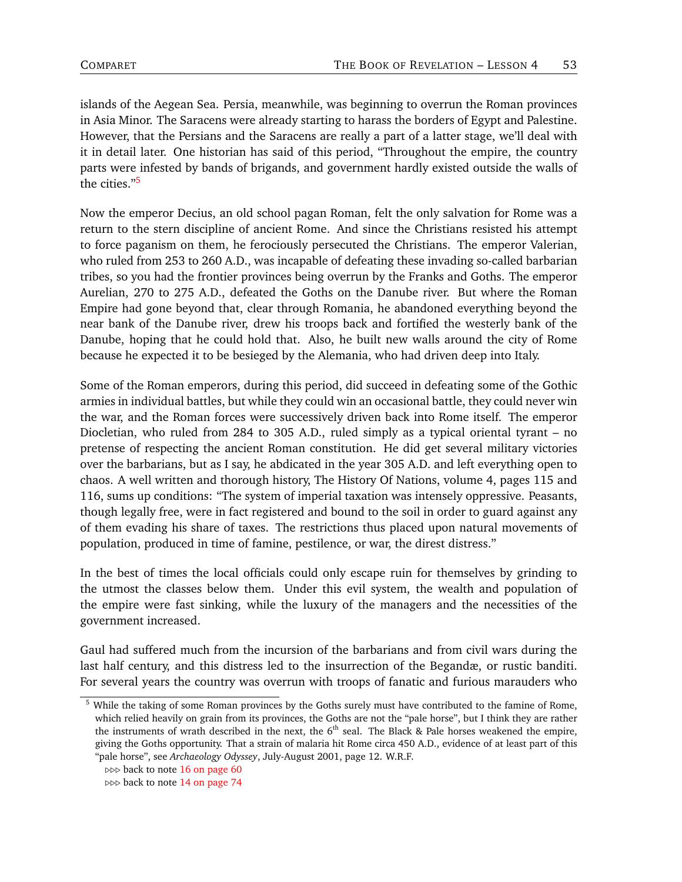islands of the Aegean Sea. Persia, meanwhile, was beginning to overrun the Roman provinces in Asia Minor. The Saracens were already starting to harass the borders of Egypt and Palestine. However, that the Persians and the Saracens are really a part of a latter stage, we'll deal with it in detail later. One historian has said of this period, "Throughout the empire, the country parts were infested by bands of brigands, and government hardly existed outside the walls of the cities."[5]

Now the emperor Decius, an old school pagan Roman, felt the only salvation for Rome was a return to the stern discipline of ancient Rome. And since the Christians resisted his attempt to force paganism on them, he ferociously persecuted the Christians. The emperor Valerian, who ruled from 253 to 260 A.D., was incapable of defeating these invading so-called barbarian tribes, so you had the frontier provinces being overrun by the Franks and Goths. The emperor Aurelian, 270 to 275 A.D., defeated the Goths on the Danube river. But where the Roman Empire had gone beyond that, clear through Romania, he abandoned everything beyond the near bank of the Danube river, drew his troops back and fortified the westerly bank of the Danube, hoping that he could hold that. Also, he built new walls around the city of Rome because he expected it to be besieged by the Alemania, who had driven deep into Italy.

Some of the Roman emperors, during this period, did succeed in defeating some of the Gothic armies in individual battles, but while they could win an occasional battle, they could never win the war, and the Roman forces were successively driven back into Rome itself. The emperor Diocletian, who ruled from 284 to 305 A.D., ruled simply as a typical oriental tyrant – no pretense of respecting the ancient Roman constitution. He did get several military victories over the barbarians, but as I say, he abdicated in the year 305 A.D. and left everything open to chaos. A well written and thorough history, The History Of Nations, volume 4, pages 115 and 116, sums up conditions: "The system of imperial taxation was intensely oppressive. Peasants, though legally free, were in fact registered and bound to the soil in order to guard against any of them evading his share of taxes. The restrictions thus placed upon natural movements of population, produced in time of famine, pestilence, or war, the direst distress."

In the best of times the local officials could only escape ruin for themselves by grinding to the utmost the classes below them. Under this evil system, the wealth and population of the empire were fast sinking, while the luxury of the managers and the necessities of the government increased.

Gaul had suffered much from the incursion of the barbarians and from civil wars during the last half century, and this distress led to the insurrection of the Begandæ, or rustic banditi. For several years the country was overrun with troops of fanatic and furious marauders who

---

[5] While the taking of some Roman provinces by the Goths surely must have contributed to the famine of Rome, which relied heavily on grain from its provinces, the Goths are not the "pale horse", but I think they are rather the instruments of wrath described in the next, the 6th seal. The Black & Pale horses weakened the empire, giving the Goths opportunity. That a strain of malaria hit Rome circa 450 A.D., evidence of at least part of this "pale horse", see *Archaeology Odyssey*, July-August 2001, page 12. W.R.F.

⊳⊳⊳ back to note 16 on page 60

⊳⊳⊳ back to note 14 on page 74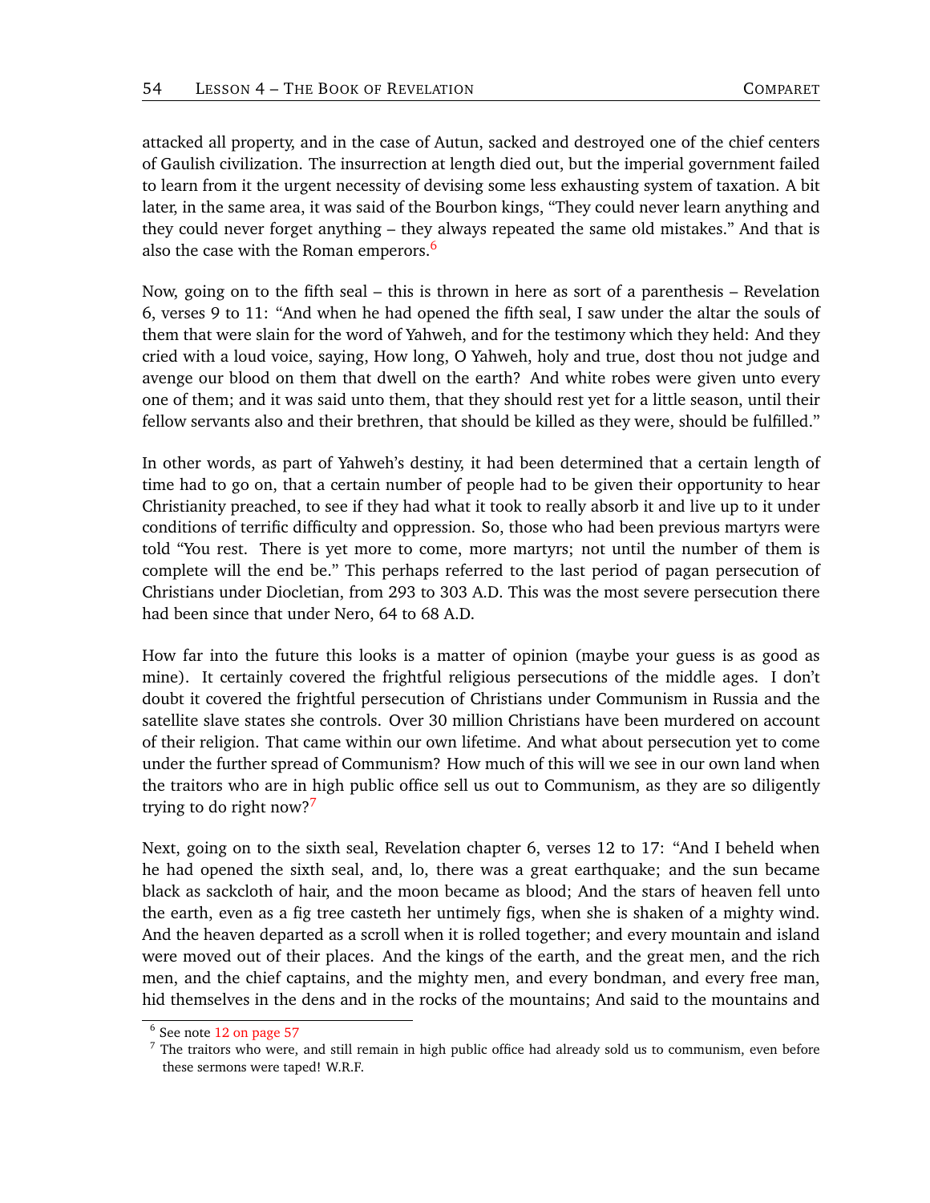attacked all property, and in the case of Autun, sacked and destroyed one of the chief centers of Gaulish civilization. The insurrection at length died out, but the imperial government failed to learn from it the urgent necessity of devising some less exhausting system of taxation. A bit later, in the same area, it was said of the Bourbon kings, "They could never learn anything and they could never forget anything – they always repeated the same old mistakes." And that is also the case with the Roman emperors.[6]

Now, going on to the fifth seal – this is thrown in here as sort of a parenthesis – Revelation 6, verses 9 to 11: "And when he had opened the fifth seal, I saw under the altar the souls of them that were slain for the word of Yahweh, and for the testimony which they held: And they cried with a loud voice, saying, How long, O Yahweh, holy and true, dost thou not judge and avenge our blood on them that dwell on the earth? And white robes were given unto every one of them; and it was said unto them, that they should rest yet for a little season, until their fellow servants also and their brethren, that should be killed as they were, should be fulfilled."

In other words, as part of Yahweh's destiny, it had been determined that a certain length of time had to go on, that a certain number of people had to be given their opportunity to hear Christianity preached, to see if they had what it took to really absorb it and live up to it under conditions of terrific difficulty and oppression. So, those who had been previous martyrs were told "You rest. There is yet more to come, more martyrs; not until the number of them is complete will the end be." This perhaps referred to the last period of pagan persecution of Christians under Diocletian, from 293 to 303 A.D. This was the most severe persecution there had been since that under Nero, 64 to 68 A.D.

How far into the future this looks is a matter of opinion (maybe your guess is as good as mine). It certainly covered the frightful religious persecutions of the middle ages. I don't doubt it covered the frightful persecution of Christians under Communism in Russia and the satellite slave states she controls. Over 30 million Christians have been murdered on account of their religion. That came within our own lifetime. And what about persecution yet to come under the further spread of Communism? How much of this will we see in our own land when the traitors who are in high public office sell us out to Communism, as they are so diligently trying to do right now?[7]

Next, going on to the sixth seal, Revelation chapter 6, verses 12 to 17: "And I beheld when he had opened the sixth seal, and, lo, there was a great earthquake; and the sun became black as sackcloth of hair, and the moon became as blood; And the stars of heaven fell unto the earth, even as a fig tree casteth her untimely figs, when she is shaken of a mighty wind. And the heaven departed as a scroll when it is rolled together; and every mountain and island were moved out of their places. And the kings of the earth, and the great men, and the rich men, and the chief captains, and the mighty men, and every bondman, and every free man, hid themselves in the dens and in the rocks of the mountains; And said to the mountains and

[6] See note 12 on page 57

[7] The traitors who were, and still remain in high public office had already sold us to communism, even before these sermons were taped! W.R.F.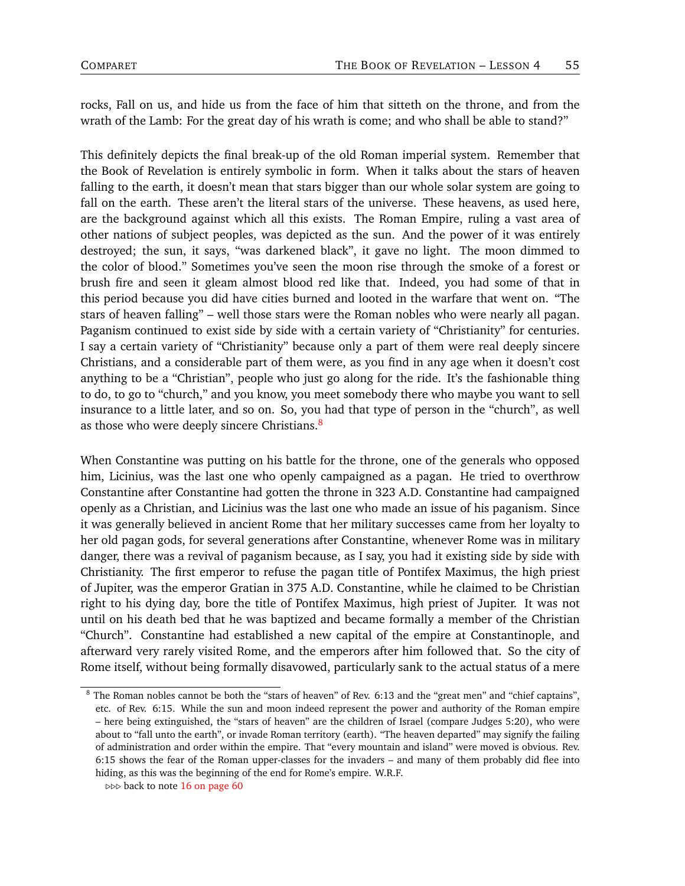rocks, Fall on us, and hide us from the face of him that sitteth on the throne, and from the wrath of the Lamb: For the great day of his wrath is come; and who shall be able to stand?"

This definitely depicts the final break-up of the old Roman imperial system. Remember that the Book of Revelation is entirely symbolic in form. When it talks about the stars of heaven falling to the earth, it doesn't mean that stars bigger than our whole solar system are going to fall on the earth. These aren't the literal stars of the universe. These heavens, as used here, are the background against which all this exists. The Roman Empire, ruling a vast area of other nations of subject peoples, was depicted as the sun. And the power of it was entirely destroyed; the sun, it says, "was darkened black", it gave no light. The moon dimmed to the color of blood." Sometimes you've seen the moon rise through the smoke of a forest or brush fire and seen it gleam almost blood red like that. Indeed, you had some of that in this period because you did have cities burned and looted in the warfare that went on. "The stars of heaven falling" – well those stars were the Roman nobles who were nearly all pagan. Paganism continued to exist side by side with a certain variety of "Christianity" for centuries. I say a certain variety of "Christianity" because only a part of them were real deeply sincere Christians, and a considerable part of them were, as you find in any age when it doesn't cost anything to be a "Christian", people who just go along for the ride. It's the fashionable thing to do, to go to "church," and you know, you meet somebody there who maybe you want to sell insurance to a little later, and so on. So, you had that type of person in the "church", as well as those who were deeply sincere Christians.[8]

When Constantine was putting on his battle for the throne, one of the generals who opposed him, Licinius, was the last one who openly campaigned as a pagan. He tried to overthrow Constantine after Constantine had gotten the throne in 323 A.D. Constantine had campaigned openly as a Christian, and Licinius was the last one who made an issue of his paganism. Since it was generally believed in ancient Rome that her military successes came from her loyalty to her old pagan gods, for several generations after Constantine, whenever Rome was in military danger, there was a revival of paganism because, as I say, you had it existing side by side with Christianity. The first emperor to refuse the pagan title of Pontifex Maximus, the high priest of Jupiter, was the emperor Gratian in 375 A.D. Constantine, while he claimed to be Christian right to his dying day, bore the title of Pontifex Maximus, high priest of Jupiter. It was not until on his death bed that he was baptized and became formally a member of the Christian "Church". Constantine had established a new capital of the empire at Constantinople, and afterward very rarely visited Rome, and the emperors after him followed that. So the city of Rome itself, without being formally disavowed, particularly sank to the actual status of a mere

---

[8] The Roman nobles cannot be both the "stars of heaven" of Rev. 6:13 and the "great men" and "chief captains", etc. of Rev. 6:15. While the sun and moon indeed represent the power and authority of the Roman empire – here being extinguished, the "stars of heaven" are the children of Israel (compare Judges 5:20), who were about to "fall unto the earth", or invade Roman territory (earth). "The heaven departed" may signify the failing of administration and order within the empire. That "every mountain and island" were moved is obvious. Rev. 6:15 shows the fear of the Roman upper-classes for the invaders – and many of them probably did flee into hiding, as this was the beginning of the end for Rome's empire. W.R.F.

⊳⊳⊳ back to note 16 on page 60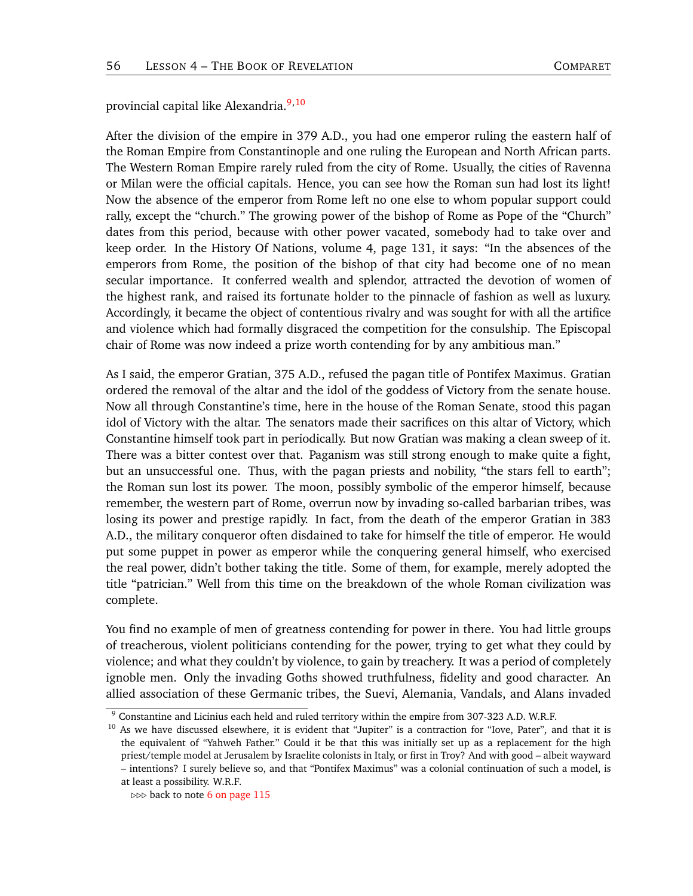provincial capital like Alexandria.[9,10]

After the division of the empire in 379 A.D., you had one emperor ruling the eastern half of the Roman Empire from Constantinople and one ruling the European and North African parts. The Western Roman Empire rarely ruled from the city of Rome. Usually, the cities of Ravenna or Milan were the official capitals. Hence, you can see how the Roman sun had lost its light! Now the absence of the emperor from Rome left no one else to whom popular support could rally, except the "church." The growing power of the bishop of Rome as Pope of the "Church" dates from this period, because with other power vacated, somebody had to take over and keep order. In the History Of Nations, volume 4, page 131, it says: "In the absences of the emperors from Rome, the position of the bishop of that city had become one of no mean secular importance. It conferred wealth and splendor, attracted the devotion of women of the highest rank, and raised its fortunate holder to the pinnacle of fashion as well as luxury. Accordingly, it became the object of contentious rivalry and was sought for with all the artifice and violence which had formally disgraced the competition for the consulship. The Episcopal chair of Rome was now indeed a prize worth contending for by any ambitious man."

As I said, the emperor Gratian, 375 A.D., refused the pagan title of Pontifex Maximus. Gratian ordered the removal of the altar and the idol of the goddess of Victory from the senate house. Now all through Constantine's time, here in the house of the Roman Senate, stood this pagan idol of Victory with the altar. The senators made their sacrifices on this altar of Victory, which Constantine himself took part in periodically. But now Gratian was making a clean sweep of it. There was a bitter contest over that. Paganism was still strong enough to make quite a fight, but an unsuccessful one. Thus, with the pagan priests and nobility, "the stars fell to earth"; the Roman sun lost its power. The moon, possibly symbolic of the emperor himself, because remember, the western part of Rome, overrun now by invading so-called barbarian tribes, was losing its power and prestige rapidly. In fact, from the death of the emperor Gratian in 383 A.D., the military conqueror often disdained to take for himself the title of emperor. He would put some puppet in power as emperor while the conquering general himself, who exercised the real power, didn't bother taking the title. Some of them, for example, merely adopted the title "patrician." Well from this time on the breakdown of the whole Roman civilization was complete.

You find no example of men of greatness contending for power in there. You had little groups of treacherous, violent politicians contending for the power, trying to get what they could by violence; and what they couldn't by violence, to gain by treachery. It was a period of completely ignoble men. Only the invading Goths showed truthfulness, fidelity and good character. An allied association of these Germanic tribes, the Suevi, Alemania, Vandals, and Alans invaded

---

[9] Constantine and Licinius each held and ruled territory within the empire from 307-323 A.D. W.R.F.

[10] As we have discussed elsewhere, it is evident that "Jupiter" is a contraction for "Iove, Pater", and that it is the equivalent of "Yahweh Father." Could it be that this was initially set up as a replacement for the high priest/temple model at Jerusalem by Israelite colonists in Italy, or first in Troy? And with good – albeit wayward – intentions? I surely believe so, and that "Pontifex Maximus" was a colonial continuation of such a model, is at least a possibility. W.R.F.

▹▹▹ back to note 6 on page 115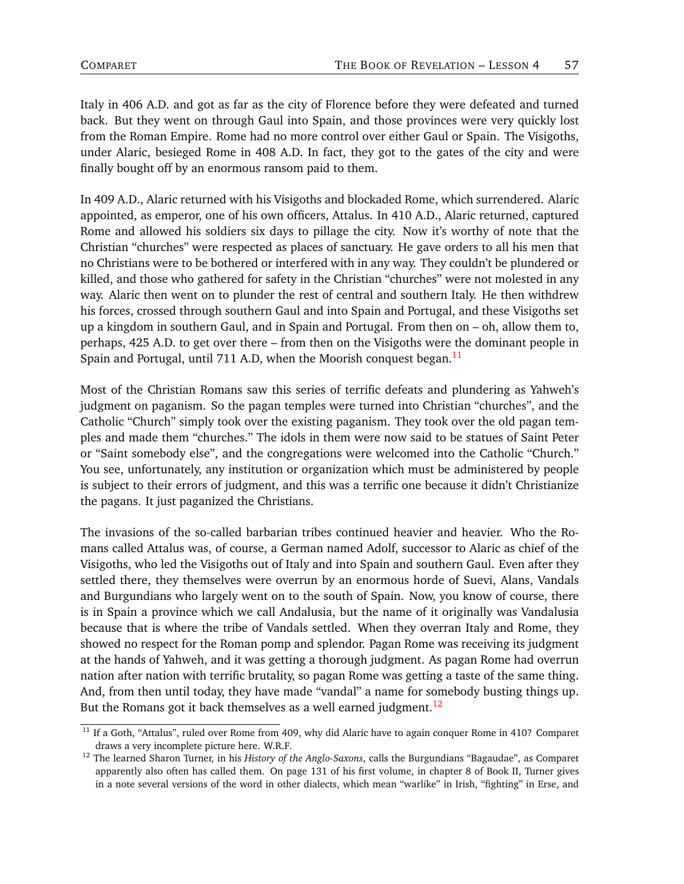Italy in 406 A.D. and got as far as the city of Florence before they were defeated and turned back. But they went on through Gaul into Spain, and those provinces were very quickly lost from the Roman Empire. Rome had no more control over either Gaul or Spain. The Visigoths, under Alaric, besieged Rome in 408 A.D. In fact, they got to the gates of the city and were finally bought off by an enormous ransom paid to them.

In 409 A.D., Alaric returned with his Visigoths and blockaded Rome, which surrendered. Alaric appointed, as emperor, one of his own officers, Attalus. In 410 A.D., Alaric returned, captured Rome and allowed his soldiers six days to pillage the city. Now it's worthy of note that the Christian "churches" were respected as places of sanctuary. He gave orders to all his men that no Christians were to be bothered or interfered with in any way. They couldn't be plundered or killed, and those who gathered for safety in the Christian "churches" were not molested in any way. Alaric then went on to plunder the rest of central and southern Italy. He then withdrew his forces, crossed through southern Gaul and into Spain and Portugal, and these Visigoths set up a kingdom in southern Gaul, and in Spain and Portugal. From then on – oh, allow them to, perhaps, 425 A.D. to get over there – from then on the Visigoths were the dominant people in Spain and Portugal, until 711 A.D, when the Moorish conquest began.[11]

Most of the Christian Romans saw this series of terrific defeats and plundering as Yahweh's judgment on paganism. So the pagan temples were turned into Christian "churches", and the Catholic "Church" simply took over the existing paganism. They took over the old pagan temples and made them "churches." The idols in them were now said to be statues of Saint Peter or "Saint somebody else", and the congregations were welcomed into the Catholic "Church." You see, unfortunately, any institution or organization which must be administered by people is subject to their errors of judgment, and this was a terrific one because it didn't Christianize the pagans. It just paganized the Christians.

The invasions of the so-called barbarian tribes continued heavier and heavier. Who the Romans called Attalus was, of course, a German named Adolf, successor to Alaric as chief of the Visigoths, who led the Visigoths out of Italy and into Spain and southern Gaul. Even after they settled there, they themselves were overrun by an enormous horde of Suevi, Alans, Vandals and Burgundians who largely went on to the south of Spain. Now, you know of course, there is in Spain a province which we call Andalusia, but the name of it originally was Vandalusia because that is where the tribe of Vandals settled. When they overran Italy and Rome, they showed no respect for the Roman pomp and splendor. Pagan Rome was receiving its judgment at the hands of Yahweh, and it was getting a thorough judgment. As pagan Rome had overrun nation after nation with terrific brutality, so pagan Rome was getting a taste of the same thing. And, from then until today, they have made "vandal" a name for somebody busting things up. But the Romans got it back themselves as a well earned judgment.[12]

---

[11] If a Goth, "Attalus", ruled over Rome from 409, why did Alaric have to again conquer Rome in 410? Comparet draws a very incomplete picture here. W.R.F.

[12] The learned Sharon Turner, in his *History of the Anglo-Saxons*, calls the Burgundians "Bagaudae", as Comparet apparently also often has called them. On page 131 of his first volume, in chapter 8 of Book II, Turner gives in a note several versions of the word in other dialects, which mean "warlike" in Irish, "fighting" in Erse, and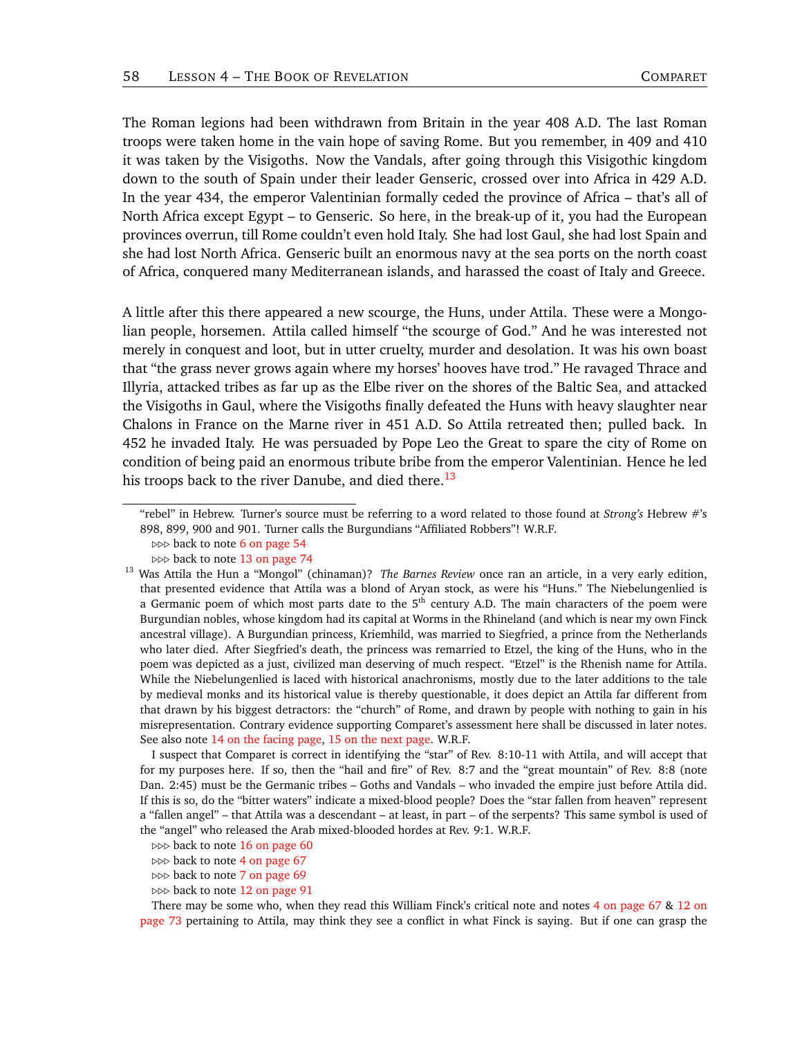The Roman legions had been withdrawn from Britain in the year 408 A.D. The last Roman troops were taken home in the vain hope of saving Rome. But you remember, in 409 and 410 it was taken by the Visigoths. Now the Vandals, after going through this Visigothic kingdom down to the south of Spain under their leader Genseric, crossed over into Africa in 429 A.D. In the year 434, the emperor Valentinian formally ceded the province of Africa – that's all of North Africa except Egypt – to Genseric. So here, in the break-up of it, you had the European provinces overrun, till Rome couldn't even hold Italy. She had lost Gaul, she had lost Spain and she had lost North Africa. Genseric built an enormous navy at the sea ports on the north coast of Africa, conquered many Mediterranean islands, and harassed the coast of Italy and Greece.

A little after this there appeared a new scourge, the Huns, under Attila. These were a Mongolian people, horsemen. Attila called himself "the scourge of God." And he was interested not merely in conquest and loot, but in utter cruelty, murder and desolation. It was his own boast that "the grass never grows again where my horses' hooves have trod." He ravaged Thrace and Illyria, attacked tribes as far up as the Elbe river on the shores of the Baltic Sea, and attacked the Visigoths in Gaul, where the Visigoths finally defeated the Huns with heavy slaughter near Chalons in France on the Marne river in 451 A.D. So Attila retreated then; pulled back. In 452 he invaded Italy. He was persuaded by Pope Leo the Great to spare the city of Rome on condition of being paid an enormous tribute bribe from the emperor Valentinian. Hence he led his troops back to the river Danube, and died there.[13]

---

"rebel" in Hebrew. Turner's source must be referring to a word related to those found at *Strong's* Hebrew #'s 898, 899, 900 and 901. Turner calls the Burgundians "Affiliated Robbers"! W.R.F.

⊳⊳⊳ back to note 6 on page 54

⊳⊳⊳ back to note 13 on page 74

[13] Was Attila the Hun a "Mongol" (chinaman)? *The Barnes Review* once ran an article, in a very early edition, that presented evidence that Attila was a blond of Aryan stock, as were his "Huns." The Niebelungenlied is a Germanic poem of which most parts date to the 5th century A.D. The main characters of the poem were Burgundian nobles, whose kingdom had its capital at Worms in the Rhineland (and which is near my own Finck ancestral village). A Burgundian princess, Kriemhild, was married to Siegfried, a prince from the Netherlands who later died. After Siegfried's death, the princess was remarried to Etzel, the king of the Huns, who in the poem was depicted as a just, civilized man deserving of much respect. "Etzel" is the Rhenish name for Attila. While the Niebelungenlied is laced with historical anachronisms, mostly due to the later additions to the tale by medieval monks and its historical value is thereby questionable, it does depict an Attila far different from that drawn by his biggest detractors: the "church" of Rome, and drawn by people with nothing to gain in his misrepresentation. Contrary evidence supporting Comparet's assessment here shall be discussed in later notes. See also note 14 on the facing page, 15 on the next page. W.R.F.

I suspect that Comparet is correct in identifying the "star" of Rev. 8:10-11 with Attila, and will accept that for my purposes here. If so, then the "hail and fire" of Rev. 8:7 and the "great mountain" of Rev. 8:8 (note Dan. 2:45) must be the Germanic tribes – Goths and Vandals – who invaded the empire just before Attila did. If this is so, do the "bitter waters" indicate a mixed-blood people? Does the "star fallen from heaven" represent a "fallen angel" – that Attila was a descendant – at least, in part – of the serpents? This same symbol is used of the "angel" who released the Arab mixed-blooded hordes at Rev. 9:1. W.R.F.

⊳⊳⊳ back to note 16 on page 60

⊳⊳⊳ back to note 4 on page 67

⊳⊳⊳ back to note 7 on page 69

⊳⊳⊳ back to note 12 on page 91

There may be some who, when they read this William Finck's critical note and notes 4 on page 67 & 12 on page 73 pertaining to Attila, may think they see a conflict in what Finck is saying. But if one can grasp the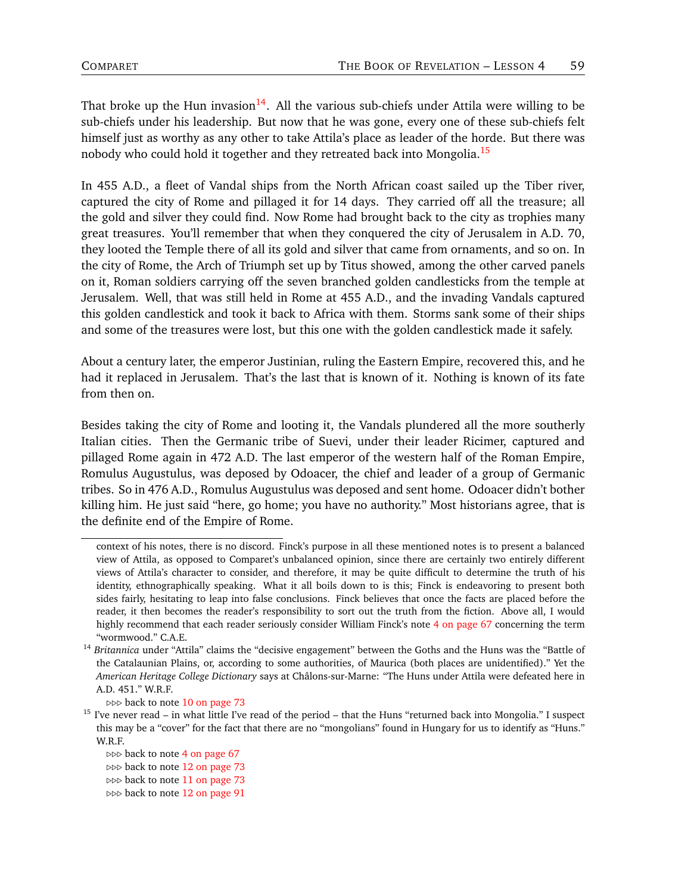That broke up the Hun invasion[14]. All the various sub-chiefs under Attila were willing to be sub-chiefs under his leadership. But now that he was gone, every one of these sub-chiefs felt himself just as worthy as any other to take Attila's place as leader of the horde. But there was nobody who could hold it together and they retreated back into Mongolia.[15]

In 455 A.D., a fleet of Vandal ships from the North African coast sailed up the Tiber river, captured the city of Rome and pillaged it for 14 days. They carried off all the treasure; all the gold and silver they could find. Now Rome had brought back to the city as trophies many great treasures. You'll remember that when they conquered the city of Jerusalem in A.D. 70, they looted the Temple there of all its gold and silver that came from ornaments, and so on. In the city of Rome, the Arch of Triumph set up by Titus showed, among the other carved panels on it, Roman soldiers carrying off the seven branched golden candlesticks from the temple at Jerusalem. Well, that was still held in Rome at 455 A.D., and the invading Vandals captured this golden candlestick and took it back to Africa with them. Storms sank some of their ships and some of the treasures were lost, but this one with the golden candlestick made it safely.

About a century later, the emperor Justinian, ruling the Eastern Empire, recovered this, and he had it replaced in Jerusalem. That's the last that is known of it. Nothing is known of its fate from then on.

Besides taking the city of Rome and looting it, the Vandals plundered all the more southerly Italian cities. Then the Germanic tribe of Suevi, under their leader Ricimer, captured and pillaged Rome again in 472 A.D. The last emperor of the western half of the Roman Empire, Romulus Augustulus, was deposed by Odoacer, the chief and leader of a group of Germanic tribes. So in 476 A.D., Romulus Augustulus was deposed and sent home. Odoacer didn't bother killing him. He just said "here, go home; you have no authority." Most historians agree, that is the definite end of the Empire of Rome.

---

context of his notes, there is no discord. Finck's purpose in all these mentioned notes is to present a balanced view of Attila, as opposed to Comparet's unbalanced opinion, since there are certainly two entirely different views of Attila's character to consider, and therefore, it may be quite difficult to determine the truth of his identity, ethnographically speaking. What it all boils down to is this; Finck is endeavoring to present both sides fairly, hesitating to leap into false conclusions. Finck believes that once the facts are placed before the reader, it then becomes the reader's responsibility to sort out the truth from the fiction. Above all, I would highly recommend that each reader seriously consider William Finck's note 4 on page 67 concerning the term "wormwood." C.A.E.

[14] *Britannica* under "Attila" claims the "decisive engagement" between the Goths and the Huns was the "Battle of the Catalaunian Plains, or, according to some authorities, of Maurica (both places are unidentified)." Yet the *American Heritage College Dictionary* says at Châlons-sur-Marne: "The Huns under Attila were defeated here in A.D. 451." W.R.F.

▷▷▷ back to note 10 on page 73

[15] I've never read – in what little I've read of the period – that the Huns "returned back into Mongolia." I suspect this may be a "cover" for the fact that there are no "mongolians" found in Hungary for us to identify as "Huns." W.R.F.

▷▷▷ back to note 4 on page 67
▷▷▷ back to note 12 on page 73
▷▷▷ back to note 11 on page 73
▷▷▷ back to note 12 on page 91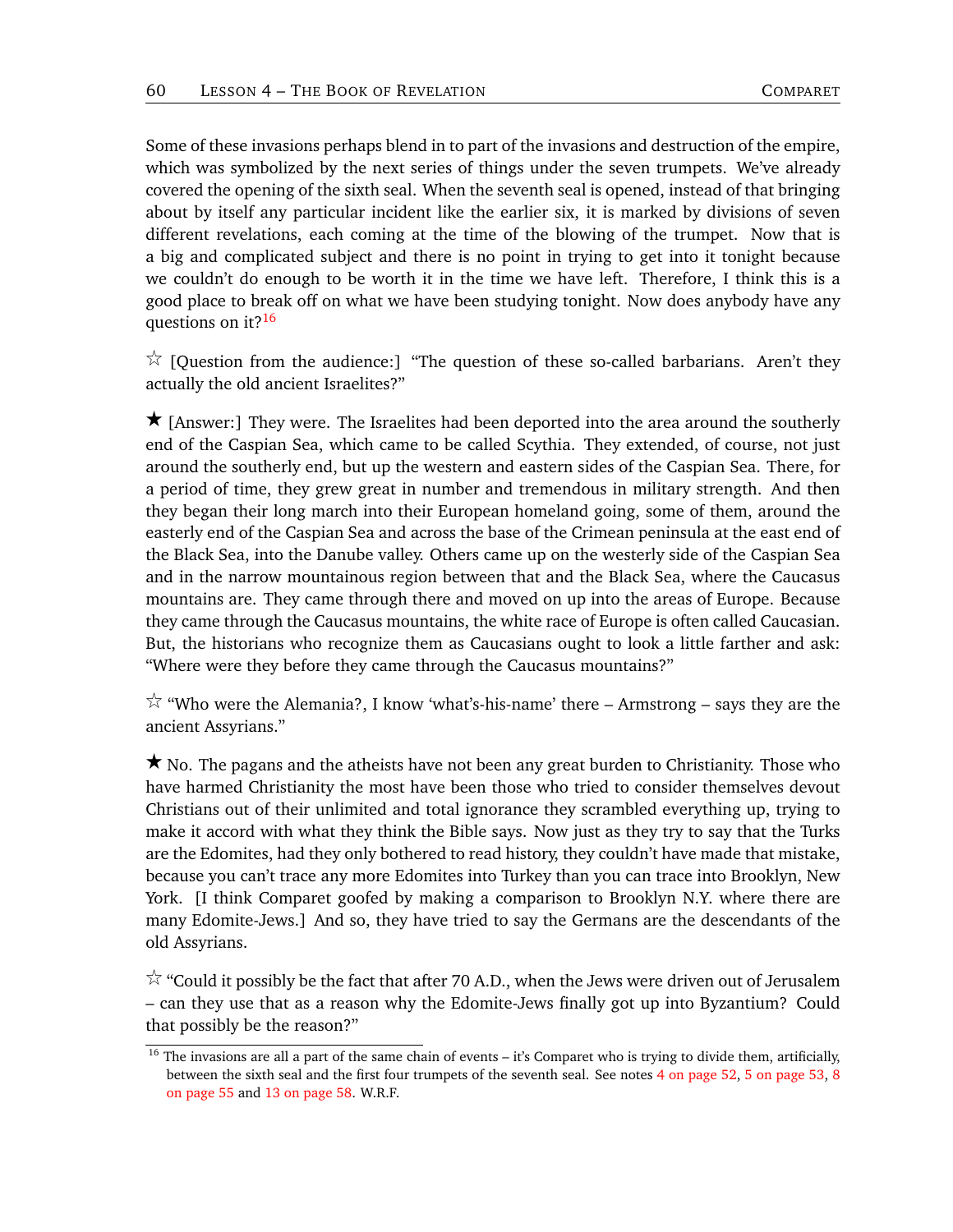Some of these invasions perhaps blend in to part of the invasions and destruction of the empire, which was symbolized by the next series of things under the seven trumpets. We've already covered the opening of the sixth seal. When the seventh seal is opened, instead of that bringing about by itself any particular incident like the earlier six, it is marked by divisions of seven different revelations, each coming at the time of the blowing of the trumpet. Now that is a big and complicated subject and there is no point in trying to get into it tonight because we couldn't do enough to be worth it in the time we have left. Therefore, I think this is a good place to break off on what we have been studying tonight. Now does anybody have any questions on it?[16]

☆ [Question from the audience:] "The question of these so-called barbarians. Aren't they actually the old ancient Israelites?"

★ [Answer:] They were. The Israelites had been deported into the area around the southerly end of the Caspian Sea, which came to be called Scythia. They extended, of course, not just around the southerly end, but up the western and eastern sides of the Caspian Sea. There, for a period of time, they grew great in number and tremendous in military strength. And then they began their long march into their European homeland going, some of them, around the easterly end of the Caspian Sea and across the base of the Crimean peninsula at the east end of the Black Sea, into the Danube valley. Others came up on the westerly side of the Caspian Sea and in the narrow mountainous region between that and the Black Sea, where the Caucasus mountains are. They came through there and moved on up into the areas of Europe. Because they came through the Caucasus mountains, the white race of Europe is often called Caucasian. But, the historians who recognize them as Caucasians ought to look a little farther and ask: "Where were they before they came through the Caucasus mountains?"

☆ "Who were the Alemania?, I know 'what's-his-name' there – Armstrong – says they are the ancient Assyrians."

★ No. The pagans and the atheists have not been any great burden to Christianity. Those who have harmed Christianity the most have been those who tried to consider themselves devout Christians out of their unlimited and total ignorance they scrambled everything up, trying to make it accord with what they think the Bible says. Now just as they try to say that the Turks are the Edomites, had they only bothered to read history, they couldn't have made that mistake, because you can't trace any more Edomites into Turkey than you can trace into Brooklyn, New York. [I think Comparet goofed by making a comparison to Brooklyn N.Y. where there are many Edomite-Jews.] And so, they have tried to say the Germans are the descendants of the old Assyrians.

☆ "Could it possibly be the fact that after 70 A.D., when the Jews were driven out of Jerusalem – can they use that as a reason why the Edomite-Jews finally got up into Byzantium? Could that possibly be the reason?"

---

[16] The invasions are all a part of the same chain of events – it's Comparet who is trying to divide them, artificially, between the sixth seal and the first four trumpets of the seventh seal. See notes 4 on page 52, 5 on page 53, 8 on page 55 and 13 on page 58. W.R.F.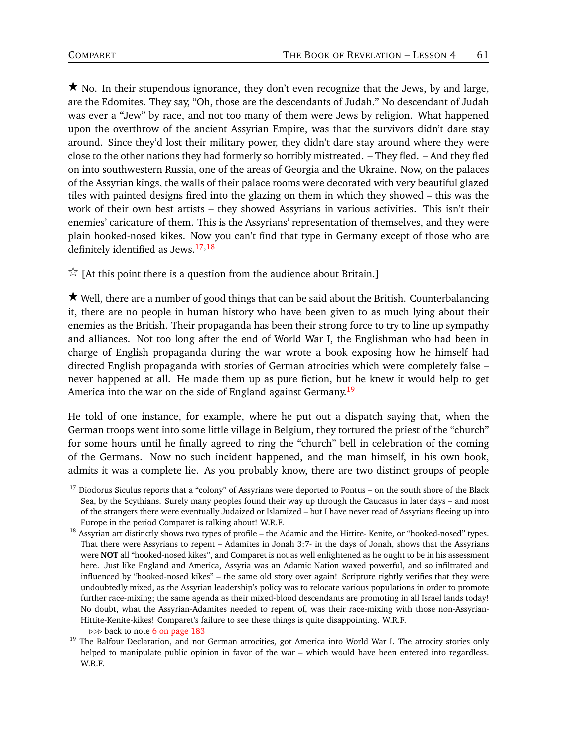★ No. In their stupendous ignorance, they don't even recognize that the Jews, by and large, are the Edomites. They say, "Oh, those are the descendants of Judah." No descendant of Judah was ever a "Jew" by race, and not too many of them were Jews by religion. What happened upon the overthrow of the ancient Assyrian Empire, was that the survivors didn't dare stay around. Since they'd lost their military power, they didn't dare stay around where they were close to the other nations they had formerly so horribly mistreated. – They fled. – And they fled on into southwestern Russia, one of the areas of Georgia and the Ukraine. Now, on the palaces of the Assyrian kings, the walls of their palace rooms were decorated with very beautiful glazed tiles with painted designs fired into the glazing on them in which they showed – this was the work of their own best artists – they showed Assyrians in various activities. This isn't their enemies' caricature of them. This is the Assyrians' representation of themselves, and they were plain hooked-nosed kikes. Now you can't find that type in Germany except of those who are definitely identified as Jews.[17,18]

☆ [At this point there is a question from the audience about Britain.]

★ Well, there are a number of good things that can be said about the British. Counterbalancing it, there are no people in human history who have been given to as much lying about their enemies as the British. Their propaganda has been their strong force to try to line up sympathy and alliances. Not too long after the end of World War I, the Englishman who had been in charge of English propaganda during the war wrote a book exposing how he himself had directed English propaganda with stories of German atrocities which were completely false – never happened at all. He made them up as pure fiction, but he knew it would help to get America into the war on the side of England against Germany.[19]

He told of one instance, for example, where he put out a dispatch saying that, when the German troops went into some little village in Belgium, they tortured the priest of the "church" for some hours until he finally agreed to ring the "church" bell in celebration of the coming of the Germans. Now no such incident happened, and the man himself, in his own book, admits it was a complete lie. As you probably know, there are two distinct groups of people

---

[17] Diodorus Siculus reports that a "colony" of Assyrians were deported to Pontus – on the south shore of the Black Sea, by the Scythians. Surely many peoples found their way up through the Caucasus in later days – and most of the strangers there were eventually Judaized or Islamized – but I have never read of Assyrians fleeing up into Europe in the period Comparet is talking about! W.R.F.

[18] Assyrian art distinctly shows two types of profile – the Adamic and the Hittite- Kenite, or "hooked-nosed" types. That there were Assyrians to repent – Adamites in Jonah 3:7- in the days of Jonah, shows that the Assyrians were **NOT** all "hooked-nosed kikes", and Comparet is not as well enlightened as he ought to be in his assessment here. Just like England and America, Assyria was an Adamic Nation waxed powerful, and so infiltrated and influenced by "hooked-nosed kikes" – the same old story over again! Scripture rightly verifies that they were undoubtedly mixed, as the Assyrian leadership's policy was to relocate various populations in order to promote further race-mixing; the same agenda as their mixed-blood descendants are promoting in all Israel lands today! No doubt, what the Assyrian-Adamites needed to repent of, was their race-mixing with those non-Assyrian-Hittite-Kenite-kikes! Comparet's failure to see these things is quite disappointing. W.R.F.
▷▷▷ back to note 6 on page 183

[19] The Balfour Declaration, and not German atrocities, got America into World War I. The atrocity stories only helped to manipulate public opinion in favor of the war – which would have been entered into regardless. W.R.F.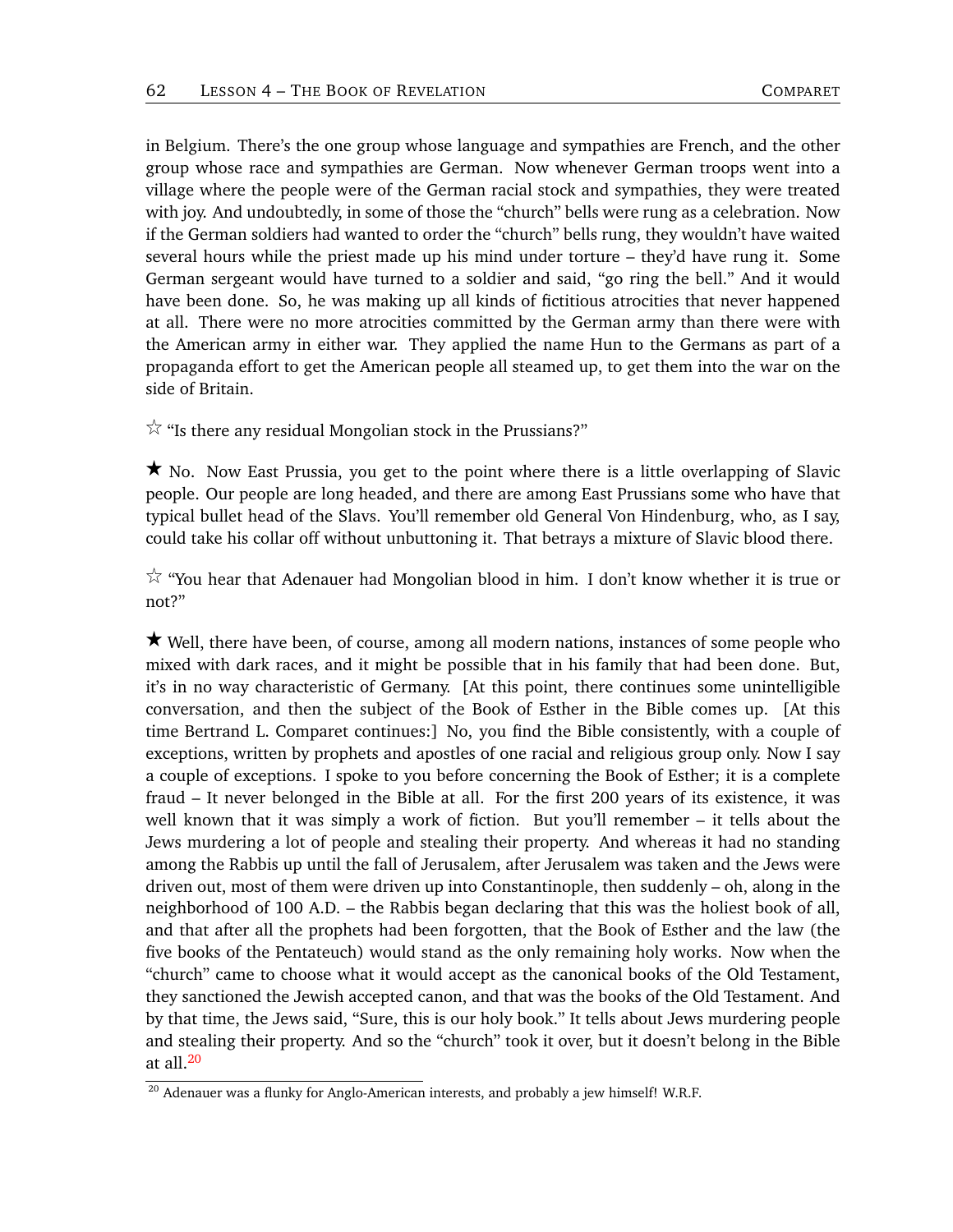in Belgium. There's the one group whose language and sympathies are French, and the other group whose race and sympathies are German. Now whenever German troops went into a village where the people were of the German racial stock and sympathies, they were treated with joy. And undoubtedly, in some of those "church" bells were rung as a celebration. Now if the German soldiers had wanted to order the "church" bells rung, they wouldn't have waited several hours while the priest made up his mind under torture – they'd have rung it. Some German sergeant would have turned to a soldier and said, "go ring the bell." And it would have been done. So, he was making up all kinds of fictitious atrocities that never happened at all. There were no more atrocities committed by the German army than there were with the American army in either war. They applied the name Hun to the Germans as part of a propaganda effort to get the American people all steamed up, to get them into the war on the side of Britain.

☆ "Is there any residual Mongolian stock in the Prussians?"

★ No. Now East Prussia, you get to the point where there is a little overlapping of Slavic people. Our people are long headed, and there are among East Prussians some who have that typical bullet head of the Slavs. You'll remember old General Von Hindenburg, who, as I say, could take his collar off without unbuttoning it. That betrays a mixture of Slavic blood there.

☆ "You hear that Adenauer had Mongolian blood in him. I don't know whether it is true or not?"

★ Well, there have been, of course, among all modern nations, instances of some people who mixed with dark races, and it might be possible that in his family that had been done. But, it's in no way characteristic of Germany. [At this point, there continues some unintelligible conversation, and then the subject of the Book of Esther in the Bible comes up. [At this time Bertrand L. Comparet continues:] No, you find the Bible consistently, with a couple of exceptions, written by prophets and apostles of one racial and religious group only. Now I say a couple of exceptions. I spoke to you before concerning the Book of Esther; it is a complete fraud – It never belonged in the Bible at all. For the first 200 years of its existence, it was well known that it was simply a work of fiction. But you'll remember – it tells about the Jews murdering a lot of people and stealing their property. And whereas it had no standing among the Rabbis up until the fall of Jerusalem, after Jerusalem was taken and the Jews were driven out, most of them were driven up into Constantinople, then suddenly – oh, along in the neighborhood of 100 A.D. – the Rabbis began declaring that this was the holiest book of all, and that after all the prophets had been forgotten, that the Book of Esther and the law (the five books of the Pentateuch) would stand as the only remaining holy works. Now when the "church" came to choose what it would accept as the canonical books of the Old Testament, they sanctioned the Jewish accepted canon, and that was the books of the Old Testament. And by that time, the Jews said, "Sure, this is our holy book." It tells about Jews murdering people and stealing their property. And so the "church" took it over, but it doesn't belong in the Bible at all.[20]

[20] Adenauer was a flunky for Anglo-American interests, and probably a jew himself! W.R.F.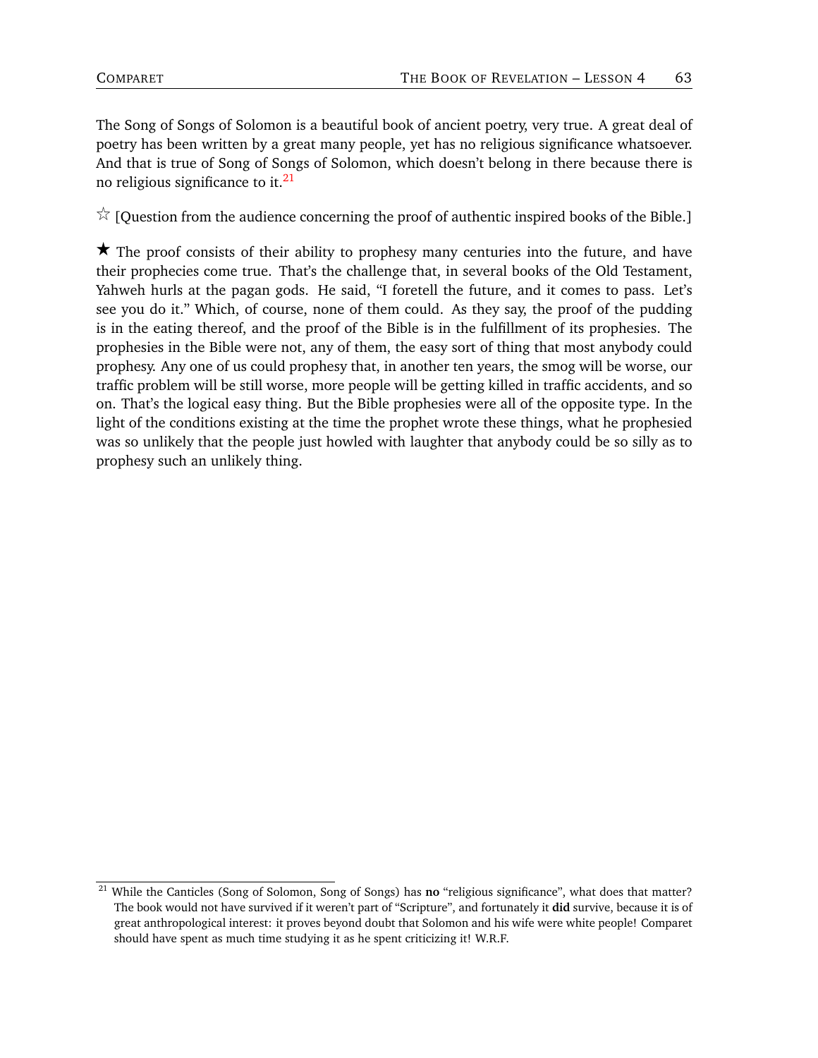The Song of Songs of Solomon is a beautiful book of ancient poetry, very true. A great deal of poetry has been written by a great many people, yet has no religious significance whatsoever. And that is true of Song of Songs of Solomon, which doesn't belong in there because there is no religious significance to it.[21]

☆ [Question from the audience concerning the proof of authentic inspired books of the Bible.]

★ The proof consists of their ability to prophesy many centuries into the future, and have their prophecies come true. That's the challenge that, in several books of the Old Testament, Yahweh hurls at the pagan gods. He said, "I foretell the future, and it comes to pass. Let's see you do it." Which, of course, none of them could. As they say, the proof of the pudding is in the eating thereof, and the proof of the Bible is in the fulfillment of its prophesies. The prophesies in the Bible were not, any of them, the easy sort of thing that most anybody could prophesy. Any one of us could prophesy that, in another ten years, the smog will be worse, our traffic problem will be still worse, more people will be getting killed in traffic accidents, and so on. That's the logical easy thing. But the Bible prophesies were all of the opposite type. In the light of the conditions existing at the time the prophet wrote these things, what he prophesied was so unlikely that the people just howled with laughter that anybody could be so silly as to prophesy such an unlikely thing.

---

[21] While the Canticles (Song of Solomon, Song of Songs) has **no** "religious significance", what does that matter? The book would not have survived if it weren't part of "Scripture", and fortunately it **did** survive, because it is of great anthropological interest: it proves beyond doubt that Solomon and his wife were white people! Comparet should have spent as much time studying it as he spent criticizing it! W.R.F.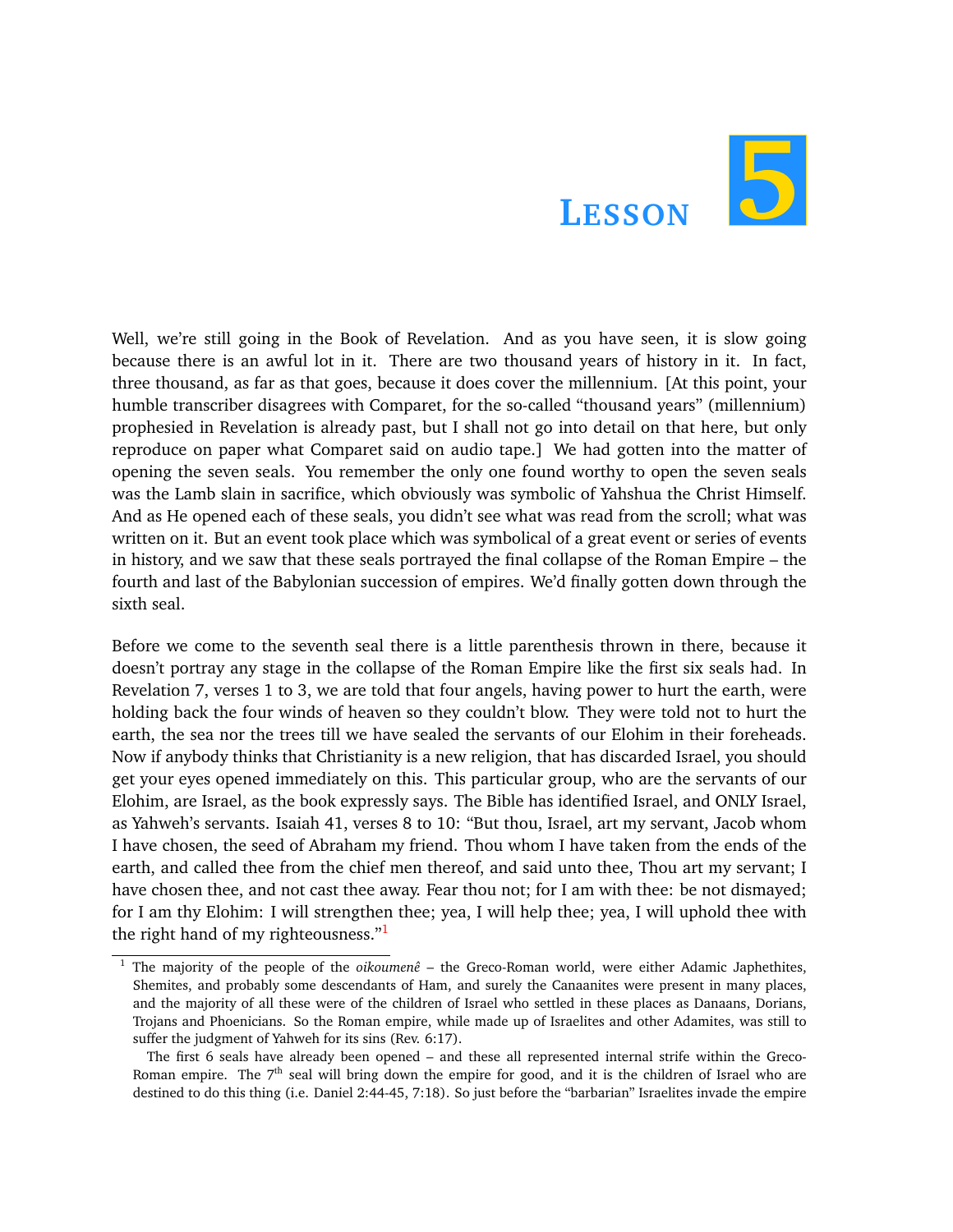# Lesson 5

Well, we're still going in the Book of Revelation. And as you have seen, it is slow going because there is an awful lot in it. There are two thousand years of history in it. In fact, three thousand, as far as that goes, because it does cover the millennium. [At this point, your humble transcriber disagrees with Comparet, for the so-called "thousand years" (millennium) prophesied in Revelation is already past, but I shall not go into detail on that here, but only reproduce on paper what Comparet said on audio tape.] We had gotten into the matter of opening the seven seals. You remember the only one found worthy to open the seven seals was the Lamb slain in sacrifice, which obviously was symbolic of Yahshua the Christ Himself. And as He opened each of these seals, you didn't see what was read from the scroll; what was written on it. But an event took place which was symbolical of a great event or series of events in history, and we saw that these seals portrayed the final collapse of the Roman Empire – the fourth and last of the Babylonian succession of empires. We'd finally gotten down through the sixth seal.

Before we come to the seventh seal there is a little parenthesis thrown in there, because it doesn't portray any stage in the collapse of the Roman Empire like the first six seals had. In Revelation 7, verses 1 to 3, we are told that four angels, having power to hurt the earth, were holding back the four winds of heaven so they couldn't blow. They were told not to hurt the earth, the sea nor the trees till we have sealed the servants of our Elohim in their foreheads. Now if anybody thinks that Christianity is a new religion, that has discarded Israel, you should get your eyes opened immediately on this. This particular group, who are the servants of our Elohim, are Israel, as the book expressly says. The Bible has identified Israel, and ONLY Israel, as Yahweh's servants. Isaiah 41, verses 8 to 10: "But thou, Israel, art my servant, Jacob whom I have chosen, the seed of Abraham my friend. Thou whom I have taken from the ends of the earth, and called thee from the chief men thereof, and said unto thee, Thou art my servant; I have chosen thee, and not cast thee away. Fear thou not; for I am with thee: be not dismayed; for I am thy Elohim: I will strengthen thee; yea, I will help thee; yea, I will uphold thee with the right hand of my righteousness."[1]

---

[1] The majority of the people of the *oikoumenê* – the Greco-Roman world, were either Adamic Japhethites, Shemites, and probably some descendants of Ham, and surely the Canaanites were present in many places, and the majority of all these were of the children of Israel who settled in these places as Danaans, Dorians, Trojans and Phoenicians. So the Roman empire, while made up of Israelites and other Adamites, was still to suffer the judgment of Yahweh for its sins (Rev. 6:17).

The first 6 seals have already been opened – and these all represented internal strife within the Greco-Roman empire. The 7th seal will bring down the empire for good, and it is the children of Israel who are destined to do this thing (i.e. Daniel 2:44-45, 7:18). So just before the "barbarian" Israelites invade the empire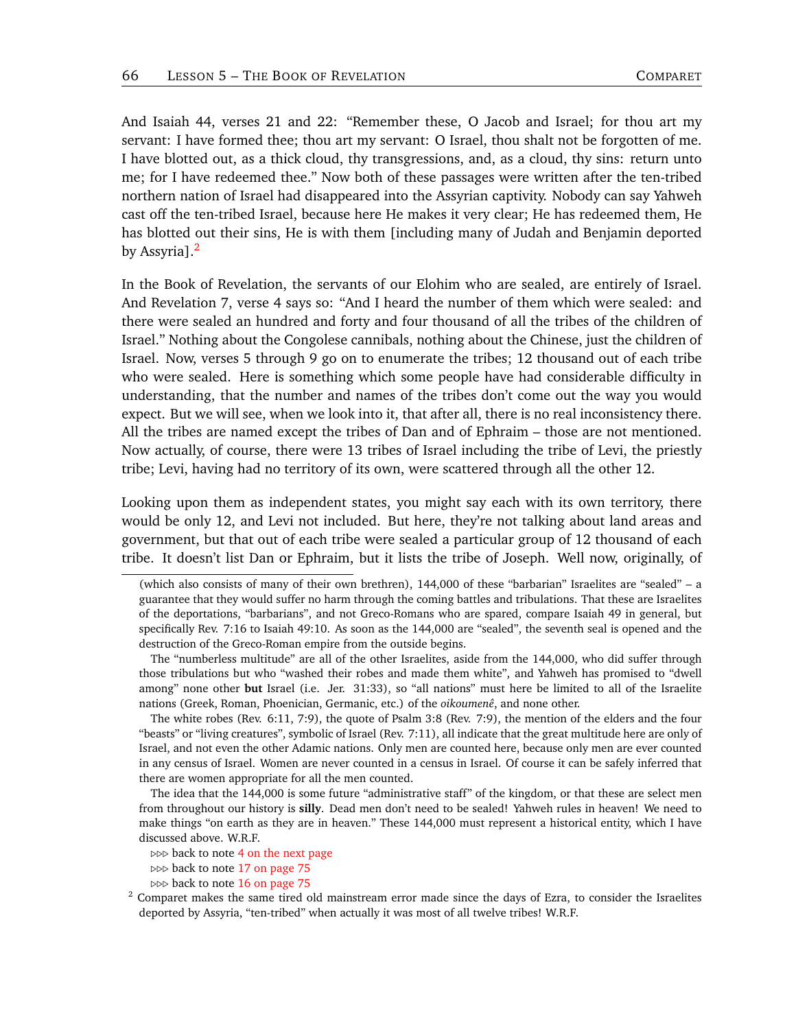And Isaiah 44, verses 21 and 22: "Remember these, O Jacob and Israel; for thou art my servant: I have formed thee; thou art my servant: O Israel, thou shalt not be forgotten of me. I have blotted out, as a thick cloud, thy transgressions, and, as a cloud, thy sins: return unto me; for I have redeemed thee." Now both of these passages were written after the ten-tribed northern nation of Israel had disappeared into the Assyrian captivity. Nobody can say Yahweh cast off the ten-tribed Israel, because here He makes it very clear; He has redeemed them, He has blotted out their sins, He is with them [including many of Judah and Benjamin deported by Assyria].[2]

In the Book of Revelation, the servants of our Elohim who are sealed, are entirely of Israel. And Revelation 7, verse 4 says so: "And I heard the number of them which were sealed: and there were sealed an hundred and forty and four thousand of all the tribes of the children of Israel." Nothing about the Congolese cannibals, nothing about the Chinese, just the children of Israel. Now, verses 5 through 9 go on to enumerate the tribes; 12 thousand out of each tribe who were sealed. Here is something which some people have had considerable difficulty in understanding, that the number and names of the tribes don't come out the way you would expect. But we will see, when we look into it, that after all, there is no real inconsistency there. All the tribes are named except the tribes of Dan and of Ephraim – those are not mentioned. Now actually, of course, there were 13 tribes of Israel including the tribe of Levi, the priestly tribe; Levi, having had no territory of its own, were scattered through all the other 12.

Looking upon them as independent states, you might say each with its own territory, there would be only 12, and Levi not included. But here, they're not talking about land areas and government, but that out of each tribe were sealed a particular group of 12 thousand of each tribe. It doesn't list Dan or Ephraim, but it lists the tribe of Joseph. Well now, originally, of

---

(which also consists of many of their own brethren), 144,000 of these "barbarian" Israelites are "sealed" – a guarantee that they would suffer no harm through the coming battles and tribulations. That these are Israelites of the deportations, "barbarians", and not Greco-Romans who are spared, compare Isaiah 49 in general, but specifically Rev. 7:16 to Isaiah 49:10. As soon as the 144,000 are "sealed", the seventh seal is opened and the destruction of the Greco-Roman empire from the outside begins.

The "numberless multitude" are all of the other Israelites, aside from the 144,000, who did suffer through those tribulations but who "washed their robes and made them white", and Yahweh has promised to "dwell among" none other **but** Israel (i.e. Jer. 31:33), so "all nations" must here be limited to all of the Israelite nations (Greek, Roman, Phoenician, Germanic, etc.) of the *oikoumenê*, and none other.

The white robes (Rev. 6:11, 7:9), the quote of Psalm 3:8 (Rev. 7:9), the mention of the elders and the four "beasts" or "living creatures", symbolic of Israel (Rev. 7:11), all indicate that the great multitude here are only of Israel, and not even the other Adamic nations. Only men are counted here, because only men are ever counted in any census of Israel. Women are never counted in a census in Israel. Of course it can be safely inferred that there are women appropriate for all the men counted.

The idea that the 144,000 is some future "administrative staff" of the kingdom, or that these are select men from throughout our history is **silly**. Dead men don't need to be sealed! Yahweh rules in heaven! We need to make things "on earth as they are in heaven." These 144,000 must represent a historical entity, which I have discussed above. W.R.F.

⊳⊳⊳ back to note 4 on the next page
⊳⊳⊳ back to note 17 on page 75
⊳⊳⊳ back to note 16 on page 75

[2] Comparet makes the same tired old mainstream error made since the days of Ezra, to consider the Israelites deported by Assyria, "ten-tribed" when actually it was most of all twelve tribes! W.R.F.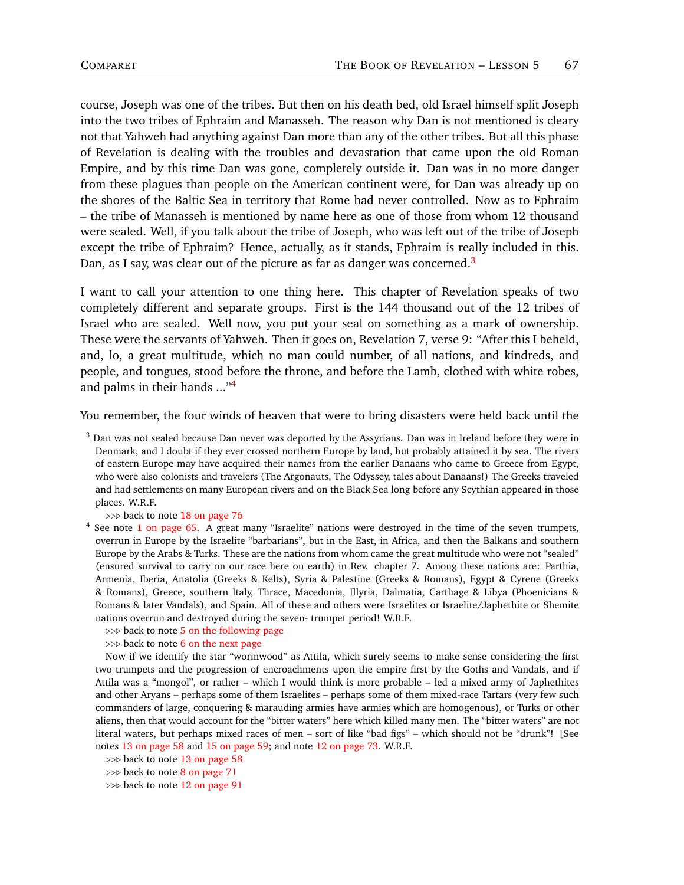course, Joseph was one of the tribes. But then on his death bed, old Israel himself split Joseph into the two tribes of Ephraim and Manasseh. The reason why Dan is not mentioned is cleary not that Yahweh had anything against Dan more than any of the other tribes. But all this phase of Revelation is dealing with the troubles and devastation that came upon the old Roman Empire, and by this time Dan was gone, completely outside it. Dan was in no more danger from these plagues than people on the American continent were, for Dan was already up on the shores of the Baltic Sea in territory that Rome had never controlled. Now as to Ephraim – the tribe of Manasseh is mentioned by name here as one of those from whom 12 thousand were sealed. Well, if you talk about the tribe of Joseph, who was left out of the tribe of Joseph except the tribe of Ephraim? Hence, actually, as it stands, Ephraim is really included in this. Dan, as I say, was clear out of the picture as far as danger was concerned.[3]

I want to call your attention to one thing here. This chapter of Revelation speaks of two completely different and separate groups. First is the 144 thousand out of the 12 tribes of Israel who are sealed. Well now, you put your seal on something as a mark of ownership. These were the servants of Yahweh. Then it goes on, Revelation 7, verse 9: "After this I beheld, and, lo, a great multitude, which no man could number, of all nations, and kindreds, and people, and tongues, stood before the throne, and before the Lamb, clothed with white robes, and palms in their hands ..."[4]

You remember, the four winds of heaven that were to bring disasters were held back until the

---

[3] Dan was not sealed because Dan never was deported by the Assyrians. Dan was in Ireland before they were in Denmark, and I doubt if they ever crossed northern Europe by land, but probably attained it by sea. The rivers of eastern Europe may have acquired their names from the earlier Danaans who came to Greece from Egypt, who were also colonists and travelers (The Argonauts, The Odyssey, tales about Danaans!) The Greeks traveled and had settlements on many European rivers and on the Black Sea long before any Scythian appeared in those places. W.R.F.

⊳⊳⊳ back to note 18 on page 76

[4] See note 1 on page 65. A great many "Israelite" nations were destroyed in the time of the seven trumpets, overrun in Europe by the Israelite "barbarians", but in the East, in Africa, and then the Balkans and southern Europe by the Arabs & Turks. These are the nations from whom came the great multitude who were not "sealed" (ensured survival to carry on our race here on earth) in Rev. chapter 7. Among these nations are: Parthia, Armenia, Iberia, Anatolia (Greeks & Kelts), Syria & Palestine (Greeks & Romans), Egypt & Cyrene (Greeks & Romans), Greece, southern Italy, Thrace, Macedonia, Illyria, Dalmatia, Carthage & Libya (Phoenicians & Romans & later Vandals), and Spain. All of these and others were Israelites or Israelite/Japhethite or Shemite nations overrun and destroyed during the seven- trumpet period! W.R.F.

⊳⊳⊳ back to note 5 on the following page

⊳⊳⊳ back to note 6 on the next page

Now if we identify the star "wormwood" as Attila, which surely seems to make sense considering the first two trumpets and the progression of encroachments upon the empire first by the Goths and Vandals, and if Attila was a "mongol", or rather – which I would think is more probable – led a mixed army of Japhethites and other Aryans – perhaps some of them Israelites – perhaps some of them mixed-race Tartars (very few such commanders of large, conquering & marauding armies have armies which are homogenous), or Turks or other aliens, then that would account for the "bitter waters" here which killed many men. The "bitter waters" are not literal waters, but perhaps mixed races of men – sort of like "bad figs" – which should not be "drunk"! [See notes 13 on page 58 and 15 on page 59; and note 12 on page 73. W.R.F.

⊳⊳⊳ back to note 13 on page 58

⊳⊳⊳ back to note 8 on page 71

⊳⊳⊳ back to note 12 on page 91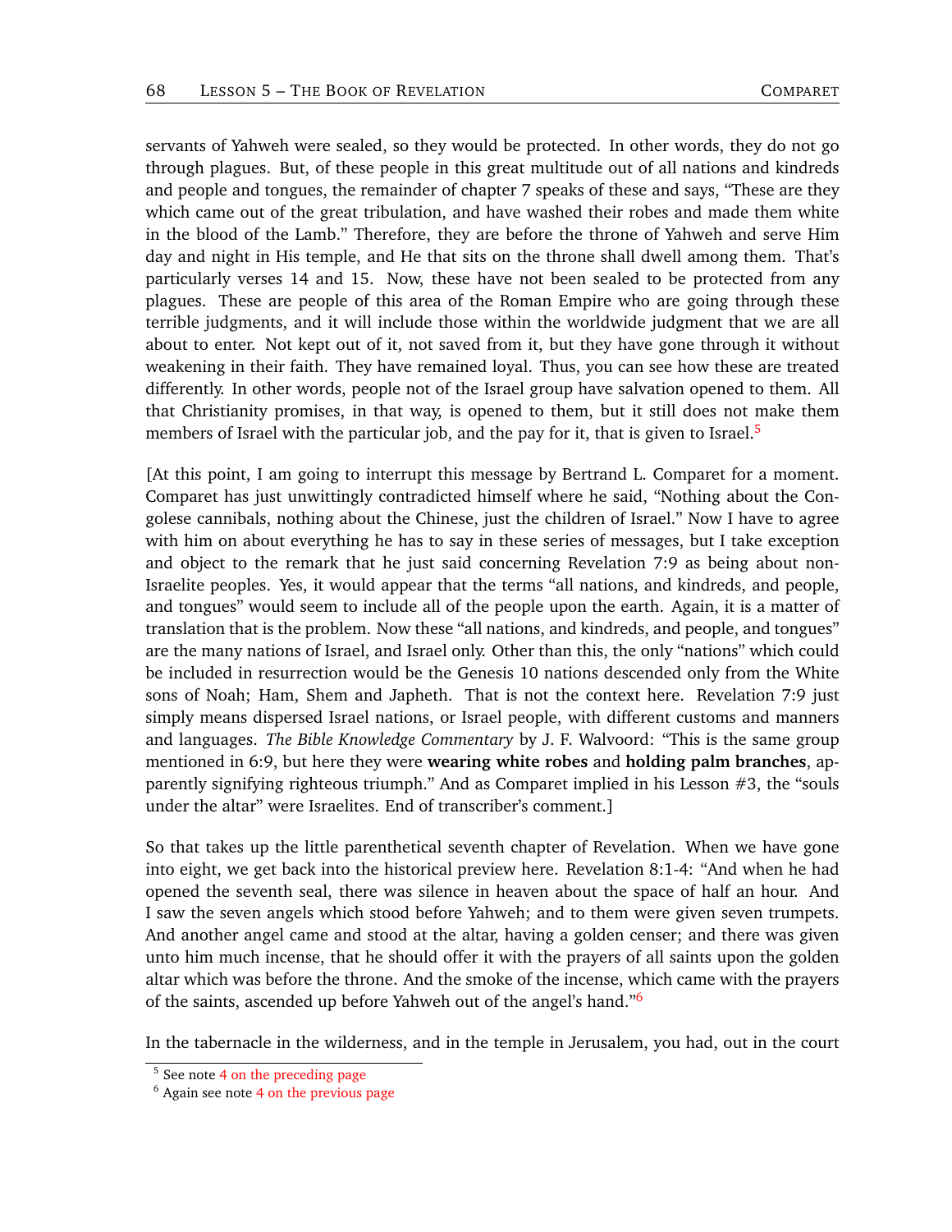servants of Yahweh were sealed, so they would be protected. In other words, they do not go through plagues. But, of these people in this great multitude out of all nations and kindreds and people and tongues, the remainder of chapter 7 speaks of these and says, "These are they which came out of the great tribulation, and have washed their robes and made them white in the blood of the Lamb." Therefore, they are before the throne of Yahweh and serve Him day and night in His temple, and He that sits on the throne shall dwell among them. That's particularly verses 14 and 15. Now, these have not been sealed to be protected from any plagues. These are people of this area of the Roman Empire who are going through these terrible judgments, and it will include those within the worldwide judgment that we are all about to enter. Not kept out of it, not saved from it, but they have gone through it without weakening in their faith. They have remained loyal. Thus, you can see how these are treated differently. In other words, people not of the Israel group have salvation opened to them. All that Christianity promises, in that way, is opened to them, but it still does not make them members of Israel with the particular job, and the pay for it, that is given to Israel.[5]

[At this point, I am going to interrupt this message by Bertrand L. Comparet for a moment. Comparet has just unwittingly contradicted himself where he said, "Nothing about the Congolese cannibals, nothing about the Chinese, just the children of Israel." Now I have to agree with him on about everything he has to say in these series of messages, but I take exception and object to the remark that he just said concerning Revelation 7:9 as being about non-Israelite peoples. Yes, it would appear that the terms "all nations, and kindreds, and people, and tongues" would seem to include all of the people upon the earth. Again, it is a matter of translation that is the problem. Now these "all nations, and kindreds, and people, and tongues" are the many nations of Israel, and Israel only. Other than this, the only "nations" which could be included in resurrection would be the Genesis 10 nations descended only from the White sons of Noah; Ham, Shem and Japheth. That is not the context here. Revelation 7:9 just simply means dispersed Israel nations, or Israel people, with different customs and manners and languages. *The Bible Knowledge Commentary* by J. F. Walvoord: "This is the same group mentioned in 6:9, but here they were **wearing white robes** and **holding palm branches**, apparently signifying righteous triumph." And as Comparet implied in his Lesson #3, the "souls under the altar" were Israelites. End of transcriber's comment.]

So that takes up the little parenthetical seventh chapter of Revelation. When we have gone into eight, we get back into the historical preview here. Revelation 8:1-4: "And when he had opened the seventh seal, there was silence in heaven about the space of half an hour. And I saw the seven angels which stood before Yahweh; and to them were given seven trumpets. And another angel came and stood at the altar, having a golden censer; and there was given unto him much incense, that he should offer it with the prayers of all saints upon the golden altar which was before the throne. And the smoke of the incense, which came with the prayers of the saints, ascended up before Yahweh out of the angel's hand."[6]

In the tabernacle in the wilderness, and in the temple in Jerusalem, you had, out in the court

---

[5] See note 4 on the preceding page

[6] Again see note 4 on the previous page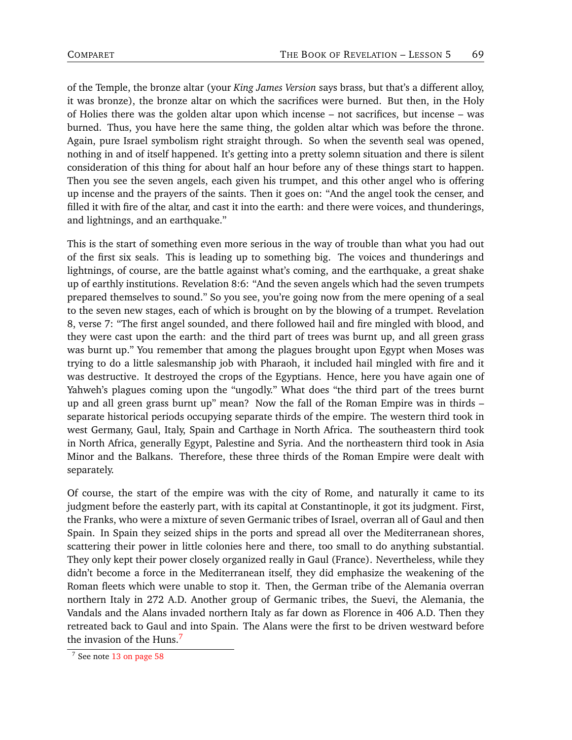of the Temple, the bronze altar (your *King James Version* says brass, but that's a different alloy, it was bronze), the bronze altar on which the sacrifices were burned. But then, in the Holy of Holies there was the golden altar upon which incense – not sacrifices, but incense – was burned. Thus, you have here the same thing, the golden altar which was before the throne. Again, pure Israel symbolism right straight through. So when the seventh seal was opened, nothing in and of itself happened. It's getting into a pretty solemn situation and there is silent consideration of this thing for about half an hour before any of these things start to happen. Then you see the seven angels, each given his trumpet, and this other angel who is offering up incense and the prayers of the saints. Then it goes on: "And the angel took the censer, and filled it with fire of the altar, and cast it into the earth: and there were voices, and thunderings, and lightnings, and an earthquake."

This is the start of something even more serious in the way of trouble than what you had out of the first six seals. This is leading up to something big. The voices and thunderings and lightnings, of course, are the battle against what's coming, and the earthquake, a great shake up of earthly institutions. Revelation 8:6: "And the seven angels which had the seven trumpets prepared themselves to sound." So you see, you're going now from the mere opening of a seal to the seven new stages, each of which is brought on by the blowing of a trumpet. Revelation 8, verse 7: "The first angel sounded, and there followed hail and fire mingled with blood, and they were cast upon the earth: and the third part of trees was burnt up, and all green grass was burnt up." You remember that among the plagues brought upon Egypt when Moses was trying to do a little salesmanship job with Pharaoh, it included hail mingled with fire and it was destructive. It destroyed the crops of the Egyptians. Hence, here you have again one of Yahweh's plagues coming upon the "ungodly." What does "the third part of the trees burnt up and all green grass burnt up" mean? Now the fall of the Roman Empire was in thirds – separate historical periods occupying separate thirds of the empire. The western third took in west Germany, Gaul, Italy, Spain and Carthage in North Africa. The southeastern third took in North Africa, generally Egypt, Palestine and Syria. And the northeastern third took in Asia Minor and the Balkans. Therefore, these three thirds of the Roman Empire were dealt with separately.

Of course, the start of the empire was with the city of Rome, and naturally it came to its judgment before the easterly part, with its capital at Constantinople, it got its judgment. First, the Franks, who were a mixture of seven Germanic tribes of Israel, overran all of Gaul and then Spain. In Spain they seized ships in the ports and spread all over the Mediterranean shores, scattering their power in little colonies here and there, too small to do anything substantial. They only kept their power closely organized really in Gaul (France). Nevertheless, while they didn't become a force in the Mediterranean itself, they did emphasize the weakening of the Roman fleets which were unable to stop it. Then, the German tribe of the Alemania overran northern Italy in 272 A.D. Another group of Germanic tribes, the Suevi, the Alemania, the Vandals and the Alans invaded northern Italy as far down as Florence in 406 A.D. Then they retreated back to Gaul and into Spain. The Alans were the first to be driven westward before the invasion of the Huns.[7]

[7] See note 13 on page 58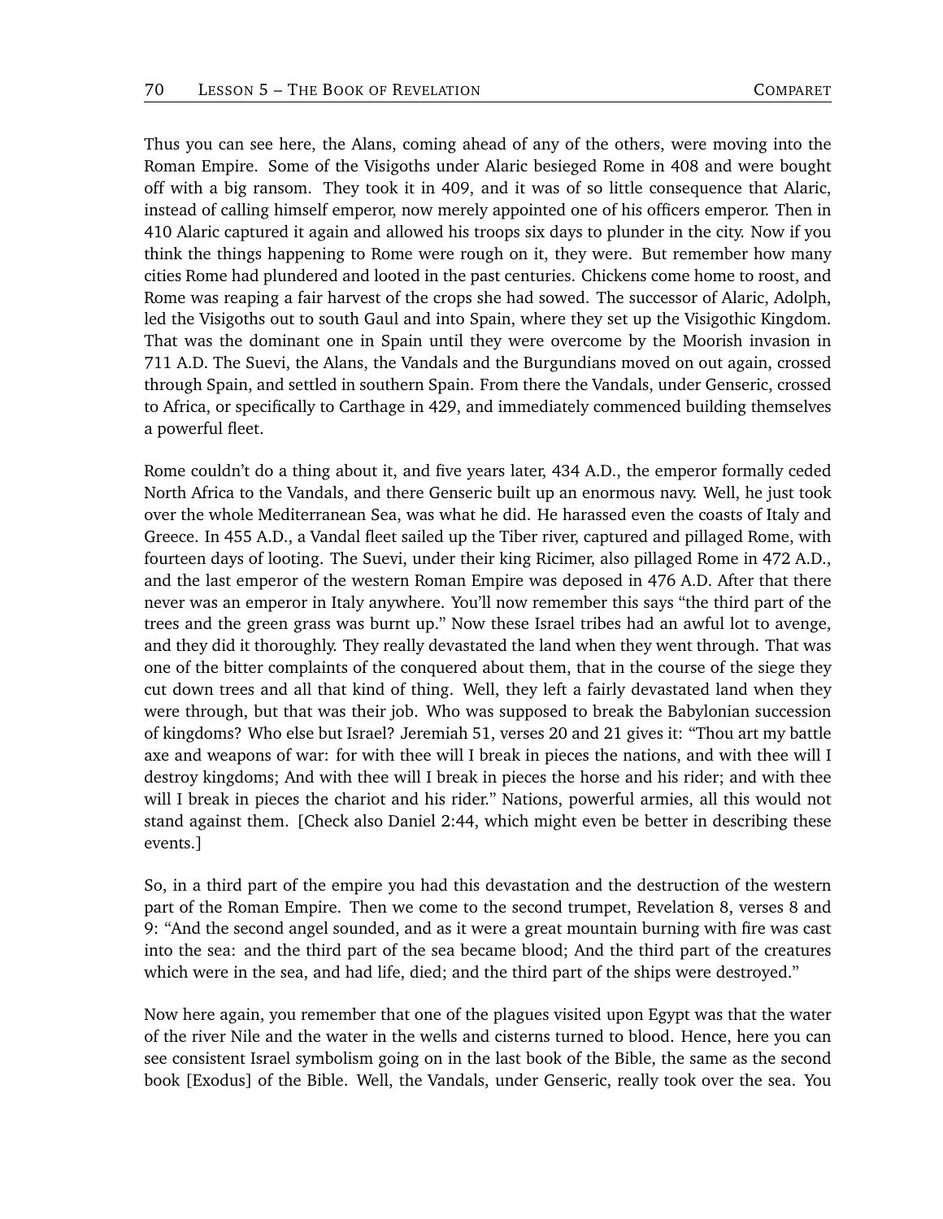Thus you can see here, the Alans, coming ahead of any of the others, were moving into the Roman Empire. Some of the Visigoths under Alaric besieged Rome in 408 and were bought off with a big ransom. They took it in 409, and it was of so little consequence that Alaric, instead of calling himself emperor, now merely appointed one of his officers emperor. Then in 410 Alaric captured it again and allowed his troops six days to plunder in the city. Now if you think the things happening to Rome were rough on it, they were. But remember how many cities Rome had plundered and looted in the past centuries. Chickens come home to roost, and Rome was reaping a fair harvest of the crops she had sowed. The successor of Alaric, Adolph, led the Visigoths out to south Gaul and into Spain, where they set up the Visigothic Kingdom. That was the dominant one in Spain until they were overcome by the Moorish invasion in 711 A.D. The Suevi, the Alans, the Vandals and the Burgundians moved on out again, crossed through Spain, and settled in southern Spain. From there the Vandals, under Genseric, crossed to Africa, or specifically to Carthage in 429, and immediately commenced building themselves a powerful fleet.

Rome couldn't do a thing about it, and five years later, 434 A.D., the emperor formally ceded North Africa to the Vandals, and there Genseric built up an enormous navy. Well, he just took over the whole Mediterranean Sea, was what he did. He harassed even the coasts of Italy and Greece. In 455 A.D., a Vandal fleet sailed up the Tiber river, captured and pillaged Rome, with fourteen days of looting. The Suevi, under their king Ricimer, also pillaged Rome in 472 A.D., and the last emperor of the western Roman Empire was deposed in 476 A.D. After that there never was an emperor in Italy anywhere. You'll now remember this says "the third part of the trees and the green grass was burnt up." Now these Israel tribes had an awful lot to avenge, and they did it thoroughly. They really devastated the land when they went through. That was one of the bitter complaints of the conquered about them, that in the course of the siege they cut down trees and all that kind of thing. Well, they left a fairly devastated land when they were through, but that was their job. Who was supposed to break the Babylonian succession of kingdoms? Who else but Israel? Jeremiah 51, verses 20 and 21 gives it: "Thou art my battle axe and weapons of war: for with thee will I break in pieces the nations, and with thee will I destroy kingdoms; And with thee will I break in pieces the horse and his rider; and with thee will I break in pieces the chariot and his rider." Nations, powerful armies, all this would not stand against them. [Check also Daniel 2:44, which might even be better in describing these events.]

So, in a third part of the empire you had this devastation and the destruction of the western part of the Roman Empire. Then we come to the second trumpet, Revelation 8, verses 8 and 9: "And the second angel sounded, and as it were a great mountain burning with fire was cast into the sea: and the third part of the sea became blood; And the third part of the creatures which were in the sea, and had life, died; and the third part of the ships were destroyed."

Now here again, you remember that one of the plagues visited upon Egypt was that the water of the river Nile and the water in the wells and cisterns turned to blood. Hence, here you can see consistent Israel symbolism going on in the last book of the Bible, the same as the second book [Exodus] of the Bible. Well, the Vandals, under Genseric, really took over the sea. You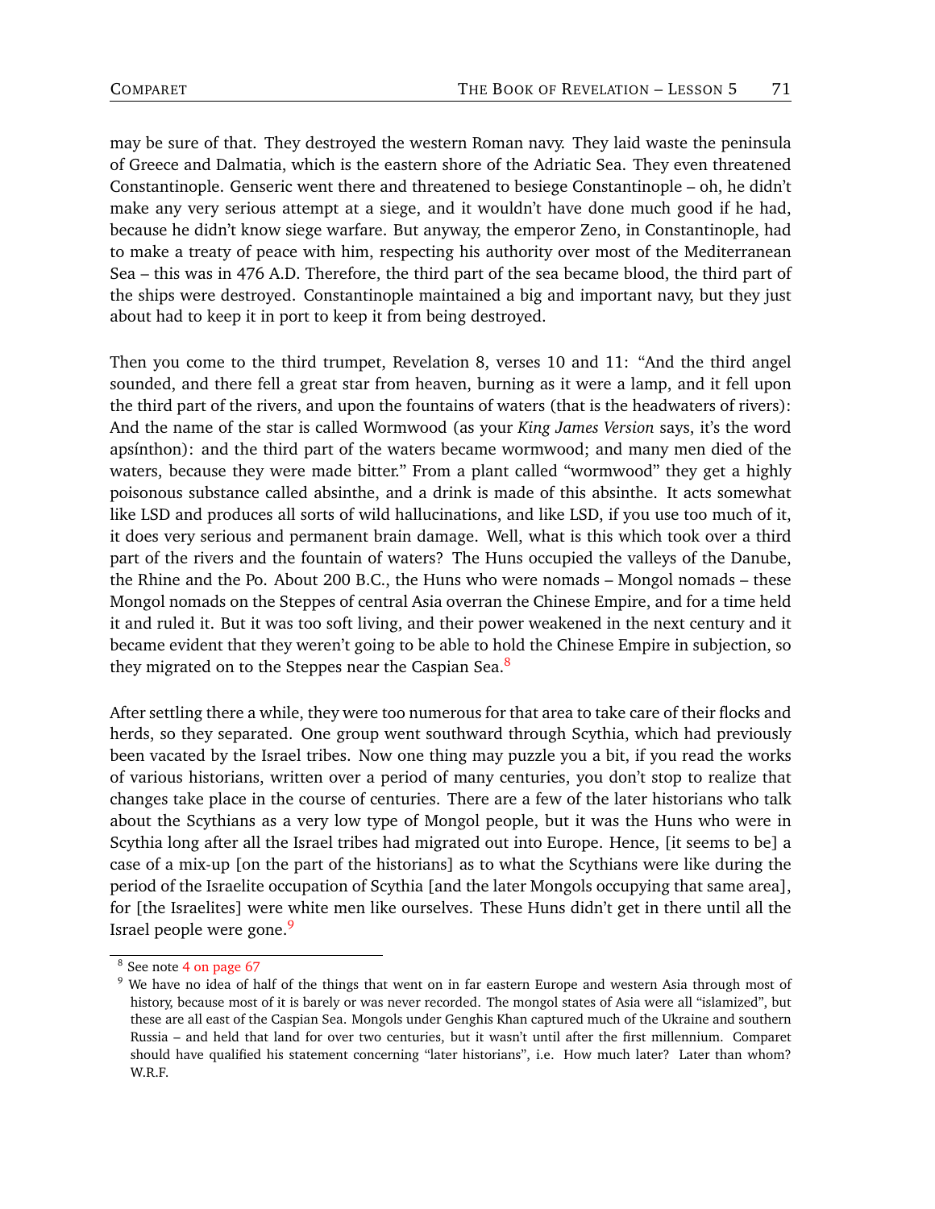may be sure of that. They destroyed the western Roman navy. They laid waste the peninsula of Greece and Dalmatia, which is the eastern shore of the Adriatic Sea. They even threatened Constantinople. Genseric went there and threatened to besiege Constantinople – oh, he didn't make any very serious attempt at a siege, and it wouldn't have done much good if he had, because he didn't know siege warfare. But anyway, the emperor Zeno, in Constantinople, had to make a treaty of peace with him, respecting his authority over most of the Mediterranean Sea – this was in 476 A.D. Therefore, the third part of the sea became blood, the third part of the ships were destroyed. Constantinople maintained a big and important navy, but they just about had to keep it in port to keep it from being destroyed.

Then you come to the third trumpet, Revelation 8, verses 10 and 11: "And the third angel sounded, and there fell a great star from heaven, burning as it were a lamp, and it fell upon the third part of the rivers, and upon the fountains of waters (that is the headwaters of rivers): And the name of the star is called Wormwood (as your *King James Version* says, it's the word apsínthon): and the third part of the waters became wormwood; and many men died of the waters, because they were made bitter." From a plant called "wormwood" they get a highly poisonous substance called absinthe, and a drink is made of this absinthe. It acts somewhat like LSD and produces all sorts of wild hallucinations, and like LSD, if you use too much of it, it does very serious and permanent brain damage. Well, what is this which took over a third part of the rivers and the fountain of waters? The Huns occupied the valleys of the Danube, the Rhine and the Po. About 200 B.C., the Huns who were nomads – Mongol nomads – these Mongol nomads on the Steppes of central Asia overran the Chinese Empire, and for a time held it and ruled it. But it was too soft living, and their power weakened in the next century and it became evident that they weren't going to be able to hold the Chinese Empire in subjection, so they migrated on to the Steppes near the Caspian Sea.[8]

After settling there a while, they were too numerous for that area to take care of their flocks and herds, so they separated. One group went southward through Scythia, which had previously been vacated by the Israel tribes. Now one thing may puzzle you a bit, if you read the works of various historians, written over a period of many centuries, you don't stop to realize that changes take place in the course of centuries. There are a few of the later historians who talk about the Scythians as a very low type of Mongol people, but it was the Huns who were in Scythia long after all the Israel tribes had migrated out into Europe. Hence, [it seems to be] a case of a mix-up [on the part of the historians] as to what the Scythians were like during the period of the Israelite occupation of Scythia [and the later Mongols occupying that same area], for [the Israelites] were white men like ourselves. These Huns didn't get in there until all the Israel people were gone.[9]

---

[8] See note 4 on page 67

[9] We have no idea of half of the things that went on in far eastern Europe and western Asia through most of history, because most of it is barely or was never recorded. The mongol states of Asia were all "islamized", but these are all east of the Caspian Sea. Mongols under Genghis Khan captured much of the Ukraine and southern Russia – and held that land for over two centuries, but it wasn't until after the first millennium. Comparet should have qualified his statement concerning "later historians", i.e. How much later? Later than whom? W.R.F.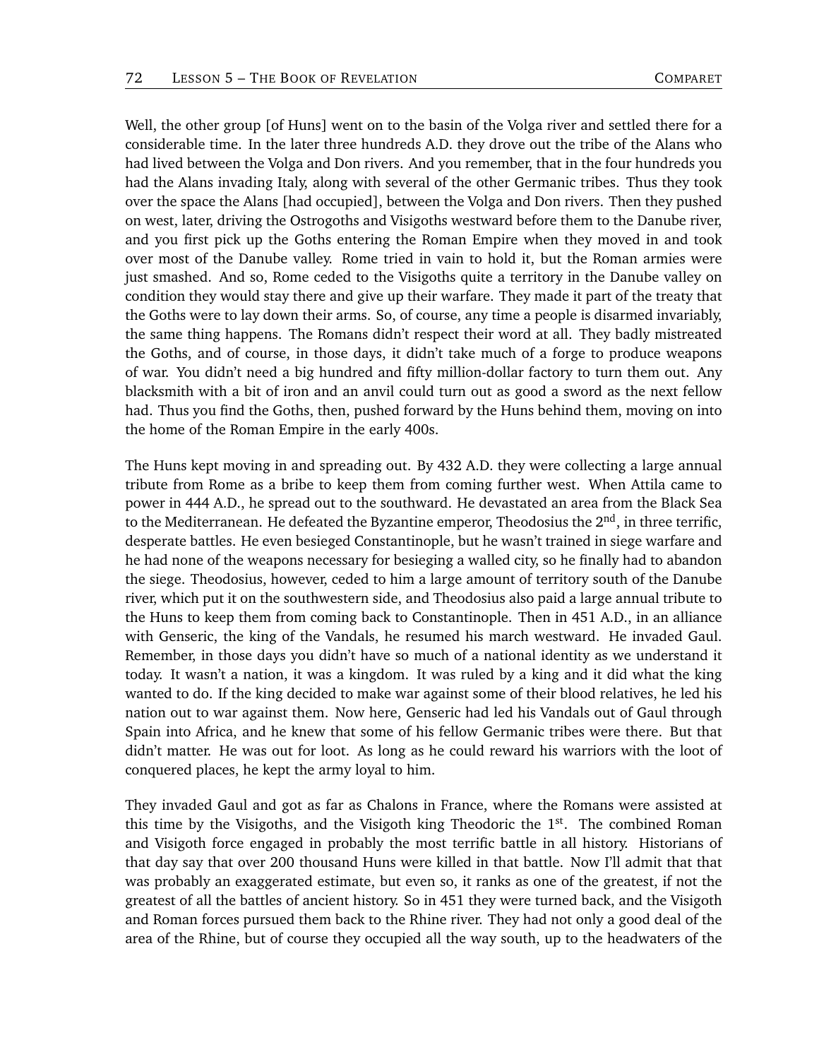Well, the other group [of Huns] went on to the basin of the Volga river and settled there for a considerable time. In the later three hundreds A.D. they drove out the tribe of the Alans who had lived between the Volga and Don rivers. And you remember, that in the four hundreds you had the Alans invading Italy, along with several of the other Germanic tribes. Thus they took over the space the Alans [had occupied], between the Volga and Don rivers. Then they pushed on west, later, driving the Ostrogoths and Visigoths westward before them to the Danube river, and you first pick up the Goths entering the Roman Empire when they moved in and took over most of the Danube valley. Rome tried in vain to hold it, but the Roman armies were just smashed. And so, Rome ceded to the Visigoths quite a territory in the Danube valley on condition they would stay there and give up their warfare. They made it part of the treaty that the Goths were to lay down their arms. So, of course, any time a people is disarmed invariably, the same thing happens. The Romans didn't respect their word at all. They badly mistreated the Goths, and of course, in those days, it didn't take much of a forge to produce weapons of war. You didn't need a big hundred and fifty million-dollar factory to turn them out. Any blacksmith with a bit of iron and an anvil could turn out as good a sword as the next fellow had. Thus you find the Goths, then, pushed forward by the Huns behind them, moving on into the home of the Roman Empire in the early 400s.

The Huns kept moving in and spreading out. By 432 A.D. they were collecting a large annual tribute from Rome as a bribe to keep them from coming further west. When Attila came to power in 444 A.D., he spread out to the southward. He devastated an area from the Black Sea to the Mediterranean. He defeated the Byzantine emperor, Theodosius the 2nd, in three terrific, desperate battles. He even besieged Constantinople, but he wasn't trained in siege warfare and he had none of the weapons necessary for besieging a walled city, so he finally had to abandon the siege. Theodosius, however, ceded to him a large amount of territory south of the Danube river, which put it on the southwestern side, and Theodosius also paid a large annual tribute to the Huns to keep them from coming back to Constantinople. Then in 451 A.D., in an alliance with Genseric, the king of the Vandals, he resumed his march westward. He invaded Gaul. Remember, in those days you didn't have so much of a national identity as we understand it today. It wasn't a nation, it was a kingdom. It was ruled by a king and it did what the king wanted to do. If the king decided to make war against some of their blood relatives, he led his nation out to war against them. Now here, Genseric had led his Vandals out of Gaul through Spain into Africa, and he knew that some of his fellow Germanic tribes were there. But that didn't matter. He was out for loot. As long as he could reward his warriors with the loot of conquered places, he kept the army loyal to him.

They invaded Gaul and got as far as Chalons in France, where the Romans were assisted at this time by the Visigoths, and the Visigoth king Theodoric the 1st. The combined Roman and Visigoth force engaged in probably the most terrific battle in all history. Historians of that day say that over 200 thousand Huns were killed in that battle. Now I'll admit that that was probably an exaggerated estimate, but even so, it ranks as one of the greatest, if not the greatest of all the battles of ancient history. So in 451 they were turned back, and the Visigoth and Roman forces pursued them back to the Rhine river. They had not only a good deal of the area of the Rhine, but of course they occupied all the way south, up to the headwaters of the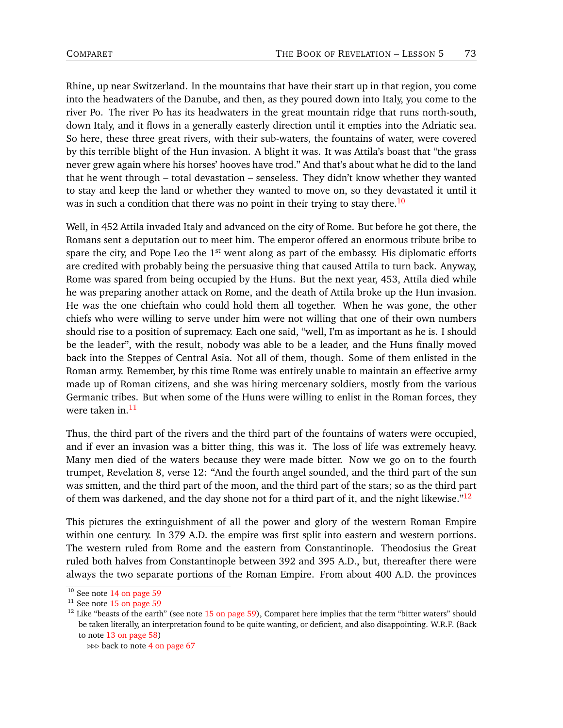Rhine, up near Switzerland. In the mountains that have their start up in that region, you come into the headwaters of the Danube, and then, as they poured down into Italy, you come to the river Po. The river Po has its headwaters in the great mountain ridge that runs north-south, down Italy, and it flows in a generally easterly direction until it empties into the Adriatic sea. So here, these three great rivers, with their sub-waters, the fountains of water, were covered by this terrible blight of the Hun invasion. A blight it was. It was Attila's boast that "the grass never grew again where his horses' hooves have trod." And that's about what he did to the land that he went through – total devastation – senseless. They didn't know whether they wanted to stay and keep the land or whether they wanted to move on, so they devastated it until it was in such a condition that there was no point in their trying to stay there.[10]

Well, in 452 Attila invaded Italy and advanced on the city of Rome. But before he got there, the Romans sent a deputation out to meet him. The emperor offered an enormous tribute bribe to spare the city, and Pope Leo the 1st went along as part of the embassy. His diplomatic efforts are credited with probably being the persuasive thing that caused Attila to turn back. Anyway, Rome was spared from being occupied by the Huns. But the next year, 453, Attila died while he was preparing another attack on Rome, and the death of Attila broke up the Hun invasion. He was the one chieftain who could hold them all together. When he was gone, the other chiefs who were willing to serve under him were not willing that one of their own numbers should rise to a position of supremacy. Each one said, "well, I'm as important as he is. I should be the leader", with the result, nobody was able to be a leader, and the Huns finally moved back into the Steppes of Central Asia. Not all of them, though. Some of them enlisted in the Roman army. Remember, by this time Rome was entirely unable to maintain an effective army made up of Roman citizens, and she was hiring mercenary soldiers, mostly from the various Germanic tribes. But when some of the Huns were willing to enlist in the Roman forces, they were taken in.[11]

Thus, the third part of the rivers and the third part of the fountains of waters were occupied, and if ever an invasion was a bitter thing, this was it. The loss of life was extremely heavy. Many men died of the waters because they were made bitter. Now we go on to the fourth trumpet, Revelation 8, verse 12: "And the fourth angel sounded, and the third part of the sun was smitten, and the third part of the moon, and the third part of the stars; so as the third part of them was darkened, and the day shone not for a third part of it, and the night likewise."[12]

This pictures the extinguishment of all the power and glory of the western Roman Empire within one century. In 379 A.D. the empire was first split into eastern and western portions. The western ruled from Rome and the eastern from Constantinople. Theodosius the Great ruled both halves from Constantinople between 392 and 395 A.D., but, thereafter there were always the two separate portions of the Roman Empire. From about 400 A.D. the provinces

---

[10] See note 14 on page 59

[11] See note 15 on page 59

[12] Like "beasts of the earth" (see note 15 on page 59), Comparet here implies that the term "bitter waters" should be taken literally, an interpretation found to be quite wanting, or deficient, and also disappointing. W.R.F. (Back to note 13 on page 58)

▷▷▷ back to note 4 on page 67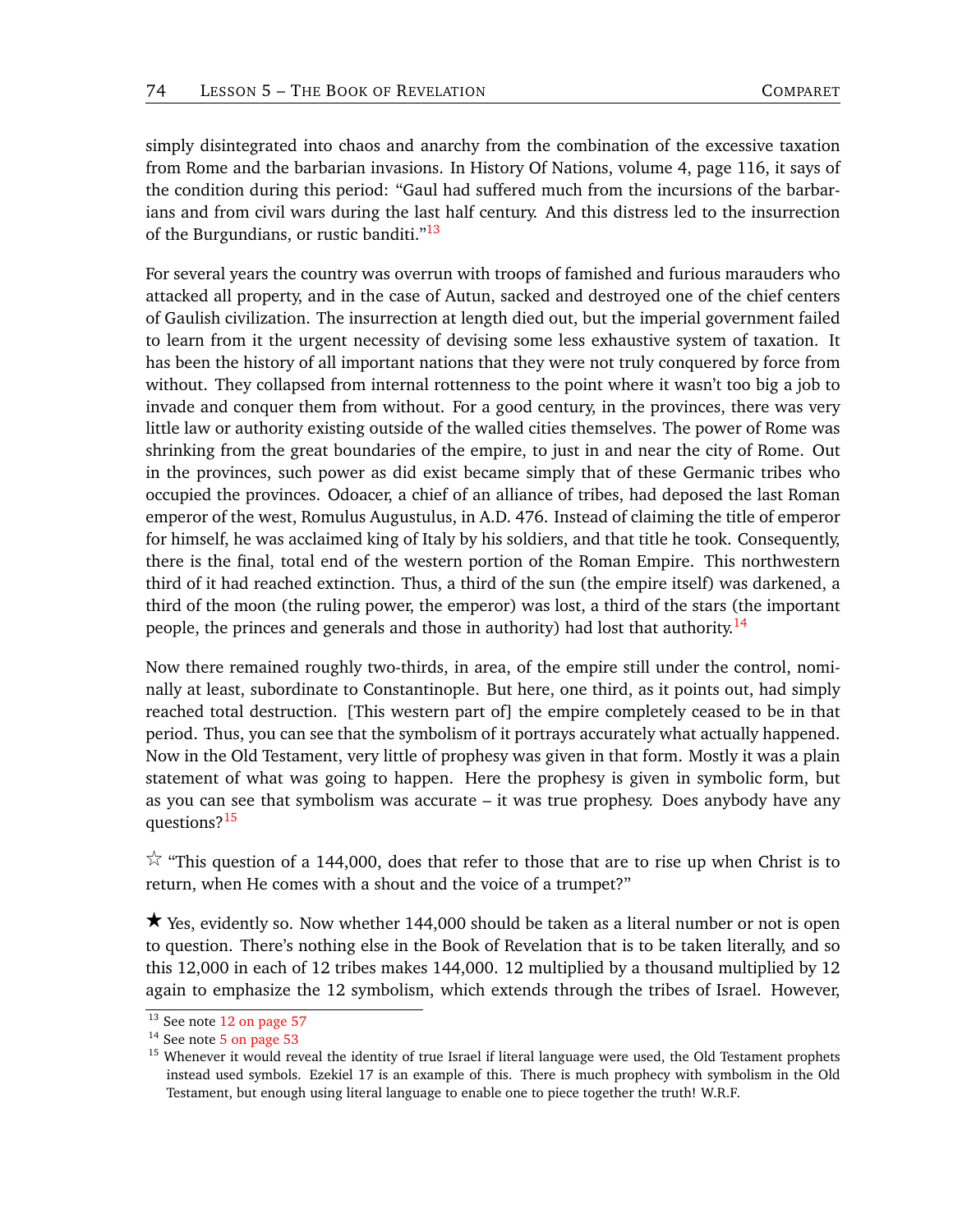simply disintegrated into chaos and anarchy from the combination of the excessive taxation from Rome and the barbarian invasions. In History Of Nations, volume 4, page 116, it says of the condition during this period: "Gaul had suffered much from the incursions of the barbarians and from civil wars during the last half century. And this distress led to the insurrection of the Burgundians, or rustic banditi."[13]

For several years the country was overrun with troops of famished and furious marauders who attacked all property, and in the case of Autun, sacked and destroyed one of the chief centers of Gaulish civilization. The insurrection at length died out, but the imperial government failed to learn from it the urgent necessity of devising some less exhaustive system of taxation. It has been the history of all important nations that they were not truly conquered by force from without. They collapsed from internal rottenness to the point where it wasn't too big a job to invade and conquer them from without. For a good century, in the provinces, there was very little law or authority existing outside of the walled cities themselves. The power of Rome was shrinking from the great boundaries of the empire, to just in and near the city of Rome. Out in the provinces, such power as did exist became simply that of these Germanic tribes who occupied the provinces. Odoacer, a chief of an alliance of tribes, had deposed the last Roman emperor of the west, Romulus Augustulus, in A.D. 476. Instead of claiming the title of emperor for himself, he was acclaimed king of Italy by his soldiers, and that title he took. Consequently, there is the final, total end of the western portion of the Roman Empire. This northwestern third of it had reached extinction. Thus, a third of the sun (the empire itself) was darkened, a third of the moon (the ruling power, the emperor) was lost, a third of the stars (the important people, the princes and generals and those in authority) had lost that authority.[14]

Now there remained roughly two-thirds, in area, of the empire still under the control, nominally at least, subordinate to Constantinople. But here, one third, as it points out, had simply reached total destruction. [This western part of] the empire completely ceased to be in that period. Thus, you can see that the symbolism of it portrays accurately what actually happened. Now in the Old Testament, very little of prophesy was given in that form. Mostly it was a plain statement of what was going to happen. Here the prophesy is given in symbolic form, but as you can see that symbolism was accurate – it was true prophesy. Does anybody have any questions?[15]

☆ "This question of a 144,000, does that refer to those that are to rise up when Christ is to return, when He comes with a shout and the voice of a trumpet?"

★ Yes, evidently so. Now whether 144,000 should be taken as a literal number or not is open to question. There's nothing else in the Book of Revelation that is to be taken literally, and so this 12,000 in each of 12 tribes makes 144,000. 12 multiplied by a thousand multiplied by 12 again to emphasize the 12 symbolism, which extends through the tribes of Israel. However,

---

[13] See note 12 on page 57

[14] See note 5 on page 53

[15] Whenever it would reveal the identity of true Israel if literal language were used, the Old Testament prophets instead used symbols. Ezekiel 17 is an example of this. There is much prophecy with symbolism in the Old Testament, but enough using literal language to enable one to piece together the truth! W.R.F.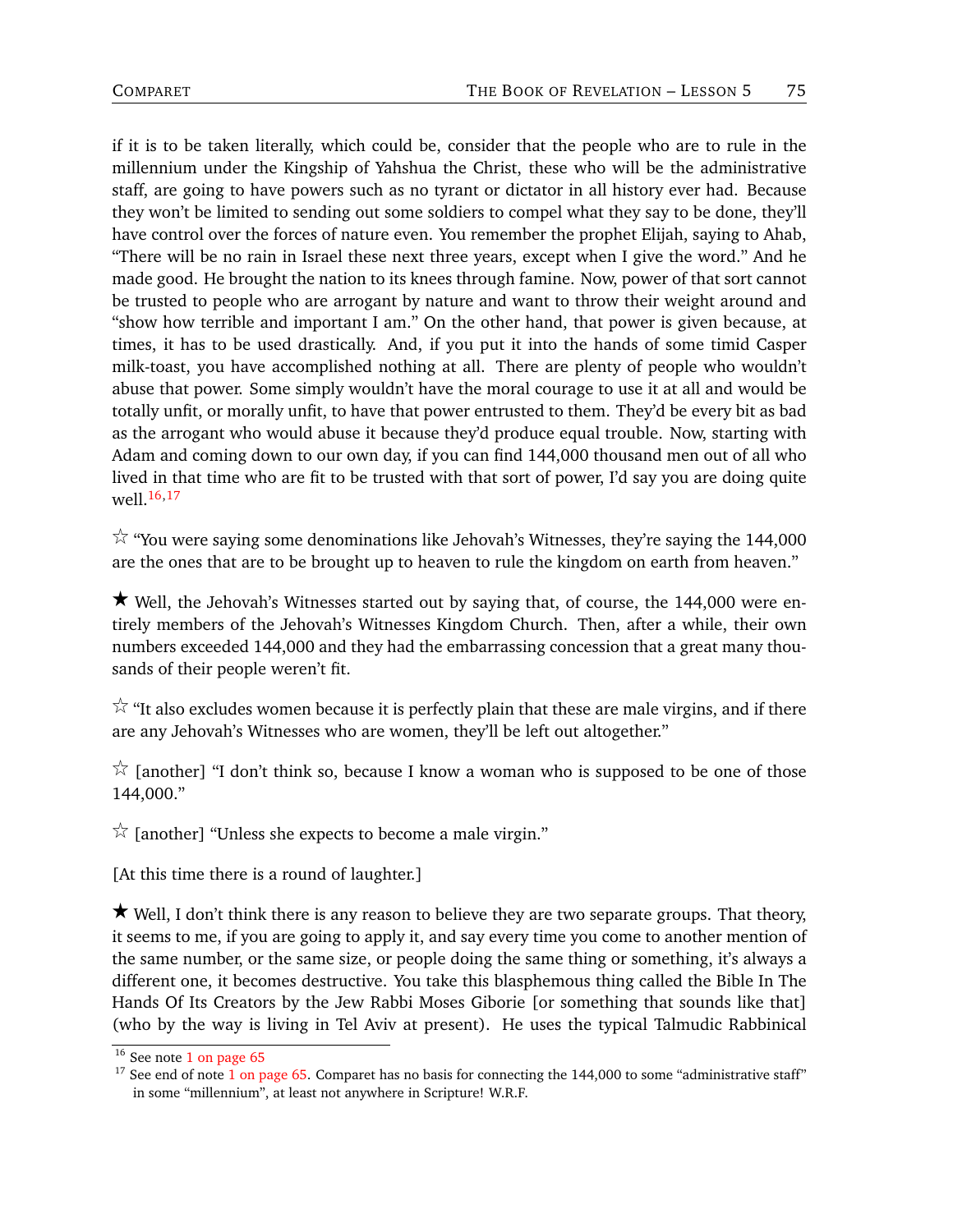if it is to be taken literally, which could be, consider that the people who are to rule in the millennium under the Kingship of Yahshua the Christ, these who will be the administrative staff, are going to have powers such as no tyrant or dictator in all history ever had. Because they won't be limited to sending out some soldiers to compel what they say to be done, they'll have control over the forces of nature even. You remember the prophet Elijah, saying to Ahab, "There will be no rain in Israel these next three years, except when I give the word." And he made good. He brought the nation to its knees through famine. Now, power of that sort cannot be trusted to people who are arrogant by nature and want to throw their weight around and "show how terrible and important I am." On the other hand, that power is given because, at times, it has to be used drastically. And, if you put it into the hands of some timid Casper milk-toast, you have accomplished nothing at all. There are plenty of people who wouldn't abuse that power. Some simply wouldn't have the moral courage to use it at all and would be totally unfit, or morally unfit, to have that power entrusted to them. They'd be every bit as bad as the arrogant who would abuse it because they'd produce equal trouble. Now, starting with Adam and coming down to our own day, if you can find 144,000 thousand men out of all who lived in that time who are fit to be trusted with that sort of power, I'd say you are doing quite well.[16,17]

☆ "You were saying some denominations like Jehovah's Witnesses, they're saying the 144,000 are the ones that are to be brought up to heaven to rule the kingdom on earth from heaven."

★ Well, the Jehovah's Witnesses started out by saying that, of course, the 144,000 were entirely members of the Jehovah's Witnesses Kingdom Church. Then, after a while, their own numbers exceeded 144,000 and they had the embarrassing concession that a great many thousands of their people weren't fit.

☆ "It also excludes women because it is perfectly plain that these are male virgins, and if there are any Jehovah's Witnesses who are women, they'll be left out altogether."

☆ [another] "I don't think so, because I know a woman who is supposed to be one of those 144,000."

☆ [another] "Unless she expects to become a male virgin."

[At this time there is a round of laughter.]

★ Well, I don't think there is any reason to believe they are two separate groups. That theory, it seems to me, if you are going to apply it, and say every time you come to another mention of the same number, or the same size, or people doing the same thing or something, it's always a different one, it becomes destructive. You take this blasphemous thing called the Bible In The Hands Of Its Creators by the Jew Rabbi Moses Giborie [or something that sounds like that] (who by the way is living in Tel Aviv at present). He uses the typical Talmudic Rabbinical

---

[16] See note 1 on page 65

[17] See end of note 1 on page 65. Comparet has no basis for connecting the 144,000 to some "administrative staff" in some "millennium", at least not anywhere in Scripture! W.R.F.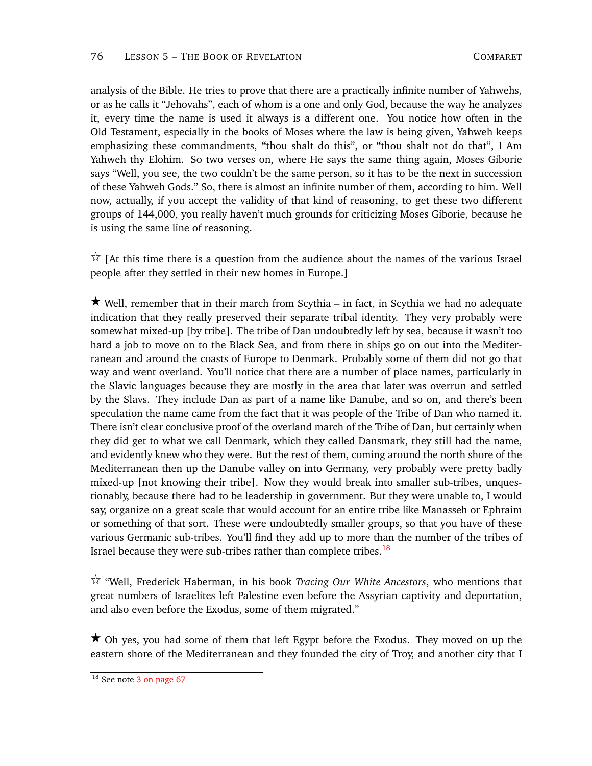analysis of the Bible. He tries to prove that there are a practically infinite number of Yahwehs, or as he calls it "Jehovahs", each of whom is a one and only God, because the way he analyzes it, every time the name is used it always is a different one. You notice how often in the Old Testament, especially in the books of Moses where the law is being given, Yahweh keeps emphasizing these commandments, "thou shalt do this", or "thou shalt not do that", I Am Yahweh thy Elohim. So two verses on, where He says the same thing again, Moses Giborie says "Well, you see, the two couldn't be the same person, so it has to be the next in succession of these Yahweh Gods." So, there is almost an infinite number of them, according to him. Well now, actually, if you accept the validity of that kind of reasoning, to get these two different groups of 144,000, you really haven't much grounds for criticizing Moses Giborie, because he is using the same line of reasoning.

☆ [At this time there is a question from the audience about the names of the various Israel people after they settled in their new homes in Europe.]

★ Well, remember that in their march from Scythia – in fact, in Scythia we had no adequate indication that they really preserved their separate tribal identity. They very probably were somewhat mixed-up [by tribe]. The tribe of Dan undoubtedly left by sea, because it wasn't too hard a job to move on to the Black Sea, and from there in ships go on out into the Mediterranean and around the coasts of Europe to Denmark. Probably some of them did not go that way and went overland. You'll notice that there are a number of place names, particularly in the Slavic languages because they are mostly in the area that later was overrun and settled by the Slavs. They include Dan as part of a name like Danube, and so on, and there's been speculation the name came from the fact that it was people of the Tribe of Dan who named it. There isn't clear conclusive proof of the overland march of the Tribe of Dan, but certainly when they did get to what we call Denmark, which they called Dansmark, they still had the name, and evidently knew who they were. But the rest of them, coming around the north shore of the Mediterranean then up the Danube valley on into Germany, very probably were pretty badly mixed-up [not knowing their tribe]. Now they would break into smaller sub-tribes, unquestionably, because there had to be leadership in government. But they were unable to, I would say, organize on a great scale that would account for an entire tribe like Manasseh or Ephraim or something of that sort. These were undoubtedly smaller groups, so that you have of these various Germanic sub-tribes. You'll find they add up to more than the number of the tribes of Israel because they were sub-tribes rather than complete tribes.[18]

☆ "Well, Frederick Haberman, in his book *Tracing Our White Ancestors*, who mentions that great numbers of Israelites left Palestine even before the Assyrian captivity and deportation, and also even before the Exodus, some of them migrated."

★ Oh yes, you had some of them that left Egypt before the Exodus. They moved on up the eastern shore of the Mediterranean and they founded the city of Troy, and another city that I

[18] See note 3 on page 67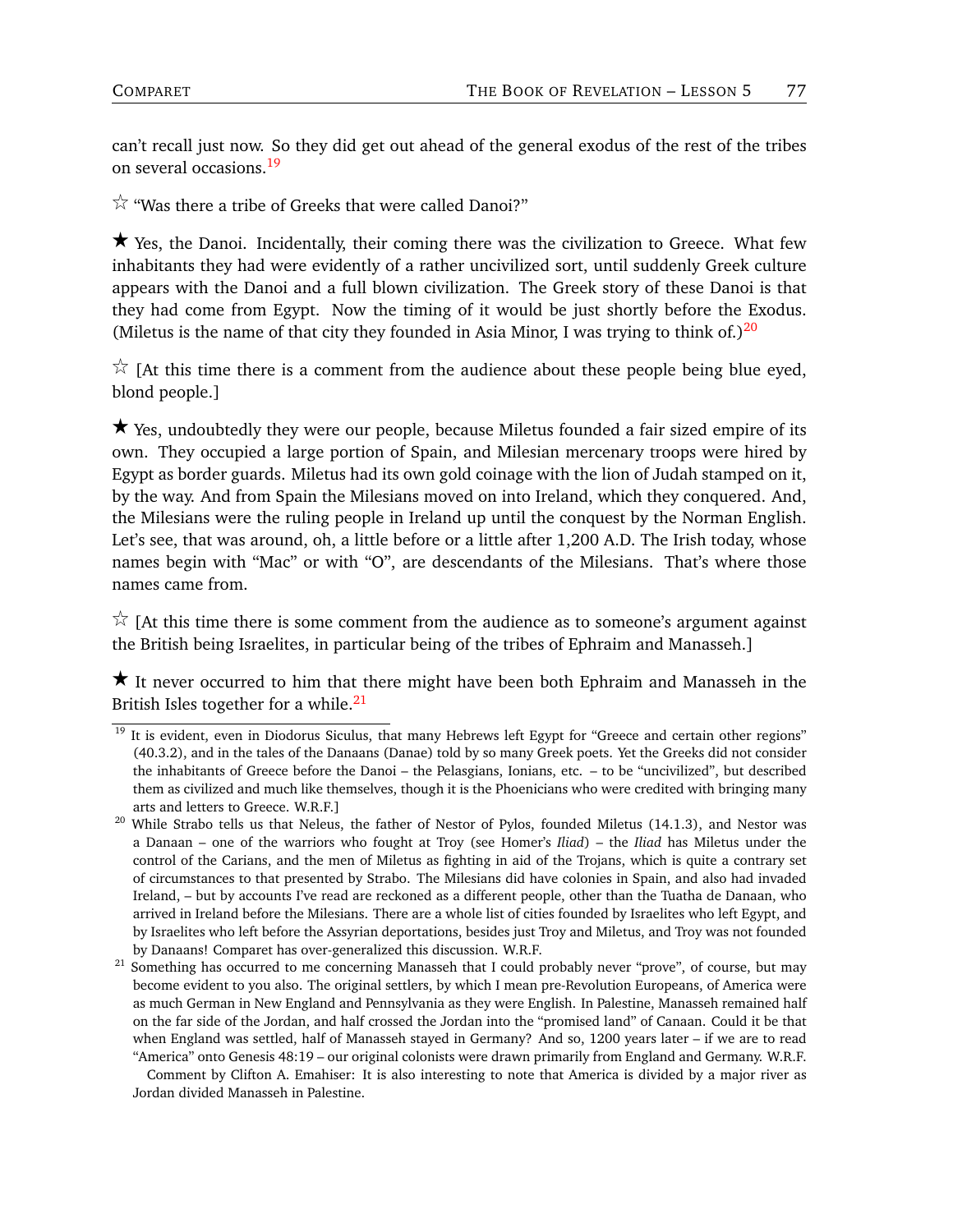can't recall just now. So they did get out ahead of the general exodus of the rest of the tribes on several occasions.[19]

☆ "Was there a tribe of Greeks that were called Danoi?"

★ Yes, the Danoi. Incidentally, their coming there was the civilization to Greece. What few inhabitants they had were evidently of a rather uncivilized sort, until suddenly Greek culture appears with the Danoi and a full blown civilization. The Greek story of these Danoi is that they had come from Egypt. Now the timing of it would be just shortly before the Exodus. (Miletus is the name of that city they founded in Asia Minor, I was trying to think of.)[20]

☆ [At this time there is a comment from the audience about these people being blue eyed, blond people.]

★ Yes, undoubtedly they were our people, because Miletus founded a fair sized empire of its own. They occupied a large portion of Spain, and Milesian mercenary troops were hired by Egypt as border guards. Miletus had its own gold coinage with the lion of Judah stamped on it, by the way. And from Spain the Milesians moved on into Ireland, which they conquered. And, the Milesians were the ruling people in Ireland up until the conquest by the Norman English. Let's see, that was around, oh, a little before or a little after 1,200 A.D. The Irish today, whose names begin with "Mac" or with "O", are descendants of the Milesians. That's where those names came from.

☆ [At this time there is some comment from the audience as to someone's argument against the British being Israelites, in particular being of the tribes of Ephraim and Manasseh.]

★ It never occurred to him that there might have been both Ephraim and Manasseh in the British Isles together for a while.[21]

---

[19] It is evident, even in Diodorus Siculus, that many Hebrews left Egypt for "Greece and certain other regions" (40.3.2), and in the tales of the Danaans (Danae) told by so many Greek poets. Yet the Greeks did not consider the inhabitants of Greece before the Danoi – the Pelasgians, Ionians, etc. – to be "uncivilized", but described them as civilized and much like themselves, though it is the Phoenicians who were credited with bringing many arts and letters to Greece. W.R.F.]

[20] While Strabo tells us that Neleus, the father of Nestor of Pylos, founded Miletus (14.1.3), and Nestor was a Danaan – one of the warriors who fought at Troy (see Homer's *Iliad*) – the *Iliad* has Miletus under the control of the Carians, and the men of Miletus as fighting in aid of the Trojans, which is quite a contrary set of circumstances to that presented by Strabo. The Milesians did have colonies in Spain, and also had invaded Ireland, – but by accounts I've read are reckoned as a different people, other than the Tuatha de Danaan, who arrived in Ireland before the Milesians. There are a whole list of cities founded by Israelites who left Egypt, and by Israelites who left before the Assyrian deportations, besides just Troy and Miletus, and Troy was not founded by Danaans! Comparet has over-generalized this discussion. W.R.F.

[21] Something has occurred to me concerning Manasseh that I could probably never "prove", of course, but may become evident to you also. The original settlers, by which I mean pre-Revolution Europeans, of America were as much German in New England and Pennsylvania as they were English. In Palestine, Manasseh remained half on the far side of the Jordan, and half crossed the Jordan into the "promised land" of Canaan. Could it be that when England was settled, half of Manasseh stayed in Germany? And so, 1200 years later – if we are to read "America" onto Genesis 48:19 – our original colonists were drawn primarily from England and Germany. W.R.F.

Comment by Clifton A. Emahiser: It is also interesting to note that America is divided by a major river as Jordan divided Manasseh in Palestine.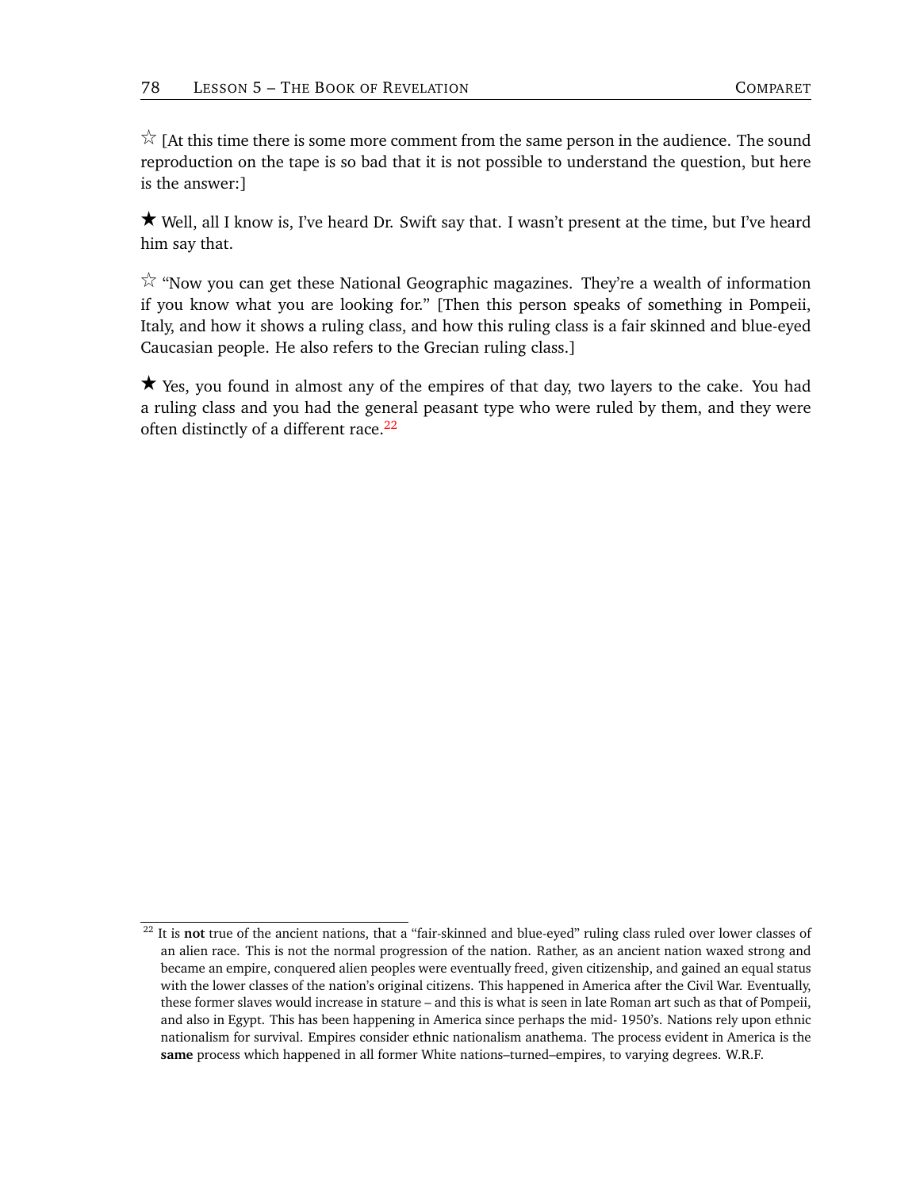☆ [At this time there is some more comment from the same person in the audience. The sound reproduction on the tape is so bad that it is not possible to understand the question, but here is the answer:]

★ Well, all I know is, I've heard Dr. Swift say that. I wasn't present at the time, but I've heard him say that.

☆ "Now you can get these National Geographic magazines. They're a wealth of information if you know what you are looking for." [Then this person speaks of something in Pompeii, Italy, and how it shows a ruling class, and how this ruling class is a fair skinned and blue-eyed Caucasian people. He also refers to the Grecian ruling class.]

★ Yes, you found in almost any of the empires of that day, two layers to the cake. You had a ruling class and you had the general peasant type who were ruled by them, and they were often distinctly of a different race.[22]

---

[22] It is **not** true of the ancient nations, that a "fair-skinned and blue-eyed" ruling class ruled over lower classes of an alien race. This is not the normal progression of the nation. Rather, as an ancient nation waxed strong and became an empire, conquered alien peoples were eventually freed, given citizenship, and gained an equal status with the lower classes of the nation's original citizens. This happened in America after the Civil War. Eventually, these former slaves would increase in stature – and this is what is seen in late Roman art such as that of Pompeii, and also in Egypt. This has been happening in America since perhaps the mid- 1950's. Nations rely upon ethnic nationalism for survival. Empires consider ethnic nationalism anathema. The process evident in America is the **same** process which happened in all former White nations–turned–empires, to varying degrees. W.R.F.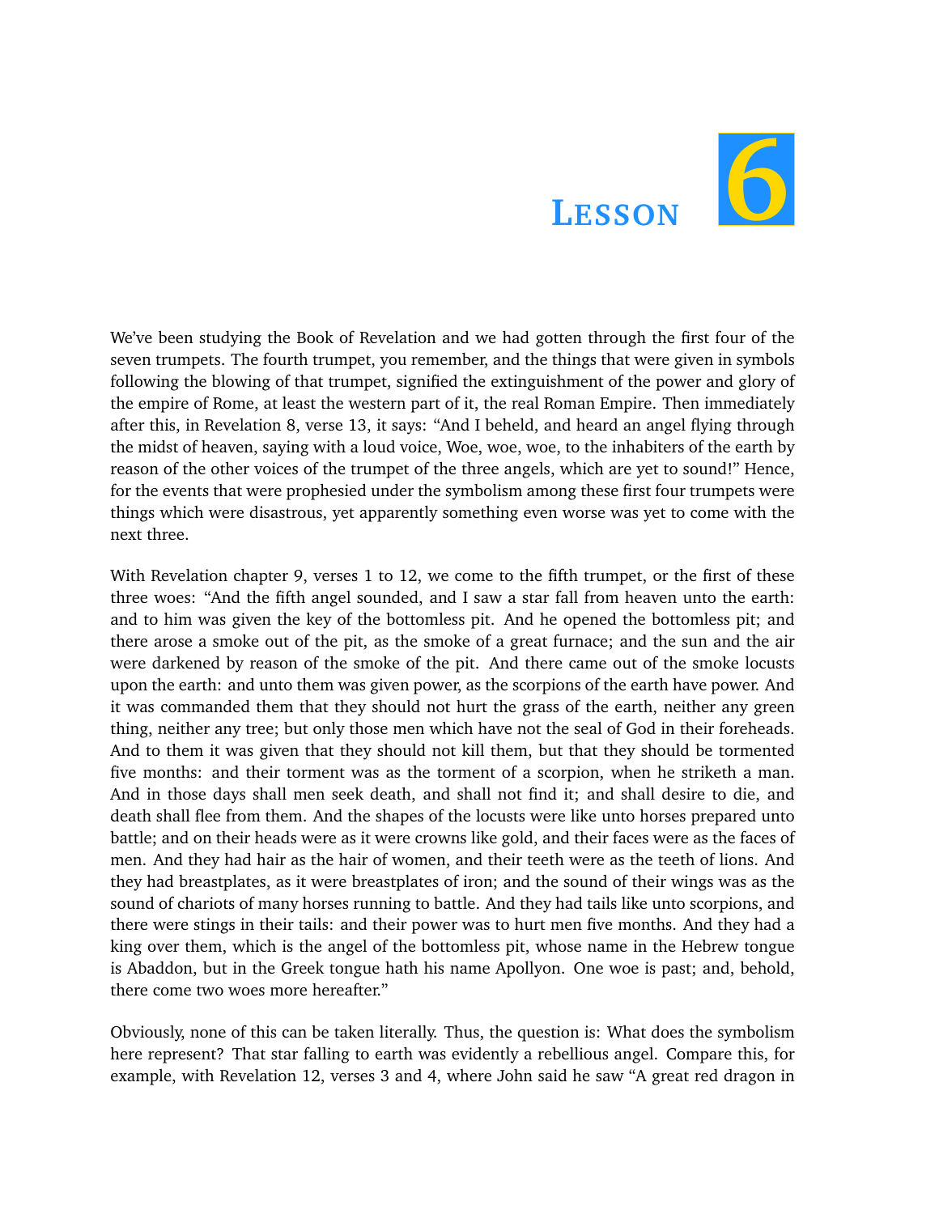# Lesson 6

We've been studying the Book of Revelation and we had gotten through the first four of the seven trumpets. The fourth trumpet, you remember, and the things that were given in symbols following the blowing of that trumpet, signified the extinguishment of the power and glory of the empire of Rome, at least the western part of it, the real Roman Empire. Then immediately after this, in Revelation 8, verse 13, it says: "And I beheld, and heard an angel flying through the midst of heaven, saying with a loud voice, Woe, woe, woe, to the inhabiters of the earth by reason of the other voices of the trumpet of the three angels, which are yet to sound!" Hence, for the events that were prophesied under the symbolism among these first four trumpets were things which were disastrous, yet apparently something even worse was yet to come with the next three.

With Revelation chapter 9, verses 1 to 12, we come to the fifth trumpet, or the first of these three woes: "And the fifth angel sounded, and I saw a star fall from heaven unto the earth: and to him was given the key of the bottomless pit. And he opened the bottomless pit; and there arose a smoke out of the pit, as the smoke of a great furnace; and the sun and the air were darkened by reason of the smoke of the pit. And there came out of the smoke locusts upon the earth: and unto them was given power, as the scorpions of the earth have power. And it was commanded them that they should not hurt the grass of the earth, neither any green thing, neither any tree; but only those men which have not the seal of God in their foreheads. And to them it was given that they should not kill them, but that they should be tormented five months: and their torment was as the torment of a scorpion, when he striketh a man. And in those days shall men seek death, and shall not find it; and shall desire to die, and death shall flee from them. And the shapes of the locusts were like unto horses prepared unto battle; and on their heads were as it were crowns like gold, and their faces were as the faces of men. And they had hair as the hair of women, and their teeth were as the teeth of lions. And they had breastplates, as it were breastplates of iron; and the sound of their wings was as the sound of chariots of many horses running to battle. And they had tails like unto scorpions, and there were stings in their tails: and their power was to hurt men five months. And they had a king over them, which is the angel of the bottomless pit, whose name in the Hebrew tongue is Abaddon, but in the Greek tongue hath his name Apollyon. One woe is past; and, behold, there come two woes more hereafter."

Obviously, none of this can be taken literally. Thus, the question is: What does the symbolism here represent? That star falling to earth was evidently a rebellious angel. Compare this, for example, with Revelation 12, verses 3 and 4, where John said he saw "A great red dragon in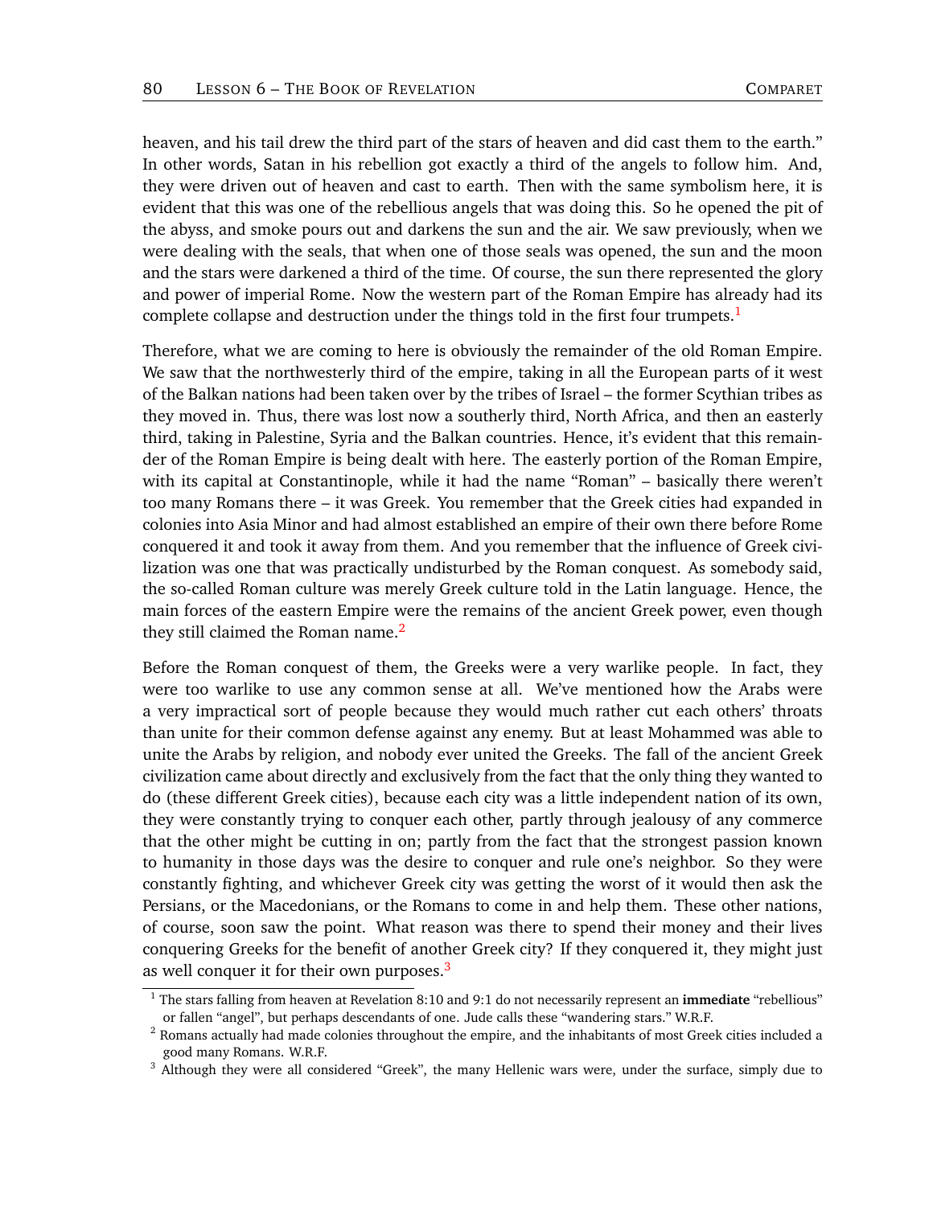heaven, and his tail drew the third part of the stars of heaven and did cast them to the earth." In other words, Satan in his rebellion got exactly a third of the angels to follow him. And, they were driven out of heaven and cast to earth. Then with the same symbolism here, it is evident that this was one of the rebellious angels that was doing this. So he opened the pit of the abyss, and smoke pours out and darkens the sun and the air. We saw previously, when we were dealing with the seals, that when one of those seals was opened, the sun and the moon and the stars were darkened a third of the time. Of course, the sun there represented the glory and power of imperial Rome. Now the western part of the Roman Empire has already had its complete collapse and destruction under the things told in the first four trumpets.[1]

Therefore, what we are coming to here is obviously the remainder of the old Roman Empire. We saw that the northwesterly third of the empire, taking in all the European parts of it west of the Balkan nations had been taken over by the tribes of Israel – the former Scythian tribes as they moved in. Thus, there was lost now a southerly third, North Africa, and then an easterly third, taking in Palestine, Syria and the Balkan countries. Hence, it's evident that this remainder of the Roman Empire is being dealt with here. The easterly portion of the Roman Empire, with its capital at Constantinople, while it had the name "Roman" – basically there weren't too many Romans there – it was Greek. You remember that the Greek cities had expanded in colonies into Asia Minor and had almost established an empire of their own there before Rome conquered it and took it away from them. And you remember that the influence of Greek civilization was one that was practically undisturbed by the Roman conquest. As somebody said, the so-called Roman culture was merely Greek culture told in the Latin language. Hence, the main forces of the eastern Empire were the remains of the ancient Greek power, even though they still claimed the Roman name.[2]

Before the Roman conquest of them, the Greeks were a very warlike people. In fact, they were too warlike to use any common sense at all. We've mentioned how the Arabs were a very impractical sort of people because they would much rather cut each others' throats than unite for their common defense against any enemy. But at least Mohammed was able to unite the Arabs by religion, and nobody ever united the Greeks. The fall of the ancient Greek civilization came about directly and exclusively from the fact that the only thing they wanted to do (these different Greek cities), because each city was a little independent nation of its own, they were constantly trying to conquer each other, partly through jealousy of any commerce that the other might be cutting in on; partly from the fact that the strongest passion known to humanity in those days was the desire to conquer and rule one's neighbor. So they were constantly fighting, and whichever Greek city was getting the worst of it would then ask the Persians, or the Macedonians, or the Romans to come in and help them. These other nations, of course, soon saw the point. What reason was there to spend their money and their lives conquering Greeks for the benefit of another Greek city? If they conquered it, they might just as well conquer it for their own purposes.[3]

---

[1] The stars falling from heaven at Revelation 8:10 and 9:1 do not necessarily represent an **immediate** "rebellious" or fallen "angel", but perhaps descendants of one. Jude calls these "wandering stars." W.R.F.

[2] Romans actually had made colonies throughout the empire, and the inhabitants of most Greek cities included a good many Romans. W.R.F.

[3] Although they were all considered "Greek", the many Hellenic wars were, under the surface, simply due to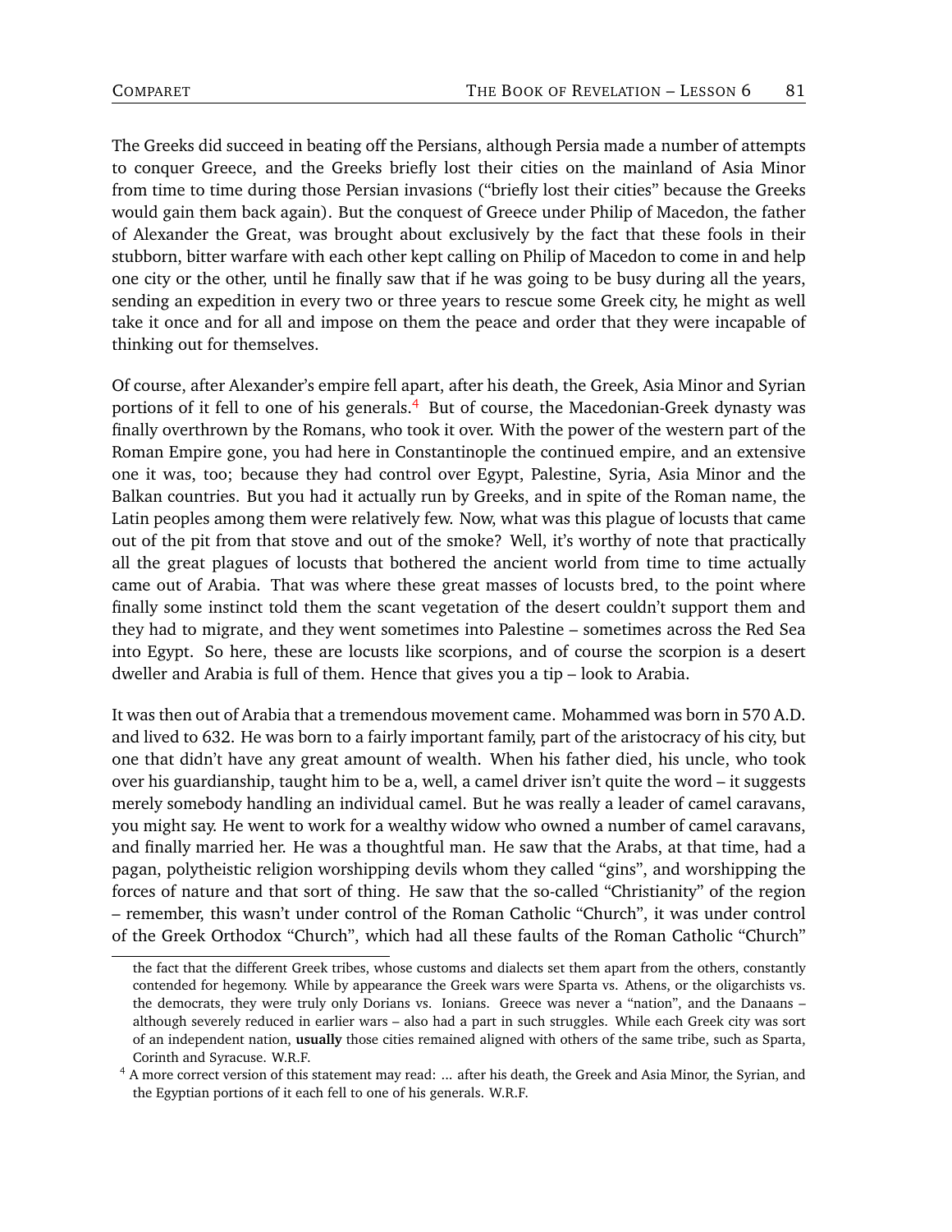The Greeks did succeed in beating off the Persians, although Persia made a number of attempts to conquer Greece, and the Greeks briefly lost their cities on the mainland of Asia Minor from time to time during those Persian invasions ("briefly lost their cities" because the Greeks would gain them back again). But the conquest of Greece under Philip of Macedon, the father of Alexander the Great, was brought about exclusively by the fact that these fools in their stubborn, bitter warfare with each other kept calling on Philip of Macedon to come in and help one city or the other, until he finally saw that if he was going to be busy during all the years, sending an expedition in every two or three years to rescue some Greek city, he might as well take it once and for all and impose on them the peace and order that they were incapable of thinking out for themselves.

Of course, after Alexander's empire fell apart, after his death, the Greek, Asia Minor and Syrian portions of it fell to one of his generals.[4] But of course, the Macedonian-Greek dynasty was finally overthrown by the Romans, who took it over. With the power of the western part of the Roman Empire gone, you had here in Constantinople the continued empire, and an extensive one it was, too; because they had control over Egypt, Palestine, Syria, Asia Minor and the Balkan countries. But you had it actually run by Greeks, and in spite of the Roman name, the Latin peoples among them were relatively few. Now, what was this plague of locusts that came out of the pit from that stove and out of the smoke? Well, it's worthy of note that practically all the great plagues of locusts that bothered the ancient world from time to time actually came out of Arabia. That was where these great masses of locusts bred, to the point where finally some instinct told them the scant vegetation of the desert couldn't support them and they had to migrate, and they went sometimes into Palestine – sometimes across the Red Sea into Egypt. So here, these are locusts like scorpions, and of course the scorpion is a desert dweller and Arabia is full of them. Hence that gives you a tip – look to Arabia.

It was then out of Arabia that a tremendous movement came. Mohammed was born in 570 A.D. and lived to 632. He was born to a fairly important family, part of the aristocracy of his city, but one that didn't have any great amount of wealth. When his father died, his uncle, who took over his guardianship, taught him to be a, well, a camel driver isn't quite the word – it suggests merely somebody handling an individual camel. But he was really a leader of camel caravans, you might say. He went to work for a wealthy widow who owned a number of camel caravans, and finally married her. He was a thoughtful man. He saw that the Arabs, at that time, had a pagan, polytheistic religion worshipping devils whom they called "gins", and worshipping the forces of nature and that sort of thing. He saw that the so-called "Christianity" of the region – remember, this wasn't under control of the Roman Catholic "Church", it was under control of the Greek Orthodox "Church", which had all these faults of the Roman Catholic "Church"

---

the fact that the different Greek tribes, whose customs and dialects set them apart from the others, constantly contended for hegemony. While by appearance the Greek wars were Sparta vs. Athens, or the oligarchists vs. the democrats, they were truly only Dorians vs. Ionians. Greece was never a "nation", and the Danaans – although severely reduced in earlier wars – also had a part in such struggles. While each Greek city was sort of an independent nation, **usually** those cities remained aligned with others of the same tribe, such as Sparta, Corinth and Syracuse. W.R.F.

[4] A more correct version of this statement may read: ... after his death, the Greek and Asia Minor, the Syrian, and the Egyptian portions of it each fell to one of his generals. W.R.F.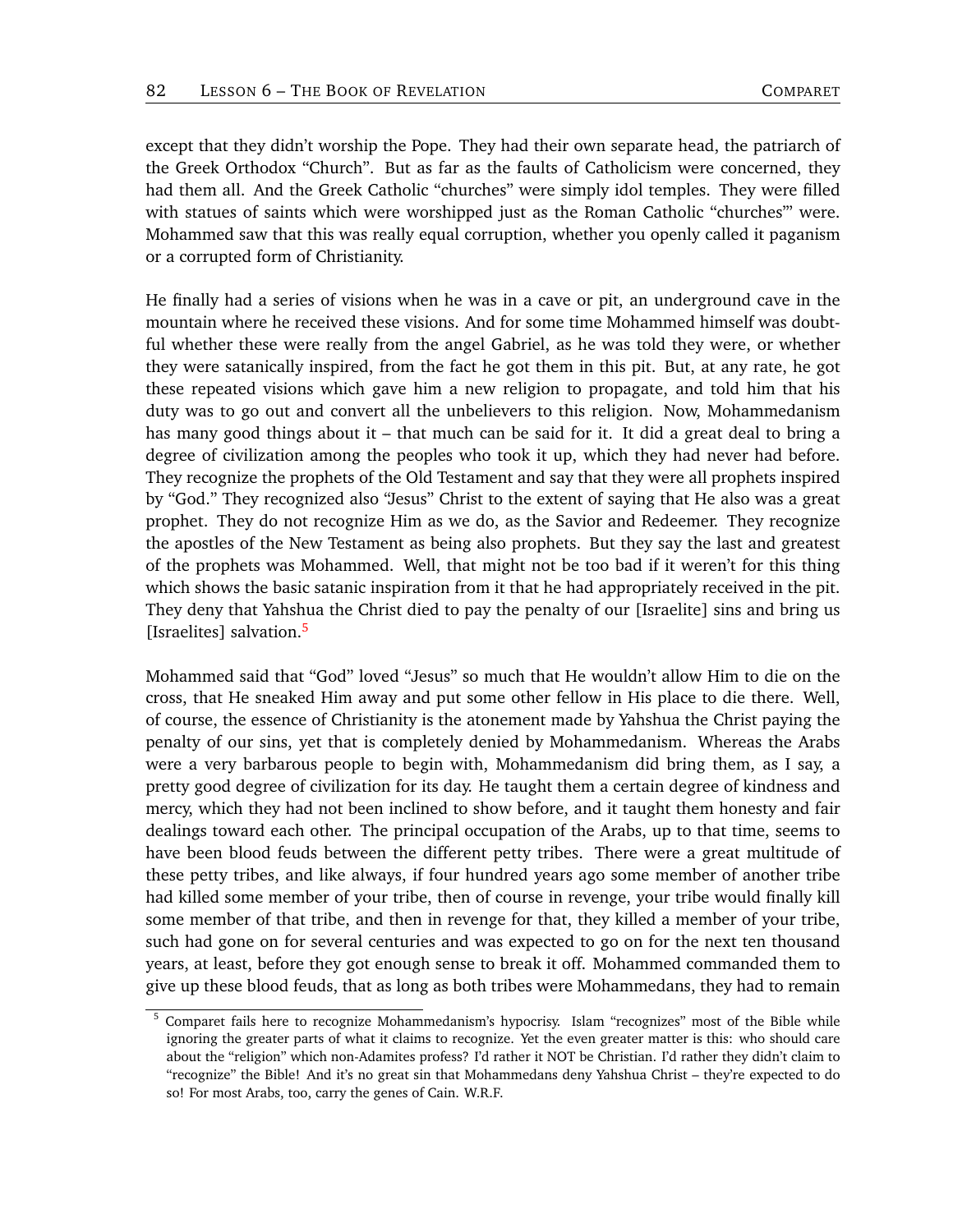except that they didn't worship the Pope. They had their own separate head, the patriarch of the Greek Orthodox "Church". But as far as the faults of Catholicism were concerned, they had them all. And the Greek Catholic "churches" were simply idol temples. They were filled with statues of saints which were worshipped just as the Roman Catholic "churches"' were. Mohammed saw that this was really equal corruption, whether you openly called it paganism or a corrupted form of Christianity.

He finally had a series of visions when he was in a cave or pit, an underground cave in the mountain where he received these visions. And for some time Mohammed himself was doubtful whether these were really from the angel Gabriel, as he was told they were, or whether they were satanically inspired, from the fact he got them in this pit. But, at any rate, he got these repeated visions which gave him a new religion to propagate, and told him that his duty was to go out and convert all the unbelievers to this religion. Now, Mohammedanism has many good things about it – that much can be said for it. It did a great deal to bring a degree of civilization among the peoples who took it up, which they had never had before. They recognize the prophets of the Old Testament and say that they were all prophets inspired by "God." They recognized also "Jesus" Christ to the extent of saying that He also was a great prophet. They do not recognize Him as we do, as the Savior and Redeemer. They recognize the apostles of the New Testament as being also prophets. But they say the last and greatest of the prophets was Mohammed. Well, that might not be too bad if it weren't for this thing which shows the basic satanic inspiration from it that he had appropriately received in the pit. They deny that Yahshua the Christ died to pay the penalty of our [Israelite] sins and bring us [Israelites] salvation.[5]

Mohammed said that "God" loved "Jesus" so much that He wouldn't allow Him to die on the cross, that He sneaked Him away and put some other fellow in His place to die there. Well, of course, the essence of Christianity is the atonement made by Yahshua the Christ paying the penalty of our sins, yet that is completely denied by Mohammedanism. Whereas the Arabs were a very barbarous people to begin with, Mohammedanism did bring them, as I say, a pretty good degree of civilization for its day. He taught them a certain degree of kindness and mercy, which they had not been inclined to show before, and it taught them honesty and fair dealings toward each other. The principal occupation of the Arabs, up to that time, seems to have been blood feuds between the different petty tribes. There were a great multitude of these petty tribes, and like always, if four hundred years ago some member of another tribe had killed some member of your tribe, then of course in revenge, your tribe would finally kill some member of that tribe, and then in revenge for that, they killed a member of your tribe, such had gone on for several centuries and was expected to go on for the next ten thousand years, at least, before they got enough sense to break it off. Mohammed commanded them to give up these blood feuds, that as long as both tribes were Mohammedans, they had to remain

[5] Comparet fails here to recognize Mohammedanism's hypocrisy. Islam "recognizes" most of the Bible while ignoring the greater parts of what it claims to recognize. Yet the even greater matter is this: who should care about the "religion" which non-Adamites profess? I'd rather it NOT be Christian. I'd rather they didn't claim to "recognize" the Bible! And it's no great sin that Mohammedans deny Yahshua Christ – they're expected to do so! For most Arabs, too, carry the genes of Cain. W.R.F.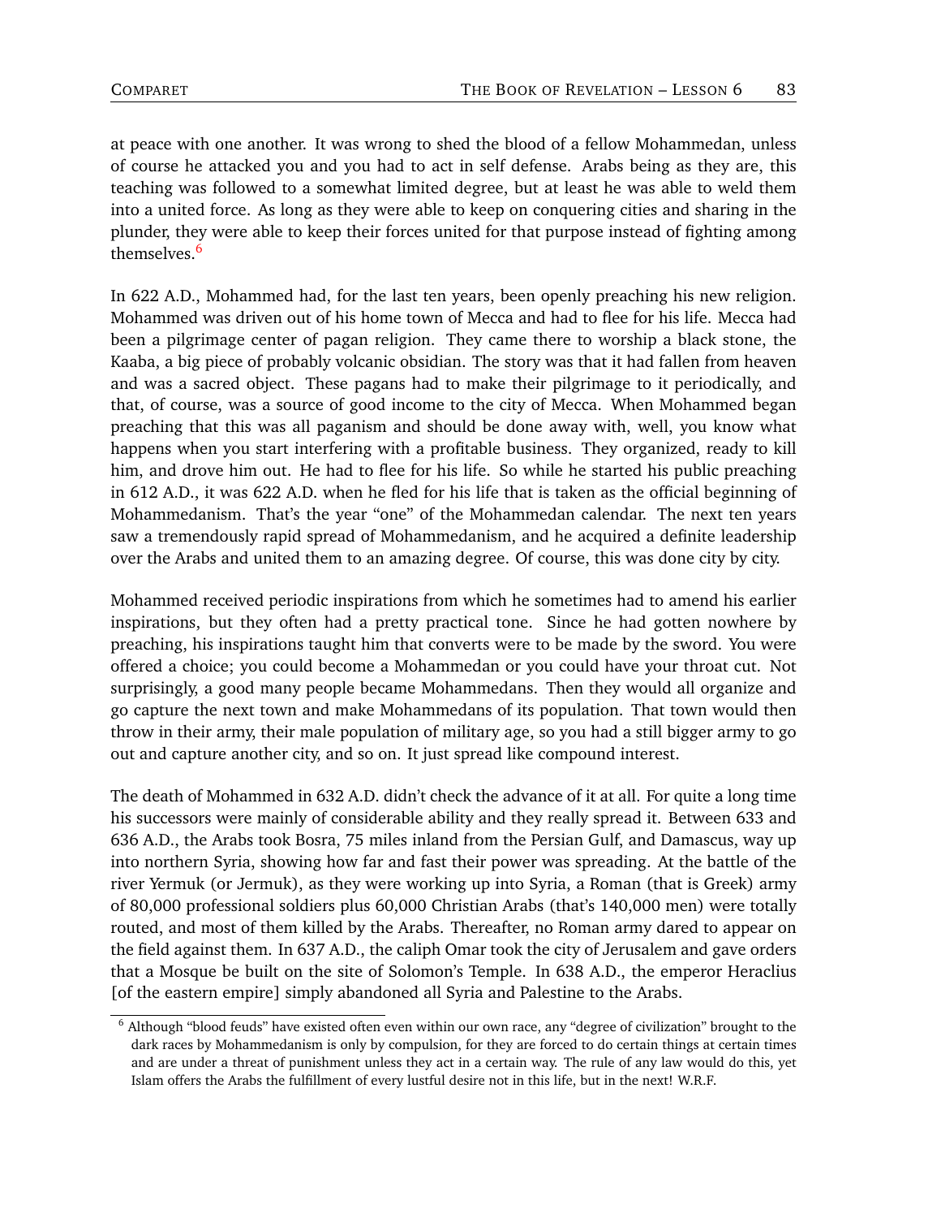at peace with one another. It was wrong to shed the blood of a fellow Mohammedan, unless of course he attacked you and you had to act in self defense. Arabs being as they are, this teaching was followed to a somewhat limited degree, but at least he was able to weld them into a united force. As long as they were able to keep on conquering cities and sharing in the plunder, they were able to keep their forces united for that purpose instead of fighting among themselves.[6]

In 622 A.D., Mohammed had, for the last ten years, been openly preaching his new religion. Mohammed was driven out of his home town of Mecca and had to flee for his life. Mecca had been a pilgrimage center of pagan religion. They came there to worship a black stone, the Kaaba, a big piece of probably volcanic obsidian. The story was that it had fallen from heaven and was a sacred object. These pagans had to make their pilgrimage to it periodically, and that, of course, was a source of good income to the city of Mecca. When Mohammed began preaching that this was all paganism and should be done away with, well, you know what happens when you start interfering with a profitable business. They organized, ready to kill him, and drove him out. He had to flee for his life. So while he started his public preaching in 612 A.D., it was 622 A.D. when he fled for his life that is taken as the official beginning of Mohammedanism. That's the year "one" of the Mohammedan calendar. The next ten years saw a tremendously rapid spread of Mohammedanism, and he acquired a definite leadership over the Arabs and united them to an amazing degree. Of course, this was done city by city.

Mohammed received periodic inspirations from which he sometimes had to amend his earlier inspirations, but they often had a pretty practical tone. Since he had gotten nowhere by preaching, his inspirations taught him that converts were to be made by the sword. You were offered a choice; you could become a Mohammedan or you could have your throat cut. Not surprisingly, a good many people became Mohammedans. Then they would all organize and go capture the next town and make Mohammedans of its population. That town would then throw in their army, their male population of military age, so you had a still bigger army to go out and capture another city, and so on. It just spread like compound interest.

The death of Mohammed in 632 A.D. didn't check the advance of it at all. For quite a long time his successors were mainly of considerable ability and they really spread it. Between 633 and 636 A.D., the Arabs took Bosra, 75 miles inland from the Persian Gulf, and Damascus, way up into northern Syria, showing how far and fast their power was spreading. At the battle of the river Yermuk (or Jermuk), as they were working up into Syria, a Roman (that is Greek) army of 80,000 professional soldiers plus 60,000 Christian Arabs (that's 140,000 men) were totally routed, and most of them killed by the Arabs. Thereafter, no Roman army dared to appear on the field against them. In 637 A.D., the caliph Omar took the city of Jerusalem and gave orders that a Mosque be built on the site of Solomon's Temple. In 638 A.D., the emperor Heraclius [of the eastern empire] simply abandoned all Syria and Palestine to the Arabs.

---

[6] Although "blood feuds" have existed often even within our own race, any "degree of civilization" brought to the dark races by Mohammedanism is only by compulsion, for they are forced to do certain things at certain times and are under a threat of punishment unless they act in a certain way. The rule of any law would do this, yet Islam offers the Arabs the fulfillment of every lustful desire not in this life, but in the next! W.R.F.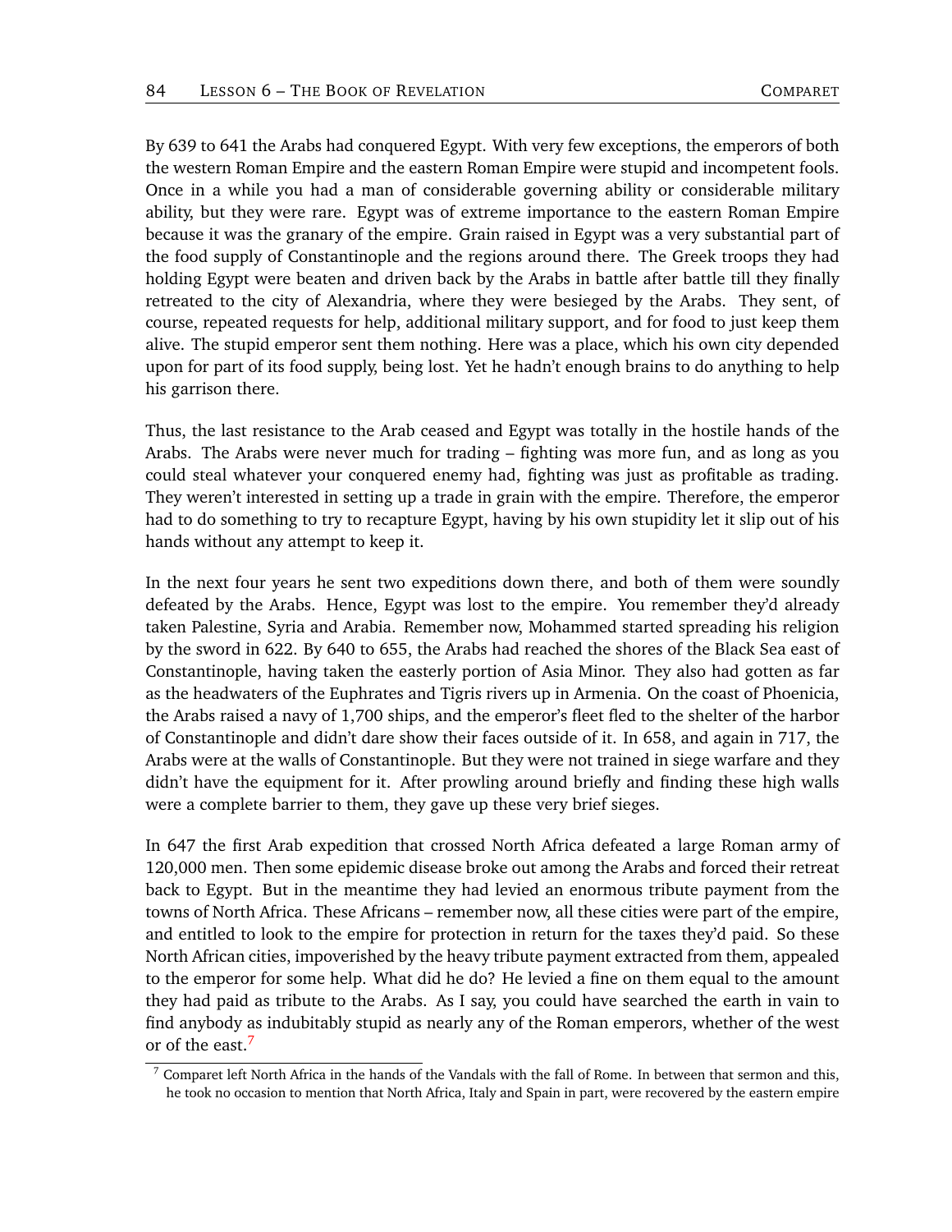By 639 to 641 the Arabs had conquered Egypt. With very few exceptions, the emperors of both the western Roman Empire and the eastern Roman Empire were stupid and incompetent fools. Once in a while you had a man of considerable governing ability or considerable military ability, but they were rare. Egypt was of extreme importance to the eastern Roman Empire because it was the granary of the empire. Grain raised in Egypt was a very substantial part of the food supply of Constantinople and the regions around there. The Greek troops they had holding Egypt were beaten and driven back by the Arabs in battle after battle till they finally retreated to the city of Alexandria, where they were besieged by the Arabs. They sent, of course, repeated requests for help, additional military support, and for food to just keep them alive. The stupid emperor sent them nothing. Here was a place, which his own city depended upon for part of its food supply, being lost. Yet he hadn't enough brains to do anything to help his garrison there.

Thus, the last resistance to the Arab ceased and Egypt was totally in the hostile hands of the Arabs. The Arabs were never much for trading – fighting was more fun, and as long as you could steal whatever your conquered enemy had, fighting was just as profitable as trading. They weren't interested in setting up a trade in grain with the empire. Therefore, the emperor had to do something to try to recapture Egypt, having by his own stupidity let it slip out of his hands without any attempt to keep it.

In the next four years he sent two expeditions down there, and both of them were soundly defeated by the Arabs. Hence, Egypt was lost to the empire. You remember they'd already taken Palestine, Syria and Arabia. Remember now, Mohammed started spreading his religion by the sword in 622. By 640 to 655, the Arabs had reached the shores of the Black Sea east of Constantinople, having taken the easterly portion of Asia Minor. They also had gotten as far as the headwaters of the Euphrates and Tigris rivers up in Armenia. On the coast of Phoenicia, the Arabs raised a navy of 1,700 ships, and the emperor's fleet fled to the shelter of the harbor of Constantinople and didn't dare show their faces outside of it. In 658, and again in 717, the Arabs were at the walls of Constantinople. But they were not trained in siege warfare and they didn't have the equipment for it. After prowling around briefly and finding these high walls were a complete barrier to them, they gave up these very brief sieges.

In 647 the first Arab expedition that crossed North Africa defeated a large Roman army of 120,000 men. Then some epidemic disease broke out among the Arabs and forced their retreat back to Egypt. But in the meantime they had levied an enormous tribute payment from the towns of North Africa. These Africans – remember now, all these cities were part of the empire, and entitled to look to the empire for protection in return for the taxes they'd paid. So these North African cities, impoverished by the heavy tribute payment extracted from them, appealed to the emperor for some help. What did he do? He levied a fine on them equal to the amount they had paid as tribute to the Arabs. As I say, you could have searched the earth in vain to find anybody as indubitably stupid as nearly any of the Roman emperors, whether of the west or of the east.[7]

[7] Comparet left North Africa in the hands of the Vandals with the fall of Rome. In between that sermon and this, he took no occasion to mention that North Africa, Italy and Spain in part, were recovered by the eastern empire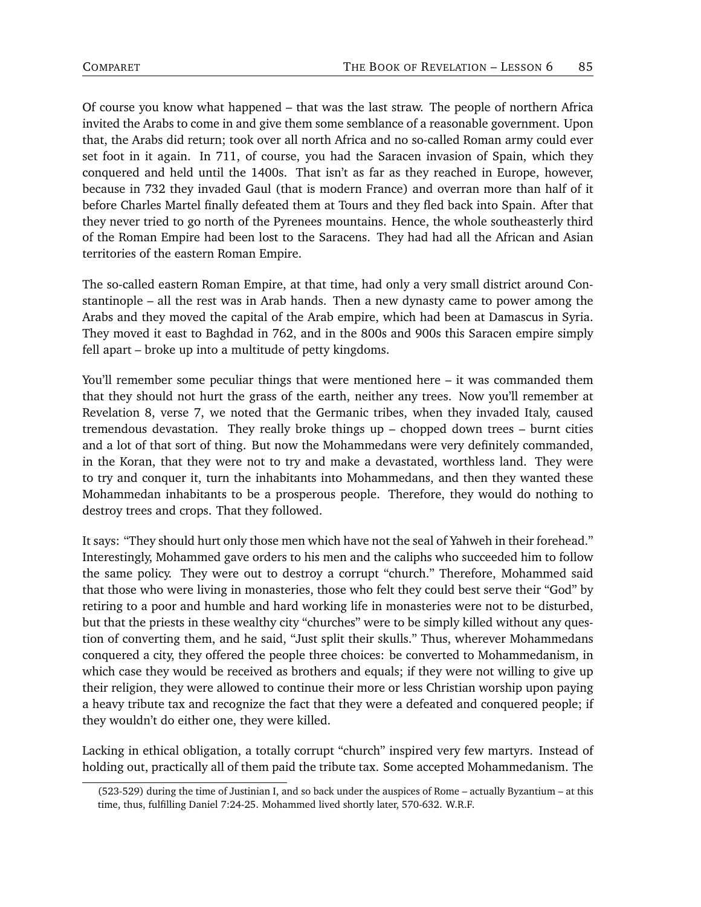Of course you know what happened – that was the last straw. The people of northern Africa invited the Arabs to come in and give them some semblance of a reasonable government. Upon that, the Arabs did return; took over all north Africa and no so-called Roman army could ever set foot in it again. In 711, of course, you had the Saracen invasion of Spain, which they conquered and held until the 1400s. That isn't as far as they reached in Europe, however, because in 732 they invaded Gaul (that is modern France) and overran more than half of it before Charles Martel finally defeated them at Tours and they fled back into Spain. After that they never tried to go north of the Pyrenees mountains. Hence, the whole southeasterly third of the Roman Empire had been lost to the Saracens. They had had all the African and Asian territories of the eastern Roman Empire.

The so-called eastern Roman Empire, at that time, had only a very small district around Constantinople – all the rest was in Arab hands. Then a new dynasty came to power among the Arabs and they moved the capital of the Arab empire, which had been at Damascus in Syria. They moved it east to Baghdad in 762, and in the 800s and 900s this Saracen empire simply fell apart – broke up into a multitude of petty kingdoms.

You'll remember some peculiar things that were mentioned here – it was commanded them that they should not hurt the grass of the earth, neither any trees. Now you'll remember at Revelation 8, verse 7, we noted that the Germanic tribes, when they invaded Italy, caused tremendous devastation. They really broke things up – chopped down trees – burnt cities and a lot of that sort of thing. But now the Mohammedans were very definitely commanded, in the Koran, that they were not to try and make a devastated, worthless land. They were to try and conquer it, turn the inhabitants into Mohammedans, and then they wanted these Mohammedan inhabitants to be a prosperous people. Therefore, they would do nothing to destroy trees and crops. That they followed.

It says: "They should hurt only those men which have not the seal of Yahweh in their forehead." Interestingly, Mohammed gave orders to his men and the caliphs who succeeded him to follow the same policy. They were out to destroy a corrupt "church." Therefore, Mohammed said that those who were living in monasteries, those who felt they could best serve their "God" by retiring to a poor and humble and hard working life in monasteries were not to be disturbed, but that the priests in these wealthy city "churches" were to be simply killed without any question of converting them, and he said, "Just split their skulls." Thus, wherever Mohammedans conquered a city, they offered the people three choices: be converted to Mohammedanism, in which case they would be received as brothers and equals; if they were not willing to give up their religion, they were allowed to continue their more or less Christian worship upon paying a heavy tribute tax and recognize the fact that they were a defeated and conquered people; if they wouldn't do either one, they were killed.

Lacking in ethical obligation, a totally corrupt "church" inspired very few martyrs. Instead of holding out, practically all of them paid the tribute tax. Some accepted Mohammedanism. The

---

(523-529) during the time of Justinian I, and so back under the auspices of Rome – actually Byzantium – at this time, thus, fulfilling Daniel 7:24-25. Mohammed lived shortly later, 570-632. W.R.F.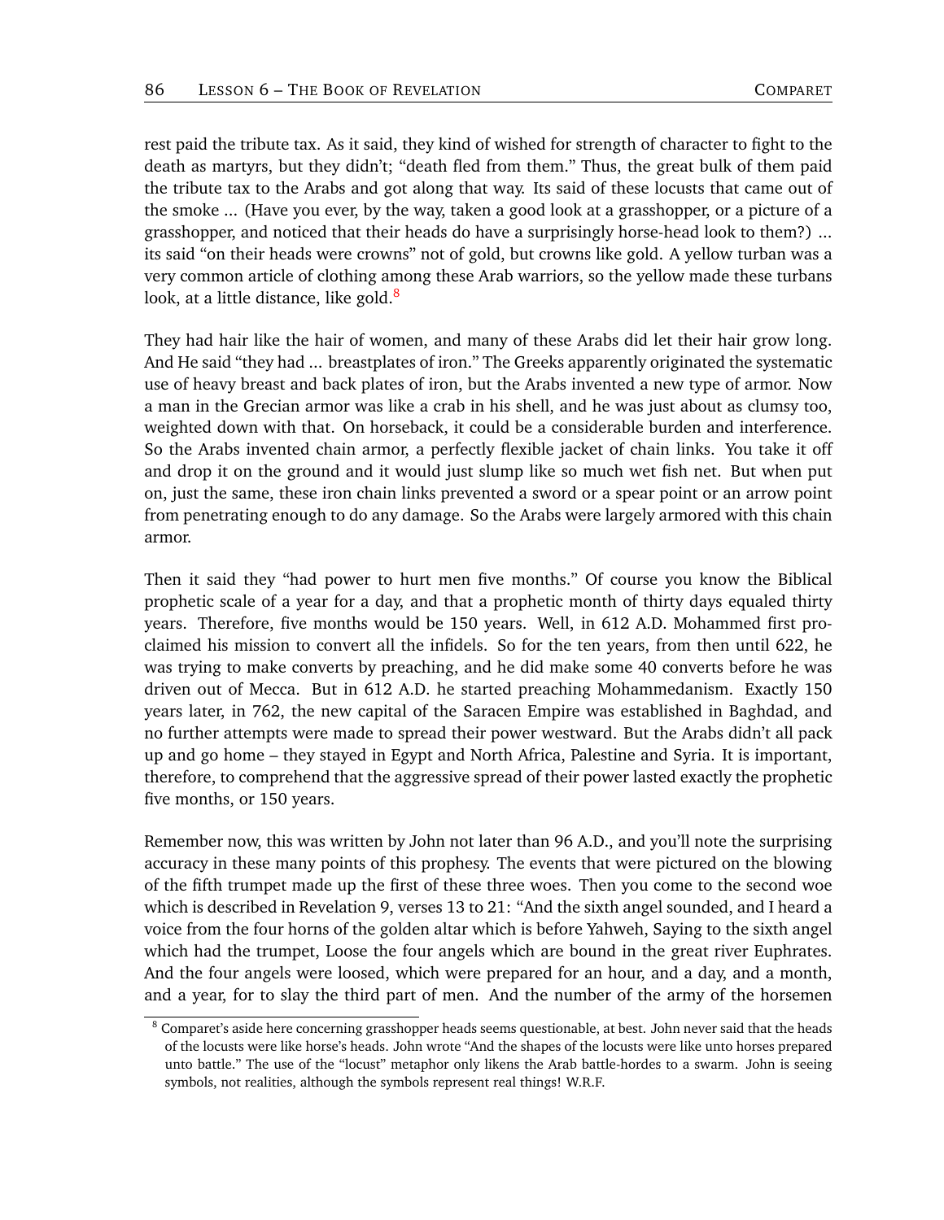rest paid the tribute tax. As it said, they kind of wished for strength of character to fight to the death as martyrs, but they didn't; "death fled from them." Thus, the great bulk of them paid the tribute tax to the Arabs and got along that way. Its said of these locusts that came out of the smoke ... (Have you ever, by the way, taken a good look at a grasshopper, or a picture of a grasshopper, and noticed that their heads do have a surprisingly horse-head look to them?) ... its said "on their heads were crowns" not of gold, but crowns like gold. A yellow turban was a very common article of clothing among these Arab warriors, so the yellow made these turbans look, at a little distance, like gold.[8]

They had hair like the hair of women, and many of these Arabs did let their hair grow long. And He said "they had ... breastplates of iron." The Greeks apparently originated the systematic use of heavy breast and back plates of iron, but the Arabs invented a new type of armor. Now a man in the Grecian armor was like a crab in his shell, and he was just about as clumsy too, weighted down with that. On horseback, it could be a considerable burden and interference. So the Arabs invented chain armor, a perfectly flexible jacket of chain links. You take it off and drop it on the ground and it would just slump like so much wet fish net. But when put on, just the same, these iron chain links prevented a sword or a spear point or an arrow point from penetrating enough to do any damage. So the Arabs were largely armored with this chain armor.

Then it said they "had power to hurt men five months." Of course you know the Biblical prophetic scale of a year for a day, and that a prophetic month of thirty days equaled thirty years. Therefore, five months would be 150 years. Well, in 612 A.D. Mohammed first proclaimed his mission to convert all the infidels. So for the ten years, from then until 622, he was trying to make converts by preaching, and he did make some 40 converts before he was driven out of Mecca. But in 612 A.D. he started preaching Mohammedanism. Exactly 150 years later, in 762, the new capital of the Saracen Empire was established in Baghdad, and no further attempts were made to spread their power westward. But the Arabs didn't all pack up and go home – they stayed in Egypt and North Africa, Palestine and Syria. It is important, therefore, to comprehend that the aggressive spread of their power lasted exactly the prophetic five months, or 150 years.

Remember now, this was written by John not later than 96 A.D., and you'll note the surprising accuracy in these many points of this prophesy. The events that were pictured on the blowing of the fifth trumpet made up the first of these three woes. Then you come to the second woe which is described in Revelation 9, verses 13 to 21: "And the sixth angel sounded, and I heard a voice from the four horns of the golden altar which is before Yahweh, Saying to the sixth angel which had the trumpet, Loose the four angels which are bound in the great river Euphrates. And the four angels were loosed, which were prepared for an hour, and a day, and a month, and a year, for to slay the third part of men. And the number of the army of the horsemen

---

[8] Comparet's aside here concerning grasshopper heads seems questionable, at best. John never said that the heads of the locusts were like horse's heads. John wrote "And the shapes of the locusts were like unto horses prepared unto battle." The use of the "locust" metaphor only likens the Arab battle-hordes to a swarm. John is seeing symbols, not realities, although the symbols represent real things! W.R.F.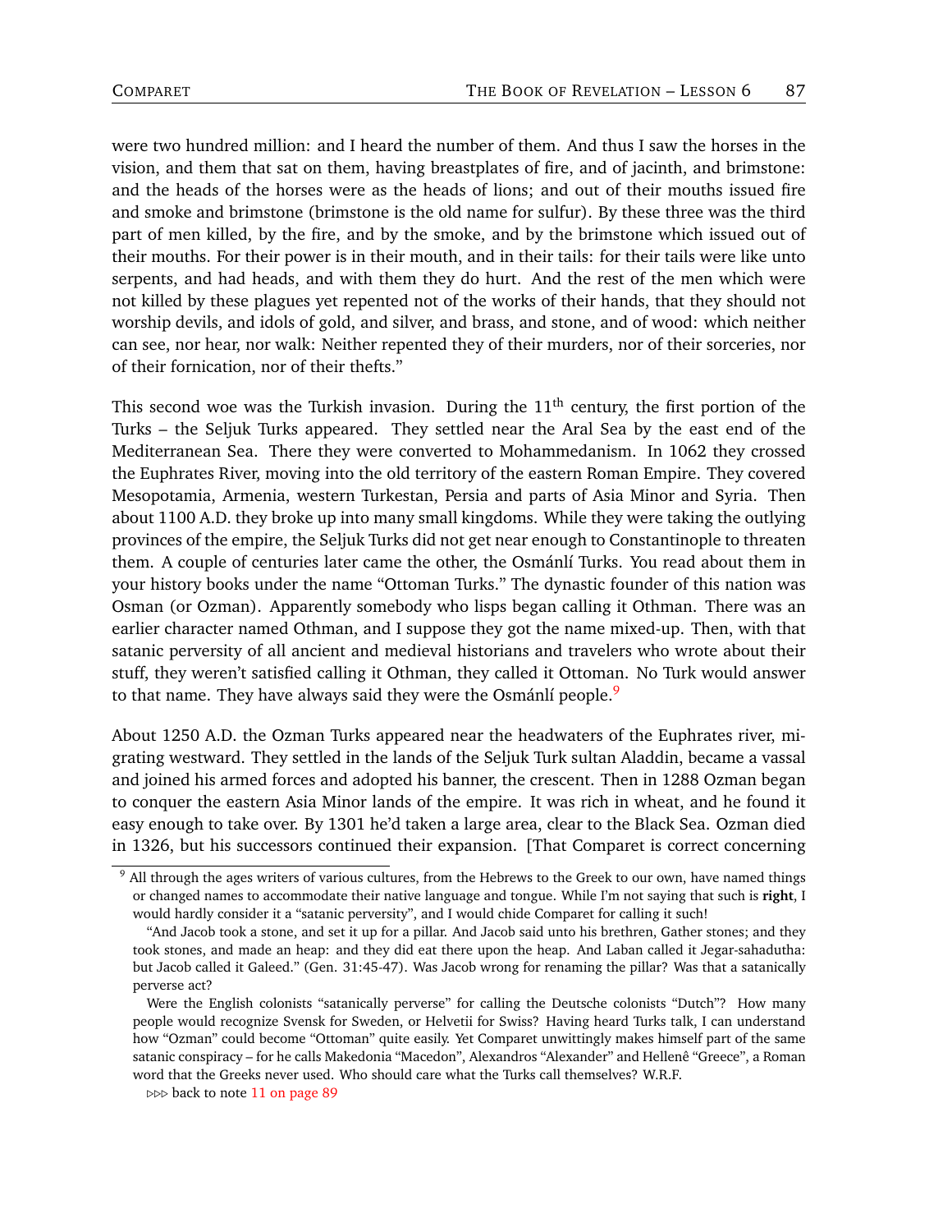were two hundred million: and I heard the number of them. And thus I saw the horses in the vision, and them that sat on them, having breastplates of fire, and of jacinth, and brimstone: and the heads of the horses were as the heads of lions; and out of their mouths issued fire and smoke and brimstone (brimstone is the old name for sulfur). By these three was the third part of men killed, by the fire, and by the smoke, and by the brimstone which issued out of their mouths. For their power is in their mouth, and in their tails: for their tails were like unto serpents, and had heads, and with them they do hurt. And the rest of the men which were not killed by these plagues yet repented not of the works of their hands, that they should not worship devils, and idols of gold, and silver, and brass, and stone, and of wood: which neither can see, nor hear, nor walk: Neither repented they of their murders, nor of their sorceries, nor of their fornication, nor of their thefts."

This second woe was the Turkish invasion. During the 11th century, the first portion of the Turks – the Seljuk Turks appeared. They settled near the Aral Sea by the east end of the Mediterranean Sea. There they were converted to Mohammedanism. In 1062 they crossed the Euphrates River, moving into the old territory of the eastern Roman Empire. They covered Mesopotamia, Armenia, western Turkestan, Persia and parts of Asia Minor and Syria. Then about 1100 A.D. they broke up into many small kingdoms. While they were taking the outlying provinces of the empire, the Seljuk Turks did not get near enough to Constantinople to threaten them. A couple of centuries later came the other, the Osmánlí Turks. You read about them in your history books under the name "Ottoman Turks." The dynastic founder of this nation was Osman (or Ozman). Apparently somebody who lisps began calling it Othman. There was an earlier character named Othman, and I suppose they got the name mixed-up. Then, with that satanic perversity of all ancient and medieval historians and travelers who wrote about their stuff, they weren't satisfied calling it Othman, they called it Ottoman. No Turk would answer to that name. They have always said they were the Osmánlí people.[9]

About 1250 A.D. the Ozman Turks appeared near the headwaters of the Euphrates river, migrating westward. They settled in the lands of the Seljuk Turk sultan Aladdin, became a vassal and joined his armed forces and adopted his banner, the crescent. Then in 1288 Ozman began to conquer the eastern Asia Minor lands of the empire. It was rich in wheat, and he found it easy enough to take over. By 1301 he'd taken a large area, clear to the Black Sea. Ozman died in 1326, but his successors continued their expansion. [That Comparet is correct concerning

---

[9] All through the ages writers of various cultures, from the Hebrews to the Greek to our own, have named things or changed names to accommodate their native language and tongue. While I'm not saying that such is **right**, I would hardly consider it a "satanic perversity", and I would chide Comparet for calling it such!

"And Jacob took a stone, and set it up for a pillar. And Jacob said unto his brethren, Gather stones; and they took stones, and made an heap: and they did eat there upon the heap. And Laban called it Jegar-sahadutha: but Jacob called it Galeed." (Gen. 31:45-47). Was Jacob wrong for renaming the pillar? Was that a satanically perverse act?

Were the English colonists "satanically perverse" for calling the Deutsche colonists "Dutch"? How many people would recognize Svensk for Sweden, or Helvetii for Swiss? Having heard Turks talk, I can understand how "Ozman" could become "Ottoman" quite easily. Yet Comparet unwittingly makes himself part of the same satanic conspiracy – for he calls Makedonia "Macedon", Alexandros "Alexander" and Hellenê "Greece", a Roman word that the Greeks never used. Who should care what the Turks call themselves? W.R.F.

⊳⊳⊳ back to note 11 on page 89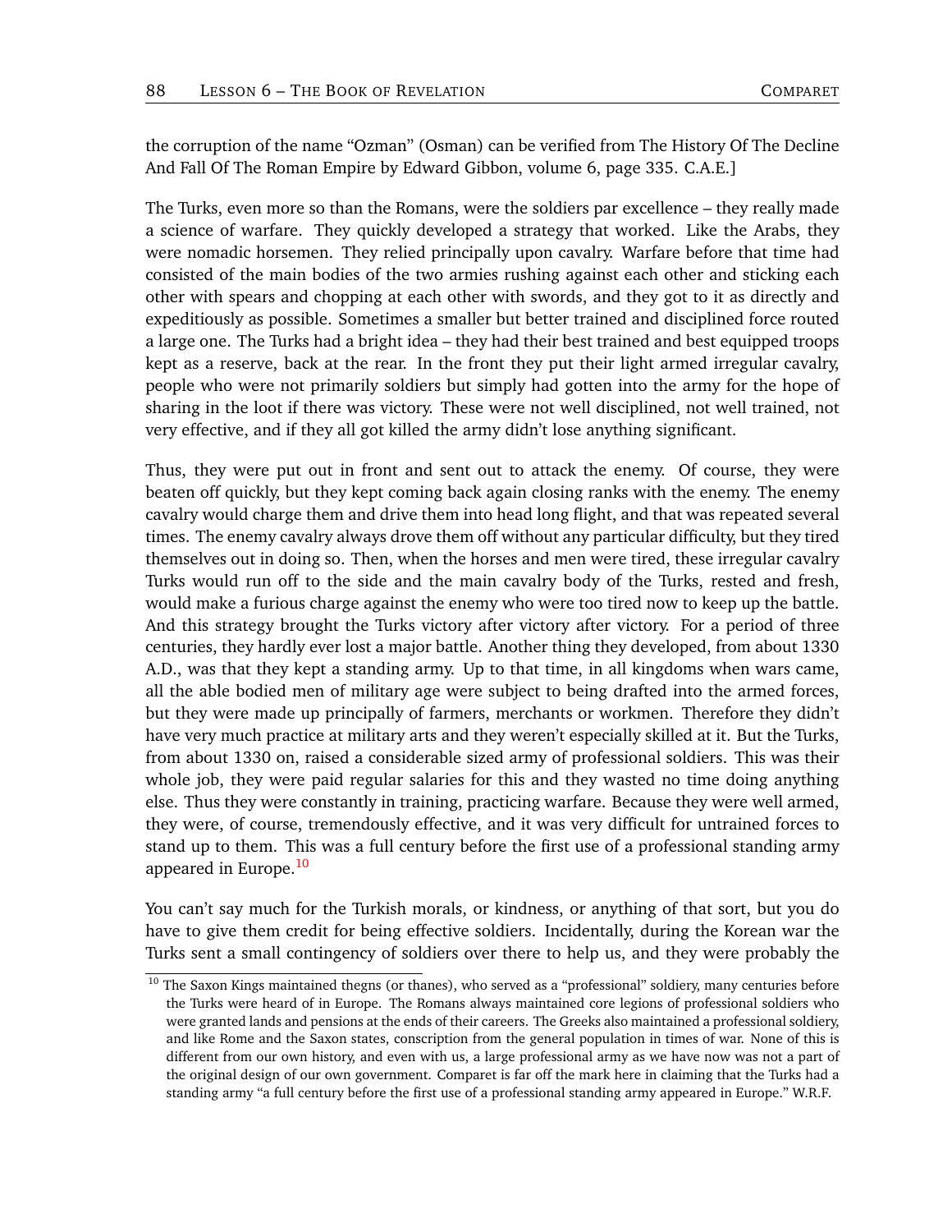the corruption of the name “Ozman” (Osman) can be verified from The History Of The Decline And Fall Of The Roman Empire by Edward Gibbon, volume 6, page 335. C.A.E.]

The Turks, even more so than the Romans, were the soldiers par excellence – they really made a science of warfare. They quickly developed a strategy that worked. Like the Arabs, they were nomadic horsemen. They relied principally upon cavalry. Warfare before that time had consisted of the main bodies of the two armies rushing against each other and sticking each other with spears and chopping at each other with swords, and they got to it as directly and expeditiously as possible. Sometimes a smaller but better trained and disciplined force routed a large one. The Turks had a bright idea – they had their best trained and best equipped troops kept as a reserve, back at the rear. In the front they put their light armed irregular cavalry, people who were not primarily soldiers but simply had gotten into the army for the hope of sharing in the loot if there was victory. These were not well disciplined, not well trained, not very effective, and if they all got killed the army didn’t lose anything significant.

Thus, they were put out in front and sent out to attack the enemy. Of course, they were beaten off quickly, but they kept coming back again closing ranks with the enemy. The enemy cavalry would charge them and drive them into head long flight, and that was repeated several times. The enemy cavalry always drove them off without any particular difficulty, but they tired themselves out in doing so. Then, when the horses and men were tired, these irregular cavalry Turks would run off to the side and the main cavalry body of the Turks, rested and fresh, would make a furious charge against the enemy who were too tired now to keep up the battle. And this strategy brought the Turks victory after victory after victory. For a period of three centuries, they hardly ever lost a major battle. Another thing they developed, from about 1330 A.D., was that they kept a standing army. Up to that time, in all kingdoms when wars came, all the able bodied men of military age were subject to being drafted into the armed forces, but they were made up principally of farmers, merchants or workmen. Therefore they didn’t have very much practice at military arts and they weren’t especially skilled at it. But the Turks, from about 1330 on, raised a considerable sized army of professional soldiers. This was their whole job, they were paid regular salaries for this and they wasted no time doing anything else. Thus they were constantly in training, practicing warfare. Because they were well armed, they were, of course, tremendously effective, and it was very difficult for untrained forces to stand up to them. This was a full century before the first use of a professional standing army appeared in Europe.[10]

You can’t say much for the Turkish morals, or kindness, or anything of that sort, but you do have to give them credit for being effective soldiers. Incidentally, during the Korean war the Turks sent a small contingency of soldiers over there to help us, and they were probably the

[10] The Saxon Kings maintained thegns (or thanes), who served as a “professional” soldiery, many centuries before the Turks were heard of in Europe. The Romans always maintained core legions of professional soldiers who were granted lands and pensions at the ends of their careers. The Greeks also maintained a professional soldiery, and like Rome and the Saxon states, conscription from the general population in times of war. None of this is different from our own history, and even with us, a large professional army as we have now was not a part of the original design of our own government. Comparet is far off the mark here in claiming that the Turks had a standing army “a full century before the first use of a professional standing army appeared in Europe.” W.R.F.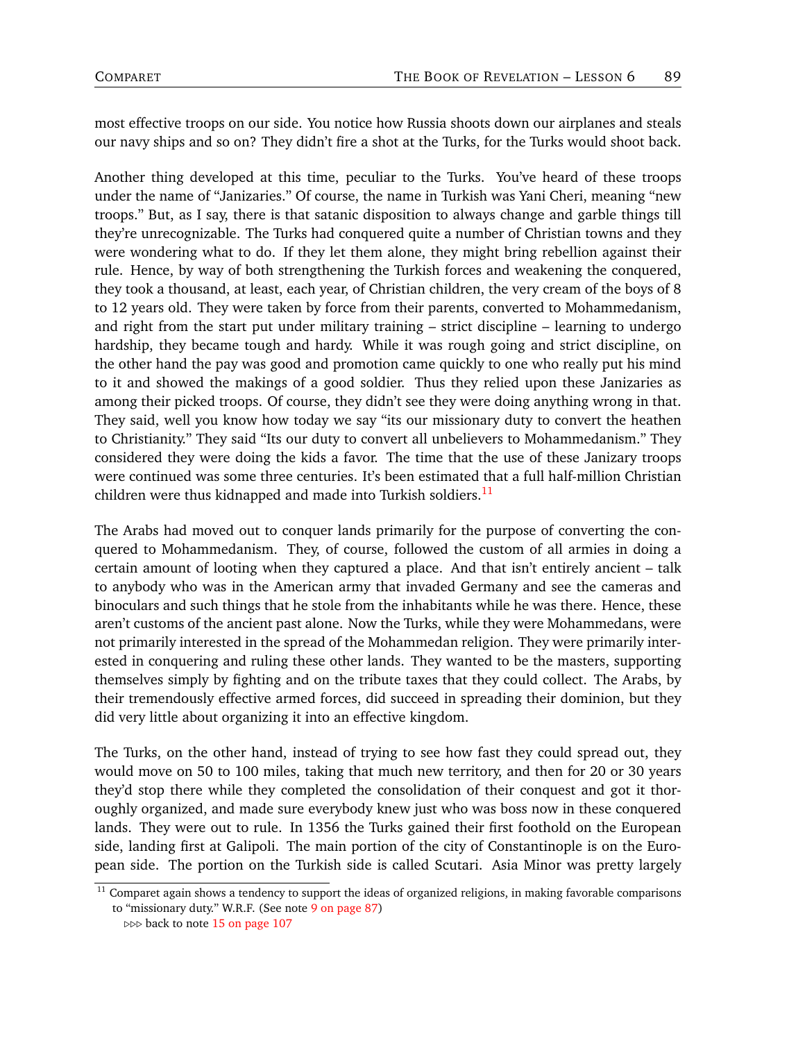most effective troops on our side. You notice how Russia shoots down our airplanes and steals our navy ships and so on? They didn't fire a shot at the Turks, for the Turks would shoot back.

Another thing developed at this time, peculiar to the Turks. You've heard of these troops under the name of "Janizaries." Of course, the name in Turkish was Yani Cheri, meaning "new troops." But, as I say, there is that satanic disposition to always change and garble things till they're unrecognizable. The Turks had conquered quite a number of Christian towns and they were wondering what to do. If they let them alone, they might bring rebellion against their rule. Hence, by way of both strengthening the Turkish forces and weakening the conquered, they took a thousand, at least, each year, of Christian children, the very cream of the boys of 8 to 12 years old. They were taken by force from their parents, converted to Mohammedanism, and right from the start put under military training – strict discipline – learning to undergo hardship, they became tough and hardy. While it was rough going and strict discipline, on the other hand the pay was good and promotion came quickly to one who really put his mind to it and showed the makings of a good soldier. Thus they relied upon these Janizaries as among their picked troops. Of course, they didn't see they were doing anything wrong in that. They said, well you know how today we say "its our missionary duty to convert the heathen to Christianity." They said "Its our duty to convert all unbelievers to Mohammedanism." They considered they were doing the kids a favor. The time that the use of these Janizary troops were continued was some three centuries. It's been estimated that a full half-million Christian children were thus kidnapped and made into Turkish soldiers.[11]

The Arabs had moved out to conquer lands primarily for the purpose of converting the conquered to Mohammedanism. They, of course, followed the custom of all armies in doing a certain amount of looting when they captured a place. And that isn't entirely ancient – talk to anybody who was in the American army that invaded Germany and see the cameras and binoculars and such things that he stole from the inhabitants while he was there. Hence, these aren't customs of the ancient past alone. Now the Turks, while they were Mohammedans, were not primarily interested in the spread of the Mohammedan religion. They were primarily interested in conquering and ruling these other lands. They wanted to be the masters, supporting themselves simply by fighting and on the tribute taxes that they could collect. The Arabs, by their tremendously effective armed forces, did succeed in spreading their dominion, but they did very little about organizing it into an effective kingdom.

The Turks, on the other hand, instead of trying to see how fast they could spread out, they would move on 50 to 100 miles, taking that much new territory, and then for 20 or 30 years they'd stop there while they completed the consolidation of their conquest and got it thoroughly organized, and made sure everybody knew just who was boss now in these conquered lands. They were out to rule. In 1356 the Turks gained their first foothold on the European side, landing first at Galipoli. The main portion of the city of Constantinople is on the European side. The portion on the Turkish side is called Scutari. Asia Minor was pretty largely

[11] Comparet again shows a tendency to support the ideas of organized religions, in making favorable comparisons to "missionary duty." W.R.F. (See note 9 on page 87)
⊳⊳⊳ back to note 15 on page 107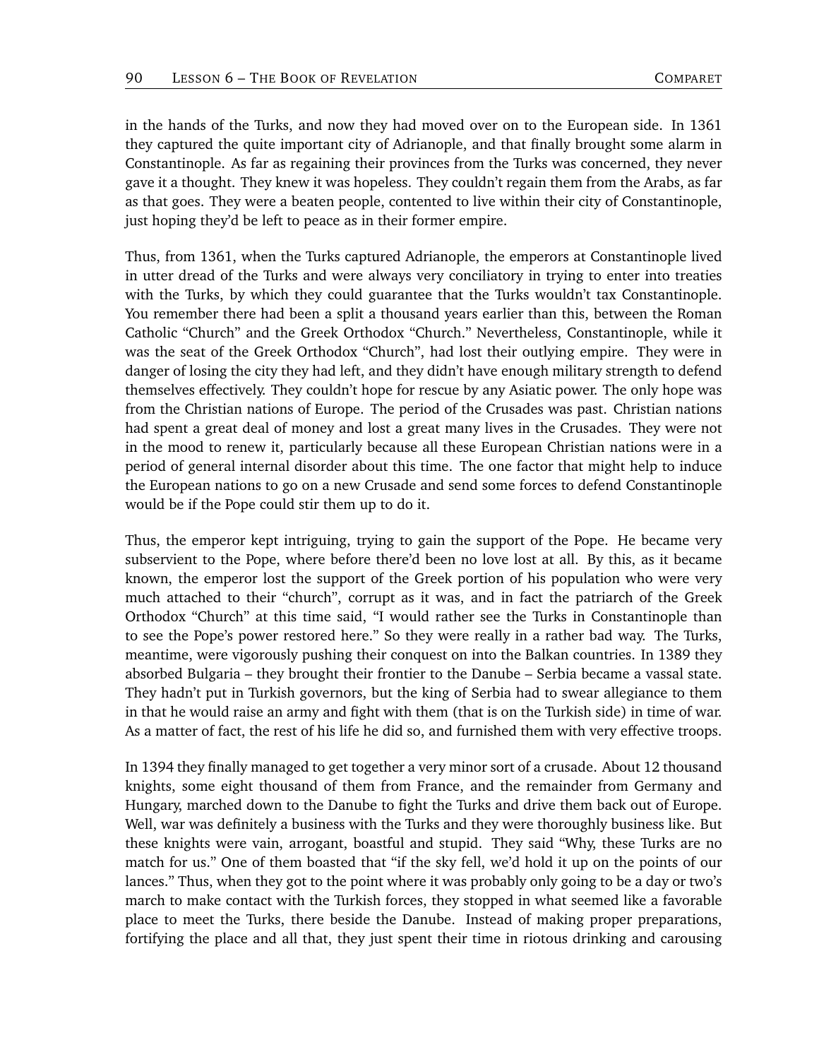in the hands of the Turks, and now they had moved over on to the European side. In 1361 they captured the quite important city of Adrianople, and that finally brought some alarm in Constantinople. As far as regaining their provinces from the Turks was concerned, they never gave it a thought. They knew it was hopeless. They couldn't regain them from the Arabs, as far as that goes. They were a beaten people, contented to live within their city of Constantinople, just hoping they'd be left to peace as in their former empire.

Thus, from 1361, when the Turks captured Adrianople, the emperors at Constantinople lived in utter dread of the Turks and were always very conciliatory in trying to enter into treaties with the Turks, by which they could guarantee that the Turks wouldn't tax Constantinople. You remember there had been a split a thousand years earlier than this, between the Roman Catholic "Church" and the Greek Orthodox "Church." Nevertheless, Constantinople, while it was the seat of the Greek Orthodox "Church", had lost their outlying empire. They were in danger of losing the city they had left, and they didn't have enough military strength to defend themselves effectively. They couldn't hope for rescue by any Asiatic power. The only hope was from the Christian nations of Europe. The period of the Crusades was past. Christian nations had spent a great deal of money and lost a great many lives in the Crusades. They were not in the mood to renew it, particularly because all these European Christian nations were in a period of general internal disorder about this time. The one factor that might help to induce the European nations to go on a new Crusade and send some forces to defend Constantinople would be if the Pope could stir them up to do it.

Thus, the emperor kept intriguing, trying to gain the support of the Pope. He became very subservient to the Pope, where before there'd been no love lost at all. By this, as it became known, the emperor lost the support of the Greek portion of his population who were very much attached to their "church", corrupt as it was, and in fact the patriarch of the Greek Orthodox "Church" at this time said, "I would rather see the Turks in Constantinople than to see the Pope's power restored here." So they were really in a rather bad way. The Turks, meantime, were vigorously pushing their conquest on into the Balkan countries. In 1389 they absorbed Bulgaria – they brought their frontier to the Danube – Serbia became a vassal state. They hadn't put in Turkish governors, but the king of Serbia had to swear allegiance to them in that he would raise an army and fight with them (that is on the Turkish side) in time of war. As a matter of fact, the rest of his life he did so, and furnished them with very effective troops.

In 1394 they finally managed to get together a very minor sort of a crusade. About 12 thousand knights, some eight thousand of them from France, and the remainder from Germany and Hungary, marched down to the Danube to fight the Turks and drive them back out of Europe. Well, war was definitely a business with the Turks and they were thoroughly business like. But these knights were vain, arrogant, boastful and stupid. They said "Why, these Turks are no match for us." One of them boasted that "if the sky fell, we'd hold it up on the points of our lances." Thus, when they got to the point where it was probably only going to be a day or two's march to make contact with the Turkish forces, they stopped in what seemed like a favorable place to meet the Turks, there beside the Danube. Instead of making proper preparations, fortifying the place and all that, they just spent their time in riotous drinking and carousing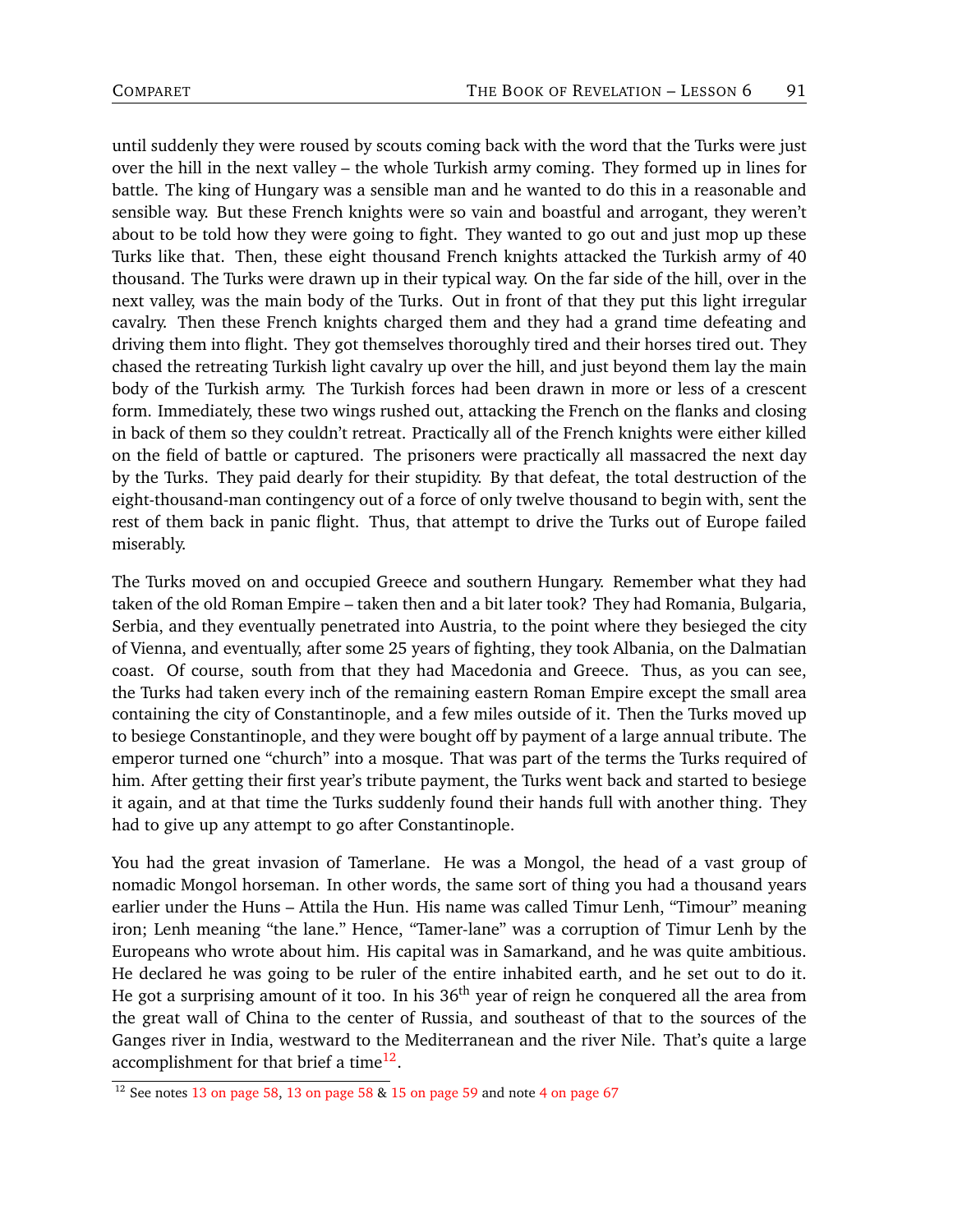until suddenly they were roused by scouts coming back with the word that the Turks were just over the hill in the next valley – the whole Turkish army coming. They formed up in lines for battle. The king of Hungary was a sensible man and he wanted to do this in a reasonable and sensible way. But these French knights were so vain and boastful and arrogant, they weren't about to be told how they were going to fight. They wanted to go out and just mop up these Turks like that. Then, these eight thousand French knights attacked the Turkish army of 40 thousand. The Turks were drawn up in their typical way. On the far side of the hill, over in the next valley, was the main body of the Turks. Out in front of that they put this light irregular cavalry. Then these French knights charged them and they had a grand time defeating and driving them into flight. They got themselves thoroughly tired and their horses tired out. They chased the retreating Turkish light cavalry up over the hill, and just beyond them lay the main body of the Turkish army. The Turkish forces had been drawn in more or less of a crescent form. Immediately, these two wings rushed out, attacking the French on the flanks and closing in back of them so they couldn't retreat. Practically all of the French knights were either killed on the field of battle or captured. The prisoners were practically all massacred the next day by the Turks. They paid dearly for their stupidity. By that defeat, the total destruction of the eight-thousand-man contingency out of a force of only twelve thousand to begin with, sent the rest of them back in panic flight. Thus, that attempt to drive the Turks out of Europe failed miserably.

The Turks moved on and occupied Greece and southern Hungary. Remember what they had taken of the old Roman Empire – taken then and a bit later took? They had Romania, Bulgaria, Serbia, and they eventually penetrated into Austria, to the point where they besieged the city of Vienna, and eventually, after some 25 years of fighting, they took Albania, on the Dalmatian coast. Of course, south from that they had Macedonia and Greece. Thus, as you can see, the Turks had taken every inch of the remaining eastern Roman Empire except the small area containing the city of Constantinople, and a few miles outside of it. Then the Turks moved up to besiege Constantinople, and they were bought off by payment of a large annual tribute. The emperor turned one "church" into a mosque. That was part of the terms the Turks required of him. After getting their first year's tribute payment, the Turks went back and started to besiege it again, and at that time the Turks suddenly found their hands full with another thing. They had to give up any attempt to go after Constantinople.

You had the great invasion of Tamerlane. He was a Mongol, the head of a vast group of nomadic Mongol horseman. In other words, the same sort of thing you had a thousand years earlier under the Huns – Attila the Hun. His name was called Timur Lenh, "Timour" meaning iron; Lenh meaning "the lane." Hence, "Tamer-lane" was a corruption of Timur Lenh by the Europeans who wrote about him. His capital was in Samarkand, and he was quite ambitious. He declared he was going to be ruler of the entire inhabited earth, and he set out to do it. He got a surprising amount of it too. In his 36th year of reign he conquered all the area from the great wall of China to the center of Russia, and southeast of that to the sources of the Ganges river in India, westward to the Mediterranean and the river Nile. That's quite a large accomplishment for that brief a time[12].

[12] See notes 13 on page 58, 13 on page 58 & 15 on page 59 and note 4 on page 67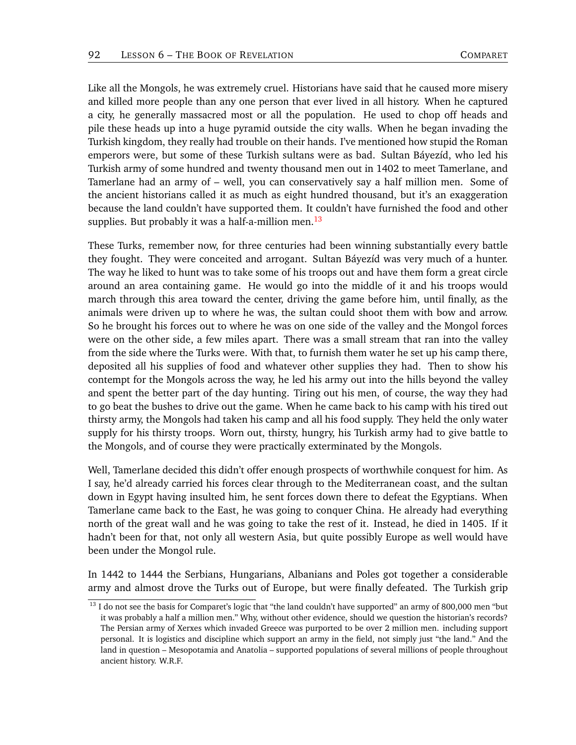Like all the Mongols, he was extremely cruel. Historians have said that he caused more misery and killed more people than any one person that ever lived in all history. When he captured a city, he generally massacred most or all the population. He used to chop off heads and pile these heads up into a huge pyramid outside the city walls. When he began invading the Turkish kingdom, they really had trouble on their hands. I've mentioned how stupid the Roman emperors were, but some of these Turkish sultans were as bad. Sultan Báyezíd, who led his Turkish army of some hundred and twenty thousand men out in 1402 to meet Tamerlane, and Tamerlane had an army of – well, you can conservatively say a half million men. Some of the ancient historians called it as much as eight hundred thousand, but it's an exaggeration because the land couldn't have supported them. It couldn't have furnished the food and other supplies. But probably it was a half-a-million men.[13]

These Turks, remember now, for three centuries had been winning substantially every battle they fought. They were conceited and arrogant. Sultan Báyezíd was very much of a hunter. The way he liked to hunt was to take some of his troops out and have them form a great circle around an area containing game. He would go into the middle of it and his troops would march through this area toward the center, driving the game before him, until finally, as the animals were driven up to where he was, the sultan could shoot them with bow and arrow. So he brought his forces out to where he was on one side of the valley and the Mongol forces were on the other side, a few miles apart. There was a small stream that ran into the valley from the side where the Turks were. With that, to furnish them water he set up his camp there, deposited all his supplies of food and whatever other supplies they had. Then to show his contempt for the Mongols across the way, he led his army out into the hills beyond the valley and spent the better part of the day hunting. Tiring out his men, of course, the way they had to go beat the bushes to drive out the game. When he came back to his camp with his tired out thirsty army, the Mongols had taken his camp and all his food supply. They held the only water supply for his thirsty troops. Worn out, thirsty, hungry, his Turkish army had to give battle to the Mongols, and of course they were practically exterminated by the Mongols.

Well, Tamerlane decided this didn't offer enough prospects of worthwhile conquest for him. As I say, he'd already carried his forces clear through to the Mediterranean coast, and the sultan down in Egypt having insulted him, he sent forces down there to defeat the Egyptians. When Tamerlane came back to the East, he was going to conquer China. He already had everything north of the great wall and he was going to take the rest of it. Instead, he died in 1405. If it hadn't been for that, not only all western Asia, but quite possibly Europe as well would have been under the Mongol rule.

In 1442 to 1444 the Serbians, Hungarians, Albanians and Poles got together a considerable army and almost drove the Turks out of Europe, but were finally defeated. The Turkish grip

[13] I do not see the basis for Comparet's logic that "the land couldn't have supported" an army of 800,000 men "but it was probably a half a million men." Why, without other evidence, should we question the historian's records? The Persian army of Xerxes which invaded Greece was purported to be over 2 million men. including support personal. It is logistics and discipline which support an army in the field, not simply just "the land." And the land in question – Mesopotamia and Anatolia – supported populations of several millions of people throughout ancient history. W.R.F.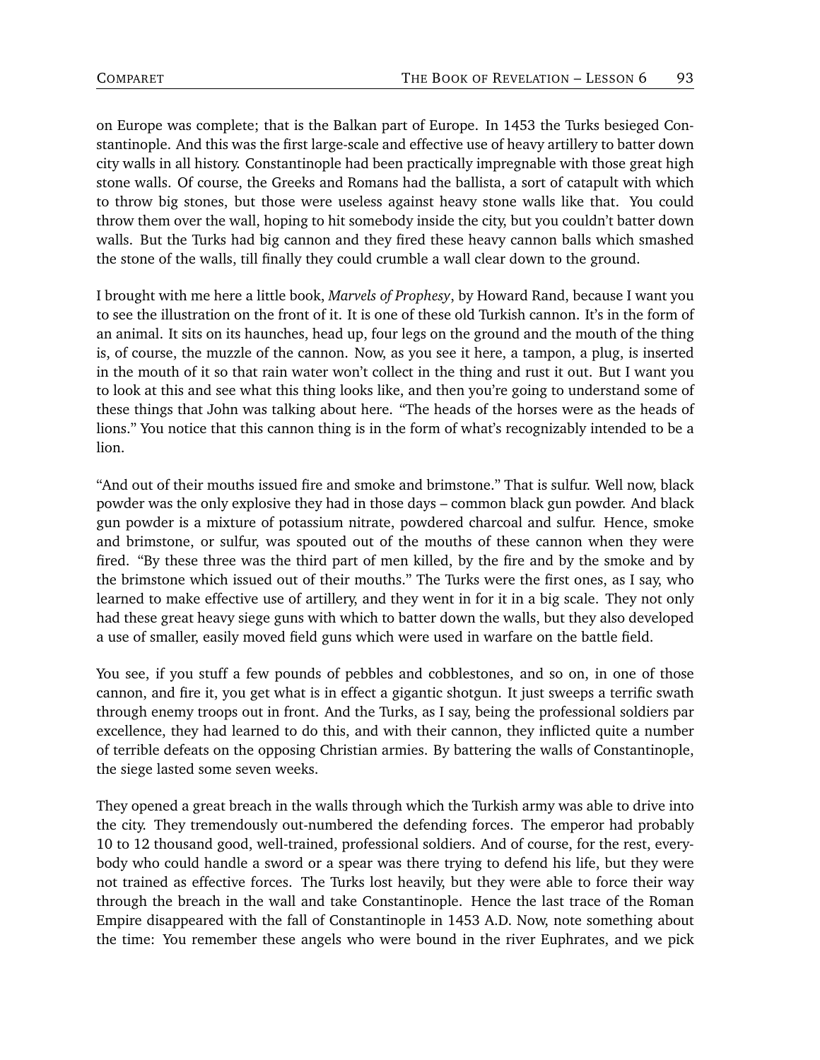on Europe was complete; that is the Balkan part of Europe. In 1453 the Turks besieged Constantinople. And this was the first large-scale and effective use of heavy artillery to batter down city walls in all history. Constantinople had been practically impregnable with those great high stone walls. Of course, the Greeks and Romans had the ballista, a sort of catapult with which to throw big stones, but those were useless against heavy stone walls like that. You could throw them over the wall, hoping to hit somebody inside the city, but you couldn't batter down walls. But the Turks had big cannon and they fired these heavy cannon balls which smashed the stone of the walls, till finally they could crumble a wall clear down to the ground.

I brought with me here a little book, *Marvels of Prophesy*, by Howard Rand, because I want you to see the illustration on the front of it. It is one of these old Turkish cannon. It's in the form of an animal. It sits on its haunches, head up, four legs on the ground and the mouth of the thing is, of course, the muzzle of the cannon. Now, as you see it here, a tampon, a plug, is inserted in the mouth of it so that rain water won't collect in the thing and rust it out. But I want you to look at this and see what this thing looks like, and then you're going to understand some of these things that John was talking about here. "The heads of the horses were as the heads of lions." You notice that this cannon thing is in the form of what's recognizably intended to be a lion.

"And out of their mouths issued fire and smoke and brimstone." That is sulfur. Well now, black powder was the only explosive they had in those days – common black gun powder. And black gun powder is a mixture of potassium nitrate, powdered charcoal and sulfur. Hence, smoke and brimstone, or sulfur, was spouted out of the mouths of these cannon when they were fired. "By these three was the third part of men killed, by the fire and by the smoke and by the brimstone which issued out of their mouths." The Turks were the first ones, as I say, who learned to make effective use of artillery, and they went in for it in a big scale. They not only had these great heavy siege guns with which to batter down the walls, but they also developed a use of smaller, easily moved field guns which were used in warfare on the battle field.

You see, if you stuff a few pounds of pebbles and cobblestones, and so on, in one of those cannon, and fire it, you get what is in effect a gigantic shotgun. It just sweeps a terrific swath through enemy troops out in front. And the Turks, as I say, being the professional soldiers par excellence, they had learned to do this, and with their cannon, they inflicted quite a number of terrible defeats on the opposing Christian armies. By battering the walls of Constantinople, the siege lasted some seven weeks.

They opened a great breach in the walls through which the Turkish army was able to drive into the city. They tremendously out-numbered the defending forces. The emperor had probably 10 to 12 thousand good, well-trained, professional soldiers. And of course, for the rest, everybody who could handle a sword or a spear was there trying to defend his life, but they were not trained as effective forces. The Turks lost heavily, but they were able to force their way through the breach in the wall and take Constantinople. Hence the last trace of the Roman Empire disappeared with the fall of Constantinople in 1453 A.D. Now, note something about the time: You remember these angels who were bound in the river Euphrates, and we pick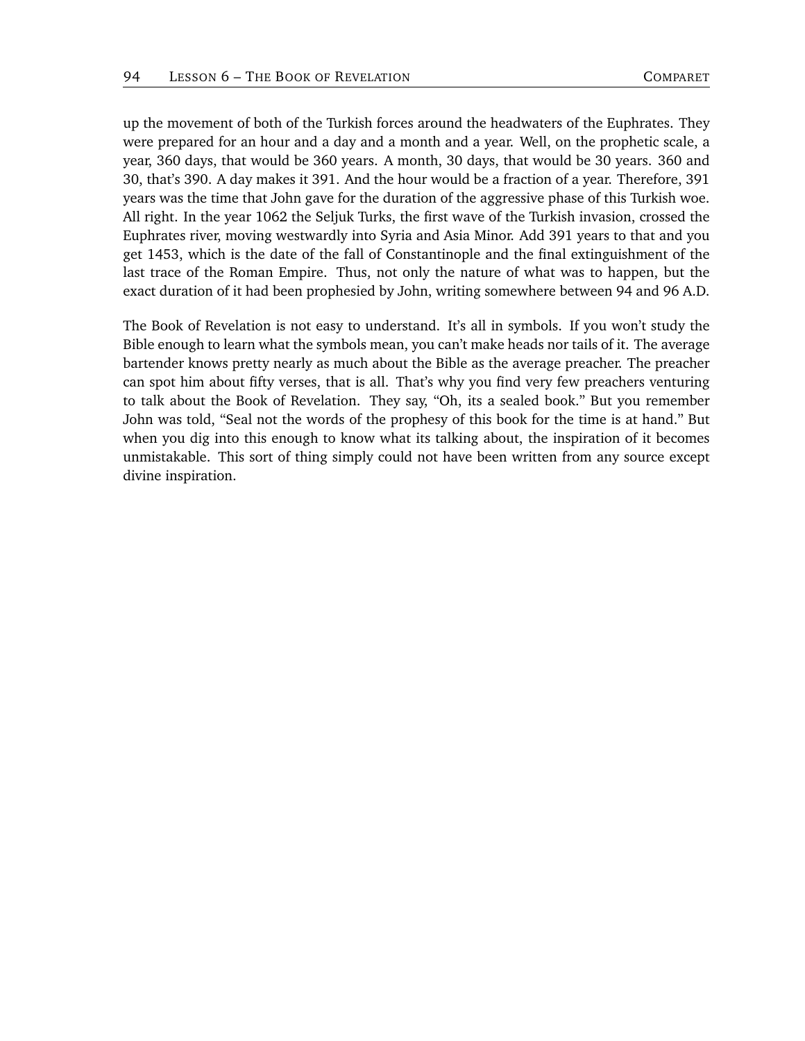up the movement of both of the Turkish forces around the headwaters of the Euphrates. They were prepared for an hour and a day and a month and a year. Well, on the prophetic scale, a year, 360 days, that would be 360 years. A month, 30 days, that would be 30 years. 360 and 30, that's 390. A day makes it 391. And the hour would be a fraction of a year. Therefore, 391 years was the time that John gave for the duration of the aggressive phase of this Turkish woe. All right. In the year 1062 the Seljuk Turks, the first wave of the Turkish invasion, crossed the Euphrates river, moving westwardly into Syria and Asia Minor. Add 391 years to that and you get 1453, which is the date of the fall of Constantinople and the final extinguishment of the last trace of the Roman Empire. Thus, not only the nature of what was to happen, but the exact duration of it had been prophesied by John, writing somewhere between 94 and 96 A.D.

The Book of Revelation is not easy to understand. It's all in symbols. If you won't study the Bible enough to learn what the symbols mean, you can't make heads nor tails of it. The average bartender knows pretty nearly as much about the Bible as the average preacher. The preacher can spot him about fifty verses, that is all. That's why you find very few preachers venturing to talk about the Book of Revelation. They say, "Oh, its a sealed book." But you remember John was told, "Seal not the words of the prophesy of this book for the time is at hand." But when you dig into this enough to know what its talking about, the inspiration of it becomes unmistakable. This sort of thing simply could not have been written from any source except divine inspiration.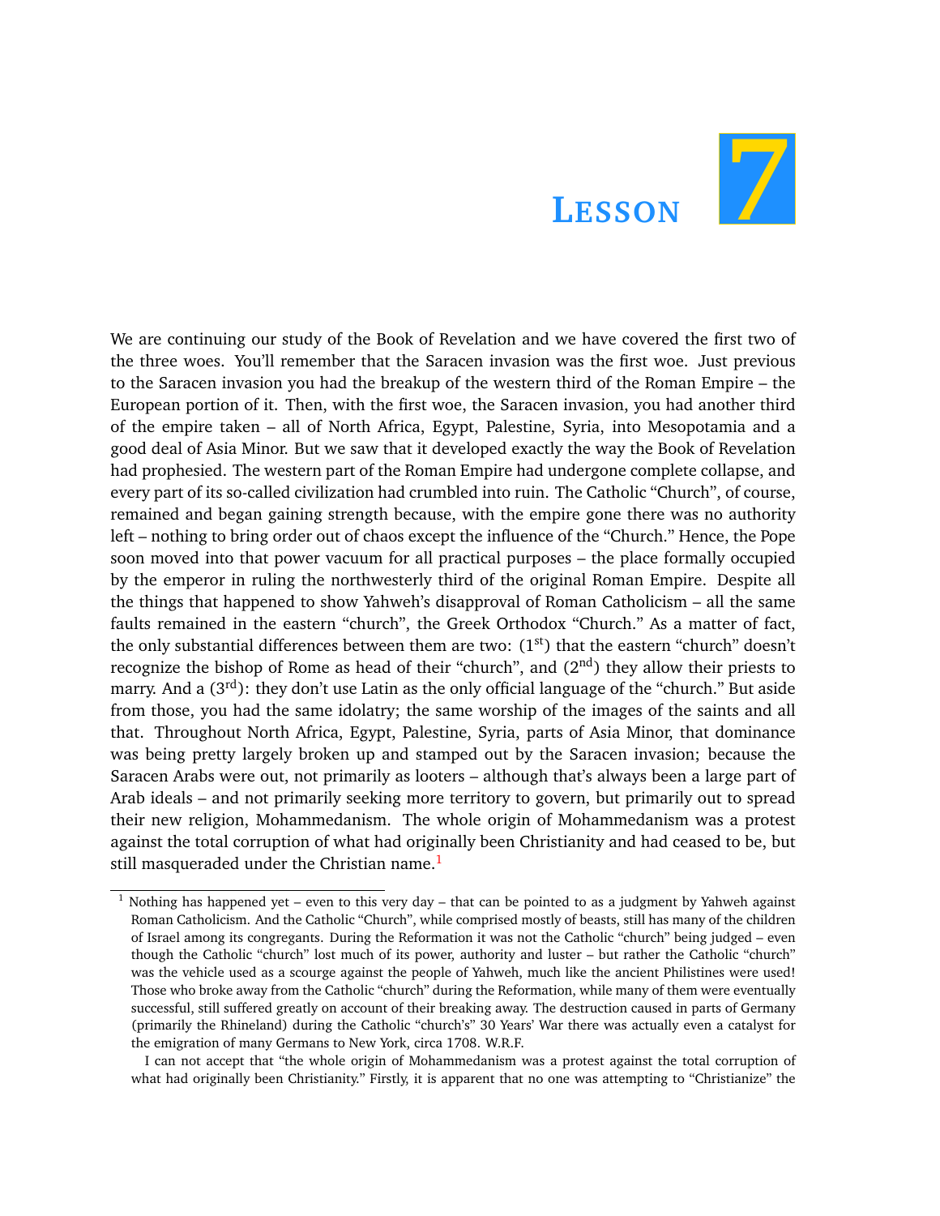# Lesson 7

We are continuing our study of the Book of Revelation and we have covered the first two of the three woes. You'll remember that the Saracen invasion was the first woe. Just previous to the Saracen invasion you had the breakup of the western third of the Roman Empire – the European portion of it. Then, with the first woe, the Saracen invasion, you had another third of the empire taken – all of North Africa, Egypt, Palestine, Syria, into Mesopotamia and a good deal of Asia Minor. But we saw that it developed exactly the way the Book of Revelation had prophesied. The western part of the Roman Empire had undergone complete collapse, and every part of its so-called civilization had crumbled into ruin. The Catholic "Church", of course, remained and began gaining strength because, with the empire gone there was no authority left – nothing to bring order out of chaos except the influence of the "Church." Hence, the Pope soon moved into that power vacuum for all practical purposes – the place formally occupied by the emperor in ruling the northwesterly third of the original Roman Empire. Despite all the things that happened to show Yahweh's disapproval of Roman Catholicism – all the same faults remained in the eastern "church", the Greek Orthodox "Church." As a matter of fact, the only substantial differences between them are two: (1st) that the eastern "church" doesn't recognize the bishop of Rome as head of their "church", and (2nd) they allow their priests to marry. And a (3rd): they don't use Latin as the only official language of the "church." But aside from those, you had the same idolatry; the same worship of the images of the saints and all that. Throughout North Africa, Egypt, Palestine, Syria, parts of Asia Minor, that dominance was being pretty largely broken up and stamped out by the Saracen invasion; because the Saracen Arabs were out, not primarily as looters – although that's always been a large part of Arab ideals – and not primarily seeking more territory to govern, but primarily out to spread their new religion, Mohammedanism. The whole origin of Mohammedanism was a protest against the total corruption of what had originally been Christianity and had ceased to be, but still masqueraded under the Christian name.[1]

---

[1] Nothing has happened yet – even to this very day – that can be pointed to as a judgment by Yahweh against Roman Catholicism. And the Catholic "Church", while comprised mostly of beasts, still has many of the children of Israel among its congregants. During the Reformation it was not the Catholic "church" being judged – even though the Catholic "church" lost much of its power, authority and luster – but rather the Catholic "church" was the vehicle used as a scourge against the people of Yahweh, much like the ancient Philistines were used! Those who broke away from the Catholic "church" during the Reformation, while many of them were eventually successful, still suffered greatly on account of their breaking away. The destruction caused in parts of Germany (primarily the Rhineland) during the Catholic "church's" 30 Years' War there was actually even a catalyst for the emigration of many Germans to New York, circa 1708. W.R.F.

I can not accept that "the whole origin of Mohammedanism was a protest against the total corruption of what had originally been Christianity." Firstly, it is apparent that no one was attempting to "Christianize" the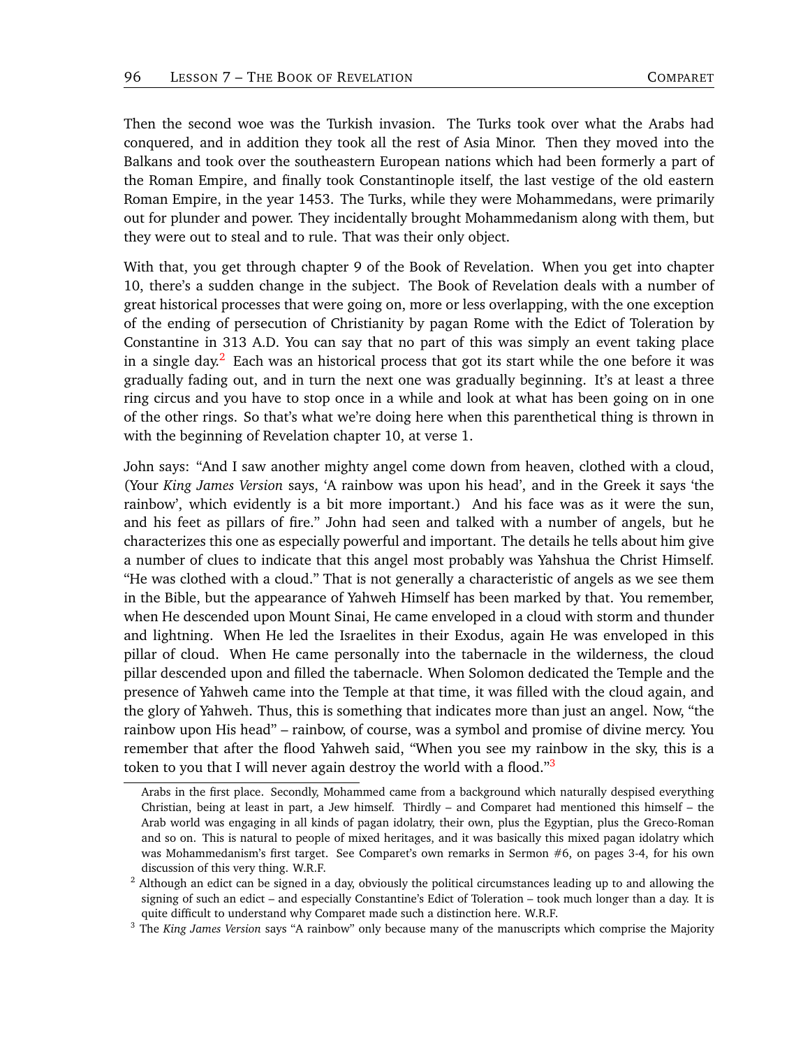Then the second woe was the Turkish invasion. The Turks took over what the Arabs had conquered, and in addition they took all the rest of Asia Minor. Then they moved into the Balkans and took over the southeastern European nations which had been formerly a part of the Roman Empire, and finally took Constantinople itself, the last vestige of the old eastern Roman Empire, in the year 1453. The Turks, while they were Mohammedans, were primarily out for plunder and power. They incidentally brought Mohammedanism along with them, but they were out to steal and to rule. That was their only object.

With that, you get through chapter 9 of the Book of Revelation. When you get into chapter 10, there's a sudden change in the subject. The Book of Revelation deals with a number of great historical processes that were going on, more or less overlapping, with the one exception of the ending of persecution of Christianity by pagan Rome with the Edict of Toleration by Constantine in 313 A.D. You can say that no part of this was simply an event taking place in a single day.[2] Each was an historical process that got its start while the one before it was gradually fading out, and in turn the next one was gradually beginning. It's at least a three ring circus and you have to stop once in a while and look at what has been going on in one of the other rings. So that's what we're doing here when this parenthetical thing is thrown in with the beginning of Revelation chapter 10, at verse 1.

John says: "And I saw another mighty angel come down from heaven, clothed with a cloud, (Your *King James Version* says, 'A rainbow was upon his head', and in the Greek it says 'the rainbow', which evidently is a bit more important.) And his face was as it were the sun, and his feet as pillars of fire." John had seen and talked with a number of angels, but he characterizes this one as especially powerful and important. The details he tells about him give a number of clues to indicate that this angel most probably was Yahshua the Christ Himself. "He was clothed with a cloud." That is not generally a characteristic of angels as we see them in the Bible, but the appearance of Yahweh Himself has been marked by that. You remember, when He descended upon Mount Sinai, He came enveloped in a cloud with storm and thunder and lightning. When He led the Israelites in their Exodus, again He was enveloped in this pillar of cloud. When He came personally into the tabernacle in the wilderness, the cloud pillar descended upon and filled the tabernacle. When Solomon dedicated the Temple and the presence of Yahweh came into the Temple at that time, it was filled with the cloud again, and the glory of Yahweh. Thus, this is something that indicates more than just an angel. Now, "the rainbow upon His head" – rainbow, of course, was a symbol and promise of divine mercy. You remember that after the flood Yahweh said, "When you see my rainbow in the sky, this is a token to you that I will never again destroy the world with a flood."[3]

---

Arabs in the first place. Secondly, Mohammed came from a background which naturally despised everything Christian, being at least in part, a Jew himself. Thirdly – and Comparet had mentioned this himself – the Arab world was engaging in all kinds of pagan idolatry, their own, plus the Egyptian, plus the Greco-Roman and so on. This is natural to people of mixed heritages, and it was basically this mixed pagan idolatry which was Mohammedanism's first target. See Comparet's own remarks in Sermon #6, on pages 3-4, for his own discussion of this very thing. W.R.F.

[2] Although an edict can be signed in a day, obviously the political circumstances leading up to and allowing the signing of such an edict – and especially Constantine's Edict of Toleration – took much longer than a day. It is quite difficult to understand why Comparet made such a distinction here. W.R.F.

[3] The *King James Version* says "A rainbow" only because many of the manuscripts which comprise the Majority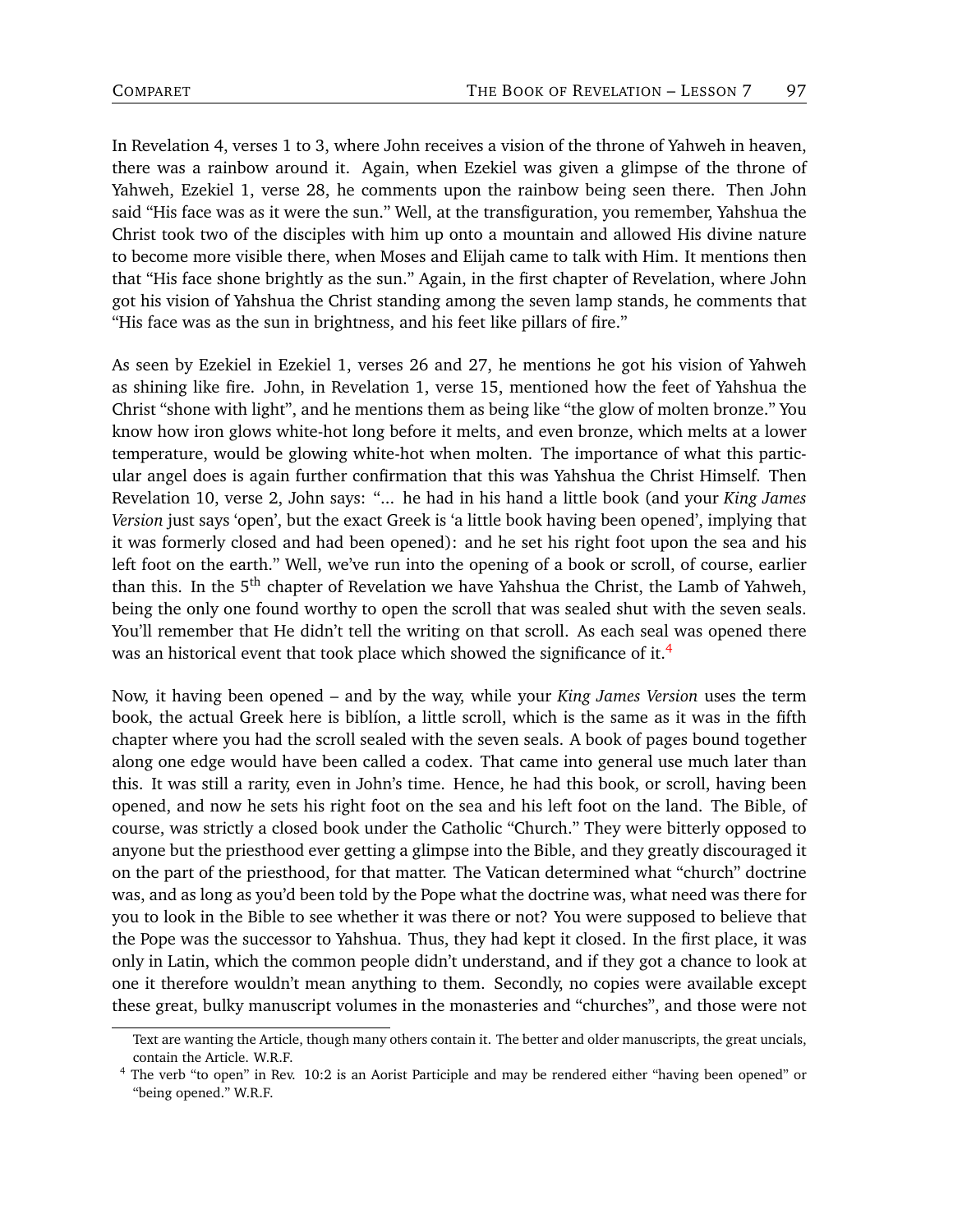In Revelation 4, verses 1 to 3, where John receives a vision of the throne of Yahweh in heaven, there was a rainbow around it. Again, when Ezekiel was given a glimpse of the throne of Yahweh, Ezekiel 1, verse 28, he comments upon the rainbow being seen there. Then John said "His face was as it were the sun." Well, at the transfiguration, you remember, Yahshua the Christ took two of the disciples with him up onto a mountain and allowed His divine nature to become more visible there, when Moses and Elijah came to talk with Him. It mentions then that "His face shone brightly as the sun." Again, in the first chapter of Revelation, where John got his vision of Yahshua the Christ standing among the seven lamp stands, he comments that "His face was as the sun in brightness, and his feet like pillars of fire."

As seen by Ezekiel in Ezekiel 1, verses 26 and 27, he mentions he got his vision of Yahweh as shining like fire. John, in Revelation 1, verse 15, mentioned how the feet of Yahshua the Christ "shone with light", and he mentions them as being like "the glow of molten bronze." You know how iron glows white-hot long before it melts, and even bronze, which melts at a lower temperature, would be glowing white-hot when molten. The importance of what this particular angel does is again further confirmation that this was Yahshua the Christ Himself. Then Revelation 10, verse 2, John says: "... he had in his hand a little book (and your *King James Version* just says 'open', but the exact Greek is 'a little book having been opened', implying that it was formerly closed and had been opened): and he set his right foot upon the sea and his left foot on the earth." Well, we've run into the opening of a book or scroll, of course, earlier than this. In the 5th chapter of Revelation we have Yahshua the Christ, the Lamb of Yahweh, being the only one found worthy to open the scroll that was sealed shut with the seven seals. You'll remember that He didn't tell the writing on that scroll. As each seal was opened there was an historical event that took place which showed the significance of it.[4]

Now, it having been opened – and by the way, while your *King James Version* uses the term book, the actual Greek here is biblíon, a little scroll, which is the same as it was in the fifth chapter where you had the scroll sealed with the seven seals. A book of pages bound together along one edge would have been called a codex. That came into general use much later than this. It was still a rarity, even in John's time. Hence, he had this book, or scroll, having been opened, and now he sets his right foot on the sea and his left foot on the land. The Bible, of course, was strictly a closed book under the Catholic "Church." They were bitterly opposed to anyone but the priesthood ever getting a glimpse into the Bible, and they greatly discouraged it on the part of the priesthood, for that matter. The Vatican determined what "church" doctrine was, and as long as you'd been told by the Pope what the doctrine was, what need was there for you to look in the Bible to see whether it was there or not? You were supposed to believe that the Pope was the successor to Yahshua. Thus, they had kept it closed. In the first place, it was only in Latin, which the common people didn't understand, and if they got a chance to look at one it therefore wouldn't mean anything to them. Secondly, no copies were available except these great, bulky manuscript volumes in the monasteries and "churches", and those were not

---

Text are wanting the Article, though many others contain it. The better and older manuscripts, the great uncials, contain the Article. W.R.F.

[4] The verb "to open" in Rev. 10:2 is an Aorist Participle and may be rendered either "having been opened" or "being opened." W.R.F.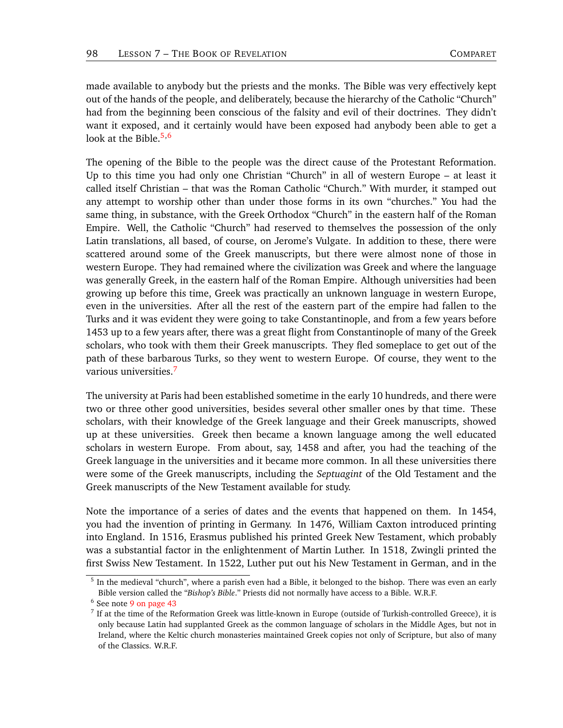made available to anybody but the priests and the monks. The Bible was very effectively kept out of the hands of the people, and deliberately, because the hierarchy of the Catholic "Church" had from the beginning been conscious of the falsity and evil of their doctrines. They didn't want it exposed, and it certainly would have been exposed had anybody been able to get a look at the Bible.[5,6]

The opening of the Bible to the people was the direct cause of the Protestant Reformation. Up to this time you had only one Christian "Church" in all of western Europe – at least it called itself Christian – that was the Roman Catholic "Church." With murder, it stamped out any attempt to worship other than under those forms in its own "churches." You had the same thing, in substance, with the Greek Orthodox "Church" in the eastern half of the Roman Empire. Well, the Catholic "Church" had reserved to themselves the possession of the only Latin translations, all based, of course, on Jerome's Vulgate. In addition to these, there were scattered around some of the Greek manuscripts, but there were almost none of those in western Europe. They had remained where the civilization was Greek and where the language was generally Greek, in the eastern half of the Roman Empire. Although universities had been growing up before this time, Greek was practically an unknown language in western Europe, even in the universities. After all the rest of the eastern part of the empire had fallen to the Turks and it was evident they were going to take Constantinople, and from a few years before 1453 up to a few years after, there was a great flight from Constantinople of many of the Greek scholars, who took with them their Greek manuscripts. They fled someplace to get out of the path of these barbarous Turks, so they went to western Europe. Of course, they went to the various universities.[7]

The university at Paris had been established sometime in the early 10 hundreds, and there were two or three other good universities, besides several other smaller ones by that time. These scholars, with their knowledge of the Greek language and their Greek manuscripts, showed up at these universities. Greek then became a known language among the well educated scholars in western Europe. From about, say, 1458 and after, you had the teaching of the Greek language in the universities and it became more common. In all these universities there were some of the Greek manuscripts, including the *Septuagint* of the Old Testament and the Greek manuscripts of the New Testament available for study.

Note the importance of a series of dates and the events that happened on them. In 1454, you had the invention of printing in Germany. In 1476, William Caxton introduced printing into England. In 1516, Erasmus published his printed Greek New Testament, which probably was a substantial factor in the enlightenment of Martin Luther. In 1518, Zwingli printed the first Swiss New Testament. In 1522, Luther put out his New Testament in German, and in the

---

[5] In the medieval "church", where a parish even had a Bible, it belonged to the bishop. There was even an early Bible version called the "*Bishop's Bible*." Priests did not normally have access to a Bible. W.R.F.

[6] See note 9 on page 43

[7] If at the time of the Reformation Greek was little-known in Europe (outside of Turkish-controlled Greece), it is only because Latin had supplanted Greek as the common language of scholars in the Middle Ages, but not in Ireland, where the Keltic church monasteries maintained Greek copies not only of Scripture, but also of many of the Classics. W.R.F.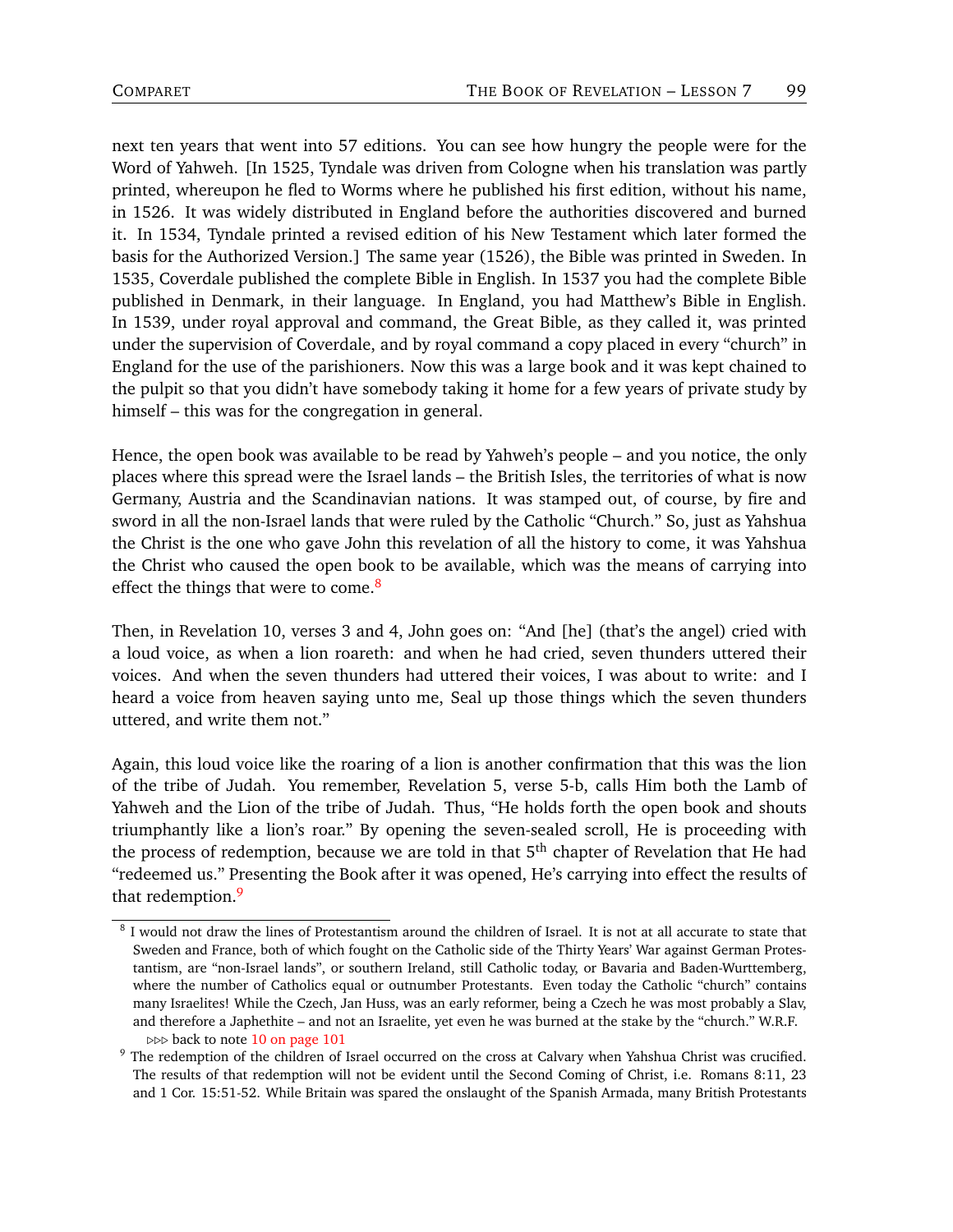next ten years that went into 57 editions. You can see how hungry the people were for the Word of Yahweh. [In 1525, Tyndale was driven from Cologne when his translation was partly printed, whereupon he fled to Worms where he published his first edition, without his name, in 1526. It was widely distributed in England before the authorities discovered and burned it. In 1534, Tyndale printed a revised edition of his New Testament which later formed the basis for the Authorized Version.] The same year (1526), the Bible was printed in Sweden. In 1535, Coverdale published the complete Bible in English. In 1537 you had the complete Bible published in Denmark, in their language. In England, you had Matthew's Bible in English. In 1539, under royal approval and command, the Great Bible, as they called it, was printed under the supervision of Coverdale, and by royal command a copy placed in every "church" in England for the use of the parishioners. Now this was a large book and it was kept chained to the pulpit so that you didn't have somebody taking it home for a few years of private study by himself – this was for the congregation in general.

Hence, the open book was available to be read by Yahweh's people – and you notice, the only places where this spread were the Israel lands – the British Isles, the territories of what is now Germany, Austria and the Scandinavian nations. It was stamped out, of course, by fire and sword in all the non-Israel lands that were ruled by the Catholic "Church." So, just as Yahshua the Christ is the one who gave John this revelation of all the history to come, it was Yahshua the Christ who caused the open book to be available, which was the means of carrying into effect the things that were to come.[8]

Then, in Revelation 10, verses 3 and 4, John goes on: "And [he] (that's the angel) cried with a loud voice, as when a lion roareth: and when he had cried, seven thunders uttered their voices. And when the seven thunders had uttered their voices, I was about to write: and I heard a voice from heaven saying unto me, Seal up those things which the seven thunders uttered, and write them not."

Again, this loud voice like the roaring of a lion is another confirmation that this was the lion of the tribe of Judah. You remember, Revelation 5, verse 5-b, calls Him both the Lamb of Yahweh and the Lion of the tribe of Judah. Thus, "He holds forth the open book and shouts triumphantly like a lion's roar." By opening the seven-sealed scroll, He is proceeding with the process of redemption, because we are told in that 5th chapter of Revelation that He had "redeemed us." Presenting the Book after it was opened, He's carrying into effect the results of that redemption.[9]

---

[8] I would not draw the lines of Protestantism around the children of Israel. It is not at all accurate to state that Sweden and France, both of which fought on the Catholic side of the Thirty Years' War against German Protestantism, are "non-Israel lands", or southern Ireland, still Catholic today, or Bavaria and Baden-Wurttemberg, where the number of Catholics equal or outnumber Protestants. Even today the Catholic "church" contains many Israelites! While the Czech, Jan Huss, was an early reformer, being a Czech he was most probably a Slav, and therefore a Japhethite – and not an Israelite, yet even he was burned at the stake by the "church." W.R.F.
▹▹▹ back to note 10 on page 101

[9] The redemption of the children of Israel occurred on the cross at Calvary when Yahshua Christ was crucified. The results of that redemption will not be evident until the Second Coming of Christ, i.e. Romans 8:11, 23 and 1 Cor. 15:51-52. While Britain was spared the onslaught of the Spanish Armada, many British Protestants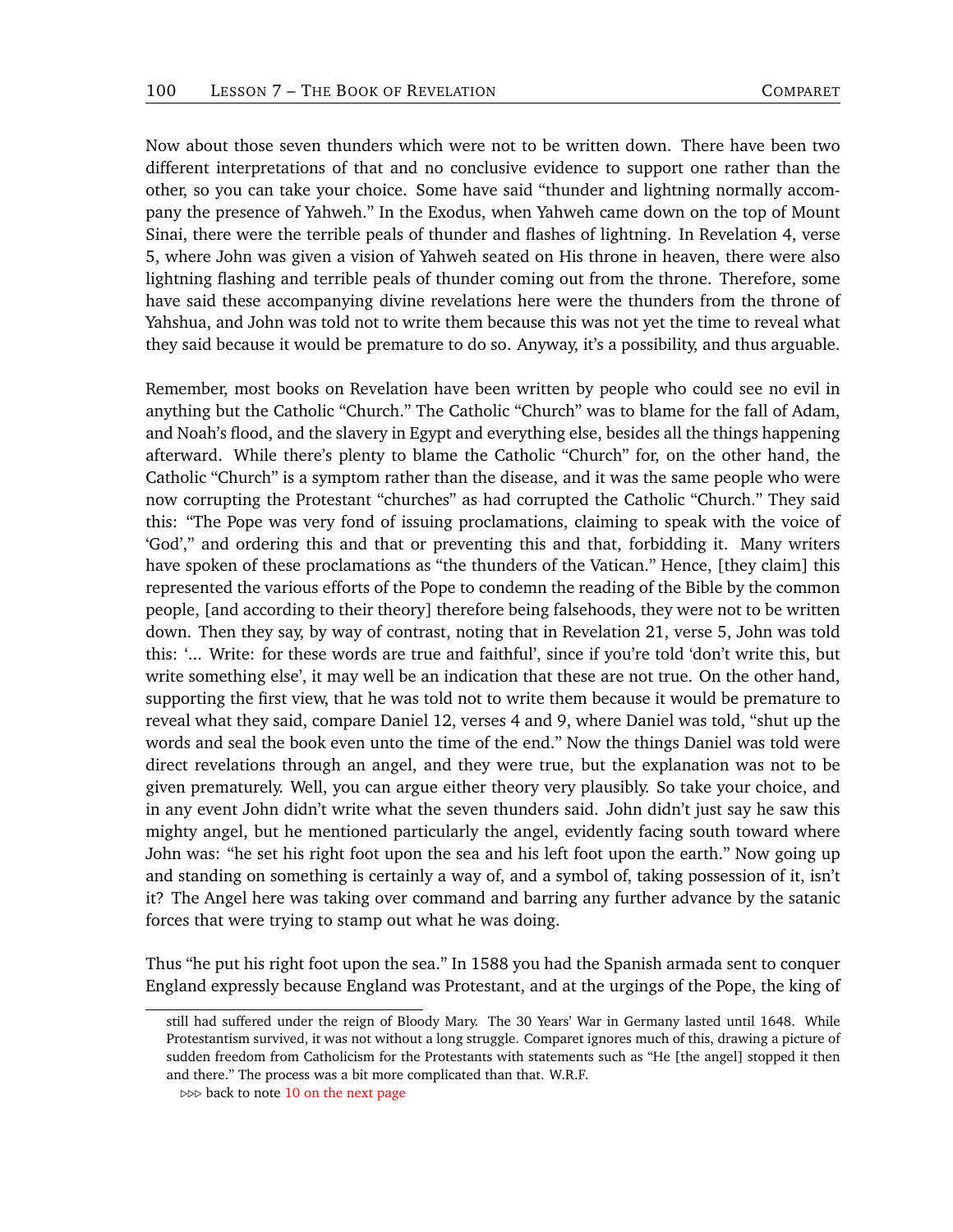Now about those seven thunders which were not to be written down. There have been two different interpretations of that and no conclusive evidence to support one rather than the other, so you can take your choice. Some have said "thunder and lightning normally accompany the presence of Yahweh." In the Exodus, when Yahweh came down on the top of Mount Sinai, there were the terrible peals of thunder and flashes of lightning. In Revelation 4, verse 5, where John was given a vision of Yahweh seated on His throne in heaven, there were also lightning flashing and terrible peals of thunder coming out from the throne. Therefore, some have said these accompanying divine revelations here were the thunders from the throne of Yahshua, and John was told not to write them because this was not yet the time to reveal what they said because it would be premature to do so. Anyway, it's a possibility, and thus arguable.

Remember, most books on Revelation have been written by people who could see no evil in anything but the Catholic "Church." The Catholic "Church" was to blame for the fall of Adam, and Noah's flood, and the slavery in Egypt and everything else, besides all the things happening afterward. While there's plenty to blame the Catholic "Church" for, on the other hand, the Catholic "Church" is a symptom rather than the disease, and it was the same people who were now corrupting the Protestant "churches" as had corrupted the Catholic "Church." They said this: "The Pope was very fond of issuing proclamations, claiming to speak with the voice of 'God'," and ordering this and that or preventing this and that, forbidding it. Many writers have spoken of these proclamations as "the thunders of the Vatican." Hence, [they claim] this represented the various efforts of the Pope to condemn the reading of the Bible by the common people, [and according to their theory] therefore being falsehoods, they were not to be written down. Then they say, by way of contrast, noting that in Revelation 21, verse 5, John was told this: '... Write: for these words are true and faithful', since if you're told 'don't write this, but write something else', it may well be an indication that these are not true. On the other hand, supporting the first view, that he was told not to write them because it would be premature to reveal what they said, compare Daniel 12, verses 4 and 9, where Daniel was told, "shut up the words and seal the book even unto the time of the end." Now the things Daniel was told were direct revelations through an angel, and they were true, but the explanation was not to be given prematurely. Well, you can argue either theory very plausibly. So take your choice, and in any event John didn't write what the seven thunders said. John didn't just say he saw this mighty angel, but he mentioned particularly the angel, evidently facing south toward where John was: "he set his right foot upon the sea and his left foot upon the earth." Now going up and standing on something is certainly a way of, and a symbol of, taking possession of it, isn't it? The Angel here was taking over command and barring any further advance by the satanic forces that were trying to stamp out what he was doing.

Thus "he put his right foot upon the sea." In 1588 you had the Spanish armada sent to conquer England expressly because England was Protestant, and at the urgings of the Pope, the king of

---

still had suffered under the reign of Bloody Mary. The 30 Years' War in Germany lasted until 1648. While Protestantism survived, it was not without a long struggle. Comparet ignores much of this, drawing a picture of sudden freedom from Catholicism for the Protestants with statements such as "He [the angel] stopped it then and there." The process was a bit more complicated than that. W.R.F.

▷▷▷ back to note 10 on the next page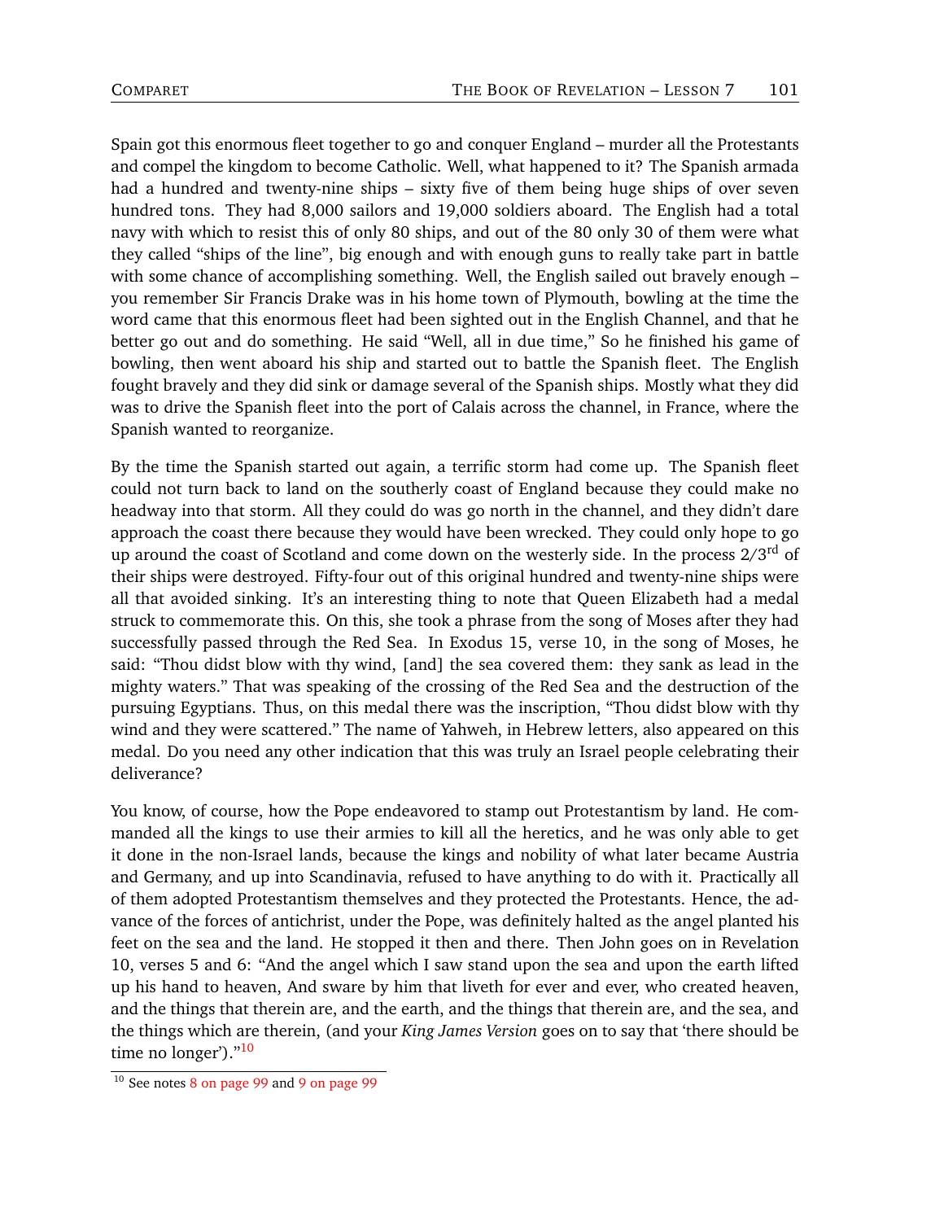Spain got this enormous fleet together to go and conquer England – murder all the Protestants and compel the kingdom to become Catholic. Well, what happened to it? The Spanish armada had a hundred and twenty-nine ships – sixty five of them being huge ships of over seven hundred tons. They had 8,000 sailors and 19,000 soldiers aboard. The English had a total navy with which to resist this of only 80 ships, and out of the 80 only 30 of them were what they called "ships of the line", big enough and with enough guns to really take part in battle with some chance of accomplishing something. Well, the English sailed out bravely enough – you remember Sir Francis Drake was in his home town of Plymouth, bowling at the time the word came that this enormous fleet had been sighted out in the English Channel, and that he better go out and do something. He said "Well, all in due time," So he finished his game of bowling, then went aboard his ship and started out to battle the Spanish fleet. The English fought bravely and they did sink or damage several of the Spanish ships. Mostly what they did was to drive the Spanish fleet into the port of Calais across the channel, in France, where the Spanish wanted to reorganize.

By the time the Spanish started out again, a terrific storm had come up. The Spanish fleet could not turn back to land on the southerly coast of England because they could make no headway into that storm. All they could do was go north in the channel, and they didn't dare approach the coast there because they would have been wrecked. They could only hope to go up around the coast of Scotland and come down on the westerly side. In the process 2/3rd of their ships were destroyed. Fifty-four out of this original hundred and twenty-nine ships were all that avoided sinking. It's an interesting thing to note that Queen Elizabeth had a medal struck to commemorate this. On this, she took a phrase from the song of Moses after they had successfully passed through the Red Sea. In Exodus 15, verse 10, in the song of Moses, he said: "Thou didst blow with thy wind, [and] the sea covered them: they sank as lead in the mighty waters." That was speaking of the crossing of the Red Sea and the destruction of the pursuing Egyptians. Thus, on this medal there was the inscription, "Thou didst blow with thy wind and they were scattered." The name of Yahweh, in Hebrew letters, also appeared on this medal. Do you need any other indication that this was truly an Israel people celebrating their deliverance?

You know, of course, how the Pope endeavored to stamp out Protestantism by land. He commanded all the kings to use their armies to kill all the heretics, and he was only able to get it done in the non-Israel lands, because the kings and nobility of what later became Austria and Germany, and up into Scandinavia, refused to have anything to do with it. Practically all of them adopted Protestantism themselves and they protected the Protestants. Hence, the advance of the forces of antichrist, under the Pope, was definitely halted as the angel planted his feet on the sea and the land. He stopped it then and there. Then John goes on in Revelation 10, verses 5 and 6: "And the angel which I saw stand upon the sea and upon the earth lifted up his hand to heaven, And sware by him that liveth for ever and ever, who created heaven, and the things that therein are, and the earth, and the things that therein are, and the sea, and the things which are therein, (and your *King James Version* goes on to say that 'there should be time no longer')."[10]

---

[10] See notes 8 on page 99 and 9 on page 99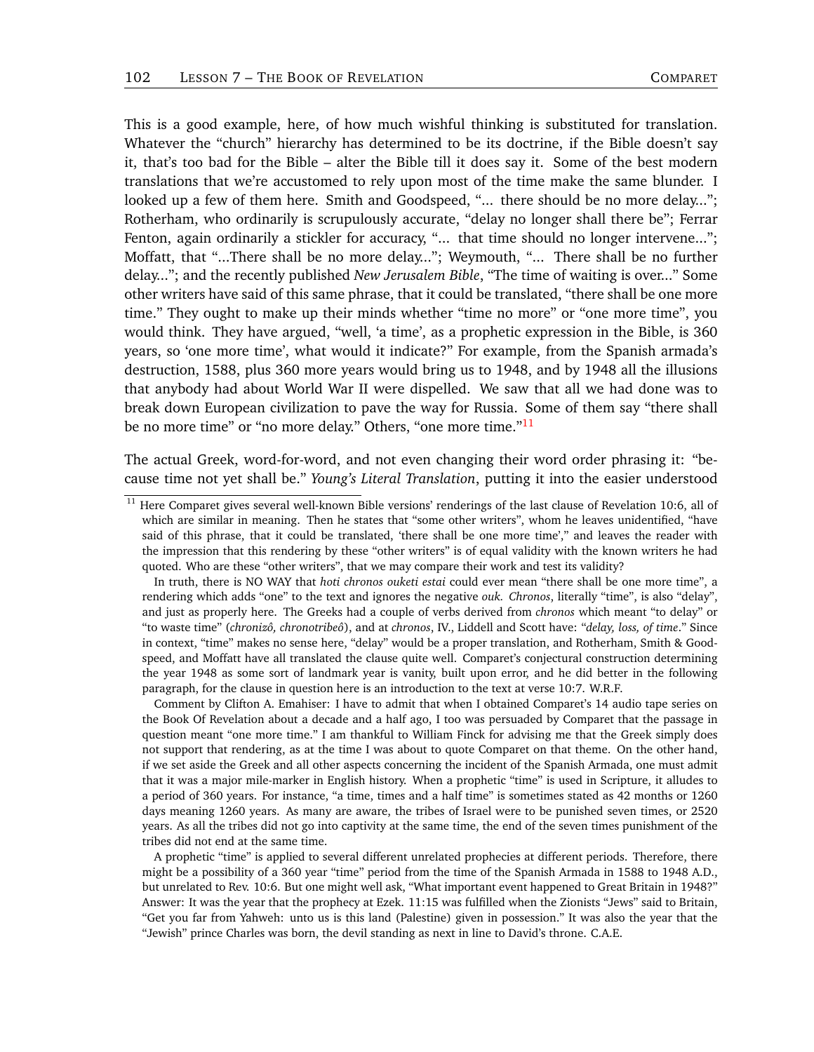This is a good example, here, of how much wishful thinking is substituted for translation. Whatever the "church" hierarchy has determined to be its doctrine, if the Bible doesn't say it, that's too bad for the Bible – alter the Bible till it does say it. Some of the best modern translations that we're accustomed to rely upon most of the time make the same blunder. I looked up a few of them here. Smith and Goodspeed, "... there should be no more delay..."; Rotherham, who ordinarily is scrupulously accurate, "delay no longer shall there be"; Ferrar Fenton, again ordinarily a stickler for accuracy, "... that time should no longer intervene..."; Moffatt, that "...There shall be no more delay..."; Weymouth, "... There shall be no further delay..."; and the recently published *New Jerusalem Bible*, "The time of waiting is over..." Some other writers have said of this same phrase, that it could be translated, "there shall be one more time." They ought to make up their minds whether "time no more" or "one more time", you would think. They have argued, "well, 'a time', as a prophetic expression in the Bible, is 360 years, so 'one more time', what would it indicate?" For example, from the Spanish armada's destruction, 1588, plus 360 more years would bring us to 1948, and by 1948 all the illusions that anybody had about World War II were dispelled. We saw that all we had done was to break down European civilization to pave the way for Russia. Some of them say "there shall be no more time" or "no more delay." Others, "one more time."[11]

The actual Greek, word-for-word, and not even changing their word order phrasing it: "because time not yet shall be." *Young's Literal Translation*, putting it into the easier understood

[11] Here Comparet gives several well-known Bible versions' renderings of the last clause of Revelation 10:6, all of which are similar in meaning. Then he states that "some other writers", whom he leaves unidentified, "have said of this phrase, that it could be translated, 'there shall be one more time'," and leaves the reader with the impression that this rendering by these "other writers" is of equal validity with the known writers he had quoted. Who are these "other writers", that we may compare their work and test its validity?

In truth, there is NO WAY that *hoti chronos ouketi estai* could ever mean "there shall be one more time", a rendering which adds "one" to the text and ignores the negative *ouk*. *Chronos*, literally "time", is also "delay", and just as properly here. The Greeks had a couple of verbs derived from *chronos* which meant "to delay" or "to waste time" (*chronizô, chronotribeô*), and at *chronos*, IV., Liddell and Scott have: "*delay, loss, of time*." Since in context, "time" makes no sense here, "delay" would be a proper translation, and Rotherham, Smith & Goodspeed, and Moffatt have all translated the clause quite well. Comparet's conjectural construction determining the year 1948 as some sort of landmark year is vanity, built upon error, and he did better in the following paragraph, for the clause in question here is an introduction to the text at verse 10:7. W.R.F.

Comment by Clifton A. Emahiser: I have to admit that when I obtained Comparet's 14 audio tape series on the Book Of Revelation about a decade and a half ago, I too was persuaded by Comparet that the passage in question meant "one more time." I am thankful to William Finck for advising me that the Greek simply does not support that rendering, as at the time I was about to quote Comparet on that theme. On the other hand, if we set aside the Greek and all other aspects concerning the incident of the Spanish Armada, one must admit that it was a major mile-marker in English history. When a prophetic "time" is used in Scripture, it alludes to a period of 360 years. For instance, "a time, times and a half time" is sometimes stated as 42 months or 1260 days meaning 1260 years. As many are aware, the tribes of Israel were to be punished seven times, or 2520 years. As all the tribes did not go into captivity at the same time, the end of the seven times punishment of the tribes did not end at the same time.

A prophetic "time" is applied to several different unrelated prophecies at different periods. Therefore, there might be a possibility of a 360 year "time" period from the time of the Spanish Armada in 1588 to 1948 A.D., but unrelated to Rev. 10:6. But one might well ask, "What important event happened to Great Britain in 1948?" Answer: It was the year that the prophecy at Ezek. 11:15 was fulfilled when the Zionists "Jews" said to Britain, "Get you far from Yahweh: unto us is this land (Palestine) given in possession." It was also the year that the "Jewish" prince Charles was born, the devil standing as next in line to David's throne. C.A.E.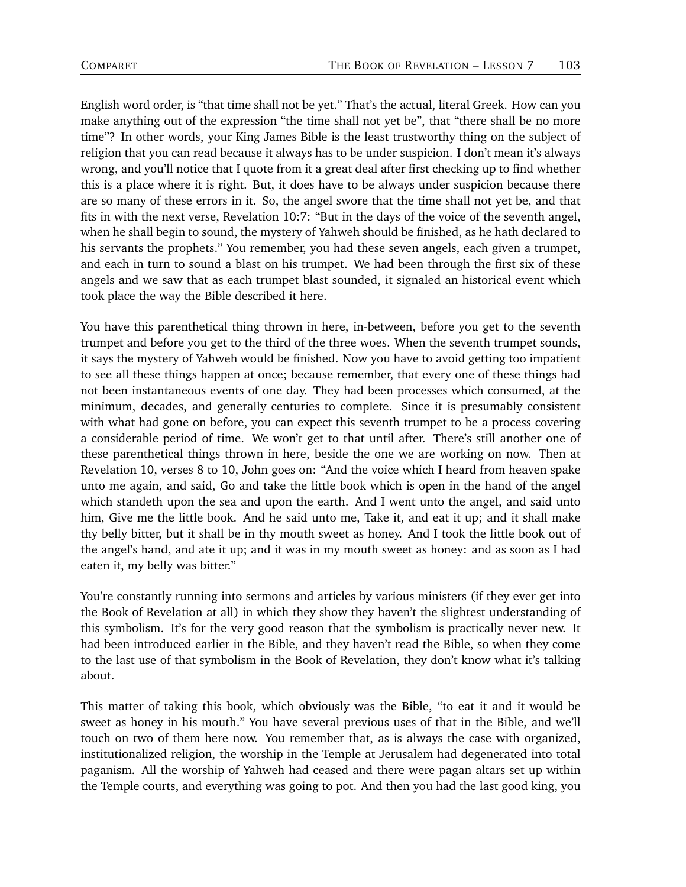English word order, is "that time shall not be yet." That's the actual, literal Greek. How can you make anything out of the expression "the time shall not yet be", that "there shall be no more time"? In other words, your King James Bible is the least trustworthy thing on the subject of religion that you can read because it always has to be under suspicion. I don't mean it's always wrong, and you'll notice that I quote from it a great deal after first checking up to find whether this is a place where it is right. But, it does have to be always under suspicion because there are so many of these errors in it. So, the angel swore that the time shall not yet be, and that fits in with the next verse, Revelation 10:7: "But in the days of the voice of the seventh angel, when he shall begin to sound, the mystery of Yahweh should be finished, as he hath declared to his servants the prophets." You remember, you had these seven angels, each given a trumpet, and each in turn to sound a blast on his trumpet. We had been through the first six of these angels and we saw that as each trumpet blast sounded, it signaled an historical event which took place the way the Bible described it here.

You have this parenthetical thing thrown in here, in-between, before you get to the seventh trumpet and before you get to the third of the three woes. When the seventh trumpet sounds, it says the mystery of Yahweh would be finished. Now you have to avoid getting too impatient to see all these things happen at once; because remember, that every one of these things had not been instantaneous events of one day. They had been processes which consumed, at the minimum, decades, and generally centuries to complete. Since it is presumably consistent with what had gone on before, you can expect this seventh trumpet to be a process covering a considerable period of time. We won't get to that until after. There's still another one of these parenthetical things thrown in here, beside the one we are working on now. Then at Revelation 10, verses 8 to 10, John goes on: "And the voice which I heard from heaven spake unto me again, and said, Go and take the little book which is open in the hand of the angel which standeth upon the sea and upon the earth. And I went unto the angel, and said unto him, Give me the little book. And he said unto me, Take it, and eat it up; and it shall make thy belly bitter, but it shall be in thy mouth sweet as honey. And I took the little book out of the angel's hand, and ate it up; and it was in my mouth sweet as honey: and as soon as I had eaten it, my belly was bitter."

You're constantly running into sermons and articles by various ministers (if they ever get into the Book of Revelation at all) in which they show they haven't the slightest understanding of this symbolism. It's for the very good reason that the symbolism is practically never new. It had been introduced earlier in the Bible, and they haven't read the Bible, so when they come to the last use of that symbolism in the Book of Revelation, they don't know what it's talking about.

This matter of taking this book, which obviously was the Bible, "to eat it and it would be sweet as honey in his mouth." You have several previous uses of that in the Bible, and we'll touch on two of them here now. You remember that, as is always the case with organized, institutionalized religion, the worship in the Temple at Jerusalem had degenerated into total paganism. All the worship of Yahweh had ceased and there were pagan altars set up within the Temple courts, and everything was going to pot. And then you had the last good king, you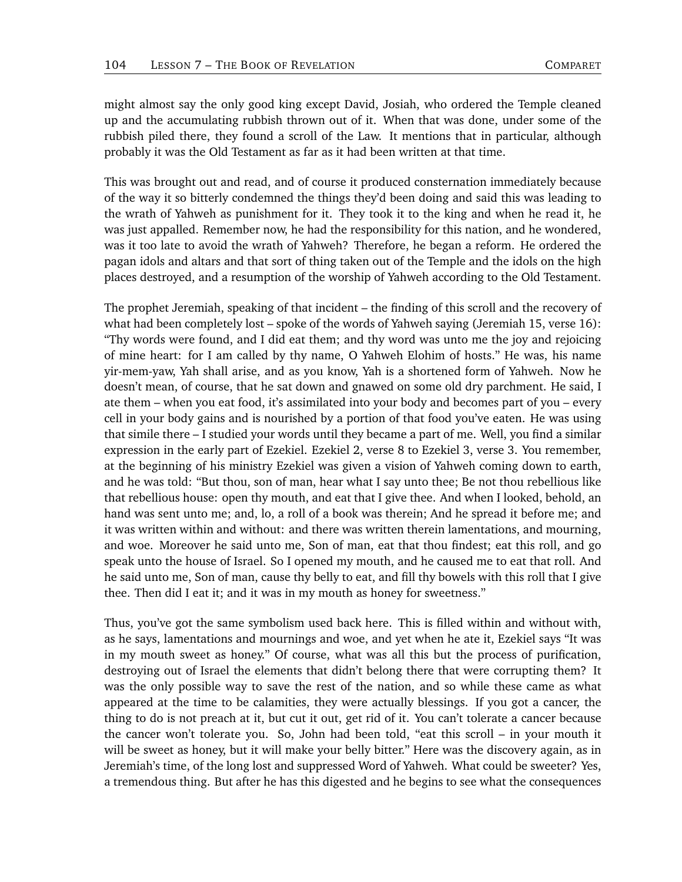might almost say the only good king except David, Josiah, who ordered the Temple cleaned up and the accumulating rubbish thrown out of it. When that was done, under some of the rubbish piled there, they found a scroll of the Law. It mentions that in particular, although probably it was the Old Testament as far as it had been written at that time.

This was brought out and read, and of course it produced consternation immediately because of the way it so bitterly condemned the things they'd been doing and said this was leading to the wrath of Yahweh as punishment for it. They took it to the king and when he read it, he was just appalled. Remember now, he had the responsibility for this nation, and he wondered, was it too late to avoid the wrath of Yahweh? Therefore, he began a reform. He ordered the pagan idols and altars and that sort of thing taken out of the Temple and the idols on the high places destroyed, and a resumption of the worship of Yahweh according to the Old Testament.

The prophet Jeremiah, speaking of that incident – the finding of this scroll and the recovery of what had been completely lost – spoke of the words of Yahweh saying (Jeremiah 15, verse 16): "Thy words were found, and I did eat them; and thy word was unto me the joy and rejoicing of mine heart: for I am called by thy name, O Yahweh Elohim of hosts." He was, his name yir-mem-yaw, Yah shall arise, and as you know, Yah is a shortened form of Yahweh. Now he doesn't mean, of course, that he sat down and gnawed on some old dry parchment. He said, I ate them – when you eat food, it's assimilated into your body and becomes part of you – every cell in your body gains and is nourished by a portion of that food you've eaten. He was using that simile there – I studied your words until they became a part of me. Well, you find a similar expression in the early part of Ezekiel. Ezekiel 2, verse 8 to Ezekiel 3, verse 3. You remember, at the beginning of his ministry Ezekiel was given a vision of Yahweh coming down to earth, and he was told: "But thou, son of man, hear what I say unto thee; Be not thou rebellious like that rebellious house: open thy mouth, and eat that I give thee. And when I looked, behold, an hand was sent unto me; and, lo, a roll of a book was therein; And he spread it before me; and it was written within and without: and there was written therein lamentations, and mourning, and woe. Moreover he said unto me, Son of man, eat that thou findest; eat this roll, and go speak unto the house of Israel. So I opened my mouth, and he caused me to eat that roll. And he said unto me, Son of man, cause thy belly to eat, and fill thy bowels with this roll that I give thee. Then did I eat it; and it was in my mouth as honey for sweetness."

Thus, you've got the same symbolism used back here. This is filled within and without with, as he says, lamentations and mournings and woe, and yet when he ate it, Ezekiel says "It was in my mouth sweet as honey." Of course, what was all this but the process of purification, destroying out of Israel the elements that didn't belong there that were corrupting them? It was the only possible way to save the rest of the nation, and so while these came as what appeared at the time to be calamities, they were actually blessings. If you got a cancer, the thing to do is not preach at it, but cut it out, get rid of it. You can't tolerate a cancer because the cancer won't tolerate you. So, John had been told, "eat this scroll – in your mouth it will be sweet as honey, but it will make your belly bitter." Here was the discovery again, as in Jeremiah's time, of the long lost and suppressed Word of Yahweh. What could be sweeter? Yes, a tremendous thing. But after he has this digested and he begins to see what the consequences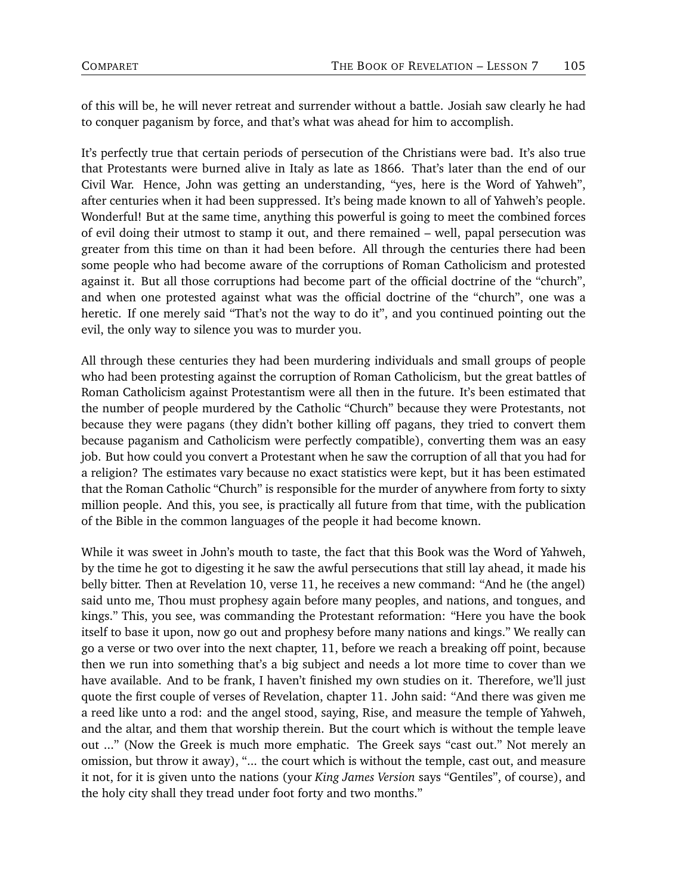of this will be, he will never retreat and surrender without a battle. Josiah saw clearly he had to conquer paganism by force, and that's what was ahead for him to accomplish.

It's perfectly true that certain periods of persecution of the Christians were bad. It's also true that Protestants were burned alive in Italy as late as 1866. That's later than the end of our Civil War. Hence, John was getting an understanding, "yes, here is the Word of Yahweh", after centuries when it had been suppressed. It's being made known to all of Yahweh's people. Wonderful! But at the same time, anything this powerful is going to meet the combined forces of evil doing their utmost to stamp it out, and there remained – well, papal persecution was greater from this time on than it had been before. All through the centuries there had been some people who had become aware of the corruptions of Roman Catholicism and protested against it. But all those corruptions had become part of the official doctrine of the "church", and when one protested against what was the official doctrine of the "church", one was a heretic. If one merely said "That's not the way to do it", and you continued pointing out the evil, the only way to silence you was to murder you.

All through these centuries they had been murdering individuals and small groups of people who had been protesting against the corruption of Roman Catholicism, but the great battles of Roman Catholicism against Protestantism were all then in the future. It's been estimated that the number of people murdered by the Catholic "Church" because they were Protestants, not because they were pagans (they didn't bother killing off pagans, they tried to convert them because paganism and Catholicism were perfectly compatible), converting them was an easy job. But how could you convert a Protestant when he saw the corruption of all that you had for a religion? The estimates vary because no exact statistics were kept, but it has been estimated that the Roman Catholic "Church" is responsible for the murder of anywhere from forty to sixty million people. And this, you see, is practically all future from that time, with the publication of the Bible in the common languages of the people it had become known.

While it was sweet in John's mouth to taste, the fact that this Book was the Word of Yahweh, by the time he got to digesting it he saw the awful persecutions that still lay ahead, it made his belly bitter. Then at Revelation 10, verse 11, he receives a new command: "And he (the angel) said unto me, Thou must prophesy again before many peoples, and nations, and tongues, and kings." This, you see, was commanding the Protestant reformation: "Here you have the book itself to base it upon, now go out and prophesy before many nations and kings." We really can go a verse or two over into the next chapter, 11, before we reach a breaking off point, because then we run into something that's a big subject and needs a lot more time to cover than we have available. And to be frank, I haven't finished my own studies on it. Therefore, we'll just quote the first couple of verses of Revelation, chapter 11. John said: "And there was given me a reed like unto a rod: and the angel stood, saying, Rise, and measure the temple of Yahweh, and the altar, and them that worship therein. But the court which is without the temple leave out ..." (Now the Greek is much more emphatic. The Greek says "cast out." Not merely an omission, but throw it away), "... the court which is without the temple, cast out, and measure it not, for it is given unto the nations (your *King James Version* says "Gentiles", of course), and the holy city shall they tread under foot forty and two months."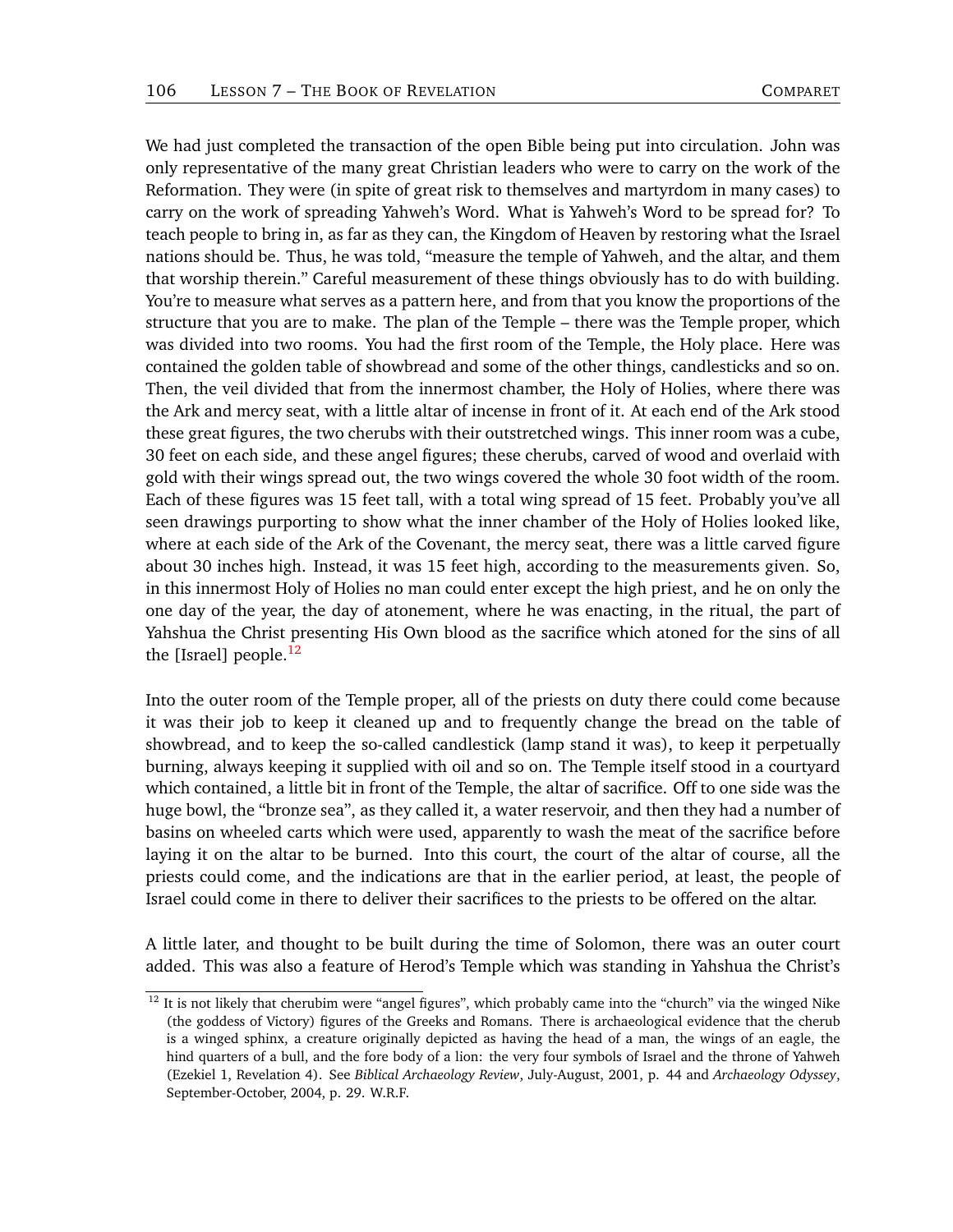We had just completed the transaction of the open Bible being put into circulation. John was only representative of the many great Christian leaders who were to carry on the work of the Reformation. They were (in spite of great risk to themselves and martyrdom in many cases) to carry on the work of spreading Yahweh's Word. What is Yahweh's Word to be spread for? To teach people to bring in, as far as they can, the Kingdom of Heaven by restoring what the Israel nations should be. Thus, he was told, "measure the temple of Yahweh, and the altar, and them that worship therein." Careful measurement of these things obviously has to do with building. You're to measure what serves as a pattern here, and from that you know the proportions of the structure that you are to make. The plan of the Temple – there was the Temple proper, which was divided into two rooms. You had the first room of the Temple, the Holy place. Here was contained the golden table of showbread and some of the other things, candlesticks and so on. Then, the veil divided that from the innermost chamber, the Holy of Holies, where there was the Ark and mercy seat, with a little altar of incense in front of it. At each end of the Ark stood these great figures, the two cherubs with their outstretched wings. This inner room was a cube, 30 feet on each side, and these angel figures; these cherubs, carved of wood and overlaid with gold with their wings spread out, the two wings covered the whole 30 foot width of the room. Each of these figures was 15 feet tall, with a total wing spread of 15 feet. Probably you've all seen drawings purporting to show what the inner chamber of the Holy of Holies looked like, where at each side of the Ark of the Covenant, the mercy seat, there was a little carved figure about 30 inches high. Instead, it was 15 feet high, according to the measurements given. So, in this innermost Holy of Holies no man could enter except the high priest, and he on only the one day of the year, the day of atonement, where he was enacting, in the ritual, the part of Yahshua the Christ presenting His Own blood as the sacrifice which atoned for the sins of all the [Israel] people.[12]

Into the outer room of the Temple proper, all of the priests on duty there could come because it was their job to keep it cleaned up and to frequently change the bread on the table of showbread, and to keep the so-called candlestick (lamp stand it was), to keep it perpetually burning, always keeping it supplied with oil and so on. The Temple itself stood in a courtyard which contained, a little bit in front of the Temple, the altar of sacrifice. Off to one side was the huge bowl, the "bronze sea", as they called it, a water reservoir, and then they had a number of basins on wheeled carts which were used, apparently to wash the meat of the sacrifice before laying it on the altar to be burned. Into this court, the court of the altar of course, all the priests could come, and the indications are that in the earlier period, at least, the people of Israel could come in there to deliver their sacrifices to the priests to be offered on the altar.

A little later, and thought to be built during the time of Solomon, there was an outer court added. This was also a feature of Herod's Temple which was standing in Yahshua the Christ's

---

[12] It is not likely that cherubim were "angel figures", which probably came into the "church" via the winged Nike (the goddess of Victory) figures of the Greeks and Romans. There is archaeological evidence that the cherub is a winged sphinx, a creature originally depicted as having the head of a man, the wings of an eagle, the hind quarters of a bull, and the fore body of a lion: the very four symbols of Israel and the throne of Yahweh (Ezekiel 1, Revelation 4). See *Biblical Archaeology Review*, July-August, 2001, p. 44 and *Archaeology Odyssey*, September-October, 2004, p. 29. W.R.F.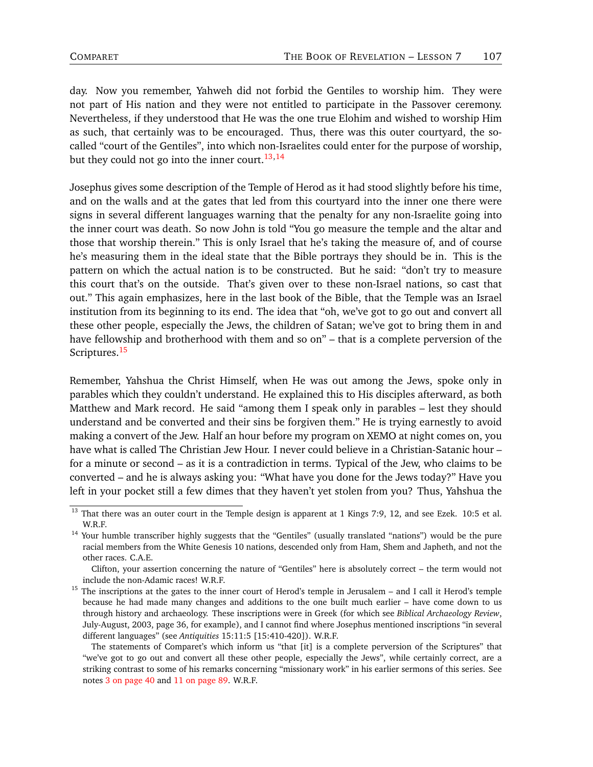day. Now you remember, Yahweh did not forbid the Gentiles to worship him. They were not part of His nation and they were not entitled to participate in the Passover ceremony. Nevertheless, if they understood that He was the one true Elohim and wished to worship Him as such, that certainly was to be encouraged. Thus, there was this outer courtyard, the so-called "court of the Gentiles", into which non-Israelites could enter for the purpose of worship, but they could not go into the inner court.[13,14]

Josephus gives some description of the Temple of Herod as it had stood slightly before his time, and on the walls and at the gates that led from this courtyard into the inner one there were signs in several different languages warning that the penalty for any non-Israelite going into the inner court was death. So now John is told "You go measure the temple and the altar and those that worship therein." This is only Israel that he's taking the measure of, and of course he's measuring them in the ideal state that the Bible portrays they should be in. This is the pattern on which the actual nation is to be constructed. But he said: "don't try to measure this court that's on the outside. That's given over to these non-Israel nations, so cast that out." This again emphasizes, here in the last book of the Bible, that the Temple was an Israel institution from its beginning to its end. The idea that "oh, we've got to go out and convert all these other people, especially the Jews, the children of Satan; we've got to bring them in and have fellowship and brotherhood with them and so on" – that is a complete perversion of the Scriptures.[15]

Remember, Yahshua the Christ Himself, when He was out among the Jews, spoke only in parables which they couldn't understand. He explained this to His disciples afterward, as both Matthew and Mark record. He said "among them I speak only in parables – lest they should understand and be converted and their sins be forgiven them." He is trying earnestly to avoid making a convert of the Jew. Half an hour before my program on XEMO at night comes on, you have what is called The Christian Jew Hour. I never could believe in a Christian-Satanic hour – for a minute or second – as it is a contradiction in terms. Typical of the Jew, who claims to be converted – and he is always asking you: "What have you done for the Jews today?" Have you left in your pocket still a few dimes that they haven't yet stolen from you? Thus, Yahshua the

---

[13] That there was an outer court in the Temple design is apparent at 1 Kings 7:9, 12, and see Ezek. 10:5 et al. W.R.F.

[14] Your humble transcriber highly suggests that the "Gentiles" (usually translated "nations") would be the pure racial members from the White Genesis 10 nations, descended only from Ham, Shem and Japheth, and not the other races. C.A.E.

Clifton, your assertion concerning the nature of "Gentiles" here is absolutely correct – the term would not include the non-Adamic races! W.R.F.

[15] The inscriptions at the gates to the inner court of Herod's temple in Jerusalem – and I call it Herod's temple because he had made many changes and additions to the one built much earlier – have come down to us through history and archaeology. These inscriptions were in Greek (for which see *Biblical Archaeology Review*, July-August, 2003, page 36, for example), and I cannot find where Josephus mentioned inscriptions "in several different languages" (see *Antiquities* 15:11:5 [15:410-420]). W.R.F.

The statements of Comparet's which inform us "that [it] is a complete perversion of the Scriptures" that "we've got to go out and convert all these other people, especially the Jews", while certainly correct, are a striking contrast to some of his remarks concerning "missionary work" in his earlier sermons of this series. See notes 3 on page 40 and 11 on page 89. W.R.F.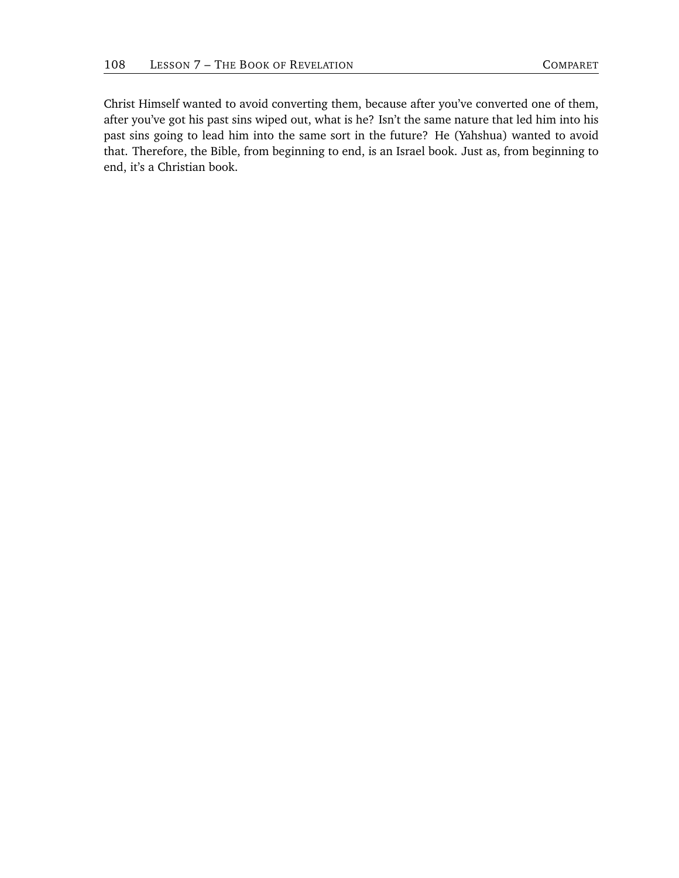Christ Himself wanted to avoid converting them, because after you've converted one of them, after you've got his past sins wiped out, what is he? Isn't the same nature that led him into his past sins going to lead him into the same sort in the future? He (Yahshua) wanted to avoid that. Therefore, the Bible, from beginning to end, is an Israel book. Just as, from beginning to end, it's a Christian book.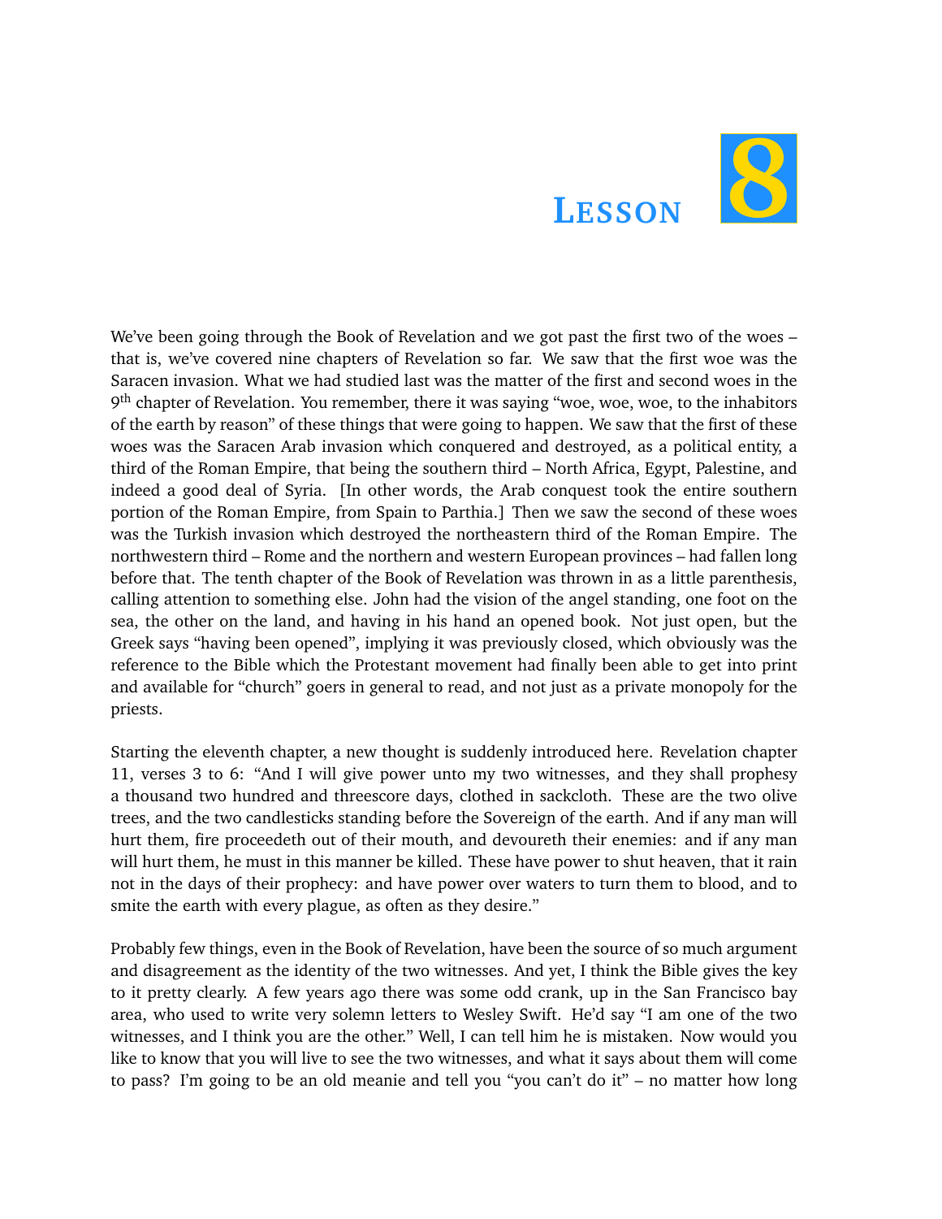# Lesson 8

We've been going through the Book of Revelation and we got past the first two of the woes – that is, we've covered nine chapters of Revelation so far. We saw that the first woe was the Saracen invasion. What we had studied last was the matter of the first and second woes in the 9th chapter of Revelation. You remember, there it was saying "woe, woe, woe, to the inhabitors of the earth by reason" of these things that were going to happen. We saw that the first of these woes was the Saracen Arab invasion which conquered and destroyed, as a political entity, a third of the Roman Empire, that being the southern third – North Africa, Egypt, Palestine, and indeed a good deal of Syria. [In other words, the Arab conquest took the entire southern portion of the Roman Empire, from Spain to Parthia.] Then we saw the second of these woes was the Turkish invasion which destroyed the northeastern third of the Roman Empire. The northwestern third – Rome and the northern and western European provinces – had fallen long before that. The tenth chapter of the Book of Revelation was thrown in as a little parenthesis, calling attention to something else. John had the vision of the angel standing, one foot on the sea, the other on the land, and having in his hand an opened book. Not just open, but the Greek says "having been opened", implying it was previously closed, which obviously was the reference to the Bible which the Protestant movement had finally been able to get into print and available for "church" goers in general to read, and not just as a private monopoly for the priests.

Starting the eleventh chapter, a new thought is suddenly introduced here. Revelation chapter 11, verses 3 to 6: "And I will give power unto my two witnesses, and they shall prophesy a thousand two hundred and threescore days, clothed in sackcloth. These are the two olive trees, and the two candlesticks standing before the Sovereign of the earth. And if any man will hurt them, fire proceedeth out of their mouth, and devoureth their enemies: and if any man will hurt them, he must in this manner be killed. These have power to shut heaven, that it rain not in the days of their prophecy: and have power over waters to turn them to blood, and to smite the earth with every plague, as often as they desire."

Probably few things, even in the Book of Revelation, have been the source of so much argument and disagreement as the identity of the two witnesses. And yet, I think the Bible gives the key to it pretty clearly. A few years ago there was some odd crank, up in the San Francisco bay area, who used to write very solemn letters to Wesley Swift. He'd say "I am one of the two witnesses, and I think you are the other." Well, I can tell him he is mistaken. Now would you like to know that you will live to see the two witnesses, and what it says about them will come to pass? I'm going to be an old meanie and tell you "you can't do it" – no matter how long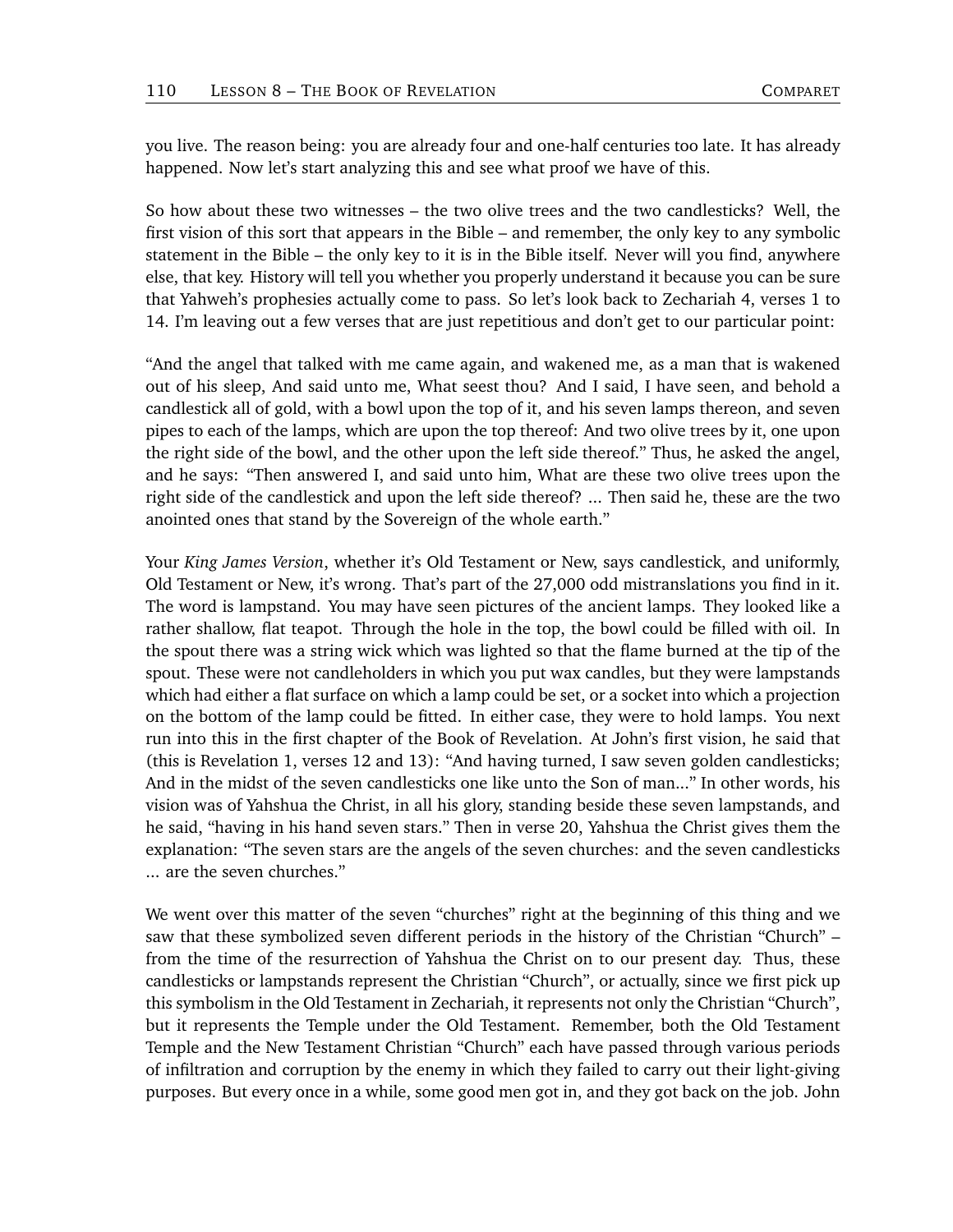you live. The reason being: you are already four and one-half centuries too late. It has already happened. Now let's start analyzing this and see what proof we have of this.

So how about these two witnesses – the two olive trees and the two candlesticks? Well, the first vision of this sort that appears in the Bible – and remember, the only key to any symbolic statement in the Bible – the only key to it is in the Bible itself. Never will you find, anywhere else, that key. History will tell you whether you properly understand it because you can be sure that Yahweh's prophesies actually come to pass. So let's look back to Zechariah 4, verses 1 to 14. I'm leaving out a few verses that are just repetitious and don't get to our particular point:

"And the angel that talked with me came again, and wakened me, as a man that is wakened out of his sleep, And said unto me, What seest thou? And I said, I have seen, and behold a candlestick all of gold, with a bowl upon the top of it, and his seven lamps thereon, and seven pipes to each of the lamps, which are upon the top thereof: And two olive trees by it, one upon the right side of the bowl, and the other upon the left side thereof." Thus, he asked the angel, and he says: "Then answered I, and said unto him, What are these two olive trees upon the right side of the candlestick and upon the left side thereof? ... Then said he, these are the two anointed ones that stand by the Sovereign of the whole earth."

Your *King James Version*, whether it's Old Testament or New, says candlestick, and uniformly, Old Testament or New, it's wrong. That's part of the 27,000 odd mistranslations you find in it. The word is lampstand. You may have seen pictures of the ancient lamps. They looked like a rather shallow, flat teapot. Through the hole in the top, the bowl could be filled with oil. In the spout there was a string wick which was lighted so that the flame burned at the tip of the spout. These were not candleholders in which you put wax candles, but they were lampstands which had either a flat surface on which a lamp could be set, or a socket into which a projection on the bottom of the lamp could be fitted. In either case, they were to hold lamps. You next run into this in the first chapter of the Book of Revelation. At John's first vision, he said that (this is Revelation 1, verses 12 and 13): "And having turned, I saw seven golden candlesticks; And in the midst of the seven candlesticks one like unto the Son of man..." In other words, his vision was of Yahshua the Christ, in all his glory, standing beside these seven lampstands, and he said, "having in his hand seven stars." Then in verse 20, Yahshua the Christ gives them the explanation: "The seven stars are the angels of the seven churches: and the seven candlesticks ... are the seven churches."

We went over this matter of the seven "churches" right at the beginning of this thing and we saw that these symbolized seven different periods in the history of the Christian "Church" – from the time of the resurrection of Yahshua the Christ on to our present day. Thus, these candlesticks or lampstands represent the Christian "Church", or actually, since we first pick up this symbolism in the Old Testament in Zechariah, it represents not only the Christian "Church", but it represents the Temple under the Old Testament. Remember, both the Old Testament Temple and the New Testament Christian "Church" each have passed through various periods of infiltration and corruption by the enemy in which they failed to carry out their light-giving purposes. But every once in a while, some good men got in, and they got back on the job. John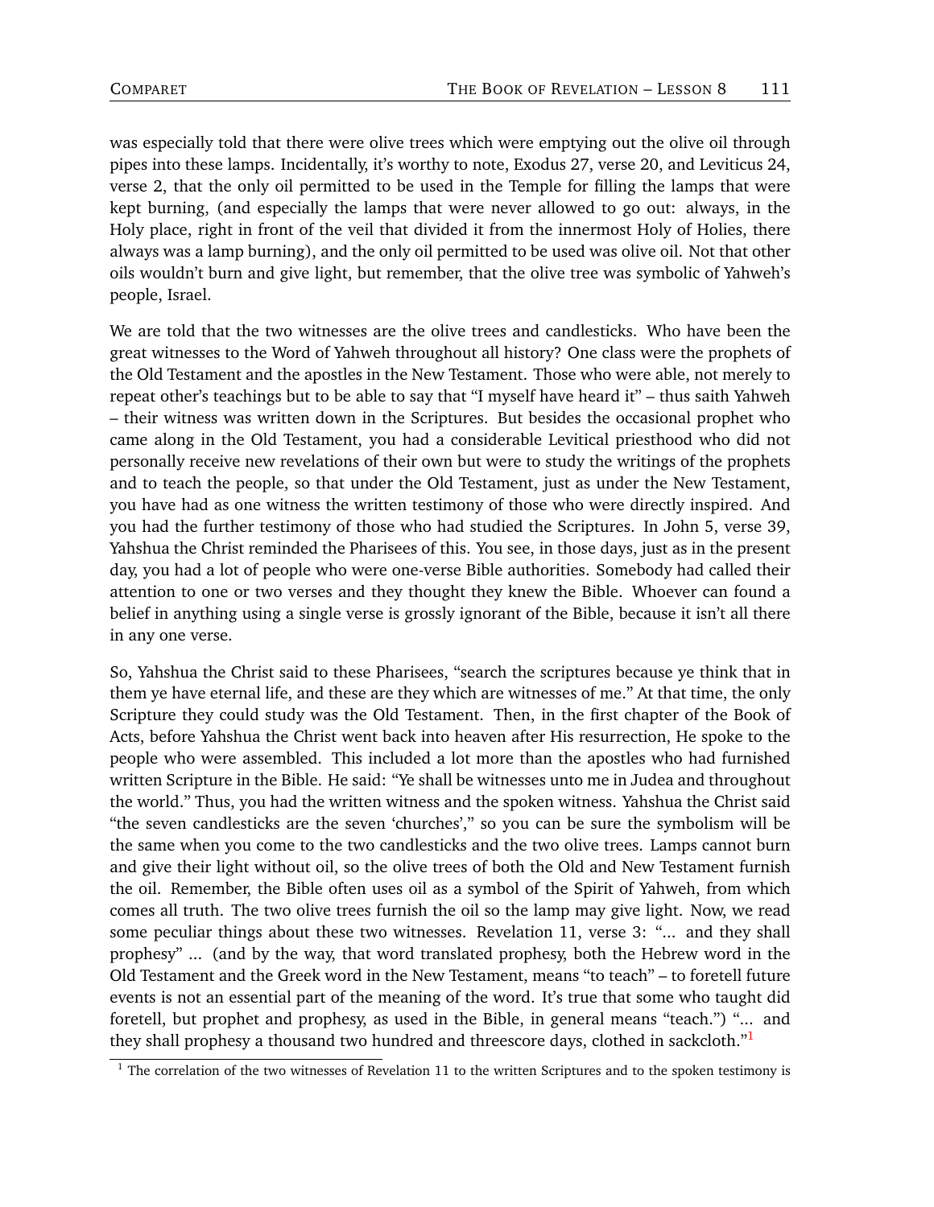was especially told that there were olive trees which were emptying out the olive oil through pipes into these lamps. Incidentally, it's worthy to note, Exodus 27, verse 20, and Leviticus 24, verse 2, that the only oil permitted to be used in the Temple for filling the lamps that were kept burning, (and especially the lamps that were never allowed to go out: always, in the Holy place, right in front of the veil that divided it from the innermost Holy of Holies, there always was a lamp burning), and the only oil permitted to be used was olive oil. Not that other oils wouldn't burn and give light, but remember, that the olive tree was symbolic of Yahweh's people, Israel.

We are told that the two witnesses are the olive trees and candlesticks. Who have been the great witnesses to the Word of Yahweh throughout all history? One class were the prophets of the Old Testament and the apostles in the New Testament. Those who were able, not merely to repeat other's teachings but to be able to say that "I myself have heard it" – thus saith Yahweh – their witness was written down in the Scriptures. But besides the occasional prophet who came along in the Old Testament, you had a considerable Levitical priesthood who did not personally receive new revelations of their own but were to study the writings of the prophets and to teach the people, so that under the Old Testament, just as under the New Testament, you have had as one witness the written testimony of those who were directly inspired. And you had the further testimony of those who had studied the Scriptures. In John 5, verse 39, Yahshua the Christ reminded the Pharisees of this. You see, in those days, just as in the present day, you had a lot of people who were one-verse Bible authorities. Somebody had called their attention to one or two verses and they thought they knew the Bible. Whoever can found a belief in anything using a single verse is grossly ignorant of the Bible, because it isn't all there in any one verse.

So, Yahshua the Christ said to these Pharisees, "search the scriptures because ye think that in them ye have eternal life, and these are they which are witnesses of me." At that time, the only Scripture they could study was the Old Testament. Then, in the first chapter of the Book of Acts, before Yahshua the Christ went back into heaven after His resurrection, He spoke to the people who were assembled. This included a lot more than the apostles who had furnished written Scripture in the Bible. He said: "Ye shall be witnesses unto me in Judea and throughout the world." Thus, you had the written witness and the spoken witness. Yahshua the Christ said "the seven candlesticks are the seven 'churches'," so you can be sure the symbolism will be the same when you come to the two candlesticks and the two olive trees. Lamps cannot burn and give their light without oil, so the olive trees of both the Old and New Testament furnish the oil. Remember, the Bible often uses oil as a symbol of the Spirit of Yahweh, from which comes all truth. The two olive trees furnish the oil so the lamp may give light. Now, we read some peculiar things about these two witnesses. Revelation 11, verse 3: "... and they shall prophesy" ... (and by the way, that word translated prophesy, both the Hebrew word in the Old Testament and the Greek word in the New Testament, means "to teach" – to foretell future events is not an essential part of the meaning of the word. It's true that some who taught did foretell, but prophet and prophesy, as used in the Bible, in general means "teach.") "... and they shall prophesy a thousand two hundred and threescore days, clothed in sackcloth."[1]

[1] The correlation of the two witnesses of Revelation 11 to the written Scriptures and to the spoken testimony is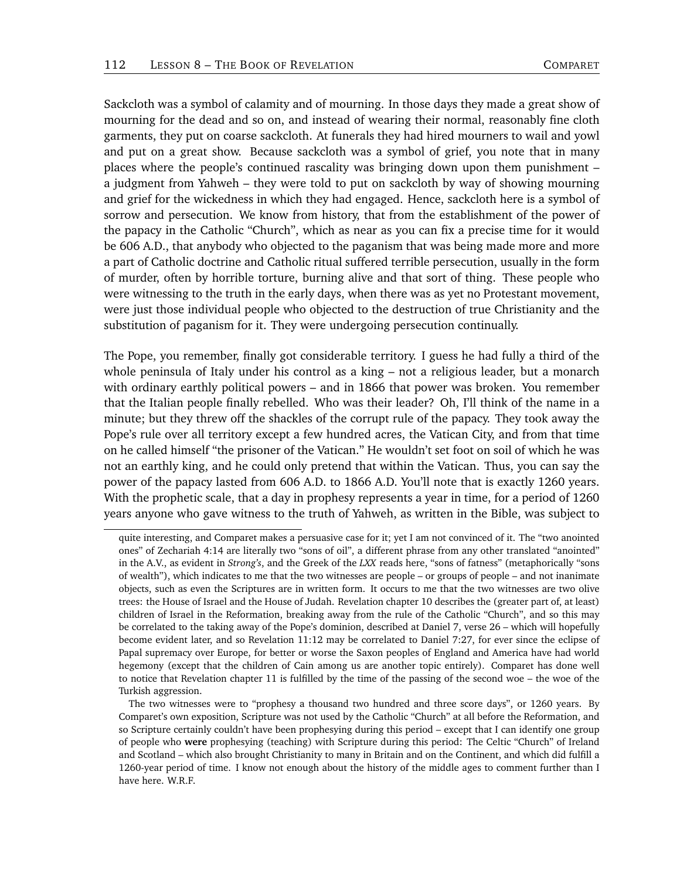Sackcloth was a symbol of calamity and of mourning. In those days they made a great show of mourning for the dead and so on, and instead of wearing their normal, reasonably fine cloth garments, they put on coarse sackcloth. At funerals they had hired mourners to wail and yowl and put on a great show. Because sackcloth was a symbol of grief, you note that in many places where the people's continued rascality was bringing down upon them punishment – a judgment from Yahweh – they were told to put on sackcloth by way of showing mourning and grief for the wickedness in which they had engaged. Hence, sackcloth here is a symbol of sorrow and persecution. We know from history, that from the establishment of the power of the papacy in the Catholic "Church", which as near as you can fix a precise time for it would be 606 A.D., that anybody who objected to the paganism that was being made more and more a part of Catholic doctrine and Catholic ritual suffered terrible persecution, usually in the form of murder, often by horrible torture, burning alive and that sort of thing. These people who were witnessing to the truth in the early days, when there was as yet no Protestant movement, were just those individual people who objected to the destruction of true Christianity and the substitution of paganism for it. They were undergoing persecution continually.

The Pope, you remember, finally got considerable territory. I guess he had fully a third of the whole peninsula of Italy under his control as a king – not a religious leader, but a monarch with ordinary earthly political powers – and in 1866 that power was broken. You remember that the Italian people finally rebelled. Who was their leader? Oh, I'll think of the name in a minute; but they threw off the shackles of the corrupt rule of the papacy. They took away the Pope's rule over all territory except a few hundred acres, the Vatican City, and from that time on he called himself "the prisoner of the Vatican." He wouldn't set foot on soil of which he was not an earthly king, and he could only pretend that within the Vatican. Thus, you can say the power of the papacy lasted from 606 A.D. to 1866 A.D. You'll note that is exactly 1260 years. With the prophetic scale, that a day in prophesy represents a year in time, for a period of 1260 years anyone who gave witness to the truth of Yahweh, as written in the Bible, was subject to

---

quite interesting, and Comparet makes a persuasive case for it; yet I am not convinced of it. The "two anointed ones" of Zechariah 4:14 are literally two "sons of oil", a different phrase from any other translated "anointed" in the A.V., as evident in *Strong's*, and the Greek of the *LXX* reads here, "sons of fatness" (metaphorically "sons of wealth"), which indicates to me that the two witnesses are people – or groups of people – and not inanimate objects, such as even the Scriptures are in written form. It occurs to me that the two witnesses are two olive trees: the House of Israel and the House of Judah. Revelation chapter 10 describes the (greater part of, at least) children of Israel in the Reformation, breaking away from the rule of the Catholic "Church", and so this may be correlated to the taking away of the Pope's dominion, described at Daniel 7, verse 26 – which will hopefully become evident later, and so Revelation 11:12 may be correlated to Daniel 7:27, for ever since the eclipse of Papal supremacy over Europe, for better or worse the Saxon peoples of England and America have had world hegemony (except that the children of Cain among us are another topic entirely). Comparet has done well to notice that Revelation chapter 11 is fulfilled by the time of the passing of the second woe – the woe of the Turkish aggression.

The two witnesses were to "prophesy a thousand two hundred and three score days", or 1260 years. By Comparet's own exposition, Scripture was not used by the Catholic "Church" at all before the Reformation, and so Scripture certainly couldn't have been prophesying during this period – except that I can identify one group of people who **were** prophesying (teaching) with Scripture during this period: The Celtic "Church" of Ireland and Scotland – which also brought Christianity to many in Britain and on the Continent, and which did fulfill a 1260-year period of time. I know not enough about the history of the middle ages to comment further than I have here. W.R.F.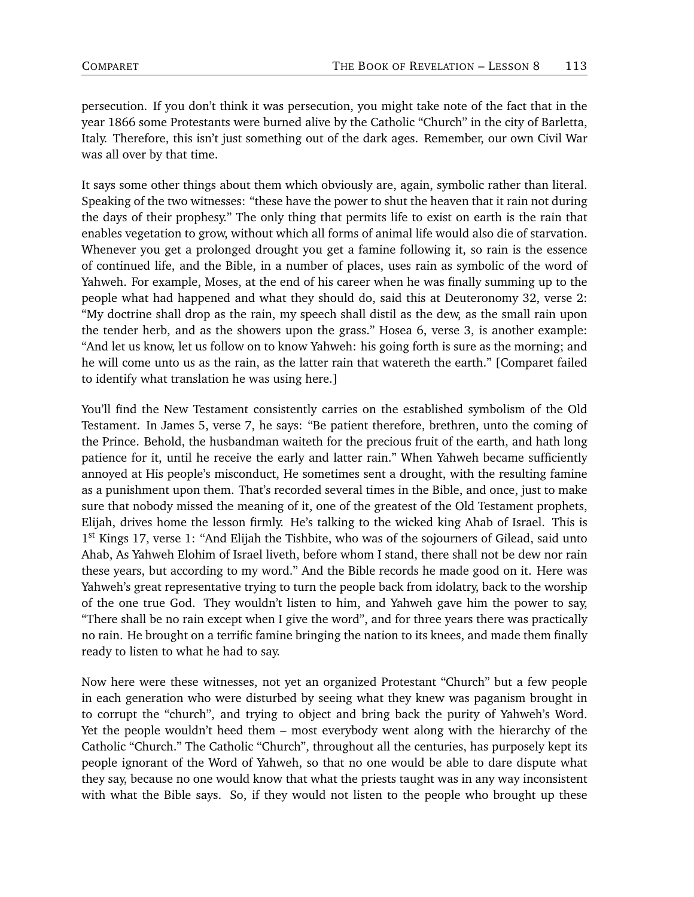persecution. If you don't think it was persecution, you might take note of the fact that in the year 1866 some Protestants were burned alive by the Catholic "Church" in the city of Barletta, Italy. Therefore, this isn't just something out of the dark ages. Remember, our own Civil War was all over by that time.

It says some other things about them which obviously are, again, symbolic rather than literal. Speaking of the two witnesses: "these have the power to shut the heaven that it rain not during the days of their prophesy." The only thing that permits life to exist on earth is the rain that enables vegetation to grow, without which all forms of animal life would also die of starvation. Whenever you get a prolonged drought you get a famine following it, so rain is the essence of continued life, and the Bible, in a number of places, uses rain as symbolic of the word of Yahweh. For example, Moses, at the end of his career when he was finally summing up to the people what had happened and what they should do, said this at Deuteronomy 32, verse 2: "My doctrine shall drop as the rain, my speech shall distil as the dew, as the small rain upon the tender herb, and as the showers upon the grass." Hosea 6, verse 3, is another example: "And let us know, let us follow on to know Yahweh: his going forth is sure as the morning; and he will come unto us as the rain, as the latter rain that watereth the earth." [Comparet failed to identify what translation he was using here.]

You'll find the New Testament consistently carries on the established symbolism of the Old Testament. In James 5, verse 7, he says: "Be patient therefore, brethren, unto the coming of the Prince. Behold, the husbandman waiteth for the precious fruit of the earth, and hath long patience for it, until he receive the early and latter rain." When Yahweh became sufficiently annoyed at His people's misconduct, He sometimes sent a drought, with the resulting famine as a punishment upon them. That's recorded several times in the Bible, and once, just to make sure that nobody missed the meaning of it, one of the greatest of the Old Testament prophets, Elijah, drives home the lesson firmly. He's talking to the wicked king Ahab of Israel. This is 1st Kings 17, verse 1: "And Elijah the Tishbite, who was of the sojourners of Gilead, said unto Ahab, As Yahweh Elohim of Israel liveth, before whom I stand, there shall not be dew nor rain these years, but according to my word." And the Bible records he made good on it. Here was Yahweh's great representative trying to turn the people back from idolatry, back to the worship of the one true God. They wouldn't listen to him, and Yahweh gave him the power to say, "There shall be no rain except when I give the word", and for three years there was practically no rain. He brought on a terrific famine bringing the nation to its knees, and made them finally ready to listen to what he had to say.

Now here were these witnesses, not yet an organized Protestant "Church" but a few people in each generation who were disturbed by seeing what they knew was paganism brought in to corrupt the "church", and trying to object and bring back the purity of Yahweh's Word. Yet the people wouldn't heed them – most everybody went along with the hierarchy of the Catholic "Church." The Catholic "Church", throughout all the centuries, has purposely kept its people ignorant of the Word of Yahweh, so that no one would be able to dare dispute what they say, because no one would know that what the priests taught was in any way inconsistent with what the Bible says. So, if they would not listen to the people who brought up these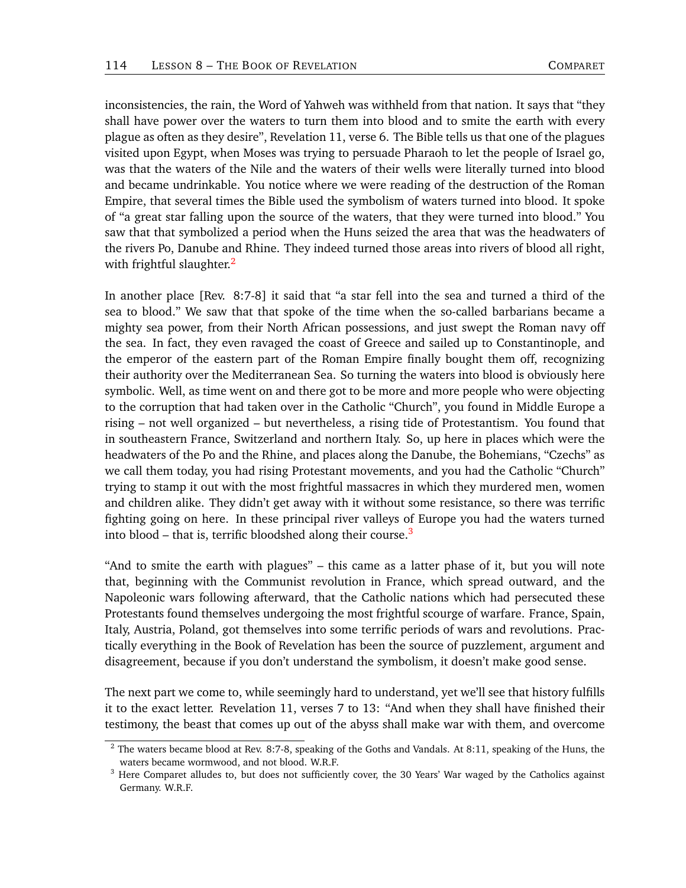inconsistencies, the rain, the Word of Yahweh was withheld from that nation. It says that "they shall have power over the waters to turn them into blood and to smite the earth with every plague as often as they desire", Revelation 11, verse 6. The Bible tells us that one of the plagues visited upon Egypt, when Moses was trying to persuade Pharaoh to let the people of Israel go, was that the waters of the Nile and the waters of their wells were literally turned into blood and became undrinkable. You notice where we were reading of the destruction of the Roman Empire, that several times the Bible used the symbolism of waters turned into blood. It spoke of "a great star falling upon the source of the waters, that they were turned into blood." You saw that that symbolized a period when the Huns seized the area that was the headwaters of the rivers Po, Danube and Rhine. They indeed turned those areas into rivers of blood all right, with frightful slaughter.[2]

In another place [Rev. 8:7-8] it said that "a star fell into the sea and turned a third of the sea to blood." We saw that that spoke of the time when the so-called barbarians became a mighty sea power, from their North African possessions, and just swept the Roman navy off the sea. In fact, they even ravaged the coast of Greece and sailed up to Constantinople, and the emperor of the eastern part of the Roman Empire finally bought them off, recognizing their authority over the Mediterranean Sea. So turning the waters into blood is obviously here symbolic. Well, as time went on and there got to be more and more people who were objecting to the corruption that had taken over in the Catholic "Church", you found in Middle Europe a rising – not well organized – but nevertheless, a rising tide of Protestantism. You found that in southeastern France, Switzerland and northern Italy. So, up here in places which were the headwaters of the Po and the Rhine, and places along the Danube, the Bohemians, "Czechs" as we call them today, you had rising Protestant movements, and you had the Catholic "Church" trying to stamp it out with the most frightful massacres in which they murdered men, women and children alike. They didn't get away with it without some resistance, so there was terrific fighting going on here. In these principal river valleys of Europe you had the waters turned into blood – that is, terrific bloodshed along their course.[3]

"And to smite the earth with plagues" – this came as a latter phase of it, but you will note that, beginning with the Communist revolution in France, which spread outward, and the Napoleonic wars following afterward, that the Catholic nations which had persecuted these Protestants found themselves undergoing the most frightful scourge of warfare. France, Spain, Italy, Austria, Poland, got themselves into some terrific periods of wars and revolutions. Practically everything in the Book of Revelation has been the source of puzzlement, argument and disagreement, because if you don't understand the symbolism, it doesn't make good sense.

The next part we come to, while seemingly hard to understand, yet we'll see that history fulfills it to the exact letter. Revelation 11, verses 7 to 13: "And when they shall have finished their testimony, the beast that comes up out of the abyss shall make war with them, and overcome

---

[2] The waters became blood at Rev. 8:7-8, speaking of the Goths and Vandals. At 8:11, speaking of the Huns, the waters became wormwood, and not blood. W.R.F.

[3] Here Comparet alludes to, but does not sufficiently cover, the 30 Years' War waged by the Catholics against Germany. W.R.F.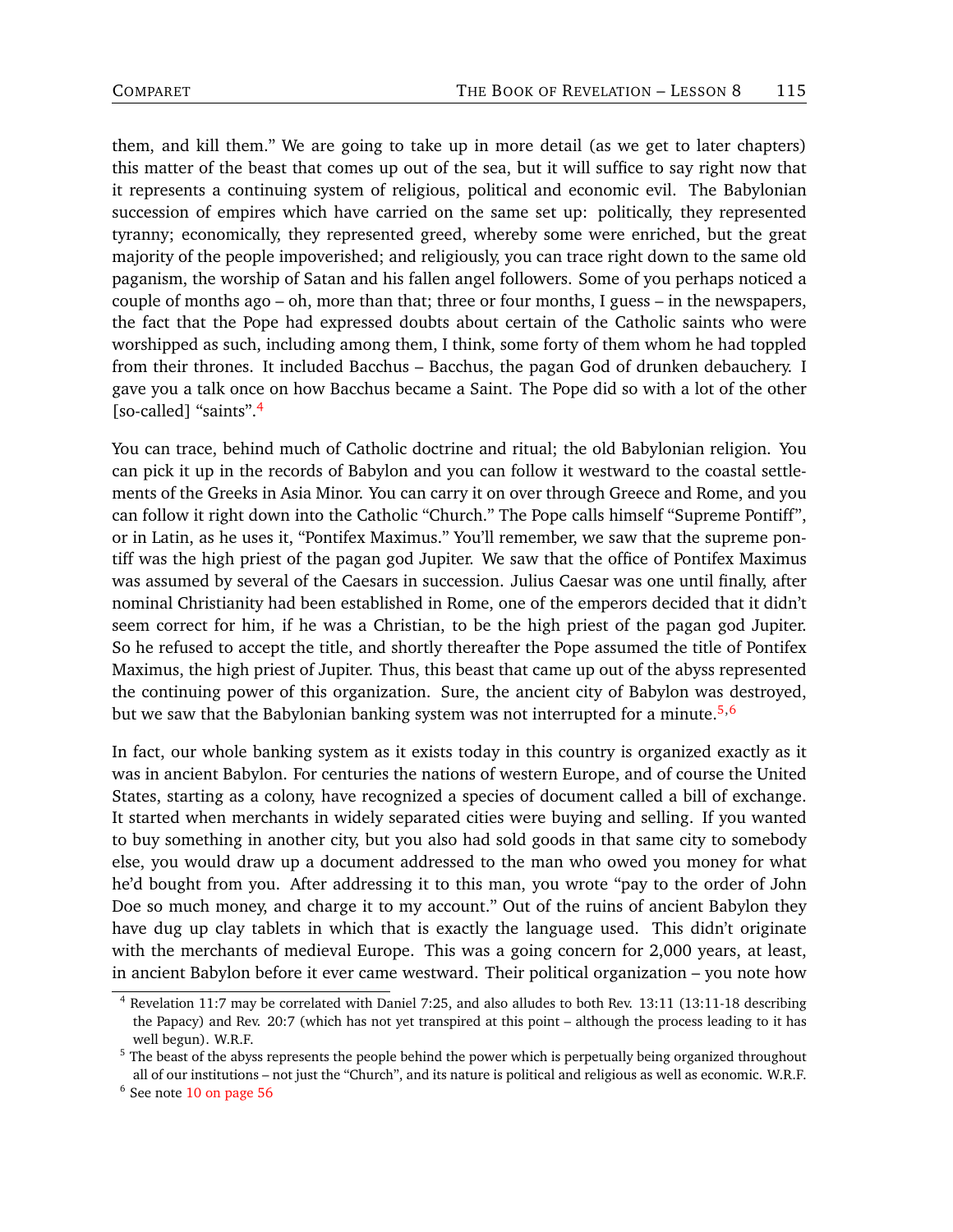them, and kill them." We are going to take up in more detail (as we get to later chapters) this matter of the beast that comes up out of the sea, but it will suffice to say right now that it represents a continuing system of religious, political and economic evil. The Babylonian succession of empires which have carried on the same set up: politically, they represented tyranny; economically, they represented greed, whereby some were enriched, but the great majority of the people impoverished; and religiously, you can trace right down to the same old paganism, the worship of Satan and his fallen angel followers. Some of you perhaps noticed a couple of months ago – oh, more than that; three or four months, I guess – in the newspapers, the fact that the Pope had expressed doubts about certain of the Catholic saints who were worshipped as such, including among them, I think, some forty of them whom he had toppled from their thrones. It included Bacchus – Bacchus, the pagan God of drunken debauchery. I gave you a talk once on how Bacchus became a Saint. The Pope did so with a lot of the other [so-called] "saints".[4]

You can trace, behind much of Catholic doctrine and ritual; the old Babylonian religion. You can pick it up in the records of Babylon and you can follow it westward to the coastal settlements of the Greeks in Asia Minor. You can carry it on over through Greece and Rome, and you can follow it right down into the Catholic "Church." The Pope calls himself "Supreme Pontiff", or in Latin, as he uses it, "Pontifex Maximus." You'll remember, we saw that the supreme pontiff was the high priest of the pagan god Jupiter. We saw that the office of Pontifex Maximus was assumed by several of the Caesars in succession. Julius Caesar was one until finally, after nominal Christianity had been established in Rome, one of the emperors decided that it didn't seem correct for him, if he was a Christian, to be the high priest of the pagan god Jupiter. So he refused to accept the title, and shortly thereafter the Pope assumed the title of Pontifex Maximus, the high priest of Jupiter. Thus, this beast that came up out of the abyss represented the continuing power of this organization. Sure, the ancient city of Babylon was destroyed, but we saw that the Babylonian banking system was not interrupted for a minute.[5,6]

In fact, our whole banking system as it exists today in this country is organized exactly as it was in ancient Babylon. For centuries the nations of western Europe, and of course the United States, starting as a colony, have recognized a species of document called a bill of exchange. It started when merchants in widely separated cities were buying and selling. If you wanted to buy something in another city, but you also had sold goods in that same city to somebody else, you would draw up a document addressed to the man who owed you money for what he'd bought from you. After addressing it to this man, you wrote "pay to the order of John Doe so much money, and charge it to my account." Out of the ruins of ancient Babylon they have dug up clay tablets in which that is exactly the language used. This didn't originate with the merchants of medieval Europe. This was a going concern for 2,000 years, at least, in ancient Babylon before it ever came westward. Their political organization – you note how

---

[4] Revelation 11:7 may be correlated with Daniel 7:25, and also alludes to both Rev. 13:11 (13:11-18 describing the Papacy) and Rev. 20:7 (which has not yet transpired at this point – although the process leading to it has well begun). W.R.F.

[5] The beast of the abyss represents the people behind the power which is perpetually being organized throughout all of our institutions – not just the "Church", and its nature is political and religious as well as economic. W.R.F.

[6] See note 10 on page 56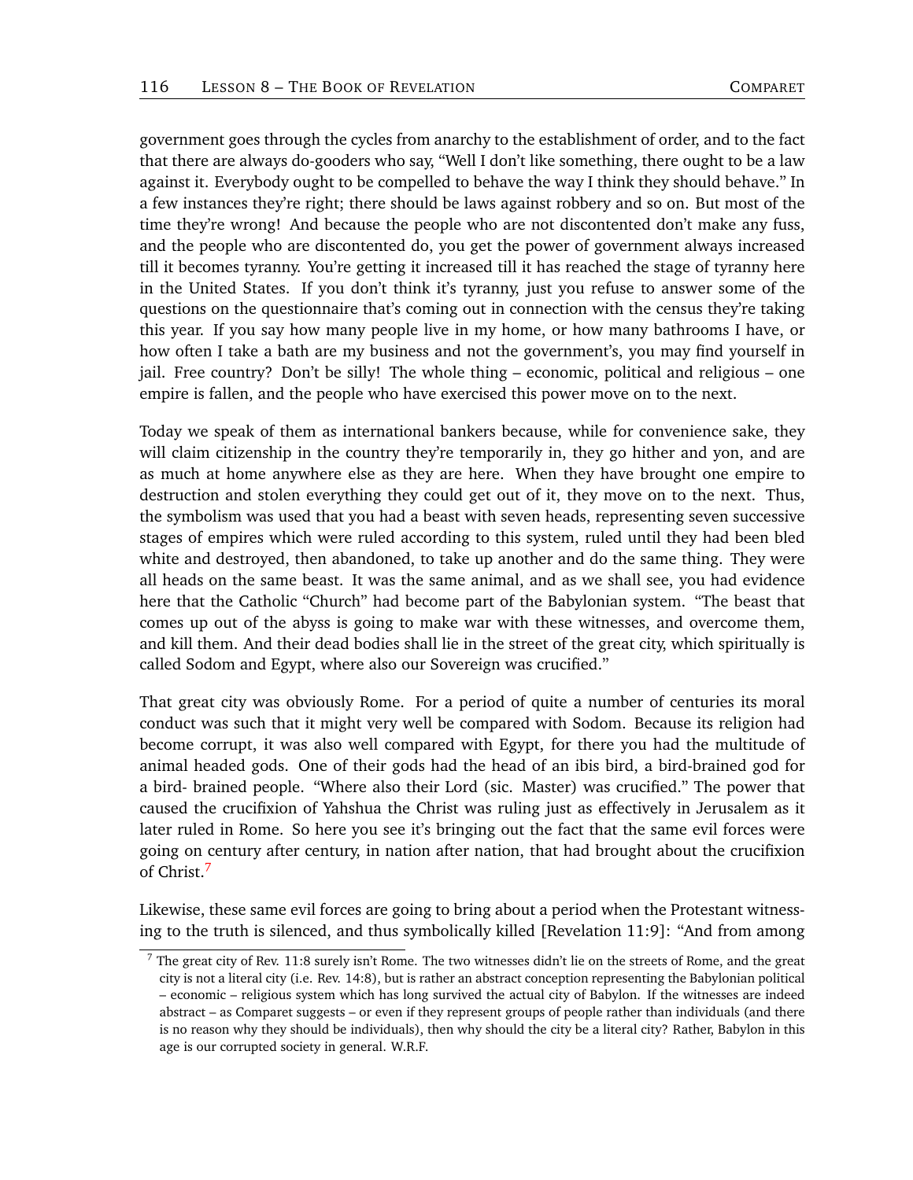government goes through the cycles from anarchy to the establishment of order, and to the fact that there are always do-gooders who say, "Well I don't like something, there ought to be a law against it. Everybody ought to be compelled to behave the way I think they should behave." In a few instances they're right; there should be laws against robbery and so on. But most of the time they're wrong! And because the people who are not discontented don't make any fuss, and the people who are discontented do, you get the power of government always increased till it becomes tyranny. You're getting it increased till it has reached the stage of tyranny here in the United States. If you don't think it's tyranny, just you refuse to answer some of the questions on the questionnaire that's coming out in connection with the census they're taking this year. If you say how many people live in my home, or how many bathrooms I have, or how often I take a bath are my business and not the government's, you may find yourself in jail. Free country? Don't be silly! The whole thing – economic, political and religious – one empire is fallen, and the people who have exercised this power move on to the next.

Today we speak of them as international bankers because, while for convenience sake, they will claim citizenship in the country they're temporarily in, they go hither and yon, and are as much at home anywhere else as they are here. When they have brought one empire to destruction and stolen everything they could get out of it, they move on to the next. Thus, the symbolism was used that you had a beast with seven heads, representing seven successive stages of empires which were ruled according to this system, ruled until they had been bled white and destroyed, then abandoned, to take up another and do the same thing. They were all heads on the same beast. It was the same animal, and as we shall see, you had evidence here that the Catholic "Church" had become part of the Babylonian system. "The beast that comes up out of the abyss is going to make war with these witnesses, and overcome them, and kill them. And their dead bodies shall lie in the street of the great city, which spiritually is called Sodom and Egypt, where also our Sovereign was crucified."

That great city was obviously Rome. For a period of quite a number of centuries its moral conduct was such that it might very well be compared with Sodom. Because its religion had become corrupt, it was also well compared with Egypt, for there you had the multitude of animal headed gods. One of their gods had the head of an ibis bird, a bird-brained god for a bird- brained people. "Where also their Lord (sic. Master) was crucified." The power that caused the crucifixion of Yahshua the Christ was ruling just as effectively in Jerusalem as it later ruled in Rome. So here you see it's bringing out the fact that the same evil forces were going on century after century, in nation after nation, that had brought about the crucifixion of Christ.[7]

Likewise, these same evil forces are going to bring about a period when the Protestant witnessing to the truth is silenced, and thus symbolically killed [Revelation 11:9]: "And from among

---

[7] The great city of Rev. 11:8 surely isn't Rome. The two witnesses didn't lie on the streets of Rome, and the great city is not a literal city (i.e. Rev. 14:8), but is rather an abstract conception representing the Babylonian political – economic – religious system which has long survived the actual city of Babylon. If the witnesses are indeed abstract – as Comparet suggests – or even if they represent groups of people rather than individuals (and there is no reason why they should be individuals), then why should the city be a literal city? Rather, Babylon in this age is our corrupted society in general. W.R.F.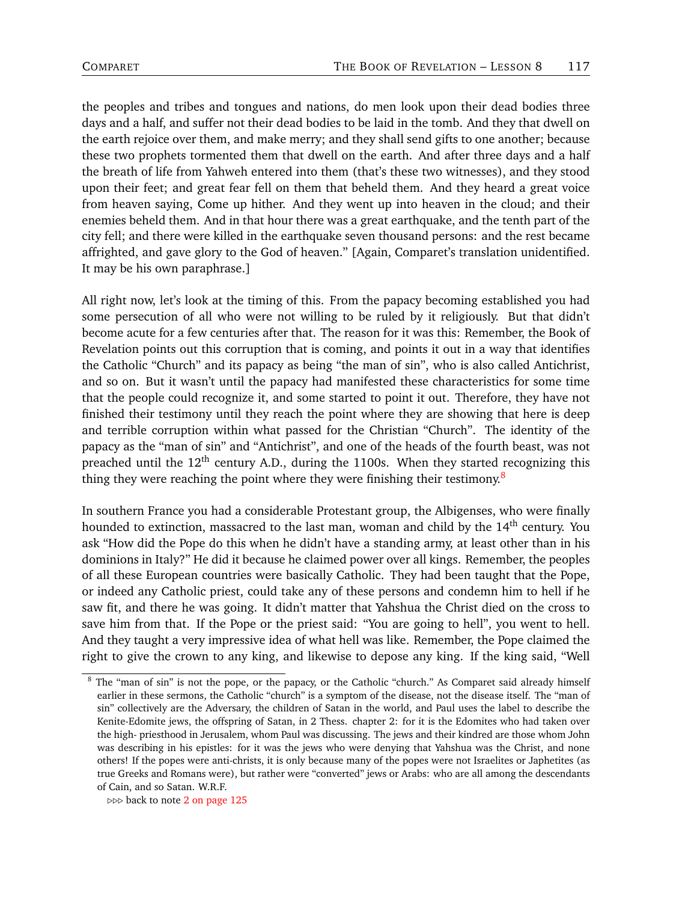the peoples and tribes and tongues and nations, do men look upon their dead bodies three days and a half, and suffer not their dead bodies to be laid in the tomb. And they that dwell on the earth rejoice over them, and make merry; and they shall send gifts to one another; because these two prophets tormented them that dwell on the earth. And after three days and a half the breath of life from Yahweh entered into them (that's these two witnesses), and they stood upon their feet; and great fear fell on them that beheld them. And they heard a great voice from heaven saying, Come up hither. And they went up into heaven in the cloud; and their enemies beheld them. And in that hour there was a great earthquake, and the tenth part of the city fell; and there were killed in the earthquake seven thousand persons: and the rest became affrighted, and gave glory to the God of heaven." [Again, Comparet's translation unidentified. It may be his own paraphrase.]

All right now, let's look at the timing of this. From the papacy becoming established you had some persecution of all who were not willing to be ruled by it religiously. But that didn't become acute for a few centuries after that. The reason for it was this: Remember, the Book of Revelation points out this corruption that is coming, and points it out in a way that identifies the Catholic "Church" and its papacy as being "the man of sin", who is also called Antichrist, and so on. But it wasn't until the papacy had manifested these characteristics for some time that the people could recognize it, and some started to point it out. Therefore, they have not finished their testimony until they reach the point where they are showing that here is deep and terrible corruption within what passed for the Christian "Church". The identity of the papacy as the "man of sin" and "Antichrist", and one of the heads of the fourth beast, was not preached until the 12th century A.D., during the 1100s. When they started recognizing this thing they were reaching the point where they were finishing their testimony.[8]

In southern France you had a considerable Protestant group, the Albigenses, who were finally hounded to extinction, massacred to the last man, woman and child by the 14th century. You ask "How did the Pope do this when he didn't have a standing army, at least other than in his dominions in Italy?" He did it because he claimed power over all kings. Remember, the peoples of all these European countries were basically Catholic. They had been taught that the Pope, or indeed any Catholic priest, could take any of these persons and condemn him to hell if he saw fit, and there he was going. It didn't matter that Yahshua the Christ died on the cross to save him from that. If the Pope or the priest said: "You are going to hell", you went to hell. And they taught a very impressive idea of what hell was like. Remember, the Pope claimed the right to give the crown to any king, and likewise to depose any king. If the king said, "Well

[8] The "man of sin" is not the pope, or the papacy, or the Catholic "church." As Comparet said already himself earlier in these sermons, the Catholic "church" is a symptom of the disease, not the disease itself. The "man of sin" collectively are the Adversary, the children of Satan in the world, and Paul uses the label to describe the Kenite-Edomite jews, the offspring of Satan, in 2 Thess. chapter 2: for it is the Edomites who had taken over the high- priesthood in Jerusalem, whom Paul was discussing. The jews and their kindred are those whom John was describing in his epistles: for it was the jews who were denying that Yahshua was the Christ, and none others! If the popes were anti-christs, it is only because many of the popes were not Israelites or Japhetites (as true Greeks and Romans were), but rather were "converted" jews or Arabs: who are all among the descendants of Cain, and so Satan. W.R.F.

⊳⊳⊳ back to note 2 on page 125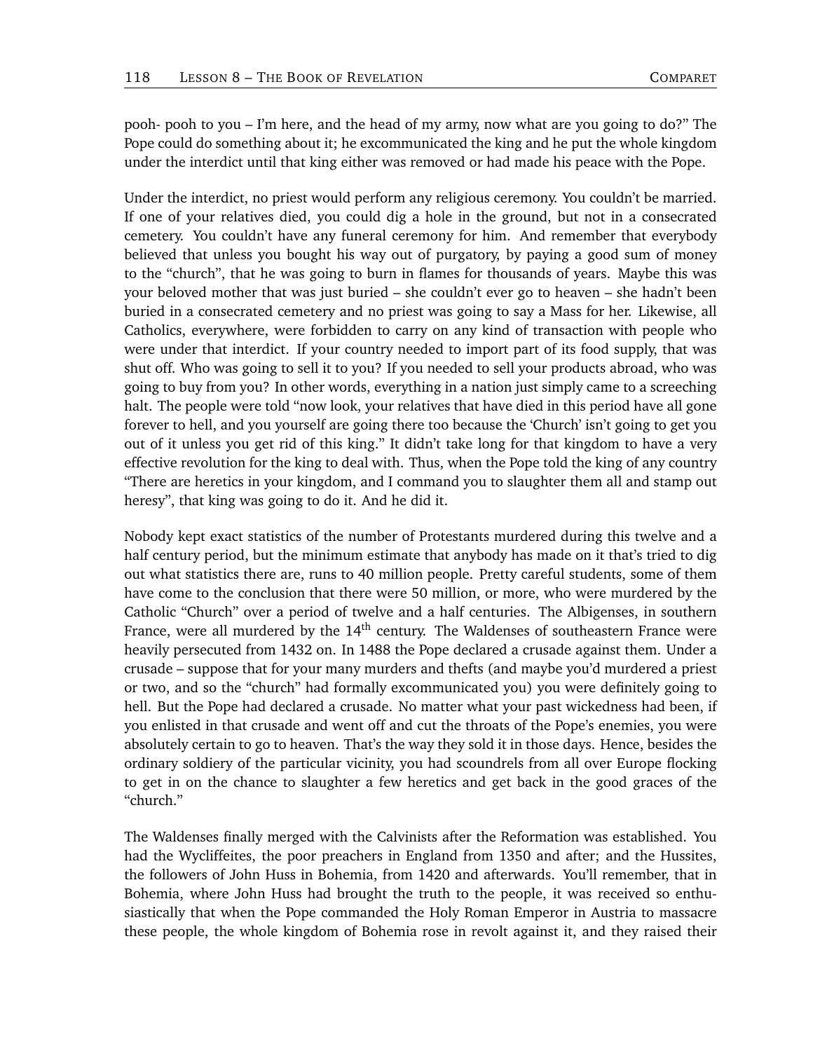pooh- pooh to you – I'm here, and the head of my army, now what are you going to do?" The Pope could do something about it; he excommunicated the king and he put the whole kingdom under the interdict until that king either was removed or had made his peace with the Pope.

Under the interdict, no priest would perform any religious ceremony. You couldn't be married. If one of your relatives died, you could dig a hole in the ground, but not in a consecrated cemetery. You couldn't have any funeral ceremony for him. And remember that everybody believed that unless you bought his way out of purgatory, by paying a good sum of money to the "church", that he was going to burn in flames for thousands of years. Maybe this was your beloved mother that was just buried – she couldn't ever go to heaven – she hadn't been buried in a consecrated cemetery and no priest was going to say a Mass for her. Likewise, all Catholics, everywhere, were forbidden to carry on any kind of transaction with people who were under that interdict. If your country needed to import part of its food supply, that was shut off. Who was going to sell it to you? If you needed to sell your products abroad, who was going to buy from you? In other words, everything in a nation just simply came to a screeching halt. The people were told "now look, your relatives that have died in this period have all gone forever to hell, and you yourself are going there too because the 'Church' isn't going to get you out of it unless you get rid of this king." It didn't take long for that kingdom to have a very effective revolution for the king to deal with. Thus, when the Pope told the king of any country "There are heretics in your kingdom, and I command you to slaughter them all and stamp out heresy", that king was going to do it. And he did it.

Nobody kept exact statistics of the number of Protestants murdered during this twelve and a half century period, but the minimum estimate that anybody has made on it that's tried to dig out what statistics there are, runs to 40 million people. Pretty careful students, some of them have come to the conclusion that there were 50 million, or more, who were murdered by the Catholic "Church" over a period of twelve and a half centuries. The Albigenses, in southern France, were all murdered by the 14th century. The Waldenses of southeastern France were heavily persecuted from 1432 on. In 1488 the Pope declared a crusade against them. Under a crusade – suppose that for your many murders and thefts (and maybe you'd murdered a priest or two, and so the "church" had formally excommunicated you) you were definitely going to hell. But the Pope had declared a crusade. No matter what your past wickedness had been, if you enlisted in that crusade and went off and cut the throats of the Pope's enemies, you were absolutely certain to go to heaven. That's the way they sold it in those days. Hence, besides the ordinary soldiery of the particular vicinity, you had scoundrels from all over Europe flocking to get in on the chance to slaughter a few heretics and get back in the good graces of the "church."

The Waldenses finally merged with the Calvinists after the Reformation was established. You had the Wycliffeites, the poor preachers in England from 1350 and after; and the Hussites, the followers of John Huss in Bohemia, from 1420 and afterwards. You'll remember, that in Bohemia, where John Huss had brought the truth to the people, it was received so enthusiastically that when the Pope commanded the Holy Roman Emperor in Austria to massacre these people, the whole kingdom of Bohemia rose in revolt against it, and they raised their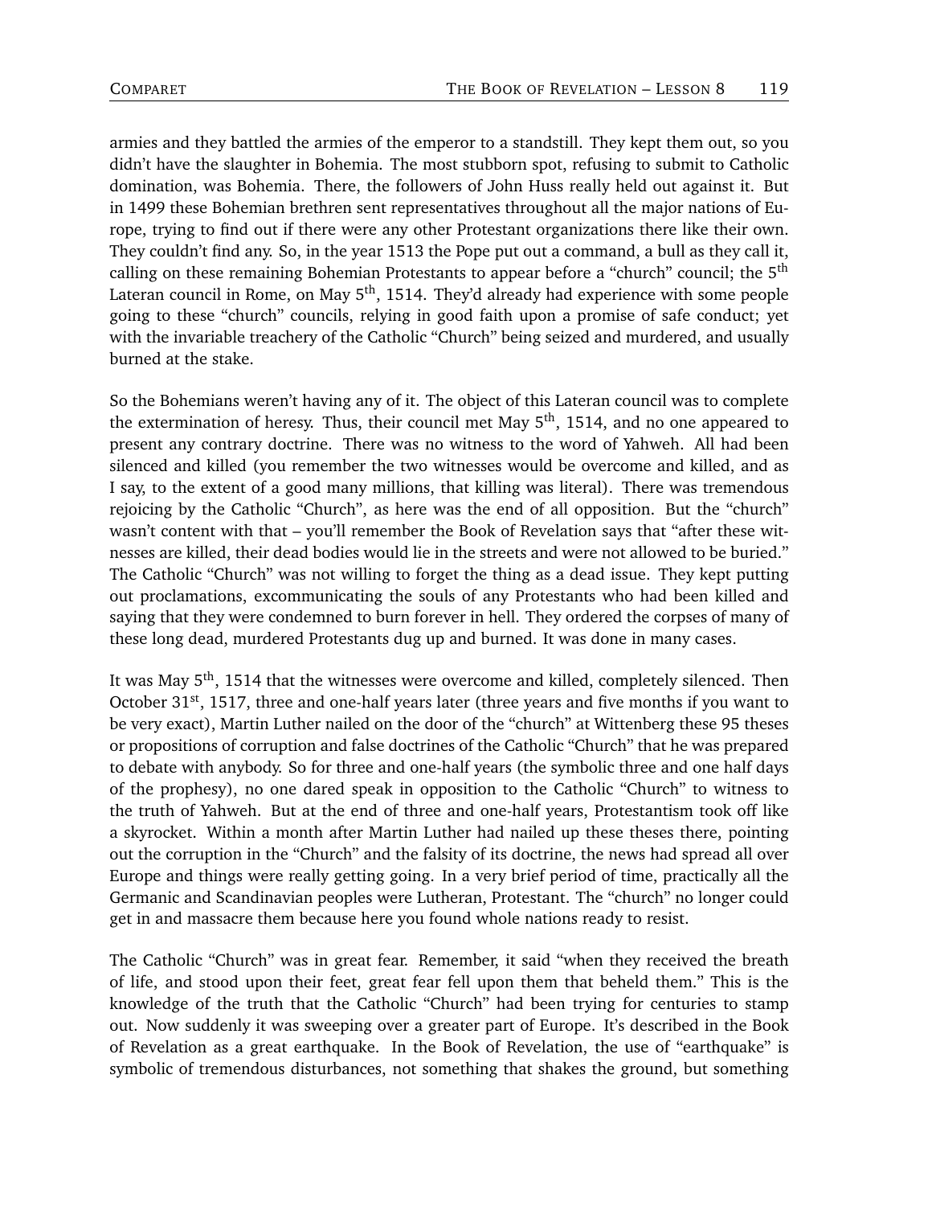armies and they battled the armies of the emperor to a standstill. They kept them out, so you didn't have the slaughter in Bohemia. The most stubborn spot, refusing to submit to Catholic domination, was Bohemia. There, the followers of John Huss really held out against it. But in 1499 these Bohemian brethren sent representatives throughout all the major nations of Europe, trying to find out if there were any other Protestant organizations there like their own. They couldn't find any. So, in the year 1513 the Pope put out a command, a bull as they call it, calling on these remaining Bohemian Protestants to appear before a "church" council; the 5th Lateran council in Rome, on May 5th, 1514. They'd already had experience with some people going to these "church" councils, relying in good faith upon a promise of safe conduct; yet with the invariable treachery of the Catholic "Church" being seized and murdered, and usually burned at the stake.

So the Bohemians weren't having any of it. The object of this Lateran council was to complete the extermination of heresy. Thus, their council met May 5th, 1514, and no one appeared to present any contrary doctrine. There was no witness to the word of Yahweh. All had been silenced and killed (you remember the two witnesses would be overcome and killed, and as I say, to the extent of a good many millions, that killing was literal). There was tremendous rejoicing by the Catholic "Church", as here was the end of all opposition. But the "church" wasn't content with that – you'll remember the Book of Revelation says that "after these witnesses are killed, their dead bodies would lie in the streets and were not allowed to be buried." The Catholic "Church" was not willing to forget the thing as a dead issue. They kept putting out proclamations, excommunicating the souls of any Protestants who had been killed and saying that they were condemned to burn forever in hell. They ordered the corpses of many of these long dead, murdered Protestants dug up and burned. It was done in many cases.

It was May 5th, 1514 that the witnesses were overcome and killed, completely silenced. Then October 31st, 1517, three and one-half years later (three years and five months if you want to be very exact), Martin Luther nailed on the door of the "church" at Wittenberg these 95 theses or propositions of corruption and false doctrines of the Catholic "Church" that he was prepared to debate with anybody. So for three and one-half years (the symbolic three and one half days of the prophesy), no one dared speak in opposition to the Catholic "Church" to witness to the truth of Yahweh. But at the end of three and one-half years, Protestantism took off like a skyrocket. Within a month after Martin Luther had nailed up these theses there, pointing out the corruption in the "Church" and the falsity of its doctrine, the news had spread all over Europe and things were really getting going. In a very brief period of time, practically all the Germanic and Scandinavian peoples were Lutheran, Protestant. The "church" no longer could get in and massacre them because here you found whole nations ready to resist.

The Catholic "Church" was in great fear. Remember, it said "when they received the breath of life, and stood upon their feet, great fear fell upon them that beheld them." This is the knowledge of the truth that the Catholic "Church" had been trying for centuries to stamp out. Now suddenly it was sweeping over a greater part of Europe. It's described in the Book of Revelation as a great earthquake. In the Book of Revelation, the use of "earthquake" is symbolic of tremendous disturbances, not something that shakes the ground, but something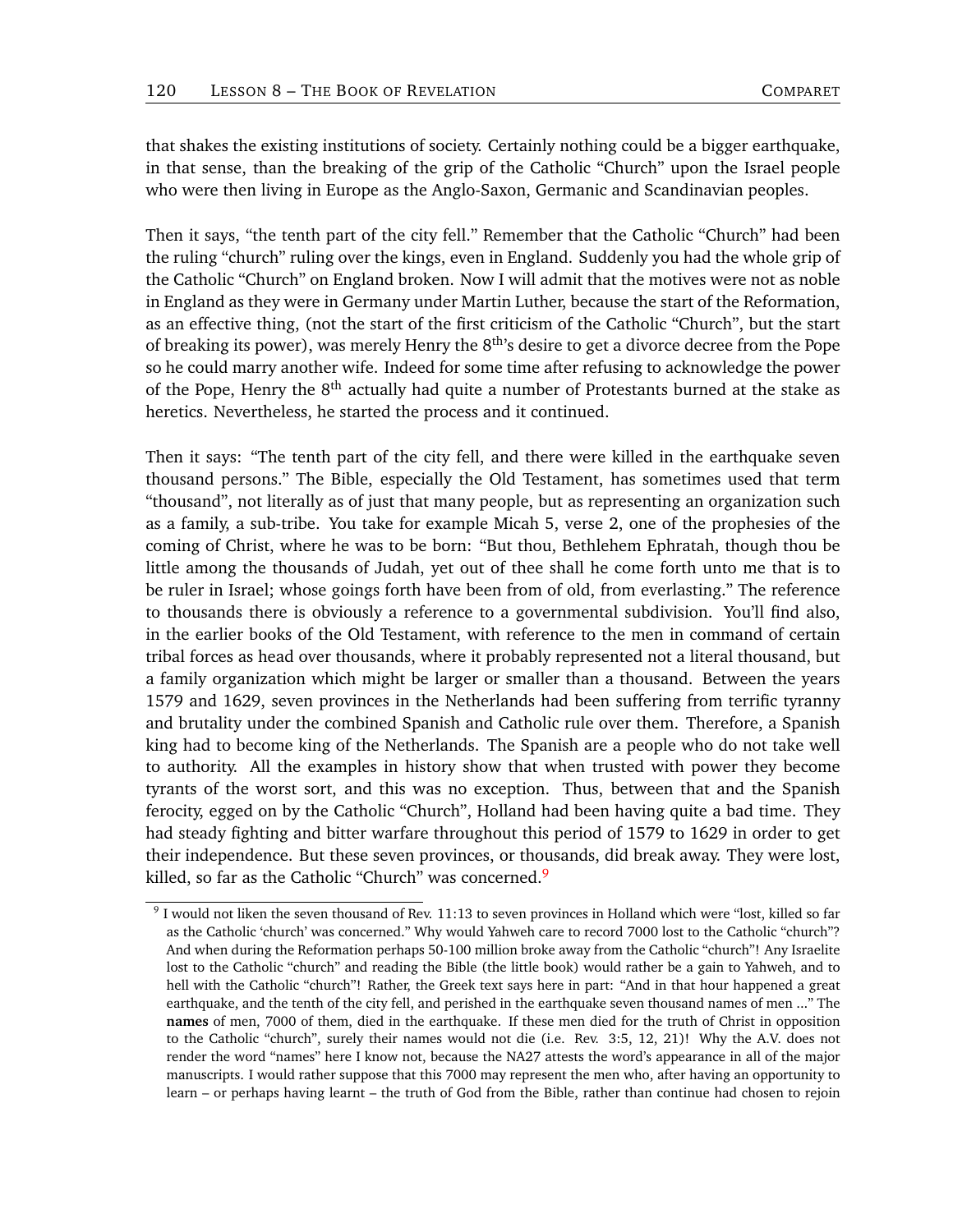that shakes the existing institutions of society. Certainly nothing could be a bigger earthquake, in that sense, than the breaking of the grip of the Catholic "Church" upon the Israel people who were then living in Europe as the Anglo-Saxon, Germanic and Scandinavian peoples.

Then it says, "the tenth part of the city fell." Remember that the Catholic "Church" had been the ruling "church" ruling over the kings, even in England. Suddenly you had the whole grip of the Catholic "Church" on England broken. Now I will admit that the motives were not as noble in England as they were in Germany under Martin Luther, because the start of the Reformation, as an effective thing, (not the start of the first criticism of the Catholic "Church", but the start of breaking its power), was merely Henry the 8th's desire to get a divorce decree from the Pope so he could marry another wife. Indeed for some time after refusing to acknowledge the power of the Pope, Henry the 8th actually had quite a number of Protestants burned at the stake as heretics. Nevertheless, he started the process and it continued.

Then it says: "The tenth part of the city fell, and there were killed in the earthquake seven thousand persons." The Bible, especially the Old Testament, has sometimes used that term "thousand", not literally as of just that many people, but as representing an organization such as a family, a sub-tribe. You take for example Micah 5, verse 2, one of the prophesies of the coming of Christ, where he was to be born: "But thou, Bethlehem Ephratah, though thou be little among the thousands of Judah, yet out of thee shall he come forth unto me that is to be ruler in Israel; whose goings forth have been from of old, from everlasting." The reference to thousands there is obviously a reference to a governmental subdivision. You'll find also, in the earlier books of the Old Testament, with reference to the men in command of certain tribal forces as head over thousands, where it probably represented not a literal thousand, but a family organization which might be larger or smaller than a thousand. Between the years 1579 and 1629, seven provinces in the Netherlands had been suffering from terrific tyranny and brutality under the combined Spanish and Catholic rule over them. Therefore, a Spanish king had to become king of the Netherlands. The Spanish are a people who do not take well to authority. All the examples in history show that when trusted with power they become tyrants of the worst sort, and this was no exception. Thus, between that and the Spanish ferocity, egged on by the Catholic "Church", Holland had been having quite a bad time. They had steady fighting and bitter warfare throughout this period of 1579 to 1629 in order to get their independence. But these seven provinces, or thousands, did break away. They were lost, killed, so far as the Catholic "Church" was concerned.[9]

[9] I would not liken the seven thousand of Rev. 11:13 to seven provinces in Holland which were "lost, killed so far as the Catholic 'church' was concerned." Why would Yahweh care to record 7000 lost to the Catholic "church"? And when during the Reformation perhaps 50-100 million broke away from the Catholic "church"! Any Israelite lost to the Catholic "church" and reading the Bible (the little book) would rather be a gain to Yahweh, and to hell with the Catholic "church"! Rather, the Greek text says here in part: "And in that hour happened a great earthquake, and the tenth of the city fell, and perished in the earthquake seven thousand names of men ..." The **names** of men, 7000 of them, died in the earthquake. If these men died for the truth of Christ in opposition to the Catholic "church", surely their names would not die (i.e. Rev. 3:5, 12, 21)! Why the A.V. does not render the word "names" here I know not, because the NA27 attests the word's appearance in all of the major manuscripts. I would rather suppose that this 7000 may represent the men who, after having an opportunity to learn – or perhaps having learnt – the truth of God from the Bible, rather than continue had chosen to rejoin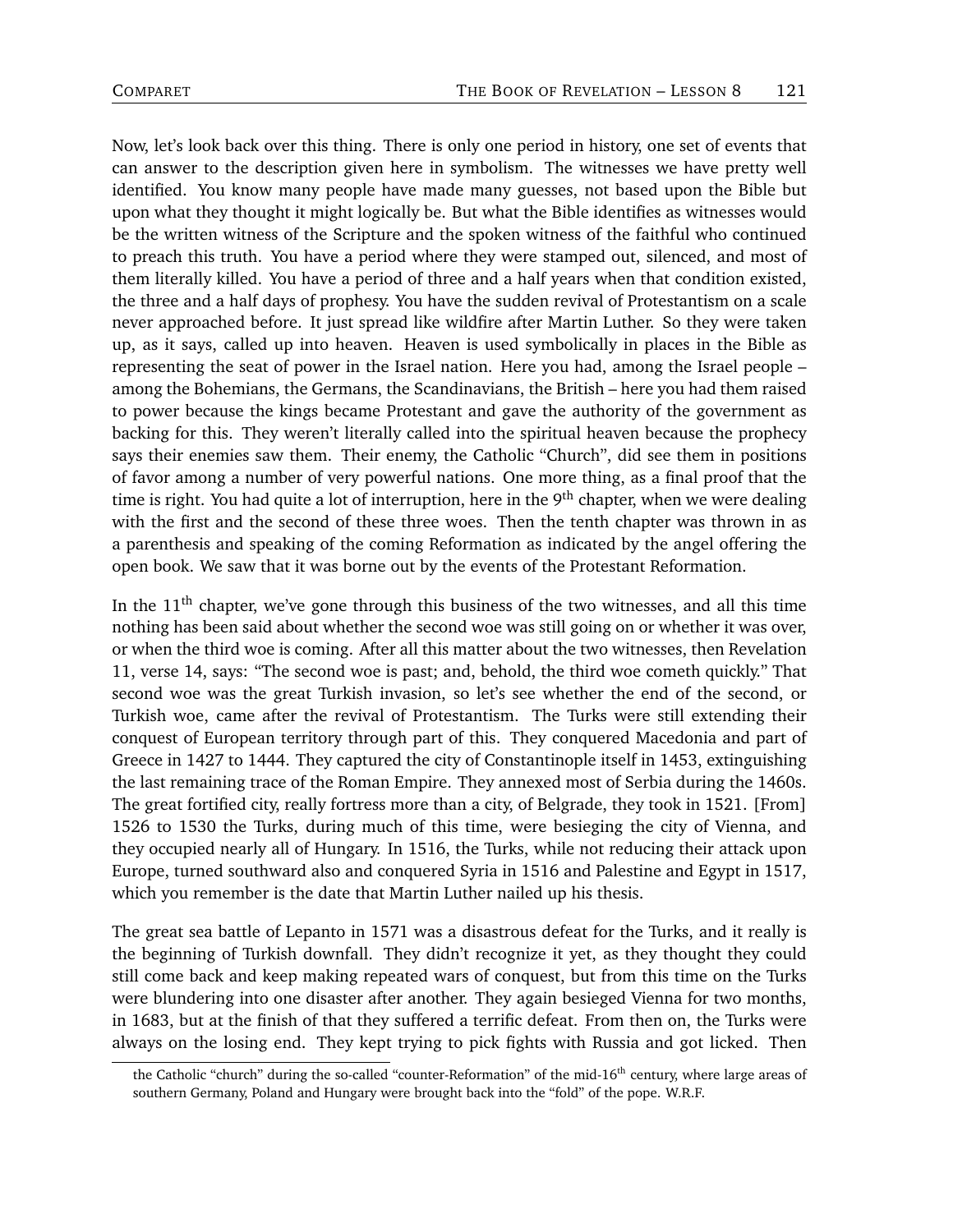Now, let's look back over this thing. There is only one period in history, one set of events that can answer to the description given here in symbolism. The witnesses we have pretty well identified. You know many people have made many guesses, not based upon the Bible but upon what they thought it might logically be. But what the Bible identifies as witnesses would be the written witness of the Scripture and the spoken witness of the faithful who continued to preach this truth. You have a period where they were stamped out, silenced, and most of them literally killed. You have a period of three and a half years when that condition existed, the three and a half days of prophesy. You have the sudden revival of Protestantism on a scale never approached before. It just spread like wildfire after Martin Luther. So they were taken up, as it says, called up into heaven. Heaven is used symbolically in places in the Bible as representing the seat of power in the Israel nation. Here you had, among the Israel people – among the Bohemians, the Germans, the Scandinavians, the British – here you had them raised to power because the kings became Protestant and gave the authority of the government as backing for this. They weren't literally called into the spiritual heaven because the prophecy says their enemies saw them. Their enemy, the Catholic "Church", did see them in positions of favor among a number of very powerful nations. One more thing, as a final proof that the time is right. You had quite a lot of interruption, here in the 9th chapter, when we were dealing with the first and the second of these three woes. Then the tenth chapter was thrown in as a parenthesis and speaking of the coming Reformation as indicated by the angel offering the open book. We saw that it was borne out by the events of the Protestant Reformation.

In the 11th chapter, we've gone through this business of the two witnesses, and all this time nothing has been said about whether the second woe was still going on or whether it was over, or when the third woe is coming. After all this matter about the two witnesses, then Revelation 11, verse 14, says: "The second woe is past; and, behold, the third woe cometh quickly." That second woe was the great Turkish invasion, so let's see whether the end of the second, or Turkish woe, came after the revival of Protestantism. The Turks were still extending their conquest of European territory through part of this. They conquered Macedonia and part of Greece in 1427 to 1444. They captured the city of Constantinople itself in 1453, extinguishing the last remaining trace of the Roman Empire. They annexed most of Serbia during the 1460s. The great fortified city, really fortress more than a city, of Belgrade, they took in 1521. [From] 1526 to 1530 the Turks, during much of this time, were besieging the city of Vienna, and they occupied nearly all of Hungary. In 1516, the Turks, while not reducing their attack upon Europe, turned southward also and conquered Syria in 1516 and Palestine and Egypt in 1517, which you remember is the date that Martin Luther nailed up his thesis.

The great sea battle of Lepanto in 1571 was a disastrous defeat for the Turks, and it really is the beginning of Turkish downfall. They didn't recognize it yet, as they thought they could still come back and keep making repeated wars of conquest, but from this time on the Turks were blundering into one disaster after another. They again besieged Vienna for two months, in 1683, but at the finish of that they suffered a terrific defeat. From then on, the Turks were always on the losing end. They kept trying to pick fights with Russia and got licked. Then

the Catholic "church" during the so-called "counter-Reformation" of the mid-16th century, where large areas of southern Germany, Poland and Hungary were brought back into the "fold" of the pope. W.R.F.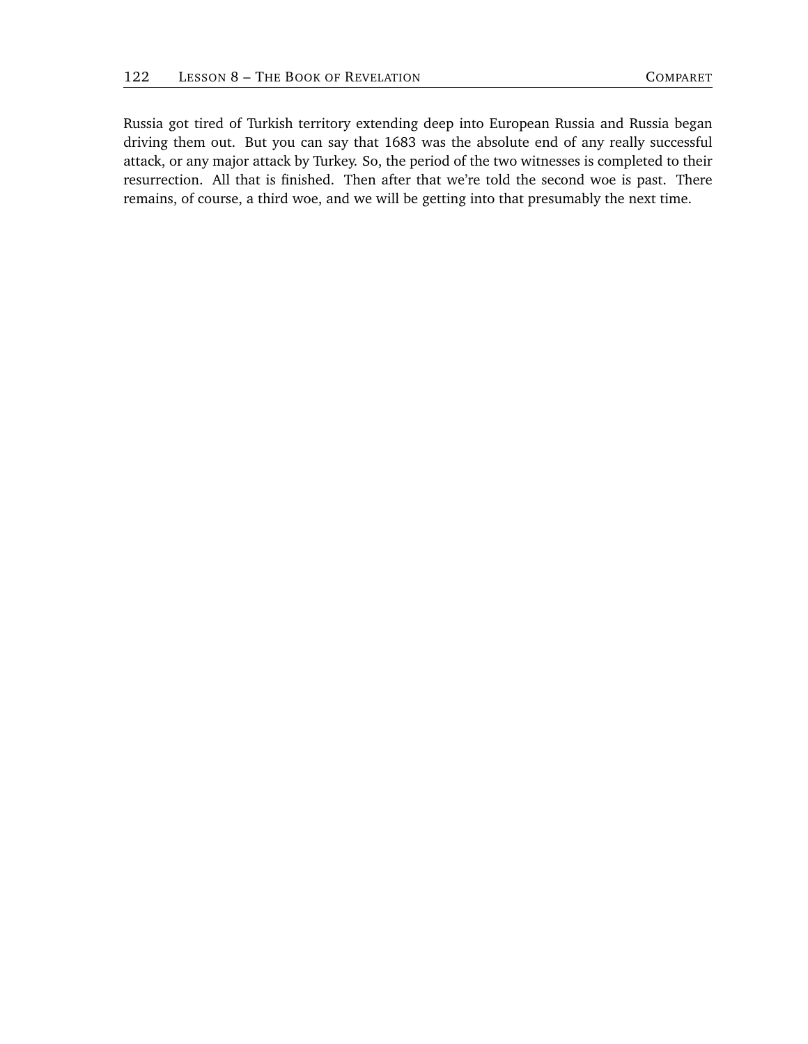Russia got tired of Turkish territory extending deep into European Russia and Russia began driving them out. But you can say that 1683 was the absolute end of any really successful attack, or any major attack by Turkey. So, the period of the two witnesses is completed to their resurrection. All that is finished. Then after that we're told the second woe is past. There remains, of course, a third woe, and we will be getting into that presumably the next time.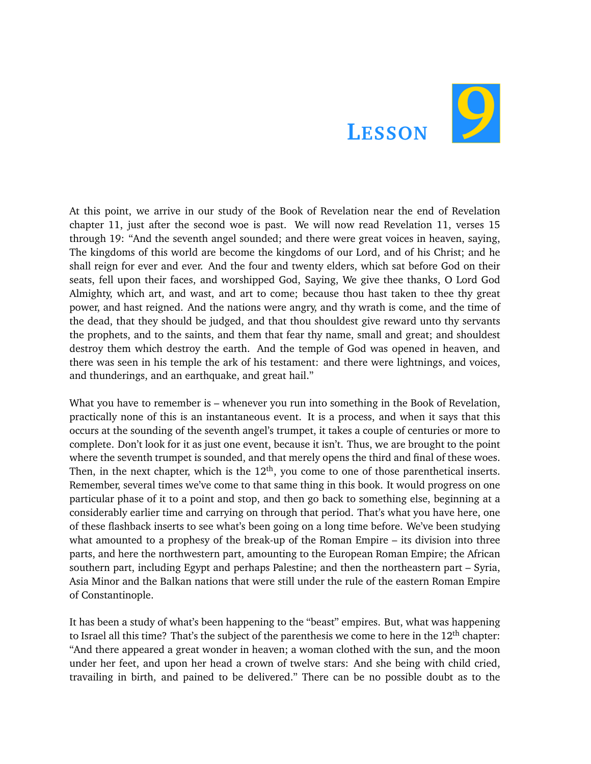# Lesson 9

At this point, we arrive in our study of the Book of Revelation near the end of Revelation chapter 11, just after the second woe is past. We will now read Revelation 11, verses 15 through 19: "And the seventh angel sounded; and there were great voices in heaven, saying, The kingdoms of this world are become the kingdoms of our Lord, and of his Christ; and he shall reign for ever and ever. And the four and twenty elders, which sat before God on their seats, fell upon their faces, and worshipped God, Saying, We give thee thanks, O Lord God Almighty, which art, and wast, and art to come; because thou hast taken to thee thy great power, and hast reigned. And the nations were angry, and thy wrath is come, and the time of the dead, that they should be judged, and that thou shouldest give reward unto thy servants the prophets, and to the saints, and them that fear thy name, small and great; and shouldest destroy them which destroy the earth. And the temple of God was opened in heaven, and there was seen in his temple the ark of his testament: and there were lightnings, and voices, and thunderings, and an earthquake, and great hail."

What you have to remember is – whenever you run into something in the Book of Revelation, practically none of this is an instantaneous event. It is a process, and when it says that this occurs at the sounding of the seventh angel's trumpet, it takes a couple of centuries or more to complete. Don't look for it as just one event, because it isn't. Thus, we are brought to the point where the seventh trumpet is sounded, and that merely opens the third and final of these woes. Then, in the next chapter, which is the 12th, you come to one of those parenthetical inserts. Remember, several times we've come to that same thing in this book. It would progress on one particular phase of it to a point and stop, and then go back to something else, beginning at a considerably earlier time and carrying on through that period. That's what you have here, one of these flashback inserts to see what's been going on a long time before. We've been studying what amounted to a prophesy of the break-up of the Roman Empire – its division into three parts, and here the northwestern part, amounting to the European Roman Empire; the African southern part, including Egypt and perhaps Palestine; and then the northeastern part – Syria, Asia Minor and the Balkan nations that were still under the rule of the eastern Roman Empire of Constantinople.

It has been a study of what's been happening to the "beast" empires. But, what was happening to Israel all this time? That's the subject of the parenthesis we come to here in the 12th chapter: "And there appeared a great wonder in heaven; a woman clothed with the sun, and the moon under her feet, and upon her head a crown of twelve stars: And she being with child cried, travailing in birth, and pained to be delivered." There can be no possible doubt as to the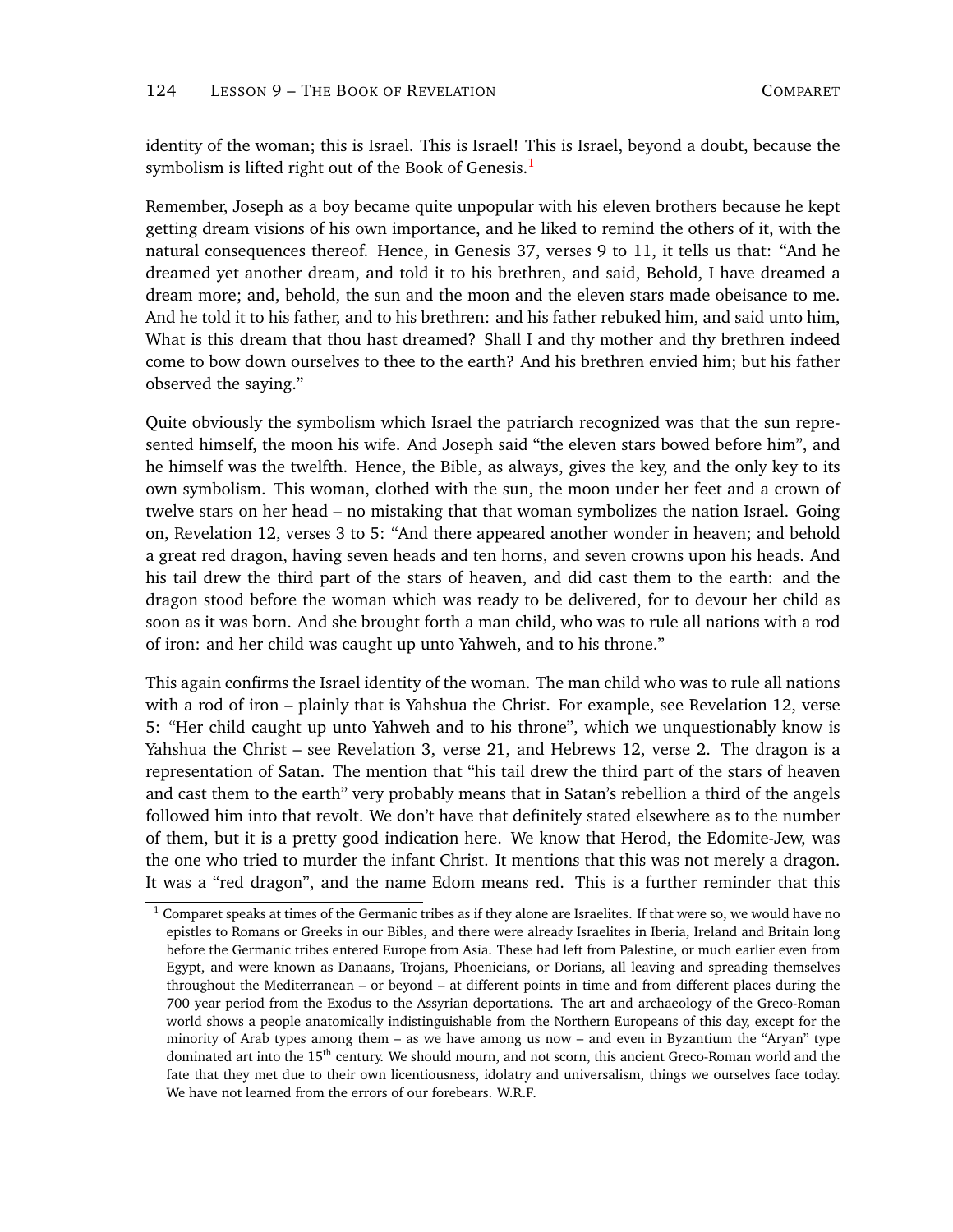identity of the woman; this is Israel. This is Israel! This is Israel, beyond a doubt, because the symbolism is lifted right out of the Book of Genesis.[1]

Remember, Joseph as a boy became quite unpopular with his eleven brothers because he kept getting dream visions of his own importance, and he liked to remind the others of it, with the natural consequences thereof. Hence, in Genesis 37, verses 9 to 11, it tells us that: "And he dreamed yet another dream, and told it to his brethren, and said, Behold, I have dreamed a dream more; and, behold, the sun and the moon and the eleven stars made obeisance to me. And he told it to his father, and to his brethren: and his father rebuked him, and said unto him, What is this dream that thou hast dreamed? Shall I and thy mother and thy brethren indeed come to bow down ourselves to thee to the earth? And his brethren envied him; but his father observed the saying."

Quite obviously the symbolism which Israel the patriarch recognized was that the sun represented himself, the moon his wife. And Joseph said "the eleven stars bowed before him", and he himself was the twelfth. Hence, the Bible, as always, gives the key, and the only key to its own symbolism. This woman, clothed with the sun, the moon under her feet and a crown of twelve stars on her head – no mistaking that that woman symbolizes the nation Israel. Going on, Revelation 12, verses 3 to 5: "And there appeared another wonder in heaven; and behold a great red dragon, having seven heads and ten horns, and seven crowns upon his heads. And his tail drew the third part of the stars of heaven, and did cast them to the earth: and the dragon stood before the woman which was ready to be delivered, for to devour her child as soon as it was born. And she brought forth a man child, who was to rule all nations with a rod of iron: and her child was caught up unto Yahweh, and to his throne."

This again confirms the Israel identity of the woman. The man child who was to rule all nations with a rod of iron – plainly that is Yahshua the Christ. For example, see Revelation 12, verse 5: "Her child caught up unto Yahweh and to his throne", which we unquestionably know is Yahshua the Christ – see Revelation 3, verse 21, and Hebrews 12, verse 2. The dragon is a representation of Satan. The mention that "his tail drew the third part of the stars of heaven and cast them to the earth" very probably means that in Satan's rebellion a third of the angels followed him into that revolt. We don't have that definitely stated elsewhere as to the number of them, but it is a pretty good indication here. We know that Herod, the Edomite-Jew, was the one who tried to murder the infant Christ. It mentions that this was not merely a dragon. It was a "red dragon", and the name Edom means red. This is a further reminder that this

---

[1] Comparet speaks at times of the Germanic tribes as if they alone are Israelites. If that were so, we would have no epistles to Romans or Greeks in our Bibles, and there were already Israelites in Iberia, Ireland and Britain long before the Germanic tribes entered Europe from Asia. These had left from Palestine, or much earlier even from Egypt, and were known as Danaans, Trojans, Phoenicians, or Dorians, all leaving and spreading themselves throughout the Mediterranean – or beyond – at different points in time and from different places during the 700 year period from the Exodus to the Assyrian deportations. The art and archaeology of the Greco-Roman world shows a people anatomically indistinguishable from the Northern Europeans of this day, except for the minority of Arab types among them – as we have among us now – and even in Byzantium the "Aryan" type dominated art into the 15th century. We should mourn, and not scorn, this ancient Greco-Roman world and the fate that they met due to their own licentiousness, idolatry and universalism, things we ourselves face today. We have not learned from the errors of our forebears. W.R.F.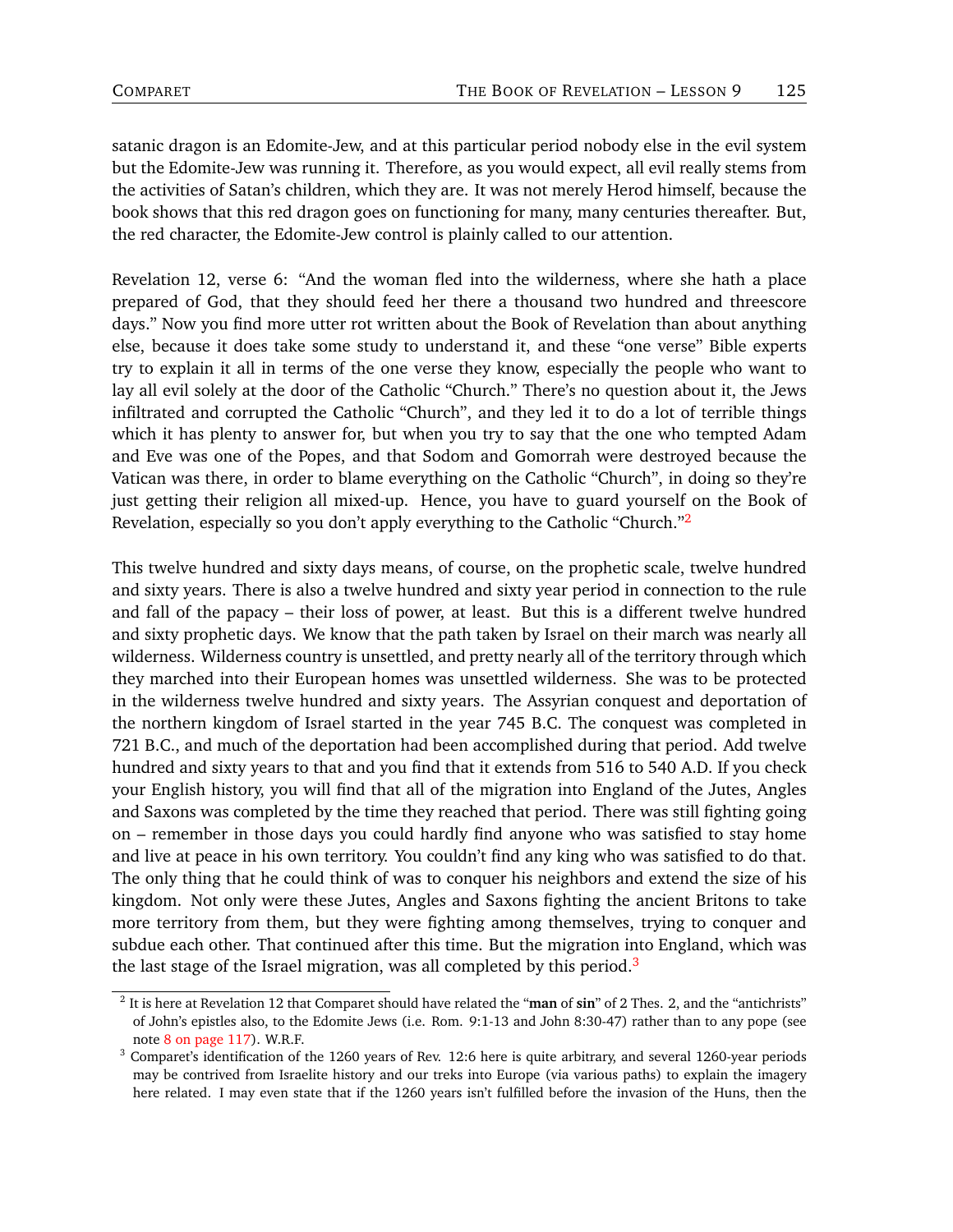satanic dragon is an Edomite-Jew, and at this particular period nobody else in the evil system but the Edomite-Jew was running it. Therefore, as you would expect, all evil really stems from the activities of Satan's children, which they are. It was not merely Herod himself, because the book shows that this red dragon goes on functioning for many, many centuries thereafter. But, the red character, the Edomite-Jew control is plainly called to our attention.

Revelation 12, verse 6: "And the woman fled into the wilderness, where she hath a place prepared of God, that they should feed her there a thousand two hundred and threescore days." Now you find more utter rot written about the Book of Revelation than about anything else, because it does take some study to understand it, and these "one verse" Bible experts try to explain it all in terms of the one verse they know, especially the people who want to lay all evil solely at the door of the Catholic "Church." There's no question about it, the Jews infiltrated and corrupted the Catholic "Church", and they led it to do a lot of terrible things which it has plenty to answer for, but when you try to say that the one who tempted Adam and Eve was one of the Popes, and that Sodom and Gomorrah were destroyed because the Vatican was there, in order to blame everything on the Catholic "Church", in doing so they're just getting their religion all mixed-up. Hence, you have to guard yourself on the Book of Revelation, especially so you don't apply everything to the Catholic "Church."[2]

This twelve hundred and sixty days means, of course, on the prophetic scale, twelve hundred and sixty years. There is also a twelve hundred and sixty year period in connection to the rule and fall of the papacy – their loss of power, at least. But this is a different twelve hundred and sixty prophetic days. We know that the path taken by Israel on their march was nearly all wilderness. Wilderness country is unsettled, and pretty nearly all of the territory through which they marched into their European homes was unsettled wilderness. She was to be protected in the wilderness twelve hundred and sixty years. The Assyrian conquest and deportation of the northern kingdom of Israel started in the year 745 B.C. The conquest was completed in 721 B.C., and much of the deportation had been accomplished during that period. Add twelve hundred and sixty years to that and you find that it extends from 516 to 540 A.D. If you check your English history, you will find that all of the migration into England of the Jutes, Angles and Saxons was completed by the time they reached that period. There was still fighting going on – remember in those days you could hardly find anyone who was satisfied to stay home and live at peace in his own territory. You couldn't find any king who was satisfied to do that. The only thing that he could think of was to conquer his neighbors and extend the size of his kingdom. Not only were these Jutes, Angles and Saxons fighting the ancient Britons to take more territory from them, but they were fighting among themselves, trying to conquer and subdue each other. That continued after this time. But the migration into England, which was the last stage of the Israel migration, was all completed by this period.[3]

---

[2] It is here at Revelation 12 that Comparet should have related the "**man** of **sin**" of 2 Thes. 2, and the "antichrists" of John's epistles also, to the Edomite Jews (i.e. Rom. 9:1-13 and John 8:30-47) rather than to any pope (see note 8 on page 117). W.R.F.

[3] Comparet's identification of the 1260 years of Rev. 12:6 here is quite arbitrary, and several 1260-year periods may be contrived from Israelite history and our treks into Europe (via various paths) to explain the imagery here related. I may even state that if the 1260 years isn't fulfilled before the invasion of the Huns, then the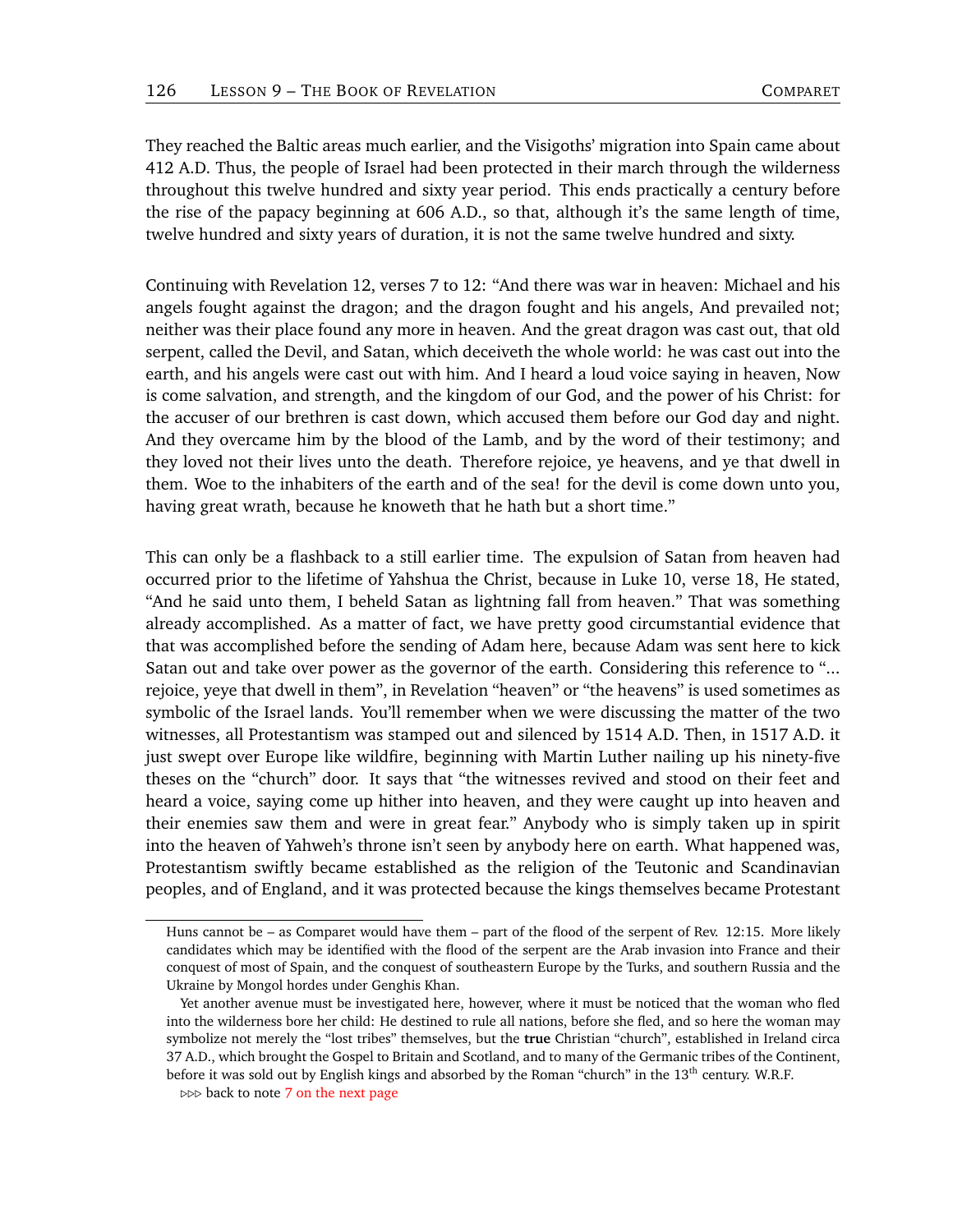They reached the Baltic areas much earlier, and the Visigoths' migration into Spain came about 412 A.D. Thus, the people of Israel had been protected in their march through the wilderness throughout this twelve hundred and sixty year period. This ends practically a century before the rise of the papacy beginning at 606 A.D., so that, although it's the same length of time, twelve hundred and sixty years of duration, it is not the same twelve hundred and sixty.

Continuing with Revelation 12, verses 7 to 12: "And there was war in heaven: Michael and his angels fought against the dragon; and the dragon fought and his angels, And prevailed not; neither was their place found any more in heaven. And the great dragon was cast out, that old serpent, called the Devil, and Satan, which deceiveth the whole world: he was cast out into the earth, and his angels were cast out with him. And I heard a loud voice saying in heaven, Now is come salvation, and strength, and the kingdom of our God, and the power of his Christ: for the accuser of our brethren is cast down, which accused them before our God day and night. And they overcame him by the blood of the Lamb, and by the word of their testimony; and they loved not their lives unto the death. Therefore rejoice, ye heavens, and ye that dwell in them. Woe to the inhabiters of the earth and of the sea! for the devil is come down unto you, having great wrath, because he knoweth that he hath but a short time."

This can only be a flashback to a still earlier time. The expulsion of Satan from heaven had occurred prior to the lifetime of Yahshua the Christ, because in Luke 10, verse 18, He stated, "And he said unto them, I beheld Satan as lightning fall from heaven." That was something already accomplished. As a matter of fact, we have pretty good circumstantial evidence that that was accomplished before the sending of Adam here, because Adam was sent here to kick Satan out and take over power as the governor of the earth. Considering this reference to "... rejoice, yeye that dwell in them", in Revelation "heaven" or "the heavens" is used sometimes as symbolic of the Israel lands. You'll remember when we were discussing the matter of the two witnesses, all Protestantism was stamped out and silenced by 1514 A.D. Then, in 1517 A.D. it just swept over Europe like wildfire, beginning with Martin Luther nailing up his ninety-five theses on the "church" door. It says that "the witnesses revived and stood on their feet and heard a voice, saying come up hither into heaven, and they were caught up into heaven and their enemies saw them and were in great fear." Anybody who is simply taken up in spirit into the heaven of Yahweh's throne isn't seen by anybody here on earth. What happened was, Protestantism swiftly became established as the religion of the Teutonic and Scandinavian peoples, and of England, and it was protected because the kings themselves became Protestant

---

Huns cannot be – as Comparet would have them – part of the flood of the serpent of Rev. 12:15. More likely candidates which may be identified with the flood of the serpent are the Arab invasion into France and their conquest of most of Spain, and the conquest of southeastern Europe by the Turks, and southern Russia and the Ukraine by Mongol hordes under Genghis Khan.

Yet another avenue must be investigated here, however, where it must be noticed that the woman who fled into the wilderness bore her child: He destined to rule all nations, before she fled, and so here the woman may symbolize not merely the "lost tribes" themselves, but the **true** Christian "church", established in Ireland circa 37 A.D., which brought the Gospel to Britain and Scotland, and to many of the Germanic tribes of the Continent, before it was sold out by English kings and absorbed by the Roman "church" in the 13th century. W.R.F.

⊳⊳⊳ back to note 7 on the next page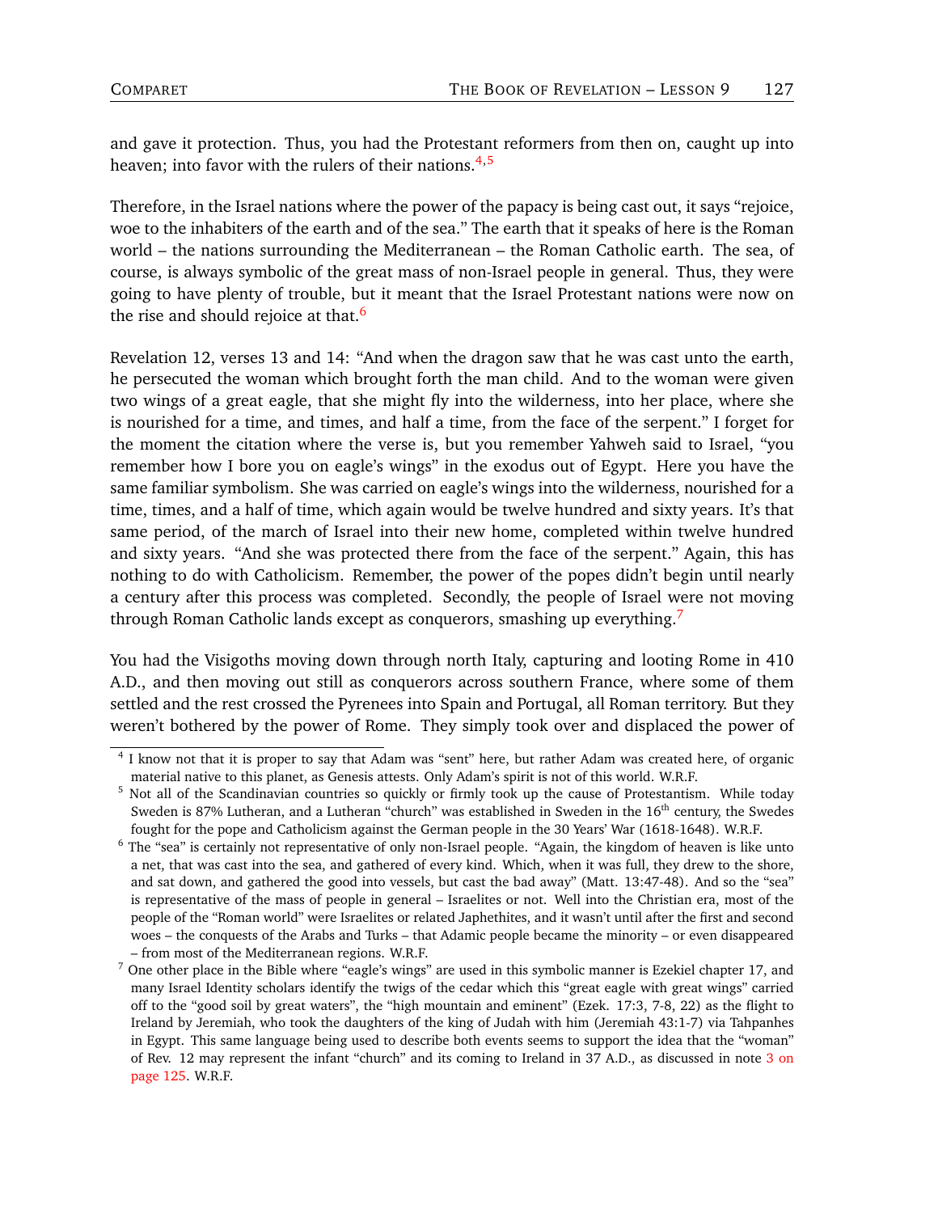and gave it protection. Thus, you had the Protestant reformers from then on, caught up into heaven; into favor with the rulers of their nations.[4,5]

Therefore, in the Israel nations where the power of the papacy is being cast out, it says "rejoice, woe to the inhabiters of the earth and of the sea." The earth that it speaks of here is the Roman world – the nations surrounding the Mediterranean – the Roman Catholic earth. The sea, of course, is always symbolic of the great mass of non-Israel people in general. Thus, they were going to have plenty of trouble, but it meant that the Israel Protestant nations were now on the rise and should rejoice at that.[6]

Revelation 12, verses 13 and 14: "And when the dragon saw that he was cast unto the earth, he persecuted the woman which brought forth the man child. And to the woman were given two wings of a great eagle, that she might fly into the wilderness, into her place, where she is nourished for a time, and times, and half a time, from the face of the serpent." I forget for the moment the citation where the verse is, but you remember Yahweh said to Israel, "you remember how I bore you on eagle's wings" in the exodus out of Egypt. Here you have the same familiar symbolism. She was carried on eagle's wings into the wilderness, nourished for a time, times, and a half of time, which again would be twelve hundred and sixty years. It's that same period, of the march of Israel into their new home, completed within twelve hundred and sixty years. "And she was protected there from the face of the serpent." Again, this has nothing to do with Catholicism. Remember, the power of the popes didn't begin until nearly a century after this process was completed. Secondly, the people of Israel were not moving through Roman Catholic lands except as conquerors, smashing up everything.[7]

You had the Visigoths moving down through north Italy, capturing and looting Rome in 410 A.D., and then moving out still as conquerors across southern France, where some of them settled and the rest crossed the Pyrenees into Spain and Portugal, all Roman territory. But they weren't bothered by the power of Rome. They simply took over and displaced the power of

---

[4] I know not that it is proper to say that Adam was "sent" here, but rather Adam was created here, of organic material native to this planet, as Genesis attests. Only Adam's spirit is not of this world. W.R.F.

[5] Not all of the Scandinavian countries so quickly or firmly took up the cause of Protestantism. While today Sweden is 87% Lutheran, and a Lutheran "church" was established in Sweden in the 16th century, the Swedes fought for the pope and Catholicism against the German people in the 30 Years' War (1618-1648). W.R.F.

[6] The "sea" is certainly not representative of only non-Israel people. "Again, the kingdom of heaven is like unto a net, that was cast into the sea, and gathered of every kind. Which, when it was full, they drew to the shore, and sat down, and gathered the good into vessels, but cast the bad away" (Matt. 13:47-48). And so the "sea" is representative of the mass of people in general – Israelites or not. Well into the Christian era, most of the people of the "Roman world" were Israelites or related Japhethites, and it wasn't until after the first and second woes – the conquests of the Arabs and Turks – that Adamic people became the minority – or even disappeared – from most of the Mediterranean regions. W.R.F.

[7] One other place in the Bible where "eagle's wings" are used in this symbolic manner is Ezekiel chapter 17, and many Israel Identity scholars identify the twigs of the cedar which this "great eagle with great wings" carried off to the "good soil by great waters", the "high mountain and eminent" (Ezek. 17:3, 7-8, 22) as the flight to Ireland by Jeremiah, who took the daughters of the king of Judah with him (Jeremiah 43:1-7) via Tahpanhes in Egypt. This same language being used to describe both events seems to support the idea that the "woman" of Rev. 12 may represent the infant "church" and its coming to Ireland in 37 A.D., as discussed in note 3 on page 125. W.R.F.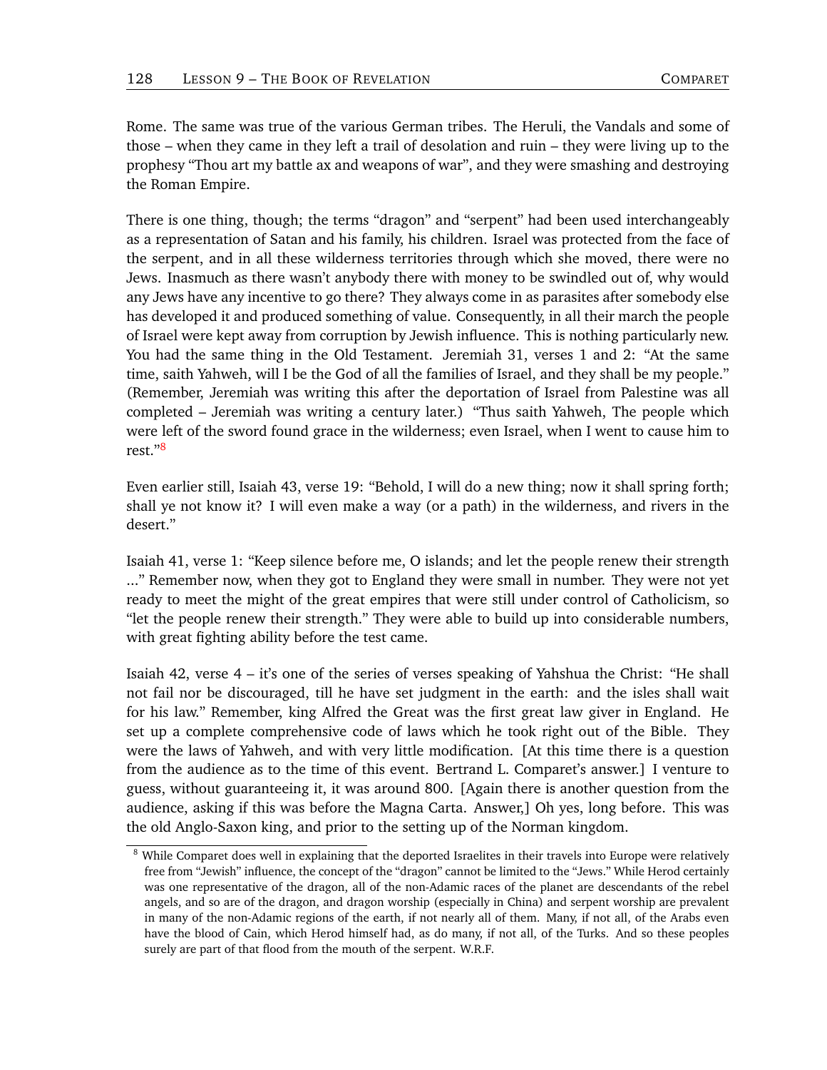Rome. The same was true of the various German tribes. The Heruli, the Vandals and some of those – when they came in they left a trail of desolation and ruin – they were living up to the prophesy "Thou art my battle ax and weapons of war", and they were smashing and destroying the Roman Empire.

There is one thing, though; the terms "dragon" and "serpent" had been used interchangeably as a representation of Satan and his family, his children. Israel was protected from the face of the serpent, and in all these wilderness territories through which she moved, there were no Jews. Inasmuch as there wasn't anybody there with money to be swindled out of, why would any Jews have any incentive to go there? They always come in as parasites after somebody else has developed it and produced something of value. Consequently, in all their march the people of Israel were kept away from corruption by Jewish influence. This is nothing particularly new. You had the same thing in the Old Testament. Jeremiah 31, verses 1 and 2: "At the same time, saith Yahweh, will I be the God of all the families of Israel, and they shall be my people." (Remember, Jeremiah was writing this after the deportation of Israel from Palestine was all completed – Jeremiah was writing a century later.) "Thus saith Yahweh, The people which were left of the sword found grace in the wilderness; even Israel, when I went to cause him to rest."[8]

Even earlier still, Isaiah 43, verse 19: "Behold, I will do a new thing; now it shall spring forth; shall ye not know it? I will even make a way (or a path) in the wilderness, and rivers in the desert."

Isaiah 41, verse 1: "Keep silence before me, O islands; and let the people renew their strength ..." Remember now, when they got to England they were small in number. They were not yet ready to meet the might of the great empires that were still under control of Catholicism, so "let the people renew their strength." They were able to build up into considerable numbers, with great fighting ability before the test came.

Isaiah 42, verse 4 – it's one of the series of verses speaking of Yahshua the Christ: "He shall not fail nor be discouraged, till he have set judgment in the earth: and the isles shall wait for his law." Remember, king Alfred the Great was the first great law giver in England. He set up a complete comprehensive code of laws which he took right out of the Bible. They were the laws of Yahweh, and with very little modification. [At this time there is a question from the audience as to the time of this event. Bertrand L. Comparet's answer.] I venture to guess, without guaranteeing it, it was around 800. [Again there is another question from the audience, asking if this was before the Magna Carta. Answer,] Oh yes, long before. This was the old Anglo-Saxon king, and prior to the setting up of the Norman kingdom.

---

[8] While Comparet does well in explaining that the deported Israelites in their travels into Europe were relatively free from "Jewish" influence, the concept of the "dragon" cannot be limited to the "Jews." While Herod certainly was one representative of the dragon, all of the non-Adamic races of the planet are descendants of the rebel angels, and so are of the dragon, and dragon worship (especially in China) and serpent worship are prevalent in many of the non-Adamic regions of the earth, if not nearly all of them. Many, if not all, of the Arabs even have the blood of Cain, which Herod himself had, as do many, if not all, of the Turks. And so these peoples surely are part of that flood from the mouth of the serpent. W.R.F.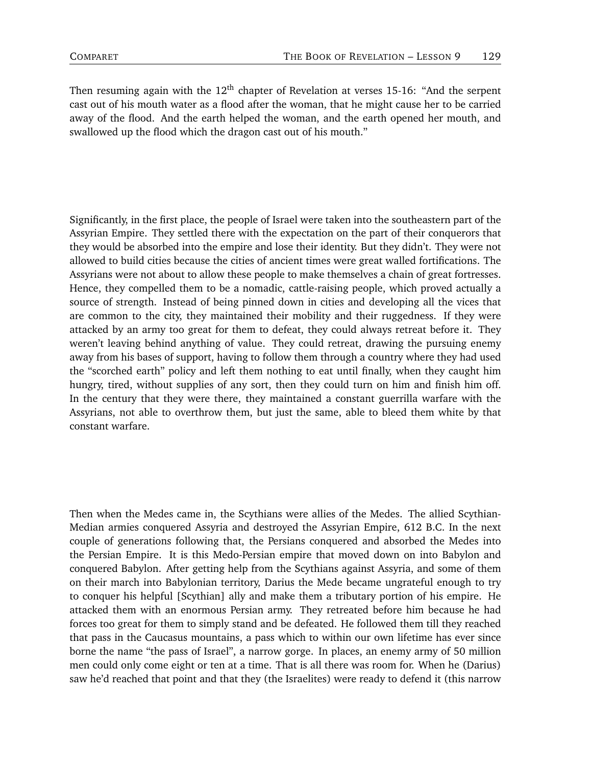Then resuming again with the 12th chapter of Revelation at verses 15-16: "And the serpent cast out of his mouth water as a flood after the woman, that he might cause her to be carried away of the flood. And the earth helped the woman, and the earth opened her mouth, and swallowed up the flood which the dragon cast out of his mouth."

Significantly, in the first place, the people of Israel were taken into the southeastern part of the Assyrian Empire. They settled there with the expectation on the part of their conquerors that they would be absorbed into the empire and lose their identity. But they didn't. They were not allowed to build cities because the cities of ancient times were great walled fortifications. The Assyrians were not about to allow these people to make themselves a chain of great fortresses. Hence, they compelled them to be a nomadic, cattle-raising people, which proved actually a source of strength. Instead of being pinned down in cities and developing all the vices that are common to the city, they maintained their mobility and their ruggedness. If they were attacked by an army too great for them to defeat, they could always retreat before it. They weren't leaving behind anything of value. They could retreat, drawing the pursuing enemy away from his bases of support, having to follow them through a country where they had used the "scorched earth" policy and left them nothing to eat until finally, when they caught him hungry, tired, without supplies of any sort, then they could turn on him and finish him off. In the century that they were there, they maintained a constant guerrilla warfare with the Assyrians, not able to overthrow them, but just the same, able to bleed them white by that constant warfare.

Then when the Medes came in, the Scythians were allies of the Medes. The allied Scythian-Median armies conquered Assyria and destroyed the Assyrian Empire, 612 B.C. In the next couple of generations following that, the Persians conquered and absorbed the Medes into the Persian Empire. It is this Medo-Persian empire that moved down on into Babylon and conquered Babylon. After getting help from the Scythians against Assyria, and some of them on their march into Babylonian territory, Darius the Mede became ungrateful enough to try to conquer his helpful [Scythian] ally and make them a tributary portion of his empire. He attacked them with an enormous Persian army. They retreated before him because he had forces too great for them to simply stand and be defeated. He followed them till they reached that pass in the Caucasus mountains, a pass which to within our own lifetime has ever since borne the name "the pass of Israel", a narrow gorge. In places, an enemy army of 50 million men could only come eight or ten at a time. That is all there was room for. When he (Darius) saw he'd reached that point and that they (the Israelites) were ready to defend it (this narrow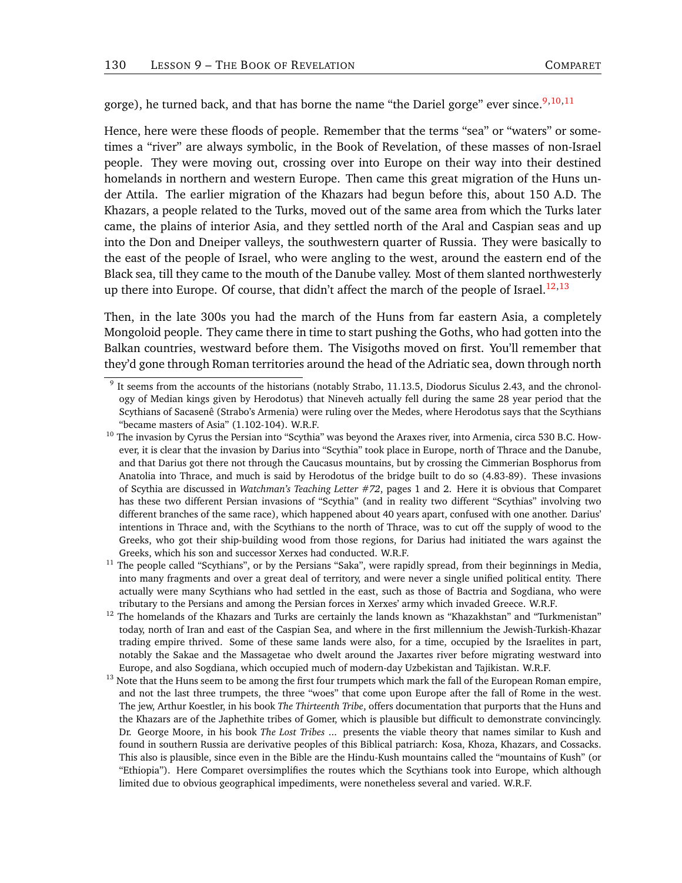gorge), he turned back, and that has borne the name "the Dariel gorge" ever since.[9,10,11]

Hence, here were these floods of people. Remember that the terms "sea" or "waters" or sometimes a "river" are always symbolic, in the Book of Revelation, of these masses of non-Israel people. They were moving out, crossing over into Europe on their way into their destined homelands in northern and western Europe. Then came this great migration of the Huns under Attila. The earlier migration of the Khazars had begun before this, about 150 A.D. The Khazars, a people related to the Turks, moved out of the same area from which the Turks later came, the plains of interior Asia, and they settled north of the Aral and Caspian seas and up into the Don and Dneiper valleys, the southwestern quarter of Russia. They were basically to the east of the people of Israel, who were angling to the west, around the eastern end of the Black sea, till they came to the mouth of the Danube valley. Most of them slanted northwesterly up there into Europe. Of course, that didn't affect the march of the people of Israel.[12,13]

Then, in the late 300s you had the march of the Huns from far eastern Asia, a completely Mongoloid people. They came there in time to start pushing the Goths, who had gotten into the Balkan countries, westward before them. The Visigoths moved on first. You'll remember that they'd gone through Roman territories around the head of the Adriatic sea, down through north

---

[9] It seems from the accounts of the historians (notably Strabo, 11.13.5, Diodorus Siculus 2.43, and the chronology of Median kings given by Herodotus) that Nineveh actually fell during the same 28 year period that the Scythians of Sacasenê (Strabo's Armenia) were ruling over the Medes, where Herodotus says that the Scythians "became masters of Asia" (1.102-104). W.R.F.

[10] The invasion by Cyrus the Persian into "Scythia" was beyond the Araxes river, into Armenia, circa 530 B.C. However, it is clear that the invasion by Darius into "Scythia" took place in Europe, north of Thrace and the Danube, and that Darius got there not through the Caucasus mountains, but by crossing the Cimmerian Bosphorus from Anatolia into Thrace, and much is said by Herodotus of the bridge built to do so (4.83-89). These invasions of Scythia are discussed in *Watchman's Teaching Letter #72*, pages 1 and 2. Here it is obvious that Comparet has these two different Persian invasions of "Scythia" (and in reality two different "Scythias" involving two different branches of the same race), which happened about 40 years apart, confused with one another. Darius' intentions in Thrace and, with the Scythians to the north of Thrace, was to cut off the supply of wood to the Greeks, who got their ship-building wood from those regions, for Darius had initiated the wars against the Greeks, which his son and successor Xerxes had conducted. W.R.F.

[11] The people called "Scythians", or by the Persians "Saka", were rapidly spread, from their beginnings in Media, into many fragments and over a great deal of territory, and were never a single unified political entity. There actually were many Scythians who had settled in the east, such as those of Bactria and Sogdiana, who were tributary to the Persians and among the Persian forces in Xerxes' army which invaded Greece. W.R.F.

[12] The homelands of the Khazars and Turks are certainly the lands known as "Khazakhstan" and "Turkmenistan" today, north of Iran and east of the Caspian Sea, and where in the first millennium the Jewish-Turkish-Khazar trading empire thrived. Some of these same lands were also, for a time, occupied by the Israelites in part, notably the Sakae and the Massagetae who dwelt around the Jaxartes river before migrating westward into Europe, and also Sogdiana, which occupied much of modern-day Uzbekistan and Tajikistan. W.R.F.

[13] Note that the Huns seem to be among the first four trumpets which mark the fall of the European Roman empire, and not the last three trumpets, the three "woes" that come upon Europe after the fall of Rome in the west. The jew, Arthur Koestler, in his book *The Thirteenth Tribe*, offers documentation that purports that the Huns and the Khazars are of the Japhethite tribes of Gomer, which is plausible but difficult to demonstrate convincingly. Dr. George Moore, in his book *The Lost Tribes* ... presents the viable theory that names similar to Kush and found in southern Russia are derivative peoples of this Biblical patriarch: Kosa, Khoza, Khazars, and Cossacks. This also is plausible, since even in the Bible are the Hindu-Kush mountains called the "mountains of Kush" (or "Ethiopia"). Here Comparet oversimplifies the routes which the Scythians took into Europe, which although limited due to obvious geographical impediments, were nonetheless several and varied. W.R.F.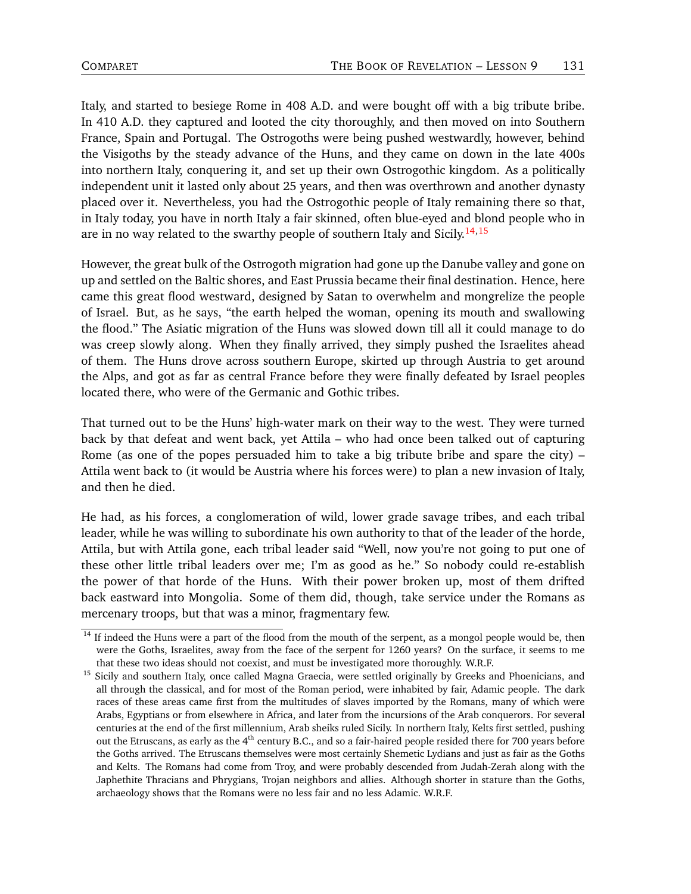Italy, and started to besiege Rome in 408 A.D. and were bought off with a big tribute bribe. In 410 A.D. they captured and looted the city thoroughly, and then moved on into Southern France, Spain and Portugal. The Ostrogoths were being pushed westwardly, however, behind the Visigoths by the steady advance of the Huns, and they came on down in the late 400s into northern Italy, conquering it, and set up their own Ostrogothic kingdom. As a politically independent unit it lasted only about 25 years, and then was overthrown and another dynasty placed over it. Nevertheless, you had the Ostrogothic people of Italy remaining there so that, in Italy today, you have in north Italy a fair skinned, often blue-eyed and blond people who in are in no way related to the swarthy people of southern Italy and Sicily.[14,15]

However, the great bulk of the Ostrogoth migration had gone up the Danube valley and gone on up and settled on the Baltic shores, and East Prussia became their final destination. Hence, here came this great flood westward, designed by Satan to overwhelm and mongrelize the people of Israel. But, as he says, "the earth helped the woman, opening its mouth and swallowing the flood." The Asiatic migration of the Huns was slowed down till all it could manage to do was creep slowly along. When they finally arrived, they simply pushed the Israelites ahead of them. The Huns drove across southern Europe, skirted up through Austria to get around the Alps, and got as far as central France before they were finally defeated by Israel peoples located there, who were of the Germanic and Gothic tribes.

That turned out to be the Huns' high-water mark on their way to the west. They were turned back by that defeat and went back, yet Attila – who had once been talked out of capturing Rome (as one of the popes persuaded him to take a big tribute bribe and spare the city) – Attila went back to (it would be Austria where his forces were) to plan a new invasion of Italy, and then he died.

He had, as his forces, a conglomeration of wild, lower grade savage tribes, and each tribal leader, while he was willing to subordinate his own authority to that of the leader of the horde, Attila, but with Attila gone, each tribal leader said "Well, now you're not going to put one of these other little tribal leaders over me; I'm as good as he." So nobody could re-establish the power of that horde of the Huns. With their power broken up, most of them drifted back eastward into Mongolia. Some of them did, though, take service under the Romans as mercenary troops, but that was a minor, fragmentary few.

---

[14] If indeed the Huns were a part of the flood from the mouth of the serpent, as a mongol people would be, then were the Goths, Israelites, away from the face of the serpent for 1260 years? On the surface, it seems to me that these two ideas should not coexist, and must be investigated more thoroughly. W.R.F.

[15] Sicily and southern Italy, once called Magna Graecia, were settled originally by Greeks and Phoenicians, and all through the classical, and for most of the Roman period, were inhabited by fair, Adamic people. The dark races of these areas came first from the multitudes of slaves imported by the Romans, many of which were Arabs, Egyptians or from elsewhere in Africa, and later from the incursions of the Arab conquerors. For several centuries at the end of the first millennium, Arab sheiks ruled Sicily. In northern Italy, Kelts first settled, pushing out the Etruscans, as early as the 4th century B.C., and so a fair-haired people resided there for 700 years before the Goths arrived. The Etruscans themselves were most certainly Shemetic Lydians and just as fair as the Goths and Kelts. The Romans had come from Troy, and were probably descended from Judah-Zerah along with the Japhethite Thracians and Phrygians, Trojan neighbors and allies. Although shorter in stature than the Goths, archaeology shows that the Romans were no less fair and no less Adamic. W.R.F.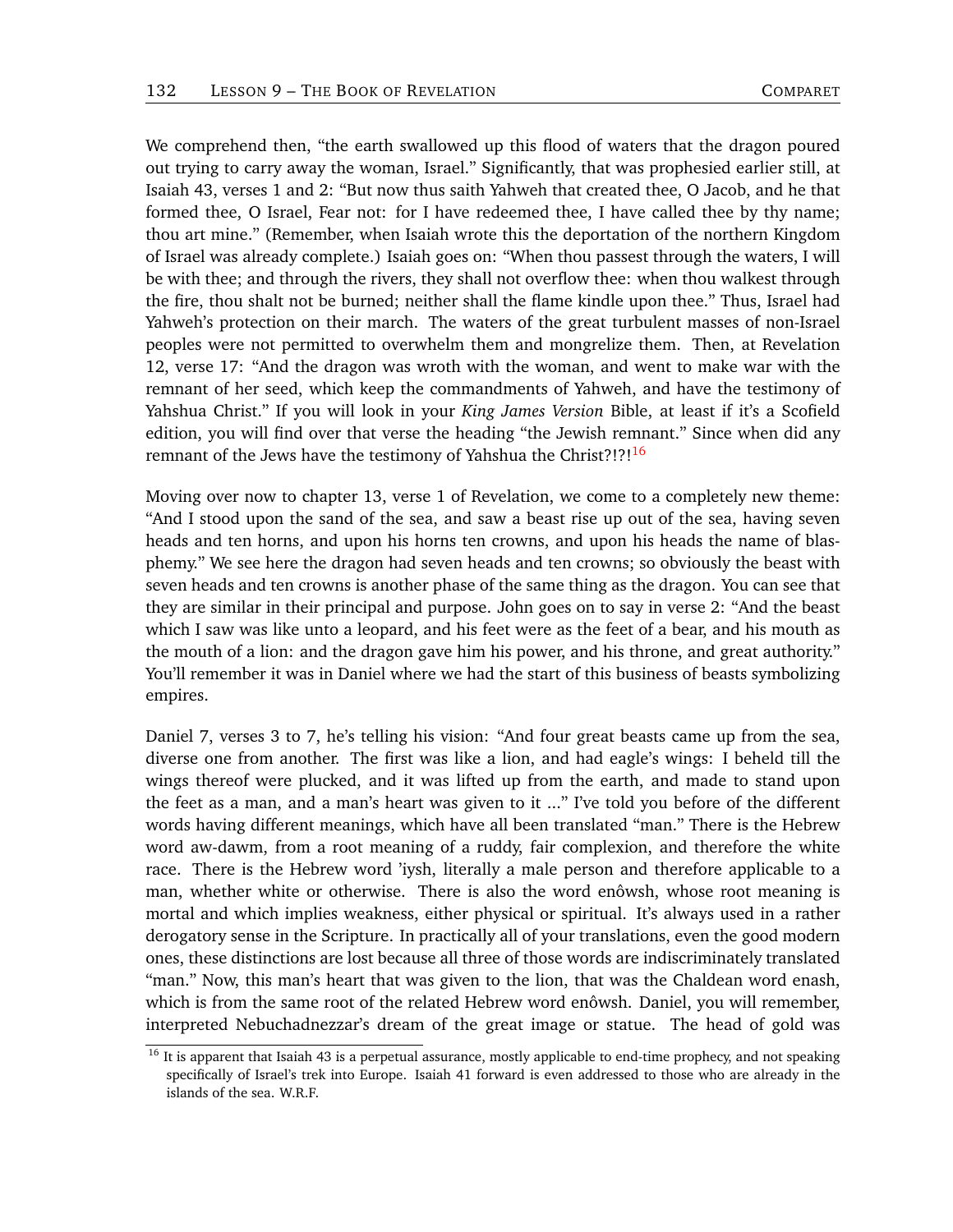We comprehend then, "the earth swallowed up this flood of waters that the dragon poured out trying to carry away the woman, Israel." Significantly, that was prophesied earlier still, at Isaiah 43, verses 1 and 2: "But now thus saith Yahweh that created thee, O Jacob, and he that formed thee, O Israel, Fear not: for I have redeemed thee, I have called thee by thy name; thou art mine." (Remember, when Isaiah wrote this the deportation of the northern Kingdom of Israel was already complete.) Isaiah goes on: "When thou passest through the waters, I will be with thee; and through the rivers, they shall not overflow thee: when thou walkest through the fire, thou shalt not be burned; neither shall the flame kindle upon thee." Thus, Israel had Yahweh's protection on their march. The waters of the great turbulent masses of non-Israel peoples were not permitted to overwhelm them and mongrelize them. Then, at Revelation 12, verse 17: "And the dragon was wroth with the woman, and went to make war with the remnant of her seed, which keep the commandments of Yahweh, and have the testimony of Yahshua Christ." If you will look in your *King James Version* Bible, at least if it's a Scofield edition, you will find over that verse the heading "the Jewish remnant." Since when did any remnant of the Jews have the testimony of Yahshua the Christ?!?![16]

Moving over now to chapter 13, verse 1 of Revelation, we come to a completely new theme: "And I stood upon the sand of the sea, and saw a beast rise up out of the sea, having seven heads and ten horns, and upon his horns ten crowns, and upon his heads the name of blasphemy." We see here the dragon had seven heads and ten crowns; so obviously the beast with seven heads and ten crowns is another phase of the same thing as the dragon. You can see that they are similar in their principal and purpose. John goes on to say in verse 2: "And the beast which I saw was like unto a leopard, and his feet were as the feet of a bear, and his mouth as the mouth of a lion: and the dragon gave him his power, and his throne, and great authority." You'll remember it was in Daniel where we had the start of this business of beasts symbolizing empires.

Daniel 7, verses 3 to 7, he's telling his vision: "And four great beasts came up from the sea, diverse one from another. The first was like a lion, and had eagle's wings: I beheld till the wings thereof were plucked, and it was lifted up from the earth, and made to stand upon the feet as a man, and a man's heart was given to it ..." I've told you before of the different words having different meanings, which have all been translated "man." There is the Hebrew word aw-dawm, from a root meaning of a ruddy, fair complexion, and therefore the white race. There is the Hebrew word 'iysh, literally a male person and therefore applicable to a man, whether white or otherwise. There is also the word enôwsh, whose root meaning is mortal and which implies weakness, either physical or spiritual. It's always used in a rather derogatory sense in the Scripture. In practically all of your translations, even the good modern ones, these distinctions are lost because all three of those words are indiscriminately translated "man." Now, this man's heart that was given to the lion, that was the Chaldean word enash, which is from the same root of the related Hebrew word enôwsh. Daniel, you will remember, interpreted Nebuchadnezzar's dream of the great image or statue. The head of gold was

---

[16] It is apparent that Isaiah 43 is a perpetual assurance, mostly applicable to end-time prophecy, and not speaking specifically of Israel's trek into Europe. Isaiah 41 forward is even addressed to those who are already in the islands of the sea. W.R.F.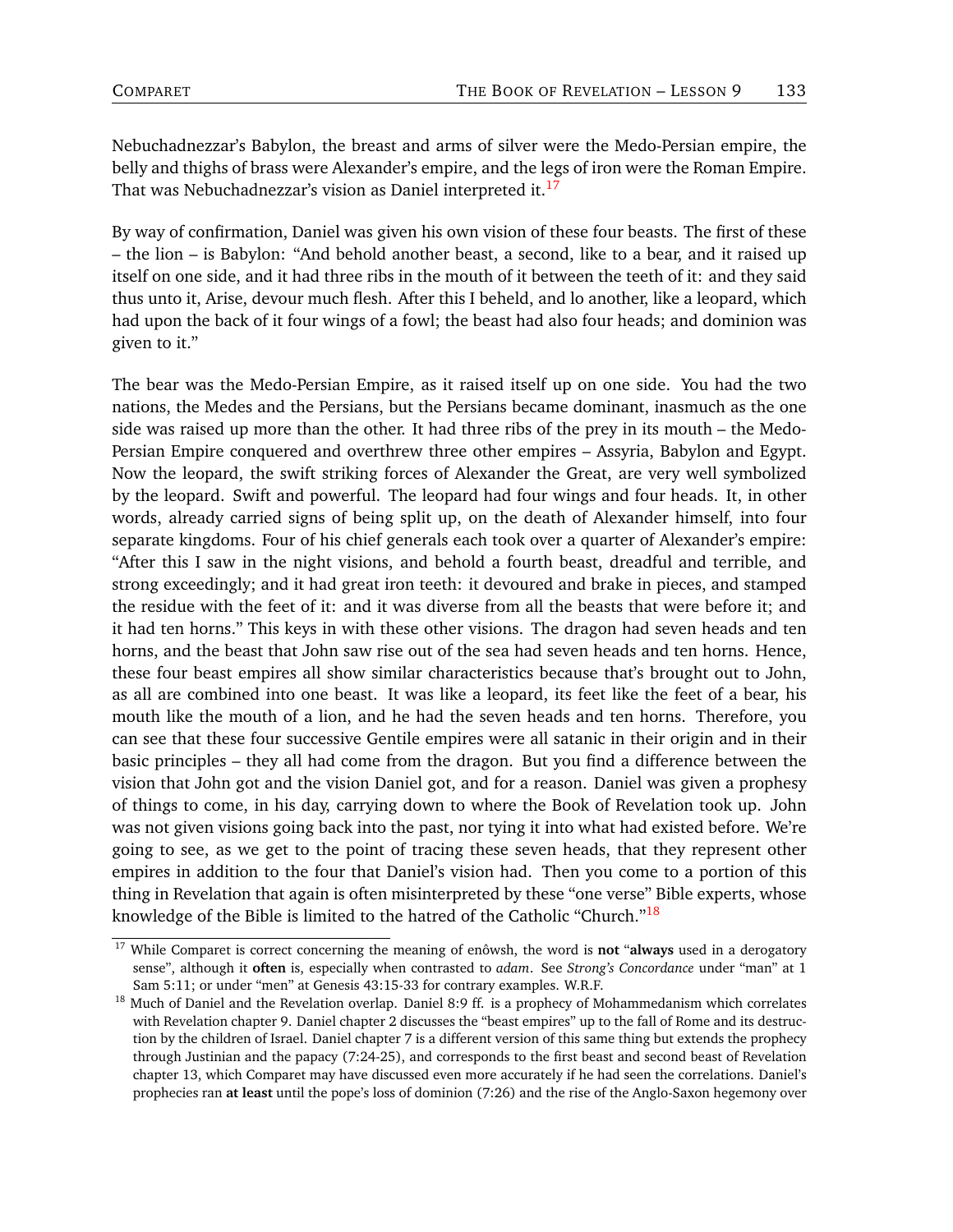Nebuchadnezzar's Babylon, the breast and arms of silver were the Medo-Persian empire, the belly and thighs of brass were Alexander's empire, and the legs of iron were the Roman Empire. That was Nebuchadnezzar's vision as Daniel interpreted it.[17]

By way of confirmation, Daniel was given his own vision of these four beasts. The first of these – the lion – is Babylon: "And behold another beast, a second, like to a bear, and it raised up itself on one side, and it had three ribs in the mouth of it between the teeth of it: and they said thus unto it, Arise, devour much flesh. After this I beheld, and lo another, like a leopard, which had upon the back of it four wings of a fowl; the beast had also four heads; and dominion was given to it."

The bear was the Medo-Persian Empire, as it raised itself up on one side. You had the two nations, the Medes and the Persians, but the Persians became dominant, inasmuch as the one side was raised up more than the other. It had three ribs of the prey in its mouth – the Medo-Persian Empire conquered and overthrew three other empires – Assyria, Babylon and Egypt. Now the leopard, the swift striking forces of Alexander the Great, are very well symbolized by the leopard. Swift and powerful. The leopard had four wings and four heads. It, in other words, already carried signs of being split up, on the death of Alexander himself, into four separate kingdoms. Four of his chief generals each took over a quarter of Alexander's empire: "After this I saw in the night visions, and behold a fourth beast, dreadful and terrible, and strong exceedingly; and it had great iron teeth: it devoured and brake in pieces, and stamped the residue with the feet of it: and it was diverse from all the beasts that were before it; and it had ten horns." This keys in with these other visions. The dragon had seven heads and ten horns, and the beast that John saw rise out of the sea had seven heads and ten horns. Hence, these four beast empires all show similar characteristics because that's brought out to John, as all are combined into one beast. It was like a leopard, its feet like the feet of a bear, his mouth like the mouth of a lion, and he had the seven heads and ten horns. Therefore, you can see that these four successive Gentile empires were all satanic in their origin and in their basic principles – they all had come from the dragon. But you find a difference between the vision that John got and the vision Daniel got, and for a reason. Daniel was given a prophesy of things to come, in his day, carrying down to where the Book of Revelation took up. John was not given visions going back into the past, nor tying it into what had existed before. We're going to see, as we get to the point of tracing these seven heads, that they represent other empires in addition to the four that Daniel's vision had. Then you come to a portion of this thing in Revelation that again is often misinterpreted by these "one verse" Bible experts, whose knowledge of the Bible is limited to the hatred of the Catholic "Church."[18]

---

[17] While Comparet is correct concerning the meaning of enôwsh, the word is **not** "**always** used in a derogatory sense", although it **often** is, especially when contrasted to *adam*. See *Strong's Concordance* under "man" at 1 Sam 5:11; or under "men" at Genesis 43:15-33 for contrary examples. W.R.F.

[18] Much of Daniel and the Revelation overlap. Daniel 8:9 ff. is a prophecy of Mohammedanism which correlates with Revelation chapter 9. Daniel chapter 2 discusses the "beast empires" up to the fall of Rome and its destruction by the children of Israel. Daniel chapter 7 is a different version of this same thing but extends the prophecy through Justinian and the papacy (7:24-25), and corresponds to the first beast and second beast of Revelation chapter 13, which Comparet may have discussed even more accurately if he had seen the correlations. Daniel's prophecies ran **at least** until the pope's loss of dominion (7:26) and the rise of the Anglo-Saxon hegemony over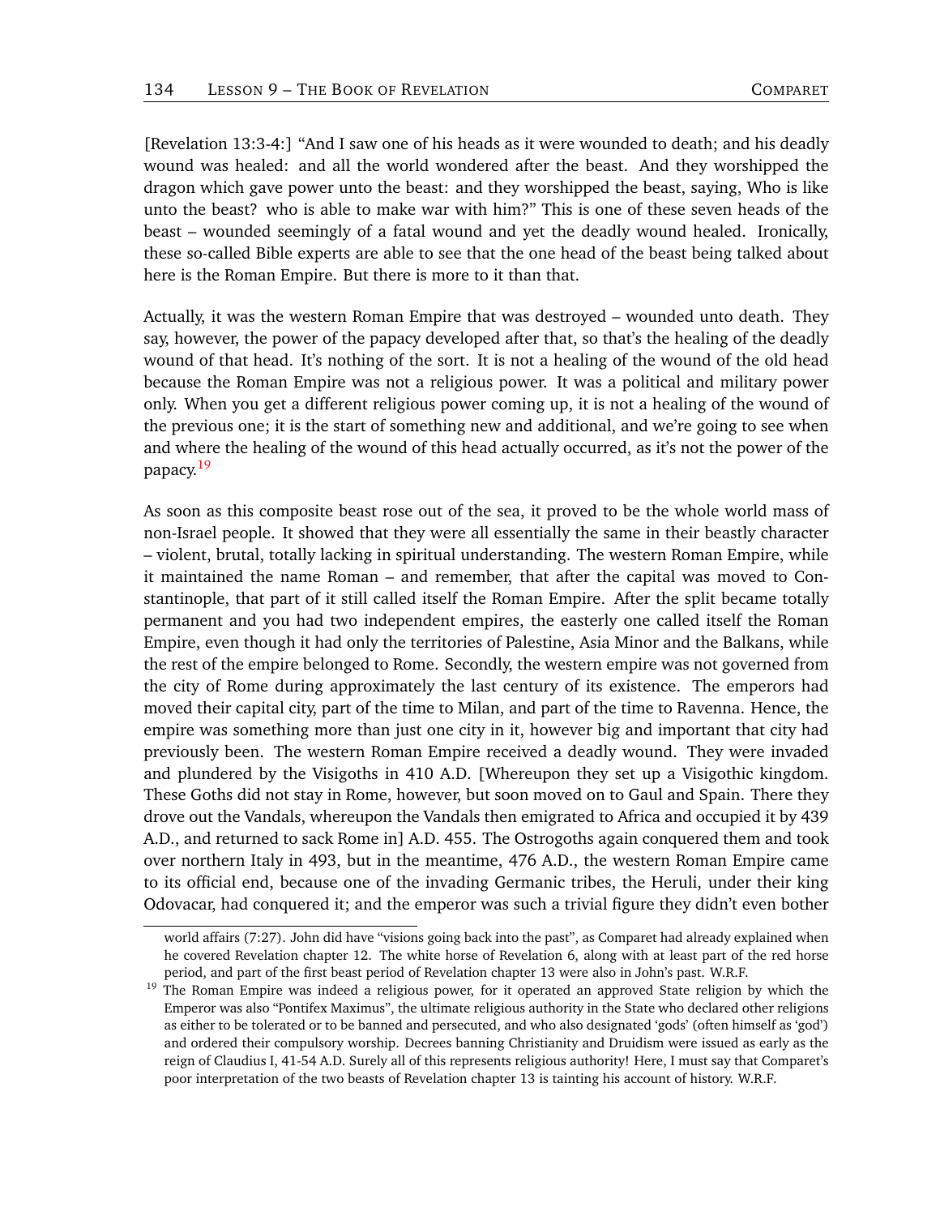[Revelation 13:3-4:] "And I saw one of his heads as it were wounded to death; and his deadly wound was healed: and all the world wondered after the beast. And they worshipped the dragon which gave power unto the beast: and they worshipped the beast, saying, Who is like unto the beast? who is able to make war with him?" This is one of these seven heads of the beast – wounded seemingly of a fatal wound and yet the deadly wound healed. Ironically, these so-called Bible experts are able to see that the one head of the beast being talked about here is the Roman Empire. But there is more to it than that.

Actually, it was the western Roman Empire that was destroyed – wounded unto death. They say, however, the power of the papacy developed after that, so that's the healing of the deadly wound of that head. It's nothing of the sort. It is not a healing of the wound of the old head because the Roman Empire was not a religious power. It was a political and military power only. When you get a different religious power coming up, it is not a healing of the wound of the previous one; it is the start of something new and additional, and we're going to see when and where the healing of the wound of this head actually occurred, as it's not the power of the papacy.[19]

As soon as this composite beast rose out of the sea, it proved to be the whole world mass of non-Israel people. It showed that they were all essentially the same in their beastly character – violent, brutal, totally lacking in spiritual understanding. The western Roman Empire, while it maintained the name Roman – and remember, that after the capital was moved to Constantinople, that part of it still called itself the Roman Empire. After the split became totally permanent and you had two independent empires, the easterly one called itself the Roman Empire, even though it had only the territories of Palestine, Asia Minor and the Balkans, while the rest of the empire belonged to Rome. Secondly, the western empire was not governed from the city of Rome during approximately the last century of its existence. The emperors had moved their capital city, part of the time to Milan, and part of the time to Ravenna. Hence, the empire was something more than just one city in it, however big and important that city had previously been. The western Roman Empire received a deadly wound. They were invaded and plundered by the Visigoths in 410 A.D. [Whereupon they set up a Visigothic kingdom. These Goths did not stay in Rome, however, but soon moved on to Gaul and Spain. There they drove out the Vandals, whereupon the Vandals then emigrated to Africa and occupied it by 439 A.D., and returned to sack Rome in] A.D. 455. The Ostrogoths again conquered them and took over northern Italy in 493, but in the meantime, 476 A.D., the western Roman Empire came to its official end, because one of the invading Germanic tribes, the Heruli, under their king Odovacar, had conquered it; and the emperor was such a trivial figure they didn't even bother

---

world affairs (7:27). John did have "visions going back into the past", as Comparet had already explained when he covered Revelation chapter 12. The white horse of Revelation 6, along with at least part of the red horse period, and part of the first beast period of Revelation chapter 13 were also in John's past. W.R.F.

[19] The Roman Empire was indeed a religious power, for it operated an approved State religion by which the Emperor was also "Pontifex Maximus", the ultimate religious authority in the State who declared other religions as either to be tolerated or to be banned and persecuted, and who also designated 'gods' (often himself as 'god') and ordered their compulsory worship. Decrees banning Christianity and Druidism were issued as early as the reign of Claudius I, 41-54 A.D. Surely all of this represents religious authority! Here, I must say that Comparet's poor interpretation of the two beasts of Revelation chapter 13 is tainting his account of history. W.R.F.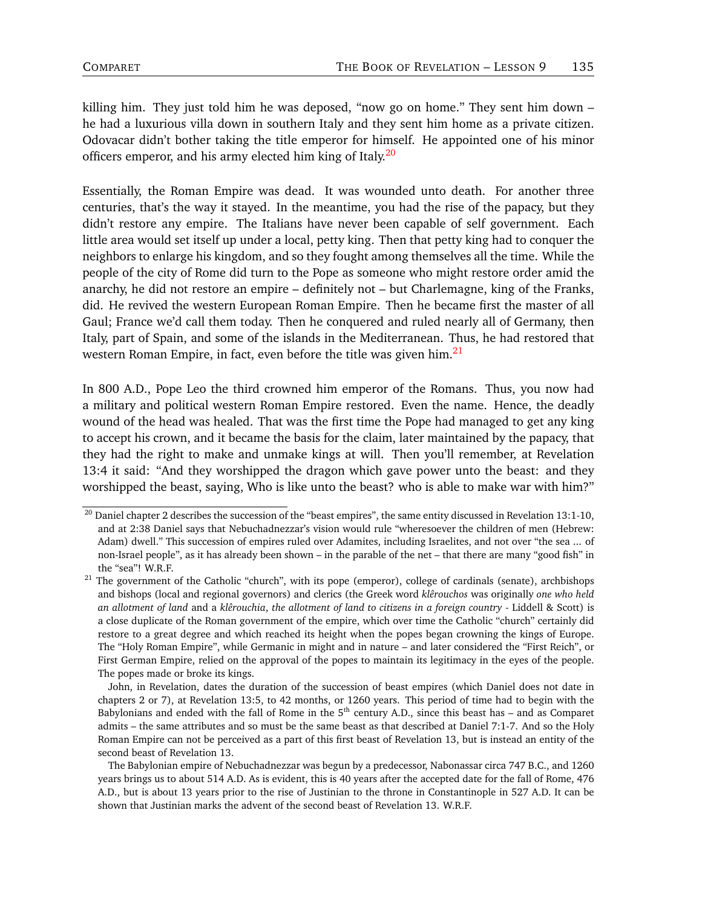killing him. They just told him he was deposed, "now go on home." They sent him down – he had a luxurious villa down in southern Italy and they sent him home as a private citizen. Odovacar didn't bother taking the title emperor for himself. He appointed one of his minor officers emperor, and his army elected him king of Italy.[20]

Essentially, the Roman Empire was dead. It was wounded unto death. For another three centuries, that's the way it stayed. In the meantime, you had the rise of the papacy, but they didn't restore any empire. The Italians have never been capable of self government. Each little area would set itself up under a local, petty king. Then that petty king had to conquer the neighbors to enlarge his kingdom, and so they fought among themselves all the time. While the people of the city of Rome did turn to the Pope as someone who might restore order amid the anarchy, he did not restore an empire – definitely not – but Charlemagne, king of the Franks, did. He revived the western European Roman Empire. Then he became first the master of all Gaul; France we'd call them today. Then he conquered and ruled nearly all of Germany, then Italy, part of Spain, and some of the islands in the Mediterranean. Thus, he had restored that western Roman Empire, in fact, even before the title was given him.[21]

In 800 A.D., Pope Leo the third crowned him emperor of the Romans. Thus, you now had a military and political western Roman Empire restored. Even the name. Hence, the deadly wound of the head was healed. That was the first time the Pope had managed to get any king to accept his crown, and it became the basis for the claim, later maintained by the papacy, that they had the right to make and unmake kings at will. Then you'll remember, at Revelation 13:4 it said: "And they worshipped the dragon which gave power unto the beast: and they worshipped the beast, saying, Who is like unto the beast? who is able to make war with him?"

---

[20] Daniel chapter 2 describes the succession of the "beast empires", the same entity discussed in Revelation 13:1-10, and at 2:38 Daniel says that Nebuchadnezzar's vision would rule "wheresoever the children of men (Hebrew: Adam) dwell." This succession of empires ruled over Adamites, including Israelites, and not over "the sea ... of non-Israel people", as it has already been shown – in the parable of the net – that there are many "good fish" in the "sea"! W.R.F.

[21] The government of the Catholic "church", with its pope (emperor), college of cardinals (senate), archbishops and bishops (local and regional governors) and clerics (the Greek word *klêrouchos* was originally *one who held an allotment of land* and a *klêrouchia*, *the allotment of land to citizens in a foreign country* - Liddell & Scott) is a close duplicate of the Roman government of the empire, which over time the Catholic "church" certainly did restore to a great degree and which reached its height when the popes began crowning the kings of Europe. The "Holy Roman Empire", while Germanic in might and in nature – and later considered the "First Reich", or First German Empire, relied on the approval of the popes to maintain its legitimacy in the eyes of the people. The popes made or broke its kings.

John, in Revelation, dates the duration of the succession of beast empires (which Daniel does not date in chapters 2 or 7), at Revelation 13:5, to 42 months, or 1260 years. This period of time had to begin with the Babylonians and ended with the fall of Rome in the 5th century A.D., since this beast has – and as Comparet admits – the same attributes and so must be the same beast as that described at Daniel 7:1-7. And so the Holy Roman Empire can not be perceived as a part of this first beast of Revelation 13, but is instead an entity of the second beast of Revelation 13.

The Babylonian empire of Nebuchadnezzar was begun by a predecessor, Nabonassar circa 747 B.C., and 1260 years brings us to about 514 A.D. As is evident, this is 40 years after the accepted date for the fall of Rome, 476 A.D., but is about 13 years prior to the rise of Justinian to the throne in Constantinople in 527 A.D. It can be shown that Justinian marks the advent of the second beast of Revelation 13. W.R.F.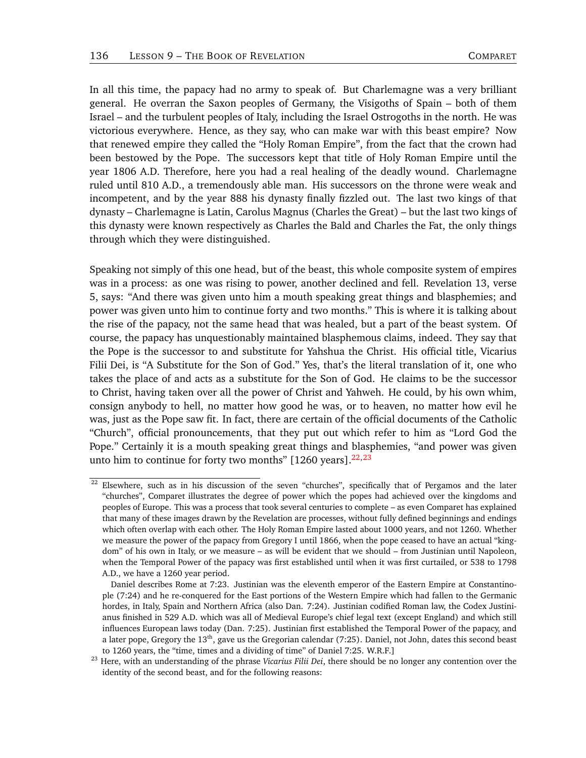In all this time, the papacy had no army to speak of. But Charlemagne was a very brilliant general. He overran the Saxon peoples of Germany, the Visigoths of Spain – both of them Israel – and the turbulent peoples of Italy, including the Israel Ostrogoths in the north. He was victorious everywhere. Hence, as they say, who can make war with this beast empire? Now that renewed empire they called the "Holy Roman Empire", from the fact that the crown had been bestowed by the Pope. The successors kept that title of Holy Roman Empire until the year 1806 A.D. Therefore, here you had a real healing of the deadly wound. Charlemagne ruled until 810 A.D., a tremendously able man. His successors on the throne were weak and incompetent, and by the year 888 his dynasty finally fizzled out. The last two kings of that dynasty – Charlemagne is Latin, Carolus Magnus (Charles the Great) – but the last two kings of this dynasty were known respectively as Charles the Bald and Charles the Fat, the only things through which they were distinguished.

Speaking not simply of this one head, but of the beast, this whole composite system of empires was in a process: as one was rising to power, another declined and fell. Revelation 13, verse 5, says: "And there was given unto him a mouth speaking great things and blasphemies; and power was given unto him to continue forty and two months." This is where it is talking about the rise of the papacy, not the same head that was healed, but a part of the beast system. Of course, the papacy has unquestionably maintained blasphemous claims, indeed. They say that the Pope is the successor to and substitute for Yahshua the Christ. His official title, Vicarius Filii Dei, is "A Substitute for the Son of God." Yes, that's the literal translation of it, one who takes the place of and acts as a substitute for the Son of God. He claims to be the successor to Christ, having taken over all the power of Christ and Yahweh. He could, by his own whim, consign anybody to hell, no matter how good he was, or to heaven, no matter how evil he was, just as the Pope saw fit. In fact, there are certain of the official documents of the Catholic "Church", official pronouncements, that they put out which refer to him as "Lord God the Pope." Certainly it is a mouth speaking great things and blasphemies, "and power was given unto him to continue for forty two months" [1260 years].[22,23]

---

[22] Elsewhere, such as in his discussion of the seven "churches", specifically that of Pergamos and the later "churches", Comparet illustrates the degree of power which the popes had achieved over the kingdoms and peoples of Europe. This was a process that took several centuries to complete – as even Comparet has explained that many of these images drawn by the Revelation are processes, without fully defined beginnings and endings which often overlap with each other. The Holy Roman Empire lasted about 1000 years, and not 1260. Whether we measure the power of the papacy from Gregory I until 1866, when the pope ceased to have an actual "kingdom" of his own in Italy, or we measure – as will be evident that we should – from Justinian until Napoleon, when the Temporal Power of the papacy was first established until when it was first curtailed, or 538 to 1798 A.D., we have a 1260 year period.

Daniel describes Rome at 7:23. Justinian was the eleventh emperor of the Eastern Empire at Constantinople (7:24) and he re-conquered for the East portions of the Western Empire which had fallen to the Germanic hordes, in Italy, Spain and Northern Africa (also Dan. 7:24). Justinian codified Roman law, the Codex Justinianus finished in 529 A.D. which was all of Medieval Europe's chief legal text (except England) and which still influences European laws today (Dan. 7:25). Justinian first established the Temporal Power of the papacy, and a later pope, Gregory the 13th, gave us the Gregorian calendar (7:25). Daniel, not John, dates this second beast to 1260 years, the "time, times and a dividing of time" of Daniel 7:25. W.R.F.]

[23] Here, with an understanding of the phrase *Vicarius Filii Dei*, there should be no longer any contention over the identity of the second beast, and for the following reasons: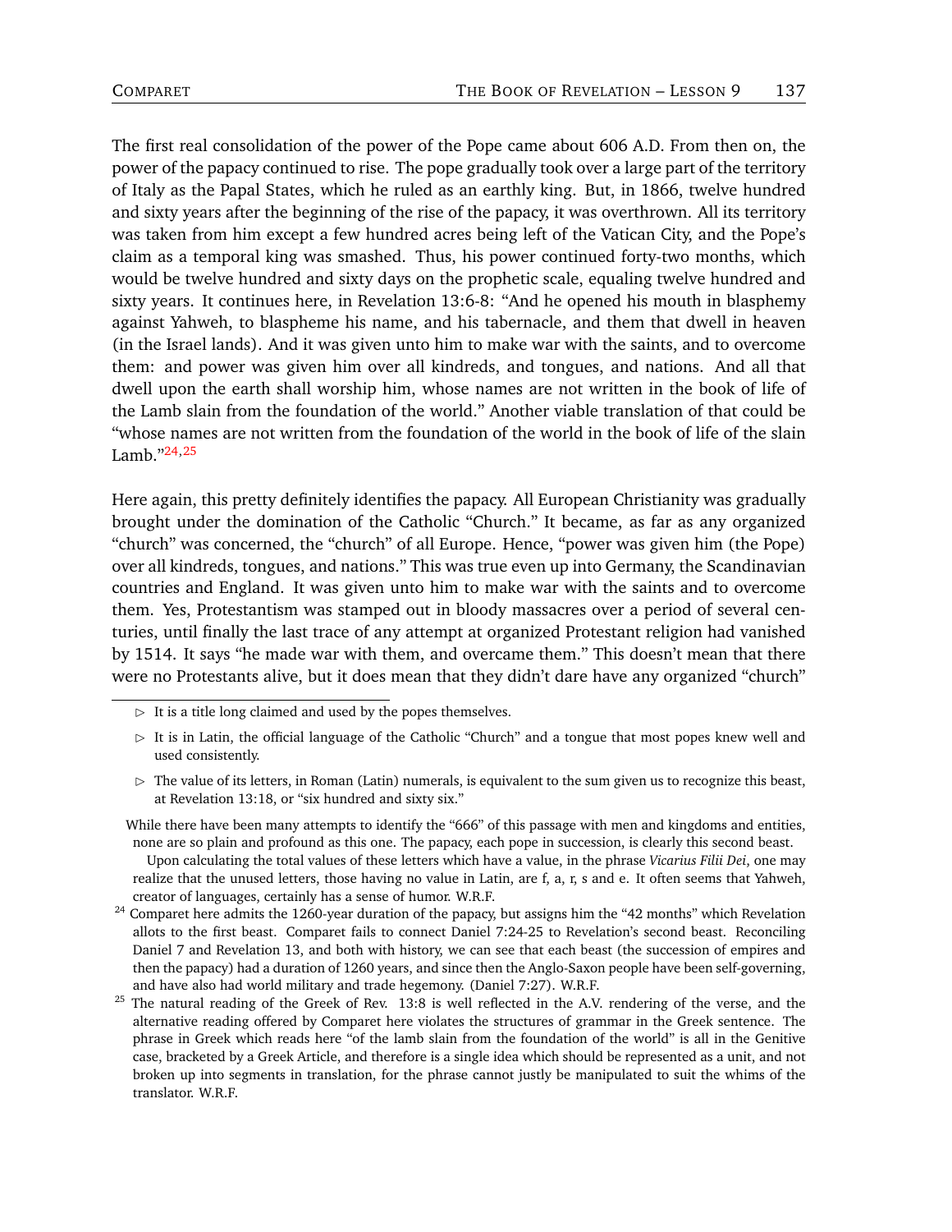The first real consolidation of the power of the Pope came about 606 A.D. From then on, the power of the papacy continued to rise. The pope gradually took over a large part of the territory of Italy as the Papal States, which he ruled as an earthly king. But, in 1866, twelve hundred and sixty years after the beginning of the rise of the papacy, it was overthrown. All its territory was taken from him except a few hundred acres being left of the Vatican City, and the Pope's claim as a temporal king was smashed. Thus, his power continued forty-two months, which would be twelve hundred and sixty days on the prophetic scale, equaling twelve hundred and sixty years. It continues here, in Revelation 13:6-8: "And he opened his mouth in blasphemy against Yahweh, to blaspheme his name, and his tabernacle, and them that dwell in heaven (in the Israel lands). And it was given unto him to make war with the saints, and to overcome them: and power was given him over all kindreds, and tongues, and nations. And all that dwell upon the earth shall worship him, whose names are not written in the book of life of the Lamb slain from the foundation of the world." Another viable translation of that could be "whose names are not written from the foundation of the world in the book of life of the slain Lamb."[24,25]

Here again, this pretty definitely identifies the papacy. All European Christianity was gradually brought under the domination of the Catholic "Church." It became, as far as any organized "church" was concerned, the "church" of all Europe. Hence, "power was given him (the Pope) over all kindreds, tongues, and nations." This was true even up into Germany, the Scandinavian countries and England. It was given unto him to make war with the saints and to overcome them. Yes, Protestantism was stamped out in bloody massacres over a period of several centuries, until finally the last trace of any attempt at organized Protestant religion had vanished by 1514. It says "he made war with them, and overcame them." This doesn't mean that there were no Protestants alive, but it does mean that they didn't dare have any organized "church"

---

▷ It is a title long claimed and used by the popes themselves.

▷ It is in Latin, the official language of the Catholic "Church" and a tongue that most popes knew well and used consistently.

▷ The value of its letters, in Roman (Latin) numerals, is equivalent to the sum given us to recognize this beast, at Revelation 13:18, or "six hundred and sixty six."

While there have been many attempts to identify the "666" of this passage with men and kingdoms and entities, none are so plain and profound as this one. The papacy, each pope in succession, is clearly this second beast.

Upon calculating the total values of these letters which have a value, in the phrase *Vicarius Filii Dei*, one may realize that the unused letters, those having no value in Latin, are f, a, r, s and e. It often seems that Yahweh, creator of languages, certainly has a sense of humor. W.R.F.

[24] Comparet here admits the 1260-year duration of the papacy, but assigns him the "42 months" which Revelation allots to the first beast. Comparet fails to connect Daniel 7:24-25 to Revelation's second beast. Reconciling Daniel 7 and Revelation 13, and both with history, we can see that each beast (the succession of empires and then the papacy) had a duration of 1260 years, and since then the Anglo-Saxon people have been self-governing, and have also had world military and trade hegemony. (Daniel 7:27). W.R.F.

[25] The natural reading of the Greek of Rev. 13:8 is well reflected in the A.V. rendering of the verse, and the alternative reading offered by Comparet here violates the structures of grammar in the Greek sentence. The phrase in Greek which reads here "of the lamb slain from the foundation of the world" is all in the Genitive case, bracketed by a Greek Article, and therefore is a single idea which should be represented as a unit, and not broken up into segments in translation, for the phrase cannot justly be manipulated to suit the whims of the translator. W.R.F.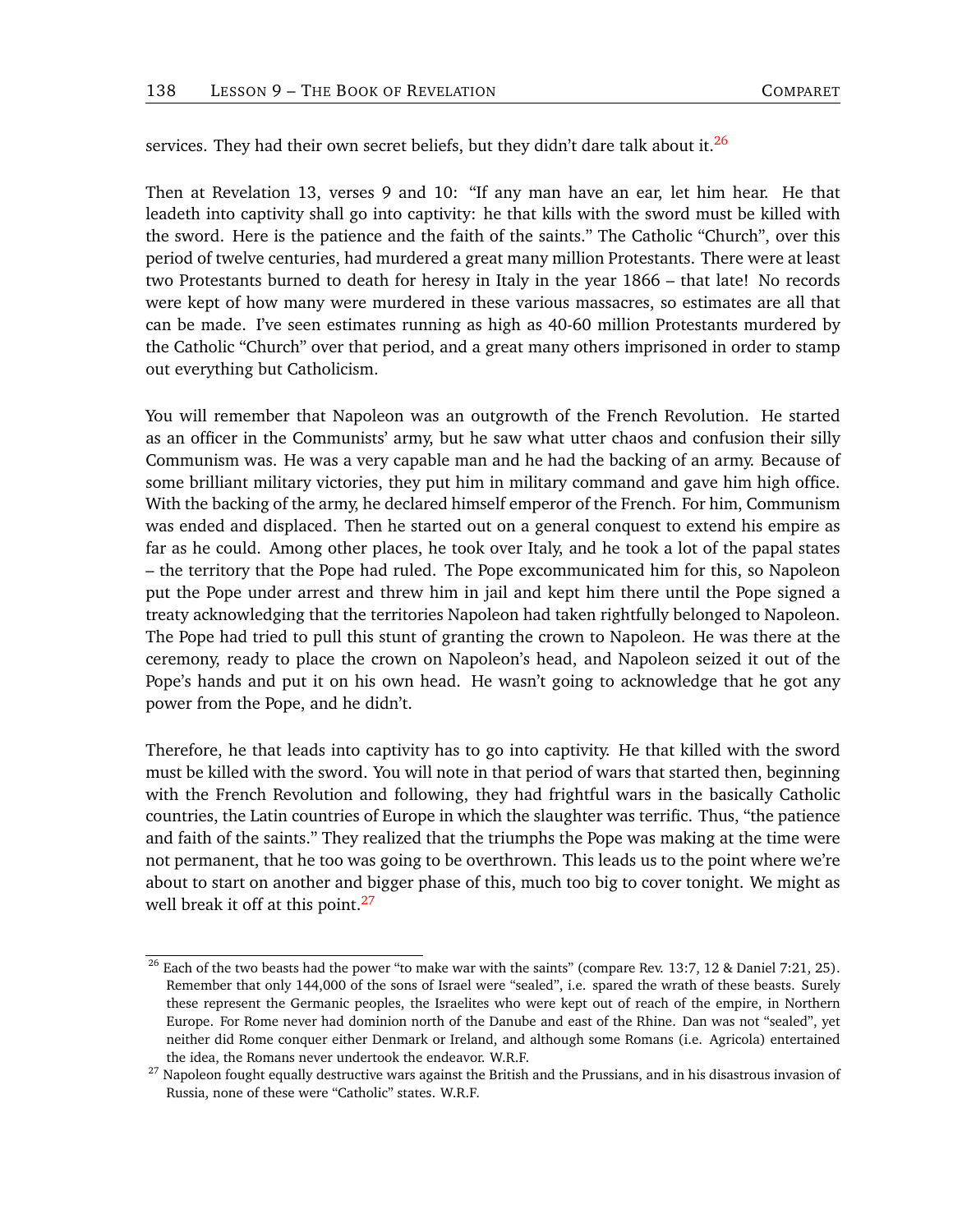services. They had their own secret beliefs, but they didn't dare talk about it.[26]

Then at Revelation 13, verses 9 and 10: "If any man have an ear, let him hear. He that leadeth into captivity shall go into captivity: he that kills with the sword must be killed with the sword. Here is the patience and the faith of the saints." The Catholic "Church", over this period of twelve centuries, had murdered a great many million Protestants. There were at least two Protestants burned to death for heresy in Italy in the year 1866 – that late! No records were kept of how many were murdered in these various massacres, so estimates are all that can be made. I've seen estimates running as high as 40-60 million Protestants murdered by the Catholic "Church" over that period, and a great many others imprisoned in order to stamp out everything but Catholicism.

You will remember that Napoleon was an outgrowth of the French Revolution. He started as an officer in the Communists' army, but he saw what utter chaos and confusion their silly Communism was. He was a very capable man and he had the backing of an army. Because of some brilliant military victories, they put him in military command and gave him high office. With the backing of the army, he declared himself emperor of the French. For him, Communism was ended and displaced. Then he started out on a general conquest to extend his empire as far as he could. Among other places, he took over Italy, and he took a lot of the papal states – the territory that the Pope had ruled. The Pope excommunicated him for this, so Napoleon put the Pope under arrest and threw him in jail and kept him there until the Pope signed a treaty acknowledging that the territories Napoleon had taken rightfully belonged to Napoleon. The Pope had tried to pull this stunt of granting the crown to Napoleon. He was there at the ceremony, ready to place the crown on Napoleon's head, and Napoleon seized it out of the Pope's hands and put it on his own head. He wasn't going to acknowledge that he got any power from the Pope, and he didn't.

Therefore, he that leads into captivity has to go into captivity. He that killed with the sword must be killed with the sword. You will note in that period of wars that started then, beginning with the French Revolution and following, they had frightful wars in the basically Catholic countries, the Latin countries of Europe in which the slaughter was terrific. Thus, "the patience and faith of the saints." They realized that the triumphs the Pope was making at the time were not permanent, that he too was going to be overthrown. This leads us to the point where we're about to start on another and bigger phase of this, much too big to cover tonight. We might as well break it off at this point.[27]

---

[26] Each of the two beasts had the power "to make war with the saints" (compare Rev. 13:7, 12 & Daniel 7:21, 25). Remember that only 144,000 of the sons of Israel were "sealed", i.e. spared the wrath of these beasts. Surely these represent the Germanic peoples, the Israelites who were kept out of reach of the empire, in Northern Europe. For Rome never had dominion north of the Danube and east of the Rhine. Dan was not "sealed", yet neither did Rome conquer either Denmark or Ireland, and although some Romans (i.e. Agricola) entertained the idea, the Romans never undertook the endeavor. W.R.F.

[27] Napoleon fought equally destructive wars against the British and the Prussians, and in his disastrous invasion of Russia, none of these were "Catholic" states. W.R.F.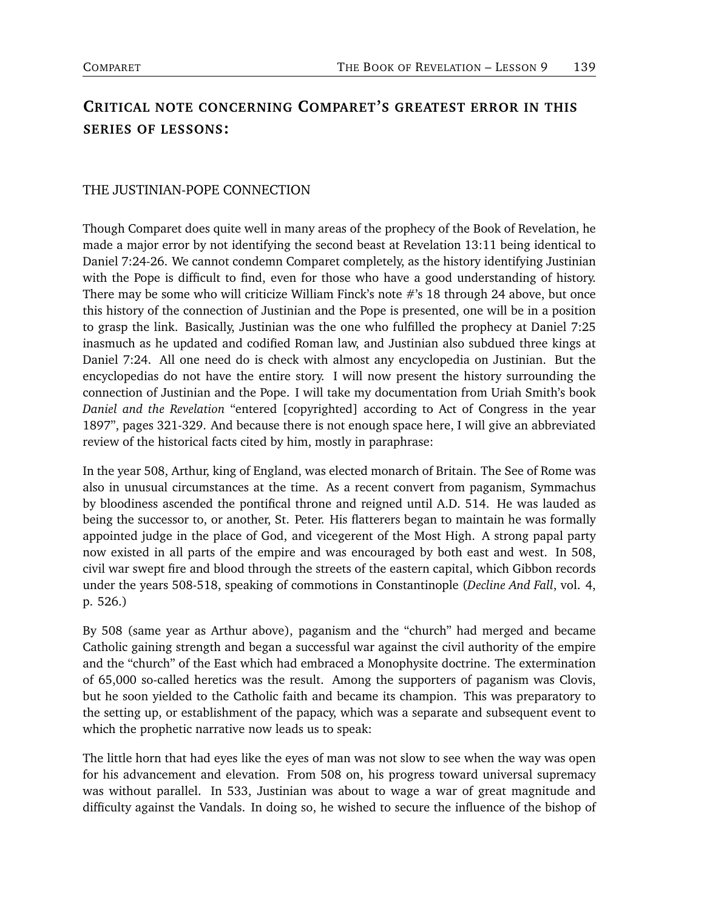## Critical note concerning Comparet's greatest error in this series of lessons:

THE JUSTINIAN-POPE CONNECTION

Though Comparet does quite well in many areas of the prophecy of the Book of Revelation, he made a major error by not identifying the second beast at Revelation 13:11 being identical to Daniel 7:24-26. We cannot condemn Comparet completely, as the history identifying Justinian with the Pope is difficult to find, even for those who have a good understanding of history. There may be some who will criticize William Finck's note #'s 18 through 24 above, but once this history of the connection of Justinian and the Pope is presented, one will be in a position to grasp the link. Basically, Justinian was the one who fulfilled the prophecy at Daniel 7:25 inasmuch as he updated and codified Roman law, and Justinian also subdued three kings at Daniel 7:24. All one need do is check with almost any encyclopedia on Justinian. But the encyclopedias do not have the entire story. I will now present the history surrounding the connection of Justinian and the Pope. I will take my documentation from Uriah Smith's book *Daniel and the Revelation* "entered [copyrighted] according to Act of Congress in the year 1897", pages 321-329. And because there is not enough space here, I will give an abbreviated review of the historical facts cited by him, mostly in paraphrase:

In the year 508, Arthur, king of England, was elected monarch of Britain. The See of Rome was also in unusual circumstances at the time. As a recent convert from paganism, Symmachus by bloodiness ascended the pontifical throne and reigned until A.D. 514. He was lauded as being the successor to, or another, St. Peter. His flatterers began to maintain he was formally appointed judge in the place of God, and vicegerent of the Most High. A strong papal party now existed in all parts of the empire and was encouraged by both east and west. In 508, civil war swept fire and blood through the streets of the eastern capital, which Gibbon records under the years 508-518, speaking of commotions in Constantinople (*Decline And Fall*, vol. 4, p. 526.)

By 508 (same year as Arthur above), paganism and the "church" had merged and became Catholic gaining strength and began a successful war against the civil authority of the empire and the "church" of the East which had embraced a Monophysite doctrine. The extermination of 65,000 so-called heretics was the result. Among the supporters of paganism was Clovis, but he soon yielded to the Catholic faith and became its champion. This was preparatory to the setting up, or establishment of the papacy, which was a separate and subsequent event to which the prophetic narrative now leads us to speak:

The little horn that had eyes like the eyes of man was not slow to see when the way was open for his advancement and elevation. From 508 on, his progress toward universal supremacy was without parallel. In 533, Justinian was about to wage a war of great magnitude and difficulty against the Vandals. In doing so, he wished to secure the influence of the bishop of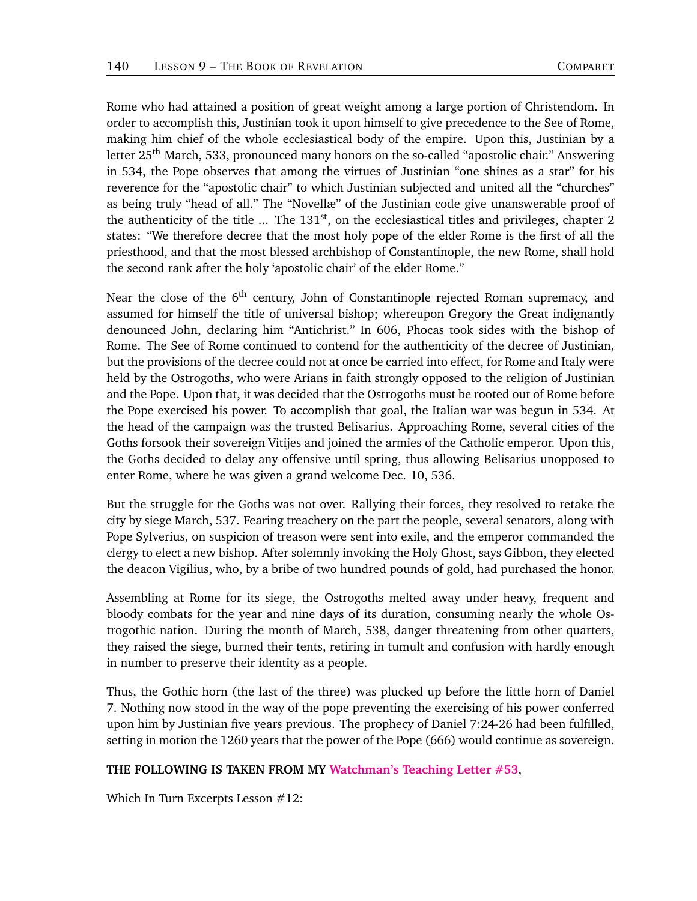Rome who had attained a position of great weight among a large portion of Christendom. In order to accomplish this, Justinian took it upon himself to give precedence to the See of Rome, making him chief of the whole ecclesiastical body of the empire. Upon this, Justinian by a letter 25th March, 533, pronounced many honors on the so-called "apostolic chair." Answering in 534, the Pope observes that among the virtues of Justinian "one shines as a star" for his reverence for the "apostolic chair" to which Justinian subjected and united all the "churches" as being truly "head of all." The "Novellæ" of the Justinian code give unanswerable proof of the authenticity of the title ... The 131st, on the ecclesiastical titles and privileges, chapter 2 states: "We therefore decree that the most holy pope of the elder Rome is the first of all the priesthood, and that the most blessed archbishop of Constantinople, the new Rome, shall hold the second rank after the holy 'apostolic chair' of the elder Rome."

Near the close of the 6th century, John of Constantinople rejected Roman supremacy, and assumed for himself the title of universal bishop; whereupon Gregory the Great indignantly denounced John, declaring him "Antichrist." In 606, Phocas took sides with the bishop of Rome. The See of Rome continued to contend for the authenticity of the decree of Justinian, but the provisions of the decree could not at once be carried into effect, for Rome and Italy were held by the Ostrogoths, who were Arians in faith strongly opposed to the religion of Justinian and the Pope. Upon that, it was decided that the Ostrogoths must be rooted out of Rome before the Pope exercised his power. To accomplish that goal, the Italian war was begun in 534. At the head of the campaign was the trusted Belisarius. Approaching Rome, several cities of the Goths forsook their sovereign Vitijes and joined the armies of the Catholic emperor. Upon this, the Goths decided to delay any offensive until spring, thus allowing Belisarius unopposed to enter Rome, where he was given a grand welcome Dec. 10, 536.

But the struggle for the Goths was not over. Rallying their forces, they resolved to retake the city by siege March, 537. Fearing treachery on the part the people, several senators, along with Pope Sylverius, on suspicion of treason were sent into exile, and the emperor commanded the clergy to elect a new bishop. After solemnly invoking the Holy Ghost, says Gibbon, they elected the deacon Vigilius, who, by a bribe of two hundred pounds of gold, had purchased the honor.

Assembling at Rome for its siege, the Ostrogoths melted away under heavy, frequent and bloody combats for the year and nine days of its duration, consuming nearly the whole Ostrogothic nation. During the month of March, 538, danger threatening from other quarters, they raised the siege, burned their tents, retiring in tumult and confusion with hardly enough in number to preserve their identity as a people.

Thus, the Gothic horn (the last of the three) was plucked up before the little horn of Daniel 7. Nothing now stood in the way of the pope preventing the exercising of his power conferred upon him by Justinian five years previous. The prophecy of Daniel 7:24-26 had been fulfilled, setting in motion the 1260 years that the power of the Pope (666) would continue as sovereign.

**THE FOLLOWING IS TAKEN FROM MY Watchman's Teaching Letter #53**,

Which In Turn Excerpts Lesson #12: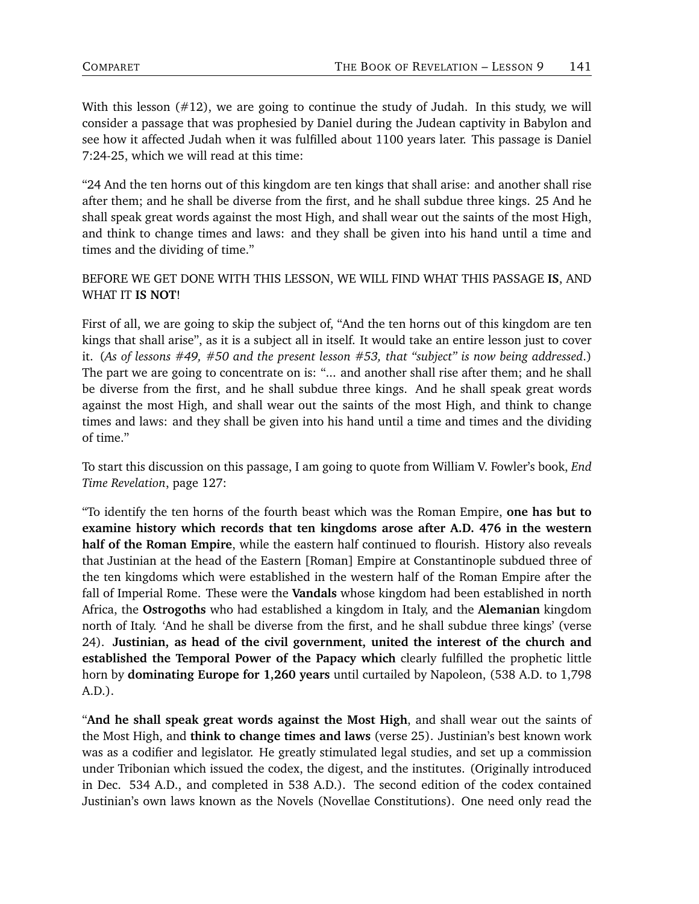With this lesson (#12), we are going to continue the study of Judah. In this study, we will consider a passage that was prophesied by Daniel during the Judean captivity in Babylon and see how it affected Judah when it was fulfilled about 1100 years later. This passage is Daniel 7:24-25, which we will read at this time:

"24 And the ten horns out of this kingdom are ten kings that shall arise: and another shall rise after them; and he shall be diverse from the first, and he shall subdue three kings. 25 And he shall speak great words against the most High, and shall wear out the saints of the most High, and think to change times and laws: and they shall be given into his hand until a time and times and the dividing of time."

BEFORE WE GET DONE WITH THIS LESSON, WE WILL FIND WHAT THIS PASSAGE **IS**, AND WHAT IT **IS NOT**!

First of all, we are going to skip the subject of, "And the ten horns out of this kingdom are ten kings that shall arise", as it is a subject all in itself. It would take an entire lesson just to cover it. (*As of lessons #49, #50 and the present lesson #53, that "subject" is now being addressed.*) The part we are going to concentrate on is: "... and another shall rise after them; and he shall be diverse from the first, and he shall subdue three kings. And he shall speak great words against the most High, and shall wear out the saints of the most High, and think to change times and laws: and they shall be given into his hand until a time and times and the dividing of time."

To start this discussion on this passage, I am going to quote from William V. Fowler's book, *End Time Revelation*, page 127:

"To identify the ten horns of the fourth beast which was the Roman Empire, **one has but to examine history which records that ten kingdoms arose after A.D. 476 in the western half of the Roman Empire**, while the eastern half continued to flourish. History also reveals that Justinian at the head of the Eastern [Roman] Empire at Constantinople subdued three of the ten kingdoms which were established in the western half of the Roman Empire after the fall of Imperial Rome. These were the **Vandals** whose kingdom had been established in north Africa, the **Ostrogoths** who had established a kingdom in Italy, and the **Alemanian** kingdom north of Italy. 'And he shall be diverse from the first, and he shall subdue three kings' (verse 24). **Justinian, as head of the civil government, united the interest of the church and established the Temporal Power of the Papacy which** clearly fulfilled the prophetic little horn by **dominating Europe for 1,260 years** until curtailed by Napoleon, (538 A.D. to 1,798 A.D.).

"**And he shall speak great words against the Most High**, and shall wear out the saints of the Most High, and **think to change times and laws** (verse 25). Justinian's best known work was as a codifier and legislator. He greatly stimulated legal studies, and set up a commission under Tribonian which issued the codex, the digest, and the institutes. (Originally introduced in Dec. 534 A.D., and completed in 538 A.D.). The second edition of the codex contained Justinian's own laws known as the Novels (Novellae Constitutions). One need only read the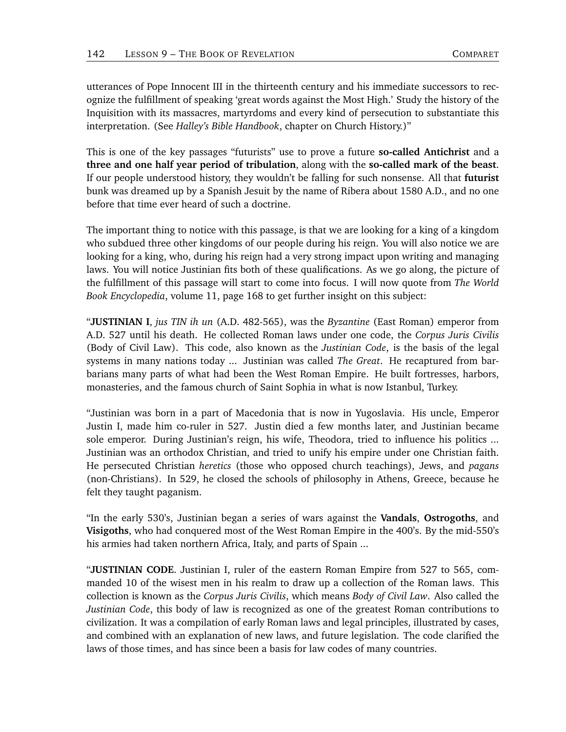utterances of Pope Innocent III in the thirteenth century and his immediate successors to recognize the fulfillment of speaking 'great words against the Most High.' Study the history of the Inquisition with its massacres, martyrdoms and every kind of persecution to substantiate this interpretation. (See *Halley's Bible Handbook*, chapter on Church History.)"

This is one of the key passages "futurists" use to prove a future **so-called Antichrist** and a **three and one half year period of tribulation**, along with the **so-called mark of the beast**. If our people understood history, they wouldn't be falling for such nonsense. All that **futurist** bunk was dreamed up by a Spanish Jesuit by the name of Ribera about 1580 A.D., and no one before that time ever heard of such a doctrine.

The important thing to notice with this passage, is that we are looking for a king of a kingdom who subdued three other kingdoms of our people during his reign. You will also notice we are looking for a king, who, during his reign had a very strong impact upon writing and managing laws. You will notice Justinian fits both of these qualifications. As we go along, the picture of the fulfillment of this passage will start to come into focus. I will now quote from *The World Book Encyclopedia*, volume 11, page 168 to get further insight on this subject:

"**JUSTINIAN I**, *jus TIN ih un* (A.D. 482-565), was the *Byzantine* (East Roman) emperor from A.D. 527 until his death. He collected Roman laws under one code, the *Corpus Juris Civilis* (Body of Civil Law). This code, also known as the *Justinian Code*, is the basis of the legal systems in many nations today ... Justinian was called *The Great*. He recaptured from barbarians many parts of what had been the West Roman Empire. He built fortresses, harbors, monasteries, and the famous church of Saint Sophia in what is now Istanbul, Turkey.

"Justinian was born in a part of Macedonia that is now in Yugoslavia. His uncle, Emperor Justin I, made him co-ruler in 527. Justin died a few months later, and Justinian became sole emperor. During Justinian's reign, his wife, Theodora, tried to influence his politics ... Justinian was an orthodox Christian, and tried to unify his empire under one Christian faith. He persecuted Christian *heretics* (those who opposed church teachings), Jews, and *pagans* (non-Christians). In 529, he closed the schools of philosophy in Athens, Greece, because he felt they taught paganism.

"In the early 530's, Justinian began a series of wars against the **Vandals**, **Ostrogoths**, and **Visigoths**, who had conquered most of the West Roman Empire in the 400's. By the mid-550's his armies had taken northern Africa, Italy, and parts of Spain ...

"**JUSTINIAN CODE**. Justinian I, ruler of the eastern Roman Empire from 527 to 565, commanded 10 of the wisest men in his realm to draw up a collection of the Roman laws. This collection is known as the *Corpus Juris Civilis*, which means *Body of Civil Law*. Also called the *Justinian Code*, this body of law is recognized as one of the greatest Roman contributions to civilization. It was a compilation of early Roman laws and legal principles, illustrated by cases, and combined with an explanation of new laws, and future legislation. The code clarified the laws of those times, and has since been a basis for law codes of many countries.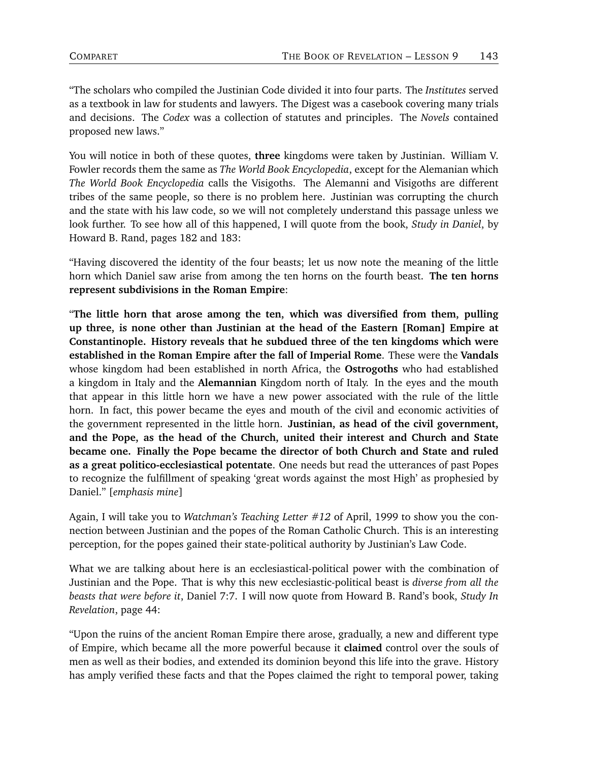"The scholars who compiled the Justinian Code divided it into four parts. The *Institutes* served as a textbook in law for students and lawyers. The Digest was a casebook covering many trials and decisions. The *Codex* was a collection of statutes and principles. The *Novels* contained proposed new laws."

You will notice in both of these quotes, **three** kingdoms were taken by Justinian. William V. Fowler records them the same as *The World Book Encyclopedia*, except for the Alemanian which *The World Book Encyclopedia* calls the Visigoths. The Alemanni and Visigoths are different tribes of the same people, so there is no problem here. Justinian was corrupting the church and the state with his law code, so we will not completely understand this passage unless we look further. To see how all of this happened, I will quote from the book, *Study in Daniel*, by Howard B. Rand, pages 182 and 183:

"Having discovered the identity of the four beasts; let us now note the meaning of the little horn which Daniel saw arise from among the ten horns on the fourth beast. **The ten horns represent subdivisions in the Roman Empire**:

"**The little horn that arose among the ten, which was diversified from them, pulling up three, is none other than Justinian at the head of the Eastern [Roman] Empire at Constantinople. History reveals that he subdued three of the ten kingdoms which were established in the Roman Empire after the fall of Imperial Rome**. These were the **Vandals** whose kingdom had been established in north Africa, the **Ostrogoths** who had established a kingdom in Italy and the **Alemannian** Kingdom north of Italy. In the eyes and the mouth that appear in this little horn we have a new power associated with the rule of the little horn. In fact, this power became the eyes and mouth of the civil and economic activities of the government represented in the little horn. **Justinian, as head of the civil government, and the Pope, as the head of the Church, united their interest and Church and State became one. Finally the Pope became the director of both Church and State and ruled as a great politico-ecclesiastical potentate**. One needs but read the utterances of past Popes to recognize the fulfillment of speaking 'great words against the most High' as prophesied by Daniel." [*emphasis mine*]

Again, I will take you to *Watchman's Teaching Letter #12* of April, 1999 to show you the connection between Justinian and the popes of the Roman Catholic Church. This is an interesting perception, for the popes gained their state-political authority by Justinian's Law Code.

What we are talking about here is an ecclesiastical-political power with the combination of Justinian and the Pope. That is why this new ecclesiastic-political beast is *diverse from all the beasts that were before it*, Daniel 7:7. I will now quote from Howard B. Rand's book, *Study In Revelation*, page 44:

"Upon the ruins of the ancient Roman Empire there arose, gradually, a new and different type of Empire, which became all the more powerful because it **claimed** control over the souls of men as well as their bodies, and extended its dominion beyond this life into the grave. History has amply verified these facts and that the Popes claimed the right to temporal power, taking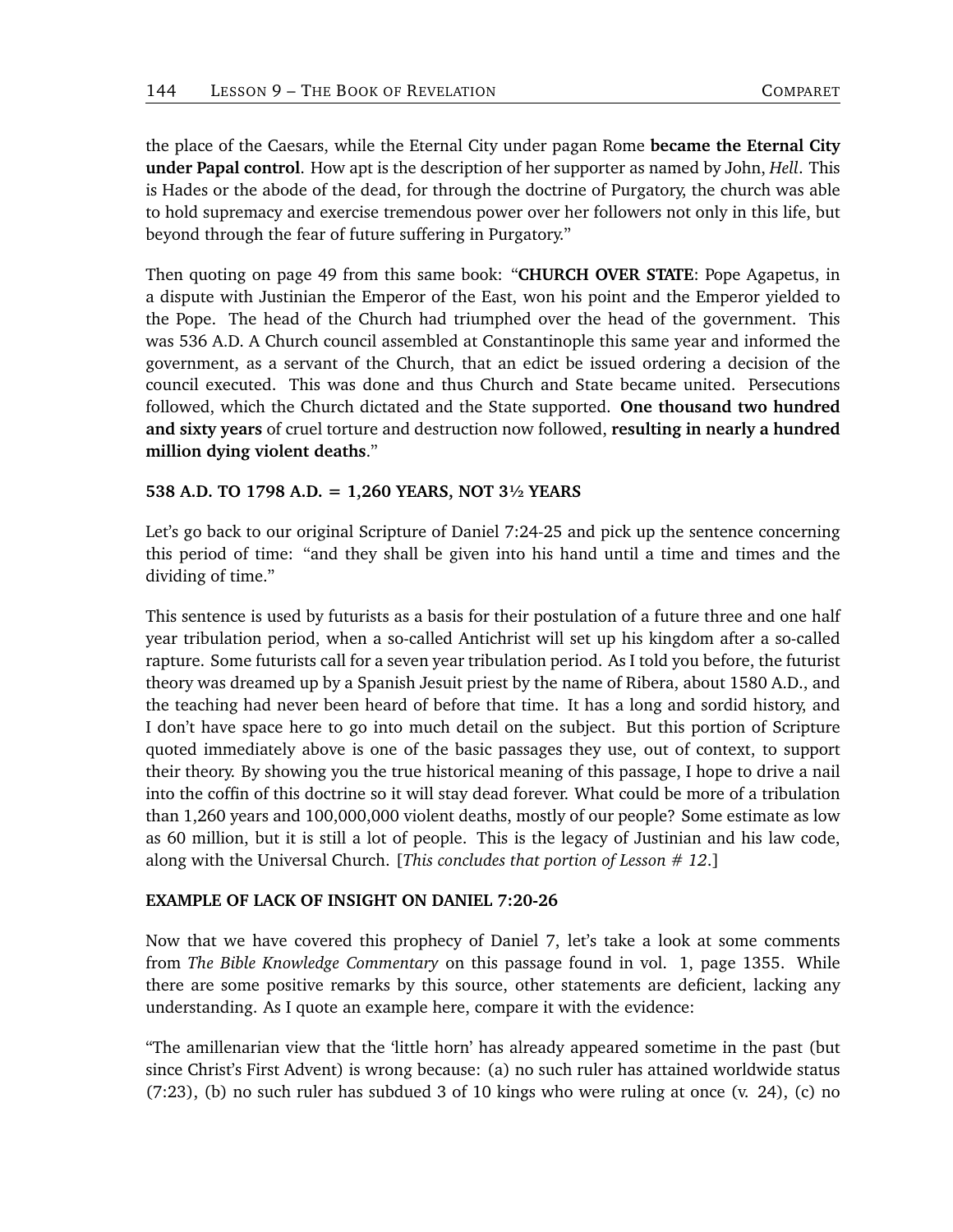the place of the Caesars, while the Eternal City under pagan Rome **became the Eternal City under Papal control**. How apt is the description of her supporter as named by John, *Hell*. This is Hades or the abode of the dead, for through the doctrine of Purgatory, the church was able to hold supremacy and exercise tremendous power over her followers not only in this life, but beyond through the fear of future suffering in Purgatory."

Then quoting on page 49 from this same book: "**CHURCH OVER STATE**: Pope Agapetus, in a dispute with Justinian the Emperor of the East, won his point and the Emperor yielded to the Pope. The head of the Church had triumphed over the head of the government. This was 536 A.D. A Church council assembled at Constantinople this same year and informed the government, as a servant of the Church, that an edict be issued ordering a decision of the council executed. This was done and thus Church and State became united. Persecutions followed, which the Church dictated and the State supported. **One thousand two hundred and sixty years** of cruel torture and destruction now followed, **resulting in nearly a hundred million dying violent deaths**."

**538 A.D. TO 1798 A.D. = 1,260 YEARS, NOT 3½ YEARS**

Let's go back to our original Scripture of Daniel 7:24-25 and pick up the sentence concerning this period of time: "and they shall be given into his hand until a time and times and the dividing of time."

This sentence is used by futurists as a basis for their postulation of a future three and one half year tribulation period, when a so-called Antichrist will set up his kingdom after a so-called rapture. Some futurists call for a seven year tribulation period. As I told you before, the futurist theory was dreamed up by a Spanish Jesuit priest by the name of Ribera, about 1580 A.D., and the teaching had never been heard of before that time. It has a long and sordid history, and I don't have space here to go into much detail on the subject. But this portion of Scripture quoted immediately above is one of the basic passages they use, out of context, to support their theory. By showing you the true historical meaning of this passage, I hope to drive a nail into the coffin of this doctrine so it will stay dead forever. What could be more of a tribulation than 1,260 years and 100,000,000 violent deaths, mostly of our people? Some estimate as low as 60 million, but it is still a lot of people. This is the legacy of Justinian and his law code, along with the Universal Church. [*This concludes that portion of Lesson # 12.*]

**EXAMPLE OF LACK OF INSIGHT ON DANIEL 7:20-26**

Now that we have covered this prophecy of Daniel 7, let's take a look at some comments from *The Bible Knowledge Commentary* on this passage found in vol. 1, page 1355. While there are some positive remarks by this source, other statements are deficient, lacking any understanding. As I quote an example here, compare it with the evidence:

"The amillenarian view that the 'little horn' has already appeared sometime in the past (but since Christ's First Advent) is wrong because: (a) no such ruler has attained worldwide status (7:23), (b) no such ruler has subdued 3 of 10 kings who were ruling at once (v. 24), (c) no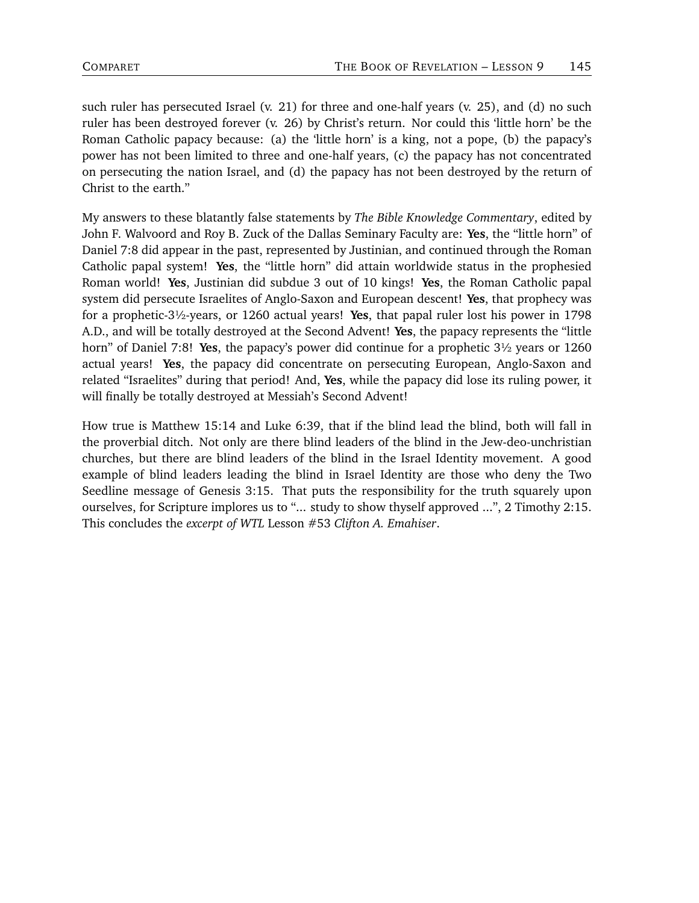such ruler has persecuted Israel (v. 21) for three and one-half years (v. 25), and (d) no such ruler has been destroyed forever (v. 26) by Christ's return. Nor could this 'little horn' be the Roman Catholic papacy because: (a) the 'little horn' is a king, not a pope, (b) the papacy's power has not been limited to three and one-half years, (c) the papacy has not concentrated on persecuting the nation Israel, and (d) the papacy has not been destroyed by the return of Christ to the earth."

My answers to these blatantly false statements by *The Bible Knowledge Commentary*, edited by John F. Walvoord and Roy B. Zuck of the Dallas Seminary Faculty are: **Yes**, the "little horn" of Daniel 7:8 did appear in the past, represented by Justinian, and continued through the Roman Catholic papal system! **Yes**, the "little horn" did attain worldwide status in the prophesied Roman world! **Yes**, Justinian did subdue 3 out of 10 kings! **Yes**, the Roman Catholic papal system did persecute Israelites of Anglo-Saxon and European descent! **Yes**, that prophecy was for a prophetic-3½-years, or 1260 actual years! **Yes**, that papal ruler lost his power in 1798 A.D., and will be totally destroyed at the Second Advent! **Yes**, the papacy represents the "little horn" of Daniel 7:8! **Yes**, the papacy's power did continue for a prophetic 3½ years or 1260 actual years! **Yes**, the papacy did concentrate on persecuting European, Anglo-Saxon and related "Israelites" during that period! And, **Yes**, while the papacy did lose its ruling power, it will finally be totally destroyed at Messiah's Second Advent!

How true is Matthew 15:14 and Luke 6:39, that if the blind lead the blind, both will fall in the proverbial ditch. Not only are there blind leaders of the blind in the Jew-deo-unchristian churches, but there are blind leaders of the blind in the Israel Identity movement. A good example of blind leaders leading the blind in Israel Identity are those who deny the Two Seedline message of Genesis 3:15. That puts the responsibility for the truth squarely upon ourselves, for Scripture implores us to "... study to show thyself approved ...", 2 Timothy 2:15. This concludes the *excerpt of WTL* Lesson #53 *Clifton A. Emahiser*.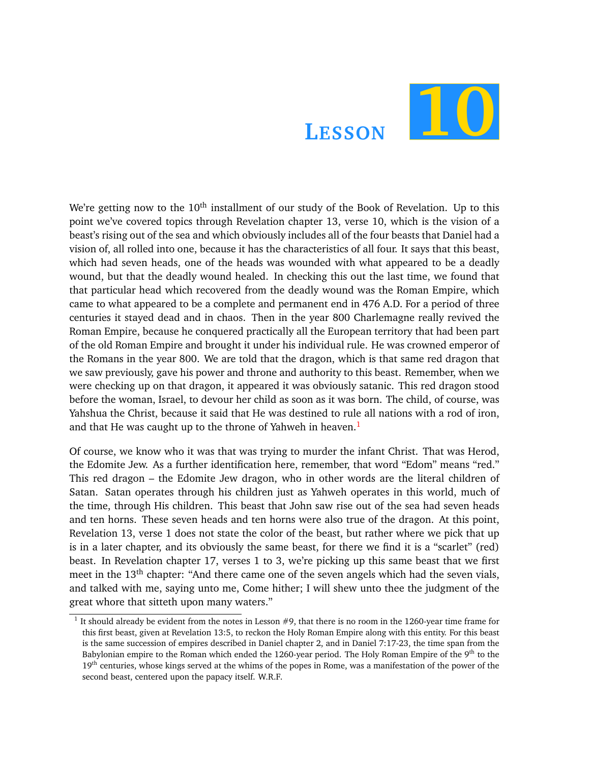# Lesson 10

We're getting now to the 10th installment of our study of the Book of Revelation. Up to this point we've covered topics through Revelation chapter 13, verse 10, which is the vision of a beast's rising out of the sea and which obviously includes all of the four beasts that Daniel had a vision of, all rolled into one, because it has the characteristics of all four. It says that this beast, which had seven heads, one of the heads was wounded with what appeared to be a deadly wound, but that the deadly wound healed. In checking this out the last time, we found that that particular head which recovered from the deadly wound was the Roman Empire, which came to what appeared to be a complete and permanent end in 476 A.D. For a period of three centuries it stayed dead and in chaos. Then in the year 800 Charlemagne really revived the Roman Empire, because he conquered practically all the European territory that had been part of the old Roman Empire and brought it under his individual rule. He was crowned emperor of the Romans in the year 800. We are told that the dragon, which is that same red dragon that we saw previously, gave his power and throne and authority to this beast. Remember, when we were checking up on that dragon, it appeared it was obviously satanic. This red dragon stood before the woman, Israel, to devour her child as soon as it was born. The child, of course, was Yahshua the Christ, because it said that He was destined to rule all nations with a rod of iron, and that He was caught up to the throne of Yahweh in heaven.[1]

Of course, we know who it was that was trying to murder the infant Christ. That was Herod, the Edomite Jew. As a further identification here, remember, that word "Edom" means "red." This red dragon – the Edomite Jew dragon, who in other words are the literal children of Satan. Satan operates through his children just as Yahweh operates in this world, much of the time, through His children. This beast that John saw rise out of the sea had seven heads and ten horns. These seven heads and ten horns were also true of the dragon. At this point, Revelation 13, verse 1 does not state the color of the beast, but rather where we pick that up is in a later chapter, and its obviously the same beast, for there we find it is a "scarlet" (red) beast. In Revelation chapter 17, verses 1 to 3, we're picking up this same beast that we first meet in the 13th chapter: "And there came one of the seven angels which had the seven vials, and talked with me, saying unto me, Come hither; I will shew unto thee the judgment of the great whore that sitteth upon many waters."

---

[1] It should already be evident from the notes in Lesson #9, that there is no room in the 1260-year time frame for this first beast, given at Revelation 13:5, to reckon the Holy Roman Empire along with this entity. For this beast is the same succession of empires described in Daniel chapter 2, and in Daniel 7:17-23, the time span from the Babylonian empire to the Roman which ended the 1260-year period. The Holy Roman Empire of the 9th to the 19th centuries, whose kings served at the whims of the popes in Rome, was a manifestation of the power of the second beast, centered upon the papacy itself. W.R.F.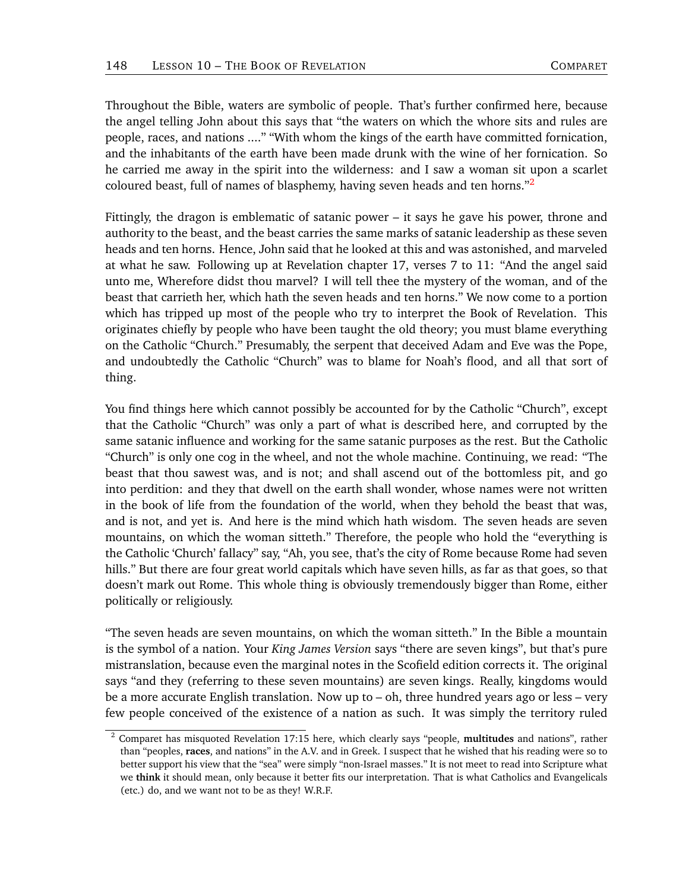Throughout the Bible, waters are symbolic of people. That's further confirmed here, because the angel telling John about this says that "the waters on which the whore sits and rules are people, races, and nations ...." "With whom the kings of the earth have committed fornication, and the inhabitants of the earth have been made drunk with the wine of her fornication. So he carried me away in the spirit into the wilderness: and I saw a woman sit upon a scarlet coloured beast, full of names of blasphemy, having seven heads and ten horns."[2]

Fittingly, the dragon is emblematic of satanic power – it says he gave his power, throne and authority to the beast, and the beast carries the same marks of satanic leadership as these seven heads and ten horns. Hence, John said that he looked at this and was astonished, and marveled at what he saw. Following up at Revelation chapter 17, verses 7 to 11: "And the angel said unto me, Wherefore didst thou marvel? I will tell thee the mystery of the woman, and of the beast that carrieth her, which hath the seven heads and ten horns." We now come to a portion which has tripped up most of the people who try to interpret the Book of Revelation. This originates chiefly by people who have been taught the old theory; you must blame everything on the Catholic "Church." Presumably, the serpent that deceived Adam and Eve was the Pope, and undoubtedly the Catholic "Church" was to blame for Noah's flood, and all that sort of thing.

You find things here which cannot possibly be accounted for by the Catholic "Church", except that the Catholic "Church" was only a part of what is described here, and corrupted by the same satanic influence and working for the same satanic purposes as the rest. But the Catholic "Church" is only one cog in the wheel, and not the whole machine. Continuing, we read: "The beast that thou sawest was, and is not; and shall ascend out of the bottomless pit, and go into perdition: and they that dwell on the earth shall wonder, whose names were not written in the book of life from the foundation of the world, when they behold the beast that was, and is not, and yet is. And here is the mind which hath wisdom. The seven heads are seven mountains, on which the woman sitteth." Therefore, the people who hold the "everything is the Catholic 'Church' fallacy" say, "Ah, you see, that's the city of Rome because Rome had seven hills." But there are four great world capitals which have seven hills, as far as that goes, so that doesn't mark out Rome. This whole thing is obviously tremendously bigger than Rome, either politically or religiously.

"The seven heads are seven mountains, on which the woman sitteth." In the Bible a mountain is the symbol of a nation. Your *King James Version* says "there are seven kings", but that's pure mistranslation, because even the marginal notes in the Scofield edition corrects it. The original says "and they (referring to these seven mountains) are seven kings. Really, kingdoms would be a more accurate English translation. Now up to – oh, three hundred years ago or less – very few people conceived of the existence of a nation as such. It was simply the territory ruled

---

[2] Comparet has misquoted Revelation 17:15 here, which clearly says "people, **multitudes** and nations", rather than "peoples, **races**, and nations" in the A.V. and in Greek. I suspect that he wished that his reading were so to better support his view that the "sea" were simply "non-Israel masses." It is not meet to read into Scripture what we **think** it should mean, only because it better fits our interpretation. That is what Catholics and Evangelicals (etc.) do, and we want not to be as they! W.R.F.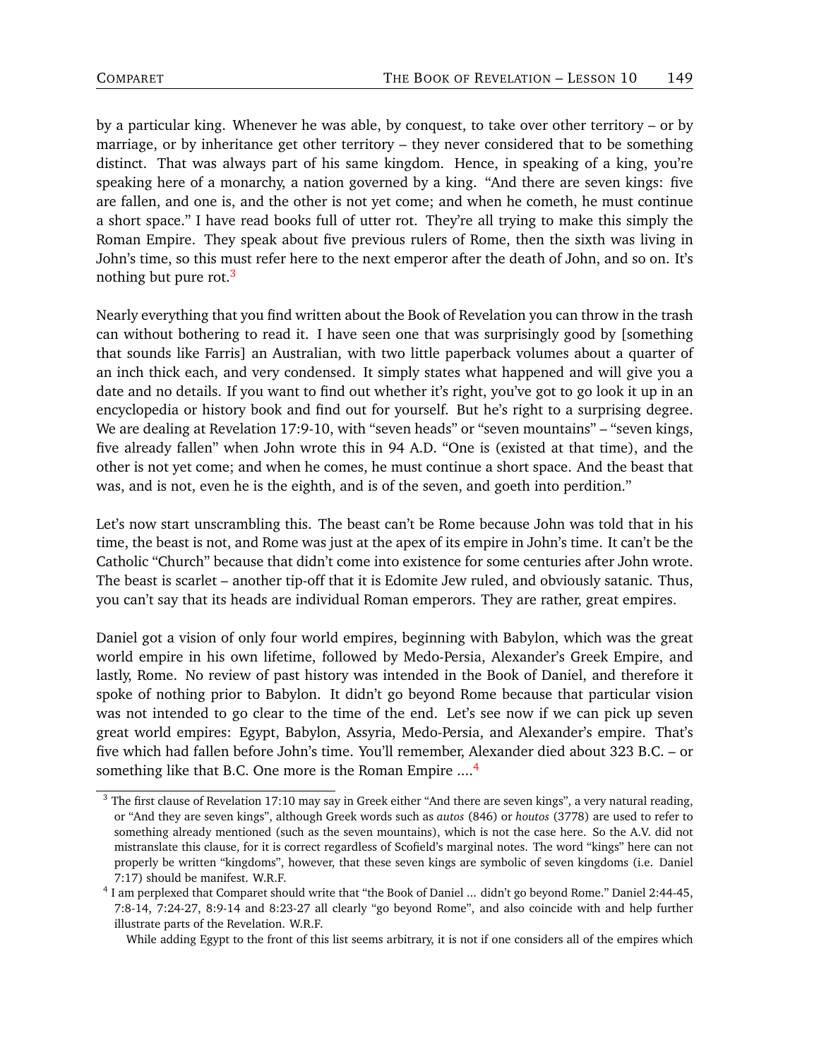by a particular king. Whenever he was able, by conquest, to take over other territory – or by marriage, or by inheritance get other territory – they never considered that to be something distinct. That was always part of his same kingdom. Hence, in speaking of a king, you're speaking here of a monarchy, a nation governed by a king. "And there are seven kings: five are fallen, and one is, and the other is not yet come; and when he cometh, he must continue a short space." I have read books full of utter rot. They're all trying to make this simply the Roman Empire. They speak about five previous rulers of Rome, then the sixth was living in John's time, so this must refer here to the next emperor after the death of John, and so on. It's nothing but pure rot.[3]

Nearly everything that you find written about the Book of Revelation you can throw in the trash can without bothering to read it. I have seen one that was surprisingly good by [something that sounds like Farris] an Australian, with two little paperback volumes about a quarter of an inch thick each, and very condensed. It simply states what happened and will give you a date and no details. If you want to find out whether it's right, you've got to go look it up in an encyclopedia or history book and find out for yourself. But he's right to a surprising degree. We are dealing at Revelation 17:9-10, with "seven heads" or "seven mountains" – "seven kings, five already fallen" when John wrote this in 94 A.D. "One is (existed at that time), and the other is not yet come; and when he comes, he must continue a short space. And the beast that was, and is not, even he is the eighth, and is of the seven, and goeth into perdition."

Let's now start unscrambling this. The beast can't be Rome because John was told that in his time, the beast is not, and Rome was just at the apex of its empire in John's time. It can't be the Catholic "Church" because that didn't come into existence for some centuries after John wrote. The beast is scarlet – another tip-off that it is Edomite Jew ruled, and obviously satanic. Thus, you can't say that its heads are individual Roman emperors. They are rather, great empires.

Daniel got a vision of only four world empires, beginning with Babylon, which was the great world empire in his own lifetime, followed by Medo-Persia, Alexander's Greek Empire, and lastly, Rome. No review of past history was intended in the Book of Daniel, and therefore it spoke of nothing prior to Babylon. It didn't go beyond Rome because that particular vision was not intended to go clear to the time of the end. Let's see now if we can pick up seven great world empires: Egypt, Babylon, Assyria, Medo-Persia, and Alexander's empire. That's five which had fallen before John's time. You'll remember, Alexander died about 323 B.C. – or something like that B.C. One more is the Roman Empire ....[4]

---

[3] The first clause of Revelation 17:10 may say in Greek either "And there are seven kings", a very natural reading, or "And they are seven kings", although Greek words such as *autos* (846) or *houtos* (3778) are used to refer to something already mentioned (such as the seven mountains), which is not the case here. So the A.V. did not mistranslate this clause, for it is correct regardless of Scofield's marginal notes. The word "kings" here can not properly be written "kingdoms", however, that these seven kings are symbolic of seven kingdoms (i.e. Daniel 7:17) should be manifest. W.R.F.

[4] I am perplexed that Comparet should write that "the Book of Daniel ... didn't go beyond Rome." Daniel 2:44-45, 7:8-14, 7:24-27, 8:9-14 and 8:23-27 all clearly "go beyond Rome", and also coincide with and help further illustrate parts of the Revelation. W.R.F.

While adding Egypt to the front of this list seems arbitrary, it is not if one considers all of the empires which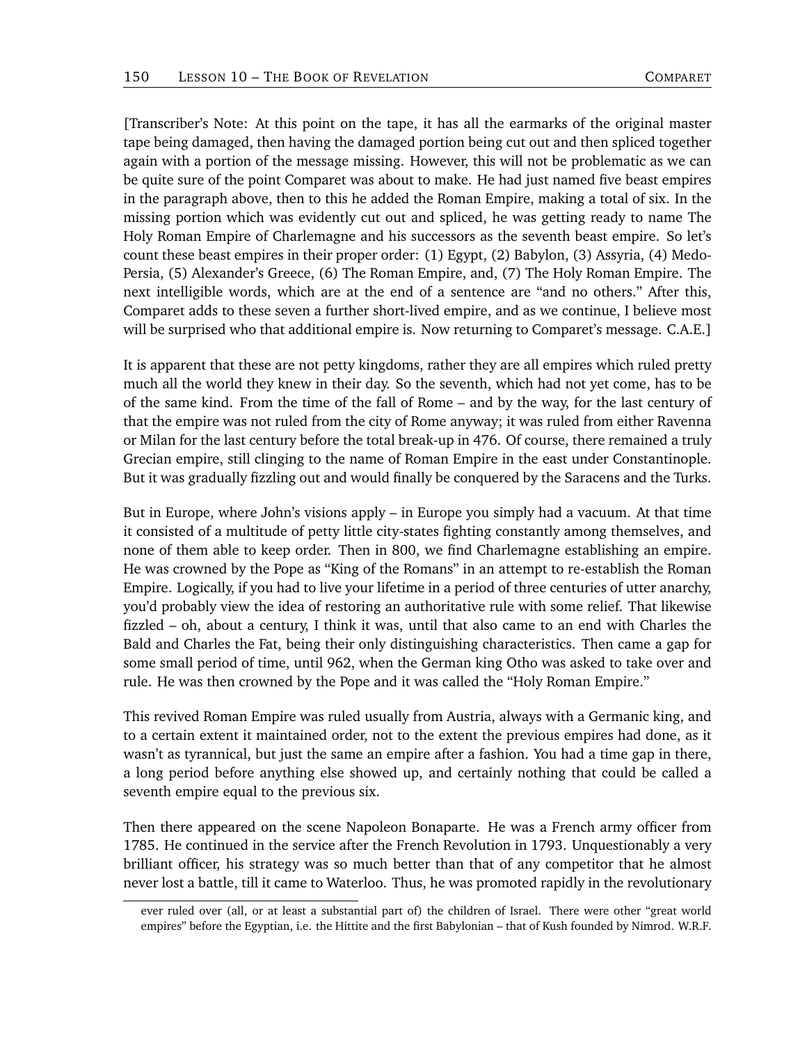[Transcriber's Note: At this point on the tape, it has all the earmarks of the original master tape being damaged, then having the damaged portion being cut out and then spliced together again with a portion of the message missing. However, this will not be problematic as we can be quite sure of the point Comparet was about to make. He had just named five beast empires in the paragraph above, then to this he added the Roman Empire, making a total of six. In the missing portion which was evidently cut out and spliced, he was getting ready to name The Holy Roman Empire of Charlemagne and his successors as the seventh beast empire. So let's count these beast empires in their proper order: (1) Egypt, (2) Babylon, (3) Assyria, (4) Medo-Persia, (5) Alexander's Greece, (6) The Roman Empire, and, (7) The Holy Roman Empire. The next intelligible words, which are at the end of a sentence are "and no others." After this, Comparet adds to these seven a further short-lived empire, and as we continue, I believe most will be surprised who that additional empire is. Now returning to Comparet's message. C.A.E.]

It is apparent that these are not petty kingdoms, rather they are all empires which ruled pretty much all the world they knew in their day. So the seventh, which had not yet come, has to be of the same kind. From the time of the fall of Rome – and by the way, for the last century of that the empire was not ruled from the city of Rome anyway; it was ruled from either Ravenna or Milan for the last century before the total break-up in 476. Of course, there remained a truly Grecian empire, still clinging to the name of Roman Empire in the east under Constantinople. But it was gradually fizzling out and would finally be conquered by the Saracens and the Turks.

But in Europe, where John's visions apply – in Europe you simply had a vacuum. At that time it consisted of a multitude of petty little city-states fighting constantly among themselves, and none of them able to keep order. Then in 800, we find Charlemagne establishing an empire. He was crowned by the Pope as "King of the Romans" in an attempt to re-establish the Roman Empire. Logically, if you had to live your lifetime in a period of three centuries of utter anarchy, you'd probably view the idea of restoring an authoritative rule with some relief. That likewise fizzled – oh, about a century, I think it was, until that also came to an end with Charles the Bald and Charles the Fat, being their only distinguishing characteristics. Then came a gap for some small period of time, until 962, when the German king Otho was asked to take over and rule. He was then crowned by the Pope and it was called the "Holy Roman Empire."

This revived Roman Empire was ruled usually from Austria, always with a Germanic king, and to a certain extent it maintained order, not to the extent the previous empires had done, as it wasn't as tyrannical, but just the same an empire after a fashion. You had a time gap in there, a long period before anything else showed up, and certainly nothing that could be called a seventh empire equal to the previous six.

Then there appeared on the scene Napoleon Bonaparte. He was a French army officer from 1785. He continued in the service after the French Revolution in 1793. Unquestionably a very brilliant officer, his strategy was so much better than that of any competitor that he almost never lost a battle, till it came to Waterloo. Thus, he was promoted rapidly in the revolutionary

ever ruled over (all, or at least a substantial part of) the children of Israel. There were other "great world empires" before the Egyptian, i.e. the Hittite and the first Babylonian – that of Kush founded by Nimrod. W.R.F.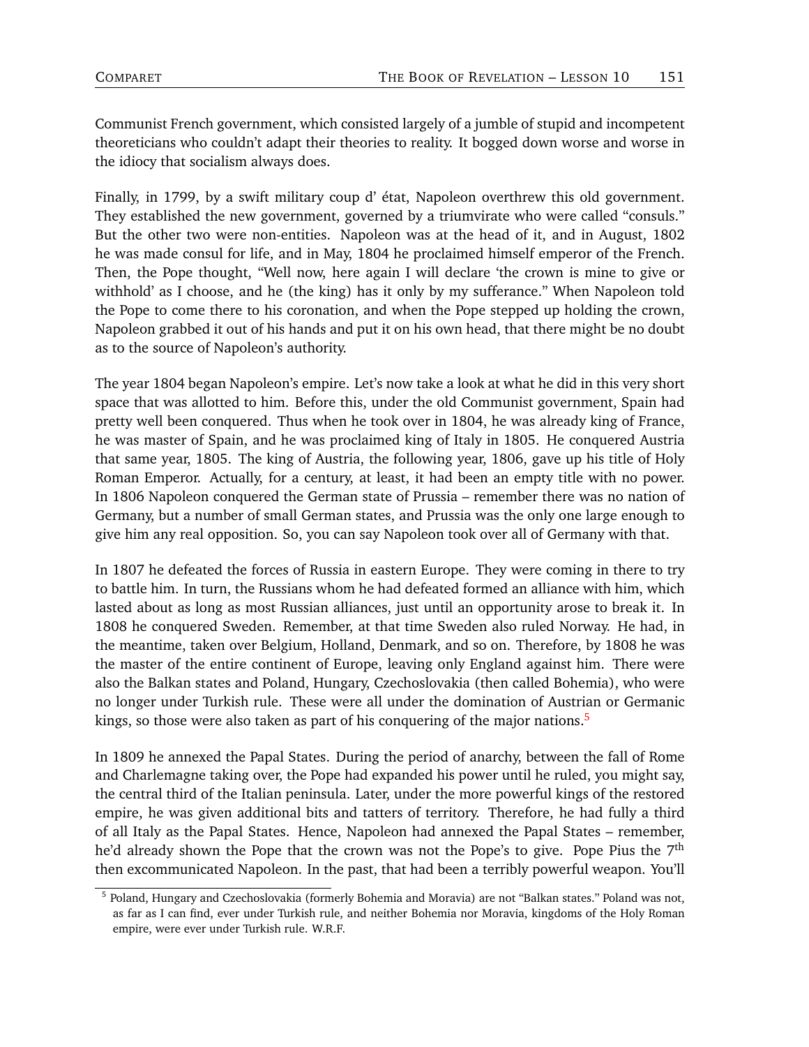Communist French government, which consisted largely of a jumble of stupid and incompetent theoreticians who couldn't adapt their theories to reality. It bogged down worse and worse in the idiocy that socialism always does.

Finally, in 1799, by a swift military coup d' état, Napoleon overthrew this old government. They established the new government, governed by a triumvirate who were called "consuls." But the other two were non-entities. Napoleon was at the head of it, and in August, 1802 he was made consul for life, and in May, 1804 he proclaimed himself emperor of the French. Then, the Pope thought, "Well now, here again I will declare 'the crown is mine to give or withhold' as I choose, and he (the king) has it only by my sufferance." When Napoleon told the Pope to come there to his coronation, and when the Pope stepped up holding the crown, Napoleon grabbed it out of his hands and put it on his own head, that there might be no doubt as to the source of Napoleon's authority.

The year 1804 began Napoleon's empire. Let's now take a look at what he did in this very short space that was allotted to him. Before this, under the old Communist government, Spain had pretty well been conquered. Thus when he took over in 1804, he was already king of France, he was master of Spain, and he was proclaimed king of Italy in 1805. He conquered Austria that same year, 1805. The king of Austria, the following year, 1806, gave up his title of Holy Roman Emperor. Actually, for a century, at least, it had been an empty title with no power. In 1806 Napoleon conquered the German state of Prussia – remember there was no nation of Germany, but a number of small German states, and Prussia was the only one large enough to give him any real opposition. So, you can say Napoleon took over all of Germany with that.

In 1807 he defeated the forces of Russia in eastern Europe. They were coming in there to try to battle him. In turn, the Russians whom he had defeated formed an alliance with him, which lasted about as long as most Russian alliances, just until an opportunity arose to break it. In 1808 he conquered Sweden. Remember, at that time Sweden also ruled Norway. He had, in the meantime, taken over Belgium, Holland, Denmark, and so on. Therefore, by 1808 he was the master of the entire continent of Europe, leaving only England against him. There were also the Balkan states and Poland, Hungary, Czechoslovakia (then called Bohemia), who were no longer under Turkish rule. These were all under the domination of Austrian or Germanic kings, so those were also taken as part of his conquering of the major nations.[5]

In 1809 he annexed the Papal States. During the period of anarchy, between the fall of Rome and Charlemagne taking over, the Pope had expanded his power until he ruled, you might say, the central third of the Italian peninsula. Later, under the more powerful kings of the restored empire, he was given additional bits and tatters of territory. Therefore, he had fully a third of all Italy as the Papal States. Hence, Napoleon had annexed the Papal States – remember, he'd already shown the Pope that the crown was not the Pope's to give. Pope Pius the 7th then excommunicated Napoleon. In the past, that had been a terribly powerful weapon. You'll

[5] Poland, Hungary and Czechoslovakia (formerly Bohemia and Moravia) are not "Balkan states." Poland was not, as far as I can find, ever under Turkish rule, and neither Bohemia nor Moravia, kingdoms of the Holy Roman empire, were ever under Turkish rule. W.R.F.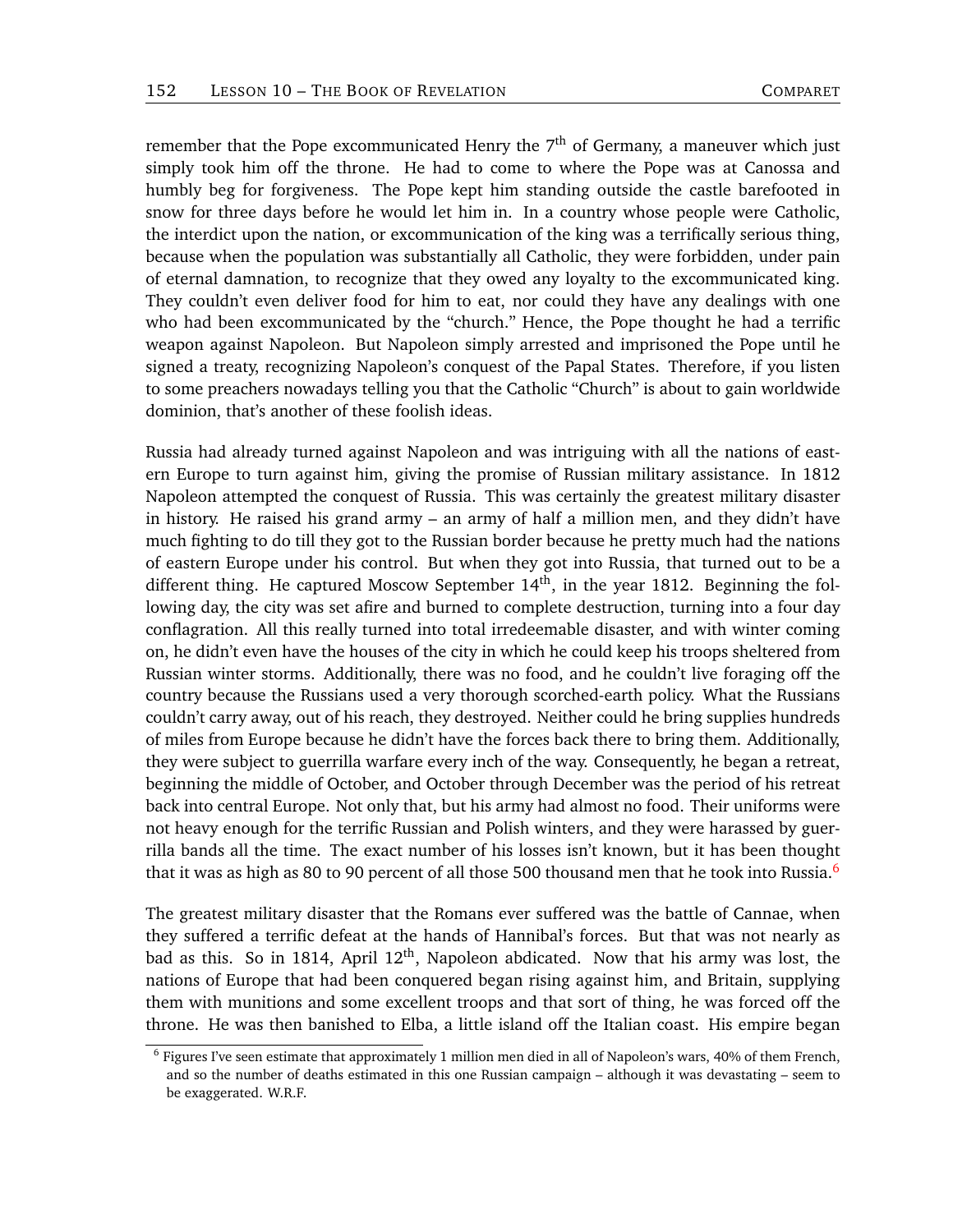remember that the Pope excommunicated Henry the 7th of Germany, a maneuver which just simply took him off the throne. He had to come to where the Pope was at Canossa and humbly beg for forgiveness. The Pope kept him standing outside the castle barefooted in snow for three days before he would let him in. In a country whose people were Catholic, the interdict upon the nation, or excommunication of the king was a terrifically serious thing, because when the population was substantially all Catholic, they were forbidden, under pain of eternal damnation, to recognize that they owed any loyalty to the excommunicated king. They couldn't even deliver food for him to eat, nor could they have any dealings with one who had been excommunicated by the "church." Hence, the Pope thought he had a terrific weapon against Napoleon. But Napoleon simply arrested and imprisoned the Pope until he signed a treaty, recognizing Napoleon's conquest of the Papal States. Therefore, if you listen to some preachers nowadays telling you that the Catholic "Church" is about to gain worldwide dominion, that's another of these foolish ideas.

Russia had already turned against Napoleon and was intriguing with all the nations of eastern Europe to turn against him, giving the promise of Russian military assistance. In 1812 Napoleon attempted the conquest of Russia. This was certainly the greatest military disaster in history. He raised his grand army – an army of half a million men, and they didn't have much fighting to do till they got to the Russian border because he pretty much had the nations of eastern Europe under his control. But when they got into Russia, that turned out to be a different thing. He captured Moscow September 14th, in the year 1812. Beginning the following day, the city was set afire and burned to complete destruction, turning into a four day conflagration. All this really turned into total irredeemable disaster, and with winter coming on, he didn't even have the houses of the city in which he could keep his troops sheltered from Russian winter storms. Additionally, there was no food, and he couldn't live foraging off the country because the Russians used a very thorough scorched-earth policy. What the Russians couldn't carry away, out of his reach, they destroyed. Neither could he bring supplies hundreds of miles from Europe because he didn't have the forces back there to bring them. Additionally, they were subject to guerrilla warfare every inch of the way. Consequently, he began a retreat, beginning the middle of October, and October through December was the period of his retreat back into central Europe. Not only that, but his army had almost no food. Their uniforms were not heavy enough for the terrific Russian and Polish winters, and they were harassed by guerrilla bands all the time. The exact number of his losses isn't known, but it has been thought that it was as high as 80 to 90 percent of all those 500 thousand men that he took into Russia.[6]

The greatest military disaster that the Romans ever suffered was the battle of Cannae, when they suffered a terrific defeat at the hands of Hannibal's forces. But that was not nearly as bad as this. So in 1814, April 12th, Napoleon abdicated. Now that his army was lost, the nations of Europe that had been conquered began rising against him, and Britain, supplying them with munitions and some excellent troops and that sort of thing, he was forced off the throne. He was then banished to Elba, a little island off the Italian coast. His empire began

[6] Figures I've seen estimate that approximately 1 million men died in all of Napoleon's wars, 40% of them French, and so the number of deaths estimated in this one Russian campaign – although it was devastating – seem to be exaggerated. W.R.F.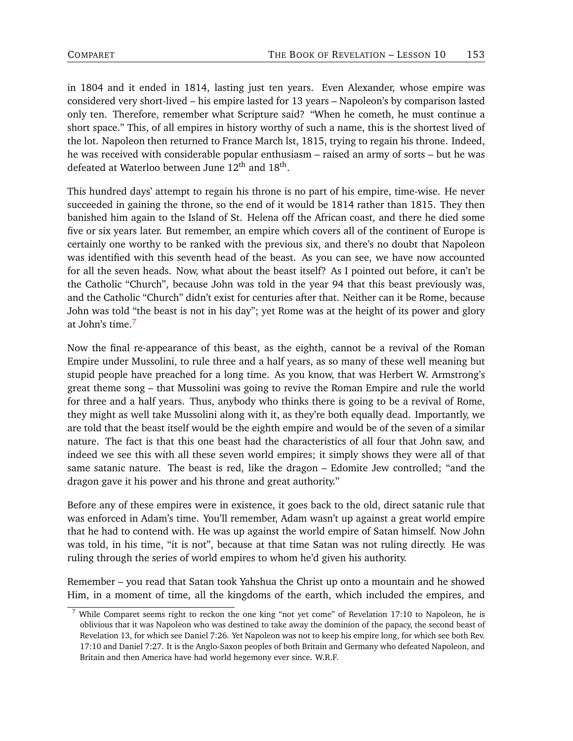in 1804 and it ended in 1814, lasting just ten years. Even Alexander, whose empire was considered very short-lived – his empire lasted for 13 years – Napoleon's by comparison lasted only ten. Therefore, remember what Scripture said? "When he cometh, he must continue a short space." This, of all empires in history worthy of such a name, this is the shortest lived of the lot. Napoleon then returned to France March lst, 1815, trying to regain his throne. Indeed, he was received with considerable popular enthusiasm – raised an army of sorts – but he was defeated at Waterloo between June 12th and 18th.

This hundred days' attempt to regain his throne is no part of his empire, time-wise. He never succeeded in gaining the throne, so the end of it would be 1814 rather than 1815. They then banished him again to the Island of St. Helena off the African coast, and there he died some five or six years later. But remember, an empire which covers all of the continent of Europe is certainly one worthy to be ranked with the previous six, and there's no doubt that Napoleon was identified with this seventh head of the beast. As you can see, we have now accounted for all the seven heads. Now, what about the beast itself? As I pointed out before, it can't be the Catholic "Church", because John was told in the year 94 that this beast previously was, and the Catholic "Church" didn't exist for centuries after that. Neither can it be Rome, because John was told "the beast is not in his day"; yet Rome was at the height of its power and glory at John's time.[7]

Now the final re-appearance of this beast, as the eighth, cannot be a revival of the Roman Empire under Mussolini, to rule three and a half years, as so many of these well meaning but stupid people have preached for a long time. As you know, that was Herbert W. Armstrong's great theme song – that Mussolini was going to revive the Roman Empire and rule the world for three and a half years. Thus, anybody who thinks there is going to be a revival of Rome, they might as well take Mussolini along with it, as they're both equally dead. Importantly, we are told that the beast itself would be the eighth empire and would be of the seven of a similar nature. The fact is that this one beast had the characteristics of all four that John saw, and indeed we see this with all these seven world empires; it simply shows they were all of that same satanic nature. The beast is red, like the dragon – Edomite Jew controlled; "and the dragon gave it his power and his throne and great authority."

Before any of these empires were in existence, it goes back to the old, direct satanic rule that was enforced in Adam's time. You'll remember, Adam wasn't up against a great world empire that he had to contend with. He was up against the world empire of Satan himself. Now John was told, in his time, "it is not", because at that time Satan was not ruling directly. He was ruling through the series of world empires to whom he'd given his authority.

Remember – you read that Satan took Yahshua the Christ up onto a mountain and he showed Him, in a moment of time, all the kingdoms of the earth, which included the empires, and

---

[7] While Comparet seems right to reckon the one king "not yet come" of Revelation 17:10 to Napoleon, he is oblivious that it was Napoleon who was destined to take away the dominion of the papacy, the second beast of Revelation 13, for which see Daniel 7:26. Yet Napoleon was not to keep his empire long, for which see both Rev. 17:10 and Daniel 7:27. It is the Anglo-Saxon peoples of both Britain and Germany who defeated Napoleon, and Britain and then America have had world hegemony ever since. W.R.F.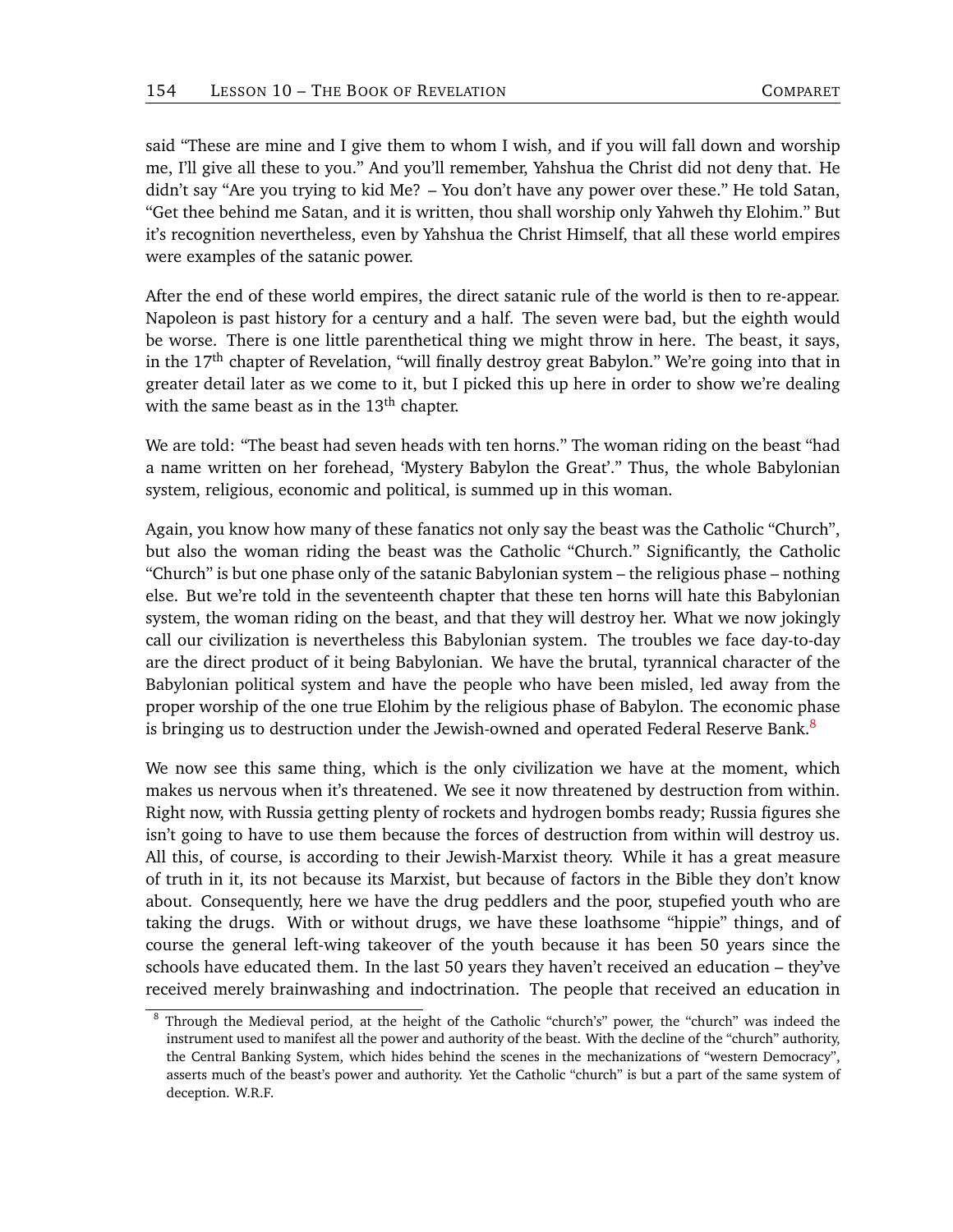said "These are mine and I give them to whom I wish, and if you will fall down and worship me, I'll give all these to you." And you'll remember, Yahshua the Christ did not deny that. He didn't say "Are you trying to kid Me? – You don't have any power over these." He told Satan, "Get thee behind me Satan, and it is written, thou shall worship only Yahweh thy Elohim." But it's recognition nevertheless, even by Yahshua the Christ Himself, that all these world empires were examples of the satanic power.

After the end of these world empires, the direct satanic rule of the world is then to re-appear. Napoleon is past history for a century and a half. The seven were bad, but the eighth would be worse. There is one little parenthetical thing we might throw in here. The beast, it says, in the 17th chapter of Revelation, "will finally destroy great Babylon." We're going into that in greater detail later as we come to it, but I picked this up here in order to show we're dealing with the same beast as in the 13th chapter.

We are told: "The beast had seven heads with ten horns." The woman riding on the beast "had a name written on her forehead, 'Mystery Babylon the Great'." Thus, the whole Babylonian system, religious, economic and political, is summed up in this woman.

Again, you know how many of these fanatics not only say the beast was the Catholic "Church", but also the woman riding the beast was the Catholic "Church." Significantly, the Catholic "Church" is but one phase only of the satanic Babylonian system – the religious phase – nothing else. But we're told in the seventeenth chapter that these ten horns will hate this Babylonian system, the woman riding on the beast, and that they will destroy her. What we now jokingly call our civilization is nevertheless this Babylonian system. The troubles we face day-to-day are the direct product of it being Babylonian. We have the brutal, tyrannical character of the Babylonian political system and have the people who have been misled, led away from the proper worship of the one true Elohim by the religious phase of Babylon. The economic phase is bringing us to destruction under the Jewish-owned and operated Federal Reserve Bank.[8]

We now see this same thing, which is the only civilization we have at the moment, which makes us nervous when it's threatened. We see it now threatened by destruction from within. Right now, with Russia getting plenty of rockets and hydrogen bombs ready; Russia figures she isn't going to have to use them because the forces of destruction from within will destroy us. All this, of course, is according to their Jewish-Marxist theory. While it has a great measure of truth in it, its not because its Marxist, but because of factors in the Bible they don't know about. Consequently, here we have the drug peddlers and the poor, stupefied youth who are taking the drugs. With or without drugs, we have these loathsome "hippie" things, and of course the general left-wing takeover of the youth because it has been 50 years since the schools have educated them. In the last 50 years they haven't received an education – they've received merely brainwashing and indoctrination. The people that received an education in

---

[8] Through the Medieval period, at the height of the Catholic "church's" power, the "church" was indeed the instrument used to manifest all the power and authority of the beast. With the decline of the "church" authority, the Central Banking System, which hides behind the scenes in the mechanizations of "western Democracy", asserts much of the beast's power and authority. Yet the Catholic "church" is but a part of the same system of deception. W.R.F.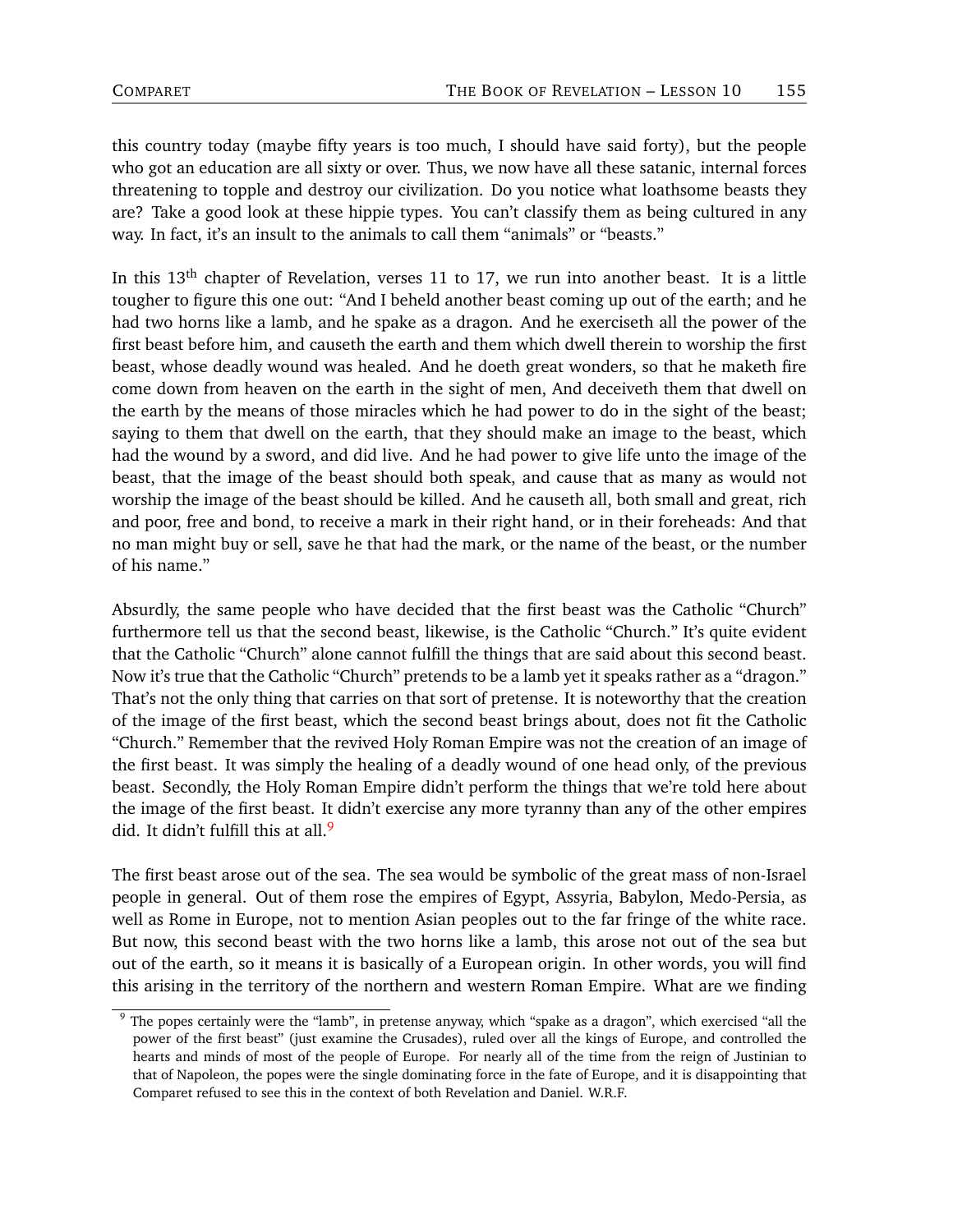this country today (maybe fifty years is too much, I should have said forty), but the people who got an education are all sixty or over. Thus, we now have all these satanic, internal forces threatening to topple and destroy our civilization. Do you notice what loathsome beasts they are? Take a good look at these hippie types. You can't classify them as being cultured in any way. In fact, it's an insult to the animals to call them "animals" or "beasts."

In this 13th chapter of Revelation, verses 11 to 17, we run into another beast. It is a little tougher to figure this one out: "And I beheld another beast coming up out of the earth; and he had two horns like a lamb, and he spake as a dragon. And he exerciseth all the power of the first beast before him, and causeth the earth and them which dwell therein to worship the first beast, whose deadly wound was healed. And he doeth great wonders, so that he maketh fire come down from heaven on the earth in the sight of men, And deceiveth them that dwell on the earth by the means of those miracles which he had power to do in the sight of the beast; saying to them that dwell on the earth, that they should make an image to the beast, which had the wound by a sword, and did live. And he had power to give life unto the image of the beast, that the image of the beast should both speak, and cause that as many as would not worship the image of the beast should be killed. And he causeth all, both small and great, rich and poor, free and bond, to receive a mark in their right hand, or in their foreheads: And that no man might buy or sell, save he that had the mark, or the name of the beast, or the number of his name."

Absurdly, the same people who have decided that the first beast was the Catholic "Church" furthermore tell us that the second beast, likewise, is the Catholic "Church." It's quite evident that the Catholic "Church" alone cannot fulfill the things that are said about this second beast. Now it's true that the Catholic "Church" pretends to be a lamb yet it speaks rather as a "dragon." That's not the only thing that carries on that sort of pretense. It is noteworthy that the creation of the image of the first beast, which the second beast brings about, does not fit the Catholic "Church." Remember that the revived Holy Roman Empire was not the creation of an image of the first beast. It was simply the healing of a deadly wound of one head only, of the previous beast. Secondly, the Holy Roman Empire didn't perform the things that we're told here about the image of the first beast. It didn't exercise any more tyranny than any of the other empires did. It didn't fulfill this at all.[9]

The first beast arose out of the sea. The sea would be symbolic of the great mass of non-Israel people in general. Out of them rose the empires of Egypt, Assyria, Babylon, Medo-Persia, as well as Rome in Europe, not to mention Asian peoples out to the far fringe of the white race. But now, this second beast with the two horns like a lamb, this arose not out of the sea but out of the earth, so it means it is basically of a European origin. In other words, you will find this arising in the territory of the northern and western Roman Empire. What are we finding

---

[9] The popes certainly were the "lamb", in pretense anyway, which "spake as a dragon", which exercised "all the power of the first beast" (just examine the Crusades), ruled over all the kings of Europe, and controlled the hearts and minds of most of the people of Europe. For nearly all of the time from the reign of Justinian to that of Napoleon, the popes were the single dominating force in the fate of Europe, and it is disappointing that Comparet refused to see this in the context of both Revelation and Daniel. W.R.F.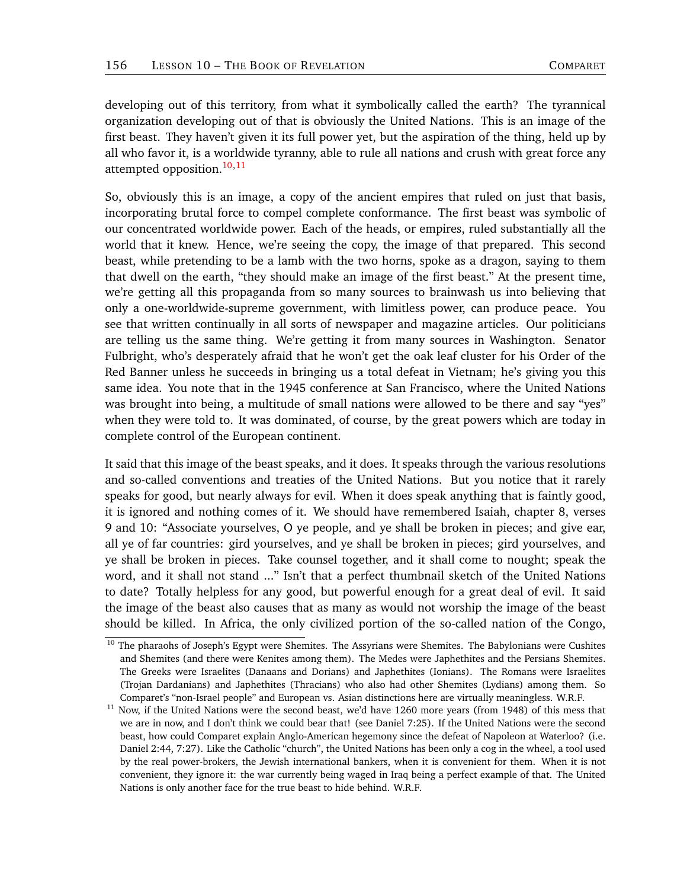developing out of this territory, from what it symbolically called the earth? The tyrannical organization developing out of that is obviously the United Nations. This is an image of the first beast. They haven't given it its full power yet, but the aspiration of the thing, held up by all who favor it, is a worldwide tyranny, able to rule all nations and crush with great force any attempted opposition.[10,11]

So, obviously this is an image, a copy of the ancient empires that ruled on just that basis, incorporating brutal force to compel complete conformance. The first beast was symbolic of our concentrated worldwide power. Each of the heads, or empires, ruled substantially all the world that it knew. Hence, we're seeing the copy, the image of that prepared. This second beast, while pretending to be a lamb with the two horns, spoke as a dragon, saying to them that dwell on the earth, "they should make an image of the first beast." At the present time, we're getting all this propaganda from so many sources to brainwash us into believing that only a one-worldwide-supreme government, with limitless power, can produce peace. You see that written continually in all sorts of newspaper and magazine articles. Our politicians are telling us the same thing. We're getting it from many sources in Washington. Senator Fulbright, who's desperately afraid that he won't get the oak leaf cluster for his Order of the Red Banner unless he succeeds in bringing us a total defeat in Vietnam; he's giving you this same idea. You note that in the 1945 conference at San Francisco, where the United Nations was brought into being, a multitude of small nations were allowed to be there and say "yes" when they were told to. It was dominated, of course, by the great powers which are today in complete control of the European continent.

It said that this image of the beast speaks, and it does. It speaks through the various resolutions and so-called conventions and treaties of the United Nations. But you notice that it rarely speaks for good, but nearly always for evil. When it does speak anything that is faintly good, it is ignored and nothing comes of it. We should have remembered Isaiah, chapter 8, verses 9 and 10: "Associate yourselves, O ye people, and ye shall be broken in pieces; and give ear, all ye of far countries: gird yourselves, and ye shall be broken in pieces; gird yourselves, and ye shall be broken in pieces. Take counsel together, and it shall come to nought; speak the word, and it shall not stand ..." Isn't that a perfect thumbnail sketch of the United Nations to date? Totally helpless for any good, but powerful enough for a great deal of evil. It said the image of the beast also causes that as many as would not worship the image of the beast should be killed. In Africa, the only civilized portion of the so-called nation of the Congo,

---

[10] The pharaohs of Joseph's Egypt were Shemites. The Assyrians were Shemites. The Babylonians were Cushites and Shemites (and there were Kenites among them). The Medes were Japhethites and the Persians Shemites. The Greeks were Israelites (Danaans and Dorians) and Japhethites (Ionians). The Romans were Israelites (Trojan Dardanians) and Japhethites (Thracians) who also had other Shemites (Lydians) among them. So Comparet's "non-Israel people" and European vs. Asian distinctions here are virtually meaningless. W.R.F.

[11] Now, if the United Nations were the second beast, we'd have 1260 more years (from 1948) of this mess that we are in now, and I don't think we could bear that! (see Daniel 7:25). If the United Nations were the second beast, how could Comparet explain Anglo-American hegemony since the defeat of Napoleon at Waterloo? (i.e. Daniel 2:44, 7:27). Like the Catholic "church", the United Nations has been only a cog in the wheel, a tool used by the real power-brokers, the Jewish international bankers, when it is convenient for them. When it is not convenient, they ignore it: the war currently being waged in Iraq being a perfect example of that. The United Nations is only another face for the true beast to hide behind. W.R.F.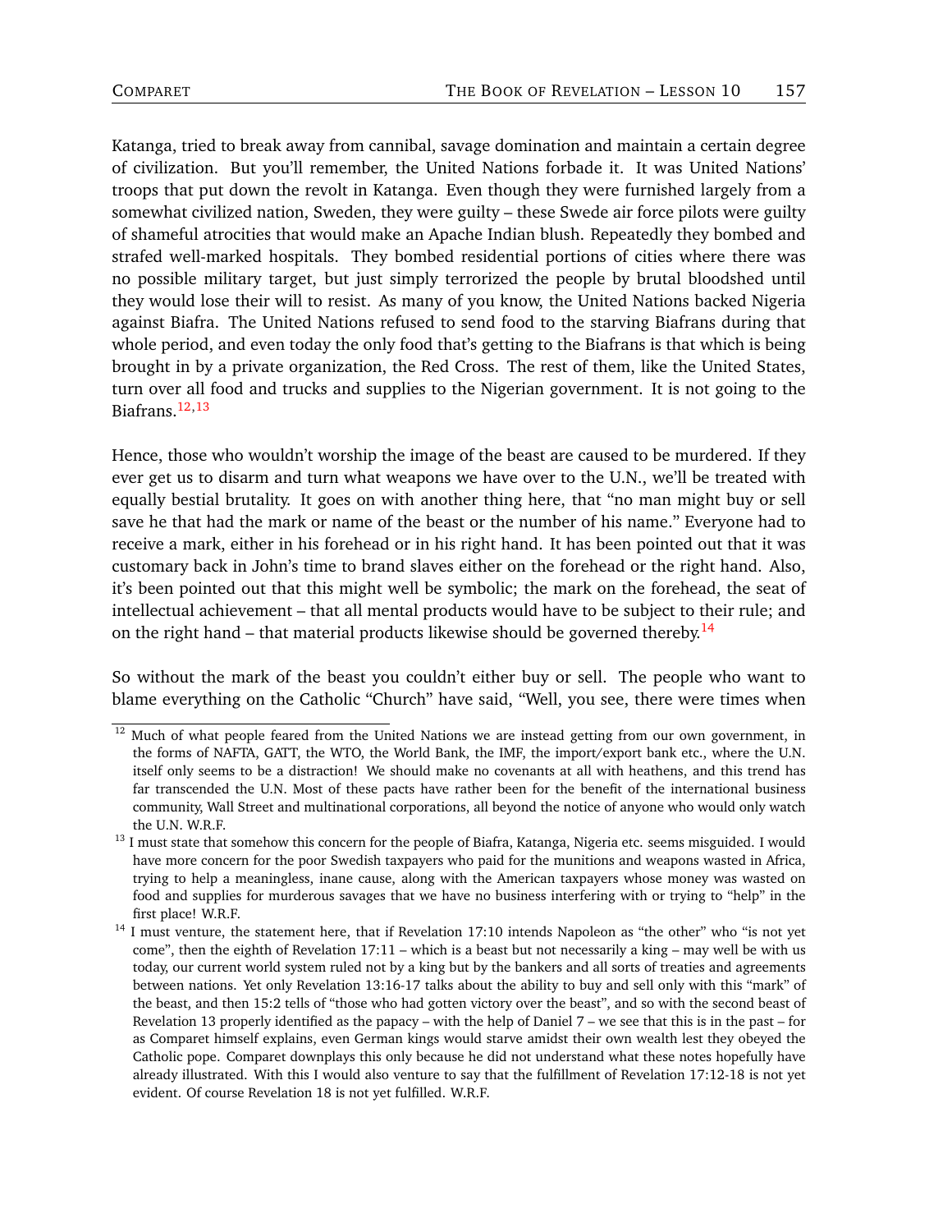Katanga, tried to break away from cannibal, savage domination and maintain a certain degree of civilization. But you'll remember, the United Nations forbade it. It was United Nations' troops that put down the revolt in Katanga. Even though they were furnished largely from a somewhat civilized nation, Sweden, they were guilty – these Swede air force pilots were guilty of shameful atrocities that would make an Apache Indian blush. Repeatedly they bombed and strafed well-marked hospitals. They bombed residential portions of cities where there was no possible military target, but just simply terrorized the people by brutal bloodshed until they would lose their will to resist. As many of you know, the United Nations backed Nigeria against Biafra. The United Nations refused to send food to the starving Biafrans during that whole period, and even today the only food that's getting to the Biafrans is that which is being brought in by a private organization, the Red Cross. The rest of them, like the United States, turn over all food and trucks and supplies to the Nigerian government. It is not going to the Biafrans.[12,13]

Hence, those who wouldn't worship the image of the beast are caused to be murdered. If they ever get us to disarm and turn what weapons we have over to the U.N., we'll be treated with equally bestial brutality. It goes on with another thing here, that "no man might buy or sell save he that had the mark or name of the beast or the number of his name." Everyone had to receive a mark, either in his forehead or in his right hand. It has been pointed out that it was customary back in John's time to brand slaves either on the forehead or the right hand. Also, it's been pointed out that this might well be symbolic; the mark on the forehead, the seat of intellectual achievement – that all mental products would have to be subject to their rule; and on the right hand – that material products likewise should be governed thereby.[14]

So without the mark of the beast you couldn't either buy or sell. The people who want to blame everything on the Catholic "Church" have said, "Well, you see, there were times when

---

[12] Much of what people feared from the United Nations we are instead getting from our own government, in the forms of NAFTA, GATT, the WTO, the World Bank, the IMF, the import/export bank etc., where the U.N. itself only seems to be a distraction! We should make no covenants at all with heathens, and this trend has far transcended the U.N. Most of these pacts have rather been for the benefit of the international business community, Wall Street and multinational corporations, all beyond the notice of anyone who would only watch the U.N. W.R.F.

[13] I must state that somehow this concern for the people of Biafra, Katanga, Nigeria etc. seems misguided. I would have more concern for the poor Swedish taxpayers who paid for the munitions and weapons wasted in Africa, trying to help a meaningless, inane cause, along with the American taxpayers whose money was wasted on food and supplies for murderous savages that we have no business interfering with or trying to "help" in the first place! W.R.F.

[14] I must venture, the statement here, that if Revelation 17:10 intends Napoleon as "the other" who "is not yet come", then the eighth of Revelation 17:11 – which is a beast but not necessarily a king – may well be with us today, our current world system ruled not by a king but by the bankers and all sorts of treaties and agreements between nations. Yet only Revelation 13:16-17 talks about the ability to buy and sell only with this "mark" of the beast, and then 15:2 tells of "those who had gotten victory over the beast", and so with the second beast of Revelation 13 properly identified as the papacy – with the help of Daniel 7 – we see that this is in the past – for as Comparet himself explains, even German kings would starve amidst their own wealth lest they obeyed the Catholic pope. Comparet downplays this only because he did not understand what these notes hopefully have already illustrated. With this I would also venture to say that the fulfillment of Revelation 17:12-18 is not yet evident. Of course Revelation 18 is not yet fulfilled. W.R.F.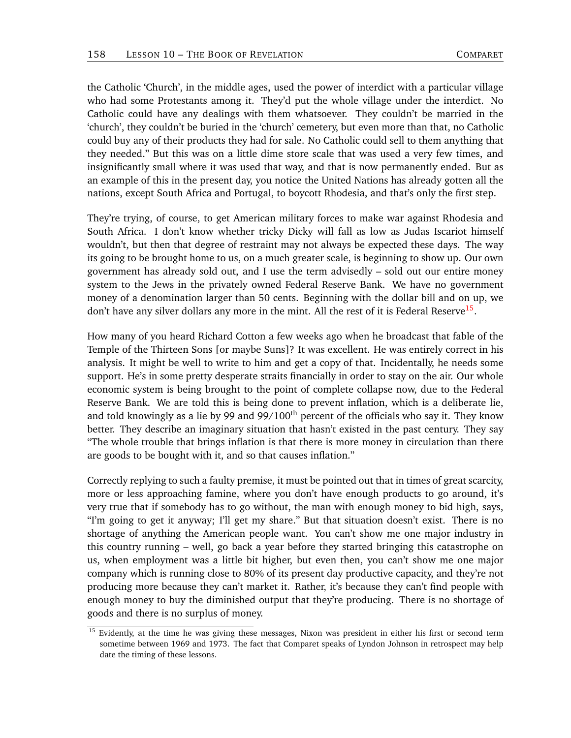the Catholic 'Church', in the middle ages, used the power of interdict with a particular village who had some Protestants among it. They'd put the whole village under the interdict. No Catholic could have any dealings with them whatsoever. They couldn't be married in the 'church', they couldn't be buried in the 'church' cemetery, but even more than that, no Catholic could buy any of their products they had for sale. No Catholic could sell to them anything that they needed." But this was on a little dime store scale that was used a very few times, and insignificantly small where it was used that way, and that is now permanently ended. But as an example of this in the present day, you notice the United Nations has already gotten all the nations, except South Africa and Portugal, to boycott Rhodesia, and that's only the first step.

They're trying, of course, to get American military forces to make war against Rhodesia and South Africa. I don't know whether tricky Dicky will fall as low as Judas Iscariot himself wouldn't, but then that degree of restraint may not always be expected these days. The way its going to be brought home to us, on a much greater scale, is beginning to show up. Our own government has already sold out, and I use the term advisedly – sold out our entire money system to the Jews in the privately owned Federal Reserve Bank. We have no government money of a denomination larger than 50 cents. Beginning with the dollar bill and on up, we don't have any silver dollars any more in the mint. All the rest of it is Federal Reserve[15].

How many of you heard Richard Cotton a few weeks ago when he broadcast that fable of the Temple of the Thirteen Sons [or maybe Suns]? It was excellent. He was entirely correct in his analysis. It might be well to write to him and get a copy of that. Incidentally, he needs some support. He's in some pretty desperate straits financially in order to stay on the air. Our whole economic system is being brought to the point of complete collapse now, due to the Federal Reserve Bank. We are told this is being done to prevent inflation, which is a deliberate lie, and told knowingly as a lie by 99 and 99/100th percent of the officials who say it. They know better. They describe an imaginary situation that hasn't existed in the past century. They say "The whole trouble that brings inflation is that there is more money in circulation than there are goods to be bought with it, and so that causes inflation."

Correctly replying to such a faulty premise, it must be pointed out that in times of great scarcity, more or less approaching famine, where you don't have enough products to go around, it's very true that if somebody has to go without, the man with enough money to bid high, says, "I'm going to get it anyway; I'll get my share." But that situation doesn't exist. There is no shortage of anything the American people want. You can't show me one major industry in this country running – well, go back a year before they started bringing this catastrophe on us, when employment was a little bit higher, but even then, you can't show me one major company which is running close to 80% of its present day productive capacity, and they're not producing more because they can't market it. Rather, it's because they can't find people with enough money to buy the diminished output that they're producing. There is no shortage of goods and there is no surplus of money.

---

[15] Evidently, at the time he was giving these messages, Nixon was president in either his first or second term sometime between 1969 and 1973. The fact that Comparet speaks of Lyndon Johnson in retrospect may help date the timing of these lessons.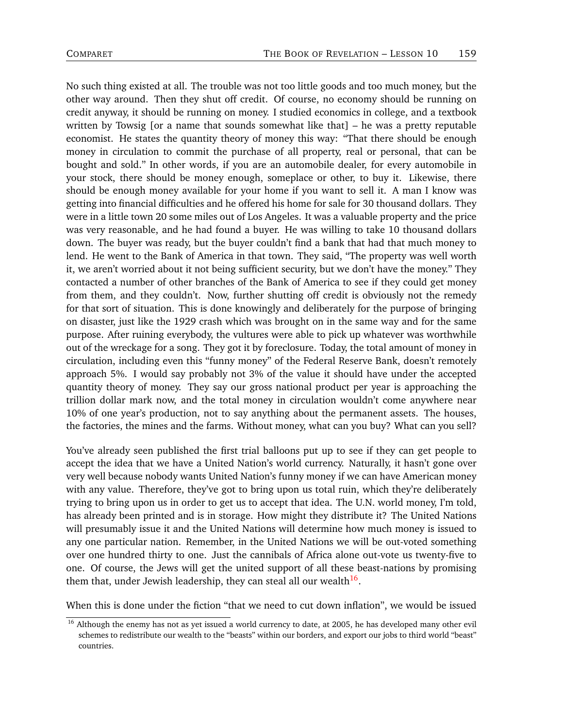No such thing existed at all. The trouble was not too little goods and too much money, but the other way around. Then they shut off credit. Of course, no economy should be running on credit anyway, it should be running on money. I studied economics in college, and a textbook written by Towsig [or a name that sounds somewhat like that] – he was a pretty reputable economist. He states the quantity theory of money this way: "That there should be enough money in circulation to commit the purchase of all property, real or personal, that can be bought and sold." In other words, if you are an automobile dealer, for every automobile in your stock, there should be money enough, someplace or other, to buy it. Likewise, there should be enough money available for your home if you want to sell it. A man I know was getting into financial difficulties and he offered his home for sale for 30 thousand dollars. They were in a little town 20 some miles out of Los Angeles. It was a valuable property and the price was very reasonable, and he had found a buyer. He was willing to take 10 thousand dollars down. The buyer was ready, but the buyer couldn't find a bank that had that much money to lend. He went to the Bank of America in that town. They said, "The property was well worth it, we aren't worried about it not being sufficient security, but we don't have the money." They contacted a number of other branches of the Bank of America to see if they could get money from them, and they couldn't. Now, further shutting off credit is obviously not the remedy for that sort of situation. This is done knowingly and deliberately for the purpose of bringing on disaster, just like the 1929 crash which was brought on in the same way and for the same purpose. After ruining everybody, the vultures were able to pick up whatever was worthwhile out of the wreckage for a song. They got it by foreclosure. Today, the total amount of money in circulation, including even this "funny money" of the Federal Reserve Bank, doesn't remotely approach 5%. I would say probably not 3% of the value it should have under the accepted quantity theory of money. They say our gross national product per year is approaching the trillion dollar mark now, and the total money in circulation wouldn't come anywhere near 10% of one year's production, not to say anything about the permanent assets. The houses, the factories, the mines and the farms. Without money, what can you buy? What can you sell?

You've already seen published the first trial balloons put up to see if they can get people to accept the idea that we have a United Nation's world currency. Naturally, it hasn't gone over very well because nobody wants United Nation's funny money if we can have American money with any value. Therefore, they've got to bring upon us total ruin, which they're deliberately trying to bring upon us in order to get us to accept that idea. The U.N. world money, I'm told, has already been printed and is in storage. How might they distribute it? The United Nations will presumably issue it and the United Nations will determine how much money is issued to any one particular nation. Remember, in the United Nations we will be out-voted something over one hundred thirty to one. Just the cannibals of Africa alone out-vote us twenty-five to one. Of course, the Jews will get the united support of all these beast-nations by promising them that, under Jewish leadership, they can steal all our wealth[16].

When this is done under the fiction "that we need to cut down inflation", we would be issued

[16] Although the enemy has not as yet issued a world currency to date, at 2005, he has developed many other evil schemes to redistribute our wealth to the "beasts" within our borders, and export our jobs to third world "beast" countries.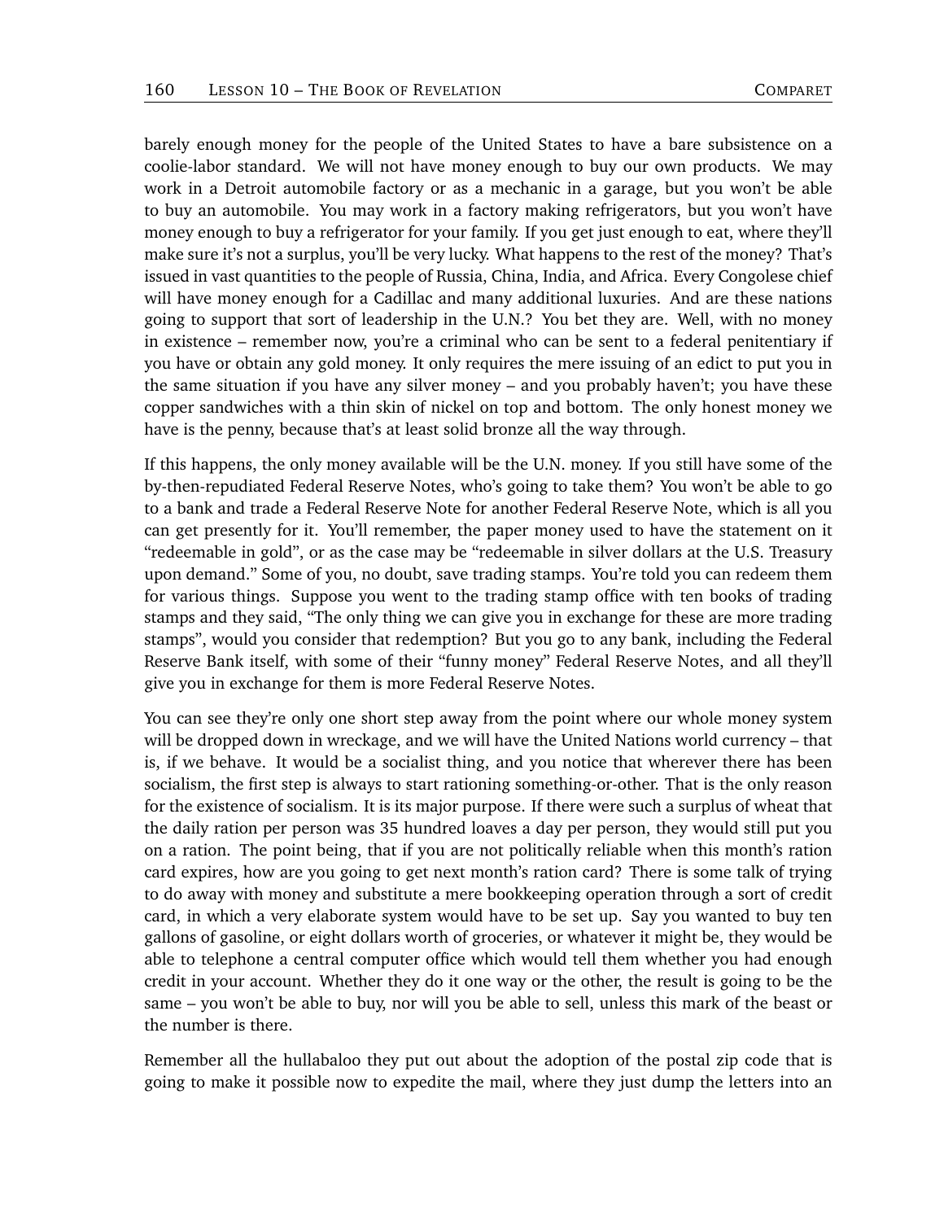barely enough money for the people of the United States to have a bare subsistence on a coolie-labor standard. We will not have money enough to buy our own products. We may work in a Detroit automobile factory or as a mechanic in a garage, but you won't be able to buy an automobile. You may work in a factory making refrigerators, but you won't have money enough to buy a refrigerator for your family. If you get just enough to eat, where they'll make sure it's not a surplus, you'll be very lucky. What happens to the rest of the money? That's issued in vast quantities to the people of Russia, China, India, and Africa. Every Congolese chief will have money enough for a Cadillac and many additional luxuries. And are these nations going to support that sort of leadership in the U.N.? You bet they are. Well, with no money in existence – remember now, you're a criminal who can be sent to a federal penitentiary if you have or obtain any gold money. It only requires the mere issuing of an edict to put you in the same situation if you have any silver money – and you probably haven't; you have these copper sandwiches with a thin skin of nickel on top and bottom. The only honest money we have is the penny, because that's at least solid bronze all the way through.

If this happens, the only money available will be the U.N. money. If you still have some of the by-then-repudiated Federal Reserve Notes, who's going to take them? You won't be able to go to a bank and trade a Federal Reserve Note for another Federal Reserve Note, which is all you can get presently for it. You'll remember, the paper money used to have the statement on it "redeemable in gold", or as the case may be "redeemable in silver dollars at the U.S. Treasury upon demand." Some of you, no doubt, save trading stamps. You're told you can redeem them for various things. Suppose you went to the trading stamp office with ten books of trading stamps and they said, "The only thing we can give you in exchange for these are more trading stamps", would you consider that redemption? But you go to any bank, including the Federal Reserve Bank itself, with some of their "funny money" Federal Reserve Notes, and all they'll give you in exchange for them is more Federal Reserve Notes.

You can see they're only one short step away from the point where our whole money system will be dropped down in wreckage, and we will have the United Nations world currency – that is, if we behave. It would be a socialist thing, and you notice that wherever there has been socialism, the first step is always to start rationing something-or-other. That is the only reason for the existence of socialism. It is its major purpose. If there were such a surplus of wheat that the daily ration per person was 35 hundred loaves a day per person, they would still put you on a ration. The point being, that if you are not politically reliable when this month's ration card expires, how are you going to get next month's ration card? There is some talk of trying to do away with money and substitute a mere bookkeeping operation through a sort of credit card, in which a very elaborate system would have to be set up. Say you wanted to buy ten gallons of gasoline, or eight dollars worth of groceries, or whatever it might be, they would be able to telephone a central computer office which would tell them whether you had enough credit in your account. Whether they do it one way or the other, the result is going to be the same – you won't be able to buy, nor will you be able to sell, unless this mark of the beast or the number is there.

Remember all the hullabaloo they put out about the adoption of the postal zip code that is going to make it possible now to expedite the mail, where they just dump the letters into an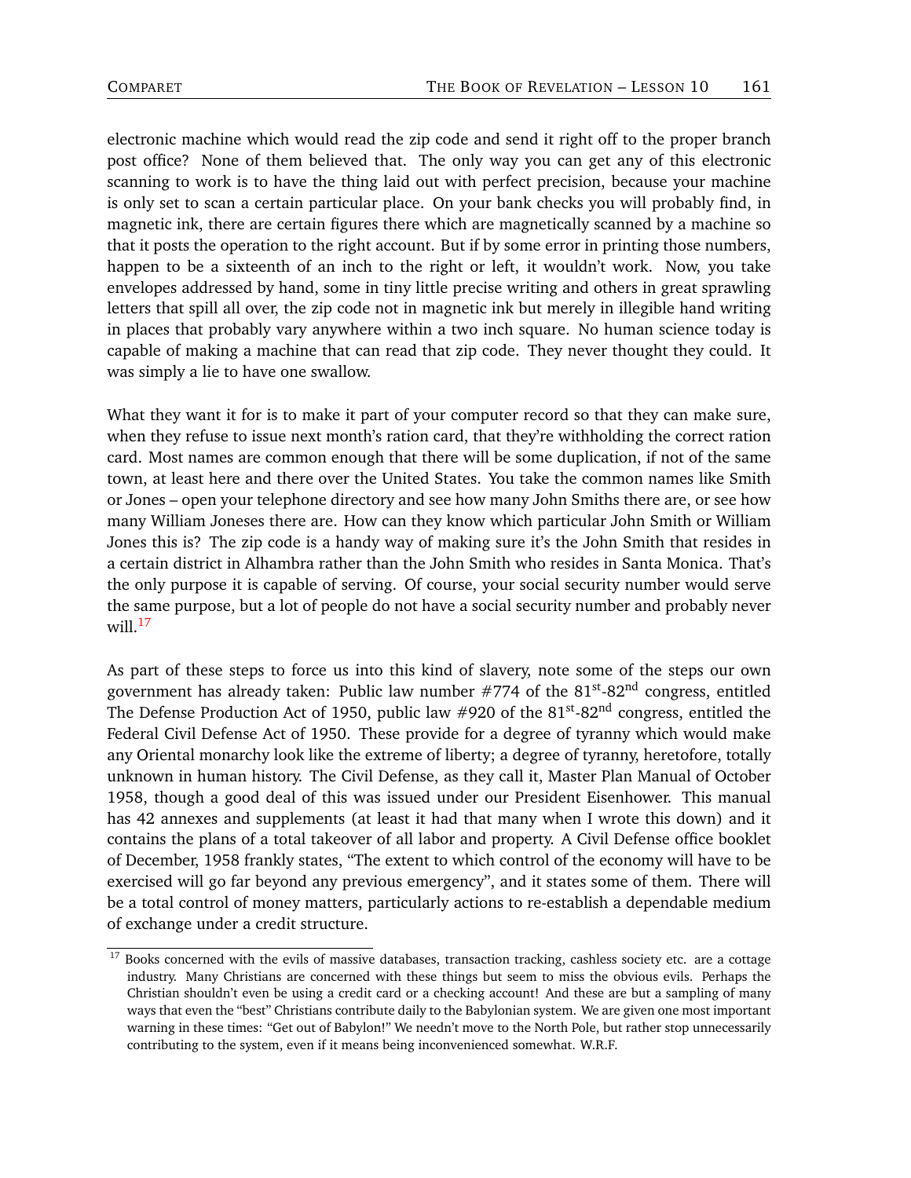electronic machine which would read the zip code and send it right off to the proper branch post office? None of them believed that. The only way you can get any of this electronic scanning to work is to have the thing laid out with perfect precision, because your machine is only set to scan a certain particular place. On your bank checks you will probably find, in magnetic ink, there are certain figures there which are magnetically scanned by a machine so that it posts the operation to the right account. But if by some error in printing those numbers, happen to be a sixteenth of an inch to the right or left, it wouldn't work. Now, you take envelopes addressed by hand, some in tiny little precise writing and others in great sprawling letters that spill all over, the zip code not in magnetic ink but merely in illegible hand writing in places that probably vary anywhere within a two inch square. No human science today is capable of making a machine that can read that zip code. They never thought they could. It was simply a lie to have one swallow.

What they want it for is to make it part of your computer record so that they can make sure, when they refuse to issue next month's ration card, that they're withholding the correct ration card. Most names are common enough that there will be some duplication, if not of the same town, at least here and there over the United States. You take the common names like Smith or Jones – open your telephone directory and see how many John Smiths there are, or see how many William Joneses there are. How can they know which particular John Smith or William Jones this is? The zip code is a handy way of making sure it's the John Smith that resides in a certain district in Alhambra rather than the John Smith who resides in Santa Monica. That's the only purpose it is capable of serving. Of course, your social security number would serve the same purpose, but a lot of people do not have a social security number and probably never will.[17]

As part of these steps to force us into this kind of slavery, note some of the steps our own government has already taken: Public law number #774 of the 81st-82nd congress, entitled The Defense Production Act of 1950, public law #920 of the 81st-82nd congress, entitled the Federal Civil Defense Act of 1950. These provide for a degree of tyranny which would make any Oriental monarchy look like the extreme of liberty; a degree of tyranny, heretofore, totally unknown in human history. The Civil Defense, as they call it, Master Plan Manual of October 1958, though a good deal of this was issued under our President Eisenhower. This manual has 42 annexes and supplements (at least it had that many when I wrote this down) and it contains the plans of a total takeover of all labor and property. A Civil Defense office booklet of December, 1958 frankly states, "The extent to which control of the economy will have to be exercised will go far beyond any previous emergency", and it states some of them. There will be a total control of money matters, particularly actions to re-establish a dependable medium of exchange under a credit structure.

---

[17] Books concerned with the evils of massive databases, transaction tracking, cashless society etc. are a cottage industry. Many Christians are concerned with these things but seem to miss the obvious evils. Perhaps the Christian shouldn't even be using a credit card or a checking account! And these are but a sampling of many ways that even the "best" Christians contribute daily to the Babylonian system. We are given one most important warning in these times: "Get out of Babylon!" We needn't move to the North Pole, but rather stop unnecessarily contributing to the system, even if it means being inconvenienced somewhat. W.R.F.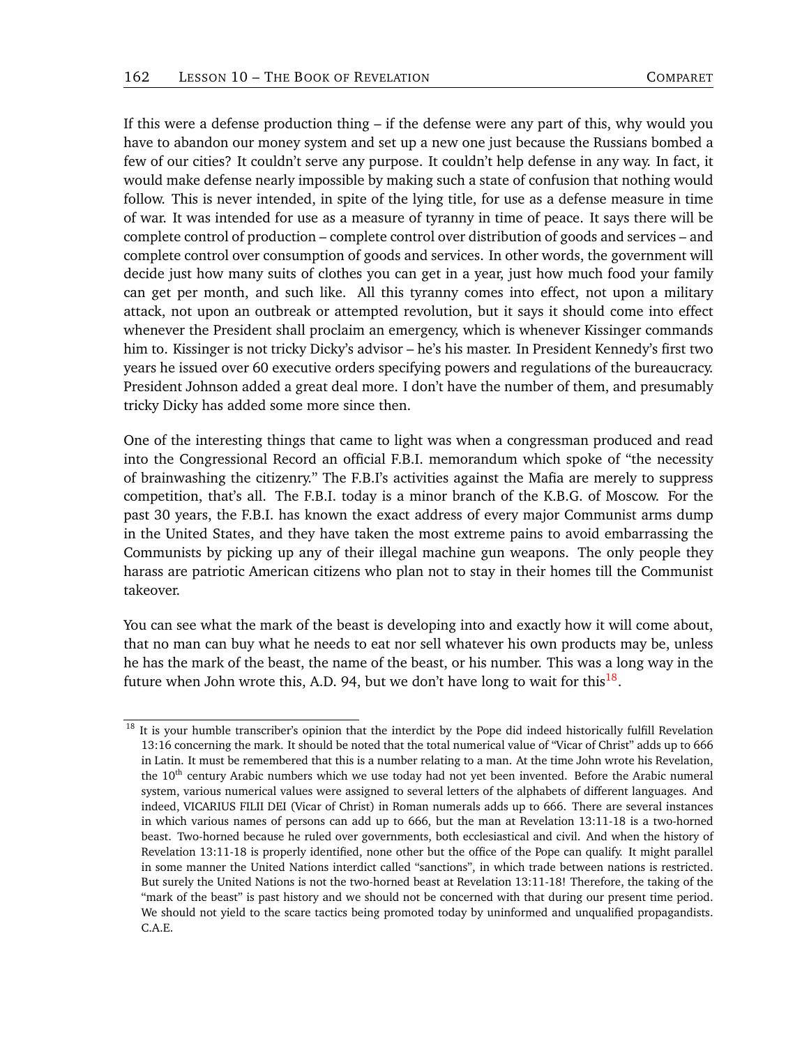If this were a defense production thing – if the defense were any part of this, why would you have to abandon our money system and set up a new one just because the Russians bombed a few of our cities? It couldn't serve any purpose. It couldn't help defense in any way. In fact, it would make defense nearly impossible by making such a state of confusion that nothing would follow. This is never intended, in spite of the lying title, for use as a defense measure in time of war. It was intended for use as a measure of tyranny in time of peace. It says there will be complete control of production – complete control over distribution of goods and services – and complete control over consumption of goods and services. In other words, the government will decide just how many suits of clothes you can get in a year, just how much food your family can get per month, and such like. All this tyranny comes into effect, not upon a military attack, not upon an outbreak or attempted revolution, but it says it should come into effect whenever the President shall proclaim an emergency, which is whenever Kissinger commands him to. Kissinger is not tricky Dicky's advisor – he's his master. In President Kennedy's first two years he issued over 60 executive orders specifying powers and regulations of the bureaucracy. President Johnson added a great deal more. I don't have the number of them, and presumably tricky Dicky has added some more since then.

One of the interesting things that came to light was when a congressman produced and read into the Congressional Record an official F.B.I. memorandum which spoke of "the necessity of brainwashing the citizenry." The F.B.I's activities against the Mafia are merely to suppress competition, that's all. The F.B.I. today is a minor branch of the K.B.G. of Moscow. For the past 30 years, the F.B.I. has known the exact address of every major Communist arms dump in the United States, and they have taken the most extreme pains to avoid embarrassing the Communists by picking up any of their illegal machine gun weapons. The only people they harass are patriotic American citizens who plan not to stay in their homes till the Communist takeover.

You can see what the mark of the beast is developing into and exactly how it will come about, that no man can buy what he needs to eat nor sell whatever his own products may be, unless he has the mark of the beast, the name of the beast, or his number. This was a long way in the future when John wrote this, A.D. 94, but we don't have long to wait for this[18].

---

[18] It is your humble transcriber's opinion that the interdict by the Pope did indeed historically fulfill Revelation 13:16 concerning the mark. It should be noted that the total numerical value of "Vicar of Christ" adds up to 666 in Latin. It must be remembered that this is a number relating to a man. At the time John wrote his Revelation, the 10th century Arabic numbers which we use today had not yet been invented. Before the Arabic numeral system, various numerical values were assigned to several letters of the alphabets of different languages. And indeed, VICARIUS FILII DEI (Vicar of Christ) in Roman numerals adds up to 666. There are several instances in which various names of persons can add up to 666, but the man at Revelation 13:11-18 is a two-horned beast. Two-horned because he ruled over governments, both ecclesiastical and civil. And when the history of Revelation 13:11-18 is properly identified, none other but the office of the Pope can qualify. It might parallel in some manner the United Nations interdict called "sanctions", in which trade between nations is restricted. But surely the United Nations is not the two-horned beast at Revelation 13:11-18! Therefore, the taking of the "mark of the beast" is past history and we should not be concerned with that during our present time period. We should not yield to the scare tactics being promoted today by uninformed and unqualified propagandists. C.A.E.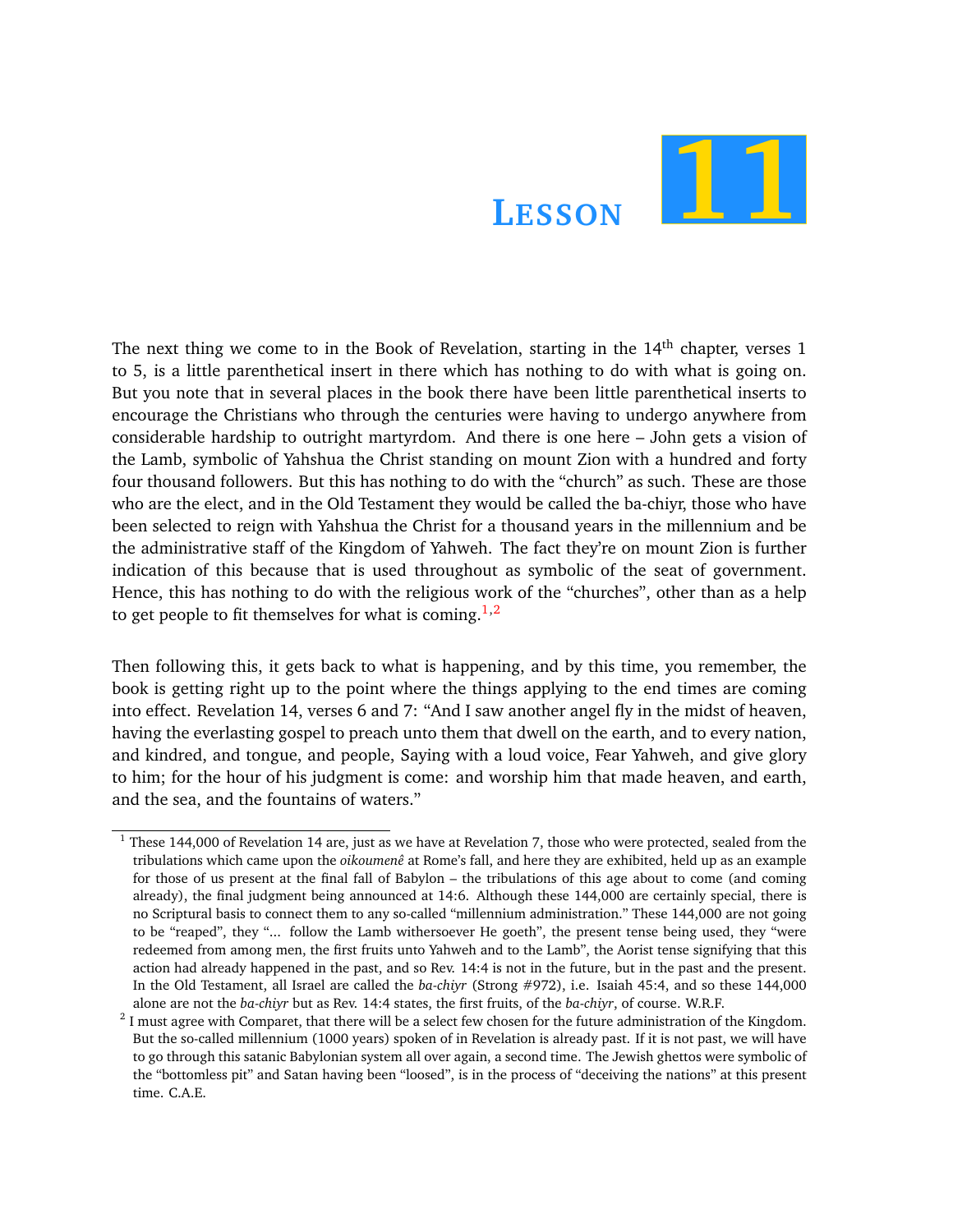# Lesson 11

The next thing we come to in the Book of Revelation, starting in the 14th chapter, verses 1 to 5, is a little parenthetical insert in there which has nothing to do with what is going on. But you note that in several places in the book there have been little parenthetical inserts to encourage the Christians who through the centuries were having to undergo anywhere from considerable hardship to outright martyrdom. And there is one here – John gets a vision of the Lamb, symbolic of Yahshua the Christ standing on mount Zion with a hundred and forty four thousand followers. But this has nothing to do with the "church" as such. These are those who are the elect, and in the Old Testament they would be called the ba-chiyr, those who have been selected to reign with Yahshua the Christ for a thousand years in the millennium and be the administrative staff of the Kingdom of Yahweh. The fact they're on mount Zion is further indication of this because that is used throughout as symbolic of the seat of government. Hence, this has nothing to do with the religious work of the "churches", other than as a help to get people to fit themselves for what is coming.[1,2]

Then following this, it gets back to what is happening, and by this time, you remember, the book is getting right up to the point where the things applying to the end times are coming into effect. Revelation 14, verses 6 and 7: "And I saw another angel fly in the midst of heaven, having the everlasting gospel to preach unto them that dwell on the earth, and to every nation, and kindred, and tongue, and people, Saying with a loud voice, Fear Yahweh, and give glory to him; for the hour of his judgment is come: and worship him that made heaven, and earth, and the sea, and the fountains of waters."

---

[1] These 144,000 of Revelation 14 are, just as we have at Revelation 7, those who were protected, sealed from the tribulations which came upon the *oikoumenê* at Rome's fall, and here they are exhibited, held up as an example for those of us present at the final fall of Babylon – the tribulations of this age about to come (and coming already), the final judgment being announced at 14:6. Although these 144,000 are certainly special, there is no Scriptural basis to connect them to any so-called "millennium administration." These 144,000 are not going to be "reaped", they "... follow the Lamb withersoever He goeth", the present tense being used, they "were redeemed from among men, the first fruits unto Yahweh and to the Lamb", the Aorist tense signifying that this action had already happened in the past, and so Rev. 14:4 is not in the future, but in the past and the present. In the Old Testament, all Israel are called the *ba-chiyr* (Strong #972), i.e. Isaiah 45:4, and so these 144,000 alone are not the *ba-chiyr* but as Rev. 14:4 states, the first fruits, of the *ba-chiyr*, of course. W.R.F.

[2] I must agree with Comparet, that there will be a select few chosen for the future administration of the Kingdom. But the so-called millennium (1000 years) spoken of in Revelation is already past. If it is not past, we will have to go through this satanic Babylonian system all over again, a second time. The Jewish ghettos were symbolic of the "bottomless pit" and Satan having been "loosed", is in the process of "deceiving the nations" at this present time. C.A.E.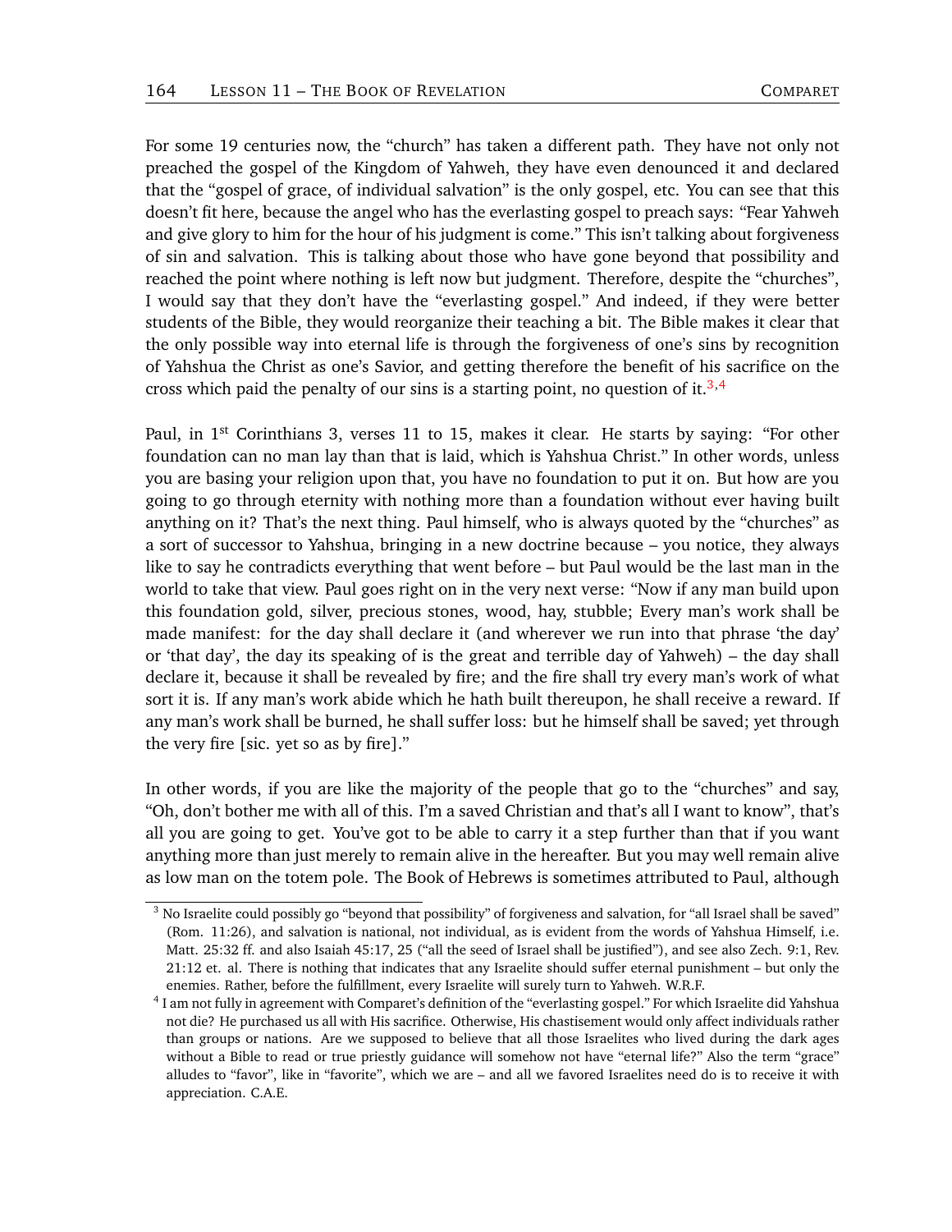For some 19 centuries now, the "church" has taken a different path. They have not only not preached the gospel of the Kingdom of Yahweh, they have even denounced it and declared that the "gospel of grace, of individual salvation" is the only gospel, etc. You can see that this doesn't fit here, because the angel who has the everlasting gospel to preach says: "Fear Yahweh and give glory to him for the hour of his judgment is come." This isn't talking about forgiveness of sin and salvation. This is talking about those who have gone beyond that possibility and reached the point where nothing is left now but judgment. Therefore, despite the "churches", I would say that they don't have the "everlasting gospel." And indeed, if they were better students of the Bible, they would reorganize their teaching a bit. The Bible makes it clear that the only possible way into eternal life is through the forgiveness of one's sins by recognition of Yahshua the Christ as one's Savior, and getting therefore the benefit of his sacrifice on the cross which paid the penalty of our sins is a starting point, no question of it.[3,4]

Paul, in 1st Corinthians 3, verses 11 to 15, makes it clear. He starts by saying: "For other foundation can no man lay than that is laid, which is Yahshua Christ." In other words, unless you are basing your religion upon that, you have no foundation to put it on. But how are you going to go through eternity with nothing more than a foundation without ever having built anything on it? That's the next thing. Paul himself, who is always quoted by the "churches" as a sort of successor to Yahshua, bringing in a new doctrine because – you notice, they always like to say he contradicts everything that went before – but Paul would be the last man in the world to take that view. Paul goes right on in the very next verse: "Now if any man build upon this foundation gold, silver, precious stones, wood, hay, stubble; Every man's work shall be made manifest: for the day shall declare it (and wherever we run into that phrase 'the day' or 'that day', the day its speaking of is the great and terrible day of Yahweh) – the day shall declare it, because it shall be revealed by fire; and the fire shall try every man's work of what sort it is. If any man's work abide which he hath built thereupon, he shall receive a reward. If any man's work shall be burned, he shall suffer loss: but he himself shall be saved; yet through the very fire [sic. yet so as by fire]."

In other words, if you are like the majority of the people that go to the "churches" and say, "Oh, don't bother me with all of this. I'm a saved Christian and that's all I want to know", that's all you are going to get. You've got to be able to carry it a step further than that if you want anything more than just merely to remain alive in the hereafter. But you may well remain alive as low man on the totem pole. The Book of Hebrews is sometimes attributed to Paul, although

---

[3] No Israelite could possibly go "beyond that possibility" of forgiveness and salvation, for "all Israel shall be saved" (Rom. 11:26), and salvation is national, not individual, as is evident from the words of Yahshua Himself, i.e. Matt. 25:32 ff. and also Isaiah 45:17, 25 ("all the seed of Israel shall be justified"), and see also Zech. 9:1, Rev. 21:12 et. al. There is nothing that indicates that any Israelite should suffer eternal punishment – but only the enemies. Rather, before the fulfillment, every Israelite will surely turn to Yahweh. W.R.F.

[4] I am not fully in agreement with Comparet's definition of the "everlasting gospel." For which Israelite did Yahshua not die? He purchased us all with His sacrifice. Otherwise, His chastisement would only affect individuals rather than groups or nations. Are we supposed to believe that all those Israelites who lived during the dark ages without a Bible to read or true priestly guidance will somehow not have "eternal life?" Also the term "grace" alludes to "favor", like in "favorite", which we are – and all we favored Israelites need do is to receive it with appreciation. C.A.E.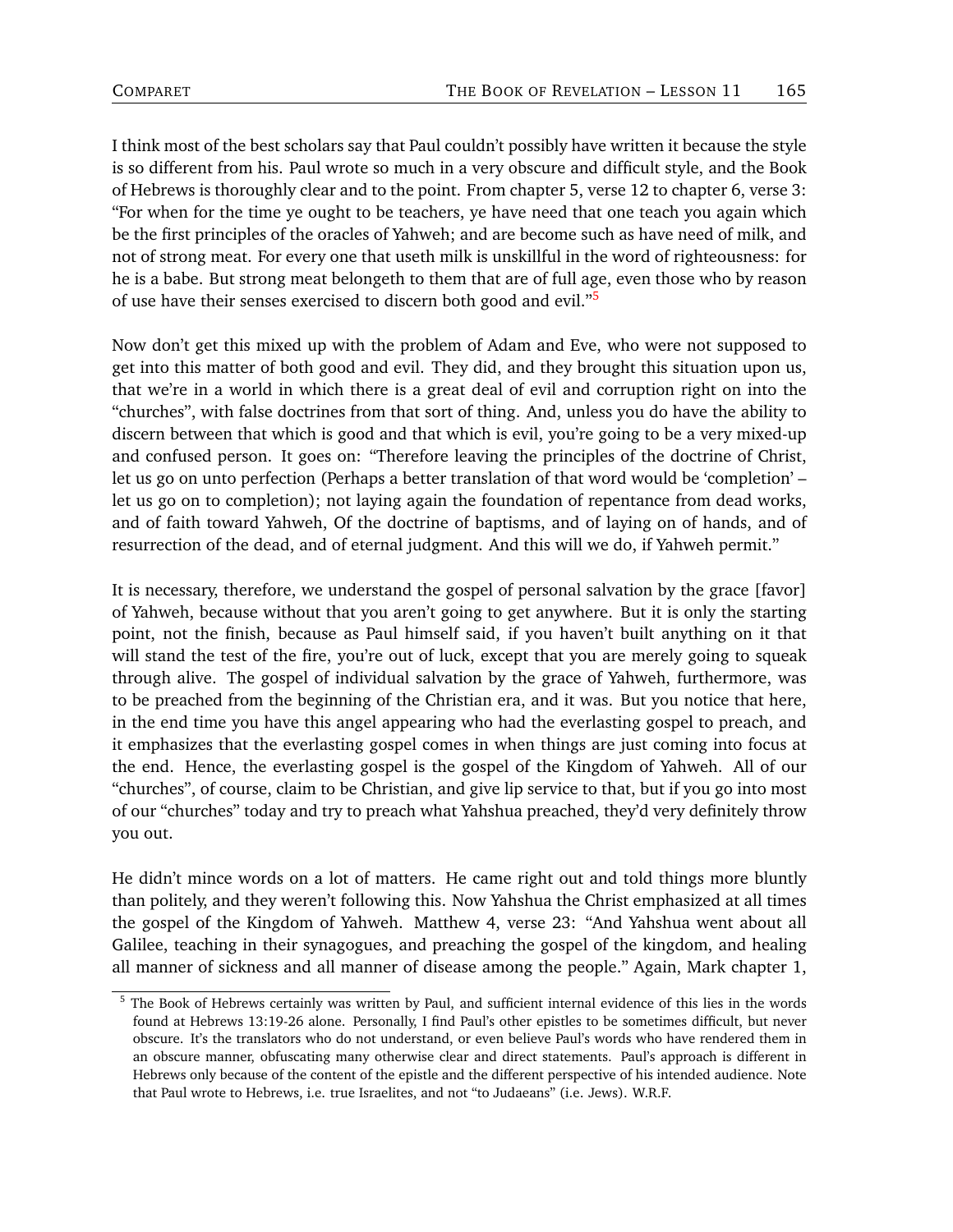I think most of the best scholars say that Paul couldn't possibly have written it because the style is so different from his. Paul wrote so much in a very obscure and difficult style, and the Book of Hebrews is thoroughly clear and to the point. From chapter 5, verse 12 to chapter 6, verse 3: "For when for the time ye ought to be teachers, ye have need that one teach you again which be the first principles of the oracles of Yahweh; and are become such as have need of milk, and not of strong meat. For every one that useth milk is unskillful in the word of righteousness: for he is a babe. But strong meat belongeth to them that are of full age, even those who by reason of use have their senses exercised to discern both good and evil."[5]

Now don't get this mixed up with the problem of Adam and Eve, who were not supposed to get into this matter of both good and evil. They did, and they brought this situation upon us, that we're in a world in which there is a great deal of evil and corruption right on into the "churches", with false doctrines from that sort of thing. And, unless you do have the ability to discern between that which is good and that which is evil, you're going to be a very mixed-up and confused person. It goes on: "Therefore leaving the principles of the doctrine of Christ, let us go on unto perfection (Perhaps a better translation of that word would be 'completion' – let us go on to completion); not laying again the foundation of repentance from dead works, and of faith toward Yahweh, Of the doctrine of baptisms, and of laying on of hands, and of resurrection of the dead, and of eternal judgment. And this will we do, if Yahweh permit."

It is necessary, therefore, we understand the gospel of personal salvation by the grace [favor] of Yahweh, because without that you aren't going to get anywhere. But it is only the starting point, not the finish, because as Paul himself said, if you haven't built anything on it that will stand the test of the fire, you're out of luck, except that you are merely going to squeak through alive. The gospel of individual salvation by the grace of Yahweh, furthermore, was to be preached from the beginning of the Christian era, and it was. But you notice that here, in the end time you have this angel appearing who had the everlasting gospel to preach, and it emphasizes that the everlasting gospel comes in when things are just coming into focus at the end. Hence, the everlasting gospel is the gospel of the Kingdom of Yahweh. All of our "churches", of course, claim to be Christian, and give lip service to that, but if you go into most of our "churches" today and try to preach what Yahshua preached, they'd very definitely throw you out.

He didn't mince words on a lot of matters. He came right out and told things more bluntly than politely, and they weren't following this. Now Yahshua the Christ emphasized at all times the gospel of the Kingdom of Yahweh. Matthew 4, verse 23: "And Yahshua went about all Galilee, teaching in their synagogues, and preaching the gospel of the kingdom, and healing all manner of sickness and all manner of disease among the people." Again, Mark chapter 1,

---

[5] The Book of Hebrews certainly was written by Paul, and sufficient internal evidence of this lies in the words found at Hebrews 13:19-26 alone. Personally, I find Paul's other epistles to be sometimes difficult, but never obscure. It's the translators who do not understand, or even believe Paul's words who have rendered them in an obscure manner, obfuscating many otherwise clear and direct statements. Paul's approach is different in Hebrews only because of the content of the epistle and the different perspective of his intended audience. Note that Paul wrote to Hebrews, i.e. true Israelites, and not "to Judaeans" (i.e. Jews). W.R.F.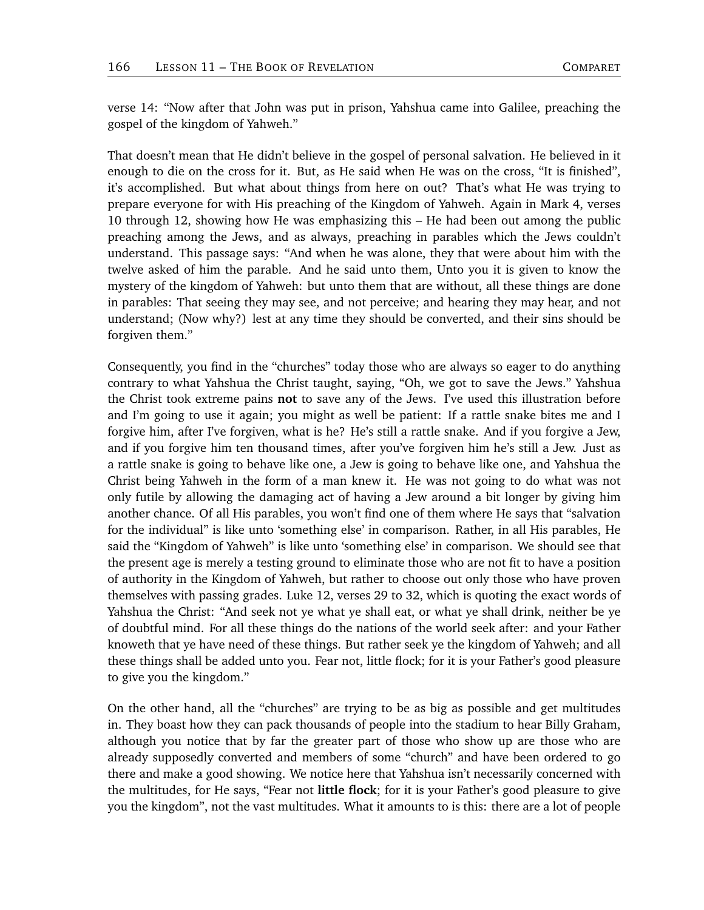verse 14: "Now after that John was put in prison, Yahshua came into Galilee, preaching the gospel of the kingdom of Yahweh."

That doesn't mean that He didn't believe in the gospel of personal salvation. He believed in it enough to die on the cross for it. But, as He said when He was on the cross, "It is finished", it's accomplished. But what about things from here on out? That's what He was trying to prepare everyone for with His preaching of the Kingdom of Yahweh. Again in Mark 4, verses 10 through 12, showing how He was emphasizing this – He had been out among the public preaching among the Jews, and as always, preaching in parables which the Jews couldn't understand. This passage says: "And when he was alone, they that were about him with the twelve asked of him the parable. And he said unto them, Unto you it is given to know the mystery of the kingdom of Yahweh: but unto them that are without, all these things are done in parables: That seeing they may see, and not perceive; and hearing they may hear, and not understand; (Now why?) lest at any time they should be converted, and their sins should be forgiven them."

Consequently, you find in the "churches" today those who are always so eager to do anything contrary to what Yahshua the Christ taught, saying, "Oh, we got to save the Jews." Yahshua the Christ took extreme pains **not** to save any of the Jews. I've used this illustration before and I'm going to use it again; you might as well be patient: If a rattle snake bites me and I forgive him, after I've forgiven, what is he? He's still a rattle snake. And if you forgive a Jew, and if you forgive him ten thousand times, after you've forgiven him he's still a Jew. Just as a rattle snake is going to behave like one, a Jew is going to behave like one, and Yahshua the Christ being Yahweh in the form of a man knew it. He was not going to do what was not only futile by allowing the damaging act of having a Jew around a bit longer by giving him another chance. Of all His parables, you won't find one of them where He says that "salvation for the individual" is like unto 'something else' in comparison. Rather, in all His parables, He said the "Kingdom of Yahweh" is like unto 'something else' in comparison. We should see that the present age is merely a testing ground to eliminate those who are not fit to have a position of authority in the Kingdom of Yahweh, but rather to choose out only those who have proven themselves with passing grades. Luke 12, verses 29 to 32, which is quoting the exact words of Yahshua the Christ: "And seek not ye what ye shall eat, or what ye shall drink, neither be ye of doubtful mind. For all these things do the nations of the world seek after: and your Father knoweth that ye have need of these things. But rather seek ye the kingdom of Yahweh; and all these things shall be added unto you. Fear not, little flock; for it is your Father's good pleasure to give you the kingdom."

On the other hand, all the "churches" are trying to be as big as possible and get multitudes in. They boast how they can pack thousands of people into the stadium to hear Billy Graham, although you notice that by far the greater part of those who show up are those who are already supposedly converted and members of some "church" and have been ordered to go there and make a good showing. We notice here that Yahshua isn't necessarily concerned with the multitudes, for He says, "Fear not **little flock**; for it is your Father's good pleasure to give you the kingdom", not the vast multitudes. What it amounts to is this: there are a lot of people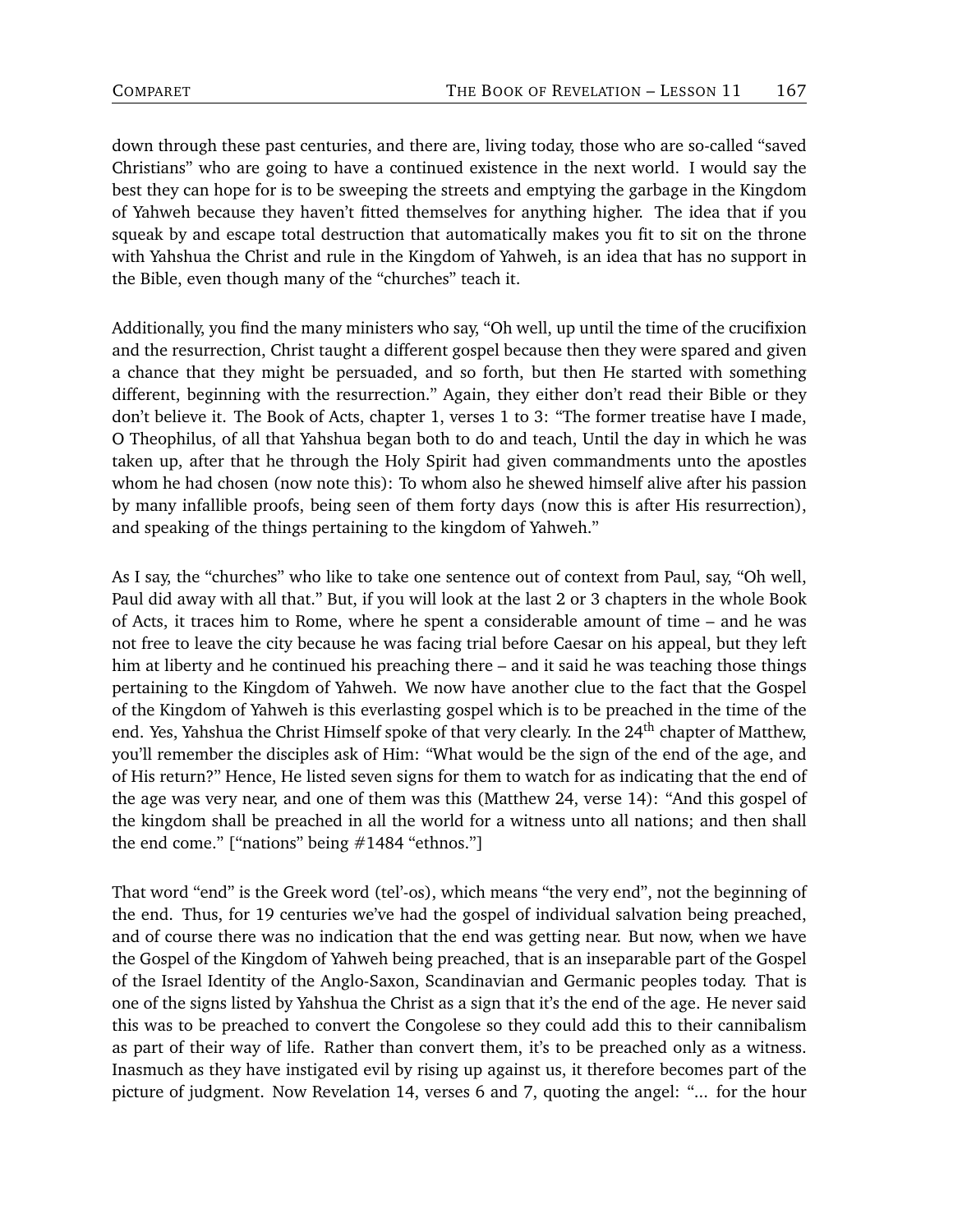down through these past centuries, and there are, living today, those who are so-called "saved Christians" who are going to have a continued existence in the next world. I would say the best they can hope for is to be sweeping the streets and emptying the garbage in the Kingdom of Yahweh because they haven't fitted themselves for anything higher. The idea that if you squeak by and escape total destruction that automatically makes you fit to sit on the throne with Yahshua the Christ and rule in the Kingdom of Yahweh, is an idea that has no support in the Bible, even though many of the "churches" teach it.

Additionally, you find the many ministers who say, "Oh well, up until the time of the crucifixion and the resurrection, Christ taught a different gospel because then they were spared and given a chance that they might be persuaded, and so forth, but then He started with something different, beginning with the resurrection." Again, they either don't read their Bible or they don't believe it. The Book of Acts, chapter 1, verses 1 to 3: "The former treatise have I made, O Theophilus, of all that Yahshua began both to do and teach, Until the day in which he was taken up, after that he through the Holy Spirit had given commandments unto the apostles whom he had chosen (now note this): To whom also he shewed himself alive after his passion by many infallible proofs, being seen of them forty days (now this is after His resurrection), and speaking of the things pertaining to the kingdom of Yahweh."

As I say, the "churches" who like to take one sentence out of context from Paul, say, "Oh well, Paul did away with all that." But, if you will look at the last 2 or 3 chapters in the whole Book of Acts, it traces him to Rome, where he spent a considerable amount of time – and he was not free to leave the city because he was facing trial before Caesar on his appeal, but they left him at liberty and he continued his preaching there – and it said he was teaching those things pertaining to the Kingdom of Yahweh. We now have another clue to the fact that the Gospel of the Kingdom of Yahweh is this everlasting gospel which is to be preached in the time of the end. Yes, Yahshua the Christ Himself spoke of that very clearly. In the 24th chapter of Matthew, you'll remember the disciples ask of Him: "What would be the sign of the end of the age, and of His return?" Hence, He listed seven signs for them to watch for as indicating that the end of the age was very near, and one of them was this (Matthew 24, verse 14): "And this gospel of the kingdom shall be preached in all the world for a witness unto all nations; and then shall the end come." ["nations" being #1484 "ethnos."]

That word "end" is the Greek word (tel'-os), which means "the very end", not the beginning of the end. Thus, for 19 centuries we've had the gospel of individual salvation being preached, and of course there was no indication that the end was getting near. But now, when we have the Gospel of the Kingdom of Yahweh being preached, that is an inseparable part of the Gospel of the Israel Identity of the Anglo-Saxon, Scandinavian and Germanic peoples today. That is one of the signs listed by Yahshua the Christ as a sign that it's the end of the age. He never said this was to be preached to convert the Congolese so they could add this to their cannibalism as part of their way of life. Rather than convert them, it's to be preached only as a witness. Inasmuch as they have instigated evil by rising up against us, it therefore becomes part of the picture of judgment. Now Revelation 14, verses 6 and 7, quoting the angel: "... for the hour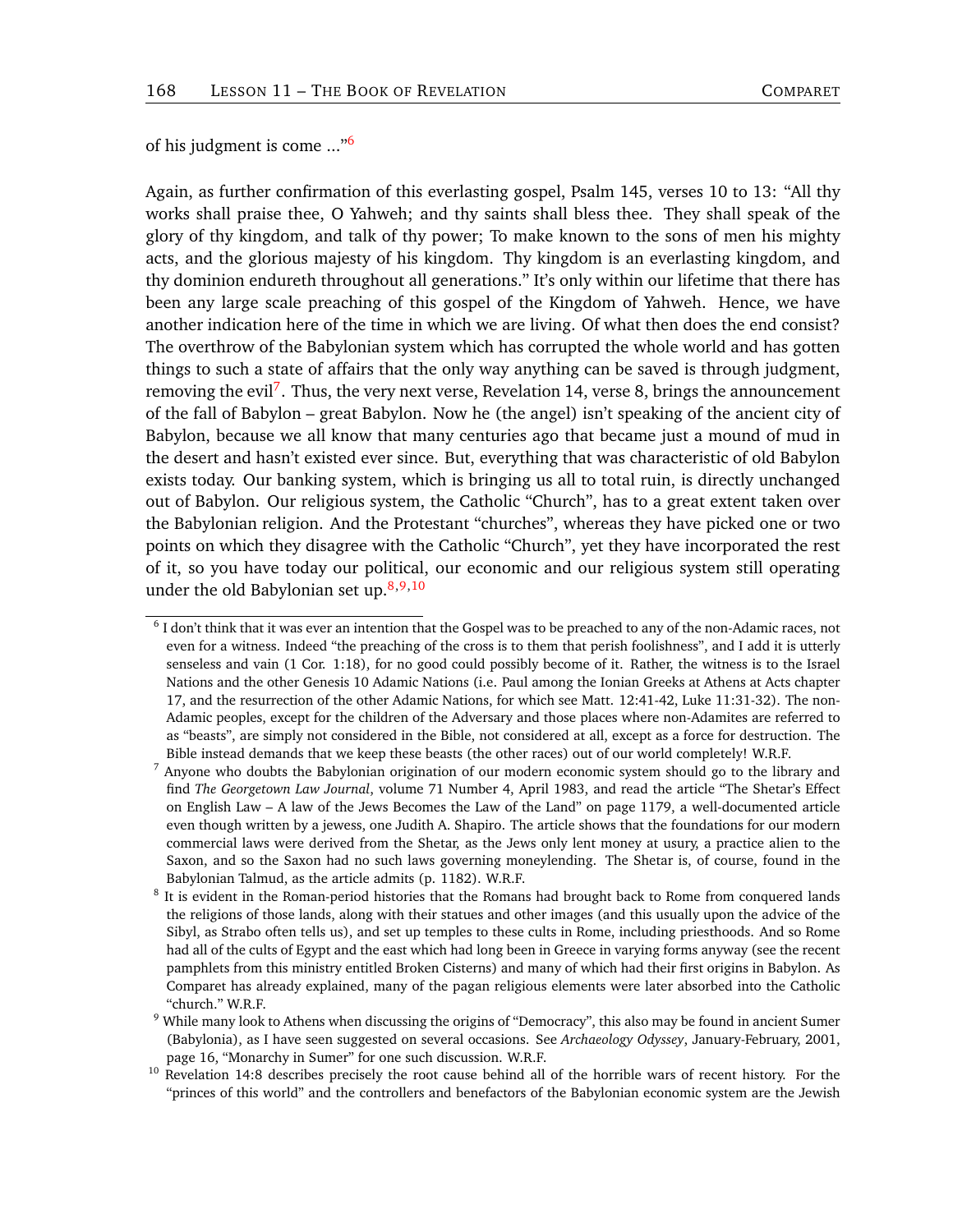of his judgment is come ..."[6]

Again, as further confirmation of this everlasting gospel, Psalm 145, verses 10 to 13: "All thy works shall praise thee, O Yahweh; and thy saints shall bless thee. They shall speak of the glory of thy kingdom, and talk of thy power; To make known to the sons of men his mighty acts, and the glorious majesty of his kingdom. Thy kingdom is an everlasting kingdom, and thy dominion endureth throughout all generations." It's only within our lifetime that there has been any large scale preaching of this gospel of the Kingdom of Yahweh. Hence, we have another indication here of the time in which we are living. Of what then does the end consist? The overthrow of the Babylonian system which has corrupted the whole world and has gotten things to such a state of affairs that the only way anything can be saved is through judgment, removing the evil[7]. Thus, the very next verse, Revelation 14, verse 8, brings the announcement of the fall of Babylon – great Babylon. Now he (the angel) isn't speaking of the ancient city of Babylon, because we all know that many centuries ago that became just a mound of mud in the desert and hasn't existed ever since. But, everything that was characteristic of old Babylon exists today. Our banking system, which is bringing us all to total ruin, is directly unchanged out of Babylon. Our religious system, the Catholic "Church", has to a great extent taken over the Babylonian religion. And the Protestant "churches", whereas they have picked one or two points on which they disagree with the Catholic "Church", yet they have incorporated the rest of it, so you have today our political, our economic and our religious system still operating under the old Babylonian set up.[8,9,10]

---

[6] I don't think that it was ever an intention that the Gospel was to be preached to any of the non-Adamic races, not even for a witness. Indeed "the preaching of the cross is to them that perish foolishness", and I add it is utterly senseless and vain (1 Cor. 1:18), for no good could possibly become of it. Rather, the witness is to the Israel Nations and the other Genesis 10 Adamic Nations (i.e. Paul among the Ionian Greeks at Athens at Acts chapter 17, and the resurrection of the other Adamic Nations, for which see Matt. 12:41-42, Luke 11:31-32). The non-Adamic peoples, except for the children of the Adversary and those places where non-Adamites are referred to as "beasts", are simply not considered in the Bible, not considered at all, except as a force for destruction. The Bible instead demands that we keep these beasts (the other races) out of our world completely! W.R.F.

[7] Anyone who doubts the Babylonian origination of our modern economic system should go to the library and find *The Georgetown Law Journal*, volume 71 Number 4, April 1983, and read the article "The Shetar's Effect on English Law – A law of the Jews Becomes the Law of the Land" on page 1179, a well-documented article even though written by a jewess, one Judith A. Shapiro. The article shows that the foundations for our modern commercial laws were derived from the Shetar, as the Jews only lent money at usury, a practice alien to the Saxon, and so the Saxon had no such laws governing moneylending. The Shetar is, of course, found in the Babylonian Talmud, as the article admits (p. 1182). W.R.F.

[8] It is evident in the Roman-period histories that the Romans had brought back to Rome from conquered lands the religions of those lands, along with their statues and other images (and this usually upon the advice of the Sibyl, as Strabo often tells us), and set up temples to these cults in Rome, including priesthoods. And so Rome had all of the cults of Egypt and the east which had long been in Greece in varying forms anyway (see the recent pamphlets from this ministry entitled Broken Cisterns) and many of which had their first origins in Babylon. As Comparet has already explained, many of the pagan religious elements were later absorbed into the Catholic "church." W.R.F.

[9] While many look to Athens when discussing the origins of "Democracy", this also may be found in ancient Sumer (Babylonia), as I have seen suggested on several occasions. See *Archaeology Odyssey*, January-February, 2001, page 16, "Monarchy in Sumer" for one such discussion. W.R.F.

[10] Revelation 14:8 describes precisely the root cause behind all of the horrible wars of recent history. For the "princes of this world" and the controllers and benefactors of the Babylonian economic system are the Jewish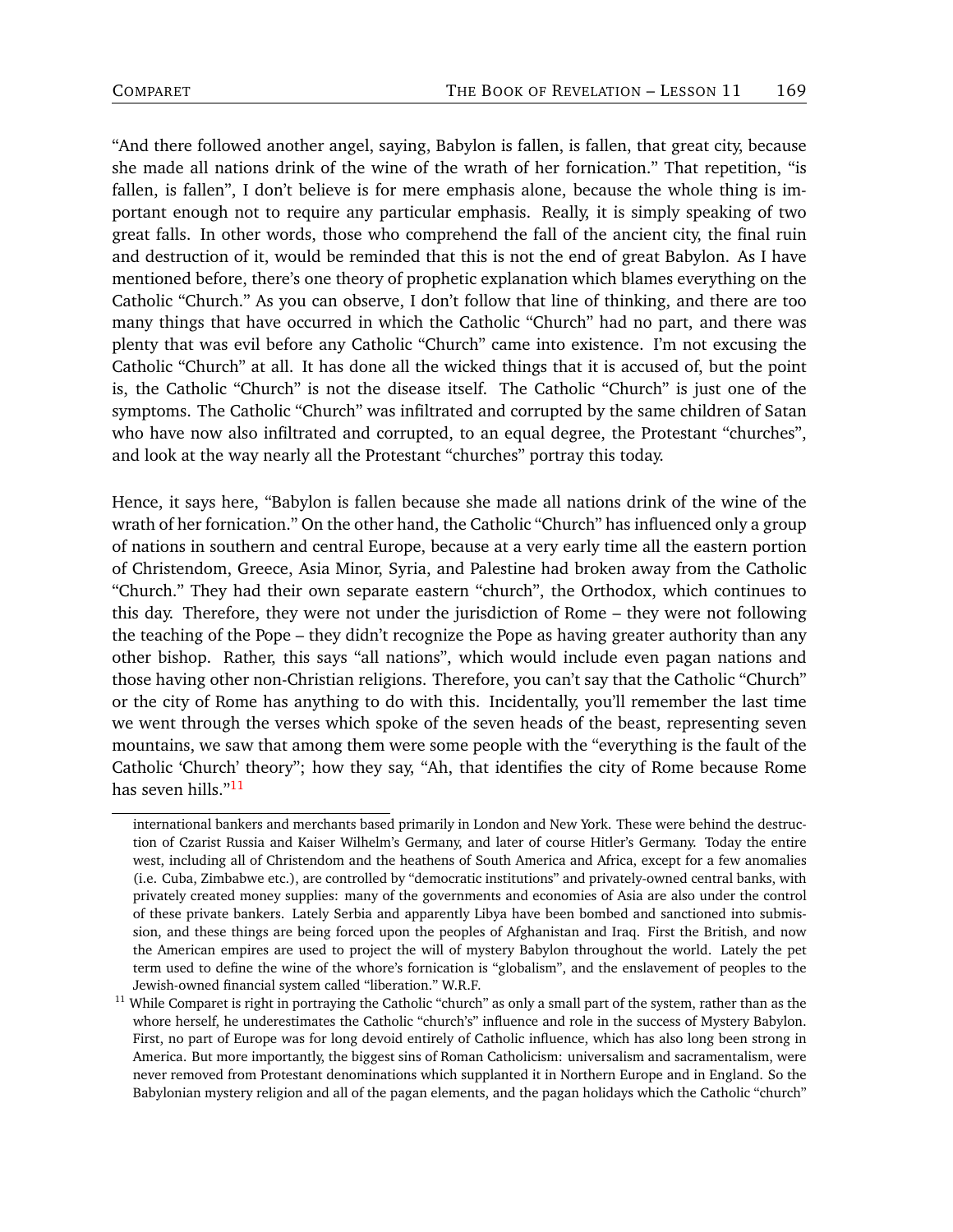"And there followed another angel, saying, Babylon is fallen, is fallen, that great city, because she made all nations drink of the wine of the wrath of her fornication." That repetition, "is fallen, is fallen", I don't believe is for mere emphasis alone, because the whole thing is important enough not to require any particular emphasis. Really, it is simply speaking of two great falls. In other words, those who comprehend the fall of the ancient city, the final ruin and destruction of it, would be reminded that this is not the end of great Babylon. As I have mentioned before, there's one theory of prophetic explanation which blames everything on the Catholic "Church." As you can observe, I don't follow that line of thinking, and there are too many things that have occurred in which the Catholic "Church" had no part, and there was plenty that was evil before any Catholic "Church" came into existence. I'm not excusing the Catholic "Church" at all. It has done all the wicked things that it is accused of, but the point is, the Catholic "Church" is not the disease itself. The Catholic "Church" is just one of the symptoms. The Catholic "Church" was infiltrated and corrupted by the same children of Satan who have now also infiltrated and corrupted, to an equal degree, the Protestant "churches", and look at the way nearly all the Protestant "churches" portray this today.

Hence, it says here, "Babylon is fallen because she made all nations drink of the wine of the wrath of her fornication." On the other hand, the Catholic "Church" has influenced only a group of nations in southern and central Europe, because at a very early time all the eastern portion of Christendom, Greece, Asia Minor, Syria, and Palestine had broken away from the Catholic "Church." They had their own separate eastern "church", the Orthodox, which continues to this day. Therefore, they were not under the jurisdiction of Rome – they were not following the teaching of the Pope – they didn't recognize the Pope as having greater authority than any other bishop. Rather, this says "all nations", which would include even pagan nations and those having other non-Christian religions. Therefore, you can't say that the Catholic "Church" or the city of Rome has anything to do with this. Incidentally, you'll remember the last time we went through the verses which spoke of the seven heads of the beast, representing seven mountains, we saw that among them were some people with the "everything is the fault of the Catholic 'Church' theory"; how they say, "Ah, that identifies the city of Rome because Rome has seven hills."[11]

---

international bankers and merchants based primarily in London and New York. These were behind the destruction of Czarist Russia and Kaiser Wilhelm's Germany, and later of course Hitler's Germany. Today the entire west, including all of Christendom and the heathens of South America and Africa, except for a few anomalies (i.e. Cuba, Zimbabwe etc.), are controlled by "democratic institutions" and privately-owned central banks, with privately created money supplies: many of the governments and economies of Asia are also under the control of these private bankers. Lately Serbia and apparently Libya have been bombed and sanctioned into submission, and these things are being forced upon the peoples of Afghanistan and Iraq. First the British, and now the American empires are used to project the will of mystery Babylon throughout the world. Lately the pet term used to define the wine of the whore's fornication is "globalism", and the enslavement of peoples to the Jewish-owned financial system called "liberation." W.R.F.

[11] While Comparet is right in portraying the Catholic "church" as only a small part of the system, rather than as the whore herself, he underestimates the Catholic "church's" influence and role in the success of Mystery Babylon. First, no part of Europe was for long devoid entirely of Catholic influence, which has also long been strong in America. But more importantly, the biggest sins of Roman Catholicism: universalism and sacramentalism, were never removed from Protestant denominations which supplanted it in Northern Europe and in England. So the Babylonian mystery religion and all of the pagan elements, and the pagan holidays which the Catholic "church"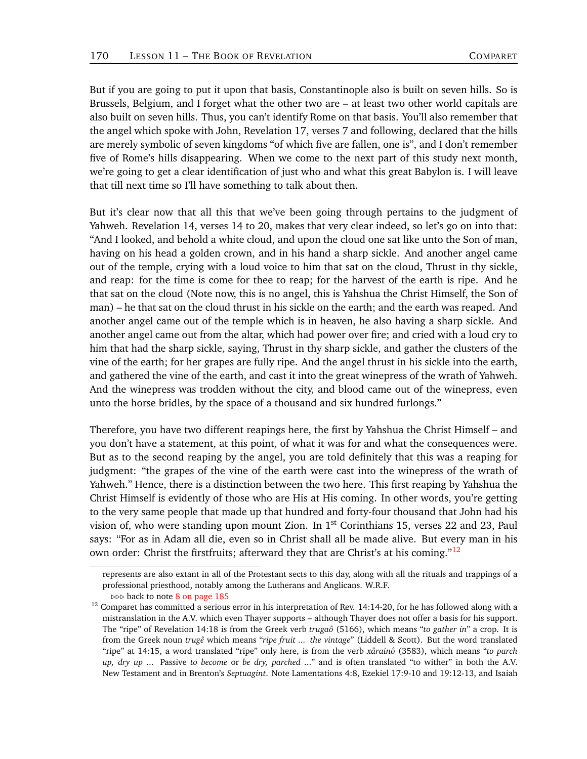But if you are going to put it upon that basis, Constantinople also is built on seven hills. So is Brussels, Belgium, and I forget what the other two are – at least two other world capitals are also built on seven hills. Thus, you can't identify Rome on that basis. You'll also remember that the angel which spoke with John, Revelation 17, verses 7 and following, declared that the hills are merely symbolic of seven kingdoms "of which five are fallen, one is", and I don't remember five of Rome's hills disappearing. When we come to the next part of this study next month, we're going to get a clear identification of just who and what this great Babylon is. I will leave that till next time so I'll have something to talk about then.

But it's clear now that all this that we've been going through pertains to the judgment of Yahweh. Revelation 14, verses 14 to 20, makes that very clear indeed, so let's go on into that: "And I looked, and behold a white cloud, and upon the cloud one sat like unto the Son of man, having on his head a golden crown, and in his hand a sharp sickle. And another angel came out of the temple, crying with a loud voice to him that sat on the cloud, Thrust in thy sickle, and reap: for the time is come for thee to reap; for the harvest of the earth is ripe. And he that sat on the cloud (Note now, this is no angel, this is Yahshua the Christ Himself, the Son of man) – he that sat on the cloud thrust in his sickle on the earth; and the earth was reaped. And another angel came out of the temple which is in heaven, he also having a sharp sickle. And another angel came out from the altar, which had power over fire; and cried with a loud cry to him that had the sharp sickle, saying, Thrust in thy sharp sickle, and gather the clusters of the vine of the earth; for her grapes are fully ripe. And the angel thrust in his sickle into the earth, and gathered the vine of the earth, and cast it into the great winepress of the wrath of Yahweh. And the winepress was trodden without the city, and blood came out of the winepress, even unto the horse bridles, by the space of a thousand and six hundred furlongs."

Therefore, you have two different reapings here, the first by Yahshua the Christ Himself – and you don't have a statement, at this point, of what it was for and what the consequences were. But as to the second reaping by the angel, you are told definitely that this was a reaping for judgment: "the grapes of the vine of the earth were cast into the winepress of the wrath of Yahweh." Hence, there is a distinction between the two here. This first reaping by Yahshua the Christ Himself is evidently of those who are His at His coming. In other words, you're getting to the very same people that made up that hundred and forty-four thousand that John had his vision of, who were standing upon mount Zion. In 1st Corinthians 15, verses 22 and 23, Paul says: "For as in Adam all die, even so in Christ shall all be made alive. But every man in his own order: Christ the firstfruits; afterward they that are Christ's at his coming."[12]

---

represents are also extant in all of the Protestant sects to this day, along with all the rituals and trappings of a professional priesthood, notably among the Lutherans and Anglicans. W.R.F.

⊳⊳⊳ back to note 8 on page 185

[12] Comparet has committed a serious error in his interpretation of Rev. 14:14-20, for he has followed along with a mistranslation in the A.V. which even Thayer supports – although Thayer does not offer a basis for his support. The "ripe" of Revelation 14:18 is from the Greek verb *trugaô* (5166), which means "*to gather in*" a crop. It is from the Greek noun *trugê* which means "*ripe fruit ... the vintage*" (Liddell & Scott). But the word translated "ripe" at 14:15, a word translated "ripe" only here, is from the verb *xârainô* (3583), which means "*to parch up, dry up ...* Passive *to become* or *be dry, parched ...*" and is often translated "to wither" in both the A.V. New Testament and in Brenton's *Septuagint*. Note Lamentations 4:8, Ezekiel 17:9-10 and 19:12-13, and Isaiah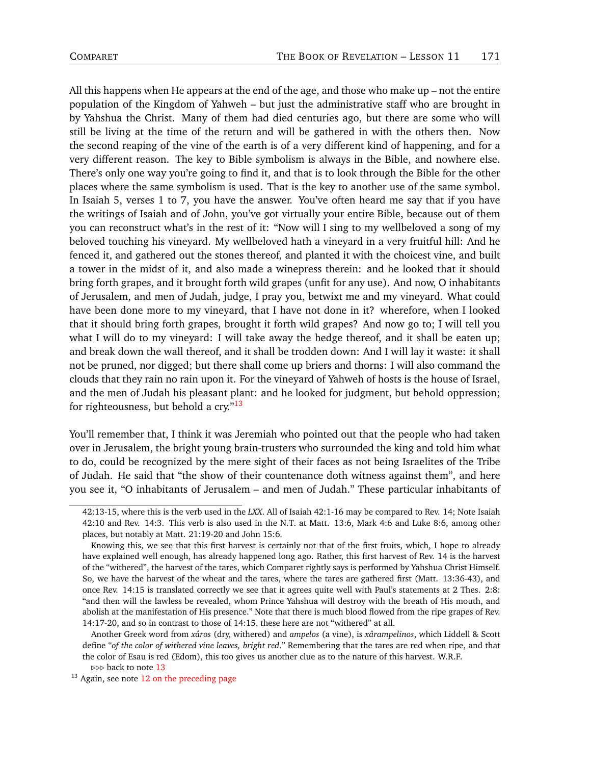All this happens when He appears at the end of the age, and those who make up – not the entire population of the Kingdom of Yahweh – but just the administrative staff who are brought in by Yahshua the Christ. Many of them had died centuries ago, but there are some who will still be living at the time of the return and will be gathered in with the others then. Now the second reaping of the vine of the earth is of a very different kind of happening, and for a very different reason. The key to Bible symbolism is always in the Bible, and nowhere else. There's only one way you're going to find it, and that is to look through the Bible for the other places where the same symbolism is used. That is the key to another use of the same symbol. In Isaiah 5, verses 1 to 7, you have the answer. You've often heard me say that if you have the writings of Isaiah and of John, you've got virtually your entire Bible, because out of them you can reconstruct what's in the rest of it: "Now will I sing to my wellbeloved a song of my beloved touching his vineyard. My wellbeloved hath a vineyard in a very fruitful hill: And he fenced it, and gathered out the stones thereof, and planted it with the choicest vine, and built a tower in the midst of it, and also made a winepress therein: and he looked that it should bring forth grapes, and it brought forth wild grapes (unfit for any use). And now, O inhabitants of Jerusalem, and men of Judah, judge, I pray you, betwixt me and my vineyard. What could have been done more to my vineyard, that I have not done in it? wherefore, when I looked that it should bring forth grapes, brought it forth wild grapes? And now go to; I will tell you what I will do to my vineyard: I will take away the hedge thereof, and it shall be eaten up; and break down the wall thereof, and it shall be trodden down: And I will lay it waste: it shall not be pruned, nor digged; but there shall come up briers and thorns: I will also command the clouds that they rain no rain upon it. For the vineyard of Yahweh of hosts is the house of Israel, and the men of Judah his pleasant plant: and he looked for judgment, but behold oppression; for righteousness, but behold a cry."[13]

You'll remember that, I think it was Jeremiah who pointed out that the people who had taken over in Jerusalem, the bright young brain-trusters who surrounded the king and told him what to do, could be recognized by the mere sight of their faces as not being Israelites of the Tribe of Judah. He said that "the show of their countenance doth witness against them", and here you see it, "O inhabitants of Jerusalem – and men of Judah." These particular inhabitants of

---

42:13-15, where this is the verb used in the *LXX*. All of Isaiah 42:1-16 may be compared to Rev. 14; Note Isaiah 42:10 and Rev. 14:3. This verb is also used in the N.T. at Matt. 13:6, Mark 4:6 and Luke 8:6, among other places, but notably at Matt. 21:19-20 and John 15:6.

Knowing this, we see that this first harvest is certainly not that of the first fruits, which, I hope to already have explained well enough, has already happened long ago. Rather, this first harvest of Rev. 14 is the harvest of the "withered", the harvest of the tares, which Comparet rightly says is performed by Yahshua Christ Himself. So, we have the harvest of the wheat and the tares, where the tares are gathered first (Matt. 13:36-43), and once Rev. 14:15 is translated correctly we see that it agrees quite well with Paul's statements at 2 Thes. 2:8: "and then will the lawless be revealed, whom Prince Yahshua will destroy with the breath of His mouth, and abolish at the manifestation of His presence." Note that there is much blood flowed from the ripe grapes of Rev. 14:17-20, and so in contrast to those of 14:15, these here are not "withered" at all.

Another Greek word from *xâros* (dry, withered) and *ampelos* (a vine), is *xârampelinos*, which Liddell & Scott define "*of the color of withered vine leaves, bright red*." Remembering that the tares are red when ripe, and that the color of Esau is red (Edom), this too gives us another clue as to the nature of this harvest. W.R.F.

⊳⊳⊳ back to note 13

[13] Again, see note 12 on the preceding page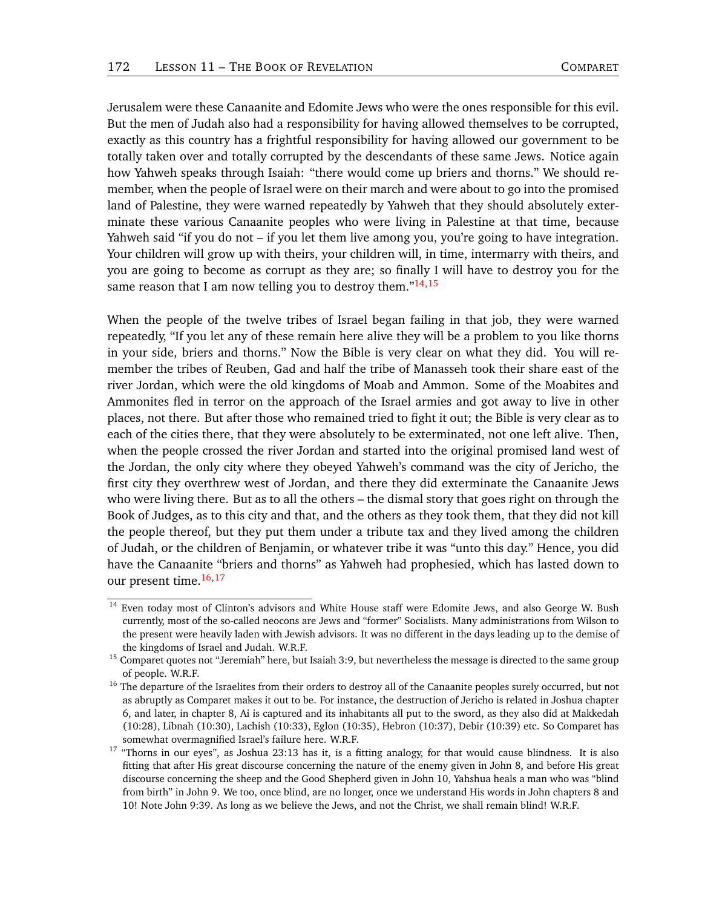Jerusalem were these Canaanite and Edomite Jews who were the ones responsible for this evil. But the men of Judah also had a responsibility for having allowed themselves to be corrupted, exactly as this country has a frightful responsibility for having allowed our government to be totally taken over and totally corrupted by the descendants of these same Jews. Notice again how Yahweh speaks through Isaiah: "there would come up briers and thorns." We should remember, when the people of Israel were on their march and were about to go into the promised land of Palestine, they were warned repeatedly by Yahweh that they should absolutely exterminate these various Canaanite peoples who were living in Palestine at that time, because Yahweh said "if you do not – if you let them live among you, you're going to have integration. Your children will grow up with theirs, your children will, in time, intermarry with theirs, and you are going to become as corrupt as they are; so finally I will have to destroy you for the same reason that I am now telling you to destroy them."[14,15]

When the people of the twelve tribes of Israel began failing in that job, they were warned repeatedly, "If you let any of these remain here alive they will be a problem to you like thorns in your side, briers and thorns." Now the Bible is very clear on what they did. You will remember the tribes of Reuben, Gad and half the tribe of Manasseh took their share east of the river Jordan, which were the old kingdoms of Moab and Ammon. Some of the Moabites and Ammonites fled in terror on the approach of the Israel armies and got away to live in other places, not there. But after those who remained tried to fight it out; the Bible is very clear as to each of the cities there, that they were absolutely to be exterminated, not one left alive. Then, when the people crossed the river Jordan and started into the original promised land west of the Jordan, the only city where they obeyed Yahweh's command was the city of Jericho, the first city they overthrew west of Jordan, and there they did exterminate the Canaanite Jews who were living there. But as to all the others – the dismal story that goes right on through the Book of Judges, as to this city and that, and the others as they took them, that they did not kill the people thereof, but they put them under a tribute tax and they lived among the children of Judah, or the children of Benjamin, or whatever tribe it was "unto this day." Hence, you did have the Canaanite "briers and thorns" as Yahweh had prophesied, which has lasted down to our present time.[16,17]

---

[14] Even today most of Clinton's advisors and White House staff were Edomite Jews, and also George W. Bush currently, most of the so-called neocons are Jews and "former" Socialists. Many administrations from Wilson to the present were heavily laden with Jewish advisors. It was no different in the days leading up to the demise of the kingdoms of Israel and Judah. W.R.F.

[15] Comparet quotes not "Jeremiah" here, but Isaiah 3:9, but nevertheless the message is directed to the same group of people. W.R.F.

[16] The departure of the Israelites from their orders to destroy all of the Canaanite peoples surely occurred, but not as abruptly as Comparet makes it out to be. For instance, the destruction of Jericho is related in Joshua chapter 6, and later, in chapter 8, Ai is captured and its inhabitants all put to the sword, as they also did at Makkedah (10:28), Libnah (10:30), Lachish (10:33), Eglon (10:35), Hebron (10:37), Debir (10:39) etc. So Comparet has somewhat overmagnified Israel's failure here. W.R.F.

[17] "Thorns in our eyes", as Joshua 23:13 has it, is a fitting analogy, for that would cause blindness. It is also fitting that after His great discourse concerning the nature of the enemy given in John 8, and before His great discourse concerning the sheep and the Good Shepherd given in John 10, Yahshua heals a man who was "blind from birth" in John 9. We too, once blind, are no longer, once we understand His words in John chapters 8 and 10! Note John 9:39. As long as we believe the Jews, and not the Christ, we shall remain blind! W.R.F.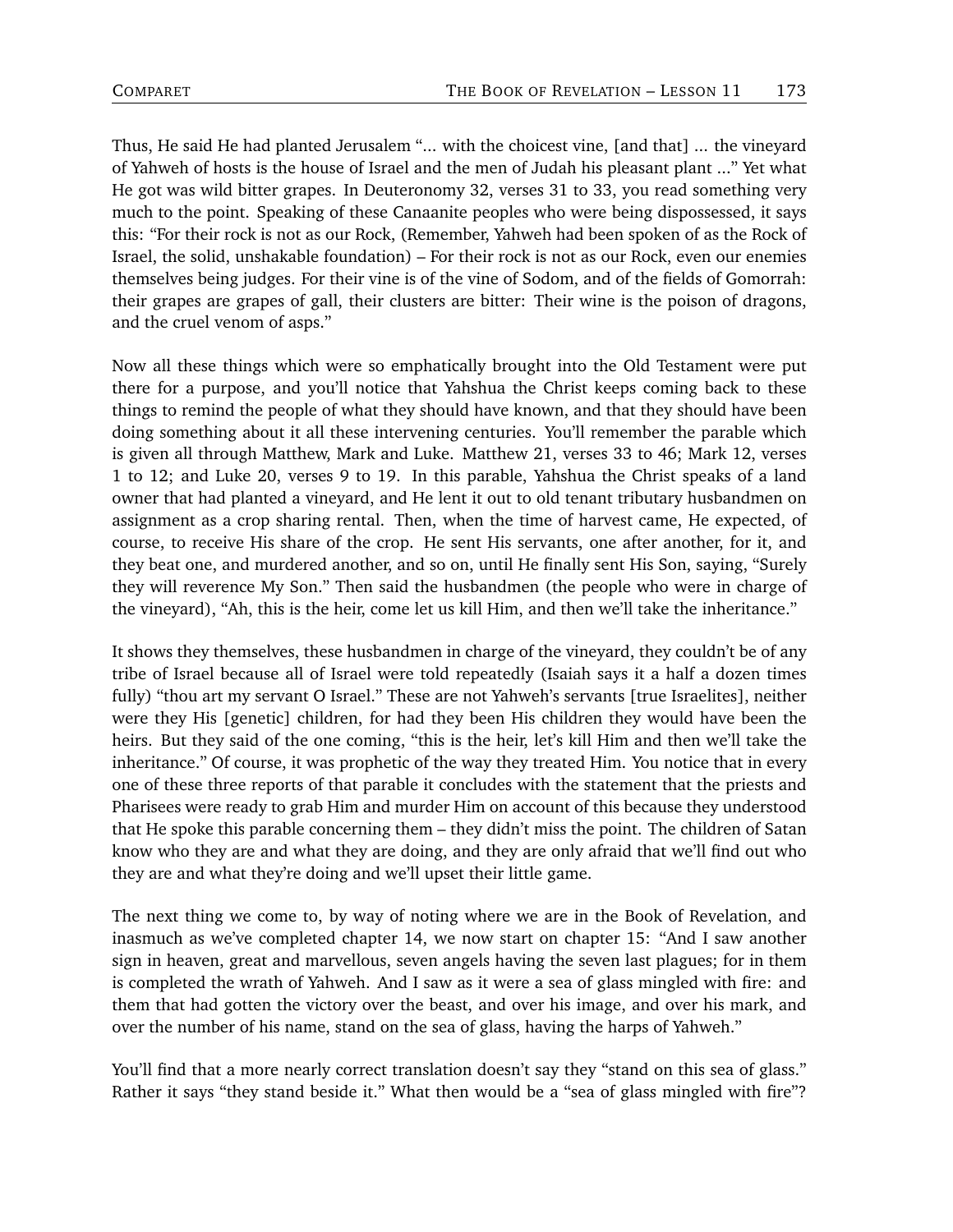Thus, He said He had planted Jerusalem "... with the choicest vine, [and that] ... the vineyard of Yahweh of hosts is the house of Israel and the men of Judah his pleasant plant ..." Yet what He got was wild bitter grapes. In Deuteronomy 32, verses 31 to 33, you read something very much to the point. Speaking of these Canaanite peoples who were being dispossessed, it says this: "For their rock is not as our Rock, (Remember, Yahweh had been spoken of as the Rock of Israel, the solid, unshakable foundation) – For their rock is not as our Rock, even our enemies themselves being judges. For their vine is of the vine of Sodom, and of the fields of Gomorrah: their grapes are grapes of gall, their clusters are bitter: Their wine is the poison of dragons, and the cruel venom of asps."

Now all these things which were so emphatically brought into the Old Testament were put there for a purpose, and you'll notice that Yahshua the Christ keeps coming back to these things to remind the people of what they should have known, and that they should have been doing something about it all these intervening centuries. You'll remember the parable which is given all through Matthew, Mark and Luke. Matthew 21, verses 33 to 46; Mark 12, verses 1 to 12; and Luke 20, verses 9 to 19. In this parable, Yahshua the Christ speaks of a land owner that had planted a vineyard, and He lent it out to old tenant tributary husbandmen on assignment as a crop sharing rental. Then, when the time of harvest came, He expected, of course, to receive His share of the crop. He sent His servants, one after another, for it, and they beat one, and murdered another, and so on, until He finally sent His Son, saying, "Surely they will reverence My Son." Then said the husbandmen (the people who were in charge of the vineyard), "Ah, this is the heir, come let us kill Him, and then we'll take the inheritance."

It shows they themselves, these husbandmen in charge of the vineyard, they couldn't be of any tribe of Israel because all of Israel were told repeatedly (Isaiah says it a half a dozen times fully) "thou art my servant O Israel." These are not Yahweh's servants [true Israelites], neither were they His [genetic] children, for had they been His children they would have been the heirs. But they said of the one coming, "this is the heir, let's kill Him and then we'll take the inheritance." Of course, it was prophetic of the way they treated Him. You notice that in every one of these three reports of that parable it concludes with the statement that the priests and Pharisees were ready to grab Him and murder Him on account of this because they understood that He spoke this parable concerning them – they didn't miss the point. The children of Satan know who they are and what they are doing, and they are only afraid that we'll find out who they are and what they're doing and we'll upset their little game.

The next thing we come to, by way of noting where we are in the Book of Revelation, and inasmuch as we've completed chapter 14, we now start on chapter 15: "And I saw another sign in heaven, great and marvellous, seven angels having the seven last plagues; for in them is completed the wrath of Yahweh. And I saw as it were a sea of glass mingled with fire: and them that had gotten the victory over the beast, and over his image, and over his mark, and over the number of his name, stand on the sea of glass, having the harps of Yahweh."

You'll find that a more nearly correct translation doesn't say they "stand on this sea of glass." Rather it says "they stand beside it." What then would be a "sea of glass mingled with fire"?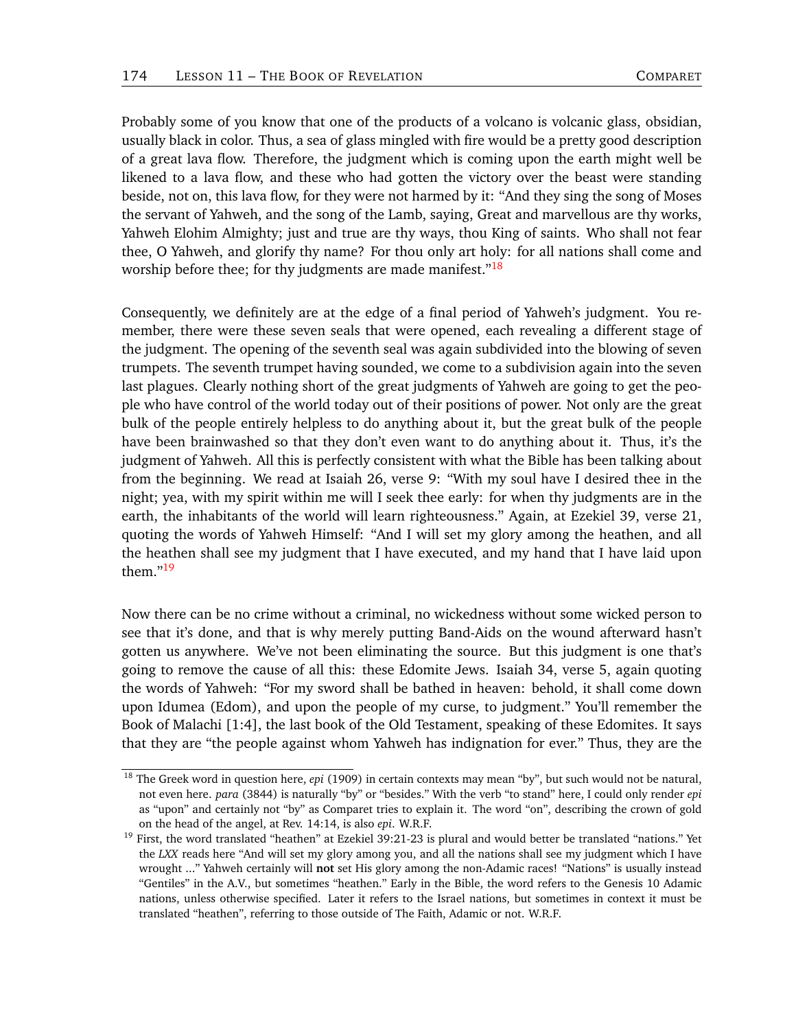Probably some of you know that one of the products of a volcano is volcanic glass, obsidian, usually black in color. Thus, a sea of glass mingled with fire would be a pretty good description of a great lava flow. Therefore, the judgment which is coming upon the earth might well be likened to a lava flow, and these who had gotten the victory over the beast were standing beside, not on, this lava flow, for they were not harmed by it: "And they sing the song of Moses the servant of Yahweh, and the song of the Lamb, saying, Great and marvellous are thy works, Yahweh Elohim Almighty; just and true are thy ways, thou King of saints. Who shall not fear thee, O Yahweh, and glorify thy name? For thou only art holy: for all nations shall come and worship before thee; for thy judgments are made manifest."[18]

Consequently, we definitely are at the edge of a final period of Yahweh's judgment. You remember, there were these seven seals that were opened, each revealing a different stage of the judgment. The opening of the seventh seal was again subdivided into the blowing of seven trumpets. The seventh trumpet having sounded, we come to a subdivision again into the seven last plagues. Clearly nothing short of the great judgments of Yahweh are going to get the people who have control of the world today out of their positions of power. Not only are the great bulk of the people entirely helpless to do anything about it, but the great bulk of the people have been brainwashed so that they don't even want to do anything about it. Thus, it's the judgment of Yahweh. All this is perfectly consistent with what the Bible has been talking about from the beginning. We read at Isaiah 26, verse 9: "With my soul have I desired thee in the night; yea, with my spirit within me will I seek thee early: for when thy judgments are in the earth, the inhabitants of the world will learn righteousness." Again, at Ezekiel 39, verse 21, quoting the words of Yahweh Himself: "And I will set my glory among the heathen, and all the heathen shall see my judgment that I have executed, and my hand that I have laid upon them."[19]

Now there can be no crime without a criminal, no wickedness without some wicked person to see that it's done, and that is why merely putting Band-Aids on the wound afterward hasn't gotten us anywhere. We've not been eliminating the source. But this judgment is one that's going to remove the cause of all this: these Edomite Jews. Isaiah 34, verse 5, again quoting the words of Yahweh: "For my sword shall be bathed in heaven: behold, it shall come down upon Idumea (Edom), and upon the people of my curse, to judgment." You'll remember the Book of Malachi [1:4], the last book of the Old Testament, speaking of these Edomites. It says that they are "the people against whom Yahweh has indignation for ever." Thus, they are the

---

[18] The Greek word in question here, *epi* (1909) in certain contexts may mean "by", but such would not be natural, not even here. *para* (3844) is naturally "by" or "besides." With the verb "to stand" here, I could only render *epi* as "upon" and certainly not "by" as Comparet tries to explain it. The word "on", describing the crown of gold on the head of the angel, at Rev. 14:14, is also *epi*. W.R.F.

[19] First, the word translated "heathen" at Ezekiel 39:21-23 is plural and would better be translated "nations." Yet the *LXX* reads here "And will set my glory among you, and all the nations shall see my judgment which I have wrought ..." Yahweh certainly will **not** set His glory among the non-Adamic races! "Nations" is usually instead "Gentiles" in the A.V., but sometimes "heathen." Early in the Bible, the word refers to the Genesis 10 Adamic nations, unless otherwise specified. Later it refers to the Israel nations, but sometimes in context it must be translated "heathen", referring to those outside of The Faith, Adamic or not. W.R.F.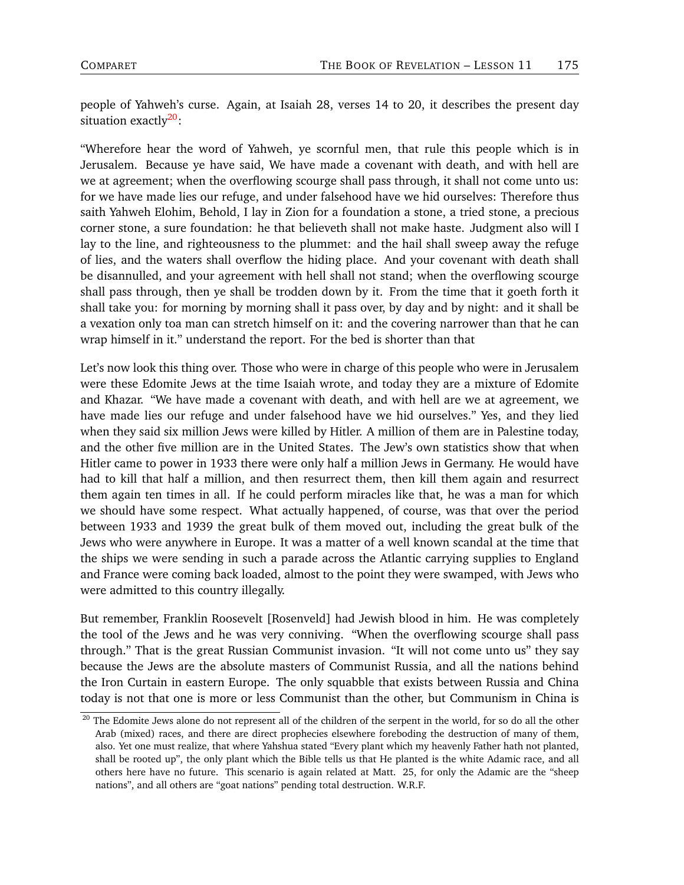people of Yahweh's curse. Again, at Isaiah 28, verses 14 to 20, it describes the present day situation exactly[20]:

“Wherefore hear the word of Yahweh, ye scornful men, that rule this people which is in Jerusalem. Because ye have said, We have made a covenant with death, and with hell are we at agreement; when the overflowing scourge shall pass through, it shall not come unto us: for we have made lies our refuge, and under falsehood have we hid ourselves: Therefore thus saith Yahweh Elohim, Behold, I lay in Zion for a foundation a stone, a tried stone, a precious corner stone, a sure foundation: he that believeth shall not make haste. Judgment also will I lay to the line, and righteousness to the plummet: and the hail shall sweep away the refuge of lies, and the waters shall overflow the hiding place. And your covenant with death shall be disannulled, and your agreement with hell shall not stand; when the overflowing scourge shall pass through, then ye shall be trodden down by it. From the time that it goeth forth it shall take you: for morning by morning shall it pass over, by day and by night: and it shall be a vexation only toa man can stretch himself on it: and the covering narrower than that he can wrap himself in it.” understand the report. For the bed is shorter than that

Let's now look this thing over. Those who were in charge of this people who were in Jerusalem were these Edomite Jews at the time Isaiah wrote, and today they are a mixture of Edomite and Khazar. “We have made a covenant with death, and with hell are we at agreement, we have made lies our refuge and under falsehood have we hid ourselves.” Yes, and they lied when they said six million Jews were killed by Hitler. A million of them are in Palestine today, and the other five million are in the United States. The Jew's own statistics show that when Hitler came to power in 1933 there were only half a million Jews in Germany. He would have had to kill that half a million, and then resurrect them, then kill them again and resurrect them again ten times in all. If he could perform miracles like that, he was a man for which we should have some respect. What actually happened, of course, was that over the period between 1933 and 1939 the great bulk of them moved out, including the great bulk of the Jews who were anywhere in Europe. It was a matter of a well known scandal at the time that the ships we were sending in such a parade across the Atlantic carrying supplies to England and France were coming back loaded, almost to the point they were swamped, with Jews who were admitted to this country illegally.

But remember, Franklin Roosevelt [Rosenveld] had Jewish blood in him. He was completely the tool of the Jews and he was very conniving. “When the overflowing scourge shall pass through.” That is the great Russian Communist invasion. “It will not come unto us” they say because the Jews are the absolute masters of Communist Russia, and all the nations behind the Iron Curtain in eastern Europe. The only squabble that exists between Russia and China today is not that one is more or less Communist than the other, but Communism in China is

[20] The Edomite Jews alone do not represent all of the children of the serpent in the world, for so do all the other Arab (mixed) races, and there are direct prophecies elsewhere foreboding the destruction of many of them, also. Yet one must realize, that where Yahshua stated “Every plant which my heavenly Father hath not planted, shall be rooted up”, the only plant which the Bible tells us that He planted is the white Adamic race, and all others here have no future. This scenario is again related at Matt. 25, for only the Adamic are the “sheep nations”, and all others are “goat nations” pending total destruction. W.R.F.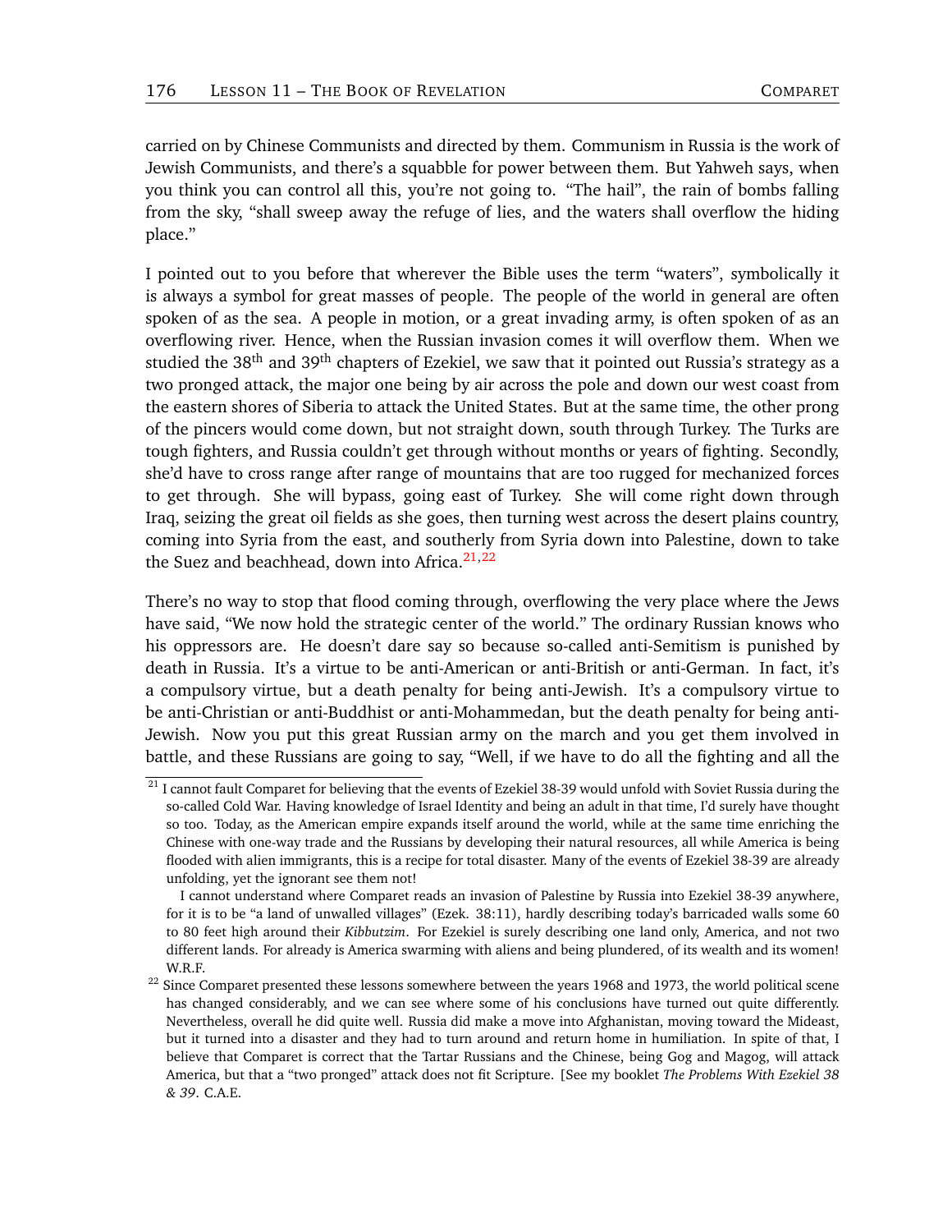carried on by Chinese Communists and directed by them. Communism in Russia is the work of Jewish Communists, and there's a squabble for power between them. But Yahweh says, when you think you can control all this, you're not going to. "The hail", the rain of bombs falling from the sky, "shall sweep away the refuge of lies, and the waters shall overflow the hiding place."

I pointed out to you before that wherever the Bible uses the term "waters", symbolically it is always a symbol for great masses of people. The people of the world in general are often spoken of as the sea. A people in motion, or a great invading army, is often spoken of as an overflowing river. Hence, when the Russian invasion comes it will overflow them. When we studied the 38th and 39th chapters of Ezekiel, we saw that it pointed out Russia's strategy as a two pronged attack, the major one being by air across the pole and down our west coast from the eastern shores of Siberia to attack the United States. But at the same time, the other prong of the pincers would come down, but not straight down, south through Turkey. The Turks are tough fighters, and Russia couldn't get through without months or years of fighting. Secondly, she'd have to cross range after range of mountains that are too rugged for mechanized forces to get through. She will bypass, going east of Turkey. She will come right down through Iraq, seizing the great oil fields as she goes, then turning west across the desert plains country, coming into Syria from the east, and southerly from Syria down into Palestine, down to take the Suez and beachhead, down into Africa.[21,22]

There's no way to stop that flood coming through, overflowing the very place where the Jews have said, "We now hold the strategic center of the world." The ordinary Russian knows who his oppressors are. He doesn't dare say so because so-called anti-Semitism is punished by death in Russia. It's a virtue to be anti-American or anti-British or anti-German. In fact, it's a compulsory virtue, but a death penalty for being anti-Jewish. It's a compulsory virtue to be anti-Christian or anti-Buddhist or anti-Mohammedan, but the death penalty for being anti-Jewish. Now you put this great Russian army on the march and you get them involved in battle, and these Russians are going to say, "Well, if we have to do all the fighting and all the

---

[21] I cannot fault Comparet for believing that the events of Ezekiel 38-39 would unfold with Soviet Russia during the so-called Cold War. Having knowledge of Israel Identity and being an adult in that time, I'd surely have thought so too. Today, as the American empire expands itself around the world, while at the same time enriching the Chinese with one-way trade and the Russians by developing their natural resources, all while America is being flooded with alien immigrants, this is a recipe for total disaster. Many of the events of Ezekiel 38-39 are already unfolding, yet the ignorant see them not!

I cannot understand where Comparet reads an invasion of Palestine by Russia into Ezekiel 38-39 anywhere, for it is to be "a land of unwalled villages" (Ezek. 38:11), hardly describing today's barricaded walls some 60 to 80 feet high around their *Kibbutzim*. For Ezekiel is surely describing one land only, America, and not two different lands. For already is America swarming with aliens and being plundered, of its wealth and its women! W.R.F.

[22] Since Comparet presented these lessons somewhere between the years 1968 and 1973, the world political scene has changed considerably, and we can see where some of his conclusions have turned out quite differently. Nevertheless, overall he did quite well. Russia did make a move into Afghanistan, moving toward the Mideast, but it turned into a disaster and they had to turn around and return home in humiliation. In spite of that, I believe that Comparet is correct that the Tartar Russians and the Chinese, being Gog and Magog, will attack America, but that a "two pronged" attack does not fit Scripture. [See my booklet *The Problems With Ezekiel 38 & 39*. C.A.E.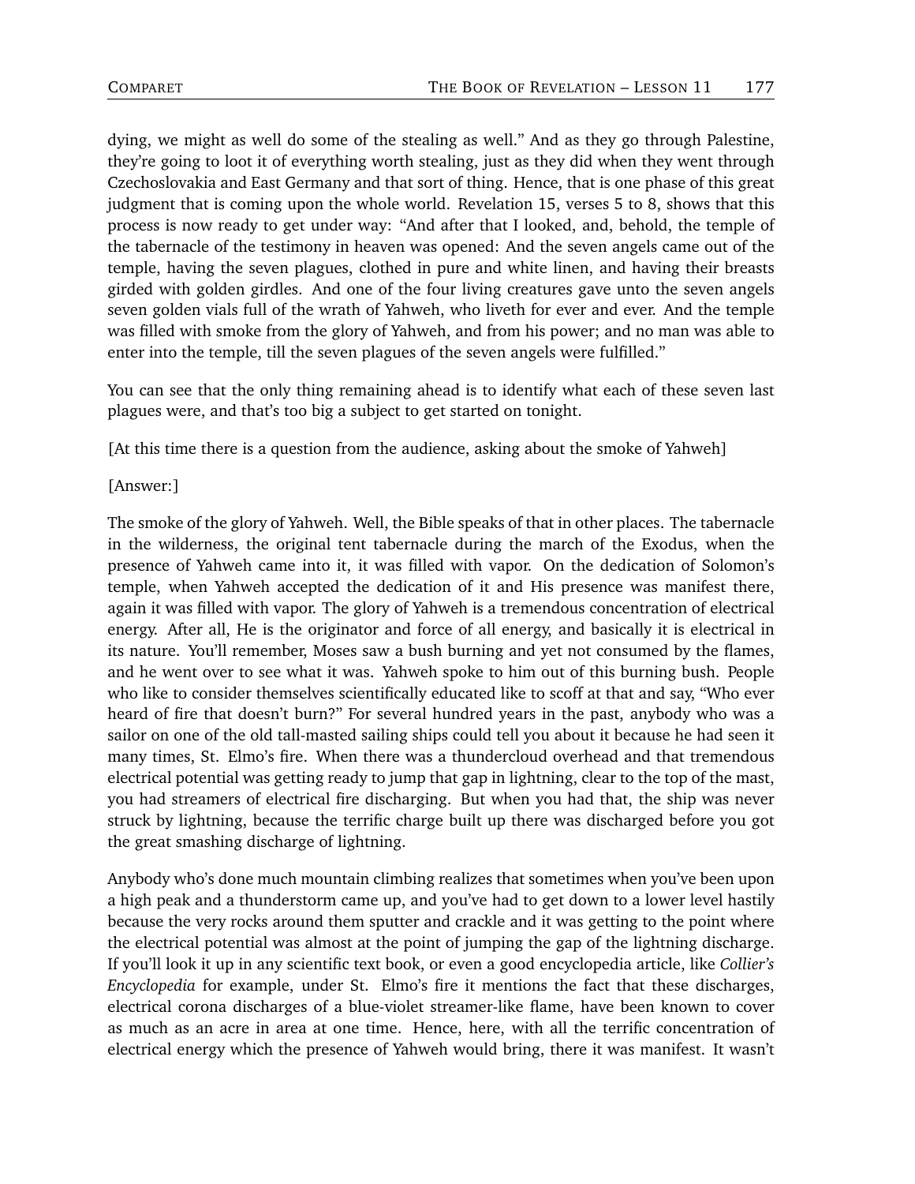dying, we might as well do some of the stealing as well." And as they go through Palestine, they're going to loot it of everything worth stealing, just as they did when they went through Czechoslovakia and East Germany and that sort of thing. Hence, that is one phase of this great judgment that is coming upon the whole world. Revelation 15, verses 5 to 8, shows that this process is now ready to get under way: "And after that I looked, and, behold, the temple of the tabernacle of the testimony in heaven was opened: And the seven angels came out of the temple, having the seven plagues, clothed in pure and white linen, and having their breasts girded with golden girdles. And one of the four living creatures gave unto the seven angels seven golden vials full of the wrath of Yahweh, who liveth for ever and ever. And the temple was filled with smoke from the glory of Yahweh, and from his power; and no man was able to enter into the temple, till the seven plagues of the seven angels were fulfilled."

You can see that the only thing remaining ahead is to identify what each of these seven last plagues were, and that's too big a subject to get started on tonight.

[At this time there is a question from the audience, asking about the smoke of Yahweh]

[Answer:]

The smoke of the glory of Yahweh. Well, the Bible speaks of that in other places. The tabernacle in the wilderness, the original tent tabernacle during the march of the Exodus, when the presence of Yahweh came into it, it was filled with vapor. On the dedication of Solomon's temple, when Yahweh accepted the dedication of it and His presence was manifest there, again it was filled with vapor. The glory of Yahweh is a tremendous concentration of electrical energy. After all, He is the originator and force of all energy, and basically it is electrical in its nature. You'll remember, Moses saw a bush burning and yet not consumed by the flames, and he went over to see what it was. Yahweh spoke to him out of this burning bush. People who like to consider themselves scientifically educated like to scoff at that and say, "Who ever heard of fire that doesn't burn?" For several hundred years in the past, anybody who was a sailor on one of the old tall-masted sailing ships could tell you about it because he had seen it many times, St. Elmo's fire. When there was a thundercloud overhead and that tremendous electrical potential was getting ready to jump that gap in lightning, clear to the top of the mast, you had streamers of electrical fire discharging. But when you had that, the ship was never struck by lightning, because the terrific charge built up there was discharged before you got the great smashing discharge of lightning.

Anybody who's done much mountain climbing realizes that sometimes when you've been upon a high peak and a thunderstorm came up, and you've had to get down to a lower level hastily because the very rocks around them sputter and crackle and it was getting to the point where the electrical potential was almost at the point of jumping the gap of the lightning discharge. If you'll look it up in any scientific text book, or even a good encyclopedia article, like *Collier's Encyclopedia* for example, under St. Elmo's fire it mentions the fact that these discharges, electrical corona discharges of a blue-violet streamer-like flame, have been known to cover as much as an acre in area at one time. Hence, here, with all the terrific concentration of electrical energy which the presence of Yahweh would bring, there it was manifest. It wasn't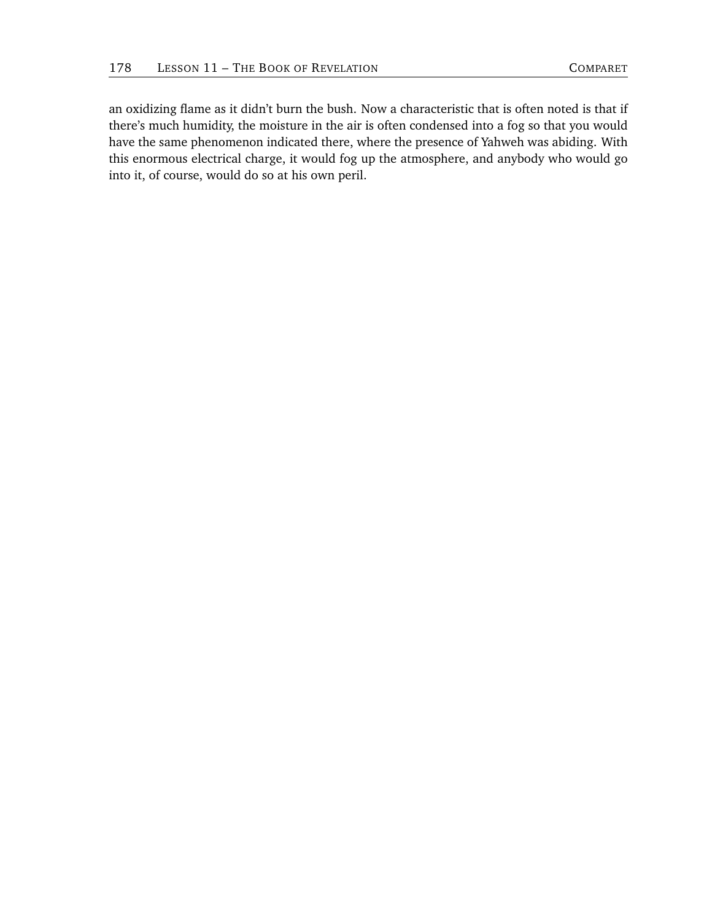an oxidizing flame as it didn't burn the bush. Now a characteristic that is often noted is that if there's much humidity, the moisture in the air is often condensed into a fog so that you would have the same phenomenon indicated there, where the presence of Yahweh was abiding. With this enormous electrical charge, it would fog up the atmosphere, and anybody who would go into it, of course, would do so at his own peril.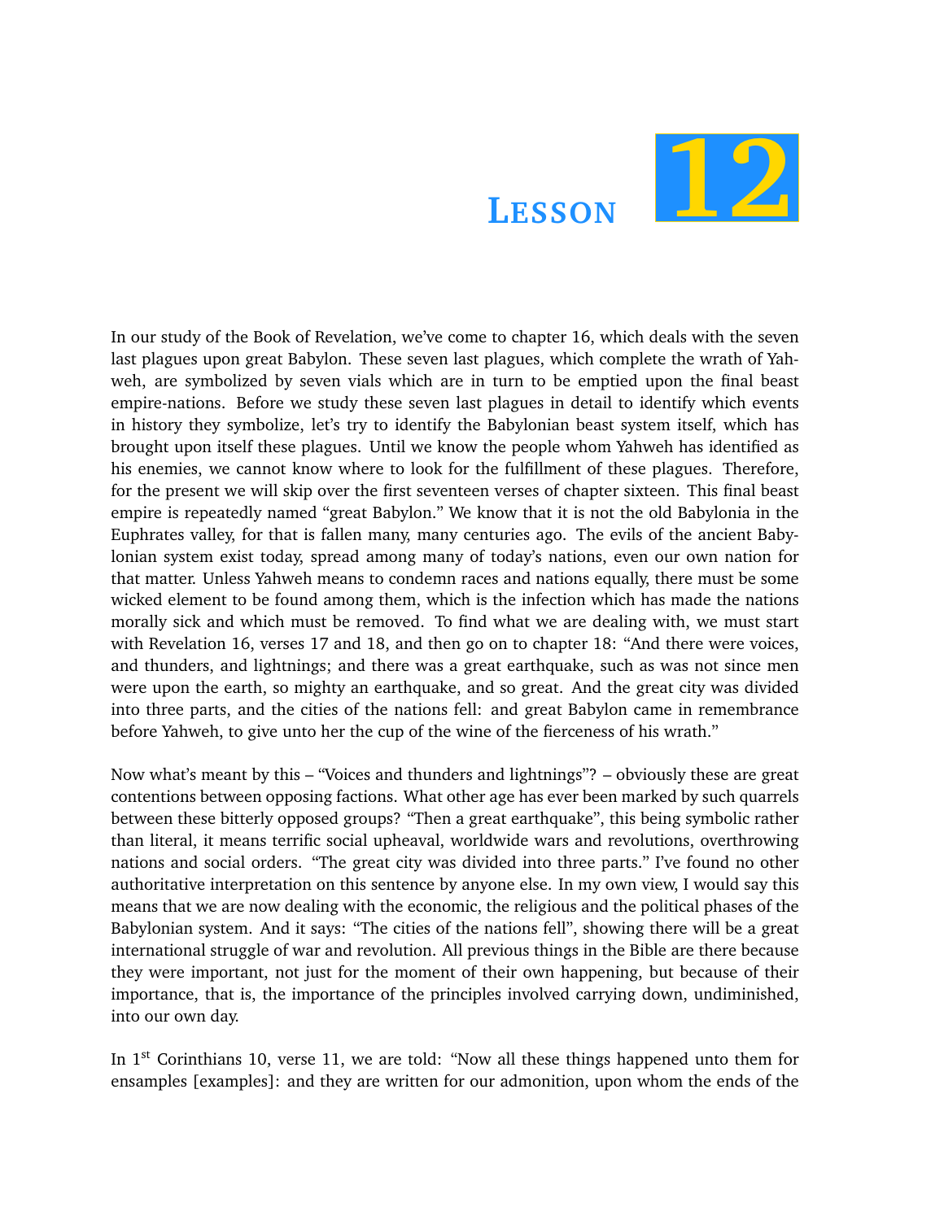# Lesson 12

In our study of the Book of Revelation, we've come to chapter 16, which deals with the seven last plagues upon great Babylon. These seven last plagues, which complete the wrath of Yahweh, are symbolized by seven vials which are in turn to be emptied upon the final beast empire-nations. Before we study these seven last plagues in detail to identify which events in history they symbolize, let's try to identify the Babylonian beast system itself, which has brought upon itself these plagues. Until we know the people whom Yahweh has identified as his enemies, we cannot know where to look for the fulfillment of these plagues. Therefore, for the present we will skip over the first seventeen verses of chapter sixteen. This final beast empire is repeatedly named "great Babylon." We know that it is not the old Babylonia in the Euphrates valley, for that is fallen many, many centuries ago. The evils of the ancient Babylonian system exist today, spread among many of today's nations, even our own nation for that matter. Unless Yahweh means to condemn races and nations equally, there must be some wicked element to be found among them, which is the infection which has made the nations morally sick and which must be removed. To find what we are dealing with, we must start with Revelation 16, verses 17 and 18, and then go on to chapter 18: "And there were voices, and thunders, and lightnings; and there was a great earthquake, such as was not since men were upon the earth, so mighty an earthquake, and so great. And the great city was divided into three parts, and the cities of the nations fell: and great Babylon came in remembrance before Yahweh, to give unto her the cup of the wine of the fierceness of his wrath."

Now what's meant by this – "Voices and thunders and lightnings"? – obviously these are great contentions between opposing factions. What other age has ever been marked by such quarrels between these bitterly opposed groups? "Then a great earthquake", this being symbolic rather than literal, it means terrific social upheaval, worldwide wars and revolutions, overthrowing nations and social orders. "The great city was divided into three parts." I've found no other authoritative interpretation on this sentence by anyone else. In my own view, I would say this means that we are now dealing with the economic, the religious and the political phases of the Babylonian system. And it says: "The cities of the nations fell", showing there will be a great international struggle of war and revolution. All previous things in the Bible are there because they were important, not just for the moment of their own happening, but because of their importance, that is, the importance of the principles involved carrying down, undiminished, into our own day.

In 1st Corinthians 10, verse 11, we are told: "Now all these things happened unto them for ensamples [examples]: and they are written for our admonition, upon whom the ends of the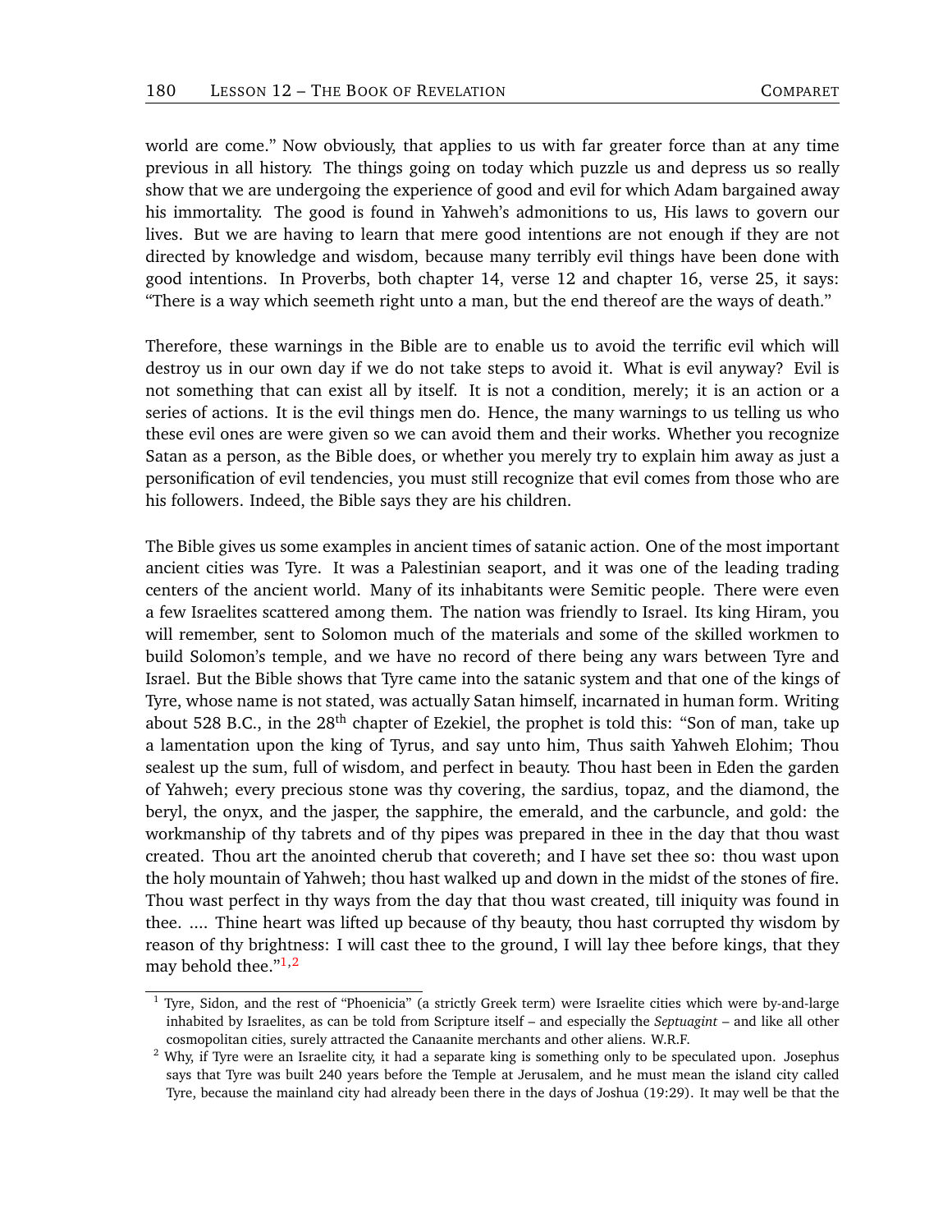world are come." Now obviously, that applies to us with far greater force than at any time previous in all history. The things going on today which puzzle us and depress us so really show that we are undergoing the experience of good and evil for which Adam bargained away his immortality. The good is found in Yahweh's admonitions to us, His laws to govern our lives. But we are having to learn that mere good intentions are not enough if they are not directed by knowledge and wisdom, because many terribly evil things have been done with good intentions. In Proverbs, both chapter 14, verse 12 and chapter 16, verse 25, it says: "There is a way which seemeth right unto a man, but the end thereof are the ways of death."

Therefore, these warnings in the Bible are to enable us to avoid the terrific evil which will destroy us in our own day if we do not take steps to avoid it. What is evil anyway? Evil is not something that can exist all by itself. It is not a condition, merely; it is an action or a series of actions. It is the evil things men do. Hence, the many warnings to us telling us who these evil ones are were given so we can avoid them and their works. Whether you recognize Satan as a person, as the Bible does, or whether you merely try to explain him away as just a personification of evil tendencies, you must still recognize that evil comes from those who are his followers. Indeed, the Bible says they are his children.

The Bible gives us some examples in ancient times of satanic action. One of the most important ancient cities was Tyre. It was a Palestinian seaport, and it was one of the leading trading centers of the ancient world. Many of its inhabitants were Semitic people. There were even a few Israelites scattered among them. The nation was friendly to Israel. Its king Hiram, you will remember, sent to Solomon much of the materials and some of the skilled workmen to build Solomon's temple, and we have no record of there being any wars between Tyre and Israel. But the Bible shows that Tyre came into the satanic system and that one of the kings of Tyre, whose name is not stated, was actually Satan himself, incarnated in human form. Writing about 528 B.C., in the 28th chapter of Ezekiel, the prophet is told this: "Son of man, take up a lamentation upon the king of Tyrus, and say unto him, Thus saith Yahweh Elohim; Thou sealest up the sum, full of wisdom, and perfect in beauty. Thou hast been in Eden the garden of Yahweh; every precious stone was thy covering, the sardius, topaz, and the diamond, the beryl, the onyx, and the jasper, the sapphire, the emerald, and the carbuncle, and gold: the workmanship of thy tabrets and of thy pipes was prepared in thee in the day that thou wast created. Thou art the anointed cherub that covereth; and I have set thee so: thou wast upon the holy mountain of Yahweh; thou hast walked up and down in the midst of the stones of fire. Thou wast perfect in thy ways from the day that thou wast created, till iniquity was found in thee. .... Thine heart was lifted up because of thy beauty, thou hast corrupted thy wisdom by reason of thy brightness: I will cast thee to the ground, I will lay thee before kings, that they may behold thee."[1,2]

---

[1] Tyre, Sidon, and the rest of "Phoenicia" (a strictly Greek term) were Israelite cities which were by-and-large inhabited by Israelites, as can be told from Scripture itself – and especially the *Septuagint* – and like all other cosmopolitan cities, surely attracted the Canaanite merchants and other aliens. W.R.F.

[2] Why, if Tyre were an Israelite city, it had a separate king is something only to be speculated upon. Josephus says that Tyre was built 240 years before the Temple at Jerusalem, and he must mean the island city called Tyre, because the mainland city had already been there in the days of Joshua (19:29). It may well be that the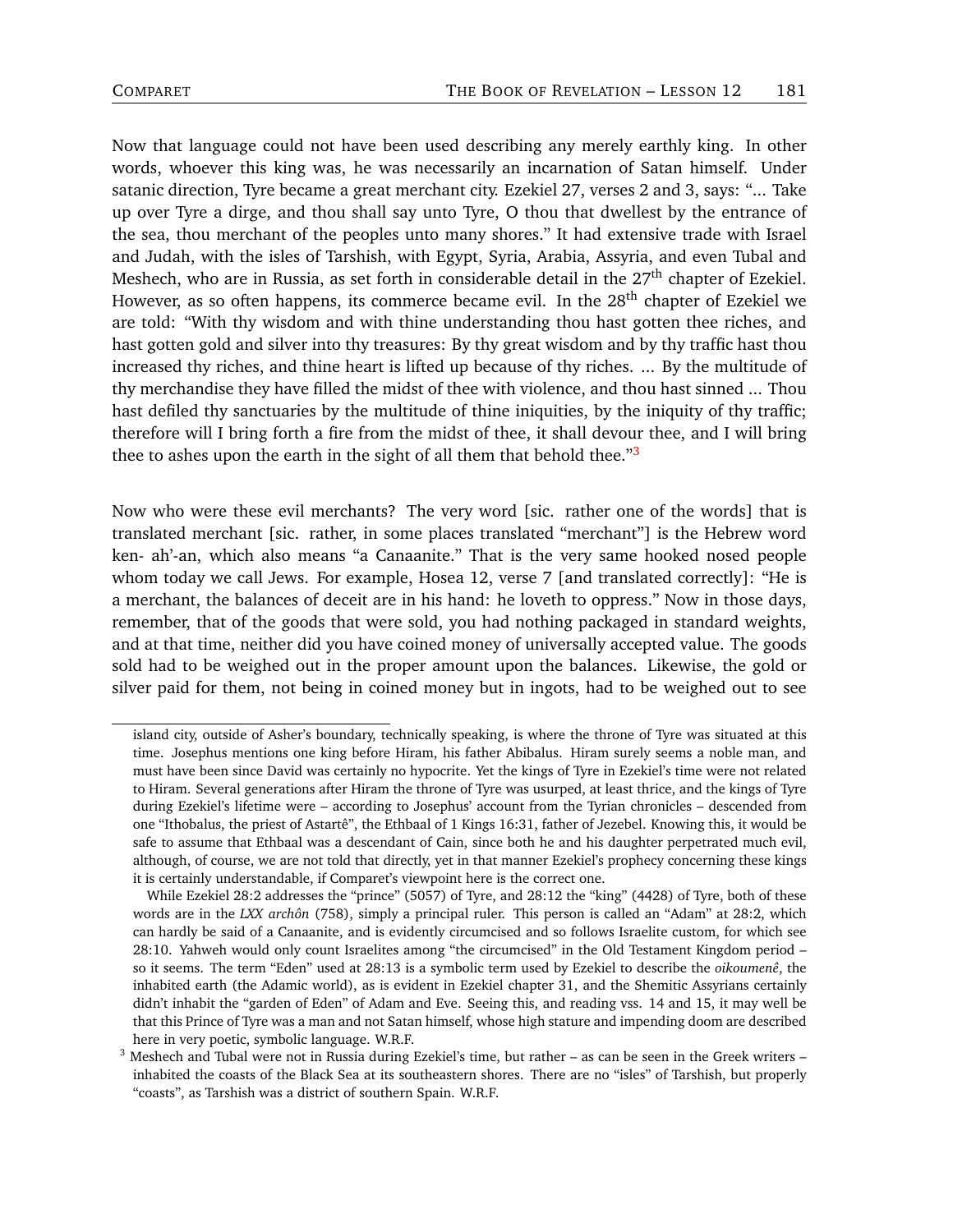Now that language could not have been used describing any merely earthly king. In other words, whoever this king was, he was necessarily an incarnation of Satan himself. Under satanic direction, Tyre became a great merchant city. Ezekiel 27, verses 2 and 3, says: "... Take up over Tyre a dirge, and thou shall say unto Tyre, O thou that dwellest by the entrance of the sea, thou merchant of the peoples unto many shores." It had extensive trade with Israel and Judah, with the isles of Tarshish, with Egypt, Syria, Arabia, Assyria, and even Tubal and Meshech, who are in Russia, as set forth in considerable detail in the 27th chapter of Ezekiel. However, as so often happens, its commerce became evil. In the 28th chapter of Ezekiel we are told: "With thy wisdom and with thine understanding thou hast gotten thee riches, and hast gotten gold and silver into thy treasures: By thy great wisdom and by thy traffic hast thou increased thy riches, and thine heart is lifted up because of thy riches. ... By the multitude of thy merchandise they have filled the midst of thee with violence, and thou hast sinned ... Thou hast defiled thy sanctuaries by the multitude of thine iniquities, by the iniquity of thy traffic; therefore will I bring forth a fire from the midst of thee, it shall devour thee, and I will bring thee to ashes upon the earth in the sight of all them that behold thee."[3]

Now who were these evil merchants? The very word [sic. rather one of the words] that is translated merchant [sic. rather, in some places translated "merchant"] is the Hebrew word ken- ah'-an, which also means "a Canaanite." That is the very same hooked nosed people whom today we call Jews. For example, Hosea 12, verse 7 [and translated correctly]: "He is a merchant, the balances of deceit are in his hand: he loveth to oppress." Now in those days, remember, that of the goods that were sold, you had nothing packaged in standard weights, and at that time, neither did you have coined money of universally accepted value. The goods sold had to be weighed out in the proper amount upon the balances. Likewise, the gold or silver paid for them, not being in coined money but in ingots, had to be weighed out to see

---

island city, outside of Asher's boundary, technically speaking, is where the throne of Tyre was situated at this time. Josephus mentions one king before Hiram, his father Abibalus. Hiram surely seems a noble man, and must have been since David was certainly no hypocrite. Yet the kings of Tyre in Ezekiel's time were not related to Hiram. Several generations after Hiram the throne of Tyre was usurped, at least thrice, and the kings of Tyre during Ezekiel's lifetime were – according to Josephus' account from the Tyrian chronicles – descended from one "Ithobalus, the priest of Astartê", the Ethbaal of 1 Kings 16:31, father of Jezebel. Knowing this, it would be safe to assume that Ethbaal was a descendant of Cain, since both he and his daughter perpetrated much evil, although, of course, we are not told that directly, yet in that manner Ezekiel's prophecy concerning these kings it is certainly understandable, if Comparet's viewpoint here is the correct one.

While Ezekiel 28:2 addresses the "prince" (5057) of Tyre, and 28:12 the "king" (4428) of Tyre, both of these words are in the *LXX archôn* (758), simply a principal ruler. This person is called an "Adam" at 28:2, which can hardly be said of a Canaanite, and is evidently circumcised and so follows Israelite custom, for which see 28:10. Yahweh would only count Israelites among "the circumcised" in the Old Testament Kingdom period – so it seems. The term "Eden" used at 28:13 is a symbolic term used by Ezekiel to describe the *oikoumenê*, the inhabited earth (the Adamic world), as is evident in Ezekiel chapter 31, and the Shemitic Assyrians certainly didn't inhabit the "garden of Eden" of Adam and Eve. Seeing this, and reading vss. 14 and 15, it may well be that this Prince of Tyre was a man and not Satan himself, whose high stature and impending doom are described here in very poetic, symbolic language. W.R.F.

[3] Meshech and Tubal were not in Russia during Ezekiel's time, but rather – as can be seen in the Greek writers – inhabited the coasts of the Black Sea at its southeastern shores. There are no "isles" of Tarshish, but properly "coasts", as Tarshish was a district of southern Spain. W.R.F.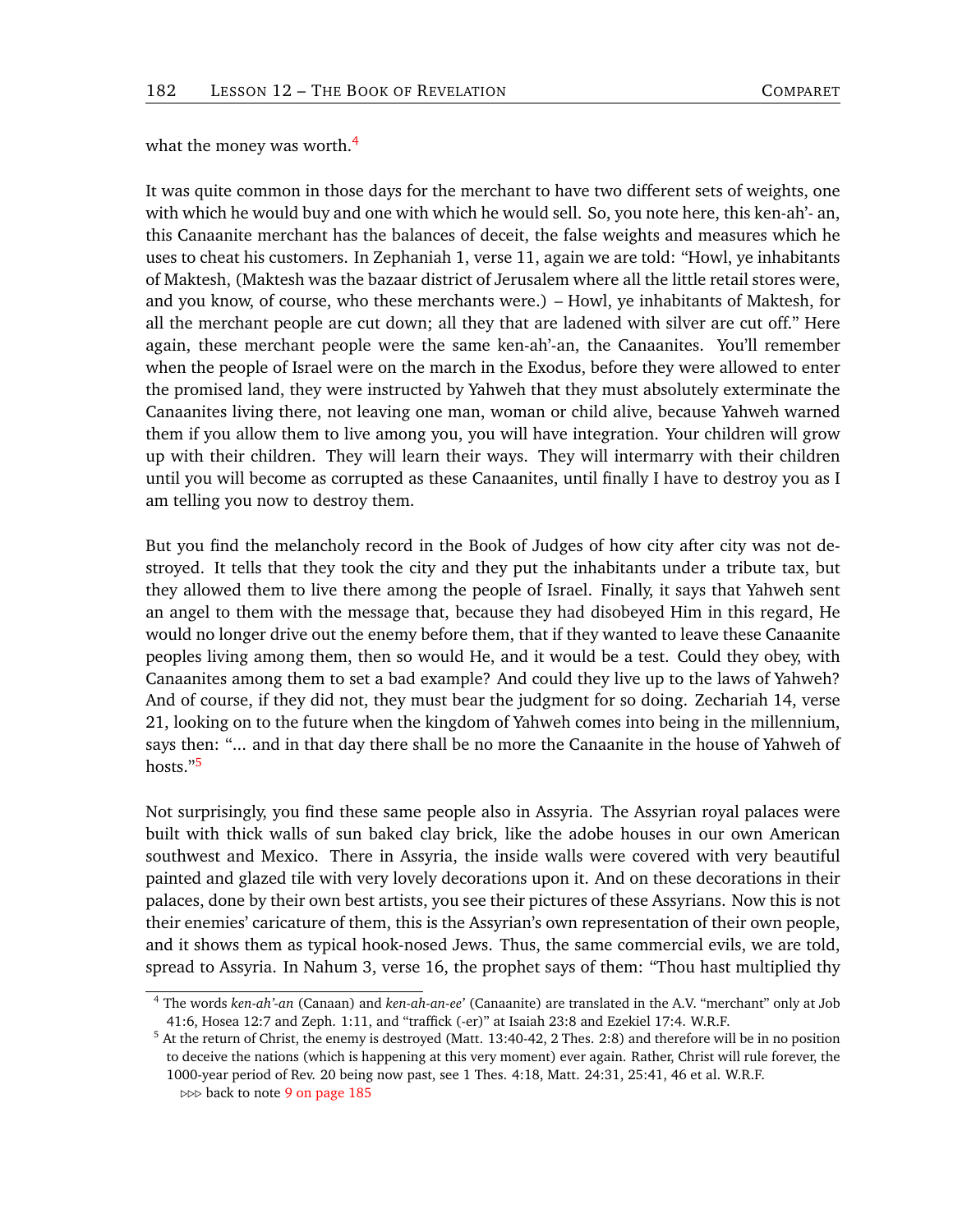what the money was worth.[4]

It was quite common in those days for the merchant to have two different sets of weights, one with which he would buy and one with which he would sell. So, you note here, this ken-ah'- an, this Canaanite merchant has the balances of deceit, the false weights and measures which he uses to cheat his customers. In Zephaniah 1, verse 11, again we are told: "Howl, ye inhabitants of Maktesh, (Maktesh was the bazaar district of Jerusalem where all the little retail stores were, and you know, of course, who these merchants were.) – Howl, ye inhabitants of Maktesh, for all the merchant people are cut down; all they that are ladened with silver are cut off." Here again, these merchant people were the same ken-ah'-an, the Canaanites. You'll remember when the people of Israel were on the march in the Exodus, before they were allowed to enter the promised land, they were instructed by Yahweh that they must absolutely exterminate the Canaanites living there, not leaving one man, woman or child alive, because Yahweh warned them if you allow them to live among you, you will have integration. Your children will grow up with their children. They will learn their ways. They will intermarry with their children until you will become as corrupted as these Canaanites, until finally I have to destroy you as I am telling you now to destroy them.

But you find the melancholy record in the Book of Judges of how city after city was not destroyed. It tells that they took the city and they put the inhabitants under a tribute tax, but they allowed them to live there among the people of Israel. Finally, it says that Yahweh sent an angel to them with the message that, because they had disobeyed Him in this regard, He would no longer drive out the enemy before them, that if they wanted to leave these Canaanite peoples living among them, then so would He, and it would be a test. Could they obey, with Canaanites among them to set a bad example? And could they live up to the laws of Yahweh? And of course, if they did not, they must bear the judgment for so doing. Zechariah 14, verse 21, looking on to the future when the kingdom of Yahweh comes into being in the millennium, says then: "... and in that day there shall be no more the Canaanite in the house of Yahweh of hosts."[5]

Not surprisingly, you find these same people also in Assyria. The Assyrian royal palaces were built with thick walls of sun baked clay brick, like the adobe houses in our own American southwest and Mexico. There in Assyria, the inside walls were covered with very beautiful painted and glazed tile with very lovely decorations upon it. And on these decorations in their palaces, done by their own best artists, you see their pictures of these Assyrians. Now this is not their enemies' caricature of them, this is the Assyrian's own representation of their own people, and it shows them as typical hook-nosed Jews. Thus, the same commercial evils, we are told, spread to Assyria. In Nahum 3, verse 16, the prophet says of them: "Thou hast multiplied thy

---

[4] The words *ken-ah'-an* (Canaan) and *ken-ah-an-ee'* (Canaanite) are translated in the A.V. "merchant" only at Job 41:6, Hosea 12:7 and Zeph. 1:11, and "traffick (-er)" at Isaiah 23:8 and Ezekiel 17:4. W.R.F.

[5] At the return of Christ, the enemy is destroyed (Matt. 13:40-42, 2 Thes. 2:8) and therefore will be in no position to deceive the nations (which is happening at this very moment) ever again. Rather, Christ will rule forever, the 1000-year period of Rev. 20 being now past, see 1 Thes. 4:18, Matt. 24:31, 25:41, 46 et al. W.R.F.
▹▹▹ back to note 9 on page 185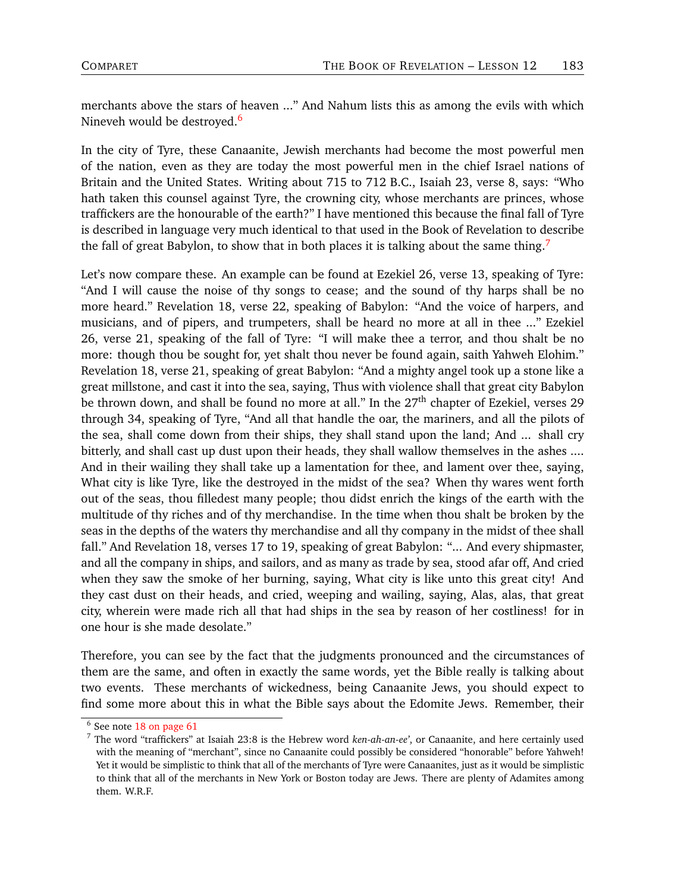merchants above the stars of heaven ...” And Nahum lists this as among the evils with which Nineveh would be destroyed.[6]

In the city of Tyre, these Canaanite, Jewish merchants had become the most powerful men of the nation, even as they are today the most powerful men in the chief Israel nations of Britain and the United States. Writing about 715 to 712 B.C., Isaiah 23, verse 8, says: “Who hath taken this counsel against Tyre, the crowning city, whose merchants are princes, whose traffickers are the honourable of the earth?” I have mentioned this because the final fall of Tyre is described in language very much identical to that used in the Book of Revelation to describe the fall of great Babylon, to show that in both places it is talking about the same thing.[7]

Let’s now compare these. An example can be found at Ezekiel 26, verse 13, speaking of Tyre: “And I will cause the noise of thy songs to cease; and the sound of thy harps shall be no more heard.” Revelation 18, verse 22, speaking of Babylon: “And the voice of harpers, and musicians, and of pipers, and trumpeters, shall be heard no more at all in thee ...” Ezekiel 26, verse 21, speaking of the fall of Tyre: “I will make thee a terror, and thou shalt be no more: though thou be sought for, yet shalt thou never be found again, saith Yahweh Elohim.” Revelation 18, verse 21, speaking of great Babylon: “And a mighty angel took up a stone like a great millstone, and cast it into the sea, saying, Thus with violence shall that great city Babylon be thrown down, and shall be found no more at all.” In the 27th chapter of Ezekiel, verses 29 through 34, speaking of Tyre, “And all that handle the oar, the mariners, and all the pilots of the sea, shall come down from their ships, they shall stand upon the land; And ... shall cry bitterly, and shall cast up dust upon their heads, they shall wallow themselves in the ashes .... And in their wailing they shall take up a lamentation for thee, and lament over thee, saying, What city is like Tyre, like the destroyed in the midst of the sea? When thy wares went forth out of the seas, thou filledest many people; thou didst enrich the kings of the earth with the multitude of thy riches and of thy merchandise. In the time when thou shalt be broken by the seas in the depths of the waters thy merchandise and all thy company in the midst of thee shall fall.” And Revelation 18, verses 17 to 19, speaking of great Babylon: “... And every shipmaster, and all the company in ships, and sailors, and as many as trade by sea, stood afar off, And cried when they saw the smoke of her burning, saying, What city is like unto this great city! And they cast dust on their heads, and cried, weeping and wailing, saying, Alas, alas, that great city, wherein were made rich all that had ships in the sea by reason of her costliness! for in one hour is she made desolate.”

Therefore, you can see by the fact that the judgments pronounced and the circumstances of them are the same, and often in exactly the same words, yet the Bible really is talking about two events. These merchants of wickedness, being Canaanite Jews, you should expect to find some more about this in what the Bible says about the Edomite Jews. Remember, their

---

[6] See note 18 on page 61

[7] The word “traffickers” at Isaiah 23:8 is the Hebrew word *ken-ah-an-ee’*, or Canaanite, and here certainly used with the meaning of “merchant”, since no Canaanite could possibly be considered “honorable” before Yahweh! Yet it would be simplistic to think that all of the merchants of Tyre were Canaanites, just as it would be simplistic to think that all of the merchants in New York or Boston today are Jews. There are plenty of Adamites among them. W.R.F.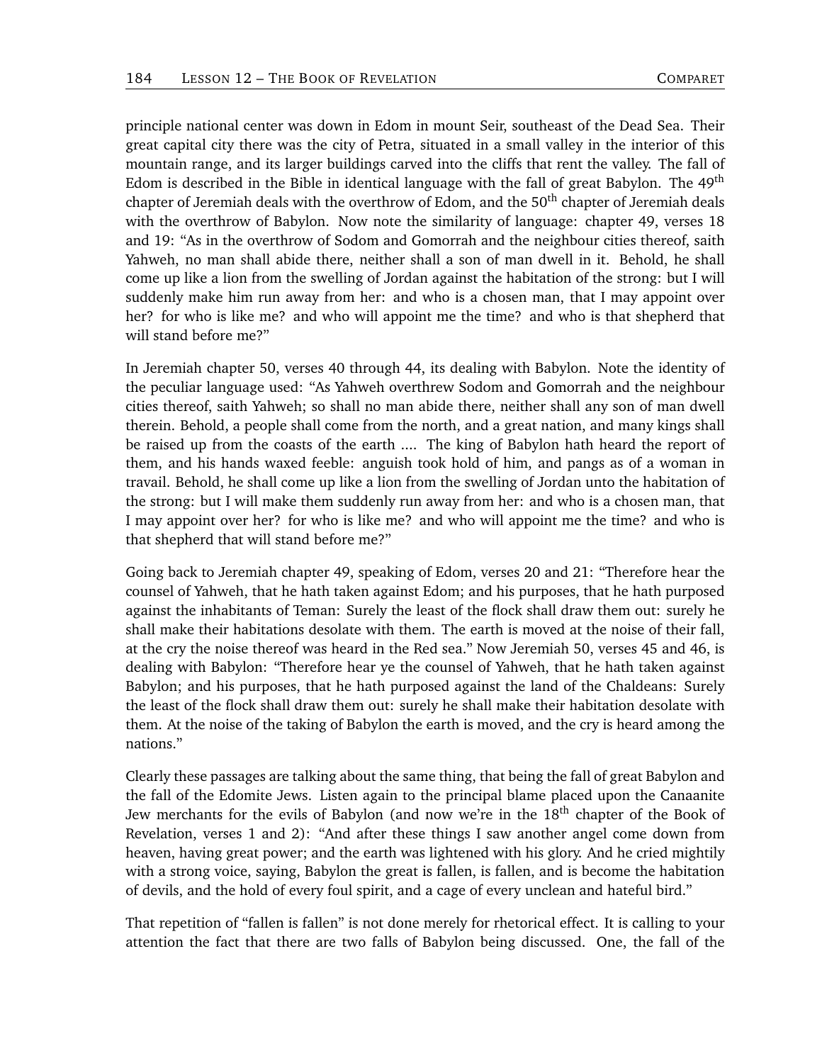principle national center was down in Edom in mount Seir, southeast of the Dead Sea. Their great capital city there was the city of Petra, situated in a small valley in the interior of this mountain range, and its larger buildings carved into the cliffs that rent the valley. The fall of Edom is described in the Bible in identical language with the fall of great Babylon. The 49th chapter of Jeremiah deals with the overthrow of Edom, and the 50th chapter of Jeremiah deals with the overthrow of Babylon. Now note the similarity of language: chapter 49, verses 18 and 19: "As in the overthrow of Sodom and Gomorrah and the neighbour cities thereof, saith Yahweh, no man shall abide there, neither shall a son of man dwell in it. Behold, he shall come up like a lion from the swelling of Jordan against the habitation of the strong: but I will suddenly make him run away from her: and who is a chosen man, that I may appoint over her? for who is like me? and who will appoint me the time? and who is that shepherd that will stand before me?"

In Jeremiah chapter 50, verses 40 through 44, its dealing with Babylon. Note the identity of the peculiar language used: "As Yahweh overthrew Sodom and Gomorrah and the neighbour cities thereof, saith Yahweh; so shall no man abide there, neither shall any son of man dwell therein. Behold, a people shall come from the north, and a great nation, and many kings shall be raised up from the coasts of the earth .... The king of Babylon hath heard the report of them, and his hands waxed feeble: anguish took hold of him, and pangs as of a woman in travail. Behold, he shall come up like a lion from the swelling of Jordan unto the habitation of the strong: but I will make them suddenly run away from her: and who is a chosen man, that I may appoint over her? for who is like me? and who will appoint me the time? and who is that shepherd that will stand before me?"

Going back to Jeremiah chapter 49, speaking of Edom, verses 20 and 21: "Therefore hear the counsel of Yahweh, that he hath taken against Edom; and his purposes, that he hath purposed against the inhabitants of Teman: Surely the least of the flock shall draw them out: surely he shall make their habitations desolate with them. The earth is moved at the noise of their fall, at the cry the noise thereof was heard in the Red sea." Now Jeremiah 50, verses 45 and 46, is dealing with Babylon: "Therefore hear ye the counsel of Yahweh, that he hath taken against Babylon; and his purposes, that he hath purposed against the land of the Chaldeans: Surely the least of the flock shall draw them out: surely he shall make their habitation desolate with them. At the noise of the taking of Babylon the earth is moved, and the cry is heard among the nations."

Clearly these passages are talking about the same thing, that being the fall of great Babylon and the fall of the Edomite Jews. Listen again to the principal blame placed upon the Canaanite Jew merchants for the evils of Babylon (and now we're in the 18th chapter of the Book of Revelation, verses 1 and 2): "And after these things I saw another angel come down from heaven, having great power; and the earth was lightened with his glory. And he cried mightily with a strong voice, saying, Babylon the great is fallen, is fallen, and is become the habitation of devils, and the hold of every foul spirit, and a cage of every unclean and hateful bird."

That repetition of "fallen is fallen" is not done merely for rhetorical effect. It is calling to your attention the fact that there are two falls of Babylon being discussed. One, the fall of the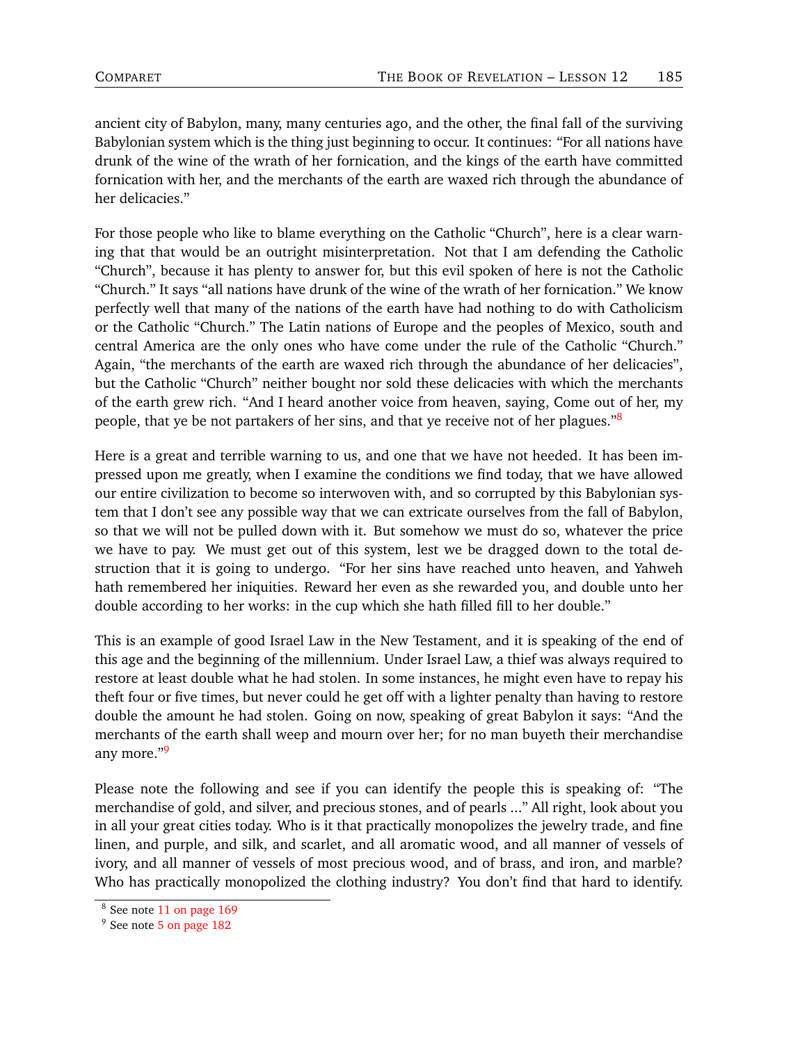ancient city of Babylon, many, many centuries ago, and the other, the final fall of the surviving Babylonian system which is the thing just beginning to occur. It continues: “For all nations have drunk of the wine of the wrath of her fornication, and the kings of the earth have committed fornication with her, and the merchants of the earth are waxed rich through the abundance of her delicacies.”

For those people who like to blame everything on the Catholic “Church”, here is a clear warning that that would be an outright misinterpretation. Not that I am defending the Catholic “Church”, because it has plenty to answer for, but this evil spoken of here is not the Catholic “Church.” It says “all nations have drunk of the wine of the wrath of her fornication.” We know perfectly well that many of the nations of the earth have had nothing to do with Catholicism or the Catholic “Church.” The Latin nations of Europe and the peoples of Mexico, south and central America are the only ones who have come under the rule of the Catholic “Church.” Again, “the merchants of the earth are waxed rich through the abundance of her delicacies”, but the Catholic “Church” neither bought nor sold these delicacies with which the merchants of the earth grew rich. “And I heard another voice from heaven, saying, Come out of her, my people, that ye be not partakers of her sins, and that ye receive not of her plagues.”[8]

Here is a great and terrible warning to us, and one that we have not heeded. It has been impressed upon me greatly, when I examine the conditions we find today, that we have allowed our entire civilization to become so interwoven with, and so corrupted by this Babylonian system that I don’t see any possible way that we can extricate ourselves from the fall of Babylon, so that we will not be pulled down with it. But somehow we must do so, whatever the price we have to pay. We must get out of this system, lest we be dragged down to the total destruction that it is going to undergo. “For her sins have reached unto heaven, and Yahweh hath remembered her iniquities. Reward her even as she rewarded you, and double unto her double according to her works: in the cup which she hath filled fill to her double.”

This is an example of good Israel Law in the New Testament, and it is speaking of the end of this age and the beginning of the millennium. Under Israel Law, a thief was always required to restore at least double what he had stolen. In some instances, he might even have to repay his theft four or five times, but never could he get off with a lighter penalty than having to restore double the amount he had stolen. Going on now, speaking of great Babylon it says: “And the merchants of the earth shall weep and mourn over her; for no man buyeth their merchandise any more.”[9]

Please note the following and see if you can identify the people this is speaking of: “The merchandise of gold, and silver, and precious stones, and of pearls ...” All right, look about you in all your great cities today. Who is it that practically monopolizes the jewelry trade, and fine linen, and purple, and silk, and scarlet, and all aromatic wood, and all manner of vessels of ivory, and all manner of vessels of most precious wood, and of brass, and iron, and marble? Who has practically monopolized the clothing industry? You don’t find that hard to identify.

[8] See note 11 on page 169

[9] See note 5 on page 182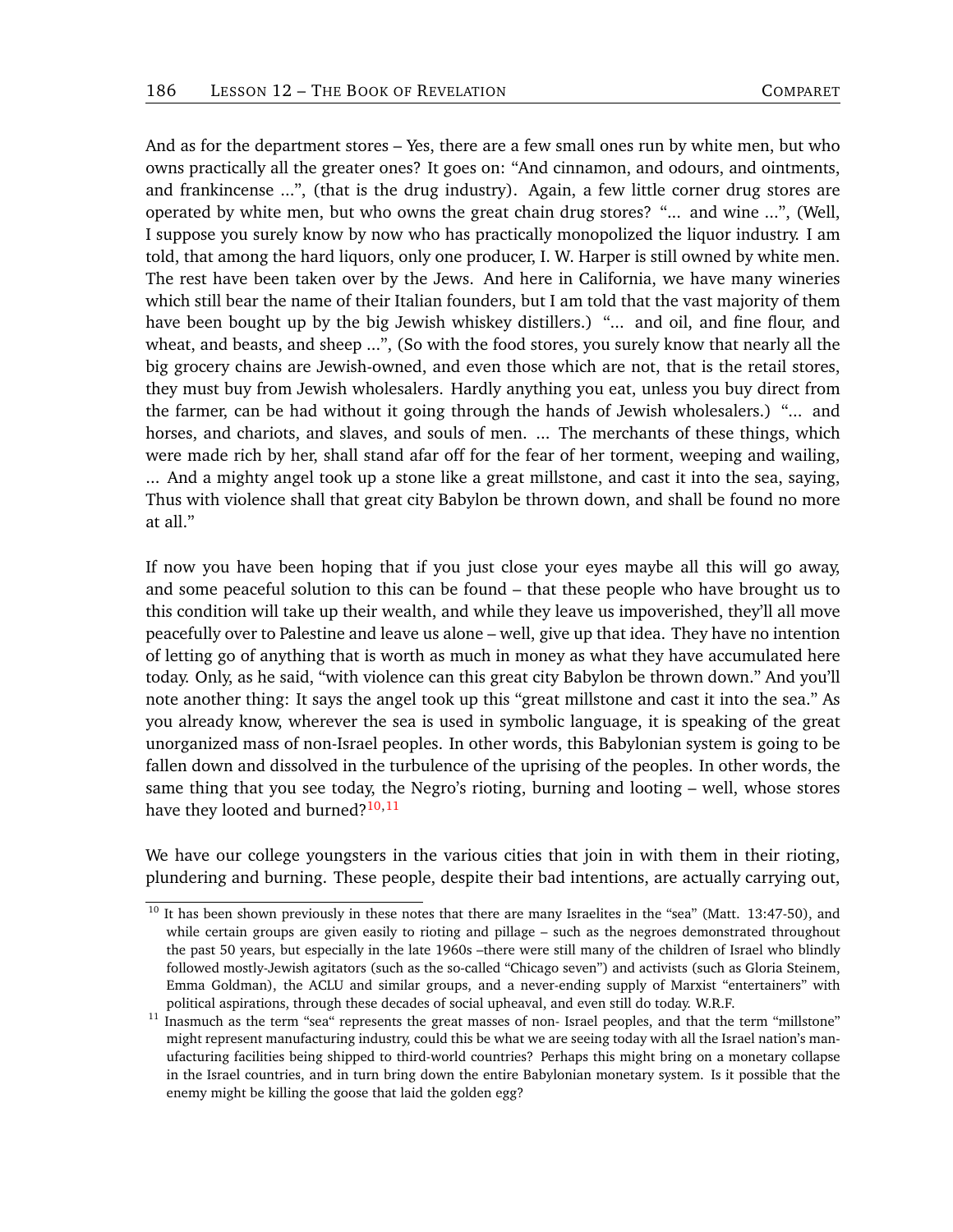And as for the department stores – Yes, there are a few small ones run by white men, but who owns practically all the greater ones? It goes on: "And cinnamon, and odours, and ointments, and frankincense ...", (that is the drug industry). Again, a few little corner drug stores are operated by white men, but who owns the great chain drug stores? "... and wine ...", (Well, I suppose you surely know by now who has practically monopolized the liquor industry. I am told, that among the hard liquors, only one producer, I. W. Harper is still owned by white men. The rest have been taken over by the Jews. And here in California, we have many wineries which still bear the name of their Italian founders, but I am told that the vast majority of them have been bought up by the big Jewish whiskey distillers.) "... and oil, and fine flour, and wheat, and beasts, and sheep ...", (So with the food stores, you surely know that nearly all the big grocery chains are Jewish-owned, and even those which are not, that is the retail stores, they must buy from Jewish wholesalers. Hardly anything you eat, unless you buy direct from the farmer, can be had without it going through the hands of Jewish wholesalers.) "... and horses, and chariots, and slaves, and souls of men. ... The merchants of these things, which were made rich by her, shall stand afar off for the fear of her torment, weeping and wailing, ... And a mighty angel took up a stone like a great millstone, and cast it into the sea, saying, Thus with violence shall that great city Babylon be thrown down, and shall be found no more at all."

If now you have been hoping that if you just close your eyes maybe all this will go away, and some peaceful solution to this can be found – that these people who have brought us to this condition will take up their wealth, and while they leave us impoverished, they'll all move peacefully over to Palestine and leave us alone – well, give up that idea. They have no intention of letting go of anything that is worth as much in money as what they have accumulated here today. Only, as he said, "with violence can this great city Babylon be thrown down." And you'll note another thing: It says the angel took up this "great millstone and cast it into the sea." As you already know, wherever the sea is used in symbolic language, it is speaking of the great unorganized mass of non-Israel peoples. In other words, this Babylonian system is going to be fallen down and dissolved in the turbulence of the uprising of the peoples. In other words, the same thing that you see today, the Negro's rioting, burning and looting – well, whose stores have they looted and burned?[10,11]

We have our college youngsters in the various cities that join in with them in their rioting, plundering and burning. These people, despite their bad intentions, are actually carrying out,

---

[10] It has been shown previously in these notes that there are many Israelites in the "sea" (Matt. 13:47-50), and while certain groups are given easily to rioting and pillage – such as the negroes demonstrated throughout the past 50 years, but especially in the late 1960s –there were still many of the children of Israel who blindly followed mostly-Jewish agitators (such as the so-called "Chicago seven") and activists (such as Gloria Steinem, Emma Goldman), the ACLU and similar groups, and a never-ending supply of Marxist "entertainers" with political aspirations, through these decades of social upheaval, and even still do today. W.R.F.

[11] Inasmuch as the term "sea" represents the great masses of non- Israel peoples, and that the term "millstone" might represent manufacturing industry, could this be what we are seeing today with all the Israel nation's manufacturing facilities being shipped to third-world countries? Perhaps this might bring on a monetary collapse in the Israel countries, and in turn bring down the entire Babylonian monetary system. Is it possible that the enemy might be killing the goose that laid the golden egg?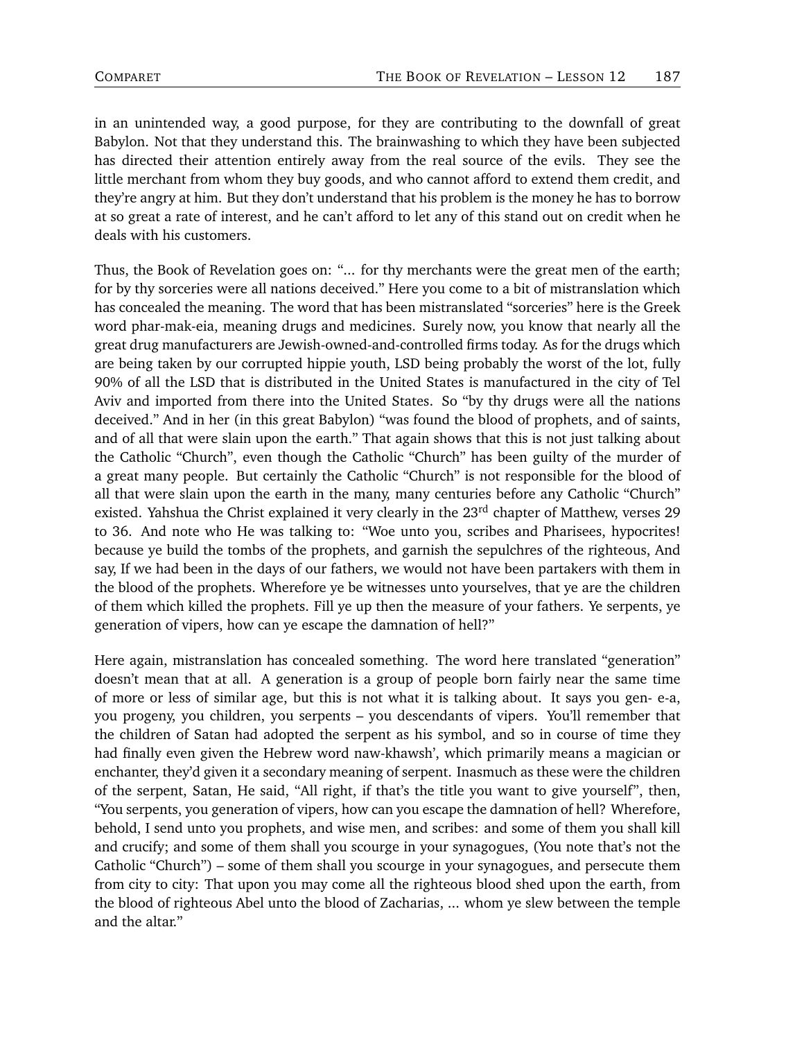in an unintended way, a good purpose, for they are contributing to the downfall of great Babylon. Not that they understand this. The brainwashing to which they have been subjected has directed their attention entirely away from the real source of the evils. They see the little merchant from whom they buy goods, and who cannot afford to extend them credit, and they're angry at him. But they don't understand that his problem is the money he has to borrow at so great a rate of interest, and he can't afford to let any of this stand out on credit when he deals with his customers.

Thus, the Book of Revelation goes on: "... for thy merchants were the great men of the earth; for by thy sorceries were all nations deceived." Here you come to a bit of mistranslation which has concealed the meaning. The word that has been mistranslated "sorceries" here is the Greek word phar-mak-eia, meaning drugs and medicines. Surely now, you know that nearly all the great drug manufacturers are Jewish-owned-and-controlled firms today. As for the drugs which are being taken by our corrupted hippie youth, LSD being probably the worst of the lot, fully 90% of all the LSD that is distributed in the United States is manufactured in the city of Tel Aviv and imported from there into the United States. So "by thy drugs were all the nations deceived." And in her (in this great Babylon) "was found the blood of prophets, and of saints, and of all that were slain upon the earth." That again shows that this is not just talking about the Catholic "Church", even though the Catholic "Church" has been guilty of the murder of a great many people. But certainly the Catholic "Church" is not responsible for the blood of all that were slain upon the earth in the many, many centuries before any Catholic "Church" existed. Yahshua the Christ explained it very clearly in the 23rd chapter of Matthew, verses 29 to 36. And note who He was talking to: "Woe unto you, scribes and Pharisees, hypocrites! because ye build the tombs of the prophets, and garnish the sepulchres of the righteous, And say, If we had been in the days of our fathers, we would not have been partakers with them in the blood of the prophets. Wherefore ye be witnesses unto yourselves, that ye are the children of them which killed the prophets. Fill ye up then the measure of your fathers. Ye serpents, ye generation of vipers, how can ye escape the damnation of hell?"

Here again, mistranslation has concealed something. The word here translated "generation" doesn't mean that at all. A generation is a group of people born fairly near the same time of more or less of similar age, but this is not what it is talking about. It says you gen- e-a, you progeny, you children, you serpents – you descendants of vipers. You'll remember that the children of Satan had adopted the serpent as his symbol, and so in course of time they had finally even given the Hebrew word naw-khawsh', which primarily means a magician or enchanter, they'd given it a secondary meaning of serpent. Inasmuch as these were the children of the serpent, Satan, He said, "All right, if that's the title you want to give yourself", then, "You serpents, you generation of vipers, how can you escape the damnation of hell? Wherefore, behold, I send unto you prophets, and wise men, and scribes: and some of them you shall kill and crucify; and some of them shall you scourge in your synagogues, (You note that's not the Catholic "Church") – some of them shall you scourge in your synagogues, and persecute them from city to city: That upon you may come all the righteous blood shed upon the earth, from the blood of righteous Abel unto the blood of Zacharias, ... whom ye slew between the temple and the altar."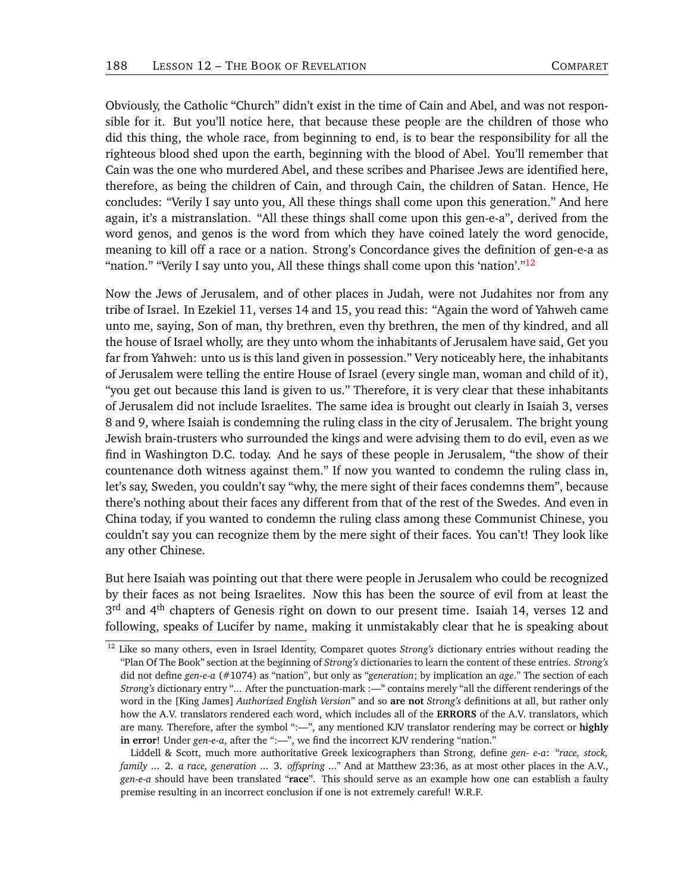Obviously, the Catholic "Church" didn't exist in the time of Cain and Abel, and was not responsible for it. But you'll notice here, that because these people are the children of those who did this thing, the whole race, from beginning to end, is to bear the responsibility for all the righteous blood shed upon the earth, beginning with the blood of Abel. You'll remember that Cain was the one who murdered Abel, and these scribes and Pharisee Jews are identified here, therefore, as being the children of Cain, and through Cain, the children of Satan. Hence, He concludes: "Verily I say unto you, All these things shall come upon this generation." And here again, it's a mistranslation. "All these things shall come upon this gen-e-a", derived from the word genos, and genos is the word from which they have coined lately the word genocide, meaning to kill off a race or a nation. Strong's Concordance gives the definition of gen-e-a as "nation." "Verily I say unto you, All these things shall come upon this 'nation'."[12]

Now the Jews of Jerusalem, and of other places in Judah, were not Judahites nor from any tribe of Israel. In Ezekiel 11, verses 14 and 15, you read this: "Again the word of Yahweh came unto me, saying, Son of man, thy brethren, even thy brethren, the men of thy kindred, and all the house of Israel wholly, are they unto whom the inhabitants of Jerusalem have said, Get you far from Yahweh: unto us is this land given in possession." Very noticeably here, the inhabitants of Jerusalem were telling the entire House of Israel (every single man, woman and child of it), "you get out because this land is given to us." Therefore, it is very clear that these inhabitants of Jerusalem did not include Israelites. The same idea is brought out clearly in Isaiah 3, verses 8 and 9, where Isaiah is condemning the ruling class in the city of Jerusalem. The bright young Jewish brain-trusters who surrounded the kings and were advising them to do evil, even as we find in Washington D.C. today. And he says of these people in Jerusalem, "the show of their countenance doth witness against them." If now you wanted to condemn the ruling class in, let's say, Sweden, you couldn't say "why, the mere sight of their faces condemns them", because there's nothing about their faces any different from that of the rest of the Swedes. And even in China today, if you wanted to condemn the ruling class among these Communist Chinese, you couldn't say you can recognize them by the mere sight of their faces. You can't! They look like any other Chinese.

But here Isaiah was pointing out that there were people in Jerusalem who could be recognized by their faces as not being Israelites. Now this has been the source of evil from at least the 3rd and 4th chapters of Genesis right on down to our present time. Isaiah 14, verses 12 and following, speaks of Lucifer by name, making it unmistakably clear that he is speaking about

---

[12] Like so many others, even in Israel Identity, Comparet quotes *Strong's* dictionary entries without reading the "Plan Of The Book" section at the beginning of *Strong's* dictionaries to learn the content of these entries. *Strong's* did not define *gen-e-a* (#1074) as "nation", but only as "*generation*; by implication an *age*." The section of each *Strong's* dictionary entry "... After the punctuation-mark :—" contains merely "all the different renderings of the word in the [King James] *Authorized English Version*" and so **are not** *Strong's* definitions at all, but rather only how the A.V. translators rendered each word, which includes all of the **ERRORS** of the A.V. translators, which are many. Therefore, after the symbol ":—", any mentioned KJV translator rendering may be correct or **highly in error**! Under *gen-e-a*, after the ":—", we find the incorrect KJV rendering "nation."

Liddell & Scott, much more authoritative Greek lexicographers than Strong, define *gen- e-a*: "*race, stock, family* ... 2. *a race, generation* ... 3. *offspring* ..." And at Matthew 23:36, as at most other places in the A.V., *gen-e-a* should have been translated "**race**". This should serve as an example how one can establish a faulty premise resulting in an incorrect conclusion if one is not extremely careful! W.R.F.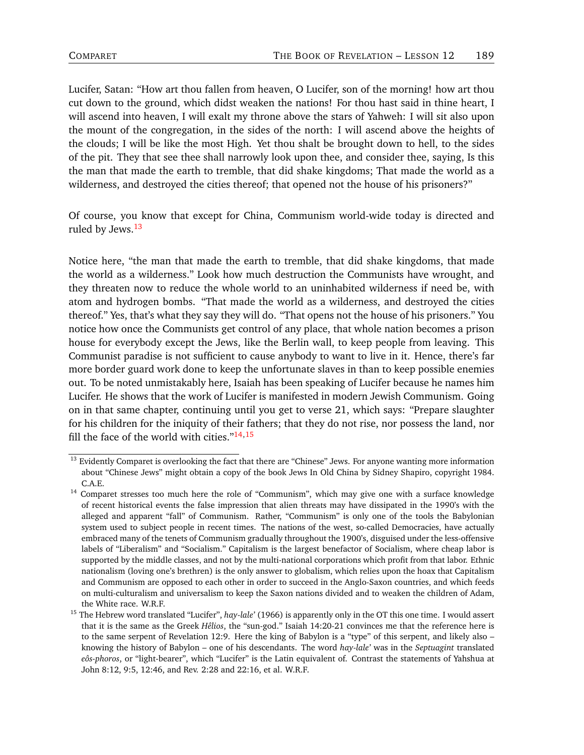Lucifer, Satan: "How art thou fallen from heaven, O Lucifer, son of the morning! how art thou cut down to the ground, which didst weaken the nations! For thou hast said in thine heart, I will ascend into heaven, I will exalt my throne above the stars of Yahweh: I will sit also upon the mount of the congregation, in the sides of the north: I will ascend above the heights of the clouds; I will be like the most High. Yet thou shalt be brought down to hell, to the sides of the pit. They that see thee shall narrowly look upon thee, and consider thee, saying, Is this the man that made the earth to tremble, that did shake kingdoms; That made the world as a wilderness, and destroyed the cities thereof; that opened not the house of his prisoners?"

Of course, you know that except for China, Communism world-wide today is directed and ruled by Jews.[13]

Notice here, "the man that made the earth to tremble, that did shake kingdoms, that made the world as a wilderness." Look how much destruction the Communists have wrought, and they threaten now to reduce the whole world to an uninhabited wilderness if need be, with atom and hydrogen bombs. "That made the world as a wilderness, and destroyed the cities thereof." Yes, that's what they say they will do. "That opens not the house of his prisoners." You notice how once the Communists get control of any place, that whole nation becomes a prison house for everybody except the Jews, like the Berlin wall, to keep people from leaving. This Communist paradise is not sufficient to cause anybody to want to live in it. Hence, there's far more border guard work done to keep the unfortunate slaves in than to keep possible enemies out. To be noted unmistakably here, Isaiah has been speaking of Lucifer because he names him Lucifer. He shows that the work of Lucifer is manifested in modern Jewish Communism. Going on in that same chapter, continuing until you get to verse 21, which says: "Prepare slaughter for his children for the iniquity of their fathers; that they do not rise, nor possess the land, nor fill the face of the world with cities."[14,15]

---

[13] Evidently Comparet is overlooking the fact that there are "Chinese" Jews. For anyone wanting more information about "Chinese Jews" might obtain a copy of the book Jews In Old China by Sidney Shapiro, copyright 1984. C.A.E.

[14] Comparet stresses too much here the role of "Communism", which may give one with a surface knowledge of recent historical events the false impression that alien threats may have dissipated in the 1990's with the alleged and apparent "fall" of Communism. Rather, "Communism" is only one of the tools the Babylonian system used to subject people in recent times. The nations of the west, so-called Democracies, have actually embraced many of the tenets of Communism gradually throughout the 1900's, disguised under the less-offensive labels of "Liberalism" and "Socialism." Capitalism is the largest benefactor of Socialism, where cheap labor is supported by the middle classes, and not by the multi-national corporations which profit from that labor. Ethnic nationalism (loving one's brethren) is the only answer to globalism, which relies upon the hoax that Capitalism and Communism are opposed to each other in order to succeed in the Anglo-Saxon countries, and which feeds on multi-culturalism and universalism to keep the Saxon nations divided and to weaken the children of Adam, the White race. W.R.F.

[15] The Hebrew word translated "Lucifer", *hay-lale'* (1966) is apparently only in the OT this one time. I would assert that it is the same as the Greek *Hêlios*, the "sun-god." Isaiah 14:20-21 convinces me that the reference here is to the same serpent of Revelation 12:9. Here the king of Babylon is a "type" of this serpent, and likely also – knowing the history of Babylon – one of his descendants. The word *hay-lale'* was in the *Septuagint* translated *eôs-phoros*, or "light-bearer", which "Lucifer" is the Latin equivalent of. Contrast the statements of Yahshua at John 8:12, 9:5, 12:46, and Rev. 2:28 and 22:16, et al. W.R.F.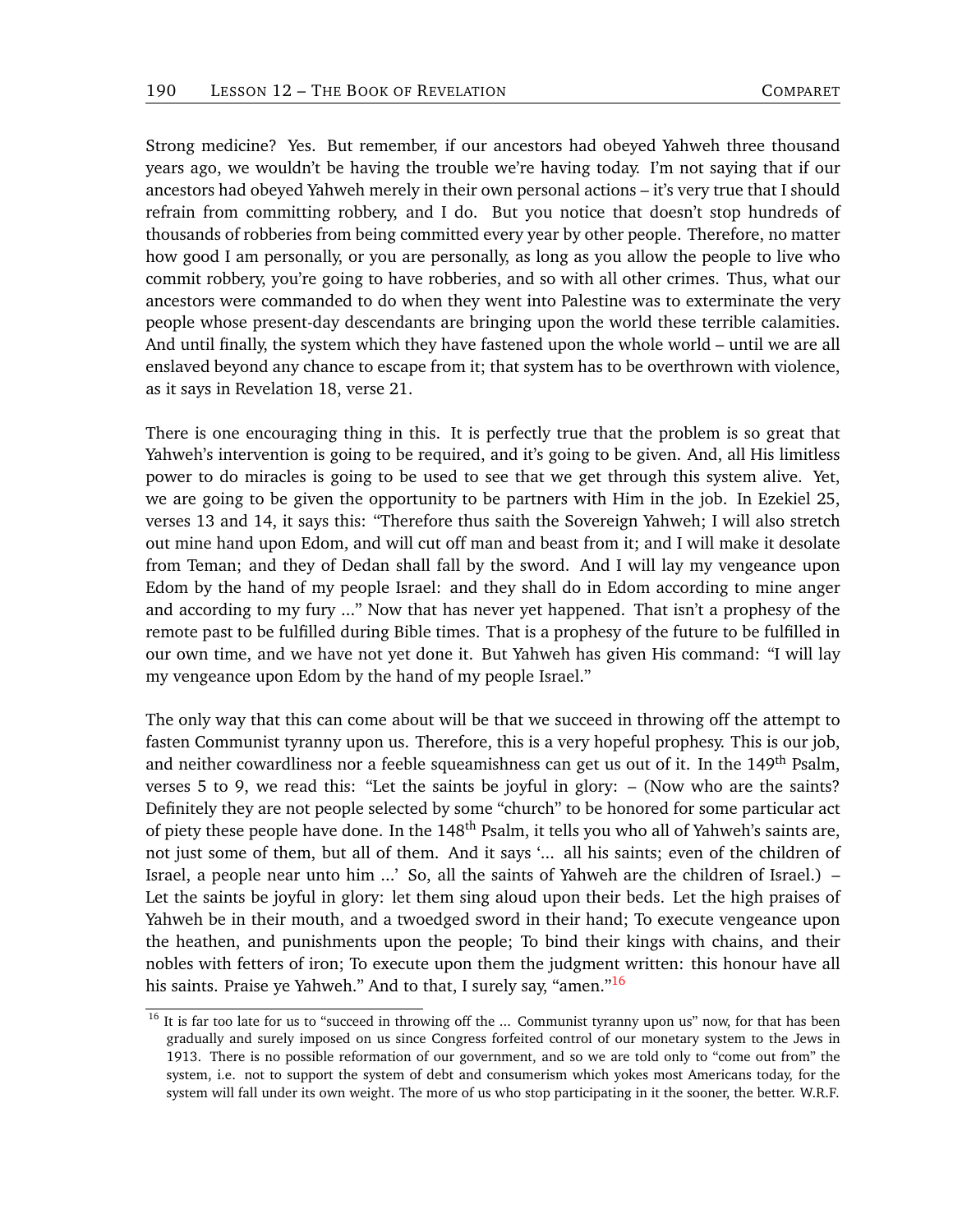Strong medicine? Yes. But remember, if our ancestors had obeyed Yahweh three thousand years ago, we wouldn't be having the trouble we're having today. I'm not saying that if our ancestors had obeyed Yahweh merely in their own personal actions – it's very true that I should refrain from committing robbery, and I do. But you notice that doesn't stop hundreds of thousands of robberies from being committed every year by other people. Therefore, no matter how good I am personally, or you are personally, as long as you allow the people to live who commit robbery, you're going to have robberies, and so with all other crimes. Thus, what our ancestors were commanded to do when they went into Palestine was to exterminate the very people whose present-day descendants are bringing upon the world these terrible calamities. And until finally, the system which they have fastened upon the whole world – until we are all enslaved beyond any chance to escape from it; that system has to be overthrown with violence, as it says in Revelation 18, verse 21.

There is one encouraging thing in this. It is perfectly true that the problem is so great that Yahweh's intervention is going to be required, and it's going to be given. And, all His limitless power to do miracles is going to be used to see that we get through this system alive. Yet, we are going to be given the opportunity to be partners with Him in the job. In Ezekiel 25, verses 13 and 14, it says this: "Therefore thus saith the Sovereign Yahweh; I will also stretch out mine hand upon Edom, and will cut off man and beast from it; and I will make it desolate from Teman; and they of Dedan shall fall by the sword. And I will lay my vengeance upon Edom by the hand of my people Israel: and they shall do in Edom according to mine anger and according to my fury ..." Now that has never yet happened. That isn't a prophesy of the remote past to be fulfilled during Bible times. That is a prophesy of the future to be fulfilled in our own time, and we have not yet done it. But Yahweh has given His command: "I will lay my vengeance upon Edom by the hand of my people Israel."

The only way that this can come about will be that we succeed in throwing off the attempt to fasten Communist tyranny upon us. Therefore, this is a very hopeful prophesy. This is our job, and neither cowardliness nor a feeble squeamishness can get us out of it. In the 149th Psalm, verses 5 to 9, we read this: "Let the saints be joyful in glory: – (Now who are the saints? Definitely they are not people selected by some "church" to be honored for some particular act of piety these people have done. In the 148th Psalm, it tells you who all of Yahweh's saints are, not just some of them, but all of them. And it says '... all his saints; even of the children of Israel, a people near unto him ...' So, all the saints of Yahweh are the children of Israel.) – Let the saints be joyful in glory: let them sing aloud upon their beds. Let the high praises of Yahweh be in their mouth, and a twoedged sword in their hand; To execute vengeance upon the heathen, and punishments upon the people; To bind their kings with chains, and their nobles with fetters of iron; To execute upon them the judgment written: this honour have all his saints. Praise ye Yahweh." And to that, I surely say, "amen."[16]

[16] It is far too late for us to "succeed in throwing off the ... Communist tyranny upon us" now, for that has been gradually and surely imposed on us since Congress forfeited control of our monetary system to the Jews in 1913. There is no possible reformation of our government, and so we are told only to "come out from" the system, i.e. not to support the system of debt and consumerism which yokes most Americans today, for the system will fall under its own weight. The more of us who stop participating in it the sooner, the better. W.R.F.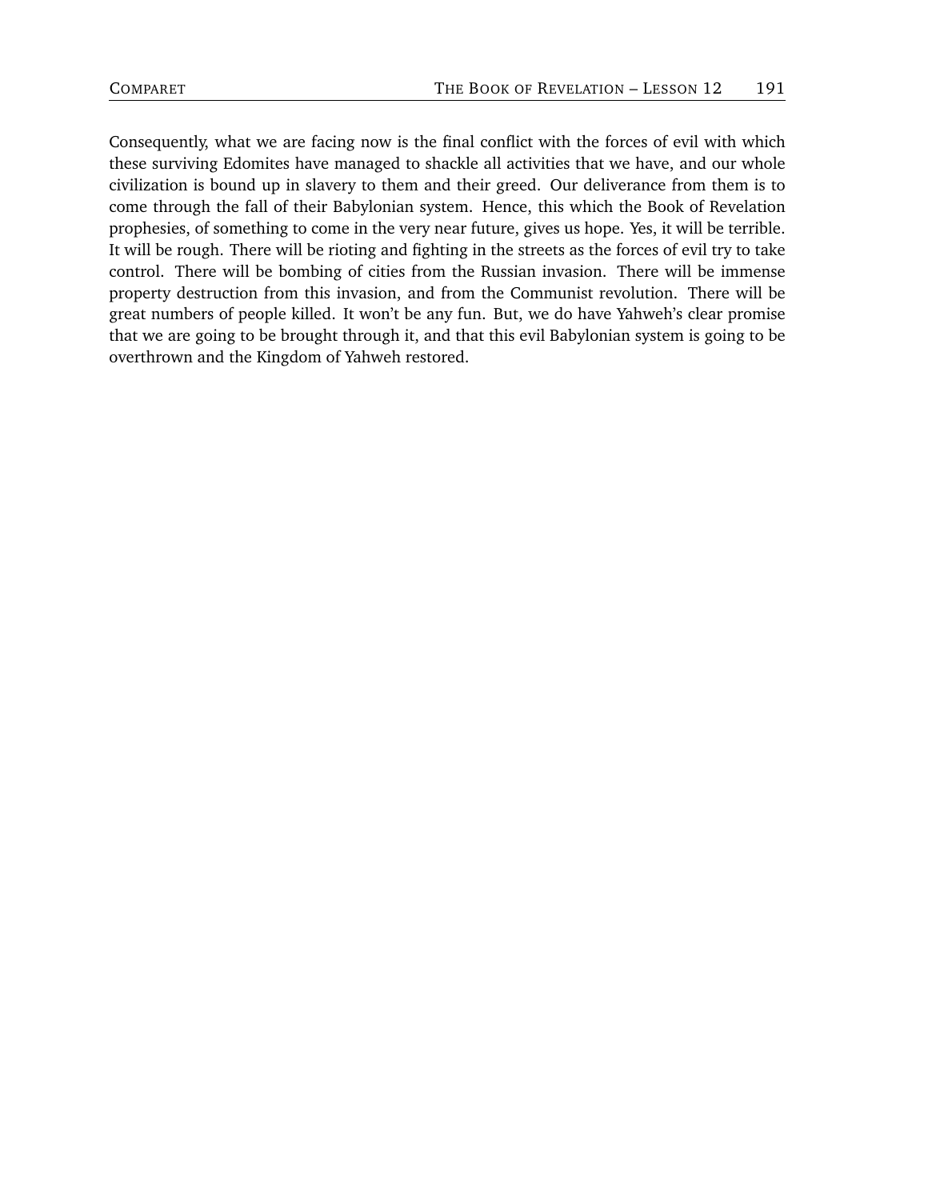Consequently, what we are facing now is the final conflict with the forces of evil with which these surviving Edomites have managed to shackle all activities that we have, and our whole civilization is bound up in slavery to them and their greed. Our deliverance from them is to come through the fall of their Babylonian system. Hence, this which the Book of Revelation prophesies, of something to come in the very near future, gives us hope. Yes, it will be terrible. It will be rough. There will be rioting and fighting in the streets as the forces of evil try to take control. There will be bombing of cities from the Russian invasion. There will be immense property destruction from this invasion, and from the Communist revolution. There will be great numbers of people killed. It won't be any fun. But, we do have Yahweh's clear promise that we are going to be brought through it, and that this evil Babylonian system is going to be overthrown and the Kingdom of Yahweh restored.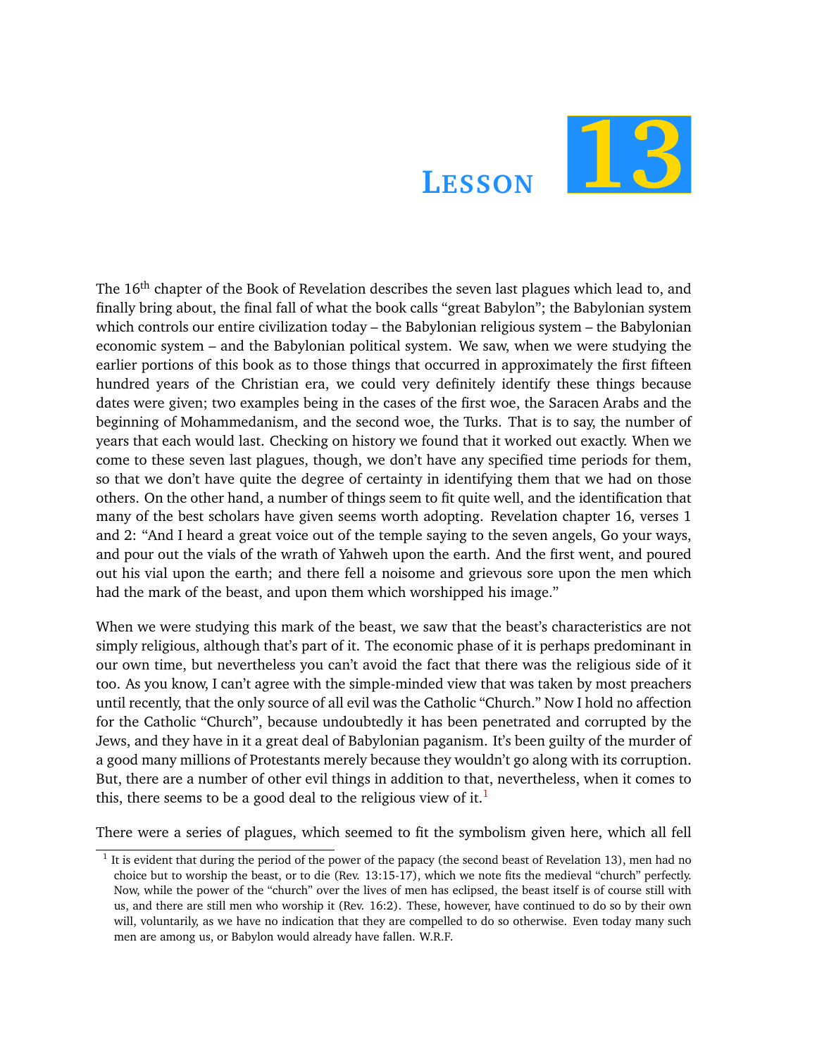# Lesson 13

The 16th chapter of the Book of Revelation describes the seven last plagues which lead to, and finally bring about, the final fall of what the book calls "great Babylon"; the Babylonian system which controls our entire civilization today – the Babylonian religious system – the Babylonian economic system – and the Babylonian political system. We saw, when we were studying the earlier portions of this book as to those things that occurred in approximately the first fifteen hundred years of the Christian era, we could very definitely identify these things because dates were given; two examples being in the cases of the first woe, the Saracen Arabs and the beginning of Mohammedanism, and the second woe, the Turks. That is to say, the number of years that each would last. Checking on history we found that it worked out exactly. When we come to these seven last plagues, though, we don't have any specified time periods for them, so that we don't have quite the degree of certainty in identifying them that we had on those others. On the other hand, a number of things seem to fit quite well, and the identification that many of the best scholars have given seems worth adopting. Revelation chapter 16, verses 1 and 2: "And I heard a great voice out of the temple saying to the seven angels, Go your ways, and pour out the vials of the wrath of Yahweh upon the earth. And the first went, and poured out his vial upon the earth; and there fell a noisome and grievous sore upon the men which had the mark of the beast, and upon them which worshipped his image."

When we were studying this mark of the beast, we saw that the beast's characteristics are not simply religious, although that's part of it. The economic phase of it is perhaps predominant in our own time, but nevertheless you can't avoid the fact that there was the religious side of it too. As you know, I can't agree with the simple-minded view that was taken by most preachers until recently, that the only source of all evil was the Catholic "Church." Now I hold no affection for the Catholic "Church", because undoubtedly it has been penetrated and corrupted by the Jews, and they have in it a great deal of Babylonian paganism. It's been guilty of the murder of a good many millions of Protestants merely because they wouldn't go along with its corruption. But, there are a number of other evil things in addition to that, nevertheless, when it comes to this, there seems to be a good deal to the religious view of it.[1]

There were a series of plagues, which seemed to fit the symbolism given here, which all fell

[1] It is evident that during the period of the power of the papacy (the second beast of Revelation 13), men had no choice but to worship the beast, or to die (Rev. 13:15-17), which we note fits the medieval "church" perfectly. Now, while the power of the "church" over the lives of men has eclipsed, the beast itself is of course still with us, and there are still men who worship it (Rev. 16:2). These, however, have continued to do so by their own will, voluntarily, as we have no indication that they are compelled to do so otherwise. Even today many such men are among us, or Babylon would already have fallen. W.R.F.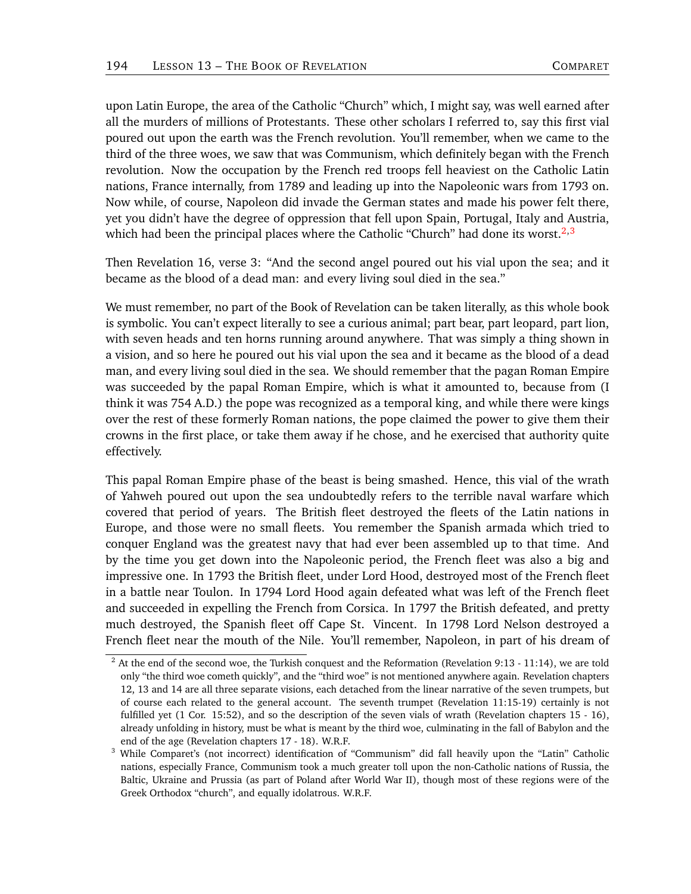upon Latin Europe, the area of the Catholic "Church" which, I might say, was well earned after all the murders of millions of Protestants. These other scholars I referred to, say this first vial poured out upon the earth was the French revolution. You'll remember, when we came to the third of the three woes, we saw that was Communism, which definitely began with the French revolution. Now the occupation by the French red troops fell heaviest on the Catholic Latin nations, France internally, from 1789 and leading up into the Napoleonic wars from 1793 on. Now while, of course, Napoleon did invade the German states and made his power felt there, yet you didn't have the degree of oppression that fell upon Spain, Portugal, Italy and Austria, which had been the principal places where the Catholic "Church" had done its worst.[2,3]

Then Revelation 16, verse 3: "And the second angel poured out his vial upon the sea; and it became as the blood of a dead man: and every living soul died in the sea."

We must remember, no part of the Book of Revelation can be taken literally, as this whole book is symbolic. You can't expect literally to see a curious animal; part bear, part leopard, part lion, with seven heads and ten horns running around anywhere. That was simply a thing shown in a vision, and so here he poured out his vial upon the sea and it became as the blood of a dead man, and every living soul died in the sea. We should remember that the pagan Roman Empire was succeeded by the papal Roman Empire, which is what it amounted to, because from (I think it was 754 A.D.) the pope was recognized as a temporal king, and while there were kings over the rest of these formerly Roman nations, the pope claimed the power to give them their crowns in the first place, or take them away if he chose, and he exercised that authority quite effectively.

This papal Roman Empire phase of the beast is being smashed. Hence, this vial of the wrath of Yahweh poured out upon the sea undoubtedly refers to the terrible naval warfare which covered that period of years. The British fleet destroyed the fleets of the Latin nations in Europe, and those were no small fleets. You remember the Spanish armada which tried to conquer England was the greatest navy that had ever been assembled up to that time. And by the time you get down into the Napoleonic period, the French fleet was also a big and impressive one. In 1793 the British fleet, under Lord Hood, destroyed most of the French fleet in a battle near Toulon. In 1794 Lord Hood again defeated what was left of the French fleet and succeeded in expelling the French from Corsica. In 1797 the British defeated, and pretty much destroyed, the Spanish fleet off Cape St. Vincent. In 1798 Lord Nelson destroyed a French fleet near the mouth of the Nile. You'll remember, Napoleon, in part of his dream of

[2] At the end of the second woe, the Turkish conquest and the Reformation (Revelation 9:13 - 11:14), we are told only "the third woe cometh quickly", and the "third woe" is not mentioned anywhere again. Revelation chapters 12, 13 and 14 are all three separate visions, each detached from the linear narrative of the seven trumpets, but of course each related to the general account. The seventh trumpet (Revelation 11:15-19) certainly is not fulfilled yet (1 Cor. 15:52), and so the description of the seven vials of wrath (Revelation chapters 15 - 16), already unfolding in history, must be what is meant by the third woe, culminating in the fall of Babylon and the end of the age (Revelation chapters 17 - 18). W.R.F.

[3] While Comparet's (not incorrect) identification of "Communism" did fall heavily upon the "Latin" Catholic nations, especially France, Communism took a much greater toll upon the non-Catholic nations of Russia, the Baltic, Ukraine and Prussia (as part of Poland after World War II), though most of these regions were of the Greek Orthodox "church", and equally idolatrous. W.R.F.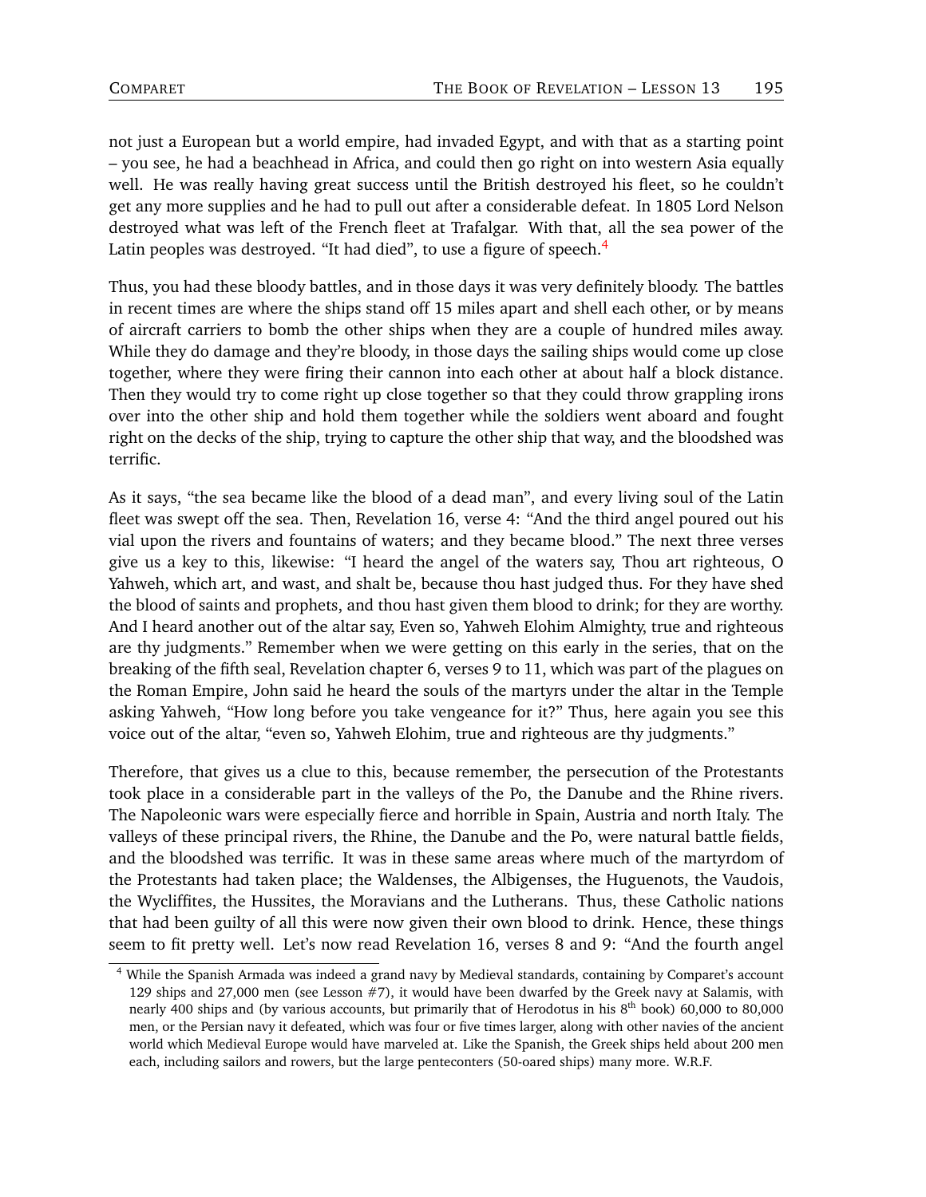not just a European but a world empire, had invaded Egypt, and with that as a starting point – you see, he had a beachhead in Africa, and could then go right on into western Asia equally well. He was really having great success until the British destroyed his fleet, so he couldn't get any more supplies and he had to pull out after a considerable defeat. In 1805 Lord Nelson destroyed what was left of the French fleet at Trafalgar. With that, all the sea power of the Latin peoples was destroyed. "It had died", to use a figure of speech.[4]

Thus, you had these bloody battles, and in those days it was very definitely bloody. The battles in recent times are where the ships stand off 15 miles apart and shell each other, or by means of aircraft carriers to bomb the other ships when they are a couple of hundred miles away. While they do damage and they're bloody, in those days the sailing ships would come up close together, where they were firing their cannon into each other at about half a block distance. Then they would try to come right up close together so that they could throw grappling irons over into the other ship and hold them together while the soldiers went aboard and fought right on the decks of the ship, trying to capture the other ship that way, and the bloodshed was terrific.

As it says, "the sea became like the blood of a dead man", and every living soul of the Latin fleet was swept off the sea. Then, Revelation 16, verse 4: "And the third angel poured out his vial upon the rivers and fountains of waters; and they became blood." The next three verses give us a key to this, likewise: "I heard the angel of the waters say, Thou art righteous, O Yahweh, which art, and wast, and shalt be, because thou hast judged thus. For they have shed the blood of saints and prophets, and thou hast given them blood to drink; for they are worthy. And I heard another out of the altar say, Even so, Yahweh Elohim Almighty, true and righteous are thy judgments." Remember when we were getting on this early in the series, that on the breaking of the fifth seal, Revelation chapter 6, verses 9 to 11, which was part of the plagues on the Roman Empire, John said he heard the souls of the martyrs under the altar in the Temple asking Yahweh, "How long before you take vengeance for it?" Thus, here again you see this voice out of the altar, "even so, Yahweh Elohim, true and righteous are thy judgments."

Therefore, that gives us a clue to this, because remember, the persecution of the Protestants took place in a considerable part in the valleys of the Po, the Danube and the Rhine rivers. The Napoleonic wars were especially fierce and horrible in Spain, Austria and north Italy. The valleys of these principal rivers, the Rhine, the Danube and the Po, were natural battle fields, and the bloodshed was terrific. It was in these same areas where much of the martyrdom of the Protestants had taken place; the Waldenses, the Albigenses, the Huguenots, the Vaudois, the Wycliffites, the Hussites, the Moravians and the Lutherans. Thus, these Catholic nations that had been guilty of all this were now given their own blood to drink. Hence, these things seem to fit pretty well. Let's now read Revelation 16, verses 8 and 9: "And the fourth angel

[4] While the Spanish Armada was indeed a grand navy by Medieval standards, containing by Comparet's account 129 ships and 27,000 men (see Lesson #7), it would have been dwarfed by the Greek navy at Salamis, with nearly 400 ships and (by various accounts, but primarily that of Herodotus in his 8th book) 60,000 to 80,000 men, or the Persian navy it defeated, which was four or five times larger, along with other navies of the ancient world which Medieval Europe would have marveled at. Like the Spanish, the Greek ships held about 200 men each, including sailors and rowers, but the large penteconters (50-oared ships) many more. W.R.F.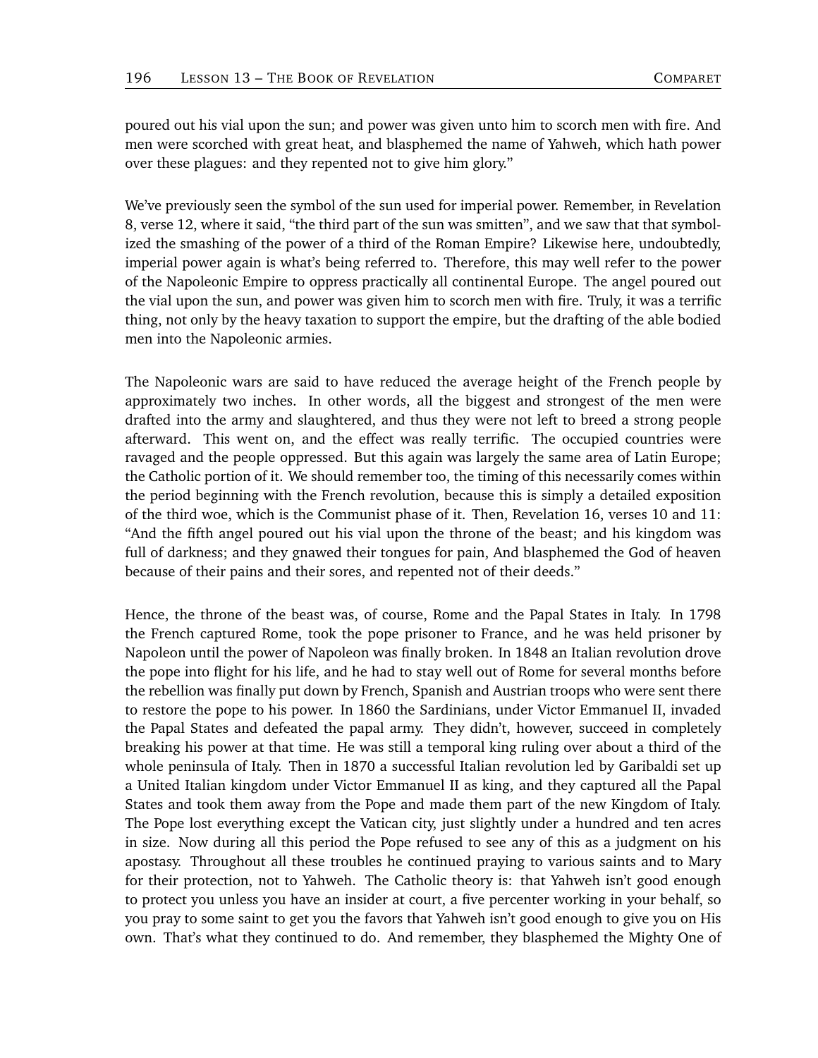poured out his vial upon the sun; and power was given unto him to scorch men with fire. And men were scorched with great heat, and blasphemed the name of Yahweh, which hath power over these plagues: and they repented not to give him glory."

We've previously seen the symbol of the sun used for imperial power. Remember, in Revelation 8, verse 12, where it said, "the third part of the sun was smitten", and we saw that that symbolized the smashing of the power of a third of the Roman Empire? Likewise here, undoubtedly, imperial power again is what's being referred to. Therefore, this may well refer to the power of the Napoleonic Empire to oppress practically all continental Europe. The angel poured out the vial upon the sun, and power was given him to scorch men with fire. Truly, it was a terrific thing, not only by the heavy taxation to support the empire, but the drafting of the able bodied men into the Napoleonic armies.

The Napoleonic wars are said to have reduced the average height of the French people by approximately two inches. In other words, all the biggest and strongest of the men were drafted into the army and slaughtered, and thus they were not left to breed a strong people afterward. This went on, and the effect was really terrific. The occupied countries were ravaged and the people oppressed. But this again was largely the same area of Latin Europe; the Catholic portion of it. We should remember too, the timing of this necessarily comes within the period beginning with the French revolution, because this is simply a detailed exposition of the third woe, which is the Communist phase of it. Then, Revelation 16, verses 10 and 11: "And the fifth angel poured out his vial upon the throne of the beast; and his kingdom was full of darkness; and they gnawed their tongues for pain, And blasphemed the God of heaven because of their pains and their sores, and repented not of their deeds."

Hence, the throne of the beast was, of course, Rome and the Papal States in Italy. In 1798 the French captured Rome, took the pope prisoner to France, and he was held prisoner by Napoleon until the power of Napoleon was finally broken. In 1848 an Italian revolution drove the pope into flight for his life, and he had to stay well out of Rome for several months before the rebellion was finally put down by French, Spanish and Austrian troops who were sent there to restore the pope to his power. In 1860 the Sardinians, under Victor Emmanuel II, invaded the Papal States and defeated the papal army. They didn't, however, succeed in completely breaking his power at that time. He was still a temporal king ruling over about a third of the whole peninsula of Italy. Then in 1870 a successful Italian revolution led by Garibaldi set up a United Italian kingdom under Victor Emmanuel II as king, and they captured all the Papal States and took them away from the Pope and made them part of the new Kingdom of Italy. The Pope lost everything except the Vatican city, just slightly under a hundred and ten acres in size. Now during all this period the Pope refused to see any of this as a judgment on his apostasy. Throughout all these troubles he continued praying to various saints and to Mary for their protection, not to Yahweh. The Catholic theory is: that Yahweh isn't good enough to protect you unless you have an insider at court, a five percenter working in your behalf, so you pray to some saint to get you the favors that Yahweh isn't good enough to give you on His own. That's what they continued to do. And remember, they blasphemed the Mighty One of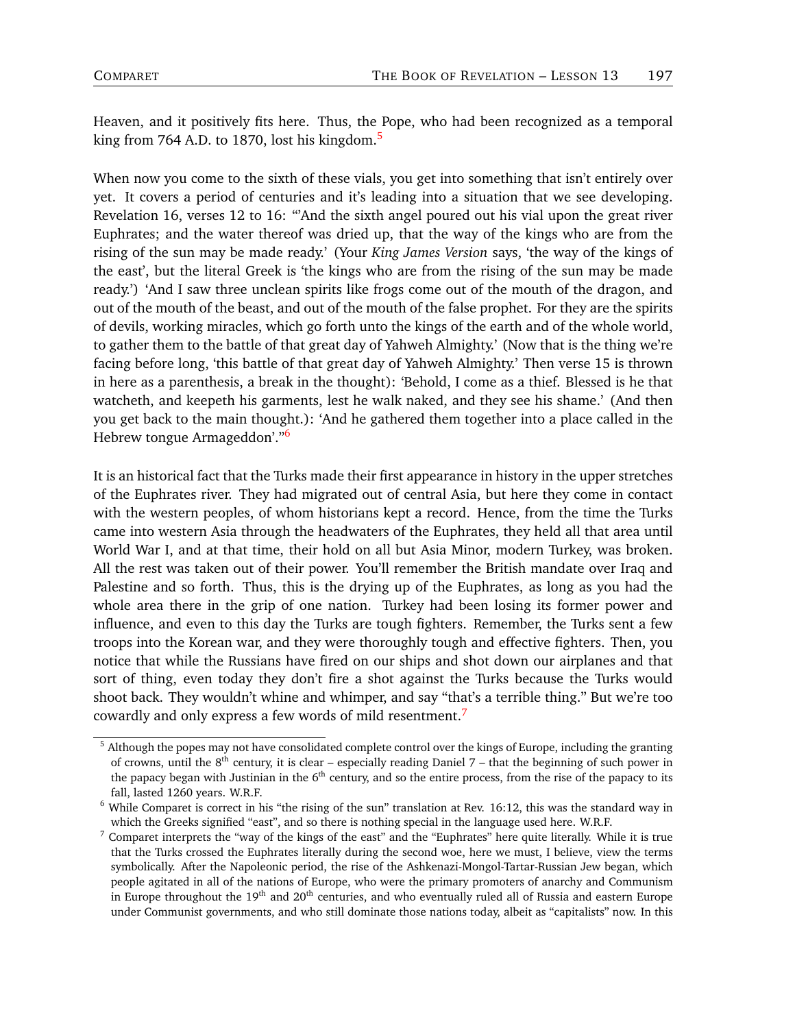Heaven, and it positively fits here. Thus, the Pope, who had been recognized as a temporal king from 764 A.D. to 1870, lost his kingdom.[5]

When now you come to the sixth of these vials, you get into something that isn't entirely over yet. It covers a period of centuries and it's leading into a situation that we see developing. Revelation 16, verses 12 to 16: "'And the sixth angel poured out his vial upon the great river Euphrates; and the water thereof was dried up, that the way of the kings who are from the rising of the sun may be made ready.' (Your *King James Version* says, 'the way of the kings of the east', but the literal Greek is 'the kings who are from the rising of the sun may be made ready.') 'And I saw three unclean spirits like frogs come out of the mouth of the dragon, and out of the mouth of the beast, and out of the mouth of the false prophet. For they are the spirits of devils, working miracles, which go forth unto the kings of the earth and of the whole world, to gather them to the battle of that great day of Yahweh Almighty.' (Now that is the thing we're facing before long, 'this battle of that great day of Yahweh Almighty.' Then verse 15 is thrown in here as a parenthesis, a break in the thought): 'Behold, I come as a thief. Blessed is he that watcheth, and keepeth his garments, lest he walk naked, and they see his shame.' (And then you get back to the main thought.): 'And he gathered them together into a place called in the Hebrew tongue Armageddon'."[6]

It is an historical fact that the Turks made their first appearance in history in the upper stretches of the Euphrates river. They had migrated out of central Asia, but here they come in contact with the western peoples, of whom historians kept a record. Hence, from the time the Turks came into western Asia through the headwaters of the Euphrates, they held all that area until World War I, and at that time, their hold on all but Asia Minor, modern Turkey, was broken. All the rest was taken out of their power. You'll remember the British mandate over Iraq and Palestine and so forth. Thus, this is the drying up of the Euphrates, as long as you had the whole area there in the grip of one nation. Turkey had been losing its former power and influence, and even to this day the Turks are tough fighters. Remember, the Turks sent a few troops into the Korean war, and they were thoroughly tough and effective fighters. Then, you notice that while the Russians have fired on our ships and shot down our airplanes and that sort of thing, even today they don't fire a shot against the Turks because the Turks would shoot back. They wouldn't whine and whimper, and say "that's a terrible thing." But we're too cowardly and only express a few words of mild resentment.[7]

---

[5] Although the popes may not have consolidated complete control over the kings of Europe, including the granting of crowns, until the 8th century, it is clear – especially reading Daniel 7 – that the beginning of such power in the papacy began with Justinian in the 6th century, and so the entire process, from the rise of the papacy to its fall, lasted 1260 years. W.R.F.

[6] While Comparet is correct in his "the rising of the sun" translation at Rev. 16:12, this was the standard way in which the Greeks signified "east", and so there is nothing special in the language used here. W.R.F.

[7] Comparet interprets the "way of the kings of the east" and the "Euphrates" here quite literally. While it is true that the Turks crossed the Euphrates literally during the second woe, here we must, I believe, view the terms symbolically. After the Napoleonic period, the rise of the Ashkenazi-Mongol-Tartar-Russian Jew began, which people agitated in all of the nations of Europe, who were the primary promoters of anarchy and Communism in Europe throughout the 19th and 20th centuries, and who eventually ruled all of Russia and eastern Europe under Communist governments, and who still dominate those nations today, albeit as "capitalists" now. In this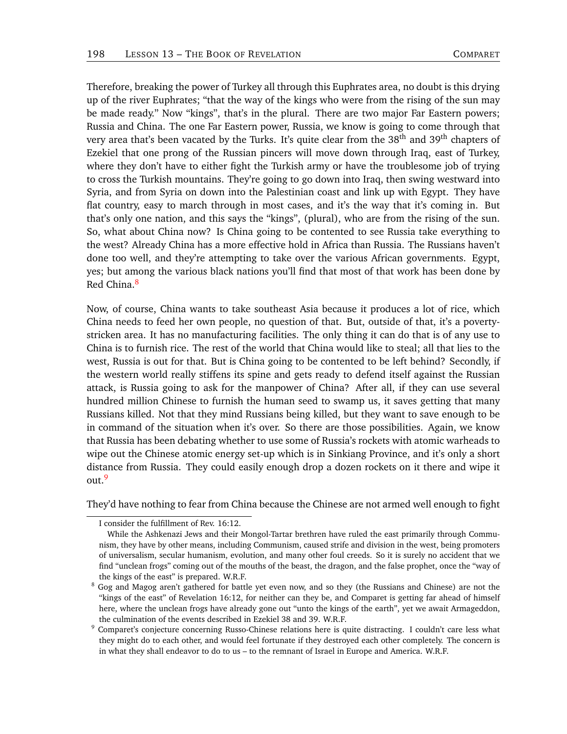Therefore, breaking the power of Turkey all through this Euphrates area, no doubt is this drying up of the river Euphrates; "that the way of the kings who were from the rising of the sun may be made ready." Now "kings", that's in the plural. There are two major Far Eastern powers; Russia and China. The one Far Eastern power, Russia, we know is going to come through that very area that's been vacated by the Turks. It's quite clear from the 38th and 39th chapters of Ezekiel that one prong of the Russian pincers will move down through Iraq, east of Turkey, where they don't have to either fight the Turkish army or have the troublesome job of trying to cross the Turkish mountains. They're going to go down into Iraq, then swing westward into Syria, and from Syria on down into the Palestinian coast and link up with Egypt. They have flat country, easy to march through in most cases, and it's the way that it's coming in. But that's only one nation, and this says the "kings", (plural), who are from the rising of the sun. So, what about China now? Is China going to be contented to see Russia take everything to the west? Already China has a more effective hold in Africa than Russia. The Russians haven't done too well, and they're attempting to take over the various African governments. Egypt, yes; but among the various black nations you'll find that most of that work has been done by Red China.[8]

Now, of course, China wants to take southeast Asia because it produces a lot of rice, which China needs to feed her own people, no question of that. But, outside of that, it's a poverty-stricken area. It has no manufacturing facilities. The only thing it can do that is of any use to China is to furnish rice. The rest of the world that China would like to steal; all that lies to the west, Russia is out for that. But is China going to be contented to be left behind? Secondly, if the western world really stiffens its spine and gets ready to defend itself against the Russian attack, is Russia going to ask for the manpower of China? After all, if they can use several hundred million Chinese to furnish the human seed to swamp us, it saves getting that many Russians killed. Not that they mind Russians being killed, but they want to save enough to be in command of the situation when it's over. So there are those possibilities. Again, we know that Russia has been debating whether to use some of Russia's rockets with atomic warheads to wipe out the Chinese atomic energy set-up which is in Sinkiang Province, and it's only a short distance from Russia. They could easily enough drop a dozen rockets on it there and wipe it out.[9]

They'd have nothing to fear from China because the Chinese are not armed well enough to fight

---

I consider the fulfillment of Rev. 16:12.

While the Ashkenazi Jews and their Mongol-Tartar brethren have ruled the east primarily through Communism, they have by other means, including Communism, caused strife and division in the west, being promoters of universalism, secular humanism, evolution, and many other foul creeds. So it is surely no accident that we find "unclean frogs" coming out of the mouths of the beast, the dragon, and the false prophet, once the "way of the kings of the east" is prepared. W.R.F.

[8] Gog and Magog aren't gathered for battle yet even now, and so they (the Russians and Chinese) are not the "kings of the east" of Revelation 16:12, for neither can they be, and Comparet is getting far ahead of himself here, where the unclean frogs have already gone out "unto the kings of the earth", yet we await Armageddon, the culmination of the events described in Ezekiel 38 and 39. W.R.F.

[9] Comparet's conjecture concerning Russo-Chinese relations here is quite distracting. I couldn't care less what they might do to each other, and would feel fortunate if they destroyed each other completely. The concern is in what they shall endeavor to do to us – to the remnant of Israel in Europe and America. W.R.F.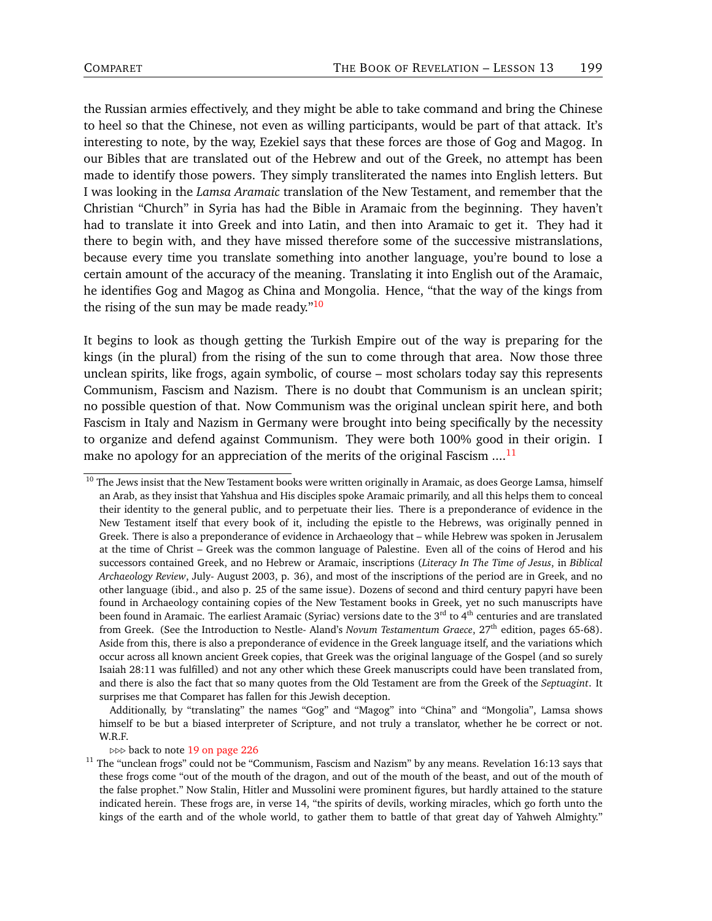the Russian armies effectively, and they might be able to take command and bring the Chinese to heel so that the Chinese, not even as willing participants, would be part of that attack. It's interesting to note, by the way, Ezekiel says that these forces are those of Gog and Magog. In our Bibles that are translated out of the Hebrew and out of the Greek, no attempt has been made to identify those powers. They simply transliterated the names into English letters. But I was looking in the *Lamsa Aramaic* translation of the New Testament, and remember that the Christian "Church" in Syria has had the Bible in Aramaic from the beginning. They haven't had to translate it into Greek and into Latin, and then into Aramaic to get it. They had it there to begin with, and they have missed therefore some of the successive mistranslations, because every time you translate something into another language, you're bound to lose a certain amount of the accuracy of the meaning. Translating it into English out of the Aramaic, he identifies Gog and Magog as China and Mongolia. Hence, "that the way of the kings from the rising of the sun may be made ready."[10]

It begins to look as though getting the Turkish Empire out of the way is preparing for the kings (in the plural) from the rising of the sun to come through that area. Now those three unclean spirits, like frogs, again symbolic, of course – most scholars today say this represents Communism, Fascism and Nazism. There is no doubt that Communism is an unclean spirit; no possible question of that. Now Communism was the original unclean spirit here, and both Fascism in Italy and Nazism in Germany were brought into being specifically by the necessity to organize and defend against Communism. They were both 100% good in their origin. I make no apology for an appreciation of the merits of the original Fascism ....[11]

---

[10] The Jews insist that the New Testament books were written originally in Aramaic, as does George Lamsa, himself an Arab, as they insist that Yahshua and His disciples spoke Aramaic primarily, and all this helps them to conceal their identity to the general public, and to perpetuate their lies. There is a preponderance of evidence in the New Testament itself that every book of it, including the epistle to the Hebrews, was originally penned in Greek. There is also a preponderance of evidence in Archaeology that – while Hebrew was spoken in Jerusalem at the time of Christ – Greek was the common language of Palestine. Even all of the coins of Herod and his successors contained Greek, and no Hebrew or Aramaic, inscriptions (*Literacy In The Time of Jesus*, in *Biblical Archaeology Review*, July- August 2003, p. 36), and most of the inscriptions of the period are in Greek, and no other language (ibid., and also p. 25 of the same issue). Dozens of second and third century papyri have been found in Archaeology containing copies of the New Testament books in Greek, yet no such manuscripts have been found in Aramaic. The earliest Aramaic (Syriac) versions date to the 3rd to 4th centuries and are translated from Greek. (See the Introduction to Nestle- Aland's *Novum Testamentum Graece*, 27th edition, pages 65-68). Aside from this, there is also a preponderance of evidence in the Greek language itself, and the variations which occur across all known ancient Greek copies, that Greek was the original language of the Gospel (and so surely Isaiah 28:11 was fulfilled) and not any other which these Greek manuscripts could have been translated from, and there is also the fact that so many quotes from the Old Testament are from the Greek of the *Septuagint*. It surprises me that Comparet has fallen for this Jewish deception.

Additionally, by "translating" the names "Gog" and "Magog" into "China" and "Mongolia", Lamsa shows himself to be but a biased interpreter of Scripture, and not truly a translator, whether he be correct or not. W.R.F.

▷▷▷ back to note 19 on page 226

[11] The "unclean frogs" could not be "Communism, Fascism and Nazism" by any means. Revelation 16:13 says that these frogs come "out of the mouth of the dragon, and out of the mouth of the beast, and out of the mouth of the false prophet." Now Stalin, Hitler and Mussolini were prominent figures, but hardly attained to the stature indicated herein. These frogs are, in verse 14, "the spirits of devils, working miracles, which go forth unto the kings of the earth and of the whole world, to gather them to battle of that great day of Yahweh Almighty."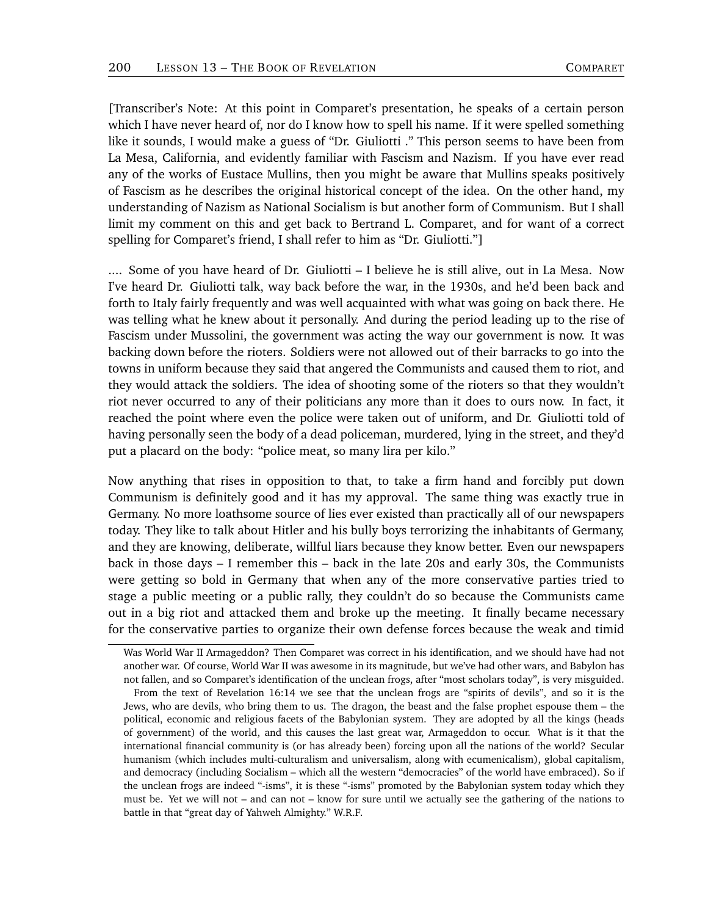[Transcriber's Note: At this point in Comparet's presentation, he speaks of a certain person which I have never heard of, nor do I know how to spell his name. If it were spelled something like it sounds, I would make a guess of "Dr. Giuliotti ." This person seems to have been from La Mesa, California, and evidently familiar with Fascism and Nazism. If you have ever read any of the works of Eustace Mullins, then you might be aware that Mullins speaks positively of Fascism as he describes the original historical concept of the idea. On the other hand, my understanding of Nazism as National Socialism is but another form of Communism. But I shall limit my comment on this and get back to Bertrand L. Comparet, and for want of a correct spelling for Comparet's friend, I shall refer to him as "Dr. Giuliotti."]

.... Some of you have heard of Dr. Giuliotti – I believe he is still alive, out in La Mesa. Now I've heard Dr. Giuliotti talk, way back before the war, in the 1930s, and he'd been back and forth to Italy fairly frequently and was well acquainted with what was going on back there. He was telling what he knew about it personally. And during the period leading up to the rise of Fascism under Mussolini, the government was acting the way our government is now. It was backing down before the rioters. Soldiers were not allowed out of their barracks to go into the towns in uniform because they said that angered the Communists and caused them to riot, and they would attack the soldiers. The idea of shooting some of the rioters so that they wouldn't riot never occurred to any of their politicians any more than it does to ours now. In fact, it reached the point where even the police were taken out of uniform, and Dr. Giuliotti told of having personally seen the body of a dead policeman, murdered, lying in the street, and they'd put a placard on the body: "police meat, so many lira per kilo."

Now anything that rises in opposition to that, to take a firm hand and forcibly put down Communism is definitely good and it has my approval. The same thing was exactly true in Germany. No more loathsome source of lies ever existed than practically all of our newspapers today. They like to talk about Hitler and his bully boys terrorizing the inhabitants of Germany, and they are knowing, deliberate, willful liars because they know better. Even our newspapers back in those days – I remember this – back in the late 20s and early 30s, the Communists were getting so bold in Germany that when any of the more conservative parties tried to stage a public meeting or a public rally, they couldn't do so because the Communists came out in a big riot and attacked them and broke up the meeting. It finally became necessary for the conservative parties to organize their own defense forces because the weak and timid

---

Was World War II Armageddon? Then Comparet was correct in his identification, and we should have had not another war. Of course, World War II was awesome in its magnitude, but we've had other wars, and Babylon has not fallen, and so Comparet's identification of the unclean frogs, after "most scholars today", is very misguided.

From the text of Revelation 16:14 we see that the unclean frogs are "spirits of devils", and so it is the Jews, who are devils, who bring them to us. The dragon, the beast and the false prophet espouse them – the political, economic and religious facets of the Babylonian system. They are adopted by all the kings (heads of government) of the world, and this causes the last great war, Armageddon to occur. What is it that the international financial community is (or has already been) forcing upon all the nations of the world? Secular humanism (which includes multi-culturalism and universalism, along with ecumenicalism), global capitalism, and democracy (including Socialism – which all the western "democracies" of the world have embraced). So if the unclean frogs are indeed "-isms", it is these "-isms" promoted by the Babylonian system today which they must be. Yet we will not – and can not – know for sure until we actually see the gathering of the nations to battle in that "great day of Yahweh Almighty." W.R.F.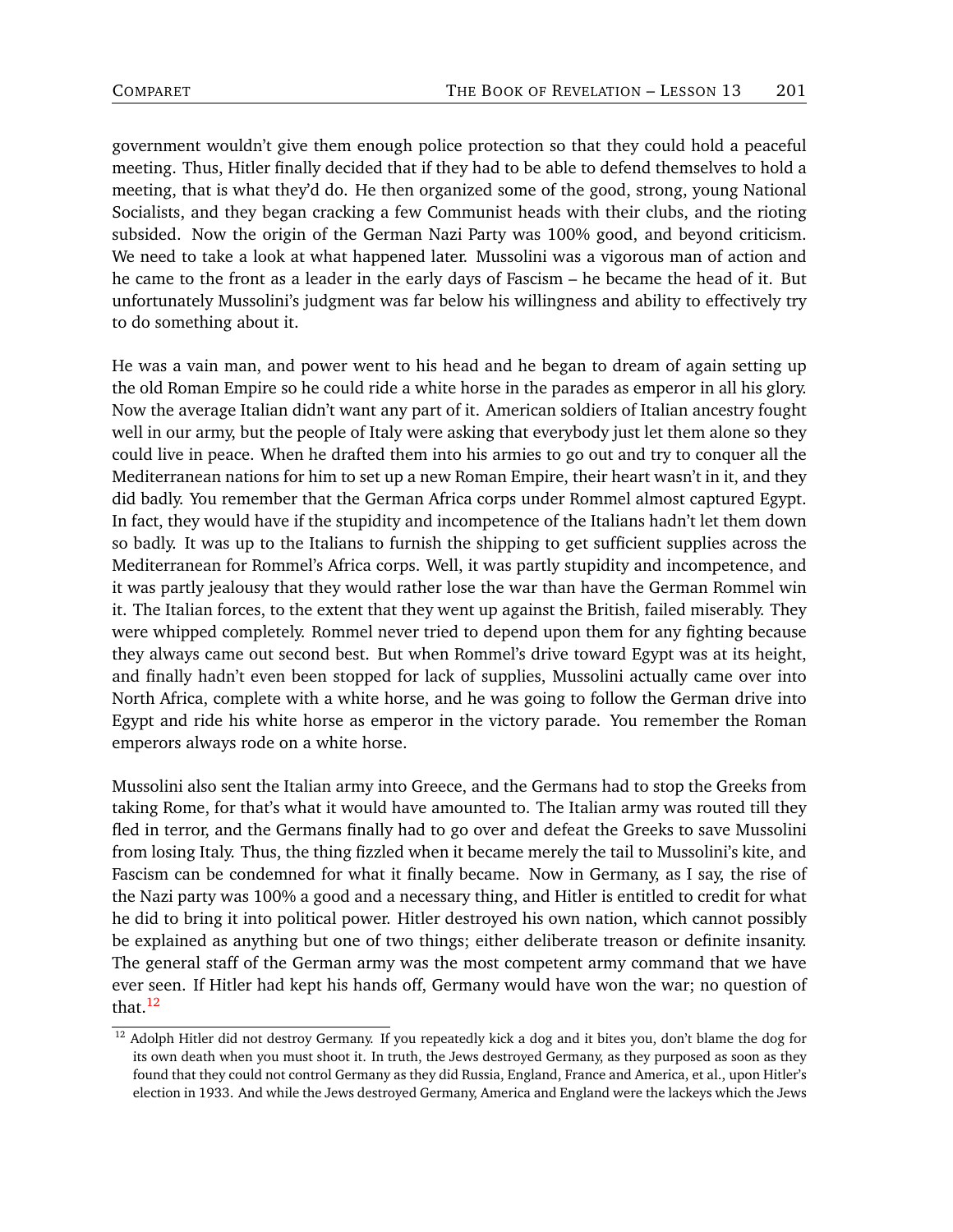government wouldn't give them enough police protection so that they could hold a peaceful meeting. Thus, Hitler finally decided that if they had to be able to defend themselves to hold a meeting, that is what they'd do. He then organized some of the good, strong, young National Socialists, and they began cracking a few Communist heads with their clubs, and the rioting subsided. Now the origin of the German Nazi Party was 100% good, and beyond criticism. We need to take a look at what happened later. Mussolini was a vigorous man of action and he came to the front as a leader in the early days of Fascism – he became the head of it. But unfortunately Mussolini's judgment was far below his willingness and ability to effectively try to do something about it.

He was a vain man, and power went to his head and he began to dream of again setting up the old Roman Empire so he could ride a white horse in the parades as emperor in all his glory. Now the average Italian didn't want any part of it. American soldiers of Italian ancestry fought well in our army, but the people of Italy were asking that everybody just let them alone so they could live in peace. When he drafted them into his armies to go out and try to conquer all the Mediterranean nations for him to set up a new Roman Empire, their heart wasn't in it, and they did badly. You remember that the German Africa corps under Rommel almost captured Egypt. In fact, they would have if the stupidity and incompetence of the Italians hadn't let them down so badly. It was up to the Italians to furnish the shipping to get sufficient supplies across the Mediterranean for Rommel's Africa corps. Well, it was partly stupidity and incompetence, and it was partly jealousy that they would rather lose the war than have the German Rommel win it. The Italian forces, to the extent that they went up against the British, failed miserably. They were whipped completely. Rommel never tried to depend upon them for any fighting because they always came out second best. But when Rommel's drive toward Egypt was at its height, and finally hadn't even been stopped for lack of supplies, Mussolini actually came over into North Africa, complete with a white horse, and he was going to follow the German drive into Egypt and ride his white horse as emperor in the victory parade. You remember the Roman emperors always rode on a white horse.

Mussolini also sent the Italian army into Greece, and the Germans had to stop the Greeks from taking Rome, for that's what it would have amounted to. The Italian army was routed till they fled in terror, and the Germans finally had to go over and defeat the Greeks to save Mussolini from losing Italy. Thus, the thing fizzled when it became merely the tail to Mussolini's kite, and Fascism can be condemned for what it finally became. Now in Germany, as I say, the rise of the Nazi party was 100% a good and a necessary thing, and Hitler is entitled to credit for what he did to bring it into political power. Hitler destroyed his own nation, which cannot possibly be explained as anything but one of two things; either deliberate treason or definite insanity. The general staff of the German army was the most competent army command that we have ever seen. If Hitler had kept his hands off, Germany would have won the war; no question of that.[12]

[12] Adolph Hitler did not destroy Germany. If you repeatedly kick a dog and it bites you, don't blame the dog for its own death when you must shoot it. In truth, the Jews destroyed Germany, as they purposed as soon as they found that they could not control Germany as they did Russia, England, France and America, et al., upon Hitler's election in 1933. And while the Jews destroyed Germany, America and England were the lackeys which the Jews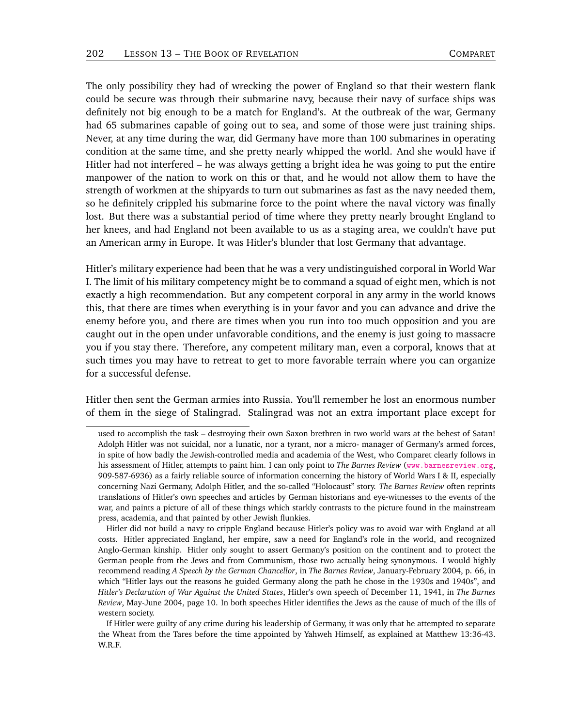The only possibility they had of wrecking the power of England so that their western flank could be secure was through their submarine navy, because their navy of surface ships was definitely not big enough to be a match for England's. At the outbreak of the war, Germany had 65 submarines capable of going out to sea, and some of those were just training ships. Never, at any time during the war, did Germany have more than 100 submarines in operating condition at the same time, and she pretty nearly whipped the world. And she would have if Hitler had not interfered – he was always getting a bright idea he was going to put the entire manpower of the nation to work on this or that, and he would not allow them to have the strength of workmen at the shipyards to turn out submarines as fast as the navy needed them, so he definitely crippled his submarine force to the point where the naval victory was finally lost. But there was a substantial period of time where they pretty nearly brought England to her knees, and had England not been available to us as a staging area, we couldn't have put an American army in Europe. It was Hitler's blunder that lost Germany that advantage.

Hitler's military experience had been that he was a very undistinguished corporal in World War I. The limit of his military competency might be to command a squad of eight men, which is not exactly a high recommendation. But any competent corporal in any army in the world knows this, that there are times when everything is in your favor and you can advance and drive the enemy before you, and there are times when you run into too much opposition and you are caught out in the open under unfavorable conditions, and the enemy is just going to massacre you if you stay there. Therefore, any competent military man, even a corporal, knows that at such times you may have to retreat to get to more favorable terrain where you can organize for a successful defense.

Hitler then sent the German armies into Russia. You'll remember he lost an enormous number of them in the siege of Stalingrad. Stalingrad was not an extra important place except for

---

used to accomplish the task – destroying their own Saxon brethren in two world wars at the behest of Satan! Adolph Hitler was not suicidal, nor a lunatic, nor a tyrant, nor a micro- manager of Germany's armed forces, in spite of how badly the Jewish-controlled media and academia of the West, who Comparet clearly follows in his assessment of Hitler, attempts to paint him. I can only point to *The Barnes Review* (www.barnesreview.org, 909-587-6936) as a fairly reliable source of information concerning the history of World Wars I & II, especially concerning Nazi Germany, Adolph Hitler, and the so-called "Holocaust" story. *The Barnes Review* often reprints translations of Hitler's own speeches and articles by German historians and eye-witnesses to the events of the war, and paints a picture of all of these things which starkly contrasts to the picture found in the mainstream press, academia, and that painted by other Jewish flunkies.

Hitler did not build a navy to cripple England because Hitler's policy was to avoid war with England at all costs. Hitler appreciated England, her empire, saw a need for England's role in the world, and recognized Anglo-German kinship. Hitler only sought to assert Germany's position on the continent and to protect the German people from the Jews and from Communism, those two actually being synonymous. I would highly recommend reading *A Speech by the German Chancellor*, in *The Barnes Review*, January-February 2004, p. 66, in which "Hitler lays out the reasons he guided Germany along the path he chose in the 1930s and 1940s", and *Hitler's Declaration of War Against the United States*, Hitler's own speech of December 11, 1941, in *The Barnes Review*, May-June 2004, page 10. In both speeches Hitler identifies the Jews as the cause of much of the ills of western society.

If Hitler were guilty of any crime during his leadership of Germany, it was only that he attempted to separate the Wheat from the Tares before the time appointed by Yahweh Himself, as explained at Matthew 13:36-43. W.R.F.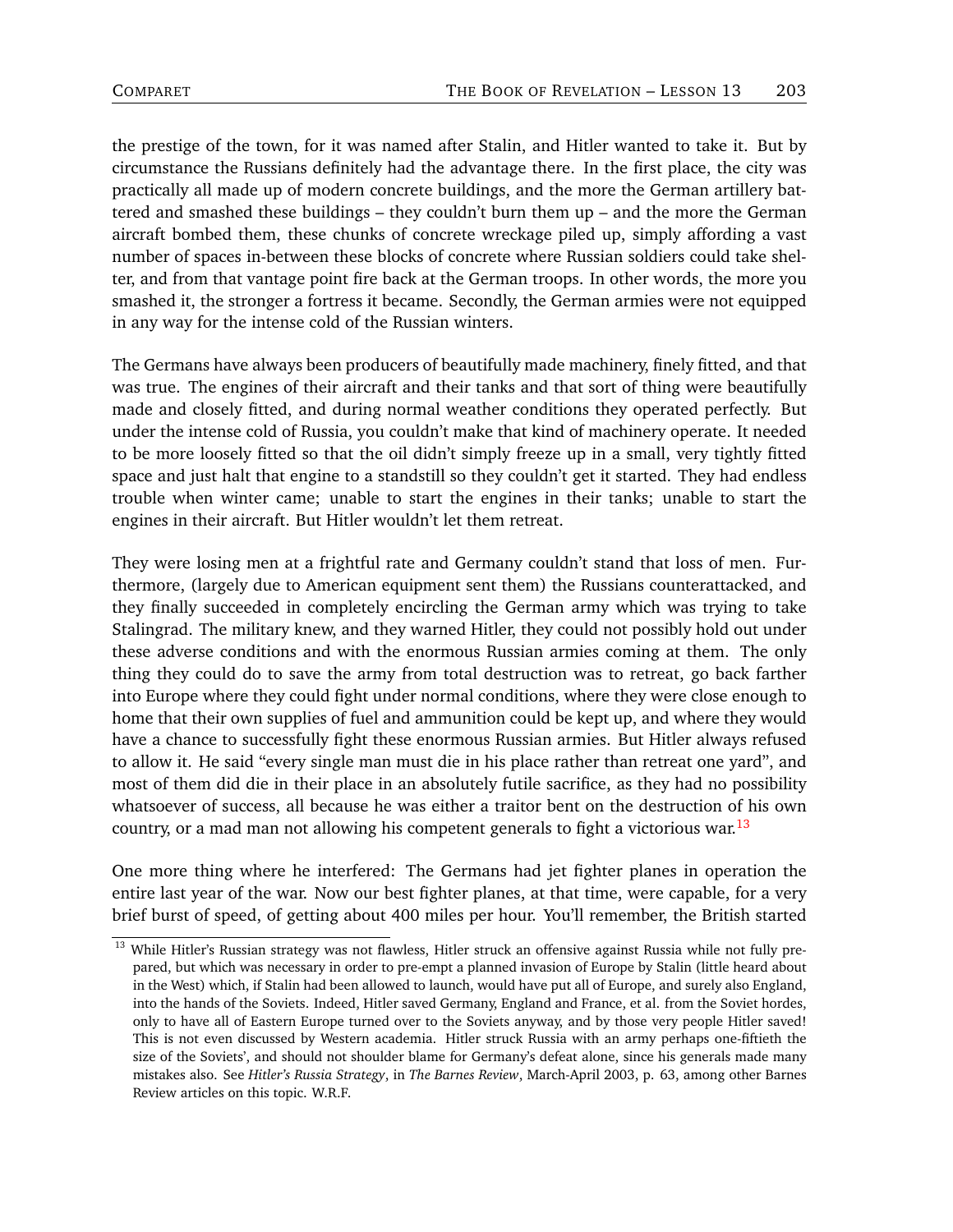the prestige of the town, for it was named after Stalin, and Hitler wanted to take it. But by circumstance the Russians definitely had the advantage there. In the first place, the city was practically all made up of modern concrete buildings, and the more the German artillery battered and smashed these buildings – they couldn't burn them up – and the more the German aircraft bombed them, these chunks of concrete wreckage piled up, simply affording a vast number of spaces in-between these blocks of concrete where Russian soldiers could take shelter, and from that vantage point fire back at the German troops. In other words, the more you smashed it, the stronger a fortress it became. Secondly, the German armies were not equipped in any way for the intense cold of the Russian winters.

The Germans have always been producers of beautifully made machinery, finely fitted, and that was true. The engines of their aircraft and their tanks and that sort of thing were beautifully made and closely fitted, and during normal weather conditions they operated perfectly. But under the intense cold of Russia, you couldn't make that kind of machinery operate. It needed to be more loosely fitted so that the oil didn't simply freeze up in a small, very tightly fitted space and just halt that engine to a standstill so they couldn't get it started. They had endless trouble when winter came; unable to start the engines in their tanks; unable to start the engines in their aircraft. But Hitler wouldn't let them retreat.

They were losing men at a frightful rate and Germany couldn't stand that loss of men. Furthermore, (largely due to American equipment sent them) the Russians counterattacked, and they finally succeeded in completely encircling the German army which was trying to take Stalingrad. The military knew, and they warned Hitler, they could not possibly hold out under these adverse conditions and with the enormous Russian armies coming at them. The only thing they could do to save the army from total destruction was to retreat, go back farther into Europe where they could fight under normal conditions, where they were close enough to home that their own supplies of fuel and ammunition could be kept up, and where they would have a chance to successfully fight these enormous Russian armies. But Hitler always refused to allow it. He said "every single man must die in his place rather than retreat one yard", and most of them did die in their place in an absolutely futile sacrifice, as they had no possibility whatsoever of success, all because he was either a traitor bent on the destruction of his own country, or a mad man not allowing his competent generals to fight a victorious war.[13]

One more thing where he interfered: The Germans had jet fighter planes in operation the entire last year of the war. Now our best fighter planes, at that time, were capable, for a very brief burst of speed, of getting about 400 miles per hour. You'll remember, the British started

[13] While Hitler's Russian strategy was not flawless, Hitler struck an offensive against Russia while not fully prepared, but which was necessary in order to pre-empt a planned invasion of Europe by Stalin (little heard about in the West) which, if Stalin had been allowed to launch, would have put all of Europe, and surely also England, into the hands of the Soviets. Indeed, Hitler saved Germany, England and France, et al. from the Soviet hordes, only to have all of Eastern Europe turned over to the Soviets anyway, and by those very people Hitler saved! This is not even discussed by Western academia. Hitler struck Russia with an army perhaps one-fiftieth the size of the Soviets', and should not shoulder blame for Germany's defeat alone, since his generals made many mistakes also. See *Hitler's Russia Strategy*, in *The Barnes Review*, March-April 2003, p. 63, among other Barnes Review articles on this topic. W.R.F.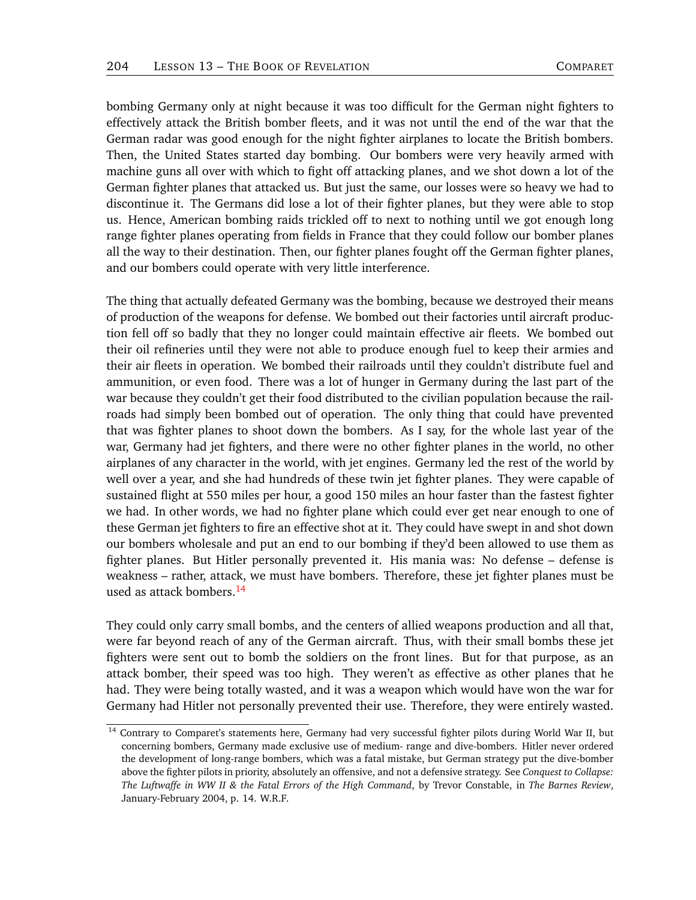bombing Germany only at night because it was too difficult for the German night fighters to effectively attack the British bomber fleets, and it was not until the end of the war that the German radar was good enough for the night fighter airplanes to locate the British bombers. Then, the United States started day bombing. Our bombers were very heavily armed with machine guns all over with which to fight off attacking planes, and we shot down a lot of the German fighter planes that attacked us. But just the same, our losses were so heavy we had to discontinue it. The Germans did lose a lot of their fighter planes, but they were able to stop us. Hence, American bombing raids trickled off to next to nothing until we got enough long range fighter planes operating from fields in France that they could follow our bomber planes all the way to their destination. Then, our fighter planes fought off the German fighter planes, and our bombers could operate with very little interference.

The thing that actually defeated Germany was the bombing, because we destroyed their means of production of the weapons for defense. We bombed out their factories until aircraft production fell off so badly that they no longer could maintain effective air fleets. We bombed out their oil refineries until they were not able to produce enough fuel to keep their armies and their air fleets in operation. We bombed their railroads until they couldn't distribute fuel and ammunition, or even food. There was a lot of hunger in Germany during the last part of the war because they couldn't get their food distributed to the civilian population because the railroads had simply been bombed out of operation. The only thing that could have prevented that was fighter planes to shoot down the bombers. As I say, for the whole last year of the war, Germany had jet fighters, and there were no other fighter planes in the world, no other airplanes of any character in the world, with jet engines. Germany led the rest of the world by well over a year, and she had hundreds of these twin jet fighter planes. They were capable of sustained flight at 550 miles per hour, a good 150 miles an hour faster than the fastest fighter we had. In other words, we had no fighter plane which could ever get near enough to one of these German jet fighters to fire an effective shot at it. They could have swept in and shot down our bombers wholesale and put an end to our bombing if they'd been allowed to use them as fighter planes. But Hitler personally prevented it. His mania was: No defense – defense is weakness – rather, attack, we must have bombers. Therefore, these jet fighter planes must be used as attack bombers.[14]

They could only carry small bombs, and the centers of allied weapons production and all that, were far beyond reach of any of the German aircraft. Thus, with their small bombs these jet fighters were sent out to bomb the soldiers on the front lines. But for that purpose, as an attack bomber, their speed was too high. They weren't as effective as other planes that he had. They were being totally wasted, and it was a weapon which would have won the war for Germany had Hitler not personally prevented their use. Therefore, they were entirely wasted.

[14] Contrary to Comparet's statements here, Germany had very successful fighter pilots during World War II, but concerning bombers, Germany made exclusive use of medium- range and dive-bombers. Hitler never ordered the development of long-range bombers, which was a fatal mistake, but German strategy put the dive-bomber above the fighter pilots in priority, absolutely an offensive, and not a defensive strategy. See *Conquest to Collapse: The Luftwaffe in WW II & the Fatal Errors of the High Command*, by Trevor Constable, in *The Barnes Review*, January-February 2004, p. 14. W.R.F.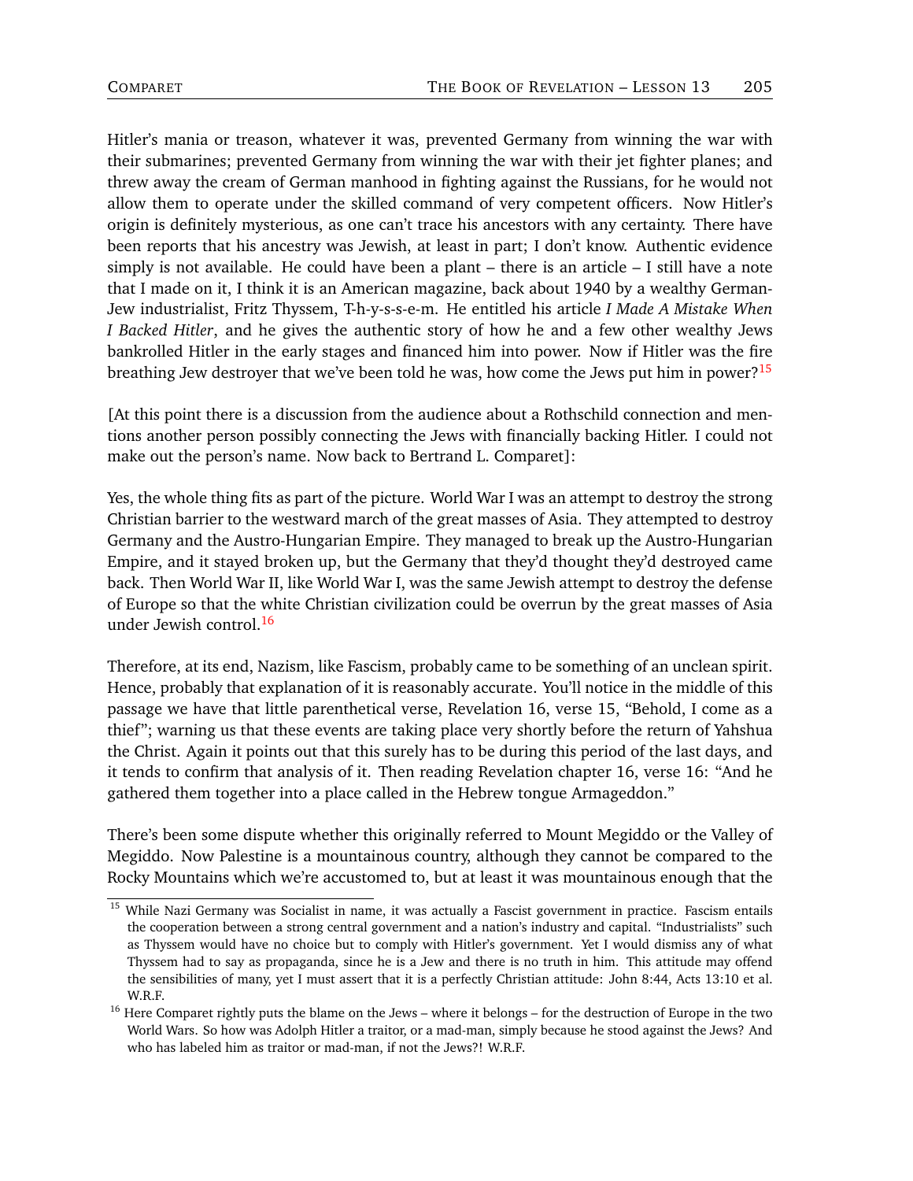Hitler's mania or treason, whatever it was, prevented Germany from winning the war with their submarines; prevented Germany from winning the war with their jet fighter planes; and threw away the cream of German manhood in fighting against the Russians, for he would not allow them to operate under the skilled command of very competent officers. Now Hitler's origin is definitely mysterious, as one can't trace his ancestors with any certainty. There have been reports that his ancestry was Jewish, at least in part; I don't know. Authentic evidence simply is not available. He could have been a plant – there is an article – I still have a note that I made on it, I think it is an American magazine, back about 1940 by a wealthy German-Jew industrialist, Fritz Thyssem, T-h-y-s-s-e-m. He entitled his article *I Made A Mistake When I Backed Hitler*, and he gives the authentic story of how he and a few other wealthy Jews bankrolled Hitler in the early stages and financed him into power. Now if Hitler was the fire breathing Jew destroyer that we've been told he was, how come the Jews put him in power?[15]

[At this point there is a discussion from the audience about a Rothschild connection and mentions another person possibly connecting the Jews with financially backing Hitler. I could not make out the person's name. Now back to Bertrand L. Comparet]:

Yes, the whole thing fits as part of the picture. World War I was an attempt to destroy the strong Christian barrier to the westward march of the great masses of Asia. They attempted to destroy Germany and the Austro-Hungarian Empire. They managed to break up the Austro-Hungarian Empire, and it stayed broken up, but the Germany that they'd thought they'd destroyed came back. Then World War II, like World War I, was the same Jewish attempt to destroy the defense of Europe so that the white Christian civilization could be overrun by the great masses of Asia under Jewish control.[16]

Therefore, at its end, Nazism, like Fascism, probably came to be something of an unclean spirit. Hence, probably that explanation of it is reasonably accurate. You'll notice in the middle of this passage we have that little parenthetical verse, Revelation 16, verse 15, "Behold, I come as a thief"; warning us that these events are taking place very shortly before the return of Yahshua the Christ. Again it points out that this surely has to be during this period of the last days, and it tends to confirm that analysis of it. Then reading Revelation chapter 16, verse 16: "And he gathered them together into a place called in the Hebrew tongue Armageddon."

There's been some dispute whether this originally referred to Mount Megiddo or the Valley of Megiddo. Now Palestine is a mountainous country, although they cannot be compared to the Rocky Mountains which we're accustomed to, but at least it was mountainous enough that the

---

[15] While Nazi Germany was Socialist in name, it was actually a Fascist government in practice. Fascism entails the cooperation between a strong central government and a nation's industry and capital. "Industrialists" such as Thyssem would have no choice but to comply with Hitler's government. Yet I would dismiss any of what Thyssem had to say as propaganda, since he is a Jew and there is no truth in him. This attitude may offend the sensibilities of many, yet I must assert that it is a perfectly Christian attitude: John 8:44, Acts 13:10 et al. W.R.F.

[16] Here Comparet rightly puts the blame on the Jews – where it belongs – for the destruction of Europe in the two World Wars. So how was Adolph Hitler a traitor, or a mad-man, simply because he stood against the Jews? And who has labeled him as traitor or mad-man, if not the Jews?! W.R.F.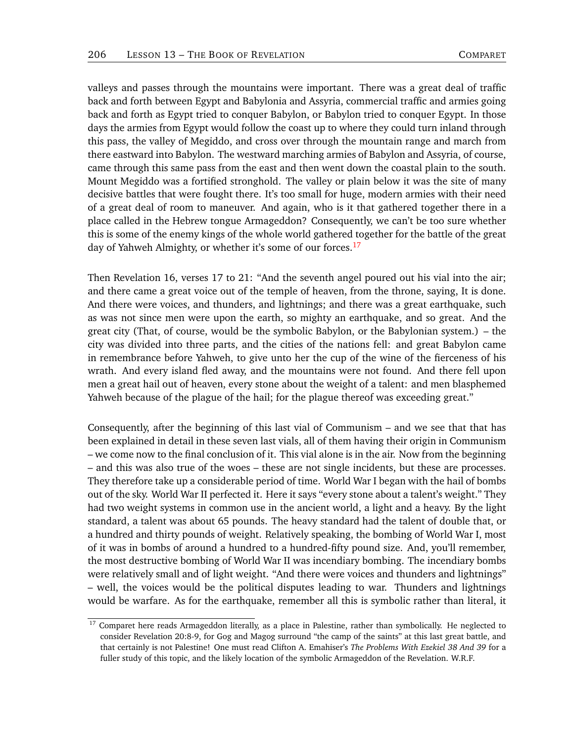valleys and passes through the mountains were important. There was a great deal of traffic back and forth between Egypt and Babylonia and Assyria, commercial traffic and armies going back and forth as Egypt tried to conquer Babylon, or Babylon tried to conquer Egypt. In those days the armies from Egypt would follow the coast up to where they could turn inland through this pass, the valley of Megiddo, and cross over through the mountain range and march from there eastward into Babylon. The westward marching armies of Babylon and Assyria, of course, came through this same pass from the east and then went down the coastal plain to the south. Mount Megiddo was a fortified stronghold. The valley or plain below it was the site of many decisive battles that were fought there. It's too small for huge, modern armies with their need of a great deal of room to maneuver. And again, who is it that gathered together there in a place called in the Hebrew tongue Armageddon? Consequently, we can't be too sure whether this is some of the enemy kings of the whole world gathered together for the battle of the great day of Yahweh Almighty, or whether it's some of our forces.[17]

Then Revelation 16, verses 17 to 21: "And the seventh angel poured out his vial into the air; and there came a great voice out of the temple of heaven, from the throne, saying, It is done. And there were voices, and thunders, and lightnings; and there was a great earthquake, such as was not since men were upon the earth, so mighty an earthquake, and so great. And the great city (That, of course, would be the symbolic Babylon, or the Babylonian system.) – the city was divided into three parts, and the cities of the nations fell: and great Babylon came in remembrance before Yahweh, to give unto her the cup of the wine of the fierceness of his wrath. And every island fled away, and the mountains were not found. And there fell upon men a great hail out of heaven, every stone about the weight of a talent: and men blasphemed Yahweh because of the plague of the hail; for the plague thereof was exceeding great."

Consequently, after the beginning of this last vial of Communism – and we see that that has been explained in detail in these seven last vials, all of them having their origin in Communism – we come now to the final conclusion of it. This vial alone is in the air. Now from the beginning – and this was also true of the woes – these are not single incidents, but these are processes. They therefore take up a considerable period of time. World War I began with the hail of bombs out of the sky. World War II perfected it. Here it says "every stone about a talent's weight." They had two weight systems in common use in the ancient world, a light and a heavy. By the light standard, a talent was about 65 pounds. The heavy standard had the talent of double that, or a hundred and thirty pounds of weight. Relatively speaking, the bombing of World War I, most of it was in bombs of around a hundred to a hundred-fifty pound size. And, you'll remember, the most destructive bombing of World War II was incendiary bombing. The incendiary bombs were relatively small and of light weight. "And there were voices and thunders and lightnings" – well, the voices would be the political disputes leading to war. Thunders and lightnings would be warfare. As for the earthquake, remember all this is symbolic rather than literal, it

[17] Comparet here reads Armageddon literally, as a place in Palestine, rather than symbolically. He neglected to consider Revelation 20:8-9, for Gog and Magog surround "the camp of the saints" at this last great battle, and that certainly is not Palestine! One must read Clifton A. Emahiser's *The Problems With Ezekiel 38 And 39* for a fuller study of this topic, and the likely location of the symbolic Armageddon of the Revelation. W.R.F.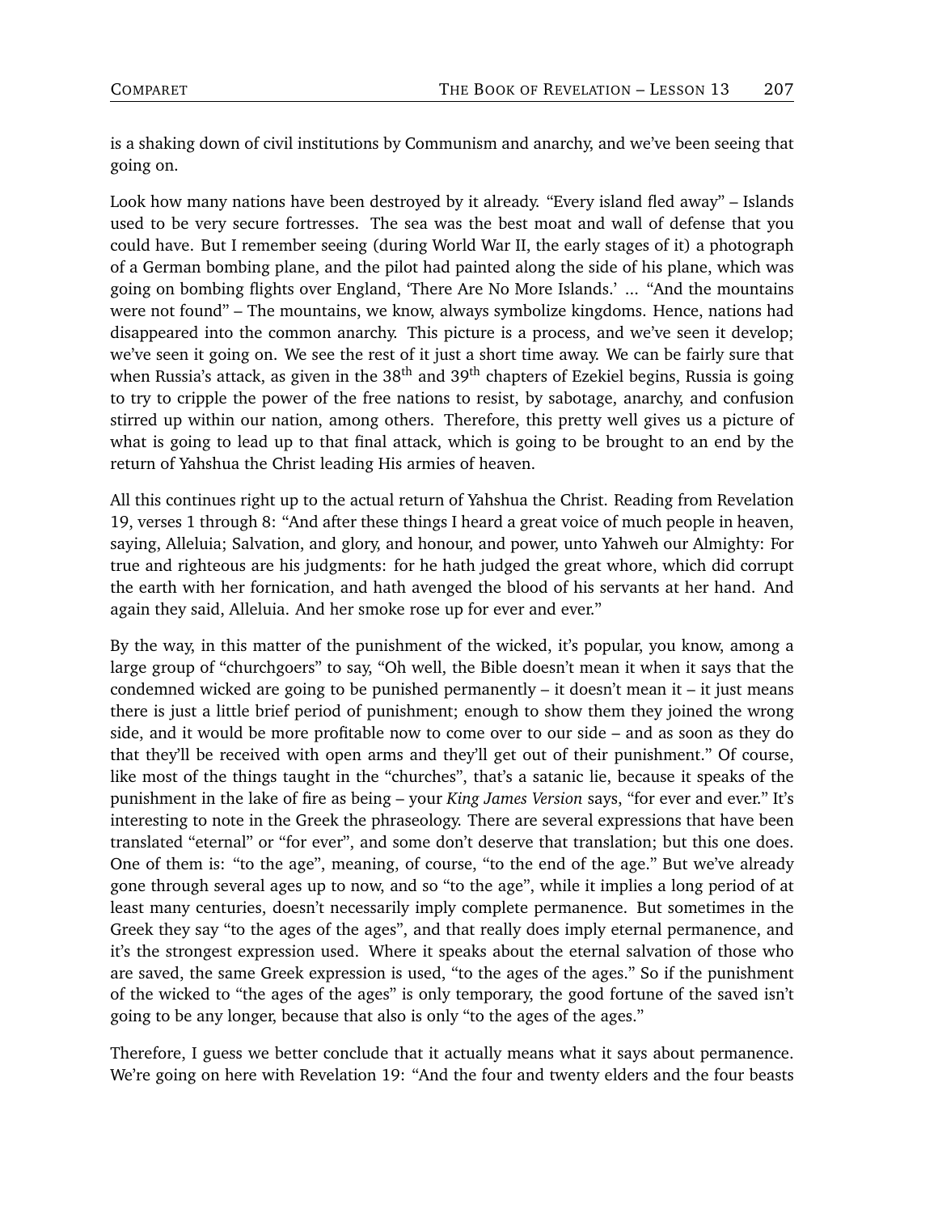is a shaking down of civil institutions by Communism and anarchy, and we've been seeing that going on.

Look how many nations have been destroyed by it already. "Every island fled away" – Islands used to be very secure fortresses. The sea was the best moat and wall of defense that you could have. But I remember seeing (during World War II, the early stages of it) a photograph of a German bombing plane, and the pilot had painted along the side of his plane, which was going on bombing flights over England, 'There Are No More Islands.' ... "And the mountains were not found" – The mountains, we know, always symbolize kingdoms. Hence, nations had disappeared into the common anarchy. This picture is a process, and we've seen it develop; we've seen it going on. We see the rest of it just a short time away. We can be fairly sure that when Russia's attack, as given in the 38th and 39th chapters of Ezekiel begins, Russia is going to try to cripple the power of the free nations to resist, by sabotage, anarchy, and confusion stirred up within our nation, among others. Therefore, this pretty well gives us a picture of what is going to lead up to that final attack, which is going to be brought to an end by the return of Yahshua the Christ leading His armies of heaven.

All this continues right up to the actual return of Yahshua the Christ. Reading from Revelation 19, verses 1 through 8: "And after these things I heard a great voice of much people in heaven, saying, Alleluia; Salvation, and glory, and honour, and power, unto Yahweh our Almighty: For true and righteous are his judgments: for he hath judged the great whore, which did corrupt the earth with her fornication, and hath avenged the blood of his servants at her hand. And again they said, Alleluia. And her smoke rose up for ever and ever."

By the way, in this matter of the punishment of the wicked, it's popular, you know, among a large group of "churchgoers" to say, "Oh well, the Bible doesn't mean it when it says that the condemned wicked are going to be punished permanently – it doesn't mean it – it just means there is just a little brief period of punishment; enough to show them they joined the wrong side, and it would be more profitable now to come over to our side – and as soon as they do that they'll be received with open arms and they'll get out of their punishment." Of course, like most of the things taught in the "churches", that's a satanic lie, because it speaks of the punishment in the lake of fire as being – your *King James Version* says, "for ever and ever." It's interesting to note in the Greek the phraseology. There are several expressions that have been translated "eternal" or "for ever", and some don't deserve that translation; but this one does. One of them is: "to the age", meaning, of course, "to the end of the age." But we've already gone through several ages up to now, and so "to the age", while it implies a long period of at least many centuries, doesn't necessarily imply complete permanence. But sometimes in the Greek they say "to the ages of the ages", and that really does imply eternal permanence, and it's the strongest expression used. Where it speaks about the eternal salvation of those who are saved, the same Greek expression is used, "to the ages of the ages." So if the punishment of the wicked to "the ages of the ages" is only temporary, the good fortune of the saved isn't going to be any longer, because that also is only "to the ages of the ages."

Therefore, I guess we better conclude that it actually means what it says about permanence. We're going on here with Revelation 19: "And the four and twenty elders and the four beasts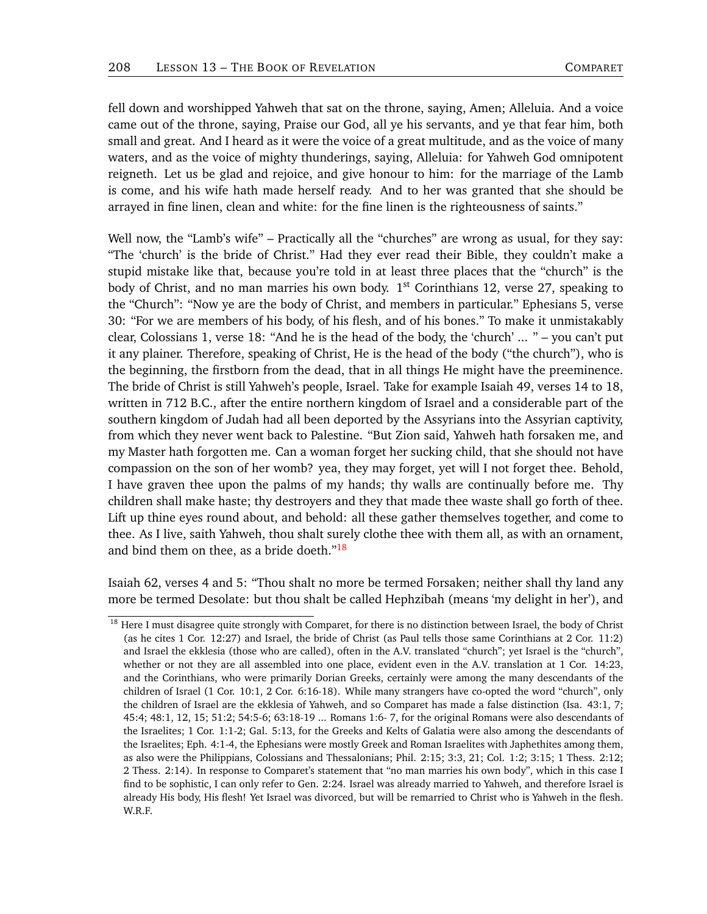fell down and worshipped Yahweh that sat on the throne, saying, Amen; Alleluia. And a voice came out of the throne, saying, Praise our God, all ye his servants, and ye that fear him, both small and great. And I heard as it were the voice of a great multitude, and as the voice of many waters, and as the voice of mighty thunderings, saying, Alleluia: for Yahweh God omnipotent reigneth. Let us be glad and rejoice, and give honour to him: for the marriage of the Lamb is come, and his wife hath made herself ready. And to her was granted that she should be arrayed in fine linen, clean and white: for the fine linen is the righteousness of saints."

Well now, the "Lamb's wife" – Practically all the "churches" are wrong as usual, for they say: "The 'church' is the bride of Christ." Had they ever read their Bible, they couldn't make a stupid mistake like that, because you're told in at least three places that the "church" is the body of Christ, and no man marries his own body. 1st Corinthians 12, verse 27, speaking to the "Church": "Now ye are the body of Christ, and members in particular." Ephesians 5, verse 30: "For we are members of his body, of his flesh, and of his bones." To make it unmistakably clear, Colossians 1, verse 18: "And he is the head of the body, the 'church' ... " – you can't put it any plainer. Therefore, speaking of Christ, He is the head of the body ("the church"), who is the beginning, the firstborn from the dead, that in all things He might have the preeminence. The bride of Christ is still Yahweh's people, Israel. Take for example Isaiah 49, verses 14 to 18, written in 712 B.C., after the entire northern kingdom of Israel and a considerable part of the southern kingdom of Judah had all been deported by the Assyrians into the Assyrian captivity, from which they never went back to Palestine. "But Zion said, Yahweh hath forsaken me, and my Master hath forgotten me. Can a woman forget her sucking child, that she should not have compassion on the son of her womb? yea, they may forget, yet will I not forget thee. Behold, I have graven thee upon the palms of my hands; thy walls are continually before me. Thy children shall make haste; thy destroyers and they that made thee waste shall go forth of thee. Lift up thine eyes round about, and behold: all these gather themselves together, and come to thee. As I live, saith Yahweh, thou shalt surely clothe thee with them all, as with an ornament, and bind them on thee, as a bride doeth."[18]

Isaiah 62, verses 4 and 5: "Thou shalt no more be termed Forsaken; neither shall thy land any more be termed Desolate: but thou shalt be called Hephzibah (means 'my delight in her'), and

---

[18] Here I must disagree quite strongly with Comparet, for there is no distinction between Israel, the body of Christ (as he cites 1 Cor. 12:27) and Israel, the bride of Christ (as Paul tells those same Corinthians at 2 Cor. 11:2) and Israel the ekklesia (those who are called), often in the A.V. translated "church"; yet Israel is the "church", whether or not they are all assembled into one place, evident even in the A.V. translation at 1 Cor. 14:23, and the Corinthians, who were primarily Dorian Greeks, certainly were among the many descendants of the children of Israel (1 Cor. 10:1, 2 Cor. 6:16-18). While many strangers have co-opted the word "church", only the children of Israel are the ekklesia of Yahweh, and so Comparet has made a false distinction (Isa. 43:1, 7; 45:4; 48:1, 12, 15; 51:2; 54:5-6; 63:18-19 ... Romans 1:6- 7, for the original Romans were also descendants of the Israelites; 1 Cor. 1:1-2; Gal. 5:13, for the Greeks and Kelts of Galatia were also among the descendants of the Israelites; Eph. 4:1-4, the Ephesians were mostly Greek and Roman Israelites with Japhethites among them, as also were the Philippians, Colossians and Thessalonians; Phil. 2:15; 3:3, 21; Col. 1:2; 3:15; 1 Thess. 2:12; 2 Thess. 2:14). In response to Comparet's statement that "no man marries his own body", which in this case I find to be sophistic, I can only refer to Gen. 2:24. Israel was already married to Yahweh, and therefore Israel is already His body, His flesh! Yet Israel was divorced, but will be remarried to Christ who is Yahweh in the flesh. W.R.F.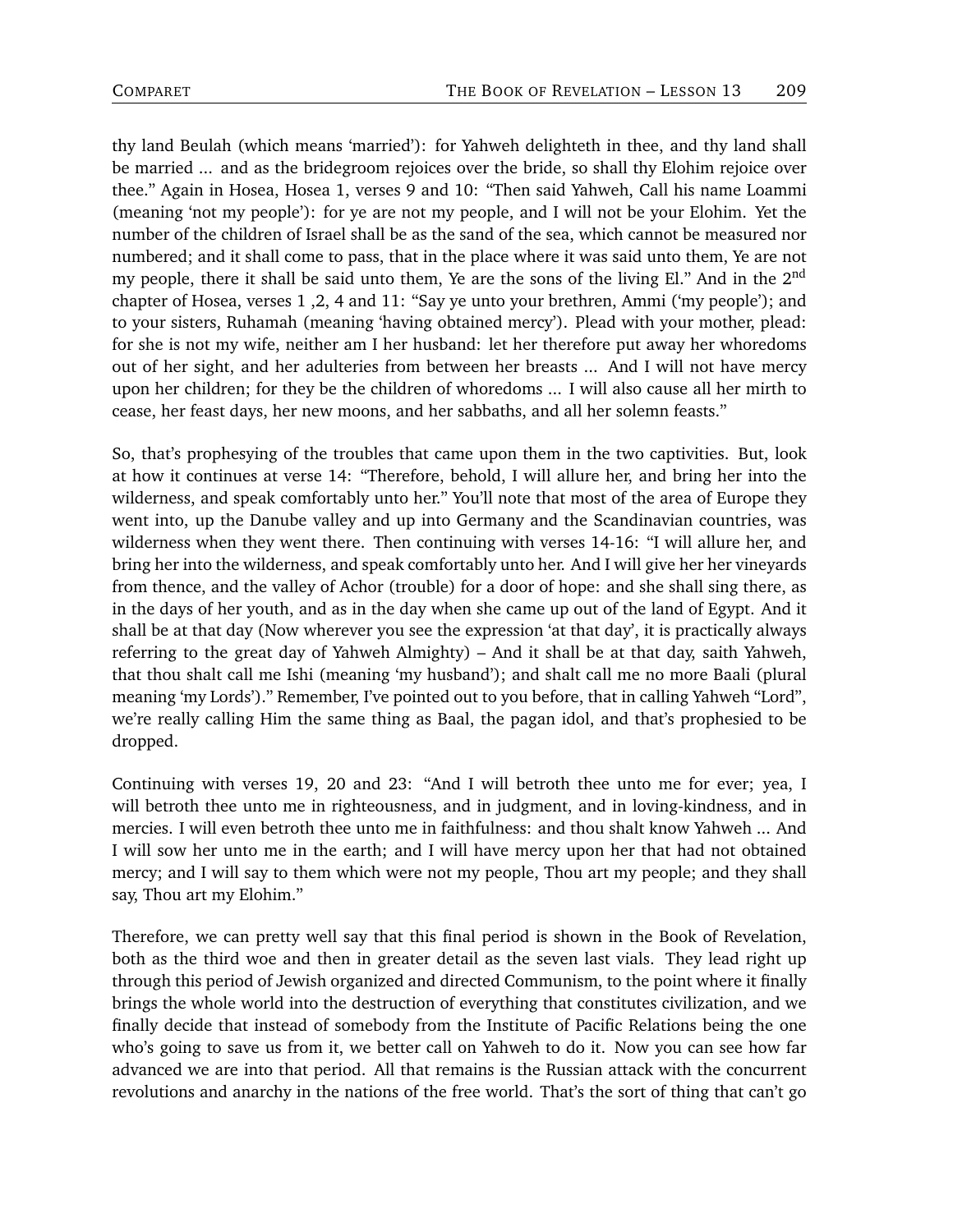thy land Beulah (which means 'married'): for Yahweh delighteth in thee, and thy land shall be married ... and as the bridegroom rejoices over the bride, so shall thy Elohim rejoice over thee." Again in Hosea, Hosea 1, verses 9 and 10: "Then said Yahweh, Call his name Loammi (meaning 'not my people'): for ye are not my people, and I will not be your Elohim. Yet the number of the children of Israel shall be as the sand of the sea, which cannot be measured nor numbered; and it shall come to pass, that in the place where it was said unto them, Ye are not my people, there it shall be said unto them, Ye are the sons of the living El." And in the 2nd chapter of Hosea, verses 1 ,2, 4 and 11: "Say ye unto your brethren, Ammi ('my people'); and to your sisters, Ruhamah (meaning 'having obtained mercy'). Plead with your mother, plead: for she is not my wife, neither am I her husband: let her therefore put away her whoredoms out of her sight, and her adulteries from between her breasts ... And I will not have mercy upon her children; for they be the children of whoredoms ... I will also cause all her mirth to cease, her feast days, her new moons, and her sabbaths, and all her solemn feasts."

So, that's prophesying of the troubles that came upon them in the two captivities. But, look at how it continues at verse 14: "Therefore, behold, I will allure her, and bring her into the wilderness, and speak comfortably unto her." You'll note that most of the area of Europe they went into, up the Danube valley and up into Germany and the Scandinavian countries, was wilderness when they went there. Then continuing with verses 14-16: "I will allure her, and bring her into the wilderness, and speak comfortably unto her. And I will give her her vineyards from thence, and the valley of Achor (trouble) for a door of hope: and she shall sing there, as in the days of her youth, and as in the day when she came up out of the land of Egypt. And it shall be at that day (Now wherever you see the expression 'at that day', it is practically always referring to the great day of Yahweh Almighty) – And it shall be at that day, saith Yahweh, that thou shalt call me Ishi (meaning 'my husband'); and shalt call me no more Baali (plural meaning 'my Lords')." Remember, I've pointed out to you before, that in calling Yahweh "Lord", we're really calling Him the same thing as Baal, the pagan idol, and that's prophesied to be dropped.

Continuing with verses 19, 20 and 23: "And I will betroth thee unto me for ever; yea, I will betroth thee unto me in righteousness, and in judgment, and in loving-kindness, and in mercies. I will even betroth thee unto me in faithfulness: and thou shalt know Yahweh ... And I will sow her unto me in the earth; and I will have mercy upon her that had not obtained mercy; and I will say to them which were not my people, Thou art my people; and they shall say, Thou art my Elohim."

Therefore, we can pretty well say that this final period is shown in the Book of Revelation, both as the third woe and then in greater detail as the seven last vials. They lead right up through this period of Jewish organized and directed Communism, to the point where it finally brings the whole world into the destruction of everything that constitutes civilization, and we finally decide that instead of somebody from the Institute of Pacific Relations being the one who's going to save us from it, we better call on Yahweh to do it. Now you can see how far advanced we are into that period. All that remains is the Russian attack with the concurrent revolutions and anarchy in the nations of the free world. That's the sort of thing that can't go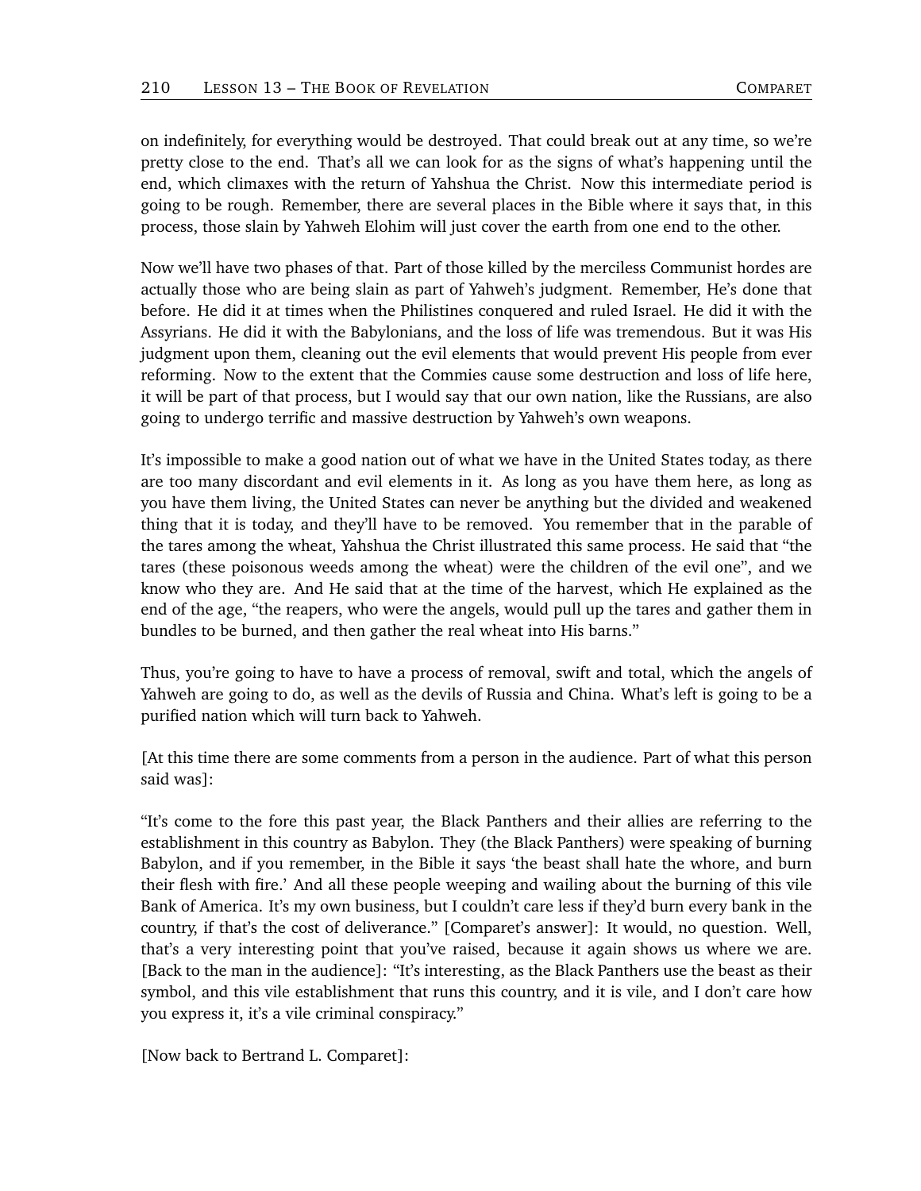on indefinitely, for everything would be destroyed. That could break out at any time, so we're pretty close to the end. That's all we can look for as the signs of what's happening until the end, which climaxes with the return of Yahshua the Christ. Now this intermediate period is going to be rough. Remember, there are several places in the Bible where it says that, in this process, those slain by Yahweh Elohim will just cover the earth from one end to the other.

Now we'll have two phases of that. Part of those killed by the merciless Communist hordes are actually those who are being slain as part of Yahweh's judgment. Remember, He's done that before. He did it at times when the Philistines conquered and ruled Israel. He did it with the Assyrians. He did it with the Babylonians, and the loss of life was tremendous. But it was His judgment upon them, cleaning out the evil elements that would prevent His people from ever reforming. Now to the extent that the Commies cause some destruction and loss of life here, it will be part of that process, but I would say that our own nation, like the Russians, are also going to undergo terrific and massive destruction by Yahweh's own weapons.

It's impossible to make a good nation out of what we have in the United States today, as there are too many discordant and evil elements in it. As long as you have them here, as long as you have them living, the United States can never be anything but the divided and weakened thing that it is today, and they'll have to be removed. You remember that in the parable of the tares among the wheat, Yahshua the Christ illustrated this same process. He said that "the tares (these poisonous weeds among the wheat) were the children of the evil one", and we know who they are. And He said that at the time of the harvest, which He explained as the end of the age, "the reapers, who were the angels, would pull up the tares and gather them in bundles to be burned, and then gather the real wheat into His barns."

Thus, you're going to have to have a process of removal, swift and total, which the angels of Yahweh are going to do, as well as the devils of Russia and China. What's left is going to be a purified nation which will turn back to Yahweh.

[At this time there are some comments from a person in the audience. Part of what this person said was]:

"It's come to the fore this past year, the Black Panthers and their allies are referring to the establishment in this country as Babylon. They (the Black Panthers) were speaking of burning Babylon, and if you remember, in the Bible it says 'the beast shall hate the whore, and burn their flesh with fire.' And all these people weeping and wailing about the burning of this vile Bank of America. It's my own business, but I couldn't care less if they'd burn every bank in the country, if that's the cost of deliverance." [Comparet's answer]: It would, no question. Well, that's a very interesting point that you've raised, because it again shows us where we are. [Back to the man in the audience]: "It's interesting, as the Black Panthers use the beast as their symbol, and this vile establishment that runs this country, and it is vile, and I don't care how you express it, it's a vile criminal conspiracy."

[Now back to Bertrand L. Comparet]: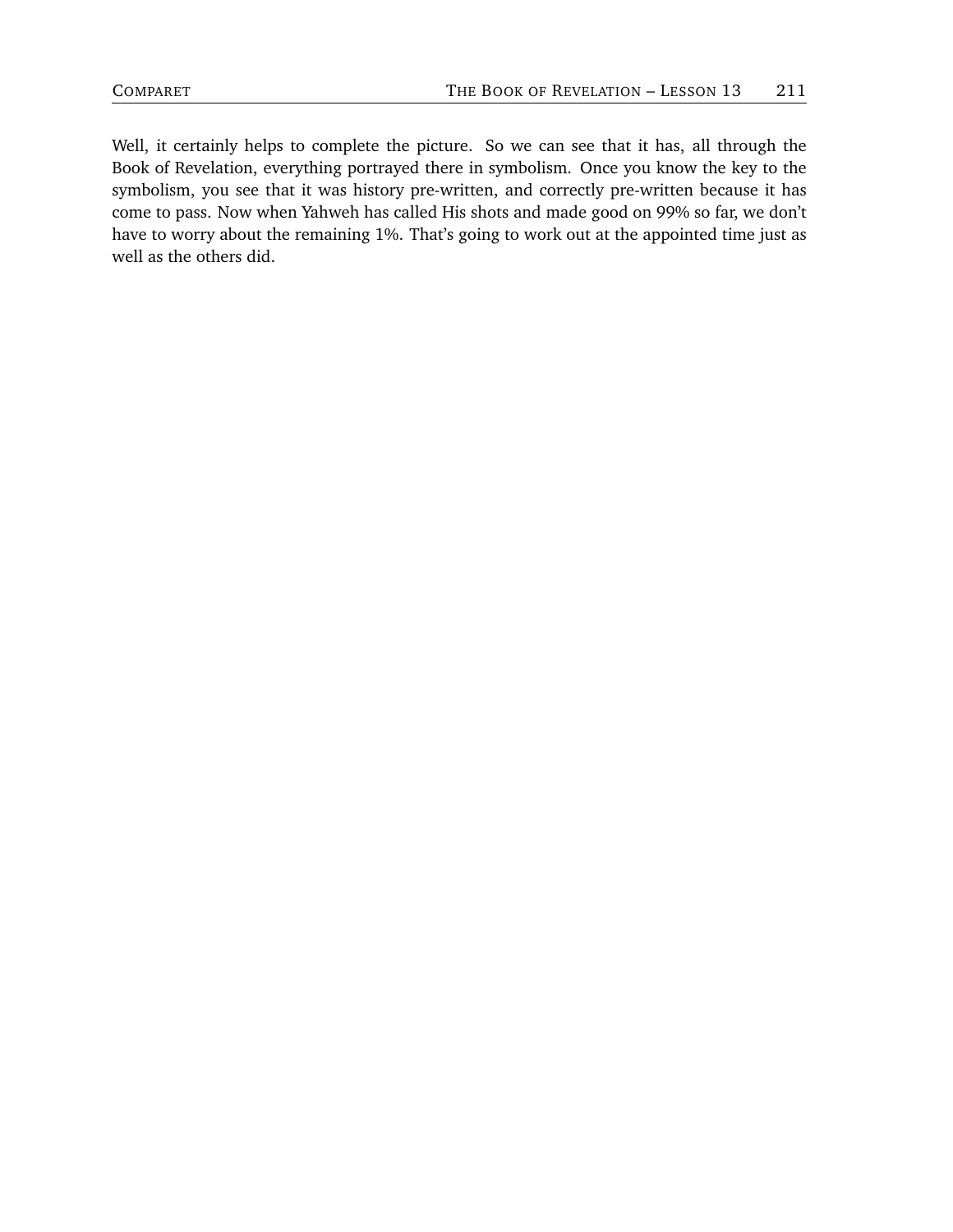Well, it certainly helps to complete the picture. So we can see that it has, all through the Book of Revelation, everything portrayed there in symbolism. Once you know the key to the symbolism, you see that it was history pre-written, and correctly pre-written because it has come to pass. Now when Yahweh has called His shots and made good on 99% so far, we don't have to worry about the remaining 1%. That's going to work out at the appointed time just as well as the others did.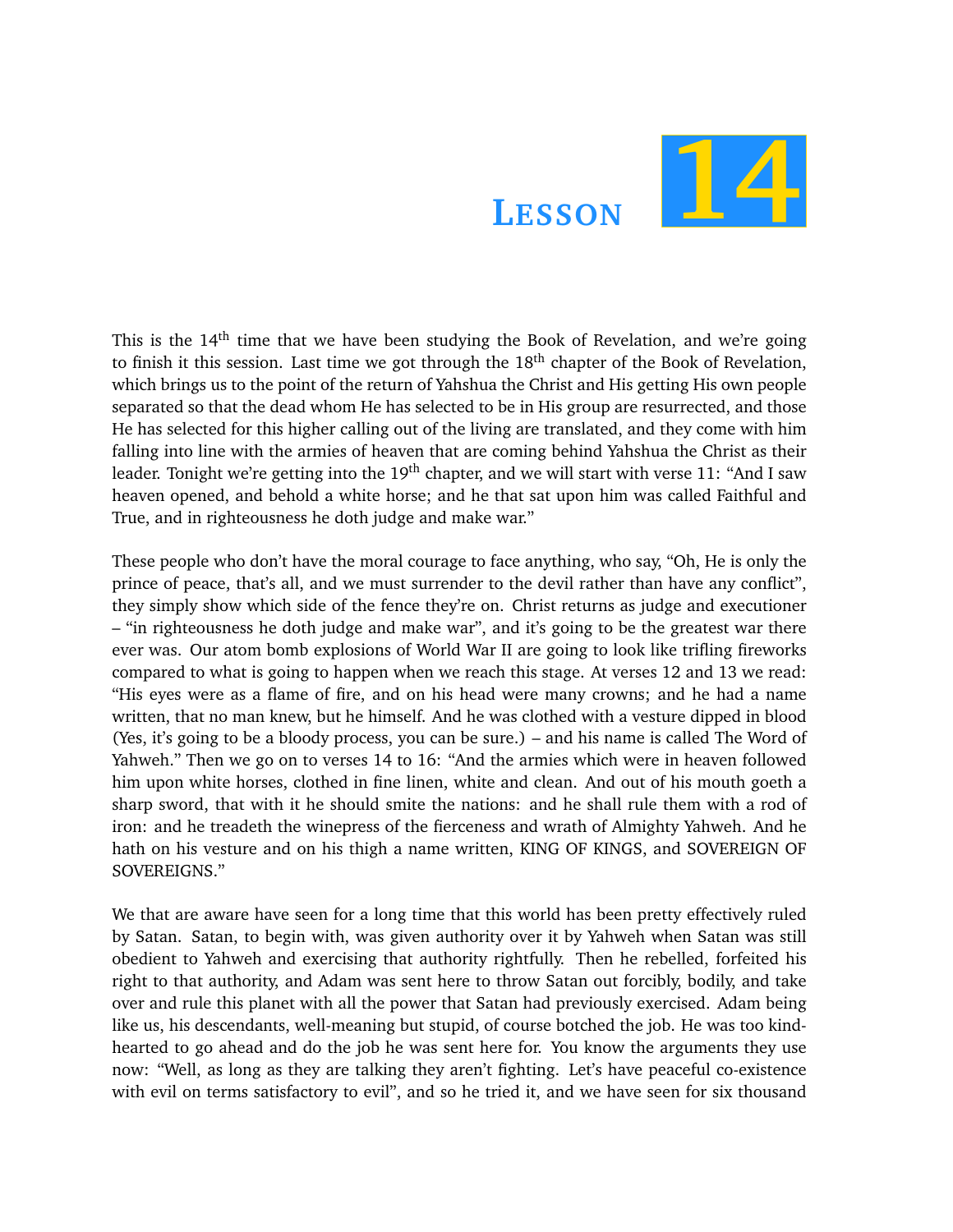# Lesson 14

This is the 14th time that we have been studying the Book of Revelation, and we're going to finish it this session. Last time we got through the 18th chapter of the Book of Revelation, which brings us to the point of the return of Yahshua the Christ and His getting His own people separated so that the dead whom He has selected to be in His group are resurrected, and those He has selected for this higher calling out of the living are translated, and they come with him falling into line with the armies of heaven that are coming behind Yahshua the Christ as their leader. Tonight we're getting into the 19th chapter, and we will start with verse 11: "And I saw heaven opened, and behold a white horse; and he that sat upon him was called Faithful and True, and in righteousness he doth judge and make war."

These people who don't have the moral courage to face anything, who say, "Oh, He is only the prince of peace, that's all, and we must surrender to the devil rather than have any conflict", they simply show which side of the fence they're on. Christ returns as judge and executioner – "in righteousness he doth judge and make war", and it's going to be the greatest war there ever was. Our atom bomb explosions of World War II are going to look like trifling fireworks compared to what is going to happen when we reach this stage. At verses 12 and 13 we read: "His eyes were as a flame of fire, and on his head were many crowns; and he had a name written, that no man knew, but he himself. And he was clothed with a vesture dipped in blood (Yes, it's going to be a bloody process, you can be sure.) – and his name is called The Word of Yahweh." Then we go on to verses 14 to 16: "And the armies which were in heaven followed him upon white horses, clothed in fine linen, white and clean. And out of his mouth goeth a sharp sword, that with it he should smite the nations: and he shall rule them with a rod of iron: and he treadeth the winepress of the fierceness and wrath of Almighty Yahweh. And he hath on his vesture and on his thigh a name written, KING OF KINGS, and SOVEREIGN OF SOVEREIGNS."

We that are aware have seen for a long time that this world has been pretty effectively ruled by Satan. Satan, to begin with, was given authority over it by Yahweh when Satan was still obedient to Yahweh and exercising that authority rightfully. Then he rebelled, forfeited his right to that authority, and Adam was sent here to throw Satan out forcibly, bodily, and take over and rule this planet with all the power that Satan had previously exercised. Adam being like us, his descendants, well-meaning but stupid, of course botched the job. He was too kind-hearted to go ahead and do the job he was sent here for. You know the arguments they use now: "Well, as long as they are talking they aren't fighting. Let's have peaceful co-existence with evil on terms satisfactory to evil", and so he tried it, and we have seen for six thousand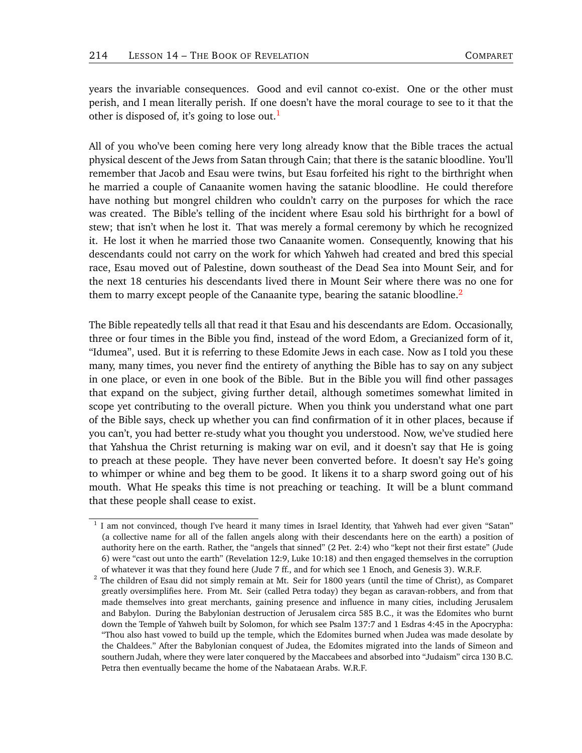years the invariable consequences. Good and evil cannot co-exist. One or the other must perish, and I mean literally perish. If one doesn't have the moral courage to see to it that the other is disposed of, it's going to lose out.[1]

All of you who've been coming here very long already know that the Bible traces the actual physical descent of the Jews from Satan through Cain; that there is the satanic bloodline. You'll remember that Jacob and Esau were twins, but Esau forfeited his right to the birthright when he married a couple of Canaanite women having the satanic bloodline. He could therefore have nothing but mongrel children who couldn't carry on the purposes for which the race was created. The Bible's telling of the incident where Esau sold his birthright for a bowl of stew; that isn't when he lost it. That was merely a formal ceremony by which he recognized it. He lost it when he married those two Canaanite women. Consequently, knowing that his descendants could not carry on the work for which Yahweh had created and bred this special race, Esau moved out of Palestine, down southeast of the Dead Sea into Mount Seir, and for the next 18 centuries his descendants lived there in Mount Seir where there was no one for them to marry except people of the Canaanite type, bearing the satanic bloodline.[2]

The Bible repeatedly tells all that read it that Esau and his descendants are Edom. Occasionally, three or four times in the Bible you find, instead of the word Edom, a Grecianized form of it, "Idumea", used. But it is referring to these Edomite Jews in each case. Now as I told you these many, many times, you never find the entirety of anything the Bible has to say on any subject in one place, or even in one book of the Bible. But in the Bible you will find other passages that expand on the subject, giving further detail, although sometimes somewhat limited in scope yet contributing to the overall picture. When you think you understand what one part of the Bible says, check up whether you can find confirmation of it in other places, because if you can't, you had better re-study what you thought you understood. Now, we've studied here that Yahshua the Christ returning is making war on evil, and it doesn't say that He is going to preach at these people. They have never been converted before. It doesn't say He's going to whimper or whine and beg them to be good. It likens it to a sharp sword going out of his mouth. What He speaks this time is not preaching or teaching. It will be a blunt command that these people shall cease to exist.

---

[1] I am not convinced, though I've heard it many times in Israel Identity, that Yahweh had ever given "Satan" (a collective name for all of the fallen angels along with their descendants here on the earth) a position of authority here on the earth. Rather, the "angels that sinned" (2 Pet. 2:4) who "kept not their first estate" (Jude 6) were "cast out unto the earth" (Revelation 12:9, Luke 10:18) and then engaged themselves in the corruption of whatever it was that they found here (Jude 7 ff., and for which see 1 Enoch, and Genesis 3). W.R.F.

[2] The children of Esau did not simply remain at Mt. Seir for 1800 years (until the time of Christ), as Comparet greatly oversimplifies here. From Mt. Seir (called Petra today) they began as caravan-robbers, and from that made themselves into great merchants, gaining presence and influence in many cities, including Jerusalem and Babylon. During the Babylonian destruction of Jerusalem circa 585 B.C., it was the Edomites who burnt down the Temple of Yahweh built by Solomon, for which see Psalm 137:7 and 1 Esdras 4:45 in the Apocrypha: "Thou also hast vowed to build up the temple, which the Edomites burned when Judea was made desolate by the Chaldees." After the Babylonian conquest of Judea, the Edomites migrated into the lands of Simeon and southern Judah, where they were later conquered by the Maccabees and absorbed into "Judaism" circa 130 B.C. Petra then eventually became the home of the Nabataean Arabs. W.R.F.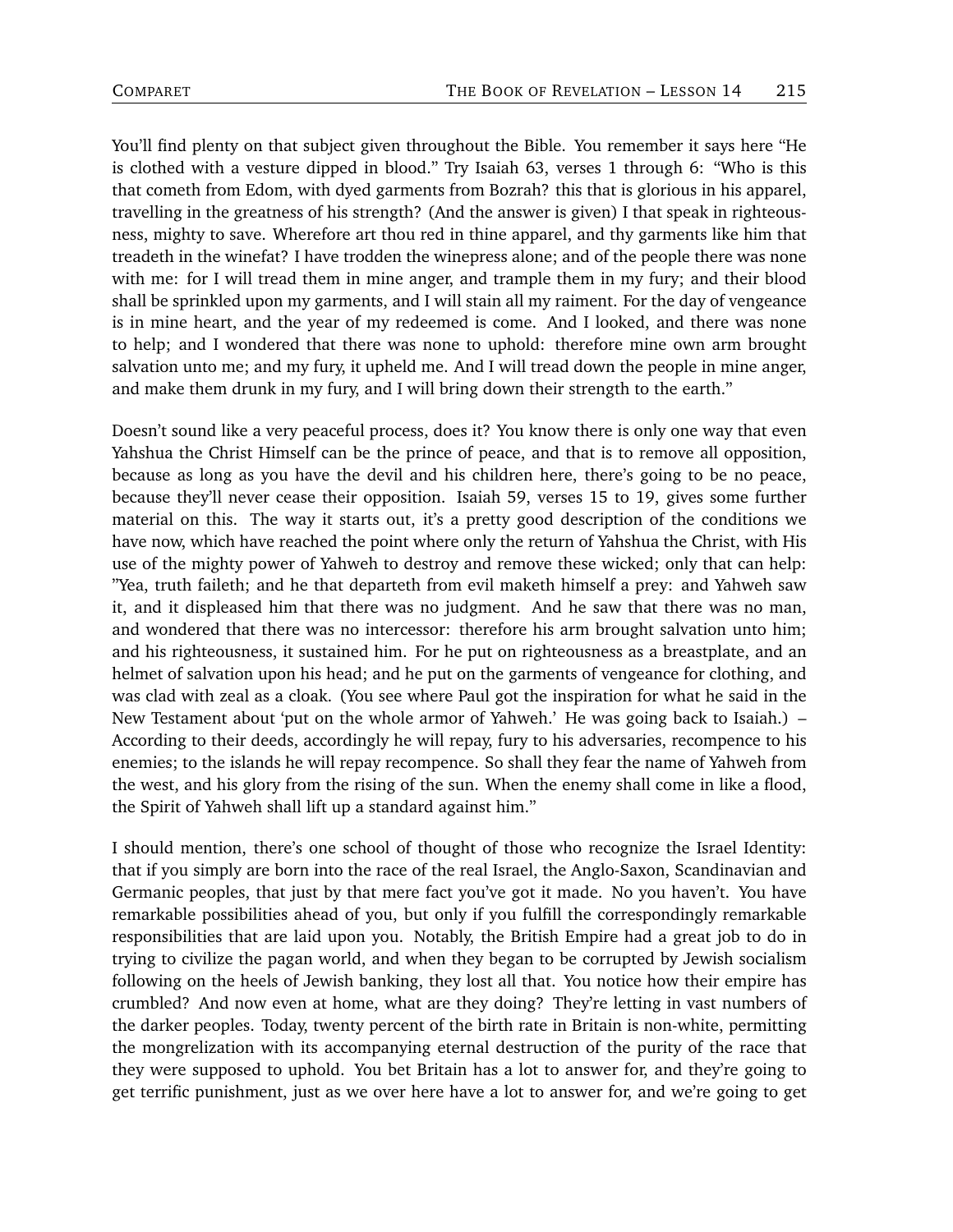You'll find plenty on that subject given throughout the Bible. You remember it says here "He is clothed with a vesture dipped in blood." Try Isaiah 63, verses 1 through 6: "Who is this that cometh from Edom, with dyed garments from Bozrah? this that is glorious in his apparel, travelling in the greatness of his strength? (And the answer is given) I that speak in righteousness, mighty to save. Wherefore art thou red in thine apparel, and thy garments like him that treadeth in the winefat? I have trodden the winepress alone; and of the people there was none with me: for I will tread them in mine anger, and trample them in my fury; and their blood shall be sprinkled upon my garments, and I will stain all my raiment. For the day of vengeance is in mine heart, and the year of my redeemed is come. And I looked, and there was none to help; and I wondered that there was none to uphold: therefore mine own arm brought salvation unto me; and my fury, it upheld me. And I will tread down the people in mine anger, and make them drunk in my fury, and I will bring down their strength to the earth."

Doesn't sound like a very peaceful process, does it? You know there is only one way that even Yahshua the Christ Himself can be the prince of peace, and that is to remove all opposition, because as long as you have the devil and his children here, there's going to be no peace, because they'll never cease their opposition. Isaiah 59, verses 15 to 19, gives some further material on this. The way it starts out, it's a pretty good description of the conditions we have now, which have reached the point where only the return of Yahshua the Christ, with His use of the mighty power of Yahweh to destroy and remove these wicked; only that can help: "Yea, truth faileth; and he that departeth from evil maketh himself a prey: and Yahweh saw it, and it displeased him that there was no judgment. And he saw that there was no man, and wondered that there was no intercessor: therefore his arm brought salvation unto him; and his righteousness, it sustained him. For he put on righteousness as a breastplate, and an helmet of salvation upon his head; and he put on the garments of vengeance for clothing, and was clad with zeal as a cloak. (You see where Paul got the inspiration for what he said in the New Testament about 'put on the whole armor of Yahweh.' He was going back to Isaiah.) – According to their deeds, accordingly he will repay, fury to his adversaries, recompence to his enemies; to the islands he will repay recompence. So shall they fear the name of Yahweh from the west, and his glory from the rising of the sun. When the enemy shall come in like a flood, the Spirit of Yahweh shall lift up a standard against him."

I should mention, there's one school of thought of those who recognize the Israel Identity: that if you simply are born into the race of the real Israel, the Anglo-Saxon, Scandinavian and Germanic peoples, that just by that mere fact you've got it made. No you haven't. You have remarkable possibilities ahead of you, but only if you fulfill the correspondingly remarkable responsibilities that are laid upon you. Notably, the British Empire had a great job to do in trying to civilize the pagan world, and when they began to be corrupted by Jewish socialism following on the heels of Jewish banking, they lost all that. You notice how their empire has crumbled? And now even at home, what are they doing? They're letting in vast numbers of the darker peoples. Today, twenty percent of the birth rate in Britain is non-white, permitting the mongrelization with its accompanying eternal destruction of the purity of the race that they were supposed to uphold. You bet Britain has a lot to answer for, and they're going to get terrific punishment, just as we over here have a lot to answer for, and we're going to get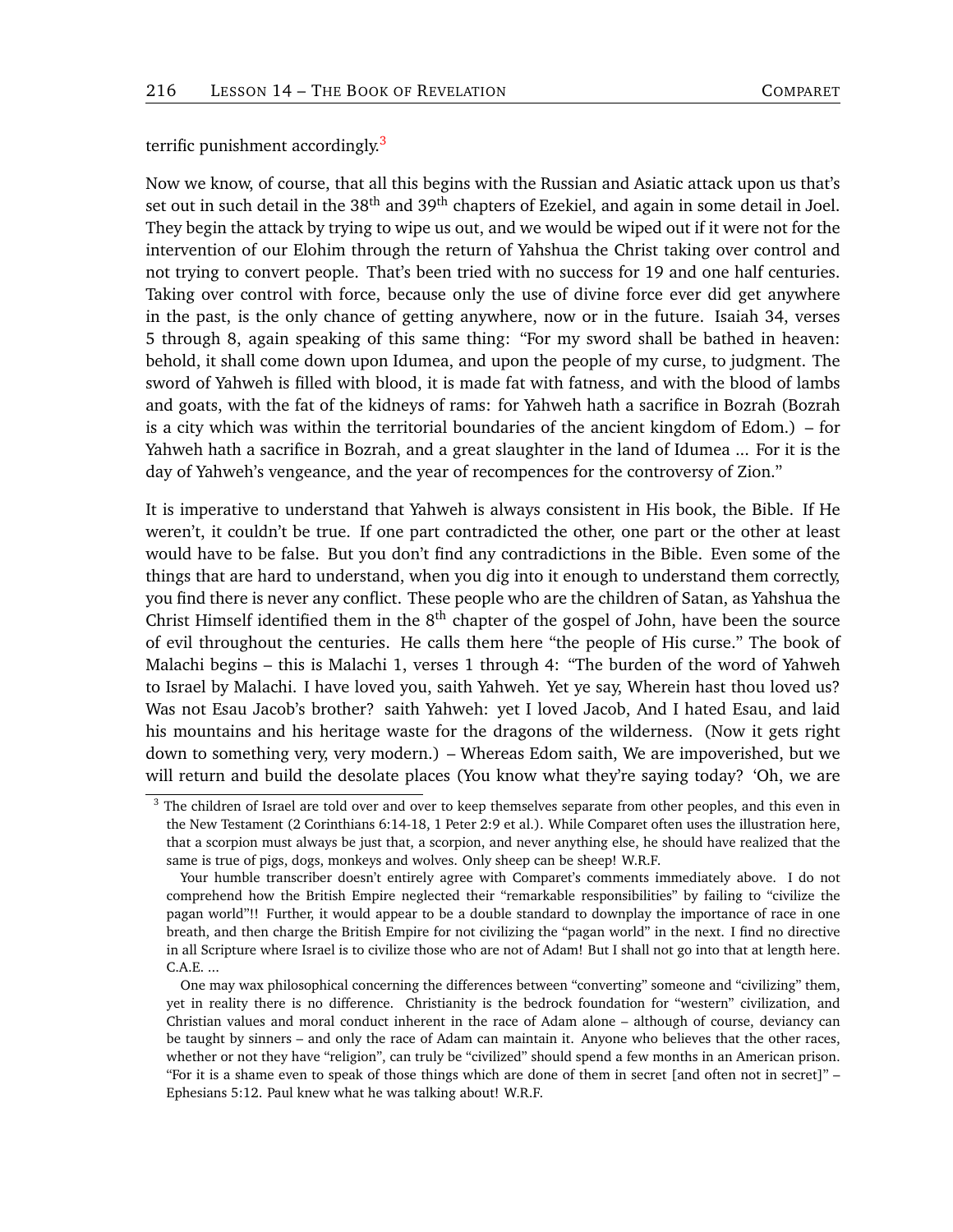terrific punishment accordingly.[3]

Now we know, of course, that all this begins with the Russian and Asiatic attack upon us that's set out in such detail in the 38th and 39th chapters of Ezekiel, and again in some detail in Joel. They begin the attack by trying to wipe us out, and we would be wiped out if it were not for the intervention of our Elohim through the return of Yahshua the Christ taking over control and not trying to convert people. That's been tried with no success for 19 and one half centuries. Taking over control with force, because only the use of divine force ever did get anywhere in the past, is the only chance of getting anywhere, now or in the future. Isaiah 34, verses 5 through 8, again speaking of this same thing: "For my sword shall be bathed in heaven: behold, it shall come down upon Idumea, and upon the people of my curse, to judgment. The sword of Yahweh is filled with blood, it is made fat with fatness, and with the blood of lambs and goats, with the fat of the kidneys of rams: for Yahweh hath a sacrifice in Bozrah (Bozrah is a city which was within the territorial boundaries of the ancient kingdom of Edom.) – for Yahweh hath a sacrifice in Bozrah, and a great slaughter in the land of Idumea ... For it is the day of Yahweh's vengeance, and the year of recompences for the controversy of Zion."

It is imperative to understand that Yahweh is always consistent in His book, the Bible. If He weren't, it couldn't be true. If one part contradicted the other, one part or the other at least would have to be false. But you don't find any contradictions in the Bible. Even some of the things that are hard to understand, when you dig into it enough to understand them correctly, you find there is never any conflict. These people who are the children of Satan, as Yahshua the Christ Himself identified them in the 8th chapter of the gospel of John, have been the source of evil throughout the centuries. He calls them here "the people of His curse." The book of Malachi begins – this is Malachi 1, verses 1 through 4: "The burden of the word of Yahweh to Israel by Malachi. I have loved you, saith Yahweh. Yet ye say, Wherein hast thou loved us? Was not Esau Jacob's brother? saith Yahweh: yet I loved Jacob, And I hated Esau, and laid his mountains and his heritage waste for the dragons of the wilderness. (Now it gets right down to something very, very modern.) – Whereas Edom saith, We are impoverished, but we will return and build the desolate places (You know what they're saying today? 'Oh, we are

---

[3] The children of Israel are told over and over to keep themselves separate from other peoples, and this even in the New Testament (2 Corinthians 6:14-18, 1 Peter 2:9 et al.). While Comparet often uses the illustration here, that a scorpion must always be just that, a scorpion, and never anything else, he should have realized that the same is true of pigs, dogs, monkeys and wolves. Only sheep can be sheep! W.R.F.

Your humble transcriber doesn't entirely agree with Comparet's comments immediately above. I do not comprehend how the British Empire neglected their "remarkable responsibilities" by failing to "civilize the pagan world"!! Further, it would appear to be a double standard to downplay the importance of race in one breath, and then charge the British Empire for not civilizing the "pagan world" in the next. I find no directive in all Scripture where Israel is to civilize those who are not of Adam! But I shall not go into that at length here. C.A.E. ...

One may wax philosophical concerning the differences between "converting" someone and "civilizing" them, yet in reality there is no difference. Christianity is the bedrock foundation for "western" civilization, and Christian values and moral conduct inherent in the race of Adam alone – although of course, deviancy can be taught by sinners – and only the race of Adam can maintain it. Anyone who believes that the other races, whether or not they have "religion", can truly be "civilized" should spend a few months in an American prison. "For it is a shame even to speak of those things which are done of them in secret [and often not in secret]" – Ephesians 5:12. Paul knew what he was talking about! W.R.F.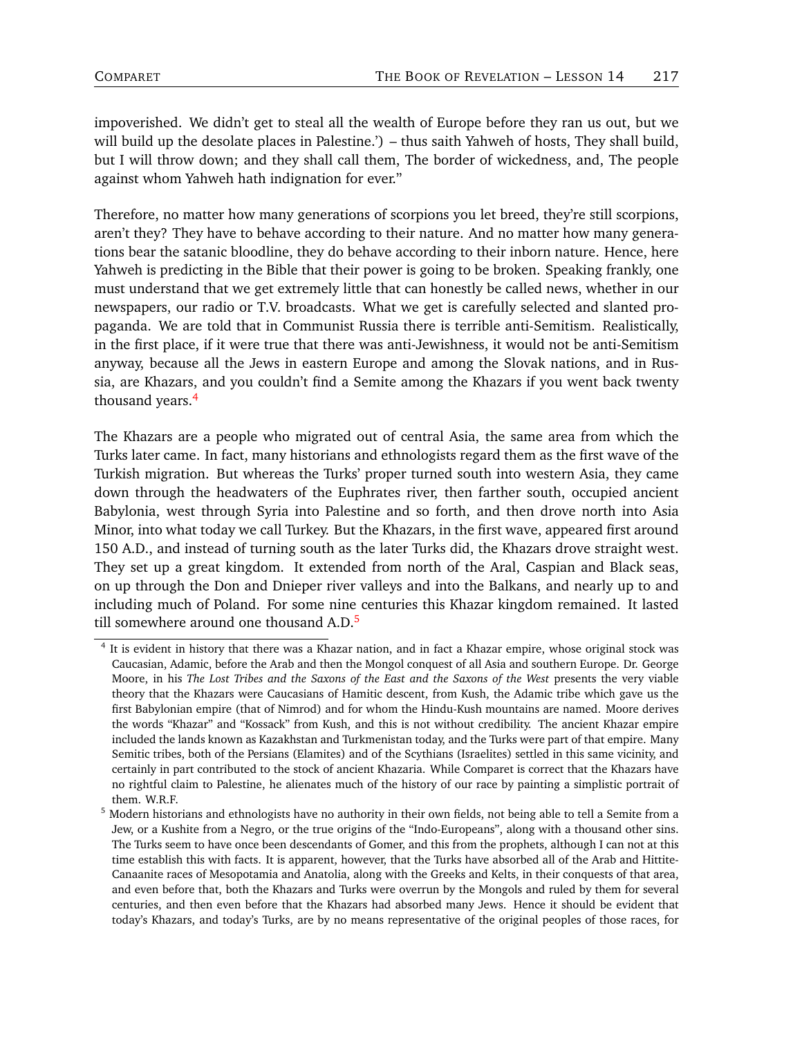impoverished. We didn't get to steal all the wealth of Europe before they ran us out, but we will build up the desolate places in Palestine.') – thus saith Yahweh of hosts, They shall build, but I will throw down; and they shall call them, The border of wickedness, and, The people against whom Yahweh hath indignation for ever."

Therefore, no matter how many generations of scorpions you let breed, they're still scorpions, aren't they? They have to behave according to their nature. And no matter how many generations bear the satanic bloodline, they do behave according to their inborn nature. Hence, here Yahweh is predicting in the Bible that their power is going to be broken. Speaking frankly, one must understand that we get extremely little that can honestly be called news, whether in our newspapers, our radio or T.V. broadcasts. What we get is carefully selected and slanted propaganda. We are told that in Communist Russia there is terrible anti-Semitism. Realistically, in the first place, if it were true that there was anti-Jewishness, it would not be anti-Semitism anyway, because all the Jews in eastern Europe and among the Slovak nations, and in Russia, are Khazars, and you couldn't find a Semite among the Khazars if you went back twenty thousand years.[4]

The Khazars are a people who migrated out of central Asia, the same area from which the Turks later came. In fact, many historians and ethnologists regard them as the first wave of the Turkish migration. But whereas the Turks' proper turned south into western Asia, they came down through the headwaters of the Euphrates river, then farther south, occupied ancient Babylonia, west through Syria into Palestine and so forth, and then drove north into Asia Minor, into what today we call Turkey. But the Khazars, in the first wave, appeared first around 150 A.D., and instead of turning south as the later Turks did, the Khazars drove straight west. They set up a great kingdom. It extended from north of the Aral, Caspian and Black seas, on up through the Don and Dnieper river valleys and into the Balkans, and nearly up to and including much of Poland. For some nine centuries this Khazar kingdom remained. It lasted till somewhere around one thousand A.D.[5]

[4] It is evident in history that there was a Khazar nation, and in fact a Khazar empire, whose original stock was Caucasian, Adamic, before the Arab and then the Mongol conquest of all Asia and southern Europe. Dr. George Moore, in his *The Lost Tribes and the Saxons of the East and the Saxons of the West* presents the very viable theory that the Khazars were Caucasians of Hamitic descent, from Kush, the Adamic tribe which gave us the first Babylonian empire (that of Nimrod) and for whom the Hindu-Kush mountains are named. Moore derives the words "Khazar" and "Kossack" from Kush, and this is not without credibility. The ancient Khazar empire included the lands known as Kazakhstan and Turkmenistan today, and the Turks were part of that empire. Many Semitic tribes, both of the Persians (Elamites) and of the Scythians (Israelites) settled in this same vicinity, and certainly in part contributed to the stock of ancient Khazaria. While Comparet is correct that the Khazars have no rightful claim to Palestine, he alienates much of the history of our race by painting a simplistic portrait of them. W.R.F.

[5] Modern historians and ethnologists have no authority in their own fields, not being able to tell a Semite from a Jew, or a Kushite from a Negro, or the true origins of the "Indo-Europeans", along with a thousand other sins. The Turks seem to have once been descendants of Gomer, and this from the prophets, although I can not at this time establish this with facts. It is apparent, however, that the Turks have absorbed all of the Arab and Hittite-Canaanite races of Mesopotamia and Anatolia, along with the Greeks and Kelts, in their conquests of that area, and even before that, both the Khazars and Turks were overrun by the Mongols and ruled by them for several centuries, and then even before that the Khazars had absorbed many Jews. Hence it should be evident that today's Khazars, and today's Turks, are by no means representative of the original peoples of those races, for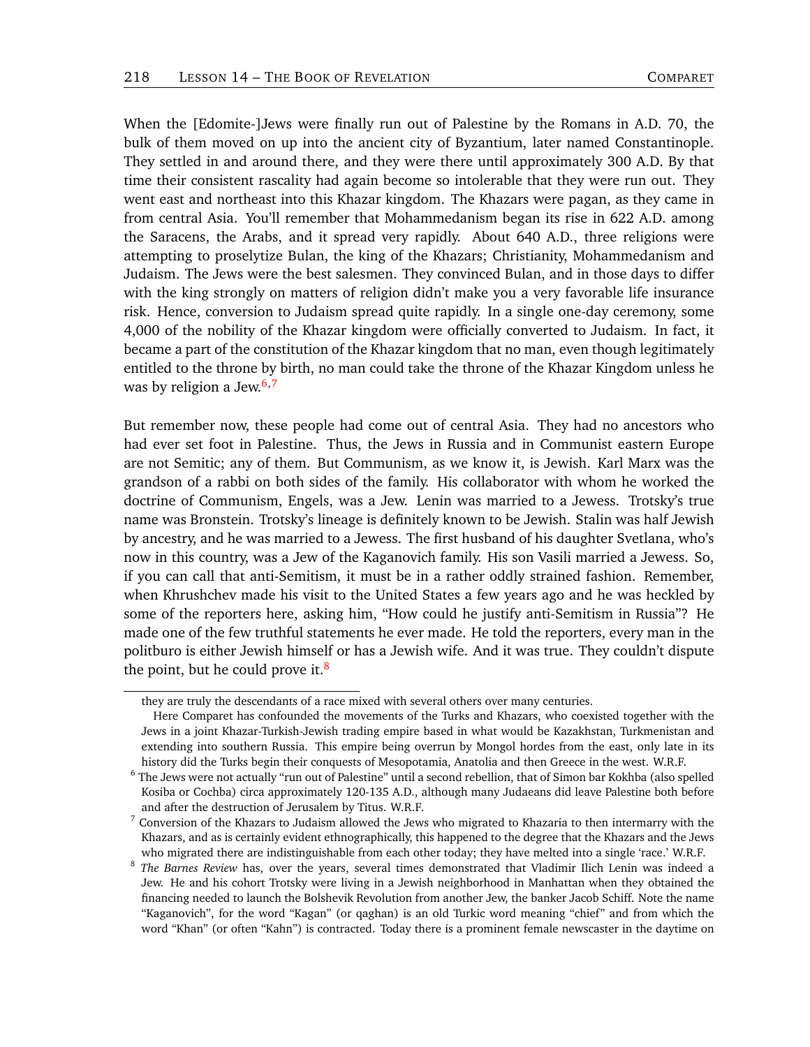When the [Edomite-]Jews were finally run out of Palestine by the Romans in A.D. 70, the bulk of them moved on up into the ancient city of Byzantium, later named Constantinople. They settled in and around there, and they were there until approximately 300 A.D. By that time their consistent rascality had again become so intolerable that they were run out. They went east and northeast into this Khazar kingdom. The Khazars were pagan, as they came in from central Asia. You'll remember that Mohammedanism began its rise in 622 A.D. among the Saracens, the Arabs, and it spread very rapidly. About 640 A.D., three religions were attempting to proselytize Bulan, the king of the Khazars; Christianity, Mohammedanism and Judaism. The Jews were the best salesmen. They convinced Bulan, and in those days to differ with the king strongly on matters of religion didn't make you a very favorable life insurance risk. Hence, conversion to Judaism spread quite rapidly. In a single one-day ceremony, some 4,000 of the nobility of the Khazar kingdom were officially converted to Judaism. In fact, it became a part of the constitution of the Khazar kingdom that no man, even though legitimately entitled to the throne by birth, no man could take the throne of the Khazar Kingdom unless he was by religion a Jew.[6,7]

But remember now, these people had come out of central Asia. They had no ancestors who had ever set foot in Palestine. Thus, the Jews in Russia and in Communist eastern Europe are not Semitic; any of them. But Communism, as we know it, is Jewish. Karl Marx was the grandson of a rabbi on both sides of the family. His collaborator with whom he worked the doctrine of Communism, Engels, was a Jew. Lenin was married to a Jewess. Trotsky's true name was Bronstein. Trotsky's lineage is definitely known to be Jewish. Stalin was half Jewish by ancestry, and he was married to a Jewess. The first husband of his daughter Svetlana, who's now in this country, was a Jew of the Kaganovich family. His son Vasili married a Jewess. So, if you can call that anti-Semitism, it must be in a rather oddly strained fashion. Remember, when Khrushchev made his visit to the United States a few years ago and he was heckled by some of the reporters here, asking him, "How could he justify anti-Semitism in Russia"? He made one of the few truthful statements he ever made. He told the reporters, every man in the politburo is either Jewish himself or has a Jewish wife. And it was true. They couldn't dispute the point, but he could prove it.[8]

---

they are truly the descendants of a race mixed with several others over many centuries.

Here Comparet has confounded the movements of the Turks and Khazars, who coexisted together with the Jews in a joint Khazar-Turkish-Jewish trading empire based in what would be Kazakhstan, Turkmenistan and extending into southern Russia. This empire being overrun by Mongol hordes from the east, only late in its history did the Turks begin their conquests of Mesopotamia, Anatolia and then Greece in the west. W.R.F.

[6] The Jews were not actually "run out of Palestine" until a second rebellion, that of Simon bar Kokhba (also spelled Kosiba or Cochba) circa approximately 120-135 A.D., although many Judaeans did leave Palestine both before and after the destruction of Jerusalem by Titus. W.R.F.

[7] Conversion of the Khazars to Judaism allowed the Jews who migrated to Khazaria to then intermarry with the Khazars, and as is certainly evident ethnographically, this happened to the degree that the Khazars and the Jews who migrated there are indistinguishable from each other today; they have melted into a single 'race.' W.R.F.

[8] *The Barnes Review* has, over the years, several times demonstrated that Vladimir Ilich Lenin was indeed a Jew. He and his cohort Trotsky were living in a Jewish neighborhood in Manhattan when they obtained the financing needed to launch the Bolshevik Revolution from another Jew, the banker Jacob Schiff. Note the name "Kaganovich", for the word "Kagan" (or qaghan) is an old Turkic word meaning "chief" and from which the word "Khan" (or often "Kahn") is contracted. Today there is a prominent female newscaster in the daytime on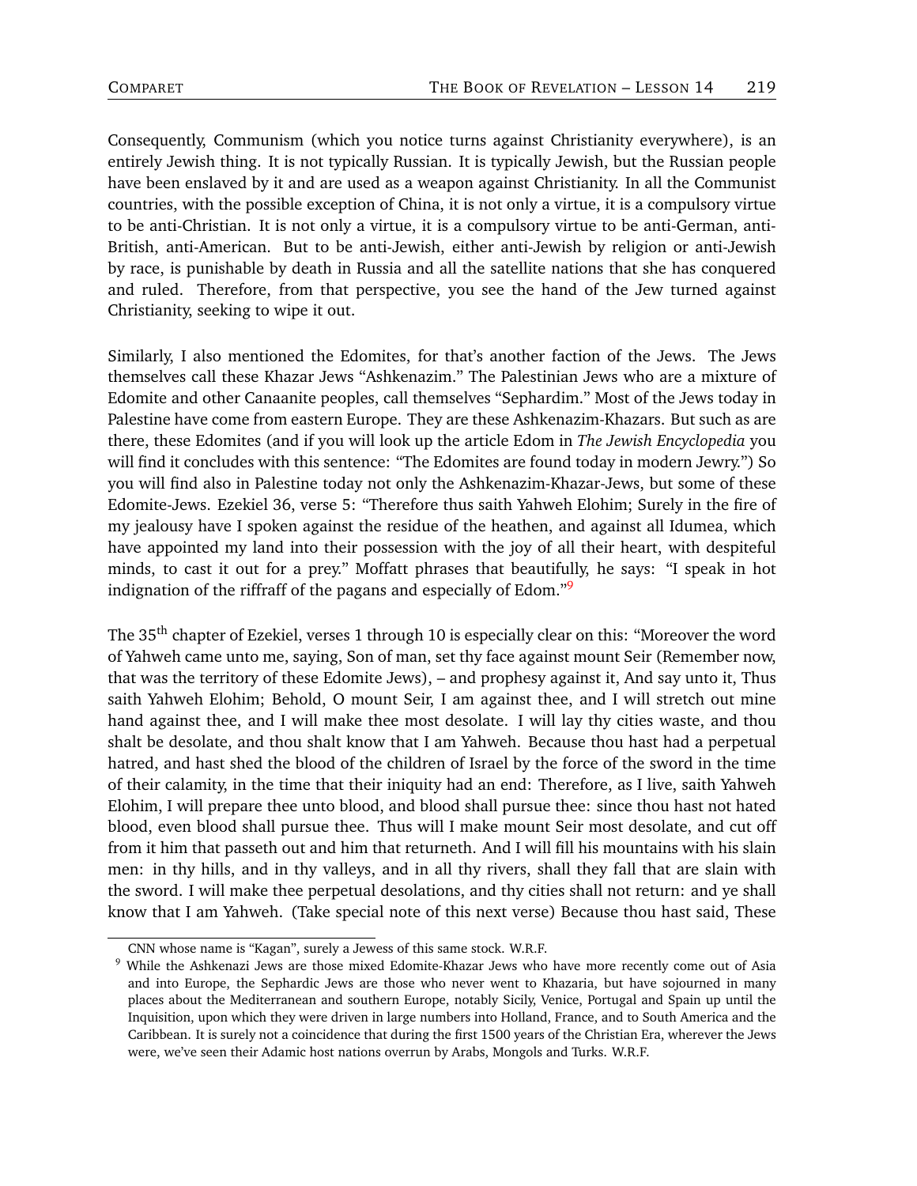Consequently, Communism (which you notice turns against Christianity everywhere), is an entirely Jewish thing. It is not typically Russian. It is typically Jewish, but the Russian people have been enslaved by it and are used as a weapon against Christianity. In all the Communist countries, with the possible exception of China, it is not only a virtue, it is a compulsory virtue to be anti-Christian. It is not only a virtue, it is a compulsory virtue to be anti-German, anti-British, anti-American. But to be anti-Jewish, either anti-Jewish by religion or anti-Jewish by race, is punishable by death in Russia and all the satellite nations that she has conquered and ruled. Therefore, from that perspective, you see the hand of the Jew turned against Christianity, seeking to wipe it out.

Similarly, I also mentioned the Edomites, for that's another faction of the Jews. The Jews themselves call these Khazar Jews "Ashkenazim." The Palestinian Jews who are a mixture of Edomite and other Canaanite peoples, call themselves "Sephardim." Most of the Jews today in Palestine have come from eastern Europe. They are these Ashkenazim-Khazars. But such as are there, these Edomites (and if you will look up the article Edom in *The Jewish Encyclopedia* you will find it concludes with this sentence: "The Edomites are found today in modern Jewry.") So you will find also in Palestine today not only the Ashkenazim-Khazar-Jews, but some of these Edomite-Jews. Ezekiel 36, verse 5: "Therefore thus saith Yahweh Elohim; Surely in the fire of my jealousy have I spoken against the residue of the heathen, and against all Idumea, which have appointed my land into their possession with the joy of all their heart, with despiteful minds, to cast it out for a prey." Moffatt phrases that beautifully, he says: "I speak in hot indignation of the riffraff of the pagans and especially of Edom."[9]

The 35th chapter of Ezekiel, verses 1 through 10 is especially clear on this: "Moreover the word of Yahweh came unto me, saying, Son of man, set thy face against mount Seir (Remember now, that was the territory of these Edomite Jews), – and prophesy against it, And say unto it, Thus saith Yahweh Elohim; Behold, O mount Seir, I am against thee, and I will stretch out mine hand against thee, and I will make thee most desolate. I will lay thy cities waste, and thou shalt be desolate, and thou shalt know that I am Yahweh. Because thou hast had a perpetual hatred, and hast shed the blood of the children of Israel by the force of the sword in the time of their calamity, in the time that their iniquity had an end: Therefore, as I live, saith Yahweh Elohim, I will prepare thee unto blood, and blood shall pursue thee: since thou hast not hated blood, even blood shall pursue thee. Thus will I make mount Seir most desolate, and cut off from it him that passeth out and him that returneth. And I will fill his mountains with his slain men: in thy hills, and in thy valleys, and in all thy rivers, shall they fall that are slain with the sword. I will make thee perpetual desolations, and thy cities shall not return: and ye shall know that I am Yahweh. (Take special note of this next verse) Because thou hast said, These

---

CNN whose name is "Kagan", surely a Jewess of this same stock. W.R.F.

[9] While the Ashkenazi Jews are those mixed Edomite-Khazar Jews who have more recently come out of Asia and into Europe, the Sephardic Jews are those who never went to Khazaria, but have sojourned in many places about the Mediterranean and southern Europe, notably Sicily, Venice, Portugal and Spain up until the Inquisition, upon which they were driven in large numbers into Holland, France, and to South America and the Caribbean. It is surely not a coincidence that during the first 1500 years of the Christian Era, wherever the Jews were, we've seen their Adamic host nations overrun by Arabs, Mongols and Turks. W.R.F.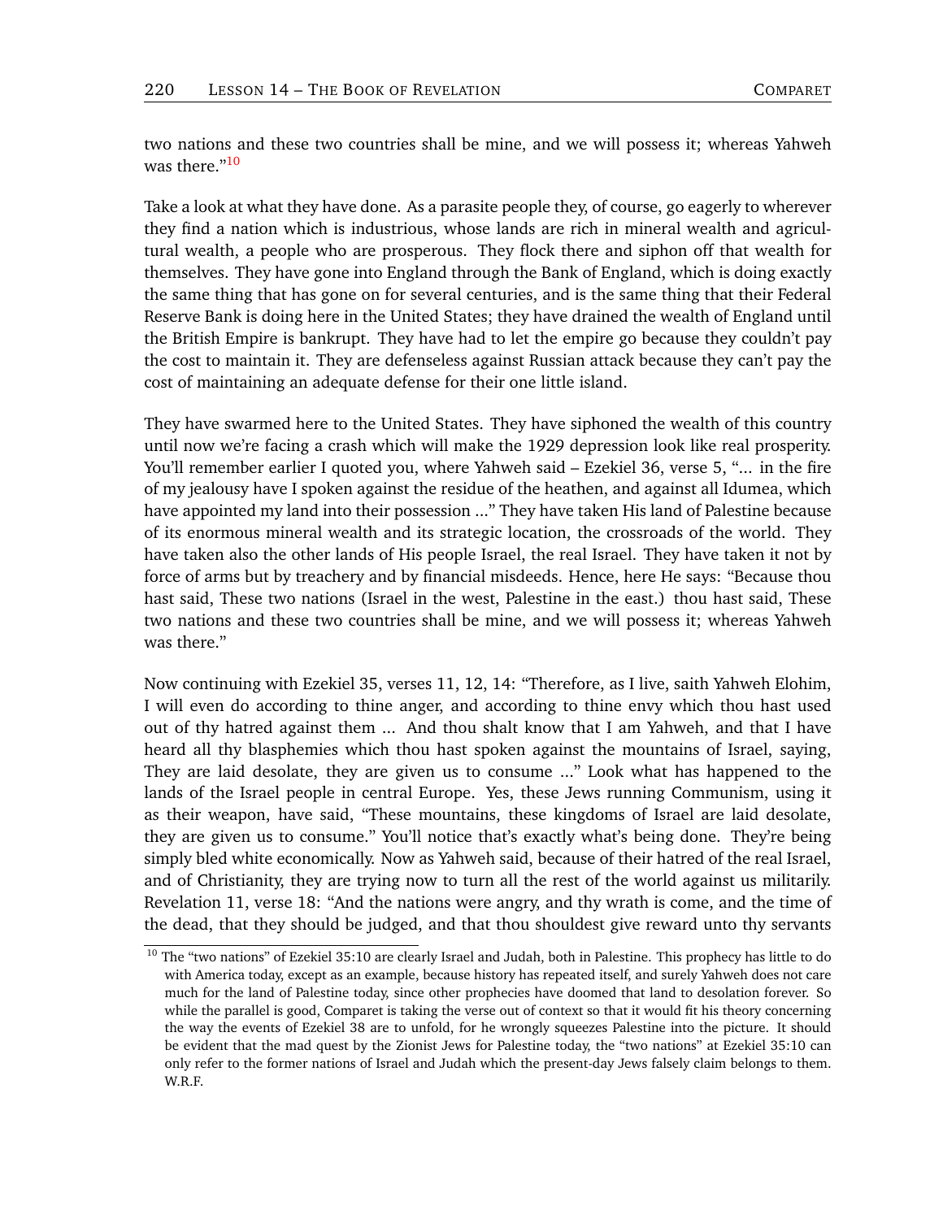two nations and these two countries shall be mine, and we will possess it; whereas Yahweh was there."[10]

Take a look at what they have done. As a parasite people they, of course, go eagerly to wherever they find a nation which is industrious, whose lands are rich in mineral wealth and agricultural wealth, a people who are prosperous. They flock there and siphon off that wealth for themselves. They have gone into England through the Bank of England, which is doing exactly the same thing that has gone on for several centuries, and is the same thing that their Federal Reserve Bank is doing here in the United States; they have drained the wealth of England until the British Empire is bankrupt. They have had to let the empire go because they couldn't pay the cost to maintain it. They are defenseless against Russian attack because they can't pay the cost of maintaining an adequate defense for their one little island.

They have swarmed here to the United States. They have siphoned the wealth of this country until now we're facing a crash which will make the 1929 depression look like real prosperity. You'll remember earlier I quoted you, where Yahweh said – Ezekiel 36, verse 5, "... in the fire of my jealousy have I spoken against the residue of the heathen, and against all Idumea, which have appointed my land into their possession ..." They have taken His land of Palestine because of its enormous mineral wealth and its strategic location, the crossroads of the world. They have taken also the other lands of His people Israel, the real Israel. They have taken it not by force of arms but by treachery and by financial misdeeds. Hence, here He says: "Because thou hast said, These two nations (Israel in the west, Palestine in the east.) thou hast said, These two nations and these two countries shall be mine, and we will possess it; whereas Yahweh was there."

Now continuing with Ezekiel 35, verses 11, 12, 14: "Therefore, as I live, saith Yahweh Elohim, I will even do according to thine anger, and according to thine envy which thou hast used out of thy hatred against them ... And thou shalt know that I am Yahweh, and that I have heard all thy blasphemies which thou hast spoken against the mountains of Israel, saying, They are laid desolate, they are given us to consume ..." Look what has happened to the lands of the Israel people in central Europe. Yes, these Jews running Communism, using it as their weapon, have said, "These mountains, these kingdoms of Israel are laid desolate, they are given us to consume." You'll notice that's exactly what's being done. They're being simply bled white economically. Now as Yahweh said, because of their hatred of the real Israel, and of Christianity, they are trying now to turn all the rest of the world against us militarily. Revelation 11, verse 18: "And the nations were angry, and thy wrath is come, and the time of the dead, that they should be judged, and that thou shouldest give reward unto thy servants

---

[10] The "two nations" of Ezekiel 35:10 are clearly Israel and Judah, both in Palestine. This prophecy has little to do with America today, except as an example, because history has repeated itself, and surely Yahweh does not care much for the land of Palestine today, since other prophecies have doomed that land to desolation forever. So while the parallel is good, Comparet is taking the verse out of context so that it would fit his theory concerning the way the events of Ezekiel 38 are to unfold, for he wrongly squeezes Palestine into the picture. It should be evident that the mad quest by the Zionist Jews for Palestine today, the "two nations" at Ezekiel 35:10 can only refer to the former nations of Israel and Judah which the present-day Jews falsely claim belongs to them. W.R.F.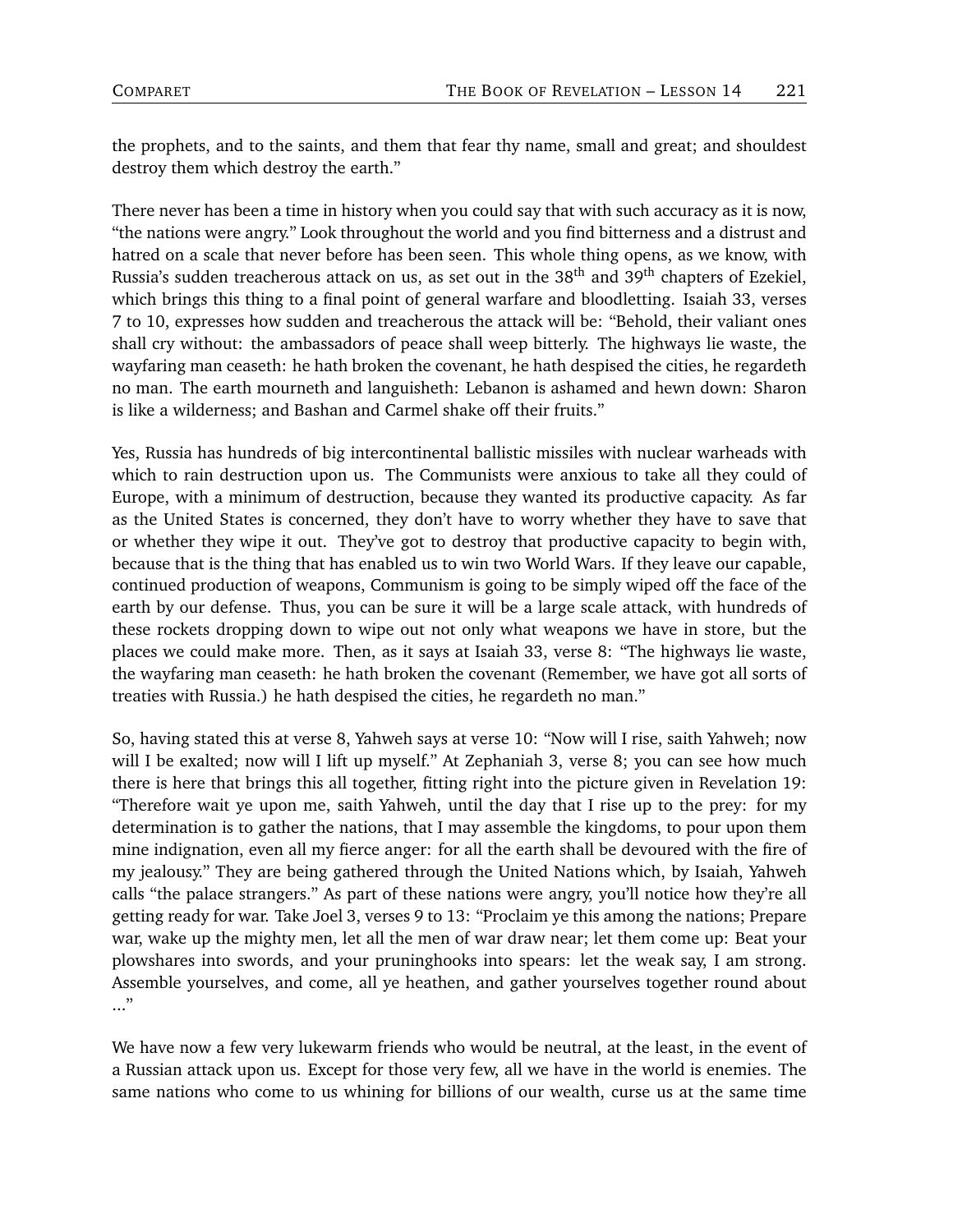the prophets, and to the saints, and them that fear thy name, small and great; and shouldest destroy them which destroy the earth."

There never has been a time in history when you could say that with such accuracy as it is now, "the nations were angry." Look throughout the world and you find bitterness and a distrust and hatred on a scale that never before has been seen. This whole thing opens, as we know, with Russia's sudden treacherous attack on us, as set out in the 38th and 39th chapters of Ezekiel, which brings this thing to a final point of general warfare and bloodletting. Isaiah 33, verses 7 to 10, expresses how sudden and treacherous the attack will be: "Behold, their valiant ones shall cry without: the ambassadors of peace shall weep bitterly. The highways lie waste, the wayfaring man ceaseth: he hath broken the covenant, he hath despised the cities, he regardeth no man. The earth mourneth and languisheth: Lebanon is ashamed and hewn down: Sharon is like a wilderness; and Bashan and Carmel shake off their fruits."

Yes, Russia has hundreds of big intercontinental ballistic missiles with nuclear warheads with which to rain destruction upon us. The Communists were anxious to take all they could of Europe, with a minimum of destruction, because they wanted its productive capacity. As far as the United States is concerned, they don't have to worry whether they have to save that or whether they wipe it out. They've got to destroy that productive capacity to begin with, because that is the thing that has enabled us to win two World Wars. If they leave our capable, continued production of weapons, Communism is going to be simply wiped off the face of the earth by our defense. Thus, you can be sure it will be a large scale attack, with hundreds of these rockets dropping down to wipe out not only what weapons we have in store, but the places we could make more. Then, as it says at Isaiah 33, verse 8: "The highways lie waste, the wayfaring man ceaseth: he hath broken the covenant (Remember, we have got all sorts of treaties with Russia.) he hath despised the cities, he regardeth no man."

So, having stated this at verse 8, Yahweh says at verse 10: "Now will I rise, saith Yahweh; now will I be exalted; now will I lift up myself." At Zephaniah 3, verse 8; you can see how much there is here that brings this all together, fitting right into the picture given in Revelation 19: "Therefore wait ye upon me, saith Yahweh, until the day that I rise up to the prey: for my determination is to gather the nations, that I may assemble the kingdoms, to pour upon them mine indignation, even all my fierce anger: for all the earth shall be devoured with the fire of my jealousy." They are being gathered through the United Nations which, by Isaiah, Yahweh calls "the palace strangers." As part of these nations were angry, you'll notice how they're all getting ready for war. Take Joel 3, verses 9 to 13: "Proclaim ye this among the nations; Prepare war, wake up the mighty men, let all the men of war draw near; let them come up: Beat your plowshares into swords, and your pruninghooks into spears: let the weak say, I am strong. Assemble yourselves, and come, all ye heathen, and gather yourselves together round about ..."

We have now a few very lukewarm friends who would be neutral, at the least, in the event of a Russian attack upon us. Except for those very few, all we have in the world is enemies. The same nations who come to us whining for billions of our wealth, curse us at the same time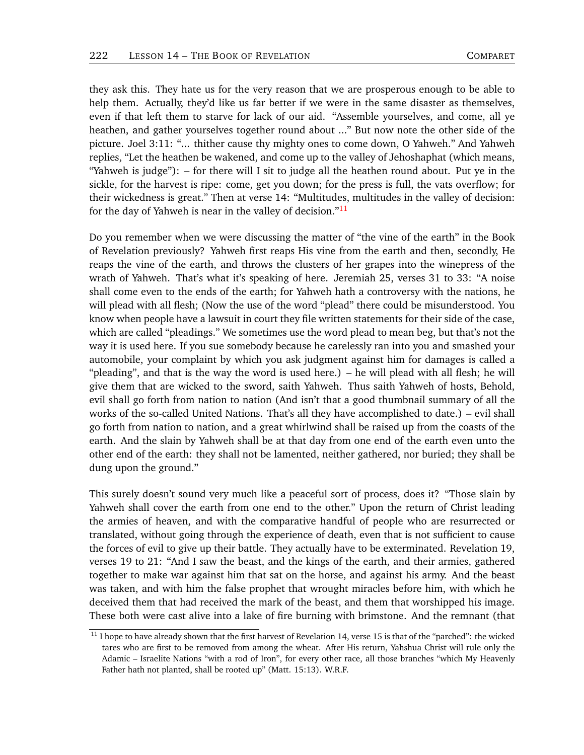they ask this. They hate us for the very reason that we are prosperous enough to be able to help them. Actually, they'd like us far better if we were in the same disaster as themselves, even if that left them to starve for lack of our aid. "Assemble yourselves, and come, all ye heathen, and gather yourselves together round about ..." But now note the other side of the picture. Joel 3:11: "... thither cause thy mighty ones to come down, O Yahweh." And Yahweh replies, "Let the heathen be wakened, and come up to the valley of Jehoshaphat (which means, "Yahweh is judge"): – for there will I sit to judge all the heathen round about. Put ye in the sickle, for the harvest is ripe: come, get you down; for the press is full, the vats overflow; for their wickedness is great." Then at verse 14: "Multitudes, multitudes in the valley of decision: for the day of Yahweh is near in the valley of decision."[11]

Do you remember when we were discussing the matter of "the vine of the earth" in the Book of Revelation previously? Yahweh first reaps His vine from the earth and then, secondly, He reaps the vine of the earth, and throws the clusters of her grapes into the winepress of the wrath of Yahweh. That's what it's speaking of here. Jeremiah 25, verses 31 to 33: "A noise shall come even to the ends of the earth; for Yahweh hath a controversy with the nations, he will plead with all flesh; (Now the use of the word "plead" there could be misunderstood. You know when people have a lawsuit in court they file written statements for their side of the case, which are called "pleadings." We sometimes use the word plead to mean beg, but that's not the way it is used here. If you sue somebody because he carelessly ran into you and smashed your automobile, your complaint by which you ask judgment against him for damages is called a "pleading", and that is the way the word is used here.) – he will plead with all flesh; he will give them that are wicked to the sword, saith Yahweh. Thus saith Yahweh of hosts, Behold, evil shall go forth from nation to nation (And isn't that a good thumbnail summary of all the works of the so-called United Nations. That's all they have accomplished to date.) – evil shall go forth from nation to nation, and a great whirlwind shall be raised up from the coasts of the earth. And the slain by Yahweh shall be at that day from one end of the earth even unto the other end of the earth: they shall not be lamented, neither gathered, nor buried; they shall be dung upon the ground."

This surely doesn't sound very much like a peaceful sort of process, does it? "Those slain by Yahweh shall cover the earth from one end to the other." Upon the return of Christ leading the armies of heaven, and with the comparative handful of people who are resurrected or translated, without going through the experience of death, even that is not sufficient to cause the forces of evil to give up their battle. They actually have to be exterminated. Revelation 19, verses 19 to 21: "And I saw the beast, and the kings of the earth, and their armies, gathered together to make war against him that sat on the horse, and against his army. And the beast was taken, and with him the false prophet that wrought miracles before him, with which he deceived them that had received the mark of the beast, and them that worshipped his image. These both were cast alive into a lake of fire burning with brimstone. And the remnant (that

---

[11] I hope to have already shown that the first harvest of Revelation 14, verse 15 is that of the "parched": the wicked tares who are first to be removed from among the wheat. After His return, Yahshua Christ will rule only the Adamic – Israelite Nations "with a rod of Iron", for every other race, all those branches "which My Heavenly Father hath not planted, shall be rooted up" (Matt. 15:13). W.R.F.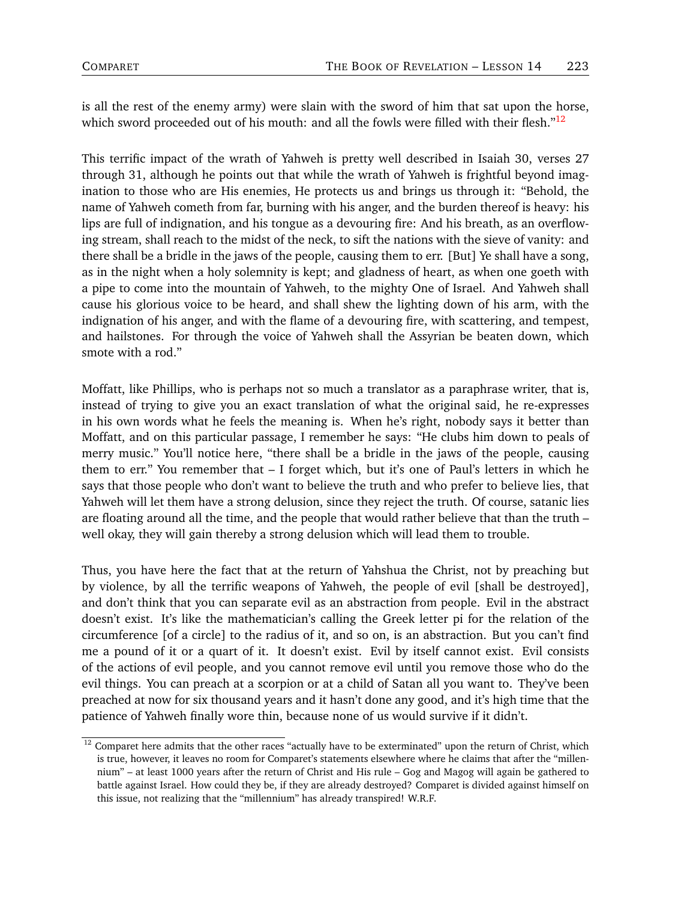is all the rest of the enemy army) were slain with the sword of him that sat upon the horse, which sword proceeded out of his mouth: and all the fowls were filled with their flesh."[12]

This terrific impact of the wrath of Yahweh is pretty well described in Isaiah 30, verses 27 through 31, although he points out that while the wrath of Yahweh is frightful beyond imagination to those who are His enemies, He protects us and brings us through it: "Behold, the name of Yahweh cometh from far, burning with his anger, and the burden thereof is heavy: his lips are full of indignation, and his tongue as a devouring fire: And his breath, as an overflowing stream, shall reach to the midst of the neck, to sift the nations with the sieve of vanity: and there shall be a bridle in the jaws of the people, causing them to err. [But] Ye shall have a song, as in the night when a holy solemnity is kept; and gladness of heart, as when one goeth with a pipe to come into the mountain of Yahweh, to the mighty One of Israel. And Yahweh shall cause his glorious voice to be heard, and shall shew the lighting down of his arm, with the indignation of his anger, and with the flame of a devouring fire, with scattering, and tempest, and hailstones. For through the voice of Yahweh shall the Assyrian be beaten down, which smote with a rod."

Moffatt, like Phillips, who is perhaps not so much a translator as a paraphrase writer, that is, instead of trying to give you an exact translation of what the original said, he re-expresses in his own words what he feels the meaning is. When he's right, nobody says it better than Moffatt, and on this particular passage, I remember he says: "He clubs him down to peals of merry music." You'll notice here, "there shall be a bridle in the jaws of the people, causing them to err." You remember that – I forget which, but it's one of Paul's letters in which he says that those people who don't want to believe the truth and who prefer to believe lies, that Yahweh will let them have a strong delusion, since they reject the truth. Of course, satanic lies are floating around all the time, and the people that would rather believe that than the truth – well okay, they will gain thereby a strong delusion which will lead them to trouble.

Thus, you have here the fact that at the return of Yahshua the Christ, not by preaching but by violence, by all the terrific weapons of Yahweh, the people of evil [shall be destroyed], and don't think that you can separate evil as an abstraction from people. Evil in the abstract doesn't exist. It's like the mathematician's calling the Greek letter pi for the relation of the circumference [of a circle] to the radius of it, and so on, is an abstraction. But you can't find me a pound of it or a quart of it. It doesn't exist. Evil by itself cannot exist. Evil consists of the actions of evil people, and you cannot remove evil until you remove those who do the evil things. You can preach at a scorpion or at a child of Satan all you want to. They've been preached at now for six thousand years and it hasn't done any good, and it's high time that the patience of Yahweh finally wore thin, because none of us would survive if it didn't.

---

[12] Comparet here admits that the other races "actually have to be exterminated" upon the return of Christ, which is true, however, it leaves no room for Comparet's statements elsewhere where he claims that after the "millennium" – at least 1000 years after the return of Christ and His rule – Gog and Magog will again be gathered to battle against Israel. How could they be, if they are already destroyed? Comparet is divided against himself on this issue, not realizing that the "millennium" has already transpired! W.R.F.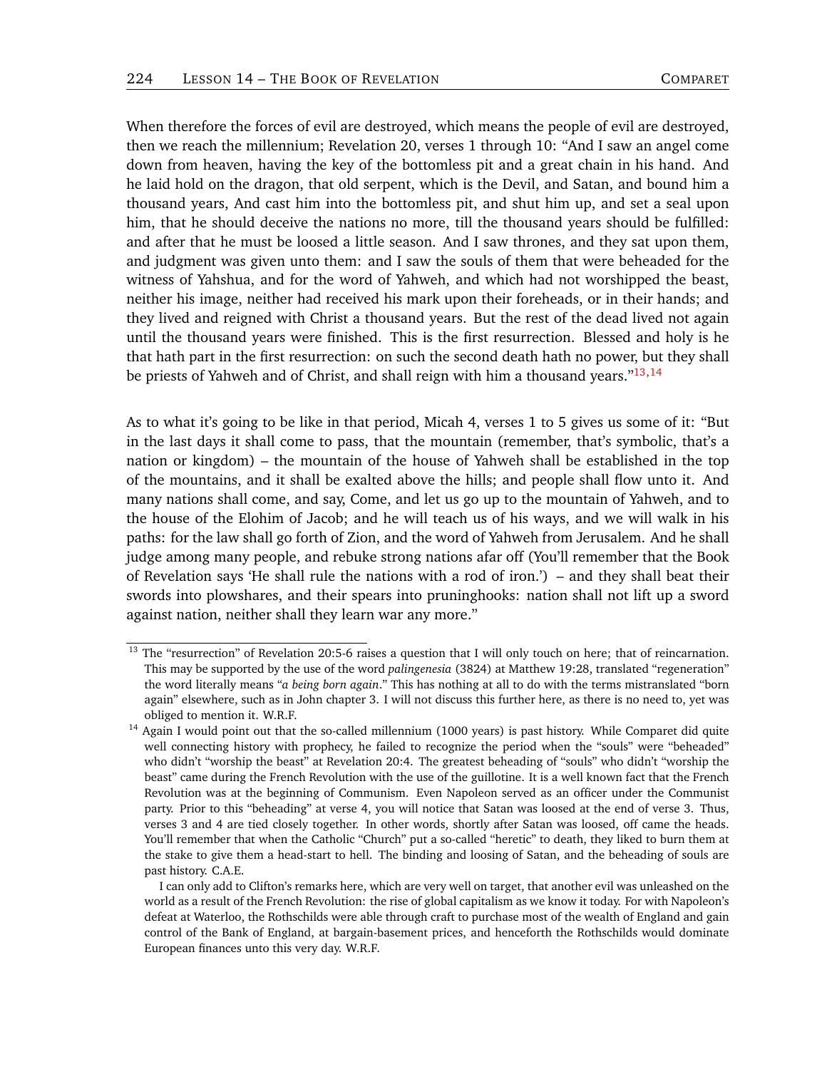When therefore the forces of evil are destroyed, which means the people of evil are destroyed, then we reach the millennium; Revelation 20, verses 1 through 10: "And I saw an angel come down from heaven, having the key of the bottomless pit and a great chain in his hand. And he laid hold on the dragon, that old serpent, which is the Devil, and Satan, and bound him a thousand years, And cast him into the bottomless pit, and shut him up, and set a seal upon him, that he should deceive the nations no more, till the thousand years should be fulfilled: and after that he must be loosed a little season. And I saw thrones, and they sat upon them, and judgment was given unto them: and I saw the souls of them that were beheaded for the witness of Yahshua, and for the word of Yahweh, and which had not worshipped the beast, neither his image, neither had received his mark upon their foreheads, or in their hands; and they lived and reigned with Christ a thousand years. But the rest of the dead lived not again until the thousand years were finished. This is the first resurrection. Blessed and holy is he that hath part in the first resurrection: on such the second death hath no power, but they shall be priests of Yahweh and of Christ, and shall reign with him a thousand years."[13,14]

As to what it's going to be like in that period, Micah 4, verses 1 to 5 gives us some of it: "But in the last days it shall come to pass, that the mountain (remember, that's symbolic, that's a nation or kingdom) – the mountain of the house of Yahweh shall be established in the top of the mountains, and it shall be exalted above the hills; and people shall flow unto it. And many nations shall come, and say, Come, and let us go up to the mountain of Yahweh, and to the house of the Elohim of Jacob; and he will teach us of his ways, and we will walk in his paths: for the law shall go forth of Zion, and the word of Yahweh from Jerusalem. And he shall judge among many people, and rebuke strong nations afar off (You'll remember that the Book of Revelation says 'He shall rule the nations with a rod of iron.') – and they shall beat their swords into plowshares, and their spears into pruninghooks: nation shall not lift up a sword against nation, neither shall they learn war any more."

---

[13] The "resurrection" of Revelation 20:5-6 raises a question that I will only touch on here; that of reincarnation. This may be supported by the use of the word *palingenesia* (3824) at Matthew 19:28, translated "regeneration" the word literally means "*a being born again*." This has nothing at all to do with the terms mistranslated "born again" elsewhere, such as in John chapter 3. I will not discuss this further here, as there is no need to, yet was obliged to mention it. W.R.F.

[14] Again I would point out that the so-called millennium (1000 years) is past history. While Comparet did quite well connecting history with prophecy, he failed to recognize the period when the "souls" were "beheaded" who didn't "worship the beast" at Revelation 20:4. The greatest beheading of "souls" who didn't "worship the beast" came during the French Revolution with the use of the guillotine. It is a well known fact that the French Revolution was at the beginning of Communism. Even Napoleon served as an officer under the Communist party. Prior to this "beheading" at verse 4, you will notice that Satan was loosed at the end of verse 3. Thus, verses 3 and 4 are tied closely together. In other words, shortly after Satan was loosed, off came the heads. You'll remember that when the Catholic "Church" put a so-called "heretic" to death, they liked to burn them at the stake to give them a head-start to hell. The binding and loosing of Satan, and the beheading of souls are past history. C.A.E.

I can only add to Clifton's remarks here, which are very well on target, that another evil was unleashed on the world as a result of the French Revolution: the rise of global capitalism as we know it today. For with Napoleon's defeat at Waterloo, the Rothschilds were able through craft to purchase most of the wealth of England and gain control of the Bank of England, at bargain-basement prices, and henceforth the Rothschilds would dominate European finances unto this very day. W.R.F.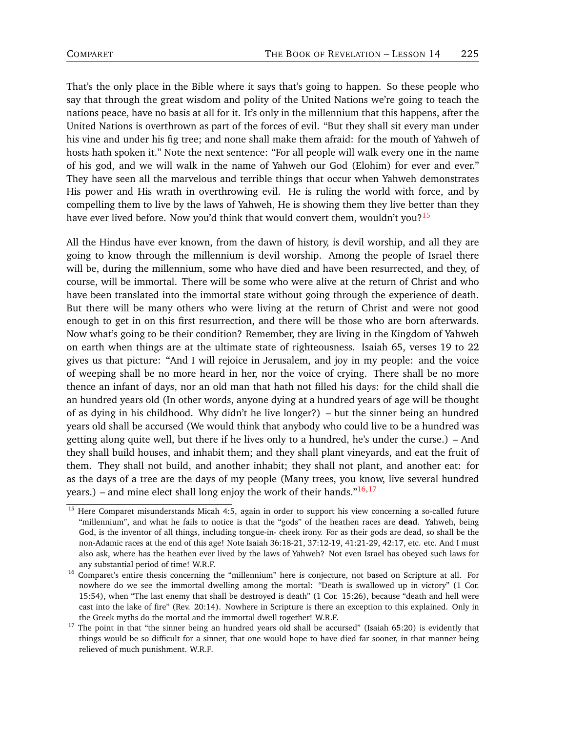That's the only place in the Bible where it says that's going to happen. So these people who say that through the great wisdom and polity of the United Nations we're going to teach the nations peace, have no basis at all for it. It's only in the millennium that this happens, after the United Nations is overthrown as part of the forces of evil. "But they shall sit every man under his vine and under his fig tree; and none shall make them afraid: for the mouth of Yahweh of hosts hath spoken it." Note the next sentence: "For all people will walk every one in the name of his god, and we will walk in the name of Yahweh our God (Elohim) for ever and ever." They have seen all the marvelous and terrible things that occur when Yahweh demonstrates His power and His wrath in overthrowing evil. He is ruling the world with force, and by compelling them to live by the laws of Yahweh, He is showing them they live better than they have ever lived before. Now you'd think that would convert them, wouldn't you?[15]

All the Hindus have ever known, from the dawn of history, is devil worship, and all they are going to know through the millennium is devil worship. Among the people of Israel there will be, during the millennium, some who have died and have been resurrected, and they, of course, will be immortal. There will be some who were alive at the return of Christ and who have been translated into the immortal state without going through the experience of death. But there will be many others who were living at the return of Christ and were not good enough to get in on this first resurrection, and there will be those who are born afterwards. Now what's going to be their condition? Remember, they are living in the Kingdom of Yahweh on earth when things are at the ultimate state of righteousness. Isaiah 65, verses 19 to 22 gives us that picture: "And I will rejoice in Jerusalem, and joy in my people: and the voice of weeping shall be no more heard in her, nor the voice of crying. There shall be no more thence an infant of days, nor an old man that hath not filled his days: for the child shall die an hundred years old (In other words, anyone dying at a hundred years of age will be thought of as dying in his childhood. Why didn't he live longer?) – but the sinner being an hundred years old shall be accursed (We would think that anybody who could live to be a hundred was getting along quite well, but there if he lives only to a hundred, he's under the curse.) – And they shall build houses, and inhabit them; and they shall plant vineyards, and eat the fruit of them. They shall not build, and another inhabit; they shall not plant, and another eat: for as the days of a tree are the days of my people (Many trees, you know, live several hundred years.) – and mine elect shall long enjoy the work of their hands."[16,17]

---

[15] Here Comparet misunderstands Micah 4:5, again in order to support his view concerning a so-called future "millennium", and what he fails to notice is that the "gods" of the heathen races are **dead**. Yahweh, being God, is the inventor of all things, including tongue-in- cheek irony. For as their gods are dead, so shall be the non-Adamic races at the end of this age! Note Isaiah 36:18-21, 37:12-19, 41:21-29, 42:17, etc. etc. And I must also ask, where has the heathen ever lived by the laws of Yahweh? Not even Israel has obeyed such laws for any substantial period of time! W.R.F.

[16] Comparet's entire thesis concerning the "millennium" here is conjecture, not based on Scripture at all. For nowhere do we see the immortal dwelling among the mortal: "Death is swallowed up in victory" (1 Cor. 15:54), when "The last enemy that shall be destroyed is death" (1 Cor. 15:26), because "death and hell were cast into the lake of fire" (Rev. 20:14). Nowhere in Scripture is there an exception to this explained. Only in the Greek myths do the mortal and the immortal dwell together! W.R.F.

[17] The point in that "the sinner being an hundred years old shall be accursed" (Isaiah 65:20) is evidently that things would be so difficult for a sinner, that one would hope to have died far sooner, in that manner being relieved of much punishment. W.R.F.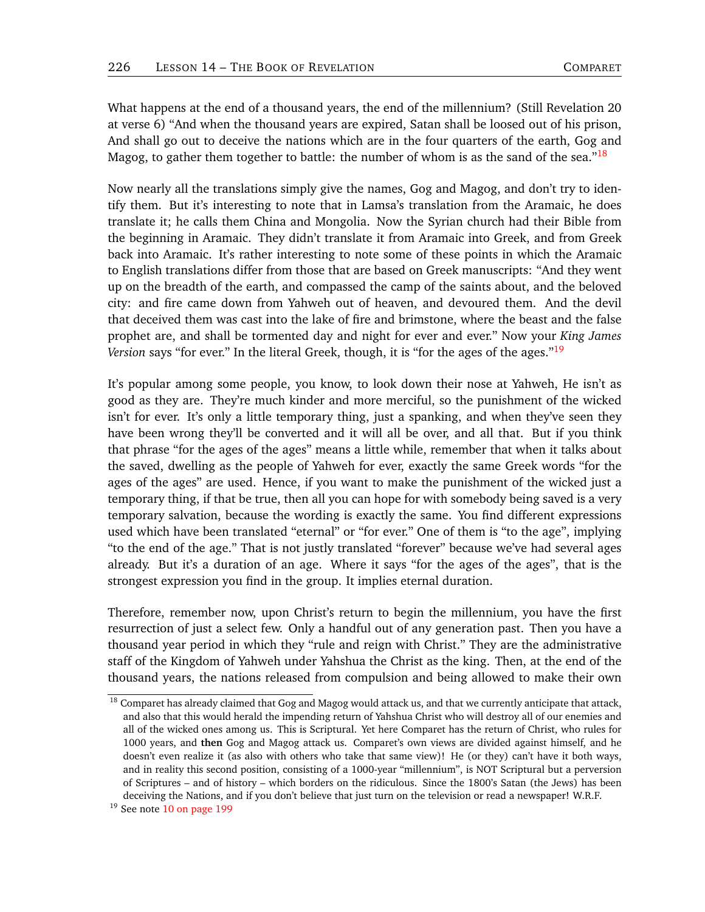What happens at the end of a thousand years, the end of the millennium? (Still Revelation 20 at verse 6) "And when the thousand years are expired, Satan shall be loosed out of his prison, And shall go out to deceive the nations which are in the four quarters of the earth, Gog and Magog, to gather them together to battle: the number of whom is as the sand of the sea."[18]

Now nearly all the translations simply give the names, Gog and Magog, and don't try to identify them. But it's interesting to note that in Lamsa's translation from the Aramaic, he does translate it; he calls them China and Mongolia. Now the Syrian church had their Bible from the beginning in Aramaic. They didn't translate it from Aramaic into Greek, and from Greek back into Aramaic. It's rather interesting to note some of these points in which the Aramaic to English translations differ from those that are based on Greek manuscripts: "And they went up on the breadth of the earth, and compassed the camp of the saints about, and the beloved city: and fire came down from Yahweh out of heaven, and devoured them. And the devil that deceived them was cast into the lake of fire and brimstone, where the beast and the false prophet are, and shall be tormented day and night for ever and ever." Now your *King James Version* says "for ever." In the literal Greek, though, it is "for the ages of the ages."[19]

It's popular among some people, you know, to look down their nose at Yahweh, He isn't as good as they are. They're much kinder and more merciful, so the punishment of the wicked isn't for ever. It's only a little temporary thing, just a spanking, and when they've seen they have been wrong they'll be converted and it will all be over, and all that. But if you think that phrase "for the ages of the ages" means a little while, remember that when it talks about the saved, dwelling as the people of Yahweh for ever, exactly the same Greek words "for the ages of the ages" are used. Hence, if you want to make the punishment of the wicked just a temporary thing, if that be true, then all you can hope for with somebody being saved is a very temporary salvation, because the wording is exactly the same. You find different expressions used which have been translated "eternal" or "for ever." One of them is "to the age", implying "to the end of the age." That is not justly translated "forever" because we've had several ages already. But it's a duration of an age. Where it says "for the ages of the ages", that is the strongest expression you find in the group. It implies eternal duration.

Therefore, remember now, upon Christ's return to begin the millennium, you have the first resurrection of just a select few. Only a handful out of any generation past. Then you have a thousand year period in which they "rule and reign with Christ." They are the administrative staff of the Kingdom of Yahweh under Yahshua the Christ as the king. Then, at the end of the thousand years, the nations released from compulsion and being allowed to make their own

---

[18] Comparet has already claimed that Gog and Magog would attack us, and that we currently anticipate that attack, and also that this would herald the impending return of Yahshua Christ who will destroy all of our enemies and all of the wicked ones among us. This is Scriptural. Yet here Comparet has the return of Christ, who rules for 1000 years, and **then** Gog and Magog attack us. Comparet's own views are divided against himself, and he doesn't even realize it (as also with others who take that same view)! He (or they) can't have it both ways, and in reality this second position, consisting of a 1000-year "millennium", is NOT Scriptural but a perversion of Scriptures – and of history – which borders on the ridiculous. Since the 1800's Satan (the Jews) has been deceiving the Nations, and if you don't believe that just turn on the television or read a newspaper! W.R.F.

[19] See note 10 on page 199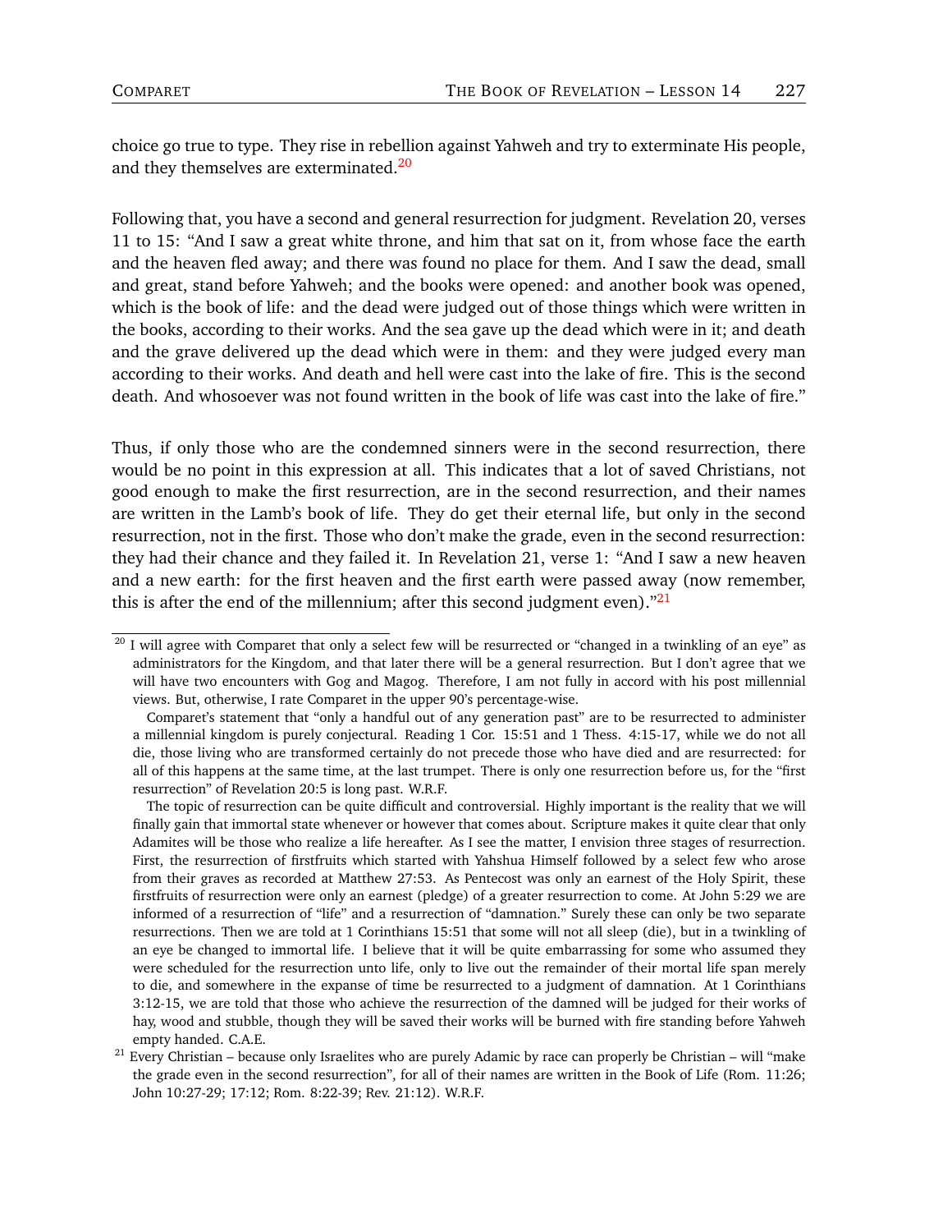choice go true to type. They rise in rebellion against Yahweh and try to exterminate His people, and they themselves are exterminated.[20]

Following that, you have a second and general resurrection for judgment. Revelation 20, verses 11 to 15: "And I saw a great white throne, and him that sat on it, from whose face the earth and the heaven fled away; and there was found no place for them. And I saw the dead, small and great, stand before Yahweh; and the books were opened: and another book was opened, which is the book of life: and the dead were judged out of those things which were written in the books, according to their works. And the sea gave up the dead which were in it; and death and the grave delivered up the dead which were in them: and they were judged every man according to their works. And death and hell were cast into the lake of fire. This is the second death. And whosoever was not found written in the book of life was cast into the lake of fire."

Thus, if only those who are the condemned sinners were in the second resurrection, there would be no point in this expression at all. This indicates that a lot of saved Christians, not good enough to make the first resurrection, are in the second resurrection, and their names are written in the Lamb's book of life. They do get their eternal life, but only in the second resurrection, not in the first. Those who don't make the grade, even in the second resurrection: they had their chance and they failed it. In Revelation 21, verse 1: "And I saw a new heaven and a new earth: for the first heaven and the first earth were passed away (now remember, this is after the end of the millennium; after this second judgment even)."[21]

---

[20] I will agree with Comparet that only a select few will be resurrected or "changed in a twinkling of an eye" as administrators for the Kingdom, and that later there will be a general resurrection. But I don't agree that we will have two encounters with Gog and Magog. Therefore, I am not fully in accord with his post millennial views. But, otherwise, I rate Comparet in the upper 90's percentage-wise.

Comparet's statement that "only a handful out of any generation past" are to be resurrected to administer a millennial kingdom is purely conjectural. Reading 1 Cor. 15:51 and 1 Thess. 4:15-17, while we do not all die, those living who are transformed certainly do not precede those who have died and are resurrected: for all of this happens at the same time, at the last trumpet. There is only one resurrection before us, for the "first resurrection" of Revelation 20:5 is long past. W.R.F.

The topic of resurrection can be quite difficult and controversial. Highly important is the reality that we will finally gain that immortal state whenever or however that comes about. Scripture makes it quite clear that only Adamites will be those who realize a life hereafter. As I see the matter, I envision three stages of resurrection. First, the resurrection of firstfruits which started with Yahshua Himself followed by a select few who arose from their graves as recorded at Matthew 27:53. As Pentecost was only an earnest of the Holy Spirit, these firstfruits of resurrection were only an earnest (pledge) of a greater resurrection to come. At John 5:29 we are informed of a resurrection of "life" and a resurrection of "damnation." Surely these can only be two separate resurrections. Then we are told at 1 Corinthians 15:51 that some will not all sleep (die), but in a twinkling of an eye be changed to immortal life. I believe that it will be quite embarrassing for some who assumed they were scheduled for the resurrection unto life, only to live out the remainder of their mortal life span merely to die, and somewhere in the expanse of time be resurrected to a judgment of damnation. At 1 Corinthians 3:12-15, we are told that those who achieve the resurrection of the damned will be judged for their works of hay, wood and stubble, though they will be saved their works will be burned with fire standing before Yahweh empty handed. C.A.E.

[21] Every Christian – because only Israelites who are purely Adamic by race can properly be Christian – will "make the grade even in the second resurrection", for all of their names are written in the Book of Life (Rom. 11:26; John 10:27-29; 17:12; Rom. 8:22-39; Rev. 21:12). W.R.F.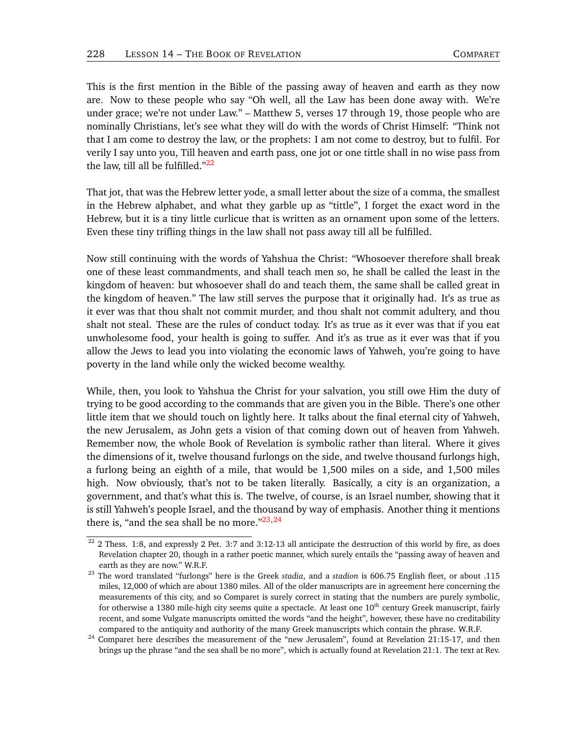This is the first mention in the Bible of the passing away of heaven and earth as they now are. Now to these people who say "Oh well, all the Law has been done away with. We're under grace; we're not under Law." – Matthew 5, verses 17 through 19, those people who are nominally Christians, let's see what they will do with the words of Christ Himself: "Think not that I am come to destroy the law, or the prophets: I am not come to destroy, but to fulfil. For verily I say unto you, Till heaven and earth pass, one jot or one tittle shall in no wise pass from the law, till all be fulfilled."[22]

That jot, that was the Hebrew letter yode, a small letter about the size of a comma, the smallest in the Hebrew alphabet, and what they garble up as "tittle", I forget the exact word in the Hebrew, but it is a tiny little curlicue that is written as an ornament upon some of the letters. Even these tiny trifling things in the law shall not pass away till all be fulfilled.

Now still continuing with the words of Yahshua the Christ: "Whosoever therefore shall break one of these least commandments, and shall teach men so, he shall be called the least in the kingdom of heaven: but whosoever shall do and teach them, the same shall be called great in the kingdom of heaven." The law still serves the purpose that it originally had. It's as true as it ever was that thou shalt not commit murder, and thou shalt not commit adultery, and thou shalt not steal. These are the rules of conduct today. It's as true as it ever was that if you eat unwholesome food, your health is going to suffer. And it's as true as it ever was that if you allow the Jews to lead you into violating the economic laws of Yahweh, you're going to have poverty in the land while only the wicked become wealthy.

While, then, you look to Yahshua the Christ for your salvation, you still owe Him the duty of trying to be good according to the commands that are given you in the Bible. There's one other little item that we should touch on lightly here. It talks about the final eternal city of Yahweh, the new Jerusalem, as John gets a vision of that coming down out of heaven from Yahweh. Remember now, the whole Book of Revelation is symbolic rather than literal. Where it gives the dimensions of it, twelve thousand furlongs on the side, and twelve thousand furlongs high, a furlong being an eighth of a mile, that would be 1,500 miles on a side, and 1,500 miles high. Now obviously, that's not to be taken literally. Basically, a city is an organization, a government, and that's what this is. The twelve, of course, is an Israel number, showing that it is still Yahweh's people Israel, and the thousand by way of emphasis. Another thing it mentions there is, "and the sea shall be no more."[23,24]

---

[22] 2 Thess. 1:8, and expressly 2 Pet. 3:7 and 3:12-13 all anticipate the destruction of this world by fire, as does Revelation chapter 20, though in a rather poetic manner, which surely entails the "passing away of heaven and earth as they are now." W.R.F.

[23] The word translated "furlongs" here is the Greek *stadia*, and a *stadion* is 606.75 English fleet, or about .115 miles, 12,000 of which are about 1380 miles. All of the older manuscripts are in agreement here concerning the measurements of this city, and so Comparet is surely correct in stating that the numbers are purely symbolic, for otherwise a 1380 mile-high city seems quite a spectacle. At least one 10th century Greek manuscript, fairly recent, and some Vulgate manuscripts omitted the words "and the height", however, these have no creditability compared to the antiquity and authority of the many Greek manuscripts which contain the phrase. W.R.F.

[24] Comparet here describes the measurement of the "new Jerusalem", found at Revelation 21:15-17, and then brings up the phrase "and the sea shall be no more", which is actually found at Revelation 21:1. The text at Rev.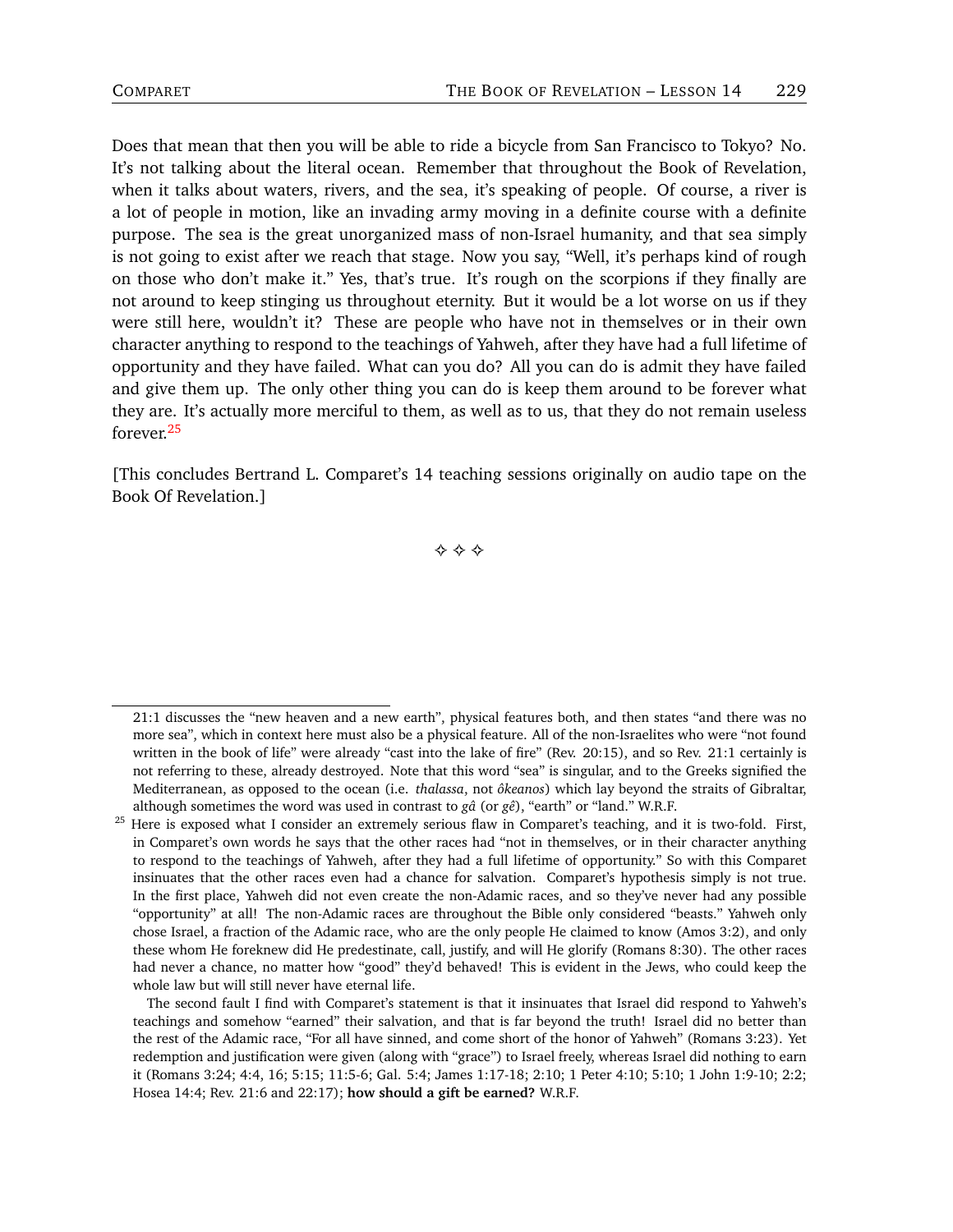Does that mean that then you will be able to ride a bicycle from San Francisco to Tokyo? No. It's not talking about the literal ocean. Remember that throughout the Book of Revelation, when it talks about waters, rivers, and the sea, it's speaking of people. Of course, a river is a lot of people in motion, like an invading army moving in a definite course with a definite purpose. The sea is the great unorganized mass of non-Israel humanity, and that sea simply is not going to exist after we reach that stage. Now you say, "Well, it's perhaps kind of rough on those who don't make it." Yes, that's true. It's rough on the scorpions if they finally are not around to keep stinging us throughout eternity. But it would be a lot worse on us if they were still here, wouldn't it? These are people who have not in themselves or in their own character anything to respond to the teachings of Yahweh, after they have had a full lifetime of opportunity and they have failed. What can you do? All you can do is admit they have failed and give them up. The only other thing you can do is keep them around to be forever what they are. It's actually more merciful to them, as well as to us, that they do not remain useless forever.[25]

[This concludes Bertrand L. Comparet's 14 teaching sessions originally on audio tape on the Book Of Revelation.]

✧ ✧ ✧

---

21:1 discusses the "new heaven and a new earth", physical features both, and then states "and there was no more sea", which in context here must also be a physical feature. All of the non-Israelites who were "not found written in the book of life" were already "cast into the lake of fire" (Rev. 20:15), and so Rev. 21:1 certainly is not referring to these, already destroyed. Note that this word "sea" is singular, and to the Greeks signified the Mediterranean, as opposed to the ocean (i.e. *thalassa*, not *ôkeanos*) which lay beyond the straits of Gibraltar, although sometimes the word was used in contrast to *gâ* (or *gê*), "earth" or "land." W.R.F.

[25] Here is exposed what I consider an extremely serious flaw in Comparet's teaching, and it is two-fold. First, in Comparet's own words he says that the other races had "not in themselves, or in their character anything to respond to the teachings of Yahweh, after they had a full lifetime of opportunity." So with this Comparet insinuates that the other races even had a chance for salvation. Comparet's hypothesis simply is not true. In the first place, Yahweh did not even create the non-Adamic races, and so they've never had any possible "opportunity" at all! The non-Adamic races are throughout the Bible only considered "beasts." Yahweh only chose Israel, a fraction of the Adamic race, who are the only people He claimed to know (Amos 3:2), and only these whom He foreknew did He predestinate, call, justify, and will He glorify (Romans 8:30). The other races had never a chance, no matter how "good" they'd behaved! This is evident in the Jews, who could keep the whole law but will still never have eternal life.

The second fault I find with Comparet's statement is that it insinuates that Israel did respond to Yahweh's teachings and somehow "earned" their salvation, and that is far beyond the truth! Israel did no better than the rest of the Adamic race, "For all have sinned, and come short of the honor of Yahweh" (Romans 3:23). Yet redemption and justification were given (along with "grace") to Israel freely, whereas Israel did nothing to earn it (Romans 3:24; 4:4, 16; 5:15; 11:5-6; Gal. 5:4; James 1:17-18; 2:10; 1 Peter 4:10; 5:10; 1 John 1:9-10; 2:2; Hosea 14:4; Rev. 21:6 and 22:17); **how should a gift be earned?** W.R.F.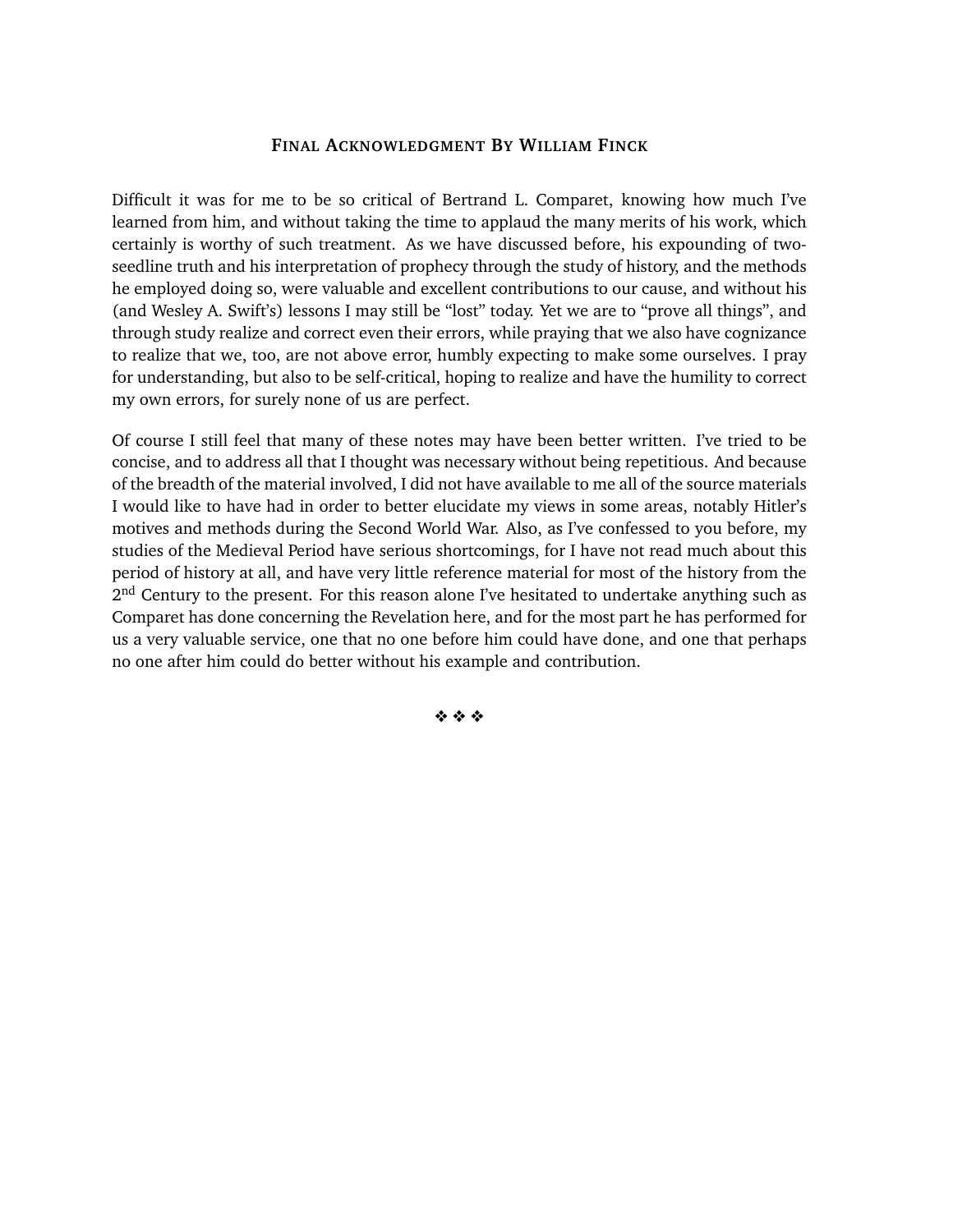## Final Acknowledgment By William Finck

Difficult it was for me to be so critical of Bertrand L. Comparet, knowing how much I've learned from him, and without taking the time to applaud the many merits of his work, which certainly is worthy of such treatment. As we have discussed before, his expounding of two-seedline truth and his interpretation of prophecy through the study of history, and the methods he employed doing so, were valuable and excellent contributions to our cause, and without his (and Wesley A. Swift's) lessons I may still be "lost" today. Yet we are to "prove all things", and through study realize and correct even their errors, while praying that we also have cognizance to realize that we, too, are not above error, humbly expecting to make some ourselves. I pray for understanding, but also to be self-critical, hoping to realize and have the humility to correct my own errors, for surely none of us are perfect.

Of course I still feel that many of these notes may have been better written. I've tried to be concise, and to address all that I thought was necessary without being repetitious. And because of the breadth of the material involved, I did not have available to me all of the source materials I would like to have had in order to better elucidate my views in some areas, notably Hitler's motives and methods during the Second World War. Also, as I've confessed to you before, my studies of the Medieval Period have serious shortcomings, for I have not read much about this period of history at all, and have very little reference material for most of the history from the 2nd Century to the present. For this reason alone I've hesitated to undertake anything such as Comparet has done concerning the Revelation here, and for the most part he has performed for us a very valuable service, one that no one before him could have done, and one that perhaps no one after him could do better without his example and contribution.

❖ ❖ ❖